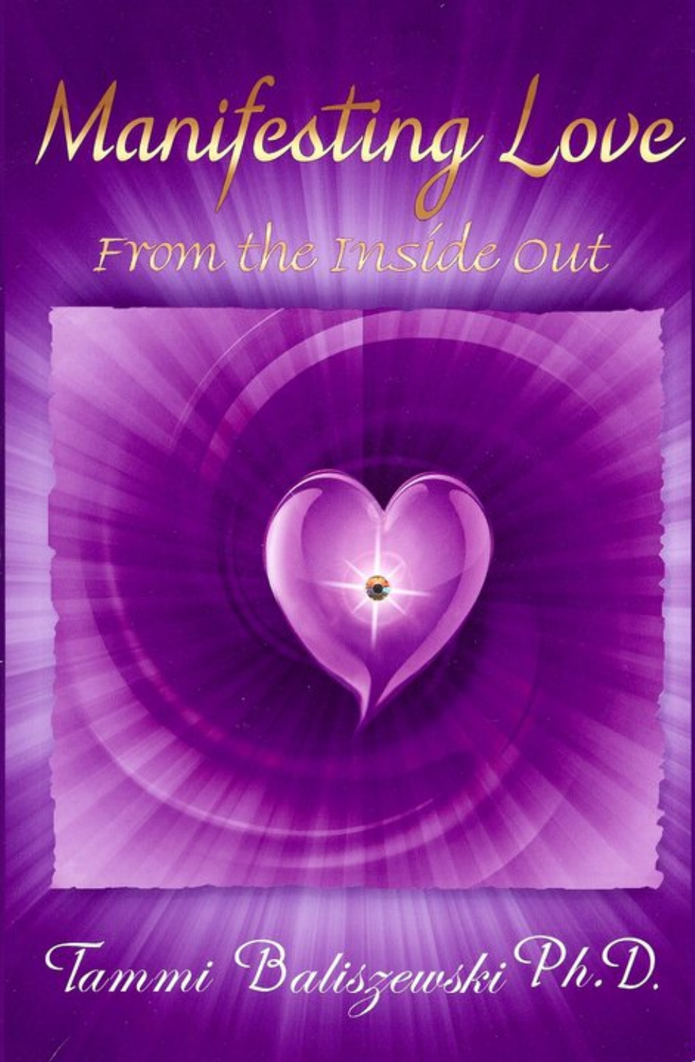# Manifesting Love

## From the Inside Out

Tammi Baliszewski Ph.D.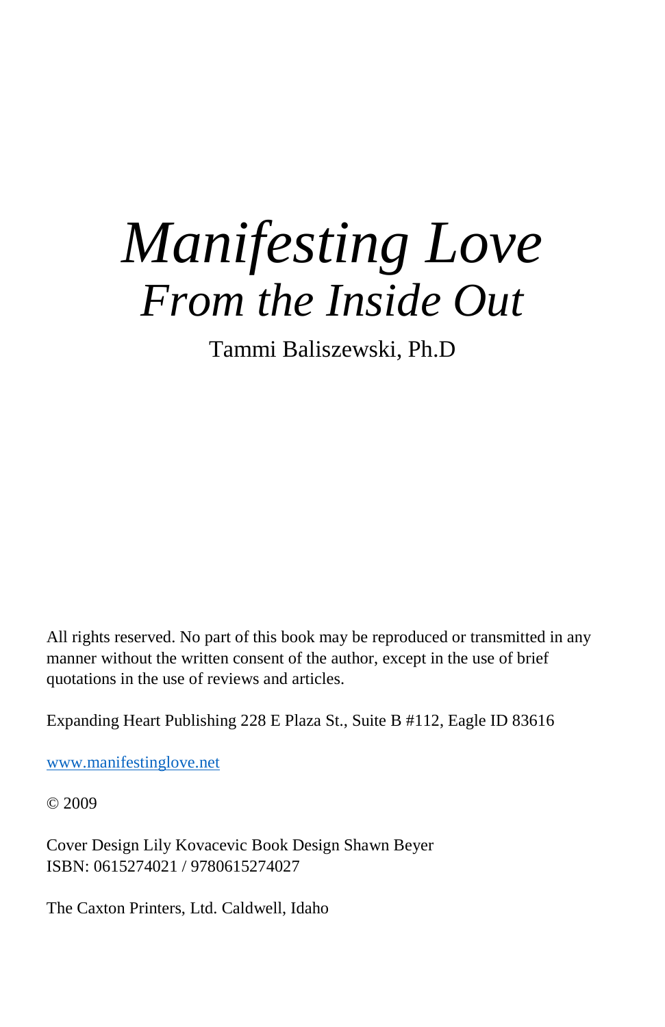# *Manifesting Love*

## *From the Inside Out*

Tammi Baliszewski, Ph.D

All rights reserved. No part of this book may be reproduced or transmitted in any manner without the written consent of the author, except in the use of brief quotations in the use of reviews and articles.

Expanding Heart Publishing 228 E Plaza St., Suite B #112, Eagle ID 83616

www.manifestinglove.net

© 2009

Cover Design Lily Kovacevic Book Design Shawn Beyer
ISBN: 0615274021 / 9780615274027

The Caxton Printers, Ltd. Caldwell, Idaho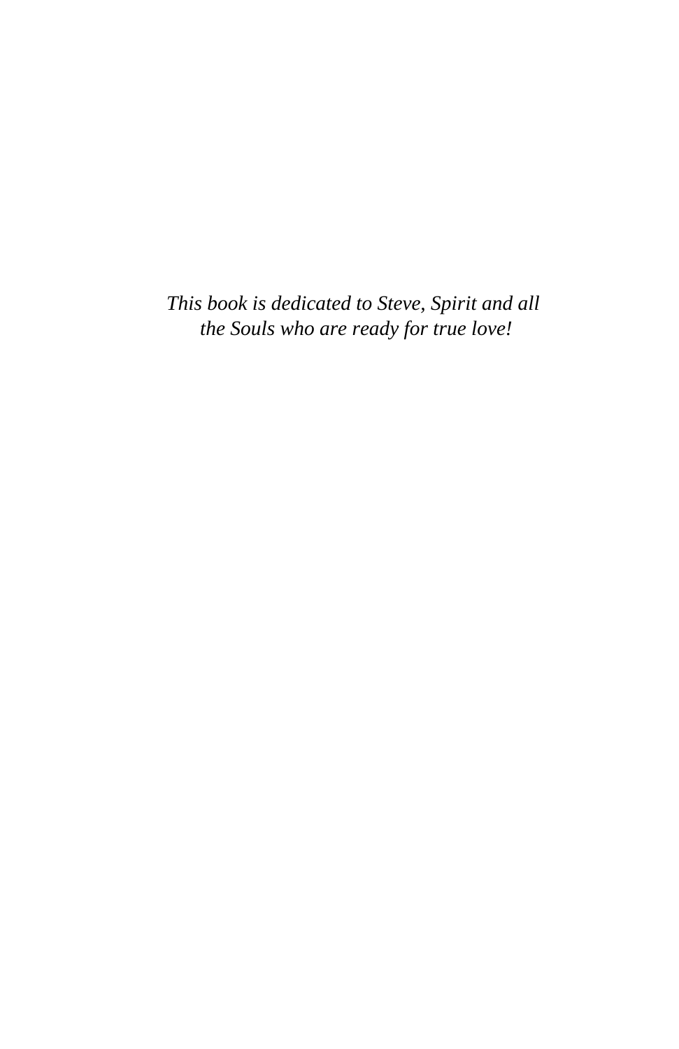*This book is dedicated to Steve, Spirit and all the Souls who are ready for true love!*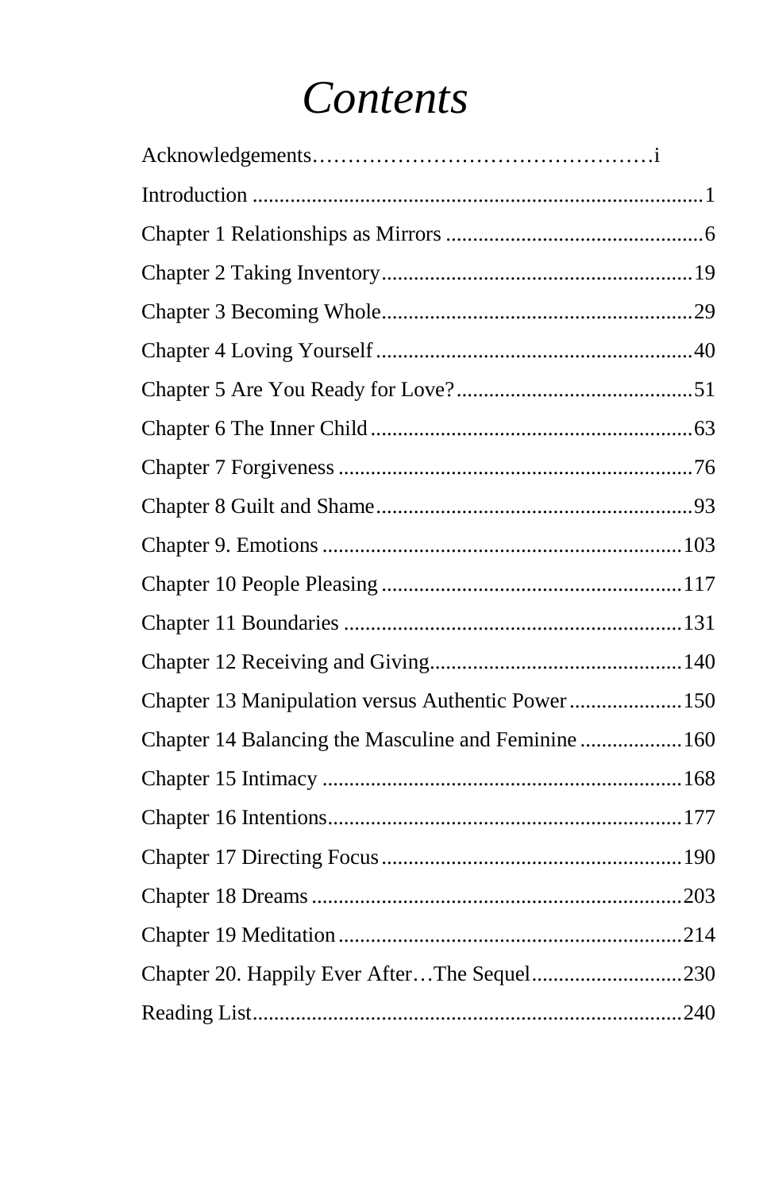# *Contents*

Acknowledgements……………………………………….i

Introduction ....................................................................................1

Chapter 1 Relationships as Mirrors ................................................6

Chapter 2 Taking Inventory..........................................................19

Chapter 3 Becoming Whole..........................................................29

Chapter 4 Loving Yourself...........................................................40

Chapter 5 Are You Ready for Love?............................................51

Chapter 6 The Inner Child............................................................63

Chapter 7 Forgiveness ..................................................................76

Chapter 8 Guilt and Shame...........................................................93

Chapter 9. Emotions ...................................................................103

Chapter 10 People Pleasing ........................................................117

Chapter 11 Boundaries ...............................................................131

Chapter 12 Receiving and Giving...............................................140

Chapter 13 Manipulation versus Authentic Power.....................150

Chapter 14 Balancing the Masculine and Feminine...................160

Chapter 15 Intimacy ...................................................................168

Chapter 16 Intentions..................................................................177

Chapter 17 Directing Focus........................................................190

Chapter 18 Dreams.....................................................................203

Chapter 19 Meditation................................................................214

Chapter 20. Happily Ever After…The Sequel............................230

Reading List................................................................................240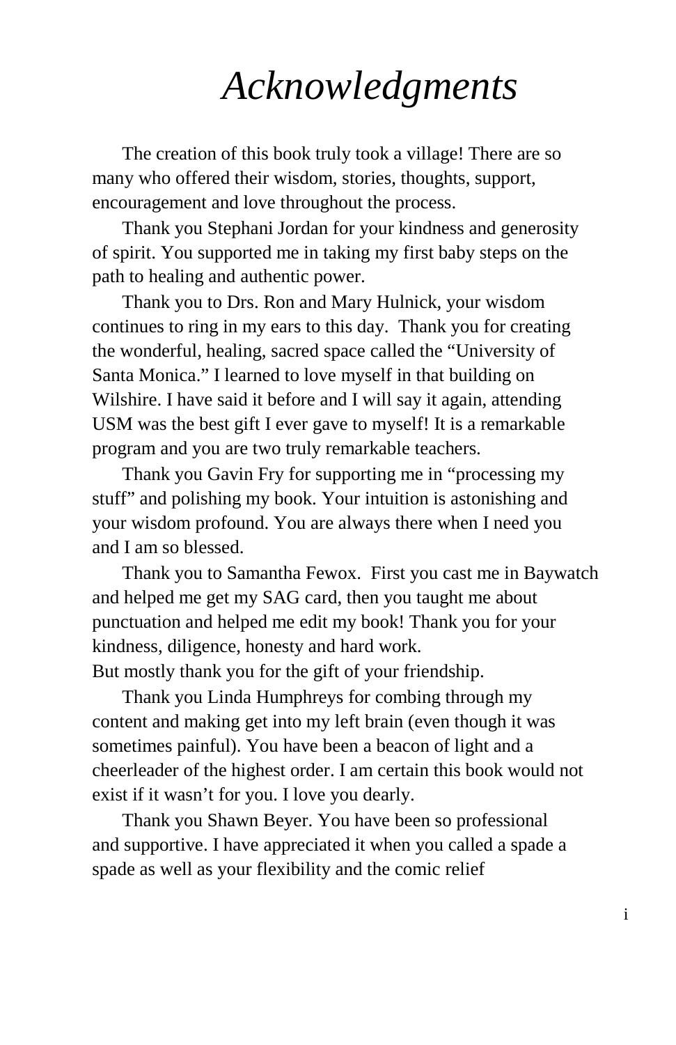# *Acknowledgments*

The creation of this book truly took a village! There are so many who offered their wisdom, stories, thoughts, support, encouragement and love throughout the process.

Thank you Stephani Jordan for your kindness and generosity of spirit. You supported me in taking my first baby steps on the path to healing and authentic power.

Thank you to Drs. Ron and Mary Hulnick, your wisdom continues to ring in my ears to this day. Thank you for creating the wonderful, healing, sacred space called the "University of Santa Monica." I learned to love myself in that building on Wilshire. I have said it before and I will say it again, attending USM was the best gift I ever gave to myself! It is a remarkable program and you are two truly remarkable teachers.

Thank you Gavin Fry for supporting me in "processing my stuff" and polishing my book. Your intuition is astonishing and your wisdom profound. You are always there when I need you and I am so blessed.

Thank you to Samantha Fewox. First you cast me in Baywatch and helped me get my SAG card, then you taught me about punctuation and helped me edit my book! Thank you for your kindness, diligence, honesty and hard work.
But mostly thank you for the gift of your friendship.

Thank you Linda Humphreys for combing through my content and making get into my left brain (even though it was sometimes painful). You have been a beacon of light and a cheerleader of the highest order. I am certain this book would not exist if it wasn't for you. I love you dearly.

Thank you Shawn Beyer. You have been so professional and supportive. I have appreciated it when you called a spade a spade as well as your flexibility and the comic relief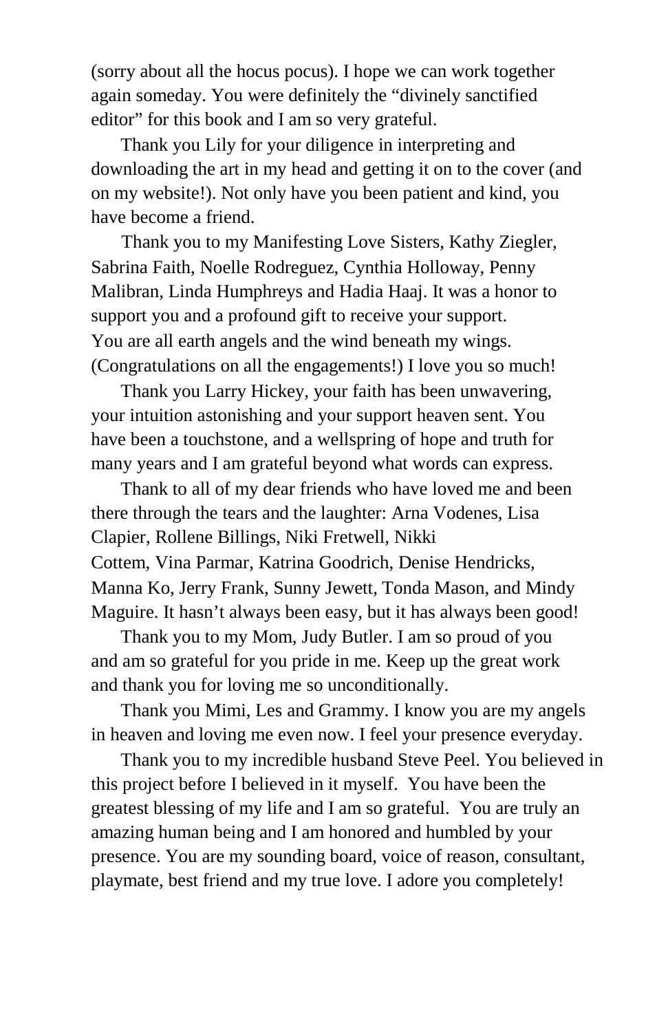(sorry about all the hocus pocus). I hope we can work together again someday. You were definitely the "divinely sanctified editor" for this book and I am so very grateful.

Thank you Lily for your diligence in interpreting and downloading the art in my head and getting it on to the cover (and on my website!). Not only have you been patient and kind, you have become a friend.

Thank you to my Manifesting Love Sisters, Kathy Ziegler, Sabrina Faith, Noelle Rodreguez, Cynthia Holloway, Penny Malibran, Linda Humphreys and Hadia Haaj. It was a honor to support you and a profound gift to receive your support. You are all earth angels and the wind beneath my wings. (Congratulations on all the engagements!) I love you so much!

Thank you Larry Hickey, your faith has been unwavering, your intuition astonishing and your support heaven sent. You have been a touchstone, and a wellspring of hope and truth for many years and I am grateful beyond what words can express.

Thank to all of my dear friends who have loved me and been there through the tears and the laughter: Arna Vodenes, Lisa Clapier, Rollene Billings, Niki Fretwell, Nikki Cottem, Vina Parmar, Katrina Goodrich, Denise Hendricks, Manna Ko, Jerry Frank, Sunny Jewett, Tonda Mason, and Mindy Maguire. It hasn't always been easy, but it has always been good!

Thank you to my Mom, Judy Butler. I am so proud of you and am so grateful for you pride in me. Keep up the great work and thank you for loving me so unconditionally.

Thank you Mimi, Les and Grammy. I know you are my angels in heaven and loving me even now. I feel your presence everyday.

Thank you to my incredible husband Steve Peel. You believed in this project before I believed in it myself. You have been the greatest blessing of my life and I am so grateful. You are truly an amazing human being and I am honored and humbled by your presence. You are my sounding board, voice of reason, consultant, playmate, best friend and my true love. I adore you completely!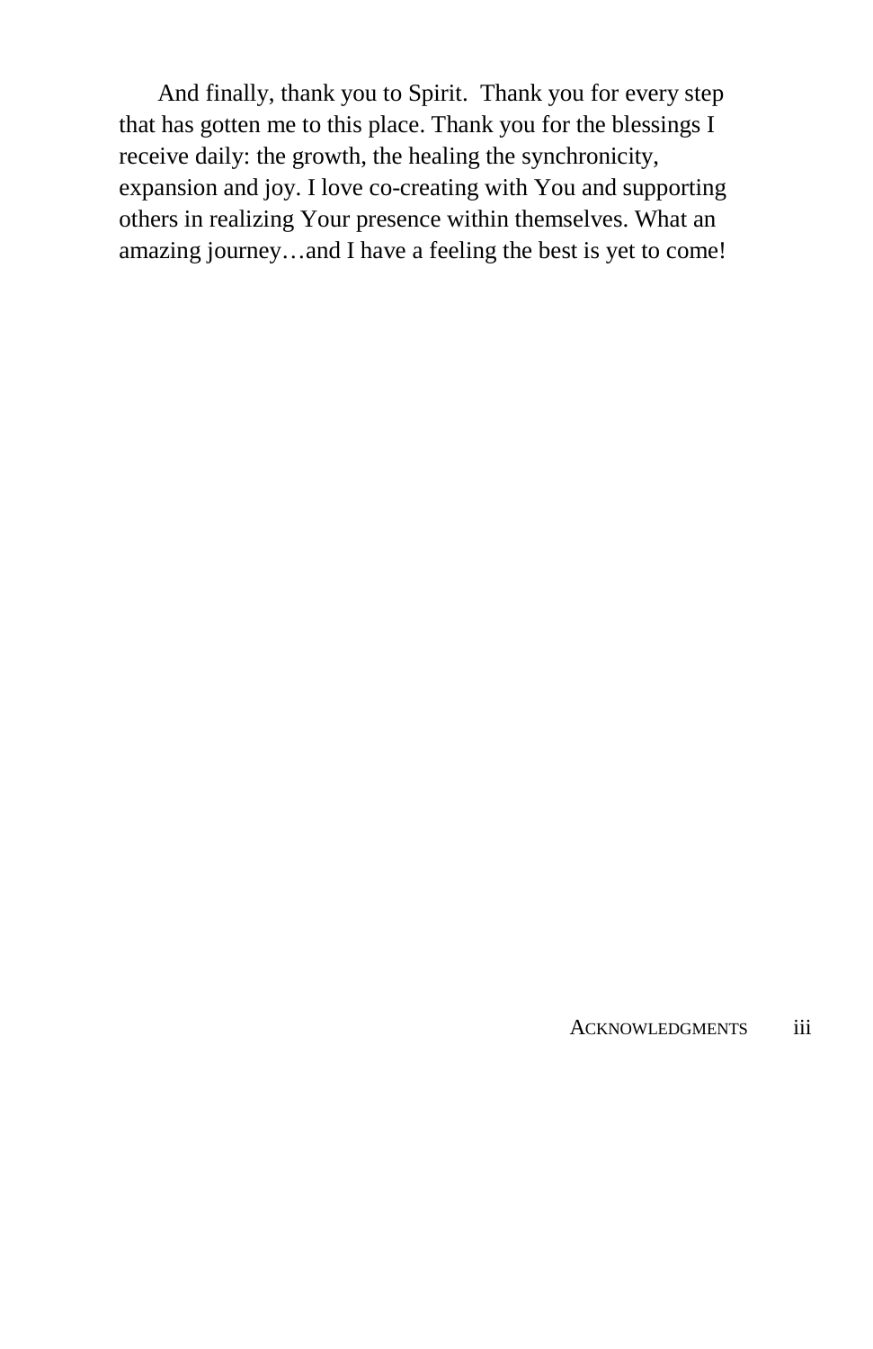And finally, thank you to Spirit.  Thank you for every step that has gotten me to this place. Thank you for the blessings I receive daily: the growth, the healing the synchronicity, expansion and joy. I love co-creating with You and supporting others in realizing Your presence within themselves. What an amazing journey…and I have a feeling the best is yet to come!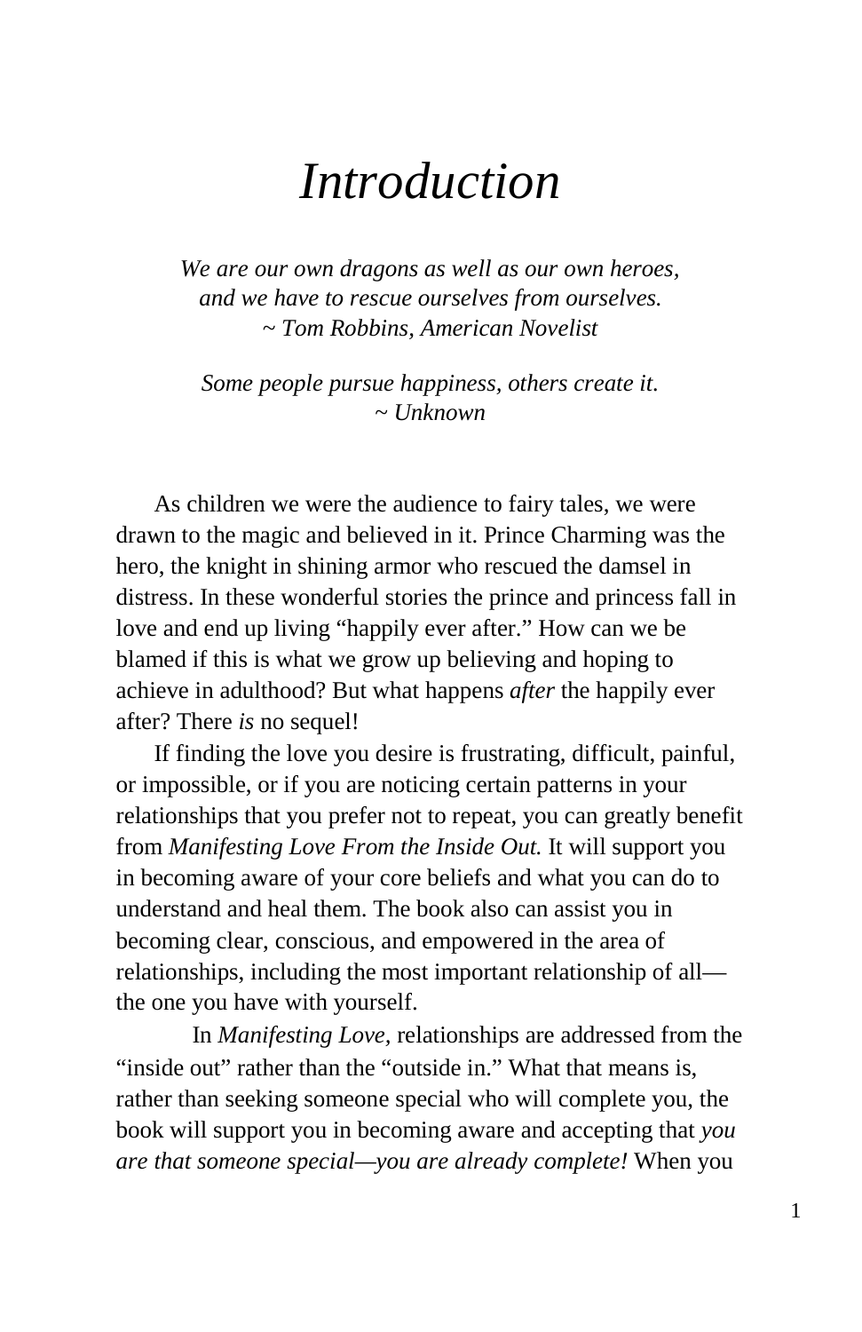# *Introduction*

*We are our own dragons as well as our own heroes,*
*and we have to rescue ourselves from ourselves.*
*~ Tom Robbins, American Novelist*

*Some people pursue happiness, others create it.*
*~ Unknown*

As children we were the audience to fairy tales, we were drawn to the magic and believed in it. Prince Charming was the hero, the knight in shining armor who rescued the damsel in distress. In these wonderful stories the prince and princess fall in love and end up living "happily ever after." How can we be blamed if this is what we grow up believing and hoping to achieve in adulthood? But what happens *after* the happily ever after? There *is* no sequel!

If finding the love you desire is frustrating, difficult, painful, or impossible, or if you are noticing certain patterns in your relationships that you prefer not to repeat, you can greatly benefit from *Manifesting Love From the Inside Out.* It will support you in becoming aware of your core beliefs and what you can do to understand and heal them. The book also can assist you in becoming clear, conscious, and empowered in the area of relationships, including the most important relationship of all—the one you have with yourself.

In *Manifesting Love*, relationships are addressed from the "inside out" rather than the "outside in." What that means is, rather than seeking someone special who will complete you, the book will support you in becoming aware and accepting that *you are that someone special—you are already complete!* When you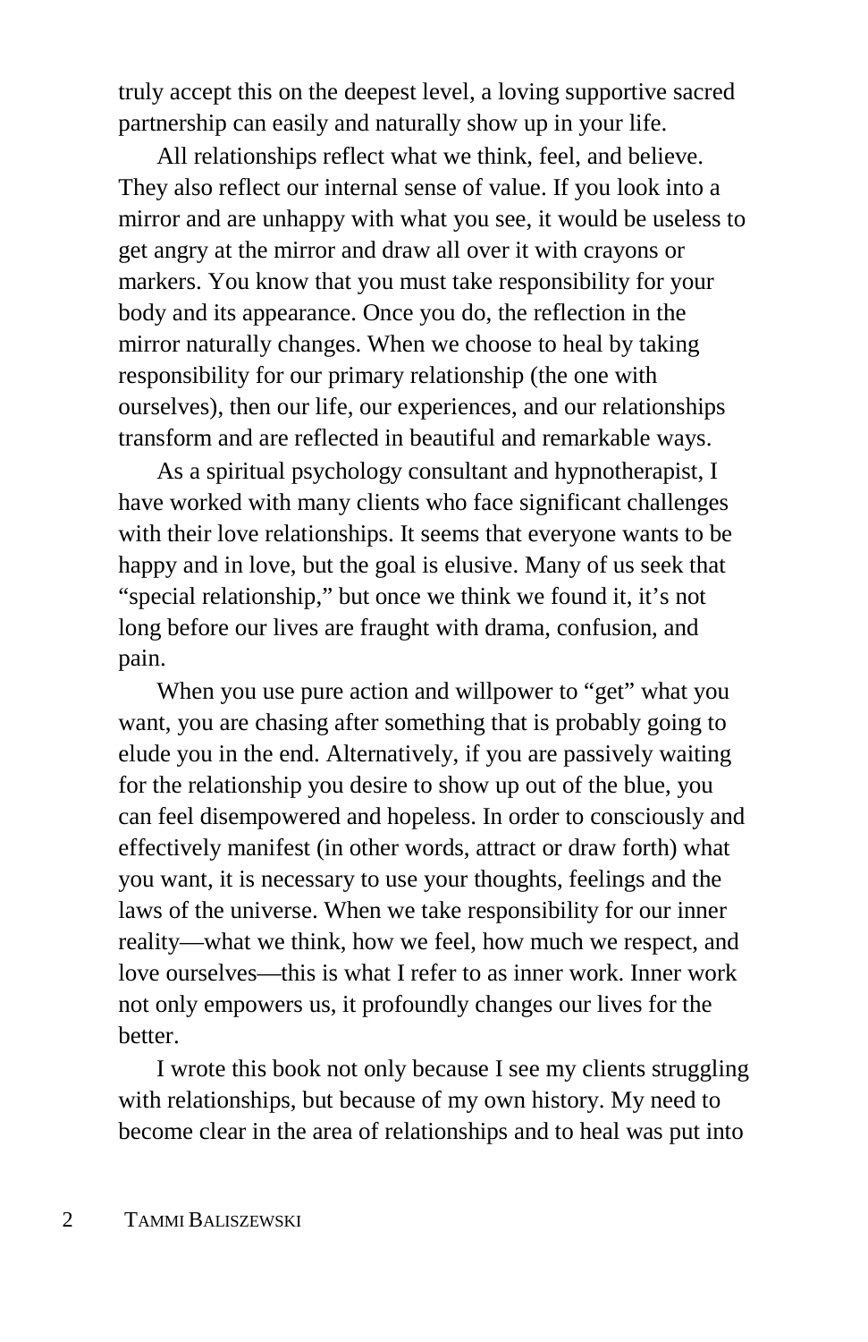truly accept this on the deepest level, a loving supportive sacred partnership can easily and naturally show up in your life.

All relationships reflect what we think, feel, and believe. They also reflect our internal sense of value. If you look into a mirror and are unhappy with what you see, it would be useless to get angry at the mirror and draw all over it with crayons or markers. You know that you must take responsibility for your body and its appearance. Once you do, the reflection in the mirror naturally changes. When we choose to heal by taking responsibility for our primary relationship (the one with ourselves), then our life, our experiences, and our relationships transform and are reflected in beautiful and remarkable ways.

As a spiritual psychology consultant and hypnotherapist, I have worked with many clients who face significant challenges with their love relationships. It seems that everyone wants to be happy and in love, but the goal is elusive. Many of us seek that "special relationship," but once we think we found it, it's not long before our lives are fraught with drama, confusion, and pain.

When you use pure action and willpower to "get" what you want, you are chasing after something that is probably going to elude you in the end. Alternatively, if you are passively waiting for the relationship you desire to show up out of the blue, you can feel disempowered and hopeless. In order to consciously and effectively manifest (in other words, attract or draw forth) what you want, it is necessary to use your thoughts, feelings and the laws of the universe. When we take responsibility for our inner reality—what we think, how we feel, how much we respect, and love ourselves—this is what I refer to as inner work. Inner work not only empowers us, it profoundly changes our lives for the better.

I wrote this book not only because I see my clients struggling with relationships, but because of my own history. My need to become clear in the area of relationships and to heal was put into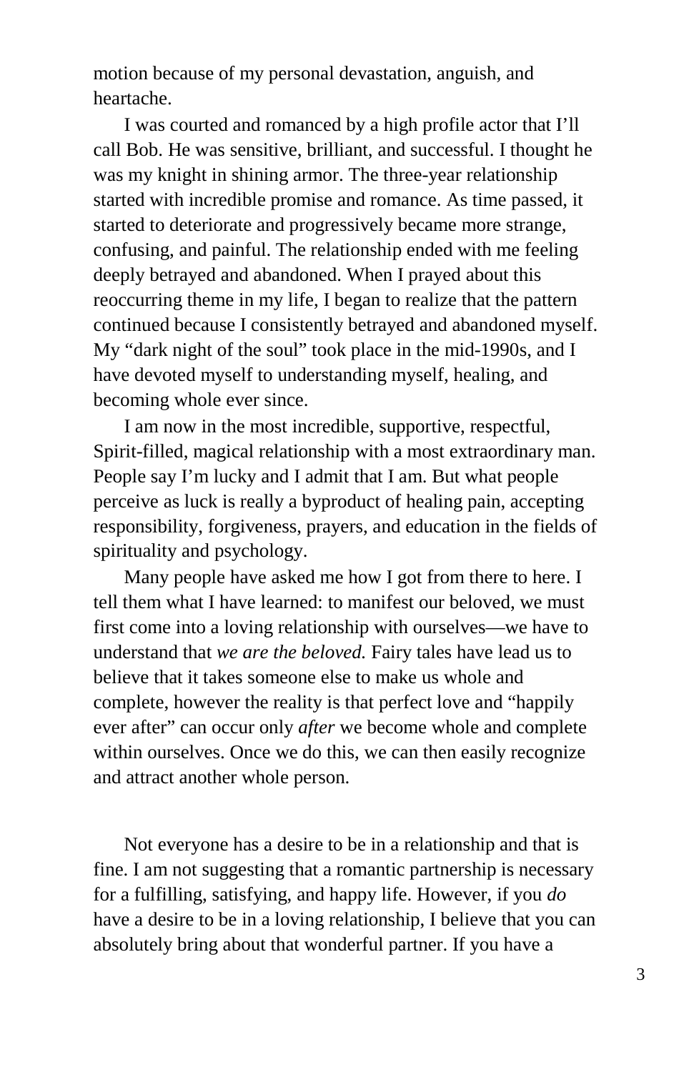motion because of my personal devastation, anguish, and heartache.

I was courted and romanced by a high profile actor that I'll call Bob. He was sensitive, brilliant, and successful. I thought he was my knight in shining armor. The three-year relationship started with incredible promise and romance. As time passed, it started to deteriorate and progressively became more strange, confusing, and painful. The relationship ended with me feeling deeply betrayed and abandoned. When I prayed about this reoccurring theme in my life, I began to realize that the pattern continued because I consistently betrayed and abandoned myself. My "dark night of the soul" took place in the mid-1990s, and I have devoted myself to understanding myself, healing, and becoming whole ever since.

I am now in the most incredible, supportive, respectful, Spirit-filled, magical relationship with a most extraordinary man. People say I'm lucky and I admit that I am. But what people perceive as luck is really a byproduct of healing pain, accepting responsibility, forgiveness, prayers, and education in the fields of spirituality and psychology.

Many people have asked me how I got from there to here. I tell them what I have learned: to manifest our beloved, we must first come into a loving relationship with ourselves—we have to understand that *we are the beloved.* Fairy tales have lead us to believe that it takes someone else to make us whole and complete, however the reality is that perfect love and "happily ever after" can occur only *after* we become whole and complete within ourselves. Once we do this, we can then easily recognize and attract another whole person.

Not everyone has a desire to be in a relationship and that is fine. I am not suggesting that a romantic partnership is necessary for a fulfilling, satisfying, and happy life. However, if you *do* have a desire to be in a loving relationship, I believe that you can absolutely bring about that wonderful partner. If you have a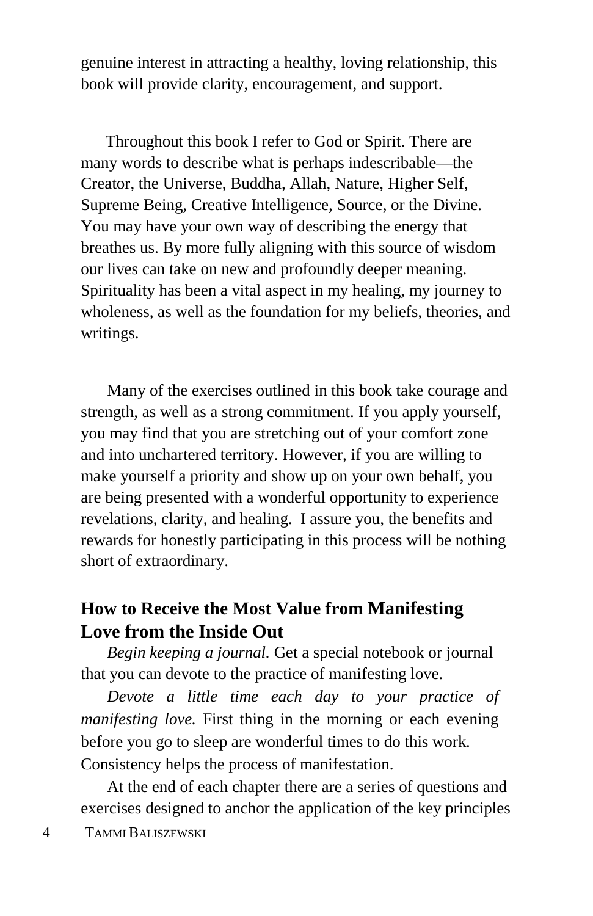genuine interest in attracting a healthy, loving relationship, this book will provide clarity, encouragement, and support.

Throughout this book I refer to God or Spirit. There are many words to describe what is perhaps indescribable—the Creator, the Universe, Buddha, Allah, Nature, Higher Self, Supreme Being, Creative Intelligence, Source, or the Divine. You may have your own way of describing the energy that breathes us. By more fully aligning with this source of wisdom our lives can take on new and profoundly deeper meaning. Spirituality has been a vital aspect in my healing, my journey to wholeness, as well as the foundation for my beliefs, theories, and writings.

Many of the exercises outlined in this book take courage and strength, as well as a strong commitment. If you apply yourself, you may find that you are stretching out of your comfort zone and into unchartered territory. However, if you are willing to make yourself a priority and show up on your own behalf, you are being presented with a wonderful opportunity to experience revelations, clarity, and healing. I assure you, the benefits and rewards for honestly participating in this process will be nothing short of extraordinary.

## How to Receive the Most Value from Manifesting Love from the Inside Out

*Begin keeping a journal.* Get a special notebook or journal that you can devote to the practice of manifesting love.

*Devote a little time each day to your practice of manifesting love.* First thing in the morning or each evening before you go to sleep are wonderful times to do this work. Consistency helps the process of manifestation.

At the end of each chapter there are a series of questions and exercises designed to anchor the application of the key principles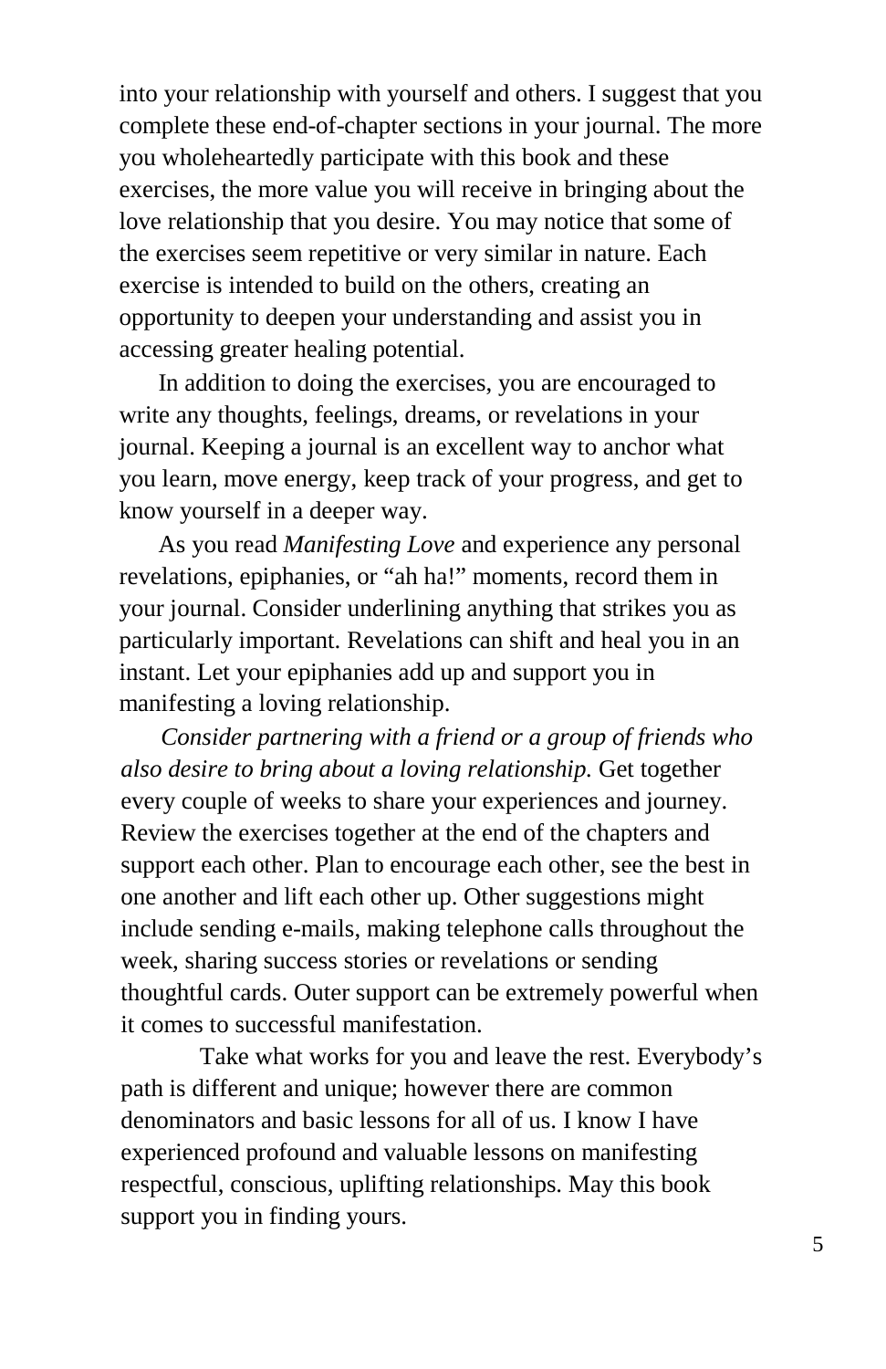into your relationship with yourself and others. I suggest that you complete these end-of-chapter sections in your journal. The more you wholeheartedly participate with this book and these exercises, the more value you will receive in bringing about the love relationship that you desire. You may notice that some of the exercises seem repetitive or very similar in nature. Each exercise is intended to build on the others, creating an opportunity to deepen your understanding and assist you in accessing greater healing potential.

In addition to doing the exercises, you are encouraged to write any thoughts, feelings, dreams, or revelations in your journal. Keeping a journal is an excellent way to anchor what you learn, move energy, keep track of your progress, and get to know yourself in a deeper way.

As you read *Manifesting Love* and experience any personal revelations, epiphanies, or "ah ha!" moments, record them in your journal. Consider underlining anything that strikes you as particularly important. Revelations can shift and heal you in an instant. Let your epiphanies add up and support you in manifesting a loving relationship.

*Consider partnering with a friend or a group of friends who also desire to bring about a loving relationship.* Get together every couple of weeks to share your experiences and journey. Review the exercises together at the end of the chapters and support each other. Plan to encourage each other, see the best in one another and lift each other up. Other suggestions might include sending e-mails, making telephone calls throughout the week, sharing success stories or revelations or sending thoughtful cards. Outer support can be extremely powerful when it comes to successful manifestation.

Take what works for you and leave the rest. Everybody's path is different and unique; however there are common denominators and basic lessons for all of us. I know I have experienced profound and valuable lessons on manifesting respectful, conscious, uplifting relationships. May this book support you in finding yours.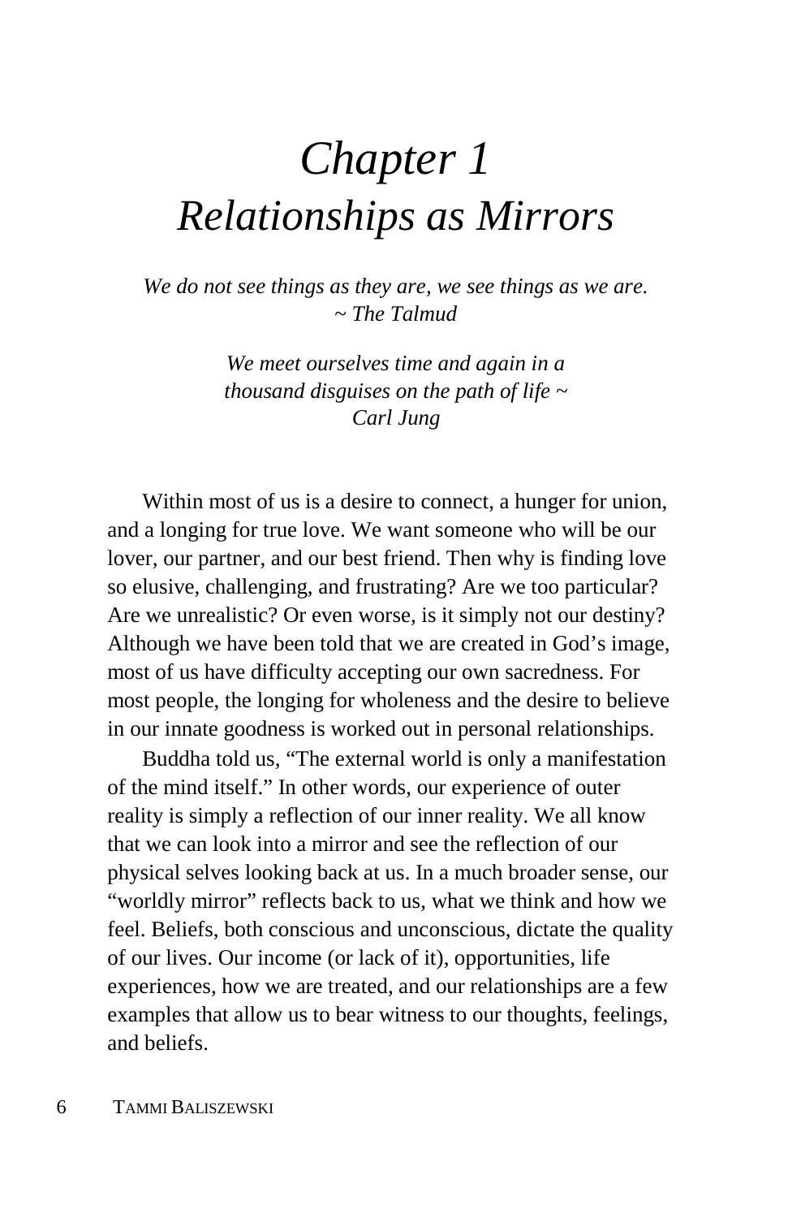# *Chapter 1*
# *Relationships as Mirrors*

*We do not see things as they are, we see things as we are.*
*~ The Talmud*

*We meet ourselves time and again in a*
*thousand disguises on the path of life ~*
*Carl Jung*

Within most of us is a desire to connect, a hunger for union, and a longing for true love. We want someone who will be our lover, our partner, and our best friend. Then why is finding love so elusive, challenging, and frustrating? Are we too particular? Are we unrealistic? Or even worse, is it simply not our destiny? Although we have been told that we are created in God's image, most of us have difficulty accepting our own sacredness. For most people, the longing for wholeness and the desire to believe in our innate goodness is worked out in personal relationships.

Buddha told us, "The external world is only a manifestation of the mind itself." In other words, our experience of outer reality is simply a reflection of our inner reality. We all know that we can look into a mirror and see the reflection of our physical selves looking back at us. In a much broader sense, our "worldly mirror" reflects back to us, what we think and how we feel. Beliefs, both conscious and unconscious, dictate the quality of our lives. Our income (or lack of it), opportunities, life experiences, how we are treated, and our relationships are a few examples that allow us to bear witness to our thoughts, feelings, and beliefs.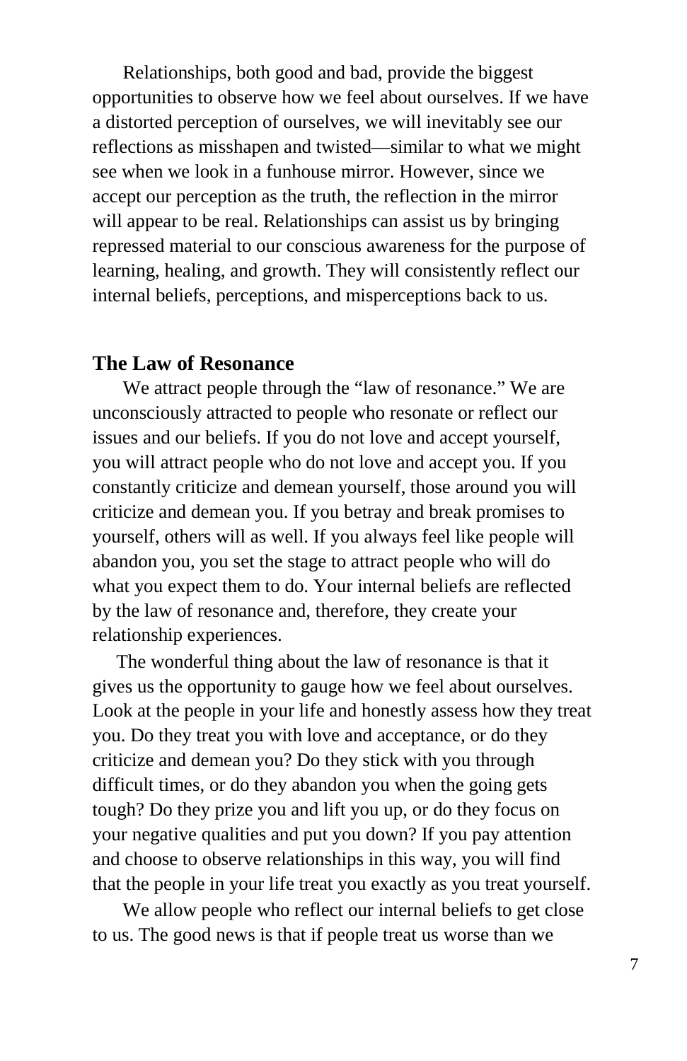Relationships, both good and bad, provide the biggest opportunities to observe how we feel about ourselves. If we have a distorted perception of ourselves, we will inevitably see our reflections as misshapen and twisted—similar to what we might see when we look in a funhouse mirror. However, since we accept our perception as the truth, the reflection in the mirror will appear to be real. Relationships can assist us by bringing repressed material to our conscious awareness for the purpose of learning, healing, and growth. They will consistently reflect our internal beliefs, perceptions, and misperceptions back to us.

### The Law of Resonance

We attract people through the "law of resonance." We are unconsciously attracted to people who resonate or reflect our issues and our beliefs. If you do not love and accept yourself, you will attract people who do not love and accept you. If you constantly criticize and demean yourself, those around you will criticize and demean you. If you betray and break promises to yourself, others will as well. If you always feel like people will abandon you, you set the stage to attract people who will do what you expect them to do. Your internal beliefs are reflected by the law of resonance and, therefore, they create your relationship experiences.

The wonderful thing about the law of resonance is that it gives us the opportunity to gauge how we feel about ourselves. Look at the people in your life and honestly assess how they treat you. Do they treat you with love and acceptance, or do they criticize and demean you? Do they stick with you through difficult times, or do they abandon you when the going gets tough? Do they prize you and lift you up, or do they focus on your negative qualities and put you down? If you pay attention and choose to observe relationships in this way, you will find that the people in your life treat you exactly as you treat yourself.

We allow people who reflect our internal beliefs to get close to us. The good news is that if people treat us worse than we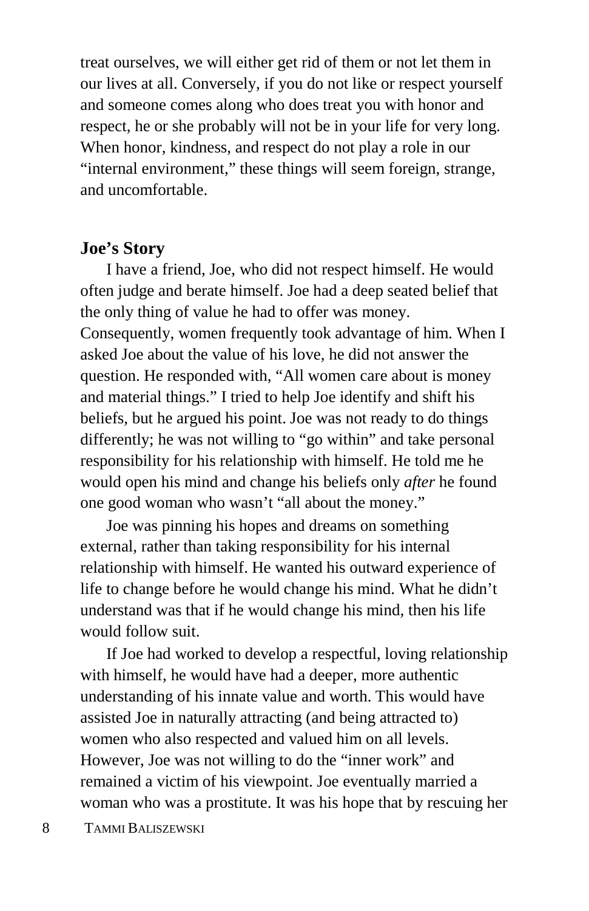treat ourselves, we will either get rid of them or not let them in our lives at all. Conversely, if you do not like or respect yourself and someone comes along who does treat you with honor and respect, he or she probably will not be in your life for very long. When honor, kindness, and respect do not play a role in our "internal environment," these things will seem foreign, strange, and uncomfortable.

## Joe's Story

I have a friend, Joe, who did not respect himself. He would often judge and berate himself. Joe had a deep seated belief that the only thing of value he had to offer was money. Consequently, women frequently took advantage of him. When I asked Joe about the value of his love, he did not answer the question. He responded with, "All women care about is money and material things." I tried to help Joe identify and shift his beliefs, but he argued his point. Joe was not ready to do things differently; he was not willing to "go within" and take personal responsibility for his relationship with himself. He told me he would open his mind and change his beliefs only *after* he found one good woman who wasn't "all about the money."

Joe was pinning his hopes and dreams on something external, rather than taking responsibility for his internal relationship with himself. He wanted his outward experience of life to change before he would change his mind. What he didn't understand was that if he would change his mind, then his life would follow suit.

If Joe had worked to develop a respectful, loving relationship with himself, he would have had a deeper, more authentic understanding of his innate value and worth. This would have assisted Joe in naturally attracting (and being attracted to) women who also respected and valued him on all levels. However, Joe was not willing to do the "inner work" and remained a victim of his viewpoint. Joe eventually married a woman who was a prostitute. It was his hope that by rescuing her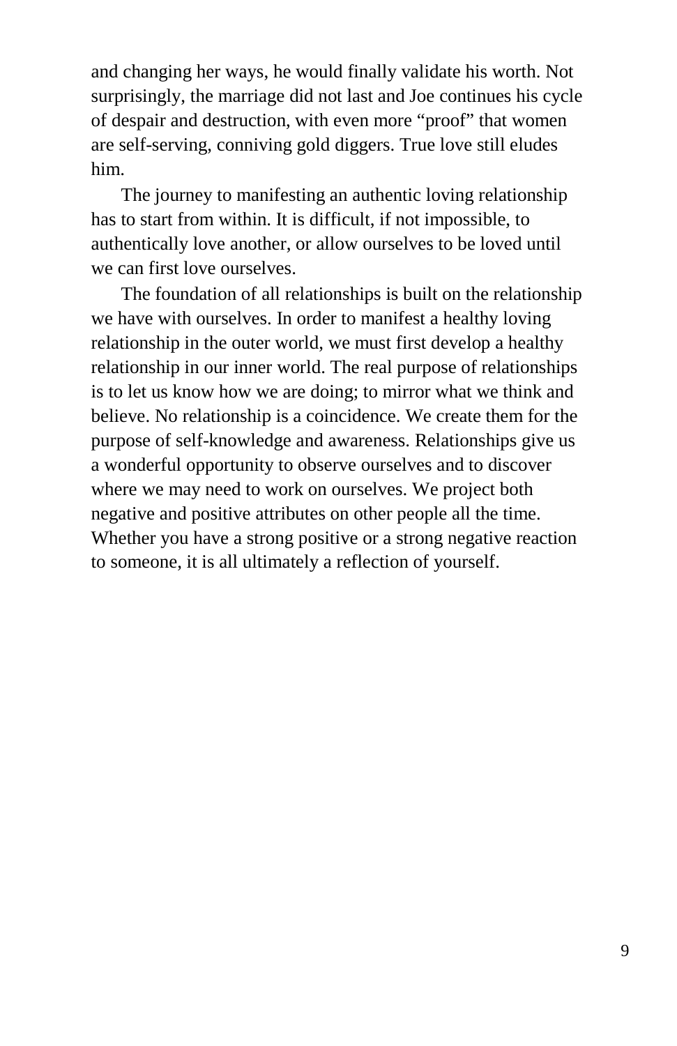and changing her ways, he would finally validate his worth. Not surprisingly, the marriage did not last and Joe continues his cycle of despair and destruction, with even more "proof" that women are self-serving, conniving gold diggers. True love still eludes him.

The journey to manifesting an authentic loving relationship has to start from within. It is difficult, if not impossible, to authentically love another, or allow ourselves to be loved until we can first love ourselves.

The foundation of all relationships is built on the relationship we have with ourselves. In order to manifest a healthy loving relationship in the outer world, we must first develop a healthy relationship in our inner world. The real purpose of relationships is to let us know how we are doing; to mirror what we think and believe. No relationship is a coincidence. We create them for the purpose of self-knowledge and awareness. Relationships give us a wonderful opportunity to observe ourselves and to discover where we may need to work on ourselves. We project both negative and positive attributes on other people all the time. Whether you have a strong positive or a strong negative reaction to someone, it is all ultimately a reflection of yourself.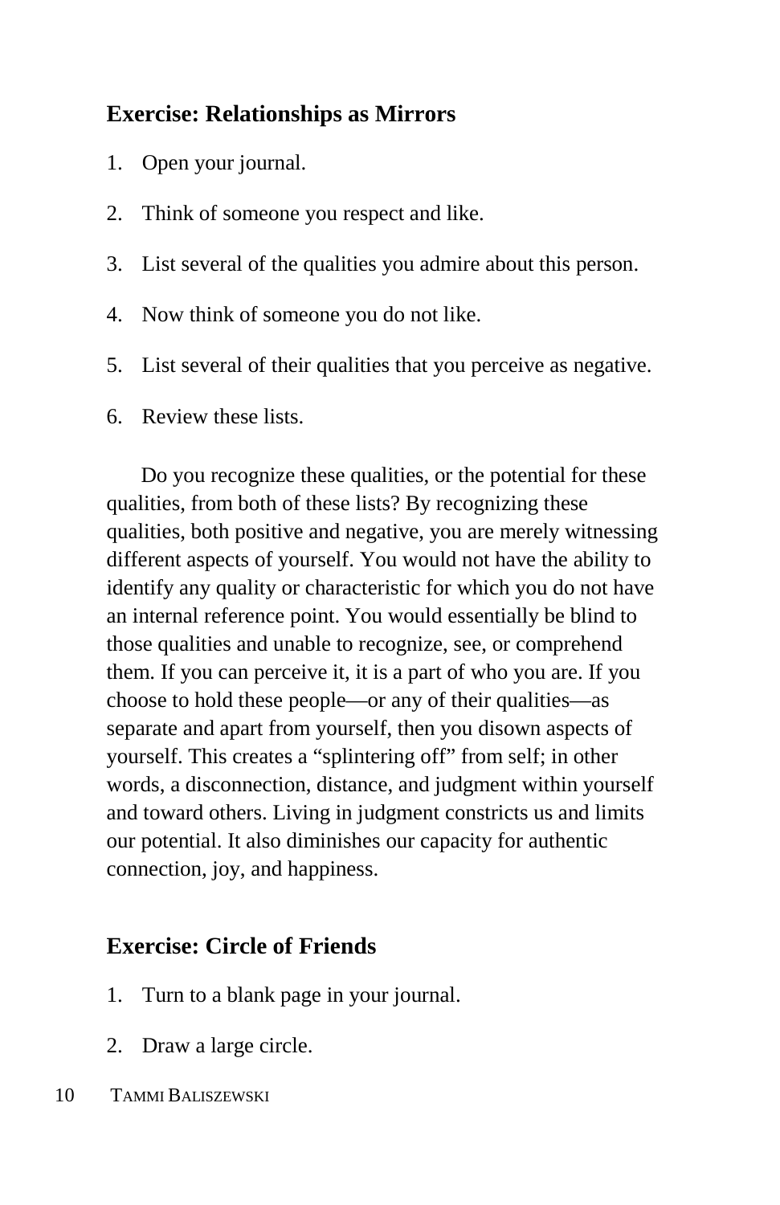### Exercise: Relationships as Mirrors

1. Open your journal.
2. Think of someone you respect and like.
3. List several of the qualities you admire about this person.
4. Now think of someone you do not like.
5. List several of their qualities that you perceive as negative.
6. Review these lists.

Do you recognize these qualities, or the potential for these qualities, from both of these lists? By recognizing these qualities, both positive and negative, you are merely witnessing different aspects of yourself. You would not have the ability to identify any quality or characteristic for which you do not have an internal reference point. You would essentially be blind to those qualities and unable to recognize, see, or comprehend them. If you can perceive it, it is a part of who you are. If you choose to hold these people—or any of their qualities—as separate and apart from yourself, then you disown aspects of yourself. This creates a "splintering off" from self; in other words, a disconnection, distance, and judgment within yourself and toward others. Living in judgment constricts us and limits our potential. It also diminishes our capacity for authentic connection, joy, and happiness.

### Exercise: Circle of Friends

1. Turn to a blank page in your journal.
2. Draw a large circle.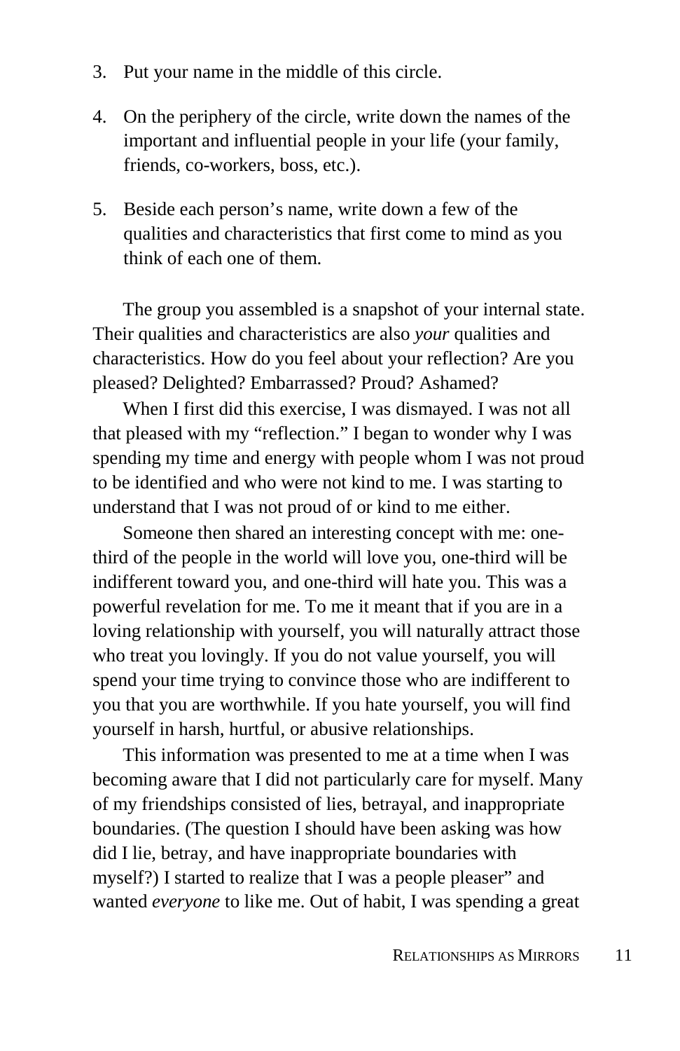3. Put your name in the middle of this circle.

4. On the periphery of the circle, write down the names of the important and influential people in your life (your family, friends, co-workers, boss, etc.).

5. Beside each person's name, write down a few of the qualities and characteristics that first come to mind as you think of each one of them.

The group you assembled is a snapshot of your internal state. Their qualities and characteristics are also *your* qualities and characteristics. How do you feel about your reflection? Are you pleased? Delighted? Embarrassed? Proud? Ashamed?

When I first did this exercise, I was dismayed. I was not all that pleased with my "reflection." I began to wonder why I was spending my time and energy with people whom I was not proud to be identified and who were not kind to me. I was starting to understand that I was not proud of or kind to me either.

Someone then shared an interesting concept with me: one-third of the people in the world will love you, one-third will be indifferent toward you, and one-third will hate you. This was a powerful revelation for me. To me it meant that if you are in a loving relationship with yourself, you will naturally attract those who treat you lovingly. If you do not value yourself, you will spend your time trying to convince those who are indifferent to you that you are worthwhile. If you hate yourself, you will find yourself in harsh, hurtful, or abusive relationships.

This information was presented to me at a time when I was becoming aware that I did not particularly care for myself. Many of my friendships consisted of lies, betrayal, and inappropriate boundaries. (The question I should have been asking was how did I lie, betray, and have inappropriate boundaries with myself?) I started to realize that I was a people pleaser" and wanted *everyone* to like me. Out of habit, I was spending a great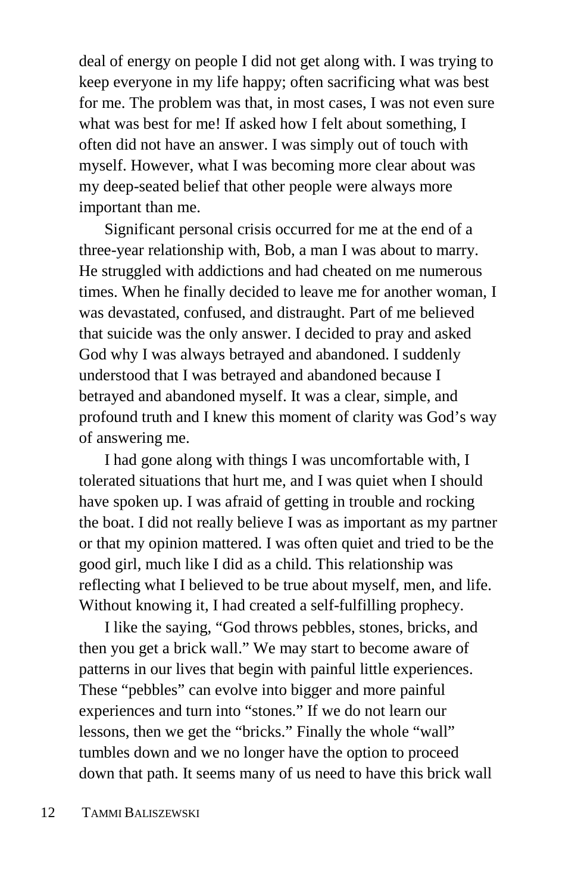deal of energy on people I did not get along with. I was trying to keep everyone in my life happy; often sacrificing what was best for me. The problem was that, in most cases, I was not even sure what was best for me! If asked how I felt about something, I often did not have an answer. I was simply out of touch with myself. However, what I was becoming more clear about was my deep-seated belief that other people were always more important than me.

Significant personal crisis occurred for me at the end of a three-year relationship with, Bob, a man I was about to marry. He struggled with addictions and had cheated on me numerous times. When he finally decided to leave me for another woman, I was devastated, confused, and distraught. Part of me believed that suicide was the only answer. I decided to pray and asked God why I was always betrayed and abandoned. I suddenly understood that I was betrayed and abandoned because I betrayed and abandoned myself. It was a clear, simple, and profound truth and I knew this moment of clarity was God's way of answering me.

I had gone along with things I was uncomfortable with, I tolerated situations that hurt me, and I was quiet when I should have spoken up. I was afraid of getting in trouble and rocking the boat. I did not really believe I was as important as my partner or that my opinion mattered. I was often quiet and tried to be the good girl, much like I did as a child. This relationship was reflecting what I believed to be true about myself, men, and life. Without knowing it, I had created a self-fulfilling prophecy.

I like the saying, "God throws pebbles, stones, bricks, and then you get a brick wall." We may start to become aware of patterns in our lives that begin with painful little experiences. These "pebbles" can evolve into bigger and more painful experiences and turn into "stones." If we do not learn our lessons, then we get the "bricks." Finally the whole "wall" tumbles down and we no longer have the option to proceed down that path. It seems many of us need to have this brick wall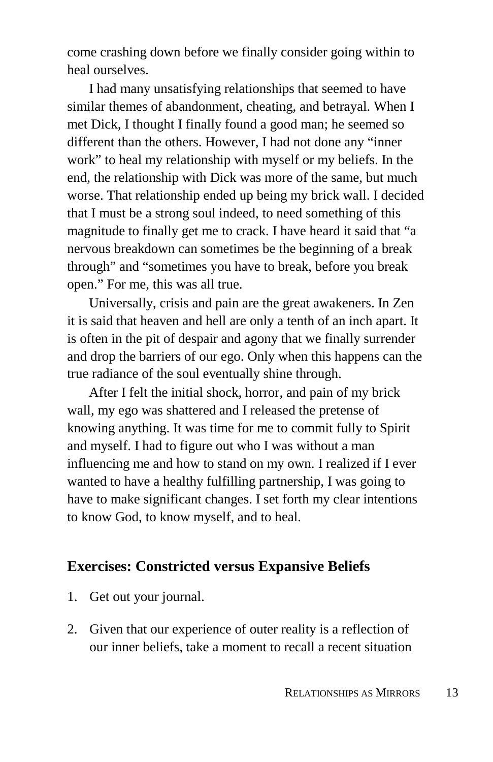come crashing down before we finally consider going within to heal ourselves.

I had many unsatisfying relationships that seemed to have similar themes of abandonment, cheating, and betrayal. When I met Dick, I thought I finally found a good man; he seemed so different than the others. However, I had not done any "inner work" to heal my relationship with myself or my beliefs. In the end, the relationship with Dick was more of the same, but much worse. That relationship ended up being my brick wall. I decided that I must be a strong soul indeed, to need something of this magnitude to finally get me to crack. I have heard it said that "a nervous breakdown can sometimes be the beginning of a break through" and "sometimes you have to break, before you break open." For me, this was all true.

Universally, crisis and pain are the great awakeners. In Zen it is said that heaven and hell are only a tenth of an inch apart. It is often in the pit of despair and agony that we finally surrender and drop the barriers of our ego. Only when this happens can the true radiance of the soul eventually shine through.

After I felt the initial shock, horror, and pain of my brick wall, my ego was shattered and I released the pretense of knowing anything. It was time for me to commit fully to Spirit and myself. I had to figure out who I was without a man influencing me and how to stand on my own. I realized if I ever wanted to have a healthy fulfilling partnership, I was going to have to make significant changes. I set forth my clear intentions to know God, to know myself, and to heal.

### Exercises: Constricted versus Expansive Beliefs

1. Get out your journal.

2. Given that our experience of outer reality is a reflection of our inner beliefs, take a moment to recall a recent situation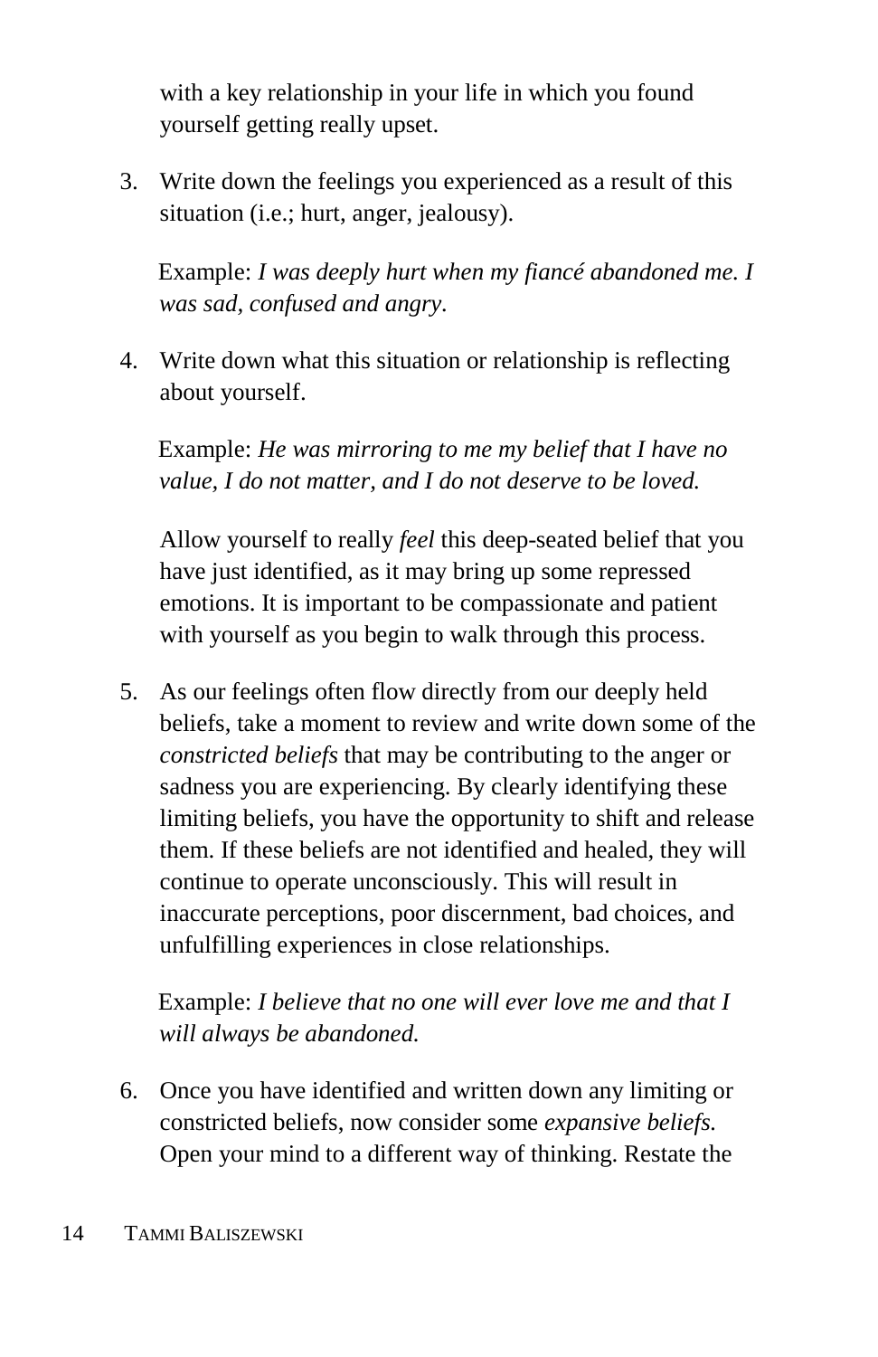with a key relationship in your life in which you found yourself getting really upset.

3. Write down the feelings you experienced as a result of this situation (i.e.; hurt, anger, jealousy).

   Example: *I was deeply hurt when my fiancé abandoned me. I was sad, confused and angry.*

4. Write down what this situation or relationship is reflecting about yourself.

   Example: *He was mirroring to me my belief that I have no value, I do not matter, and I do not deserve to be loved.*

   Allow yourself to really *feel* this deep-seated belief that you have just identified, as it may bring up some repressed emotions. It is important to be compassionate and patient with yourself as you begin to walk through this process.

5. As our feelings often flow directly from our deeply held beliefs, take a moment to review and write down some of the *constricted beliefs* that may be contributing to the anger or sadness you are experiencing. By clearly identifying these limiting beliefs, you have the opportunity to shift and release them. If these beliefs are not identified and healed, they will continue to operate unconsciously. This will result in inaccurate perceptions, poor discernment, bad choices, and unfulfilling experiences in close relationships.

   Example: *I believe that no one will ever love me and that I will always be abandoned.*

6. Once you have identified and written down any limiting or constricted beliefs, now consider some *expansive beliefs.* Open your mind to a different way of thinking. Restate the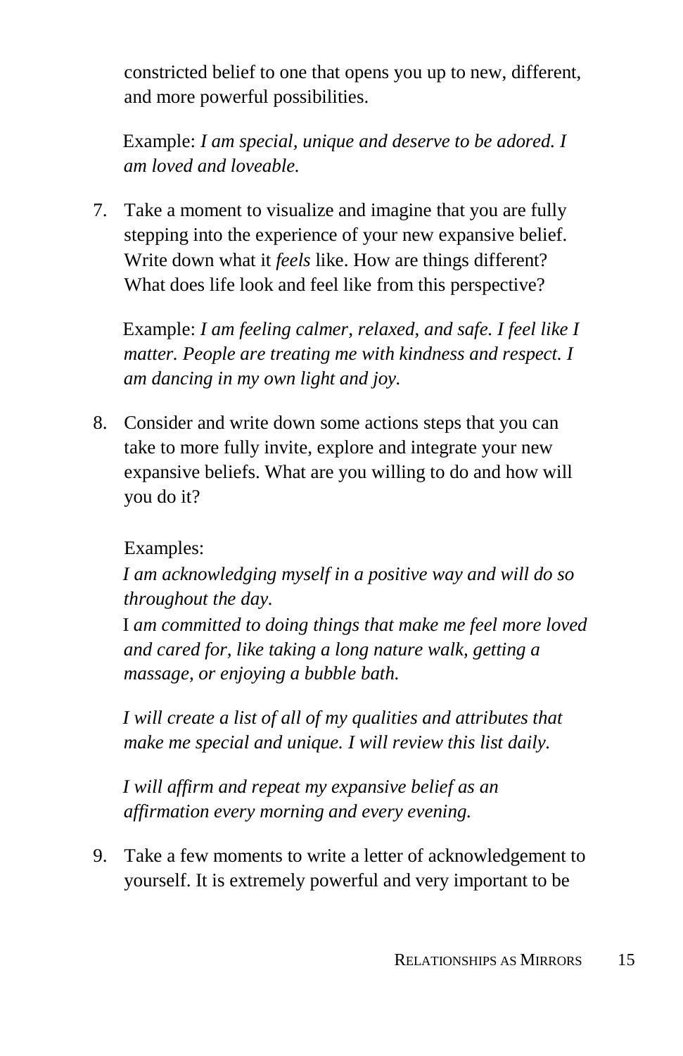constricted belief to one that opens you up to new, different, and more powerful possibilities.

Example: *I am special, unique and deserve to be adored. I am loved and loveable.*

7. Take a moment to visualize and imagine that you are fully stepping into the experience of your new expansive belief. Write down what it *feels* like. How are things different? What does life look and feel like from this perspective?

   Example: *I am feeling calmer, relaxed, and safe. I feel like I matter. People are treating me with kindness and respect. I am dancing in my own light and joy.*

8. Consider and write down some actions steps that you can take to more fully invite, explore and integrate your new expansive beliefs. What are you willing to do and how will you do it?

   Examples:
   *I am acknowledging myself in a positive way and will do so throughout the day.*
   I *am committed to doing things that make me feel more loved and cared for, like taking a long nature walk, getting a massage, or enjoying a bubble bath.*

   *I will create a list of all of my qualities and attributes that make me special and unique. I will review this list daily.*

   *I will affirm and repeat my expansive belief as an affirmation every morning and every evening.*

9. Take a few moments to write a letter of acknowledgement to yourself. It is extremely powerful and very important to be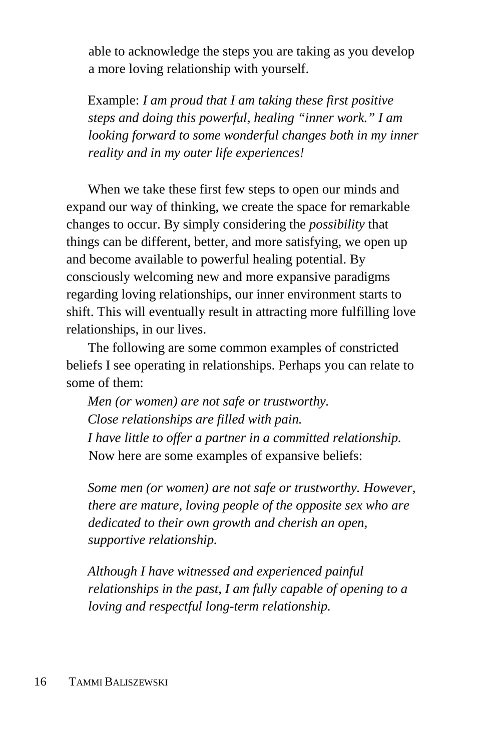able to acknowledge the steps you are taking as you develop a more loving relationship with yourself.

Example: *I am proud that I am taking these first positive steps and doing this powerful, healing "inner work." I am looking forward to some wonderful changes both in my inner reality and in my outer life experiences!*

When we take these first few steps to open our minds and expand our way of thinking, we create the space for remarkable changes to occur. By simply considering the *possibility* that things can be different, better, and more satisfying, we open up and become available to powerful healing potential. By consciously welcoming new and more expansive paradigms regarding loving relationships, our inner environment starts to shift. This will eventually result in attracting more fulfilling love relationships, in our lives.

The following are some common examples of constricted beliefs I see operating in relationships. Perhaps you can relate to some of them:

*Men (or women) are not safe or trustworthy.*
*Close relationships are filled with pain.*
*I have little to offer a partner in a committed relationship.*

Now here are some examples of expansive beliefs:

*Some men (or women) are not safe or trustworthy. However, there are mature, loving people of the opposite sex who are dedicated to their own growth and cherish an open, supportive relationship.*

*Although I have witnessed and experienced painful relationships in the past, I am fully capable of opening to a loving and respectful long-term relationship.*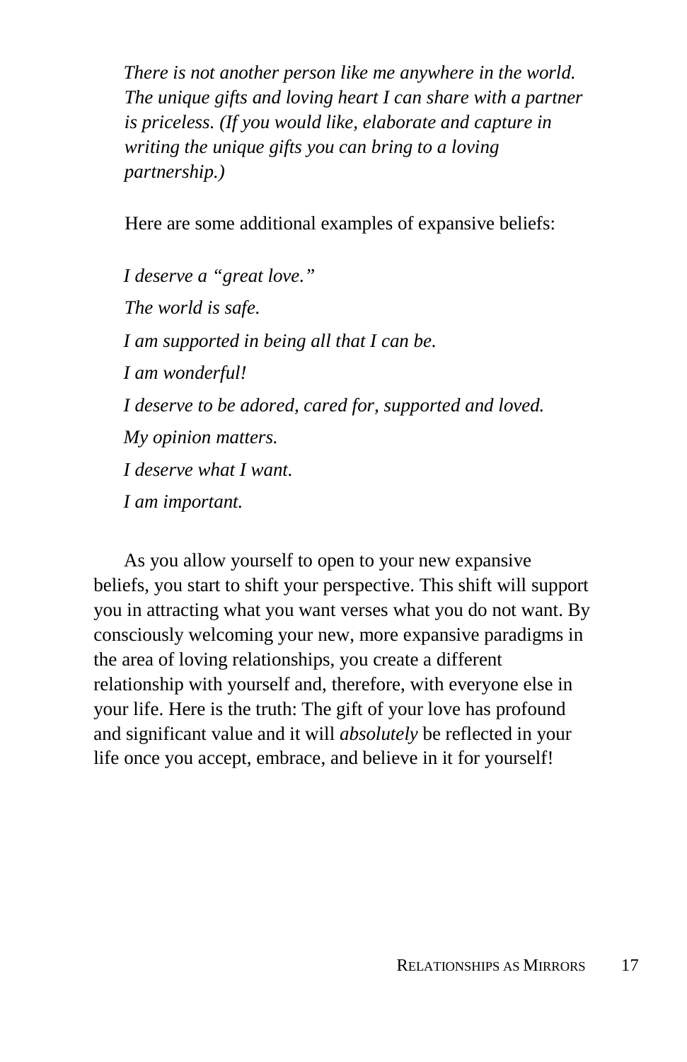*There is not another person like me anywhere in the world. The unique gifts and loving heart I can share with a partner is priceless. (If you would like, elaborate and capture in writing the unique gifts you can bring to a loving partnership.)*

Here are some additional examples of expansive beliefs:

*I deserve a "great love."*

*The world is safe.*

*I am supported in being all that I can be.*

*I am wonderful!*

*I deserve to be adored, cared for, supported and loved.*

*My opinion matters.*

*I deserve what I want.*

*I am important.*

As you allow yourself to open to your new expansive beliefs, you start to shift your perspective. This shift will support you in attracting what you want verses what you do not want. By consciously welcoming your new, more expansive paradigms in the area of loving relationships, you create a different relationship with yourself and, therefore, with everyone else in your life. Here is the truth: The gift of your love has profound and significant value and it will *absolutely* be reflected in your life once you accept, embrace, and believe in it for yourself!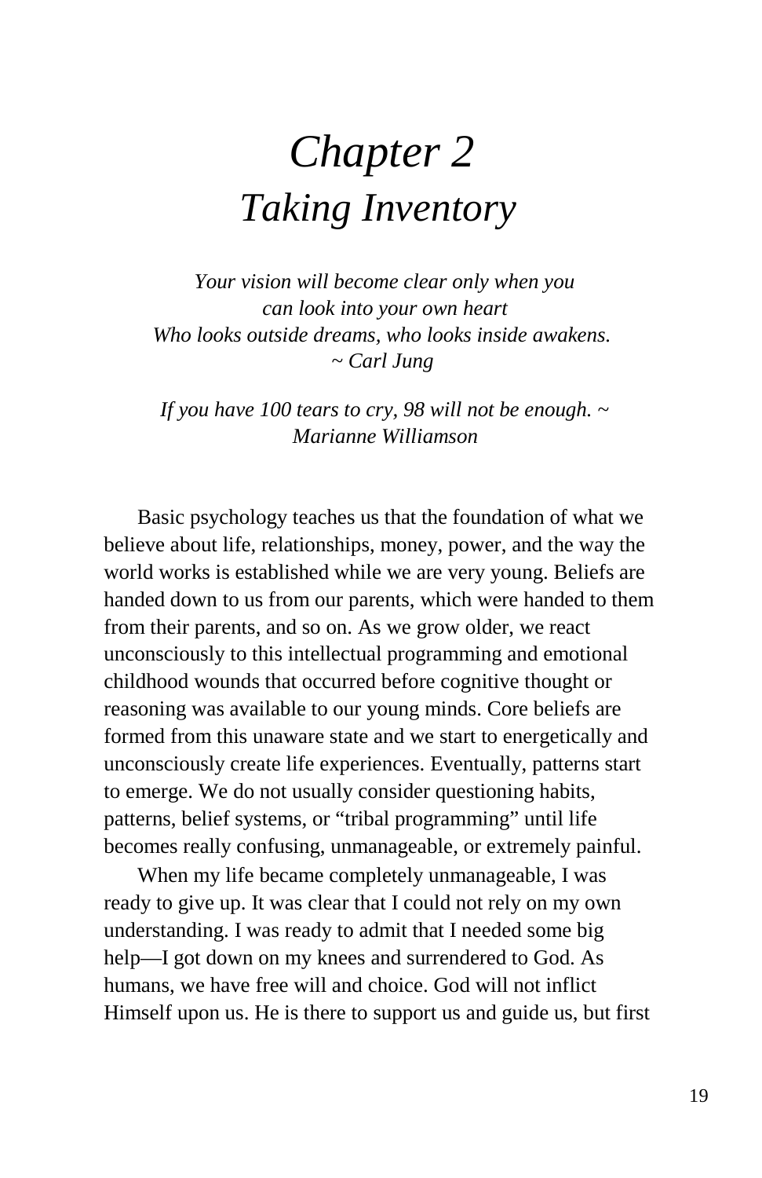# *Chapter 2*
# *Taking Inventory*

*Your vision will become clear only when you*
*can look into your own heart*
*Who looks outside dreams, who looks inside awakens.*
*~ Carl Jung*

*If you have 100 tears to cry, 98 will not be enough. ~*
*Marianne Williamson*

Basic psychology teaches us that the foundation of what we believe about life, relationships, money, power, and the way the world works is established while we are very young. Beliefs are handed down to us from our parents, which were handed to them from their parents, and so on. As we grow older, we react unconsciously to this intellectual programming and emotional childhood wounds that occurred before cognitive thought or reasoning was available to our young minds. Core beliefs are formed from this unaware state and we start to energetically and unconsciously create life experiences. Eventually, patterns start to emerge. We do not usually consider questioning habits, patterns, belief systems, or "tribal programming" until life becomes really confusing, unmanageable, or extremely painful.

When my life became completely unmanageable, I was ready to give up. It was clear that I could not rely on my own understanding. I was ready to admit that I needed some big help—I got down on my knees and surrendered to God. As humans, we have free will and choice. God will not inflict Himself upon us. He is there to support us and guide us, but first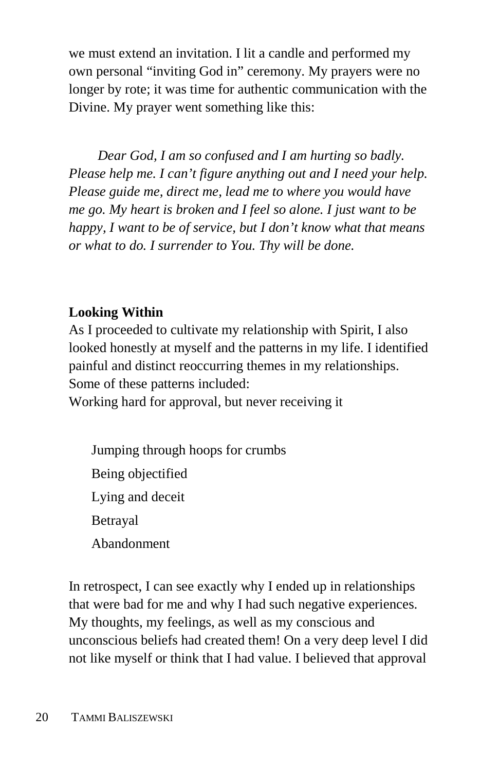we must extend an invitation. I lit a candle and performed my own personal "inviting God in" ceremony. My prayers were no longer by rote; it was time for authentic communication with the Divine. My prayer went something like this:

*Dear God, I am so confused and I am hurting so badly. Please help me. I can't figure anything out and I need your help. Please guide me, direct me, lead me to where you would have me go. My heart is broken and I feel so alone. I just want to be happy, I want to be of service, but I don't know what that means or what to do. I surrender to You. Thy will be done.*

**Looking Within**

As I proceeded to cultivate my relationship with Spirit, I also looked honestly at myself and the patterns in my life. I identified painful and distinct reoccurring themes in my relationships. Some of these patterns included:

Working hard for approval, but never receiving it

- Jumping through hoops for crumbs
- Being objectified
- Lying and deceit
- Betrayal
- Abandonment

In retrospect, I can see exactly why I ended up in relationships that were bad for me and why I had such negative experiences. My thoughts, my feelings, as well as my conscious and unconscious beliefs had created them! On a very deep level I did not like myself or think that I had value. I believed that approval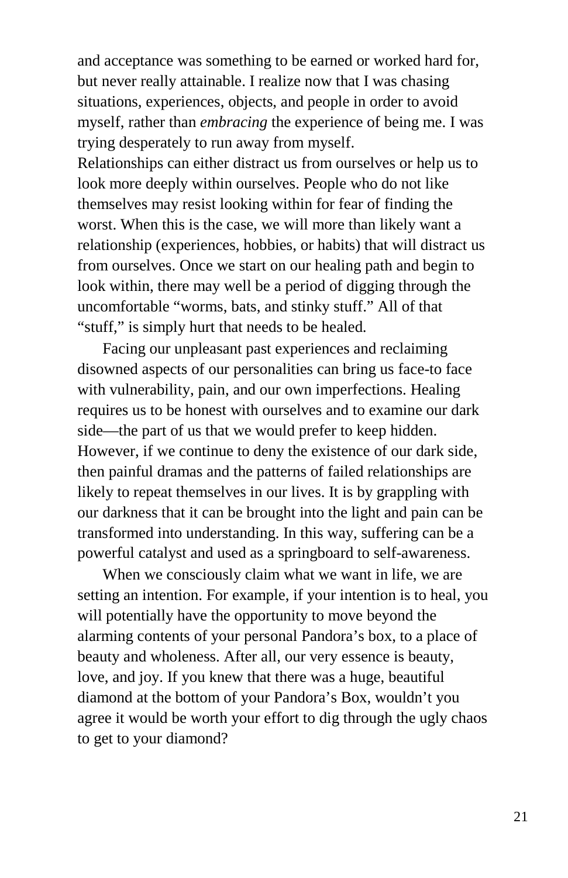and acceptance was something to be earned or worked hard for, but never really attainable. I realize now that I was chasing situations, experiences, objects, and people in order to avoid myself, rather than *embracing* the experience of being me. I was trying desperately to run away from myself.

Relationships can either distract us from ourselves or help us to look more deeply within ourselves. People who do not like themselves may resist looking within for fear of finding the worst. When this is the case, we will more than likely want a relationship (experiences, hobbies, or habits) that will distract us from ourselves. Once we start on our healing path and begin to look within, there may well be a period of digging through the uncomfortable “worms, bats, and stinky stuff.” All of that “stuff,” is simply hurt that needs to be healed.

Facing our unpleasant past experiences and reclaiming disowned aspects of our personalities can bring us face-to face with vulnerability, pain, and our own imperfections. Healing requires us to be honest with ourselves and to examine our dark side—the part of us that we would prefer to keep hidden. However, if we continue to deny the existence of our dark side, then painful dramas and the patterns of failed relationships are likely to repeat themselves in our lives. It is by grappling with our darkness that it can be brought into the light and pain can be transformed into understanding. In this way, suffering can be a powerful catalyst and used as a springboard to self-awareness.

When we consciously claim what we want in life, we are setting an intention. For example, if your intention is to heal, you will potentially have the opportunity to move beyond the alarming contents of your personal Pandora’s box, to a place of beauty and wholeness. After all, our very essence is beauty, love, and joy. If you knew that there was a huge, beautiful diamond at the bottom of your Pandora’s Box, wouldn’t you agree it would be worth your effort to dig through the ugly chaos to get to your diamond?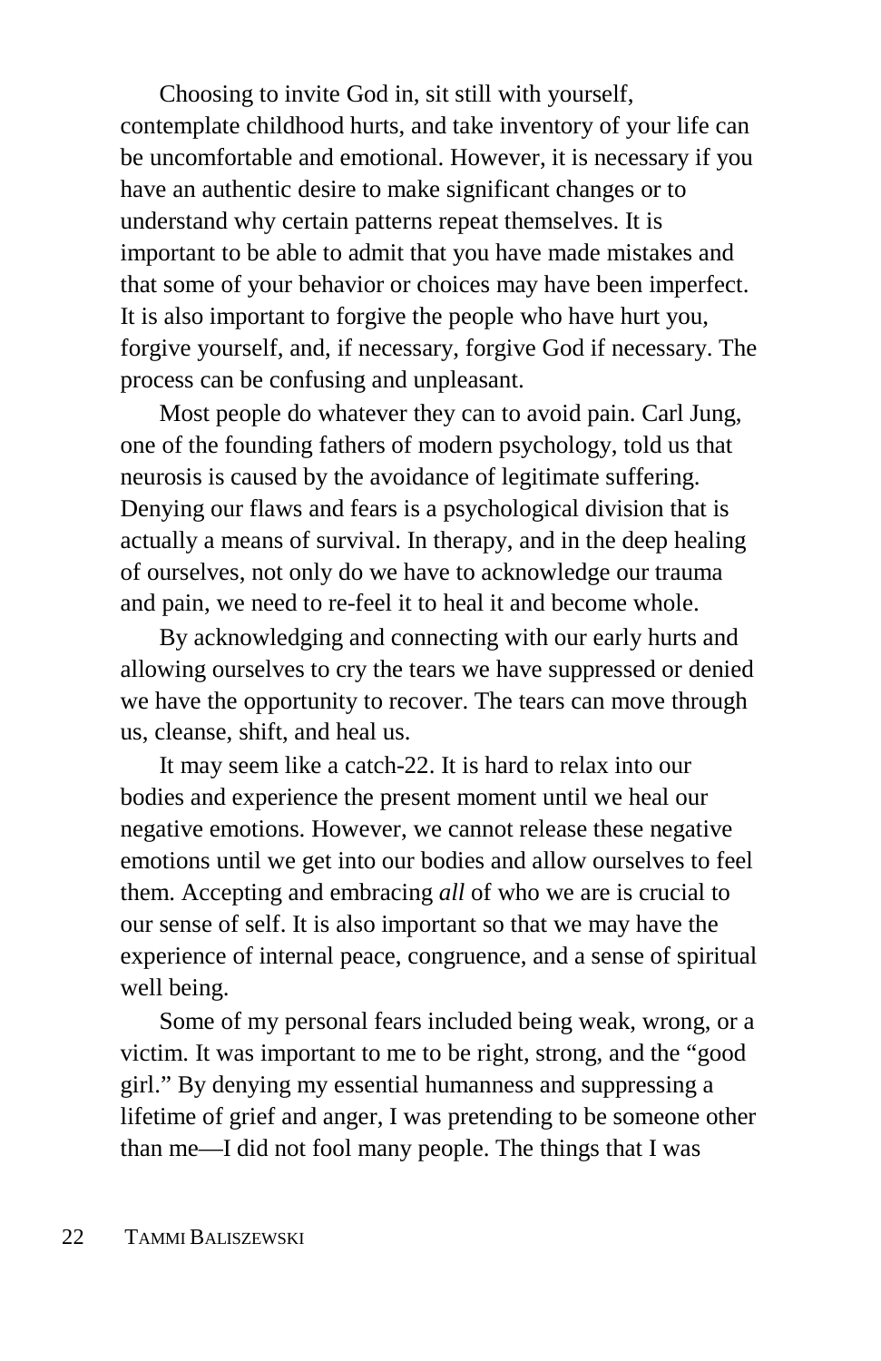Choosing to invite God in, sit still with yourself, contemplate childhood hurts, and take inventory of your life can be uncomfortable and emotional. However, it is necessary if you have an authentic desire to make significant changes or to understand why certain patterns repeat themselves. It is important to be able to admit that you have made mistakes and that some of your behavior or choices may have been imperfect. It is also important to forgive the people who have hurt you, forgive yourself, and, if necessary, forgive God if necessary. The process can be confusing and unpleasant.

Most people do whatever they can to avoid pain. Carl Jung, one of the founding fathers of modern psychology, told us that neurosis is caused by the avoidance of legitimate suffering. Denying our flaws and fears is a psychological division that is actually a means of survival. In therapy, and in the deep healing of ourselves, not only do we have to acknowledge our trauma and pain, we need to re-feel it to heal it and become whole.

By acknowledging and connecting with our early hurts and allowing ourselves to cry the tears we have suppressed or denied we have the opportunity to recover. The tears can move through us, cleanse, shift, and heal us.

It may seem like a catch-22. It is hard to relax into our bodies and experience the present moment until we heal our negative emotions. However, we cannot release these negative emotions until we get into our bodies and allow ourselves to feel them. Accepting and embracing *all* of who we are is crucial to our sense of self. It is also important so that we may have the experience of internal peace, congruence, and a sense of spiritual well being.

Some of my personal fears included being weak, wrong, or a victim. It was important to me to be right, strong, and the "good girl." By denying my essential humanness and suppressing a lifetime of grief and anger, I was pretending to be someone other than me—I did not fool many people. The things that I was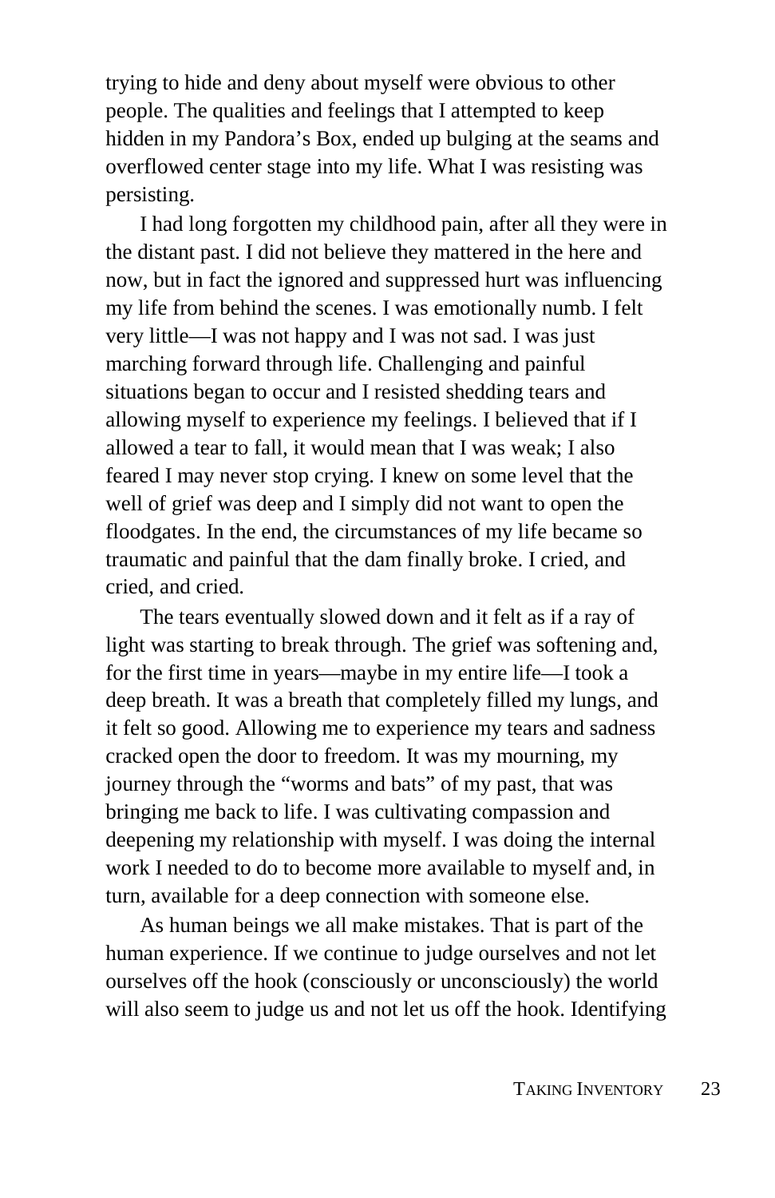trying to hide and deny about myself were obvious to other people. The qualities and feelings that I attempted to keep hidden in my Pandora's Box, ended up bulging at the seams and overflowed center stage into my life. What I was resisting was persisting.

I had long forgotten my childhood pain, after all they were in the distant past. I did not believe they mattered in the here and now, but in fact the ignored and suppressed hurt was influencing my life from behind the scenes. I was emotionally numb. I felt very little—I was not happy and I was not sad. I was just marching forward through life. Challenging and painful situations began to occur and I resisted shedding tears and allowing myself to experience my feelings. I believed that if I allowed a tear to fall, it would mean that I was weak; I also feared I may never stop crying. I knew on some level that the well of grief was deep and I simply did not want to open the floodgates. In the end, the circumstances of my life became so traumatic and painful that the dam finally broke. I cried, and cried, and cried.

The tears eventually slowed down and it felt as if a ray of light was starting to break through. The grief was softening and, for the first time in years—maybe in my entire life—I took a deep breath. It was a breath that completely filled my lungs, and it felt so good. Allowing me to experience my tears and sadness cracked open the door to freedom. It was my mourning, my journey through the "worms and bats" of my past, that was bringing me back to life. I was cultivating compassion and deepening my relationship with myself. I was doing the internal work I needed to do to become more available to myself and, in turn, available for a deep connection with someone else.

As human beings we all make mistakes. That is part of the human experience. If we continue to judge ourselves and not let ourselves off the hook (consciously or unconsciously) the world will also seem to judge us and not let us off the hook. Identifying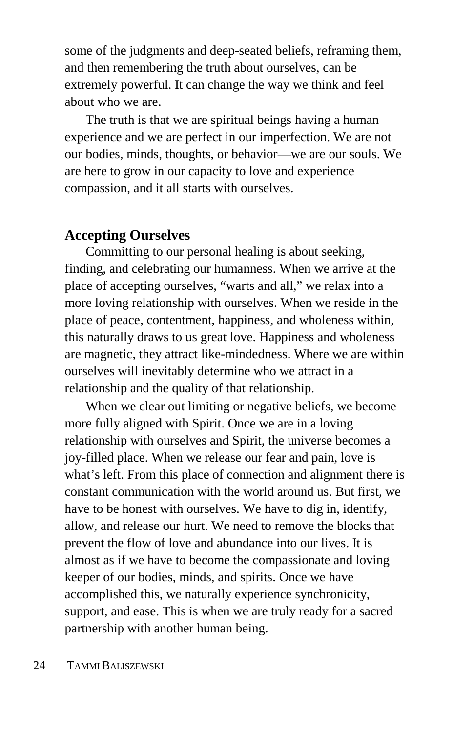some of the judgments and deep-seated beliefs, reframing them, and then remembering the truth about ourselves, can be extremely powerful. It can change the way we think and feel about who we are.

The truth is that we are spiritual beings having a human experience and we are perfect in our imperfection. We are not our bodies, minds, thoughts, or behavior—we are our souls. We are here to grow in our capacity to love and experience compassion, and it all starts with ourselves.

## Accepting Ourselves

Committing to our personal healing is about seeking, finding, and celebrating our humanness. When we arrive at the place of accepting ourselves, "warts and all," we relax into a more loving relationship with ourselves. When we reside in the place of peace, contentment, happiness, and wholeness within, this naturally draws to us great love. Happiness and wholeness are magnetic, they attract like-mindedness. Where we are within ourselves will inevitably determine who we attract in a relationship and the quality of that relationship.

When we clear out limiting or negative beliefs, we become more fully aligned with Spirit. Once we are in a loving relationship with ourselves and Spirit, the universe becomes a joy-filled place. When we release our fear and pain, love is what's left. From this place of connection and alignment there is constant communication with the world around us. But first, we have to be honest with ourselves. We have to dig in, identify, allow, and release our hurt. We need to remove the blocks that prevent the flow of love and abundance into our lives. It is almost as if we have to become the compassionate and loving keeper of our bodies, minds, and spirits. Once we have accomplished this, we naturally experience synchronicity, support, and ease. This is when we are truly ready for a sacred partnership with another human being.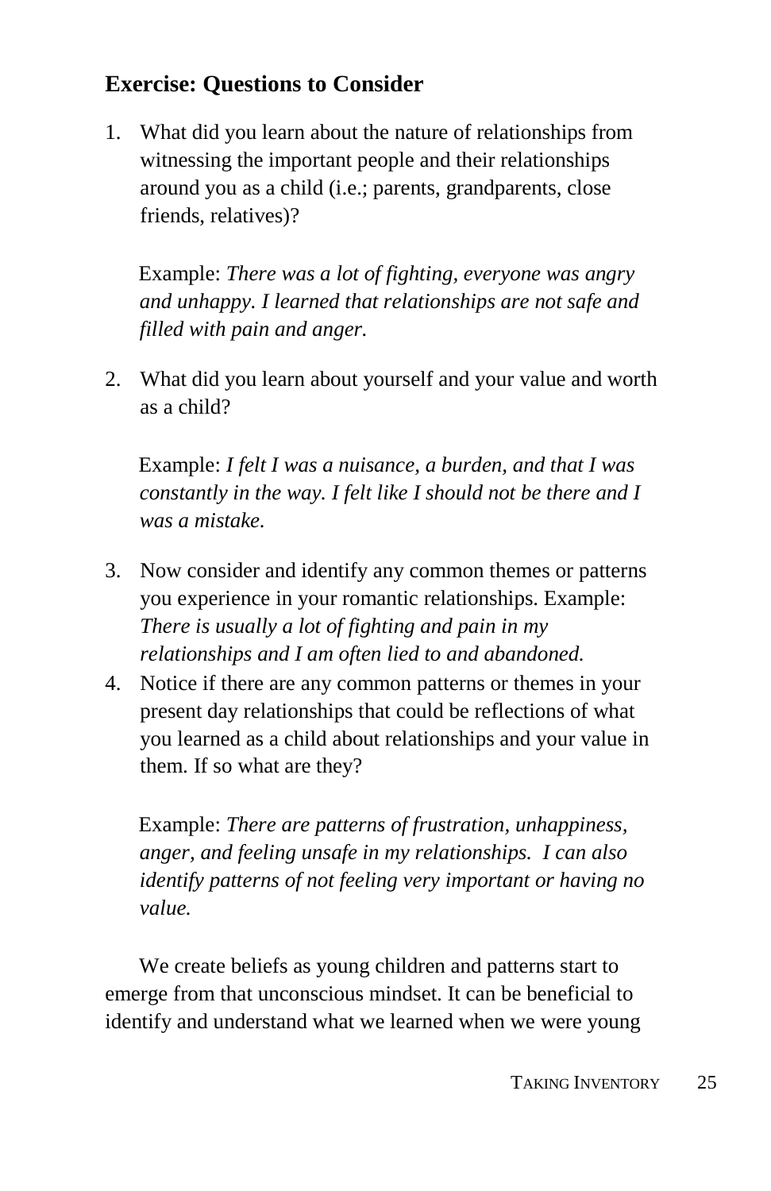### Exercise: Questions to Consider

1. What did you learn about the nature of relationships from witnessing the important people and their relationships around you as a child (i.e.; parents, grandparents, close friends, relatives)?

   Example: *There was a lot of fighting, everyone was angry and unhappy. I learned that relationships are not safe and filled with pain and anger.*

2. What did you learn about yourself and your value and worth as a child?

   Example: *I felt I was a nuisance, a burden, and that I was constantly in the way. I felt like I should not be there and I was a mistake.*

3. Now consider and identify any common themes or patterns you experience in your romantic relationships. Example: *There is usually a lot of fighting and pain in my relationships and I am often lied to and abandoned.*
4. Notice if there are any common patterns or themes in your present day relationships that could be reflections of what you learned as a child about relationships and your value in them. If so what are they?

   Example: *There are patterns of frustration, unhappiness, anger, and feeling unsafe in my relationships. I can also identify patterns of not feeling very important or having no value.*

We create beliefs as young children and patterns start to emerge from that unconscious mindset. It can be beneficial to identify and understand what we learned when we were young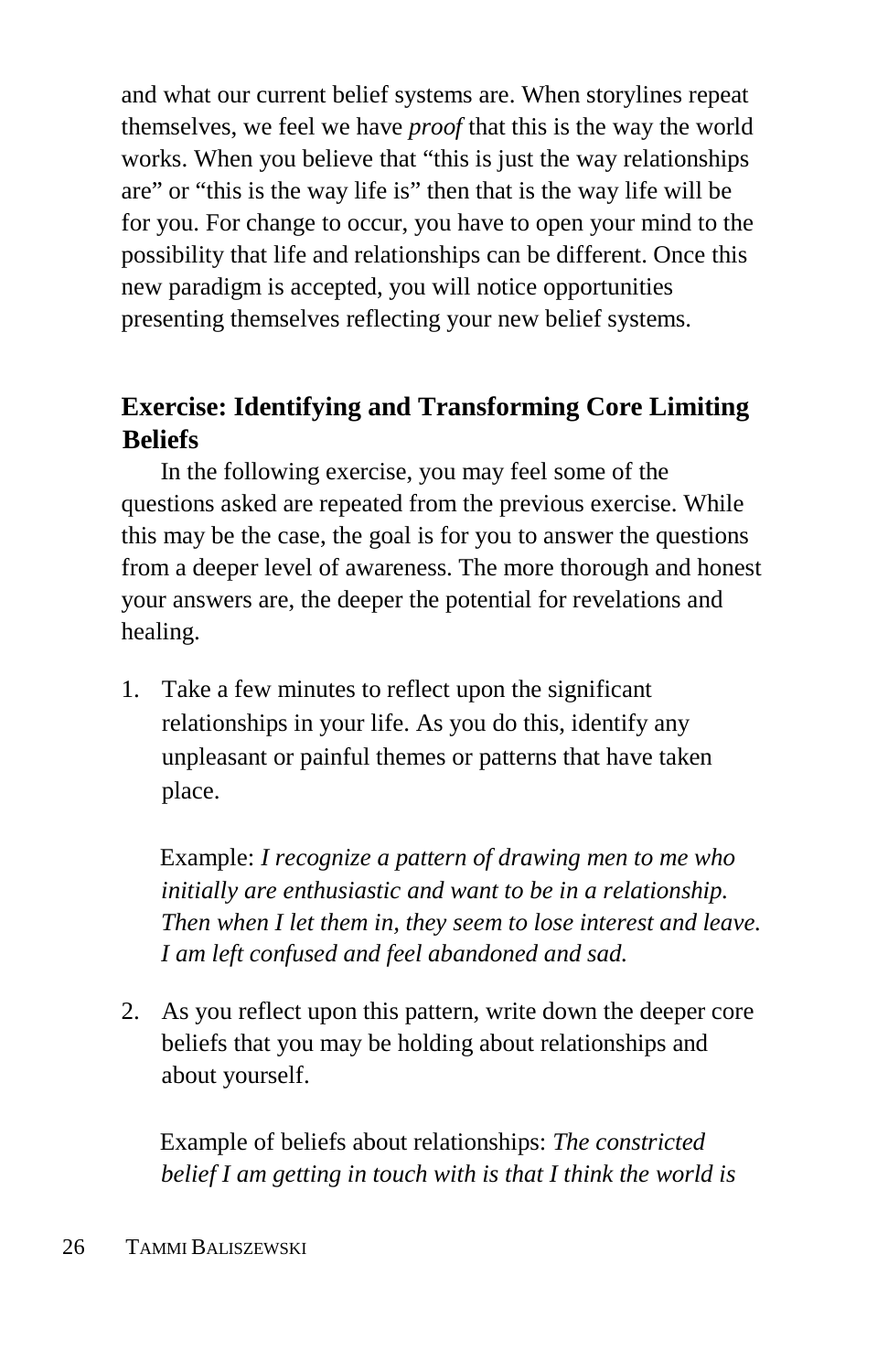and what our current belief systems are. When storylines repeat themselves, we feel we have *proof* that this is the way the world works. When you believe that “this is just the way relationships are” or “this is the way life is” then that is the way life will be for you. For change to occur, you have to open your mind to the possibility that life and relationships can be different. Once this new paradigm is accepted, you will notice opportunities presenting themselves reflecting your new belief systems.

## Exercise: Identifying and Transforming Core Limiting Beliefs

In the following exercise, you may feel some of the questions asked are repeated from the previous exercise. While this may be the case, the goal is for you to answer the questions from a deeper level of awareness. The more thorough and honest your answers are, the deeper the potential for revelations and healing.

1. Take a few minutes to reflect upon the significant relationships in your life. As you do this, identify any unpleasant or painful themes or patterns that have taken place.

   Example: *I recognize a pattern of drawing men to me who initially are enthusiastic and want to be in a relationship. Then when I let them in, they seem to lose interest and leave. I am left confused and feel abandoned and sad.*

2. As you reflect upon this pattern, write down the deeper core beliefs that you may be holding about relationships and about yourself.

   Example of beliefs about relationships: *The constricted belief I am getting in touch with is that I think the world is*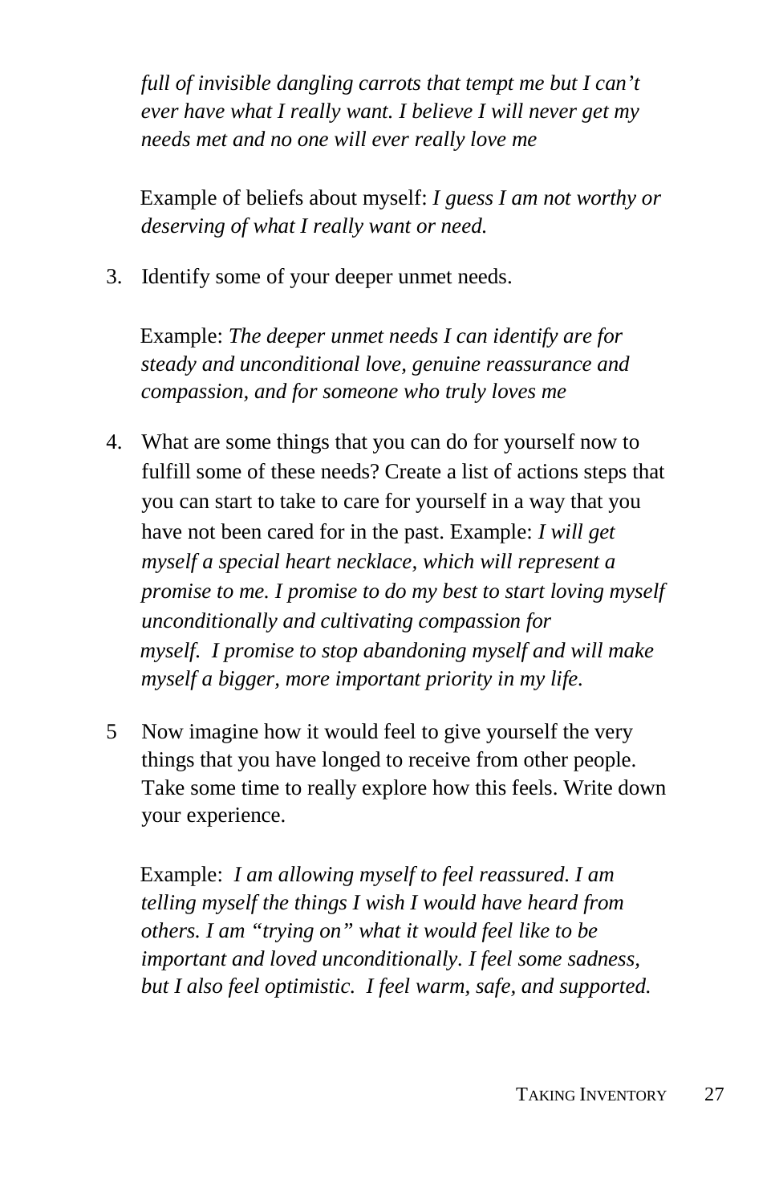*full of invisible dangling carrots that tempt me but I can't ever have what I really want. I believe I will never get my needs met and no one will ever really love me*

Example of beliefs about myself: *I guess I am not worthy or deserving of what I really want or need.*

3. Identify some of your deeper unmet needs.

   Example: *The deeper unmet needs I can identify are for steady and unconditional love, genuine reassurance and compassion, and for someone who truly loves me*

4. What are some things that you can do for yourself now to fulfill some of these needs? Create a list of actions steps that you can start to take to care for yourself in a way that you have not been cared for in the past. Example: *I will get myself a special heart necklace, which will represent a promise to me. I promise to do my best to start loving myself unconditionally and cultivating compassion for myself. I promise to stop abandoning myself and will make myself a bigger, more important priority in my life.*

5 Now imagine how it would feel to give yourself the very things that you have longed to receive from other people. Take some time to really explore how this feels. Write down your experience.

   Example: *I am allowing myself to feel reassured. I am telling myself the things I wish I would have heard from others. I am "trying on" what it would feel like to be important and loved unconditionally. I feel some sadness, but I also feel optimistic. I feel warm, safe, and supported.*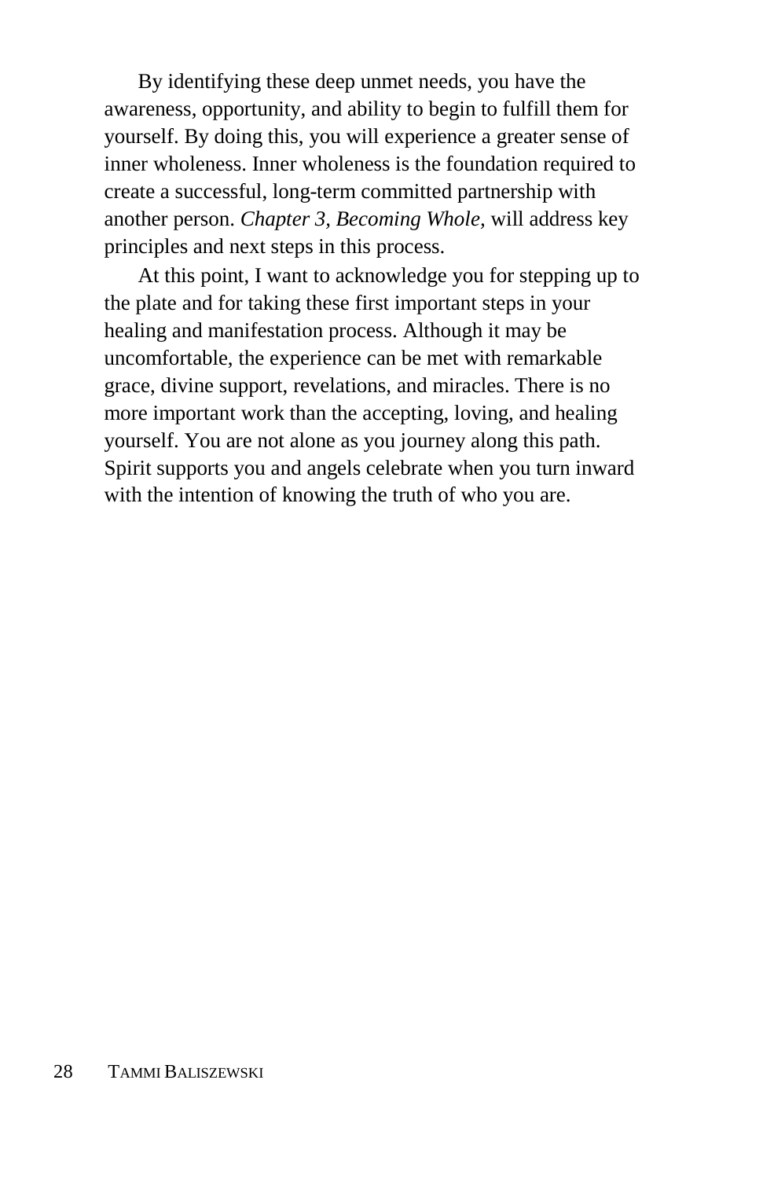By identifying these deep unmet needs, you have the awareness, opportunity, and ability to begin to fulfill them for yourself. By doing this, you will experience a greater sense of inner wholeness. Inner wholeness is the foundation required to create a successful, long-term committed partnership with another person. *Chapter 3, Becoming Whole,* will address key principles and next steps in this process.

At this point, I want to acknowledge you for stepping up to the plate and for taking these first important steps in your healing and manifestation process. Although it may be uncomfortable, the experience can be met with remarkable grace, divine support, revelations, and miracles. There is no more important work than the accepting, loving, and healing yourself. You are not alone as you journey along this path. Spirit supports you and angels celebrate when you turn inward with the intention of knowing the truth of who you are.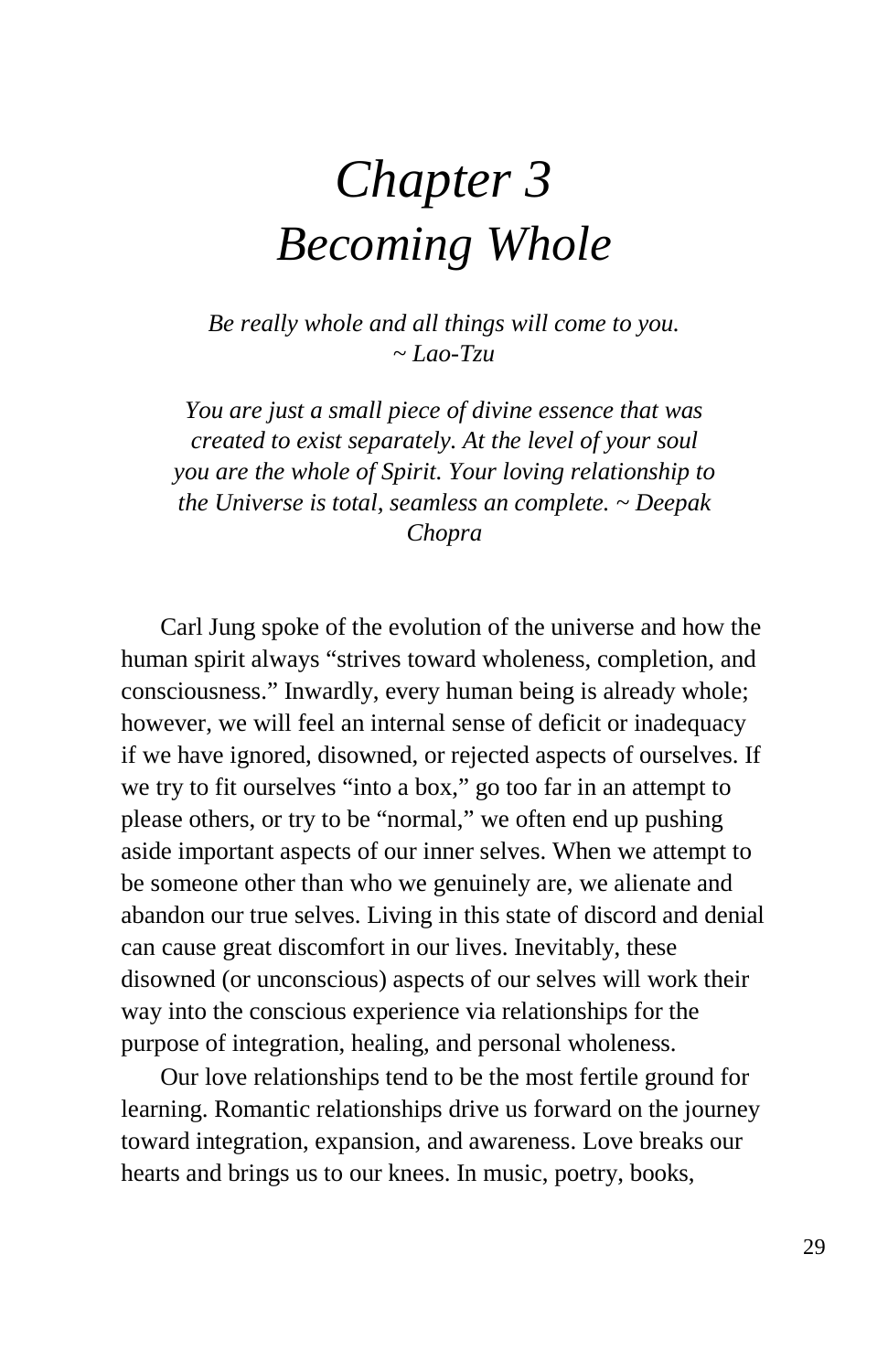# *Chapter 3*
# *Becoming Whole*

*Be really whole and all things will come to you.*
*~ Lao-Tzu*

*You are just a small piece of divine essence that was created to exist separately. At the level of your soul you are the whole of Spirit. Your loving relationship to the Universe is total, seamless an complete. ~ Deepak Chopra*

Carl Jung spoke of the evolution of the universe and how the human spirit always "strives toward wholeness, completion, and consciousness." Inwardly, every human being is already whole; however, we will feel an internal sense of deficit or inadequacy if we have ignored, disowned, or rejected aspects of ourselves. If we try to fit ourselves "into a box," go too far in an attempt to please others, or try to be "normal," we often end up pushing aside important aspects of our inner selves. When we attempt to be someone other than who we genuinely are, we alienate and abandon our true selves. Living in this state of discord and denial can cause great discomfort in our lives. Inevitably, these disowned (or unconscious) aspects of our selves will work their way into the conscious experience via relationships for the purpose of integration, healing, and personal wholeness.

Our love relationships tend to be the most fertile ground for learning. Romantic relationships drive us forward on the journey toward integration, expansion, and awareness. Love breaks our hearts and brings us to our knees. In music, poetry, books,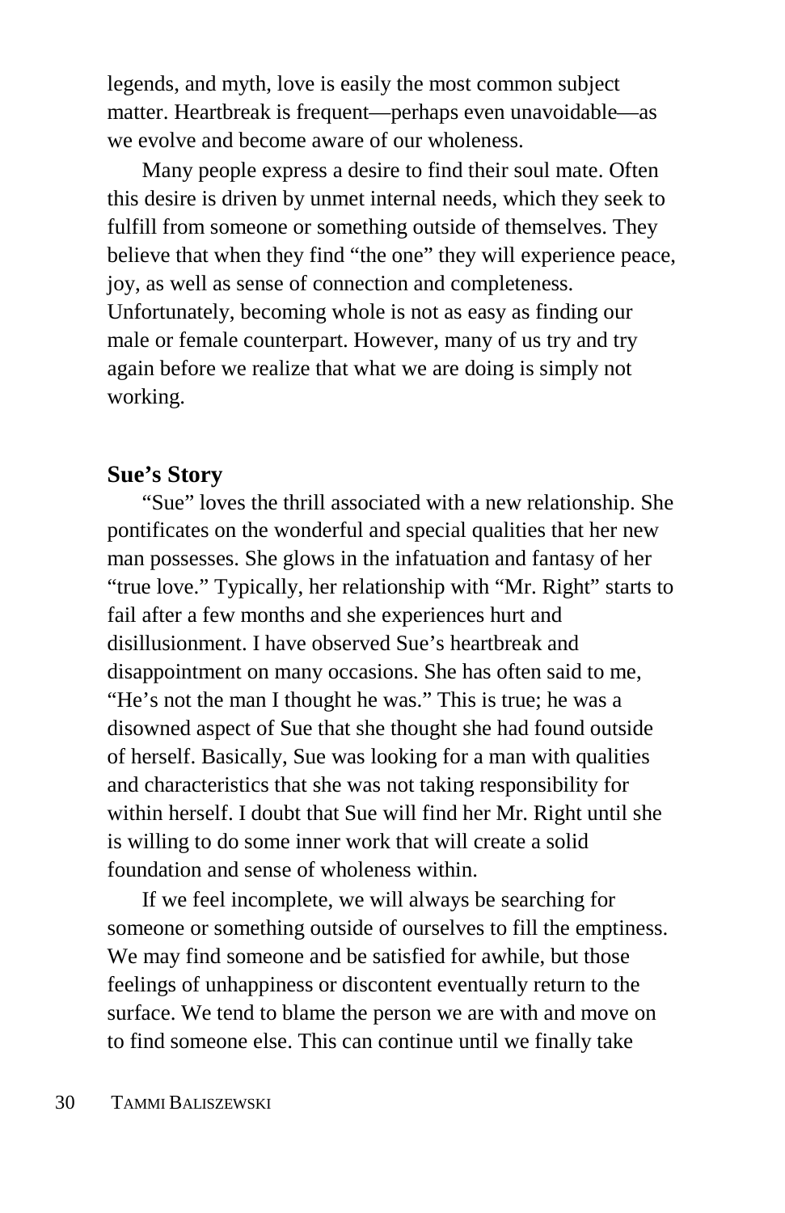legends, and myth, love is easily the most common subject matter. Heartbreak is frequent—perhaps even unavoidable—as we evolve and become aware of our wholeness.

Many people express a desire to find their soul mate. Often this desire is driven by unmet internal needs, which they seek to fulfill from someone or something outside of themselves. They believe that when they find "the one" they will experience peace, joy, as well as sense of connection and completeness. Unfortunately, becoming whole is not as easy as finding our male or female counterpart. However, many of us try and try again before we realize that what we are doing is simply not working.

### Sue's Story

"Sue" loves the thrill associated with a new relationship. She pontificates on the wonderful and special qualities that her new man possesses. She glows in the infatuation and fantasy of her "true love." Typically, her relationship with "Mr. Right" starts to fail after a few months and she experiences hurt and disillusionment. I have observed Sue's heartbreak and disappointment on many occasions. She has often said to me, "He's not the man I thought he was." This is true; he was a disowned aspect of Sue that she thought she had found outside of herself. Basically, Sue was looking for a man with qualities and characteristics that she was not taking responsibility for within herself. I doubt that Sue will find her Mr. Right until she is willing to do some inner work that will create a solid foundation and sense of wholeness within.

If we feel incomplete, we will always be searching for someone or something outside of ourselves to fill the emptiness. We may find someone and be satisfied for awhile, but those feelings of unhappiness or discontent eventually return to the surface. We tend to blame the person we are with and move on to find someone else. This can continue until we finally take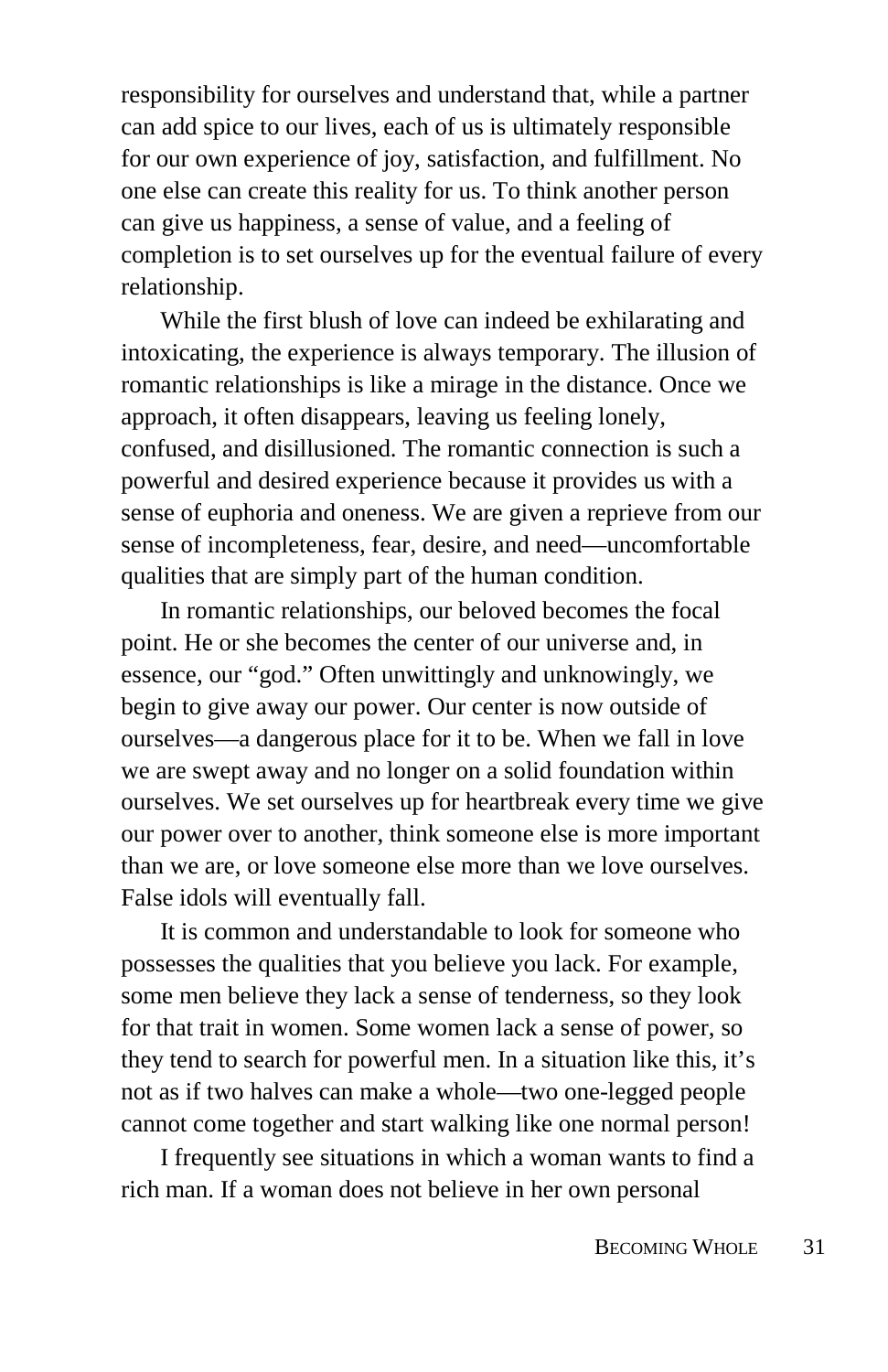responsibility for ourselves and understand that, while a partner can add spice to our lives, each of us is ultimately responsible for our own experience of joy, satisfaction, and fulfillment. No one else can create this reality for us. To think another person can give us happiness, a sense of value, and a feeling of completion is to set ourselves up for the eventual failure of every relationship.

While the first blush of love can indeed be exhilarating and intoxicating, the experience is always temporary. The illusion of romantic relationships is like a mirage in the distance. Once we approach, it often disappears, leaving us feeling lonely, confused, and disillusioned. The romantic connection is such a powerful and desired experience because it provides us with a sense of euphoria and oneness. We are given a reprieve from our sense of incompleteness, fear, desire, and need—uncomfortable qualities that are simply part of the human condition.

In romantic relationships, our beloved becomes the focal point. He or she becomes the center of our universe and, in essence, our "god." Often unwittingly and unknowingly, we begin to give away our power. Our center is now outside of ourselves—a dangerous place for it to be. When we fall in love we are swept away and no longer on a solid foundation within ourselves. We set ourselves up for heartbreak every time we give our power over to another, think someone else is more important than we are, or love someone else more than we love ourselves. False idols will eventually fall.

It is common and understandable to look for someone who possesses the qualities that you believe you lack. For example, some men believe they lack a sense of tenderness, so they look for that trait in women. Some women lack a sense of power, so they tend to search for powerful men. In a situation like this, it's not as if two halves can make a whole—two one-legged people cannot come together and start walking like one normal person!

I frequently see situations in which a woman wants to find a rich man. If a woman does not believe in her own personal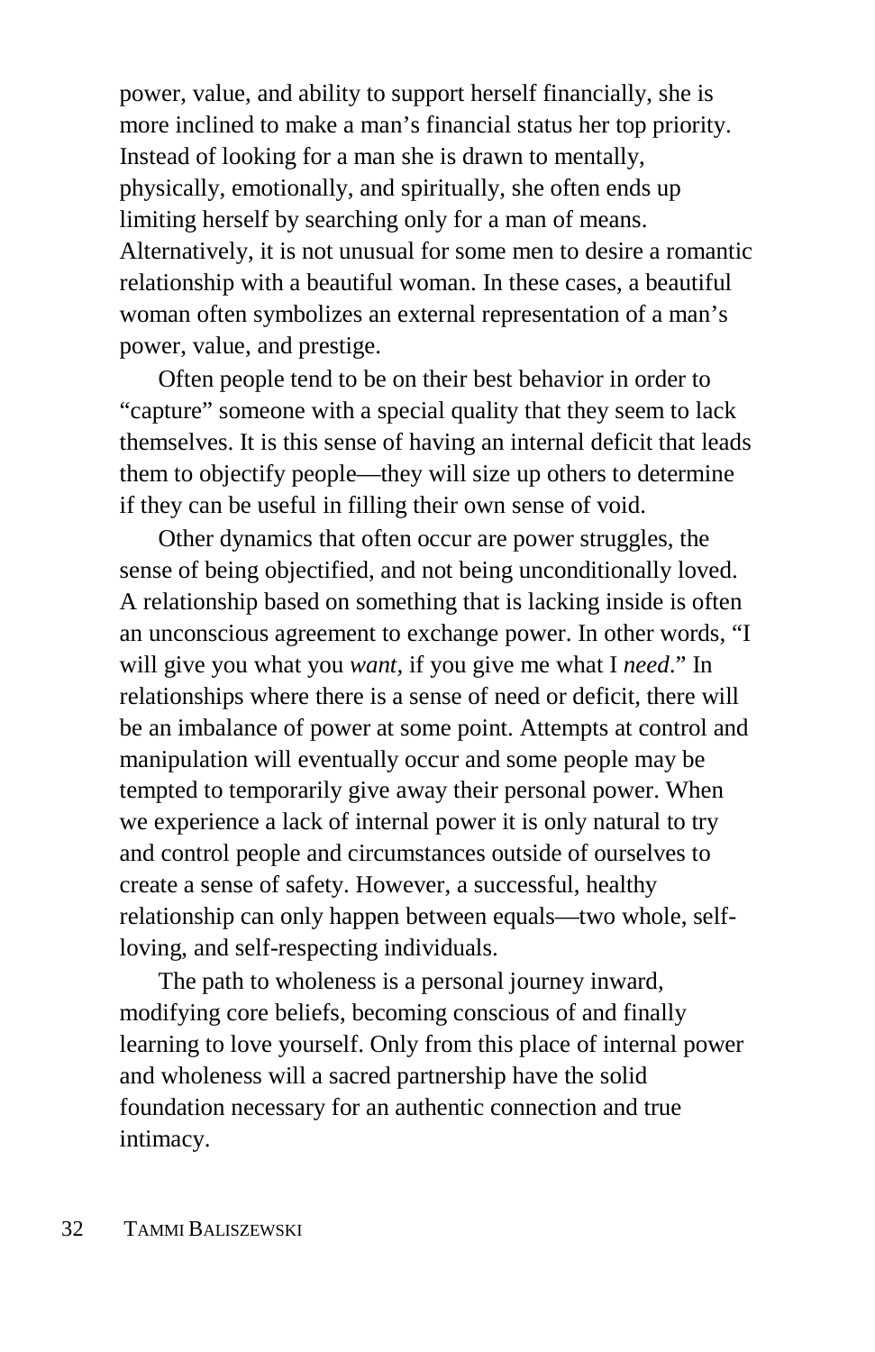power, value, and ability to support herself financially, she is more inclined to make a man's financial status her top priority. Instead of looking for a man she is drawn to mentally, physically, emotionally, and spiritually, she often ends up limiting herself by searching only for a man of means. Alternatively, it is not unusual for some men to desire a romantic relationship with a beautiful woman. In these cases, a beautiful woman often symbolizes an external representation of a man's power, value, and prestige.

Often people tend to be on their best behavior in order to "capture" someone with a special quality that they seem to lack themselves. It is this sense of having an internal deficit that leads them to objectify people—they will size up others to determine if they can be useful in filling their own sense of void.

Other dynamics that often occur are power struggles, the sense of being objectified, and not being unconditionally loved. A relationship based on something that is lacking inside is often an unconscious agreement to exchange power. In other words, "I will give you what you *want,* if you give me what I *need*." In relationships where there is a sense of need or deficit, there will be an imbalance of power at some point. Attempts at control and manipulation will eventually occur and some people may be tempted to temporarily give away their personal power. When we experience a lack of internal power it is only natural to try and control people and circumstances outside of ourselves to create a sense of safety. However, a successful, healthy relationship can only happen between equals—two whole, self-loving, and self-respecting individuals.

The path to wholeness is a personal journey inward, modifying core beliefs, becoming conscious of and finally learning to love yourself. Only from this place of internal power and wholeness will a sacred partnership have the solid foundation necessary for an authentic connection and true intimacy.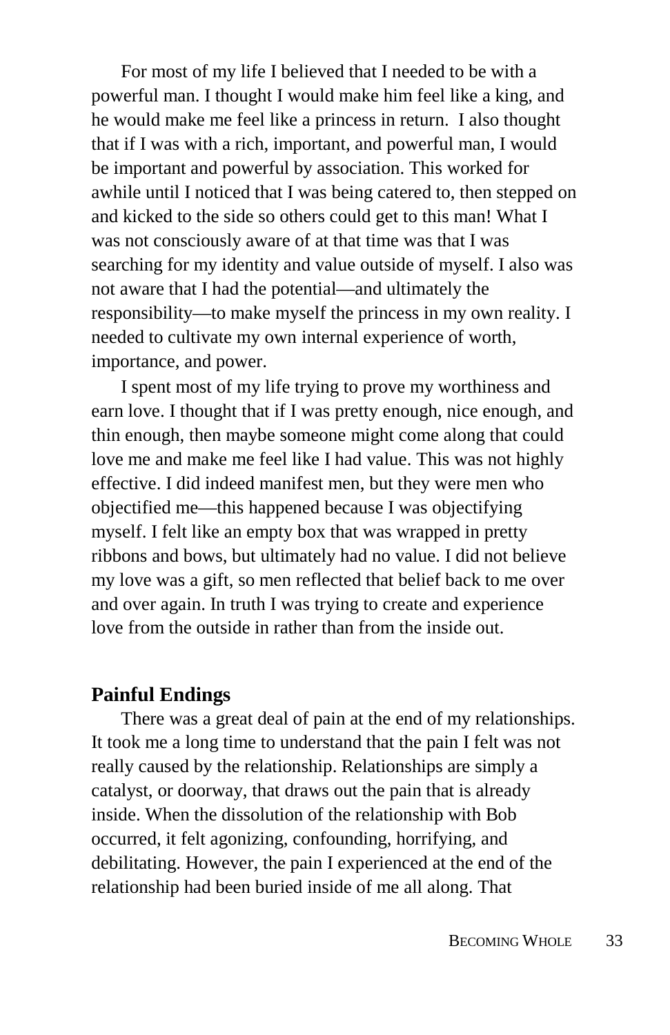For most of my life I believed that I needed to be with a powerful man. I thought I would make him feel like a king, and he would make me feel like a princess in return. I also thought that if I was with a rich, important, and powerful man, I would be important and powerful by association. This worked for awhile until I noticed that I was being catered to, then stepped on and kicked to the side so others could get to this man! What I was not consciously aware of at that time was that I was searching for my identity and value outside of myself. I also was not aware that I had the potential—and ultimately the responsibility—to make myself the princess in my own reality. I needed to cultivate my own internal experience of worth, importance, and power.

I spent most of my life trying to prove my worthiness and earn love. I thought that if I was pretty enough, nice enough, and thin enough, then maybe someone might come along that could love me and make me feel like I had value. This was not highly effective. I did indeed manifest men, but they were men who objectified me—this happened because I was objectifying myself. I felt like an empty box that was wrapped in pretty ribbons and bows, but ultimately had no value. I did not believe my love was a gift, so men reflected that belief back to me over and over again. In truth I was trying to create and experience love from the outside in rather than from the inside out.

### Painful Endings

There was a great deal of pain at the end of my relationships. It took me a long time to understand that the pain I felt was not really caused by the relationship. Relationships are simply a catalyst, or doorway, that draws out the pain that is already inside. When the dissolution of the relationship with Bob occurred, it felt agonizing, confounding, horrifying, and debilitating. However, the pain I experienced at the end of the relationship had been buried inside of me all along. That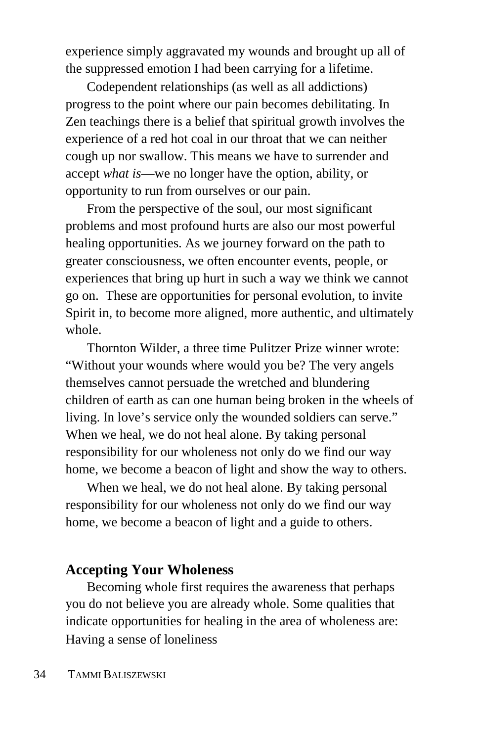experience simply aggravated my wounds and brought up all of the suppressed emotion I had been carrying for a lifetime.

Codependent relationships (as well as all addictions) progress to the point where our pain becomes debilitating. In Zen teachings there is a belief that spiritual growth involves the experience of a red hot coal in our throat that we can neither cough up nor swallow. This means we have to surrender and accept *what is*—we no longer have the option, ability, or opportunity to run from ourselves or our pain.

From the perspective of the soul, our most significant problems and most profound hurts are also our most powerful healing opportunities. As we journey forward on the path to greater consciousness, we often encounter events, people, or experiences that bring up hurt in such a way we think we cannot go on. These are opportunities for personal evolution, to invite Spirit in, to become more aligned, more authentic, and ultimately whole.

Thornton Wilder, a three time Pulitzer Prize winner wrote: "Without your wounds where would you be? The very angels themselves cannot persuade the wretched and blundering children of earth as can one human being broken in the wheels of living. In love's service only the wounded soldiers can serve." When we heal, we do not heal alone. By taking personal responsibility for our wholeness not only do we find our way home, we become a beacon of light and show the way to others.

When we heal, we do not heal alone. By taking personal responsibility for our wholeness not only do we find our way home, we become a beacon of light and a guide to others.

## Accepting Your Wholeness

Becoming whole first requires the awareness that perhaps you do not believe you are already whole. Some qualities that indicate opportunities for healing in the area of wholeness are:

Having a sense of loneliness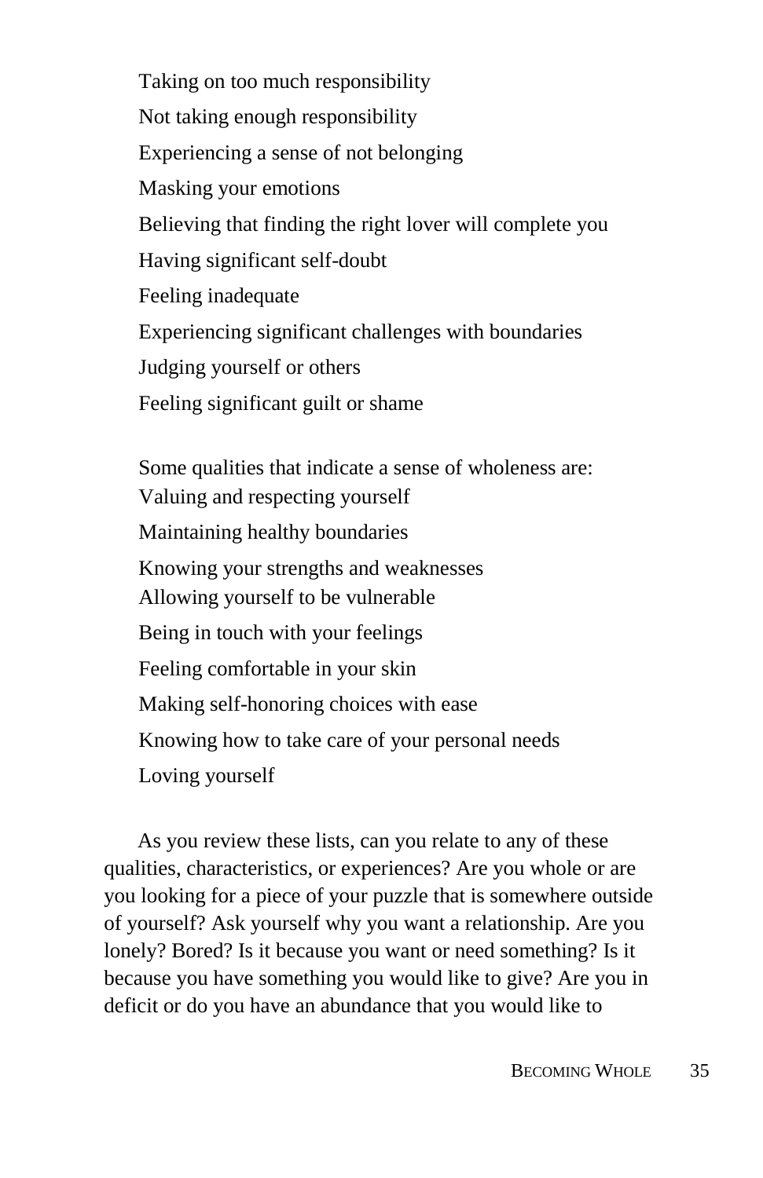Taking on too much responsibility

Not taking enough responsibility

Experiencing a sense of not belonging

Masking your emotions

Believing that finding the right lover will complete you

Having significant self-doubt

Feeling inadequate

Experiencing significant challenges with boundaries

Judging yourself or others

Feeling significant guilt or shame

Some qualities that indicate a sense of wholeness are:

Valuing and respecting yourself

Maintaining healthy boundaries

Knowing your strengths and weaknesses

Allowing yourself to be vulnerable

Being in touch with your feelings

Feeling comfortable in your skin

Making self-honoring choices with ease

Knowing how to take care of your personal needs

Loving yourself

As you review these lists, can you relate to any of these qualities, characteristics, or experiences? Are you whole or are you looking for a piece of your puzzle that is somewhere outside of yourself? Ask yourself why you want a relationship. Are you lonely? Bored? Is it because you want or need something? Is it because you have something you would like to give? Are you in deficit or do you have an abundance that you would like to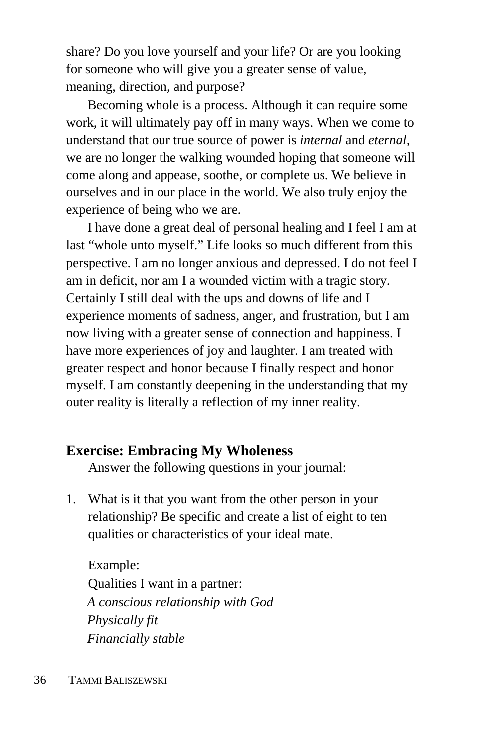share? Do you love yourself and your life? Or are you looking for someone who will give you a greater sense of value, meaning, direction, and purpose?

Becoming whole is a process. Although it can require some work, it will ultimately pay off in many ways. When we come to understand that our true source of power is *internal* and *eternal,* we are no longer the walking wounded hoping that someone will come along and appease, soothe, or complete us. We believe in ourselves and in our place in the world. We also truly enjoy the experience of being who we are.

I have done a great deal of personal healing and I feel I am at last "whole unto myself." Life looks so much different from this perspective. I am no longer anxious and depressed. I do not feel I am in deficit, nor am I a wounded victim with a tragic story. Certainly I still deal with the ups and downs of life and I experience moments of sadness, anger, and frustration, but I am now living with a greater sense of connection and happiness. I have more experiences of joy and laughter. I am treated with greater respect and honor because I finally respect and honor myself. I am constantly deepening in the understanding that my outer reality is literally a reflection of my inner reality.

**Exercise: Embracing My Wholeness**

Answer the following questions in your journal:

1. What is it that you want from the other person in your relationship? Be specific and create a list of eight to ten qualities or characteristics of your ideal mate.

   Example:
   Qualities I want in a partner:
   *A conscious relationship with God*
   *Physically fit*
   *Financially stable*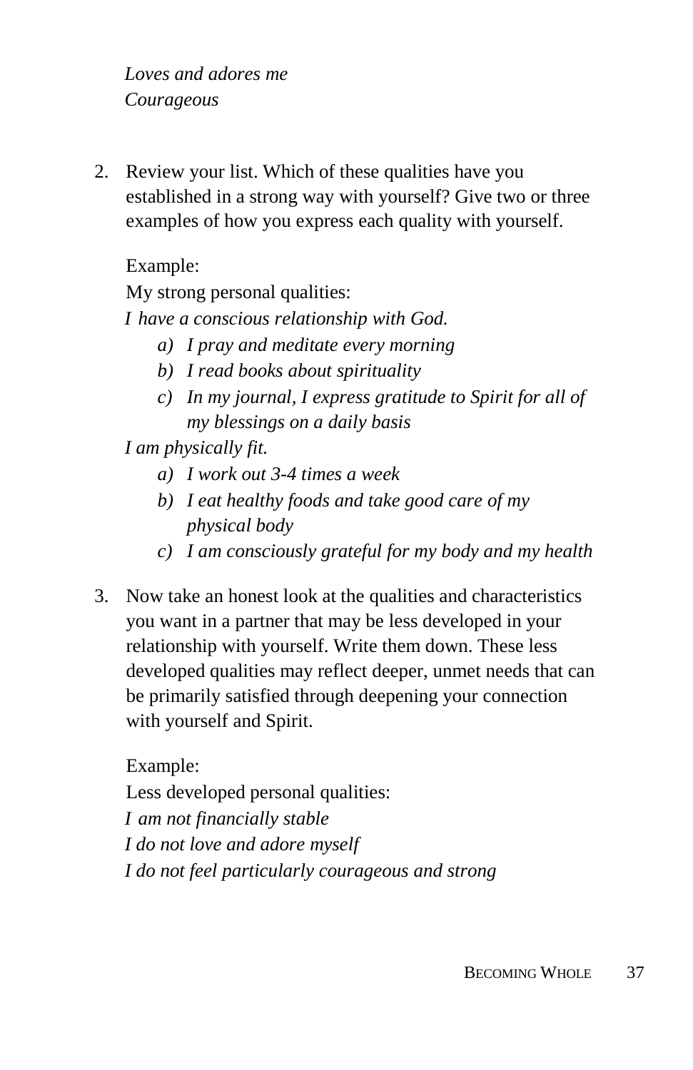*Loves and adores me*
*Courageous*

2. Review your list. Which of these qualities have you established in a strong way with yourself? Give two or three examples of how you express each quality with yourself.

   Example:
   My strong personal qualities:
   *I have a conscious relationship with God.*
   a) *I pray and meditate every morning*
   b) *I read books about spirituality*
   c) *In my journal, I express gratitude to Spirit for all of my blessings on a daily basis*

   *I am physically fit.*
   a) *I work out 3-4 times a week*
   b) *I eat healthy foods and take good care of my physical body*
   c) *I am consciously grateful for my body and my health*

3. Now take an honest look at the qualities and characteristics you want in a partner that may be less developed in your relationship with yourself. Write them down. These less developed qualities may reflect deeper, unmet needs that can be primarily satisfied through deepening your connection with yourself and Spirit.

   Example:
   Less developed personal qualities:
   *I am not financially stable*
   *I do not love and adore myself*
   *I do not feel particularly courageous and strong*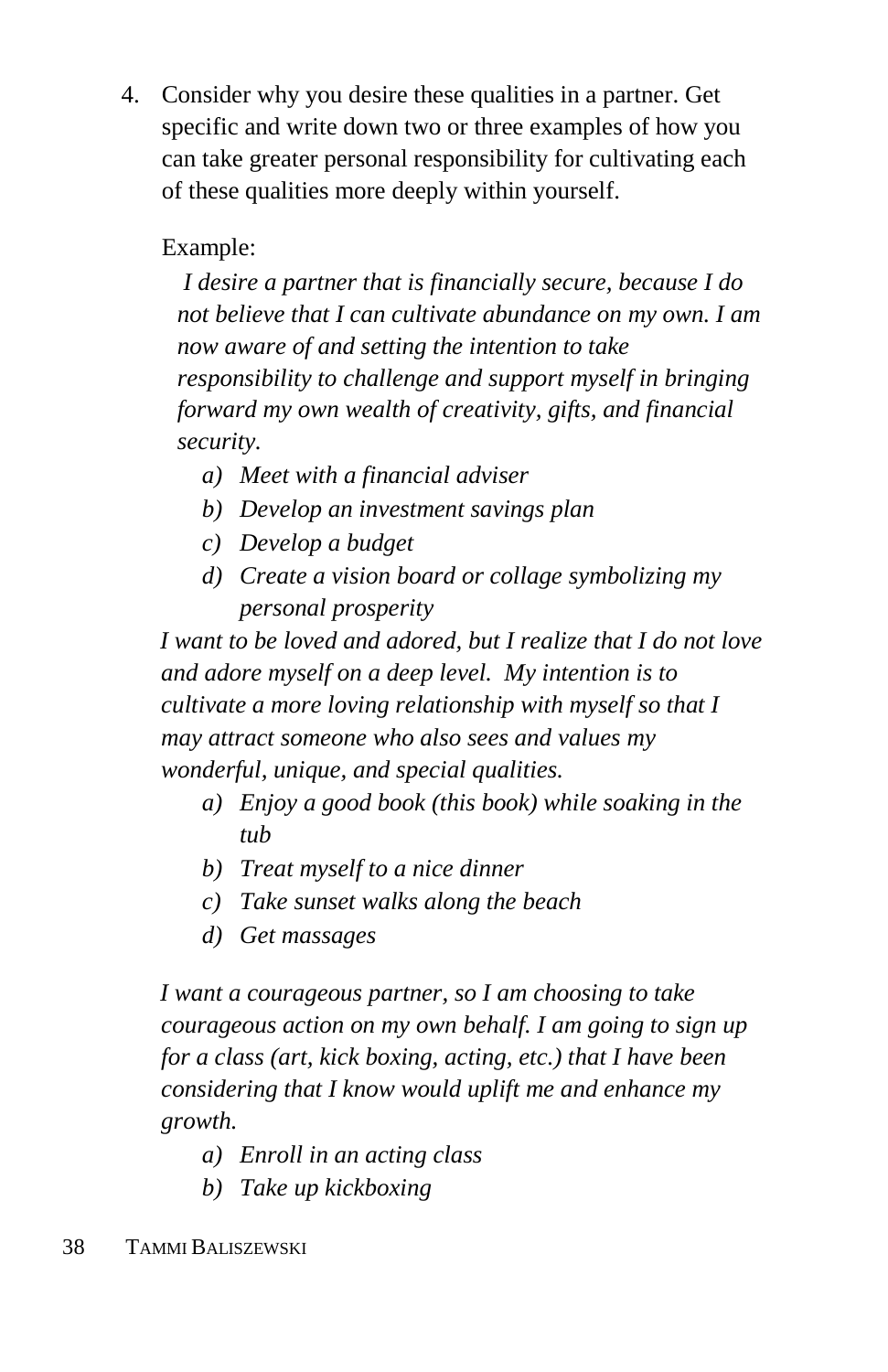4. Consider why you desire these qualities in a partner. Get specific and write down two or three examples of how you can take greater personal responsibility for cultivating each of these qualities more deeply within yourself.

   Example:

   *I desire a partner that is financially secure, because I do not believe that I can cultivate abundance on my own. I am now aware of and setting the intention to take responsibility to challenge and support myself in bringing forward my own wealth of creativity, gifts, and financial security.*

   *a) Meet with a financial adviser*
   *b) Develop an investment savings plan*
   *c) Develop a budget*
   *d) Create a vision board or collage symbolizing my personal prosperity*

   *I want to be loved and adored, but I realize that I do not love and adore myself on a deep level. My intention is to cultivate a more loving relationship with myself so that I may attract someone who also sees and values my wonderful, unique, and special qualities.*

   *a) Enjoy a good book (this book) while soaking in the tub*
   *b) Treat myself to a nice dinner*
   *c) Take sunset walks along the beach*
   *d) Get massages*

   *I want a courageous partner, so I am choosing to take courageous action on my own behalf. I am going to sign up for a class (art, kick boxing, acting, etc.) that I have been considering that I know would uplift me and enhance my growth.*

   *a) Enroll in an acting class*
   *b) Take up kickboxing*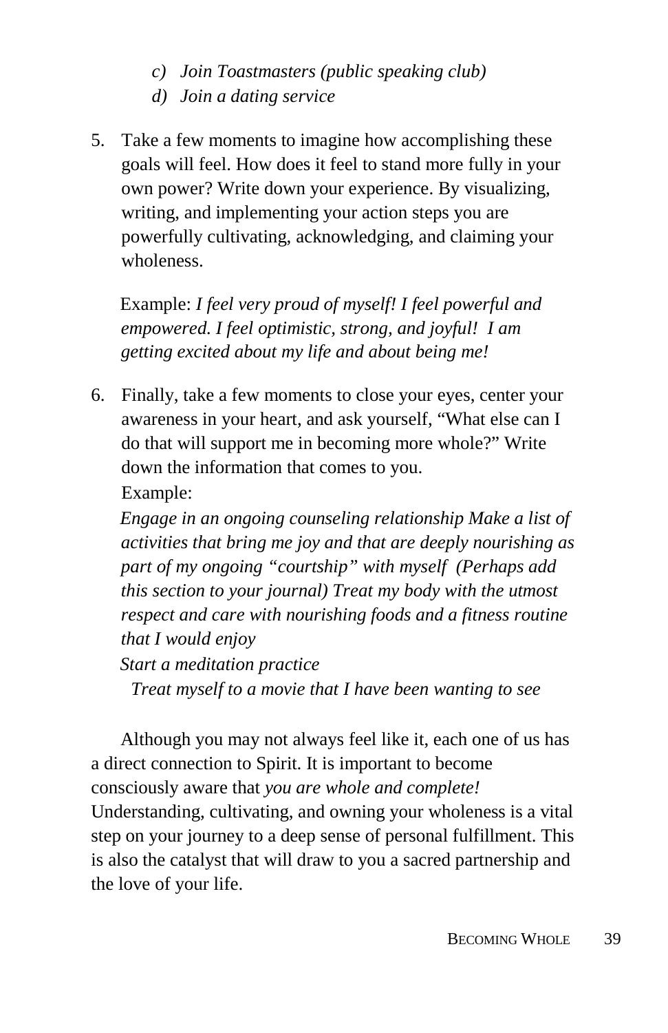c) *Join Toastmasters (public speaking club)*
d) *Join a dating service*

5. Take a few moments to imagine how accomplishing these goals will feel. How does it feel to stand more fully in your own power? Write down your experience. By visualizing, writing, and implementing your action steps you are powerfully cultivating, acknowledging, and claiming your wholeness.

   Example: *I feel very proud of myself! I feel powerful and empowered. I feel optimistic, strong, and joyful! I am getting excited about my life and about being me!*

6. Finally, take a few moments to close your eyes, center your awareness in your heart, and ask yourself, "What else can I do that will support me in becoming more whole?" Write down the information that comes to you.

   Example:

   *Engage in an ongoing counseling relationship Make a list of activities that bring me joy and that are deeply nourishing as part of my ongoing "courtship" with myself (Perhaps add this section to your journal) Treat my body with the utmost respect and care with nourishing foods and a fitness routine that I would enjoy*

   *Start a meditation practice*

   *Treat myself to a movie that I have been wanting to see*

Although you may not always feel like it, each one of us has a direct connection to Spirit. It is important to become consciously aware that *you are whole and complete!* Understanding, cultivating, and owning your wholeness is a vital step on your journey to a deep sense of personal fulfillment. This is also the catalyst that will draw to you a sacred partnership and the love of your life.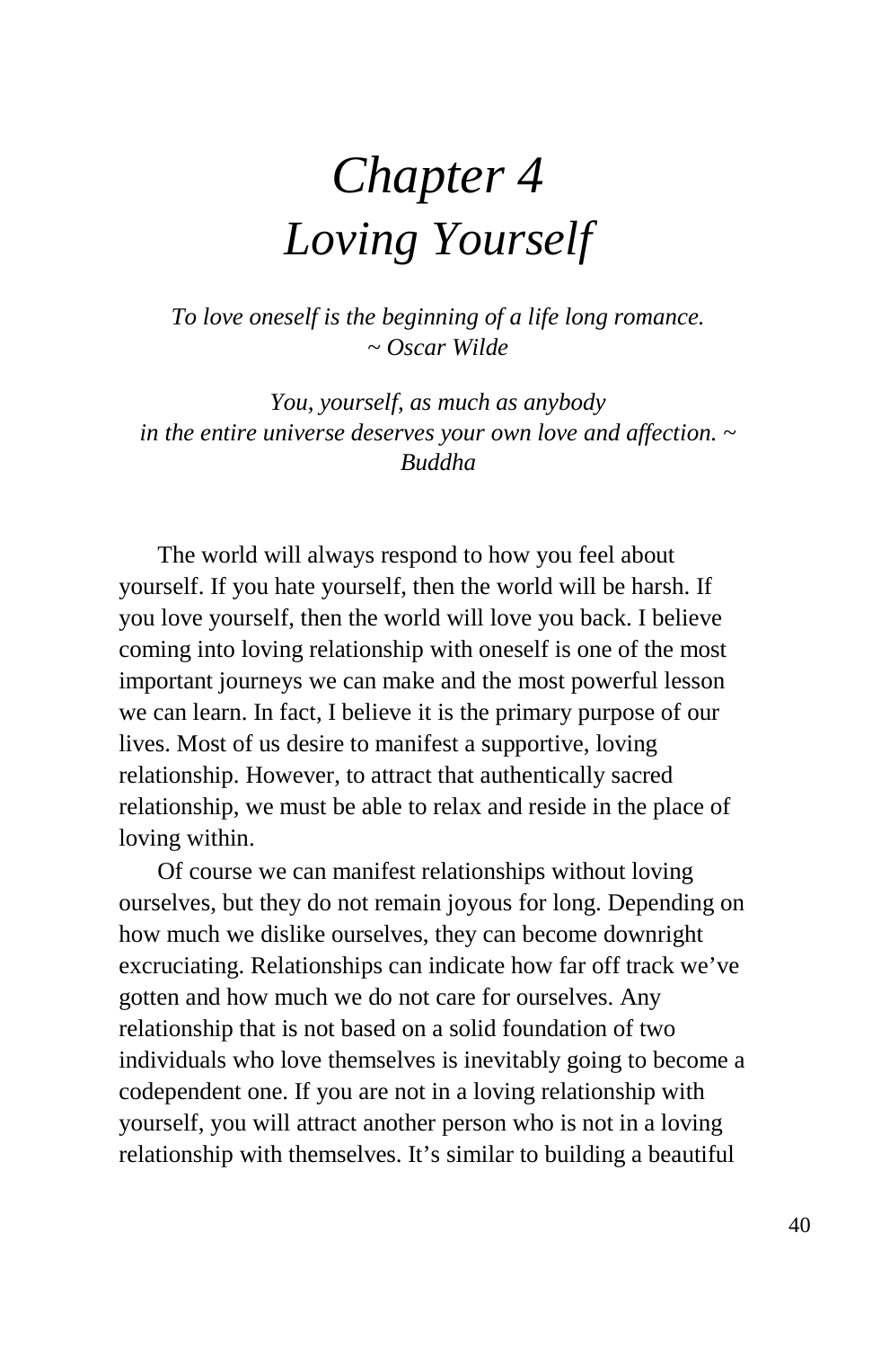# *Chapter 4*
# *Loving Yourself*

*To love oneself is the beginning of a life long romance.*
*~ Oscar Wilde*

*You, yourself, as much as anybody*
*in the entire universe deserves your own love and affection. ~ Buddha*

The world will always respond to how you feel about yourself. If you hate yourself, then the world will be harsh. If you love yourself, then the world will love you back. I believe coming into loving relationship with oneself is one of the most important journeys we can make and the most powerful lesson we can learn. In fact, I believe it is the primary purpose of our lives. Most of us desire to manifest a supportive, loving relationship. However, to attract that authentically sacred relationship, we must be able to relax and reside in the place of loving within.

Of course we can manifest relationships without loving ourselves, but they do not remain joyous for long. Depending on how much we dislike ourselves, they can become downright excruciating. Relationships can indicate how far off track we've gotten and how much we do not care for ourselves. Any relationship that is not based on a solid foundation of two individuals who love themselves is inevitably going to become a codependent one. If you are not in a loving relationship with yourself, you will attract another person who is not in a loving relationship with themselves. It's similar to building a beautiful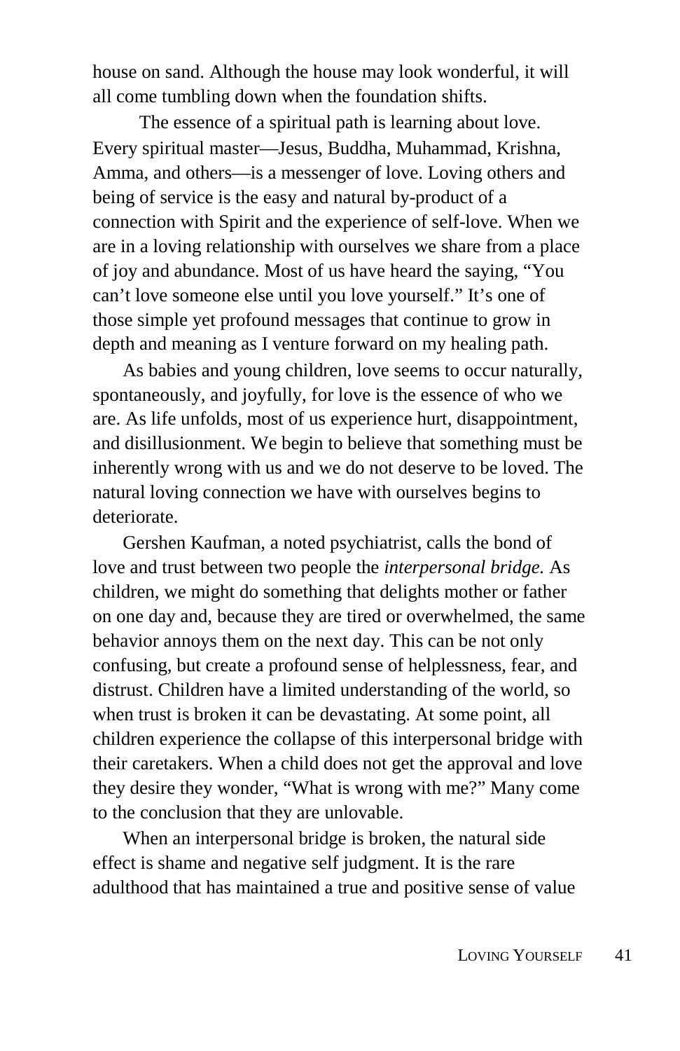house on sand. Although the house may look wonderful, it will all come tumbling down when the foundation shifts.

The essence of a spiritual path is learning about love. Every spiritual master—Jesus, Buddha, Muhammad, Krishna, Amma, and others—is a messenger of love. Loving others and being of service is the easy and natural by-product of a connection with Spirit and the experience of self-love. When we are in a loving relationship with ourselves we share from a place of joy and abundance. Most of us have heard the saying, "You can't love someone else until you love yourself." It's one of those simple yet profound messages that continue to grow in depth and meaning as I venture forward on my healing path.

As babies and young children, love seems to occur naturally, spontaneously, and joyfully, for love is the essence of who we are. As life unfolds, most of us experience hurt, disappointment, and disillusionment. We begin to believe that something must be inherently wrong with us and we do not deserve to be loved. The natural loving connection we have with ourselves begins to deteriorate.

Gershen Kaufman, a noted psychiatrist, calls the bond of love and trust between two people the *interpersonal bridge.* As children, we might do something that delights mother or father on one day and, because they are tired or overwhelmed, the same behavior annoys them on the next day. This can be not only confusing, but create a profound sense of helplessness, fear, and distrust. Children have a limited understanding of the world, so when trust is broken it can be devastating. At some point, all children experience the collapse of this interpersonal bridge with their caretakers. When a child does not get the approval and love they desire they wonder, "What is wrong with me?" Many come to the conclusion that they are unlovable.

When an interpersonal bridge is broken, the natural side effect is shame and negative self judgment. It is the rare adulthood that has maintained a true and positive sense of value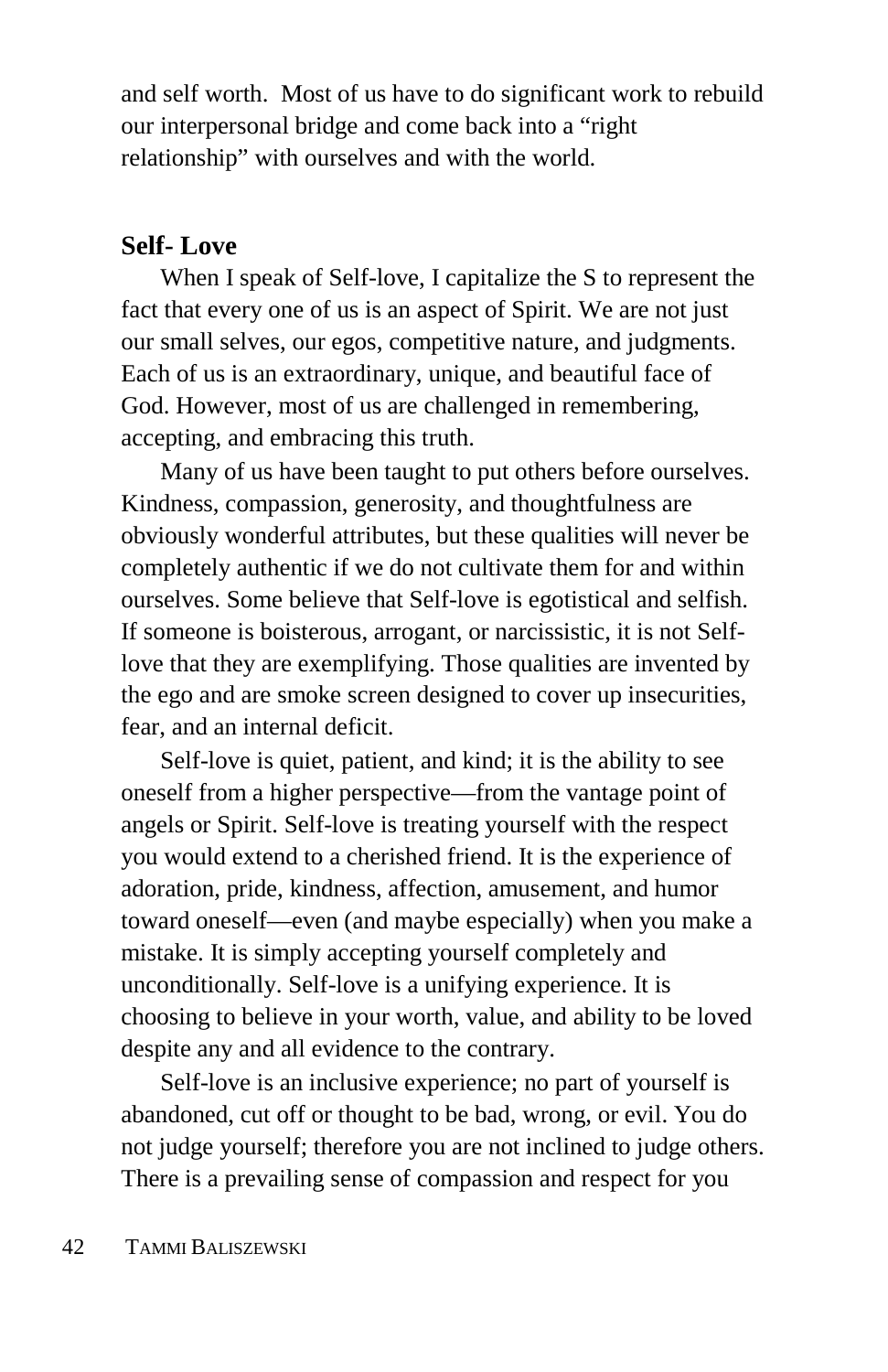and self worth. Most of us have to do significant work to rebuild our interpersonal bridge and come back into a "right relationship" with ourselves and with the world.

## Self- Love

When I speak of Self-love, I capitalize the S to represent the fact that every one of us is an aspect of Spirit. We are not just our small selves, our egos, competitive nature, and judgments. Each of us is an extraordinary, unique, and beautiful face of God. However, most of us are challenged in remembering, accepting, and embracing this truth.

Many of us have been taught to put others before ourselves. Kindness, compassion, generosity, and thoughtfulness are obviously wonderful attributes, but these qualities will never be completely authentic if we do not cultivate them for and within ourselves. Some believe that Self-love is egotistical and selfish. If someone is boisterous, arrogant, or narcissistic, it is not Self-love that they are exemplifying. Those qualities are invented by the ego and are smoke screen designed to cover up insecurities, fear, and an internal deficit.

Self-love is quiet, patient, and kind; it is the ability to see oneself from a higher perspective—from the vantage point of angels or Spirit. Self-love is treating yourself with the respect you would extend to a cherished friend. It is the experience of adoration, pride, kindness, affection, amusement, and humor toward oneself—even (and maybe especially) when you make a mistake. It is simply accepting yourself completely and unconditionally. Self-love is a unifying experience. It is choosing to believe in your worth, value, and ability to be loved despite any and all evidence to the contrary.

Self-love is an inclusive experience; no part of yourself is abandoned, cut off or thought to be bad, wrong, or evil. You do not judge yourself; therefore you are not inclined to judge others. There is a prevailing sense of compassion and respect for you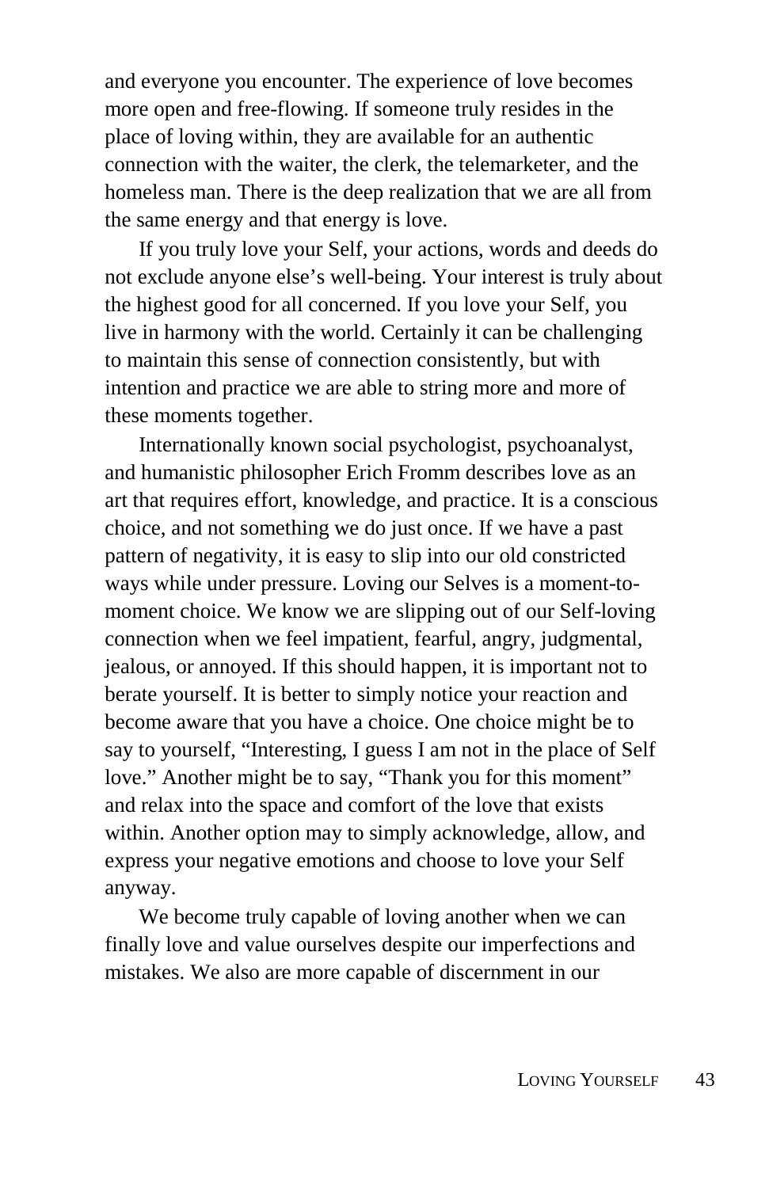and everyone you encounter. The experience of love becomes more open and free-flowing. If someone truly resides in the place of loving within, they are available for an authentic connection with the waiter, the clerk, the telemarketer, and the homeless man. There is the deep realization that we are all from the same energy and that energy is love.

If you truly love your Self, your actions, words and deeds do not exclude anyone else's well-being. Your interest is truly about the highest good for all concerned. If you love your Self, you live in harmony with the world. Certainly it can be challenging to maintain this sense of connection consistently, but with intention and practice we are able to string more and more of these moments together.

Internationally known social psychologist, psychoanalyst, and humanistic philosopher Erich Fromm describes love as an art that requires effort, knowledge, and practice. It is a conscious choice, and not something we do just once. If we have a past pattern of negativity, it is easy to slip into our old constricted ways while under pressure. Loving our Selves is a moment-to-moment choice. We know we are slipping out of our Self-loving connection when we feel impatient, fearful, angry, judgmental, jealous, or annoyed. If this should happen, it is important not to berate yourself. It is better to simply notice your reaction and become aware that you have a choice. One choice might be to say to yourself, "Interesting, I guess I am not in the place of Self love." Another might be to say, "Thank you for this moment" and relax into the space and comfort of the love that exists within. Another option may to simply acknowledge, allow, and express your negative emotions and choose to love your Self anyway.

We become truly capable of loving another when we can finally love and value ourselves despite our imperfections and mistakes. We also are more capable of discernment in our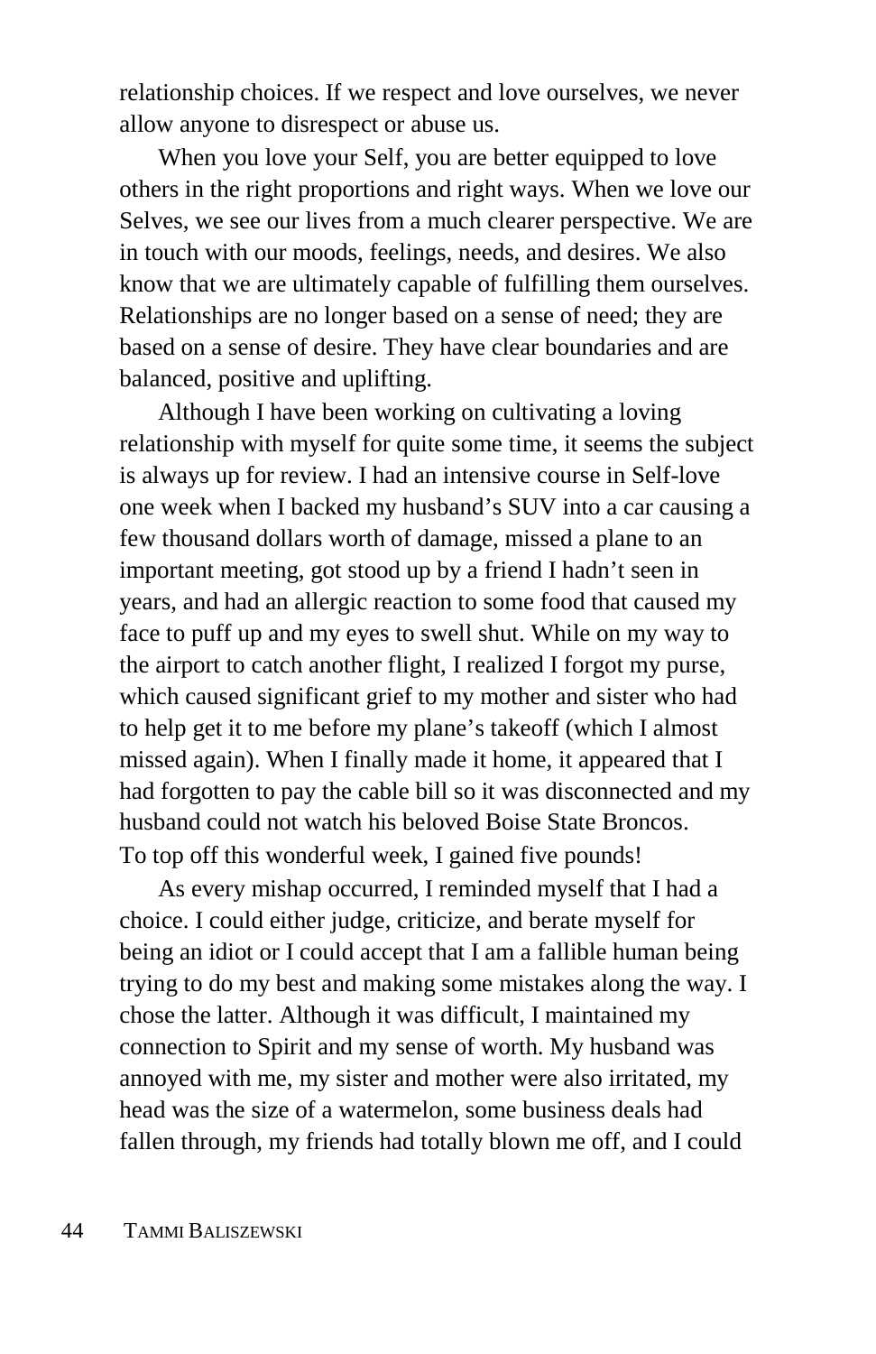relationship choices. If we respect and love ourselves, we never allow anyone to disrespect or abuse us.

When you love your Self, you are better equipped to love others in the right proportions and right ways. When we love our Selves, we see our lives from a much clearer perspective. We are in touch with our moods, feelings, needs, and desires. We also know that we are ultimately capable of fulfilling them ourselves. Relationships are no longer based on a sense of need; they are based on a sense of desire. They have clear boundaries and are balanced, positive and uplifting.

Although I have been working on cultivating a loving relationship with myself for quite some time, it seems the subject is always up for review. I had an intensive course in Self-love one week when I backed my husband's SUV into a car causing a few thousand dollars worth of damage, missed a plane to an important meeting, got stood up by a friend I hadn't seen in years, and had an allergic reaction to some food that caused my face to puff up and my eyes to swell shut. While on my way to the airport to catch another flight, I realized I forgot my purse, which caused significant grief to my mother and sister who had to help get it to me before my plane's takeoff (which I almost missed again). When I finally made it home, it appeared that I had forgotten to pay the cable bill so it was disconnected and my husband could not watch his beloved Boise State Broncos. To top off this wonderful week, I gained five pounds!

As every mishap occurred, I reminded myself that I had a choice. I could either judge, criticize, and berate myself for being an idiot or I could accept that I am a fallible human being trying to do my best and making some mistakes along the way. I chose the latter. Although it was difficult, I maintained my connection to Spirit and my sense of worth. My husband was annoyed with me, my sister and mother were also irritated, my head was the size of a watermelon, some business deals had fallen through, my friends had totally blown me off, and I could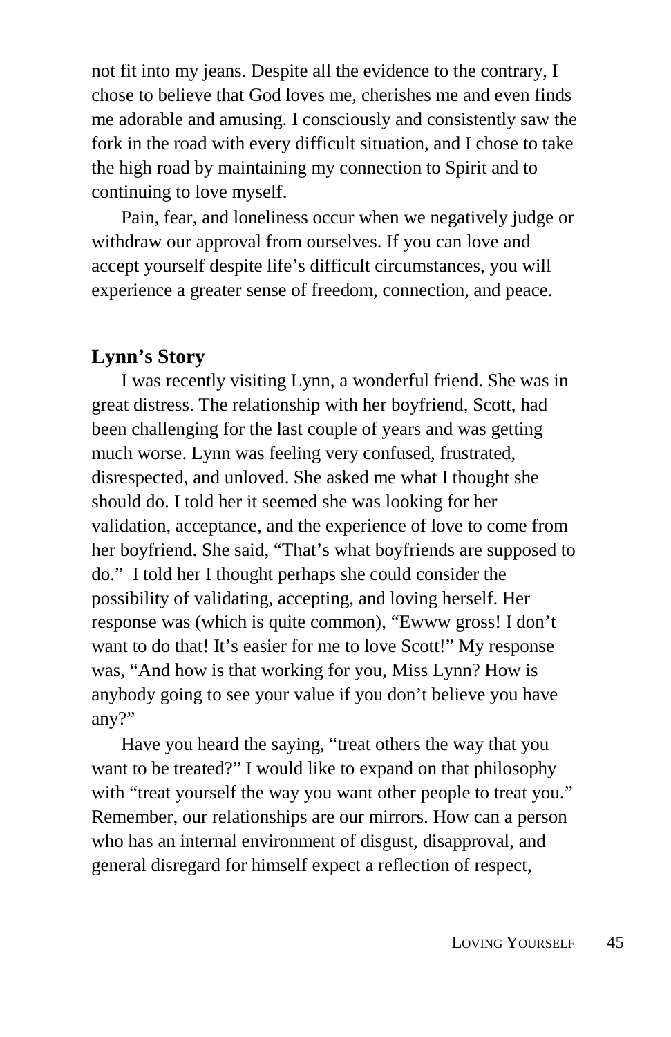not fit into my jeans. Despite all the evidence to the contrary, I chose to believe that God loves me, cherishes me and even finds me adorable and amusing. I consciously and consistently saw the fork in the road with every difficult situation, and I chose to take the high road by maintaining my connection to Spirit and to continuing to love myself.

Pain, fear, and loneliness occur when we negatively judge or withdraw our approval from ourselves. If you can love and accept yourself despite life's difficult circumstances, you will experience a greater sense of freedom, connection, and peace.

## Lynn's Story

I was recently visiting Lynn, a wonderful friend. She was in great distress. The relationship with her boyfriend, Scott, had been challenging for the last couple of years and was getting much worse. Lynn was feeling very confused, frustrated, disrespected, and unloved. She asked me what I thought she should do. I told her it seemed she was looking for her validation, acceptance, and the experience of love to come from her boyfriend. She said, "That's what boyfriends are supposed to do." I told her I thought perhaps she could consider the possibility of validating, accepting, and loving herself. Her response was (which is quite common), "Ewww gross! I don't want to do that! It's easier for me to love Scott!" My response was, "And how is that working for you, Miss Lynn? How is anybody going to see your value if you don't believe you have any?"

Have you heard the saying, "treat others the way that you want to be treated?" I would like to expand on that philosophy with "treat yourself the way you want other people to treat you." Remember, our relationships are our mirrors. How can a person who has an internal environment of disgust, disapproval, and general disregard for himself expect a reflection of respect,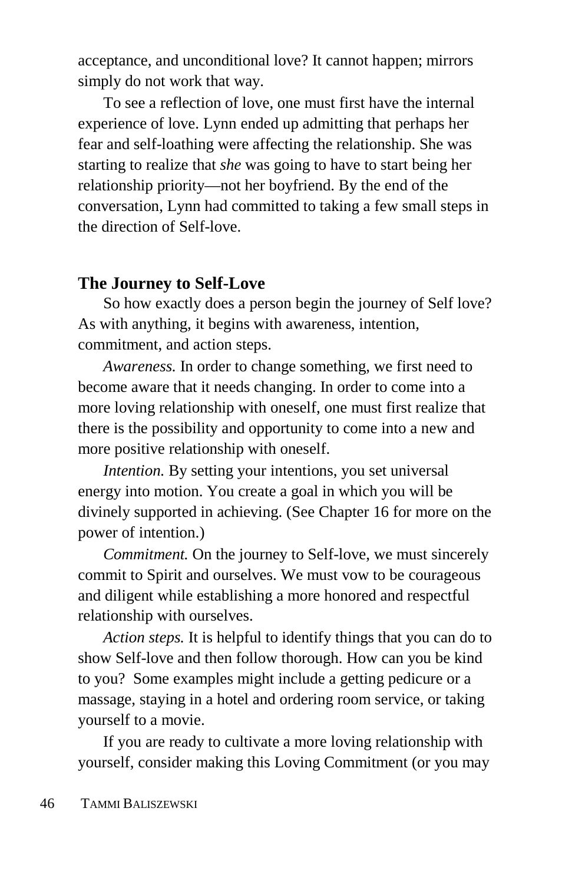acceptance, and unconditional love? It cannot happen; mirrors simply do not work that way.

To see a reflection of love, one must first have the internal experience of love. Lynn ended up admitting that perhaps her fear and self-loathing were affecting the relationship. She was starting to realize that *she* was going to have to start being her relationship priority—not her boyfriend. By the end of the conversation, Lynn had committed to taking a few small steps in the direction of Self-love.

## The Journey to Self-Love

So how exactly does a person begin the journey of Self love? As with anything, it begins with awareness, intention, commitment, and action steps.

*Awareness.* In order to change something, we first need to become aware that it needs changing. In order to come into a more loving relationship with oneself, one must first realize that there is the possibility and opportunity to come into a new and more positive relationship with oneself.

*Intention.* By setting your intentions, you set universal energy into motion. You create a goal in which you will be divinely supported in achieving. (See Chapter 16 for more on the power of intention.)

*Commitment.* On the journey to Self-love, we must sincerely commit to Spirit and ourselves. We must vow to be courageous and diligent while establishing a more honored and respectful relationship with ourselves.

*Action steps.* It is helpful to identify things that you can do to show Self-love and then follow thorough. How can you be kind to you? Some examples might include a getting pedicure or a massage, staying in a hotel and ordering room service, or taking yourself to a movie.

If you are ready to cultivate a more loving relationship with yourself, consider making this Loving Commitment (or you may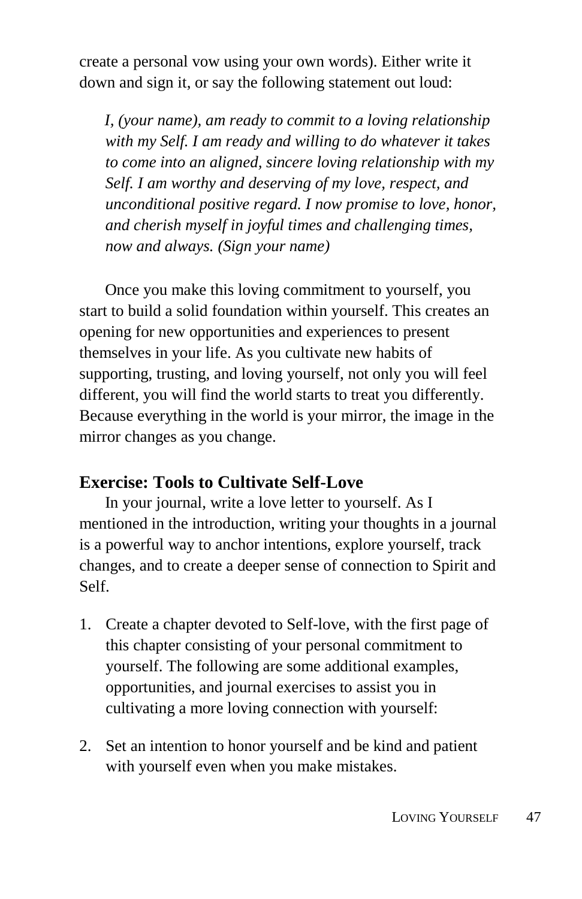create a personal vow using your own words). Either write it down and sign it, or say the following statement out loud:

> *I, (your name), am ready to commit to a loving relationship with my Self. I am ready and willing to do whatever it takes to come into an aligned, sincere loving relationship with my Self. I am worthy and deserving of my love, respect, and unconditional positive regard. I now promise to love, honor, and cherish myself in joyful times and challenging times, now and always. (Sign your name)*

Once you make this loving commitment to yourself, you start to build a solid foundation within yourself. This creates an opening for new opportunities and experiences to present themselves in your life. As you cultivate new habits of supporting, trusting, and loving yourself, not only you will feel different, you will find the world starts to treat you differently. Because everything in the world is your mirror, the image in the mirror changes as you change.

### Exercise: Tools to Cultivate Self-Love

In your journal, write a love letter to yourself. As I mentioned in the introduction, writing your thoughts in a journal is a powerful way to anchor intentions, explore yourself, track changes, and to create a deeper sense of connection to Spirit and Self.

1. Create a chapter devoted to Self-love, with the first page of this chapter consisting of your personal commitment to yourself. The following are some additional examples, opportunities, and journal exercises to assist you in cultivating a more loving connection with yourself:

2. Set an intention to honor yourself and be kind and patient with yourself even when you make mistakes.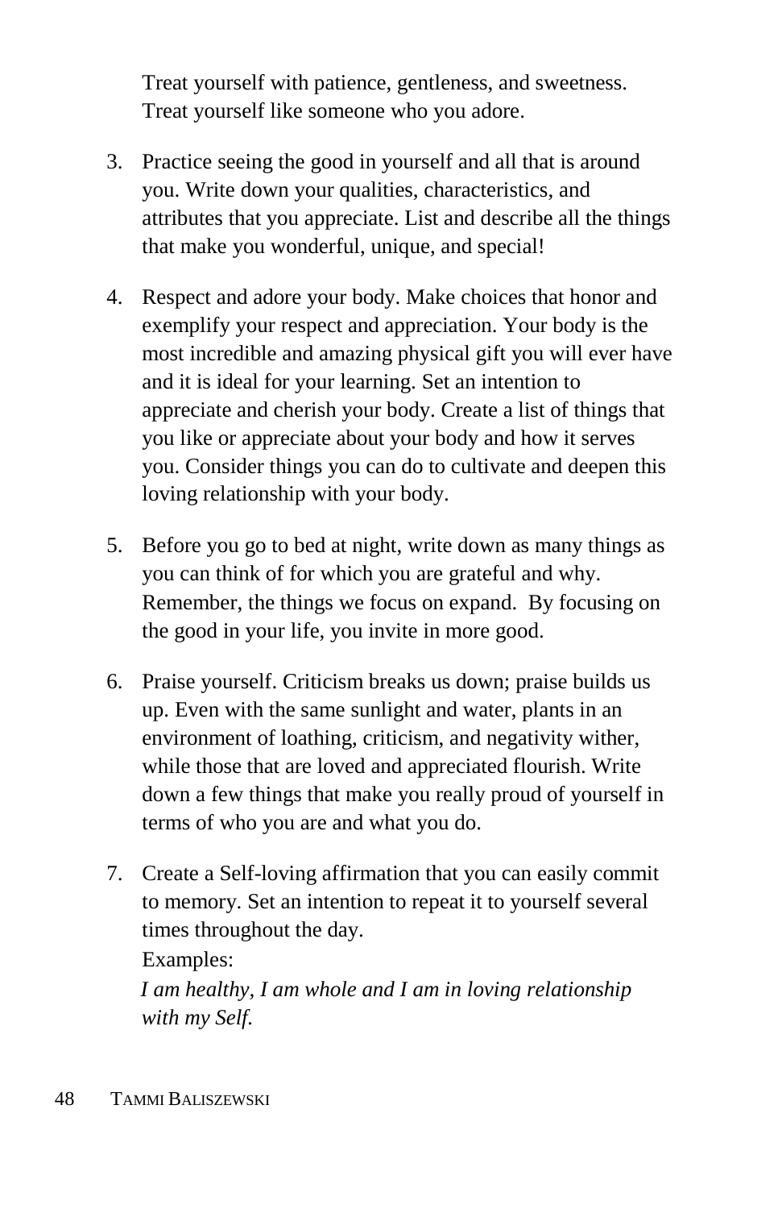Treat yourself with patience, gentleness, and sweetness. Treat yourself like someone who you adore.

3. Practice seeing the good in yourself and all that is around you. Write down your qualities, characteristics, and attributes that you appreciate. List and describe all the things that make you wonderful, unique, and special!

4. Respect and adore your body. Make choices that honor and exemplify your respect and appreciation. Your body is the most incredible and amazing physical gift you will ever have and it is ideal for your learning. Set an intention to appreciate and cherish your body. Create a list of things that you like or appreciate about your body and how it serves you. Consider things you can do to cultivate and deepen this loving relationship with your body.

5. Before you go to bed at night, write down as many things as you can think of for which you are grateful and why. Remember, the things we focus on expand. By focusing on the good in your life, you invite in more good.

6. Praise yourself. Criticism breaks us down; praise builds us up. Even with the same sunlight and water, plants in an environment of loathing, criticism, and negativity wither, while those that are loved and appreciated flourish. Write down a few things that make you really proud of yourself in terms of who you are and what you do.

7. Create a Self-loving affirmation that you can easily commit to memory. Set an intention to repeat it to yourself several times throughout the day.

   Examples:

   *I am healthy, I am whole and I am in loving relationship with my Self.*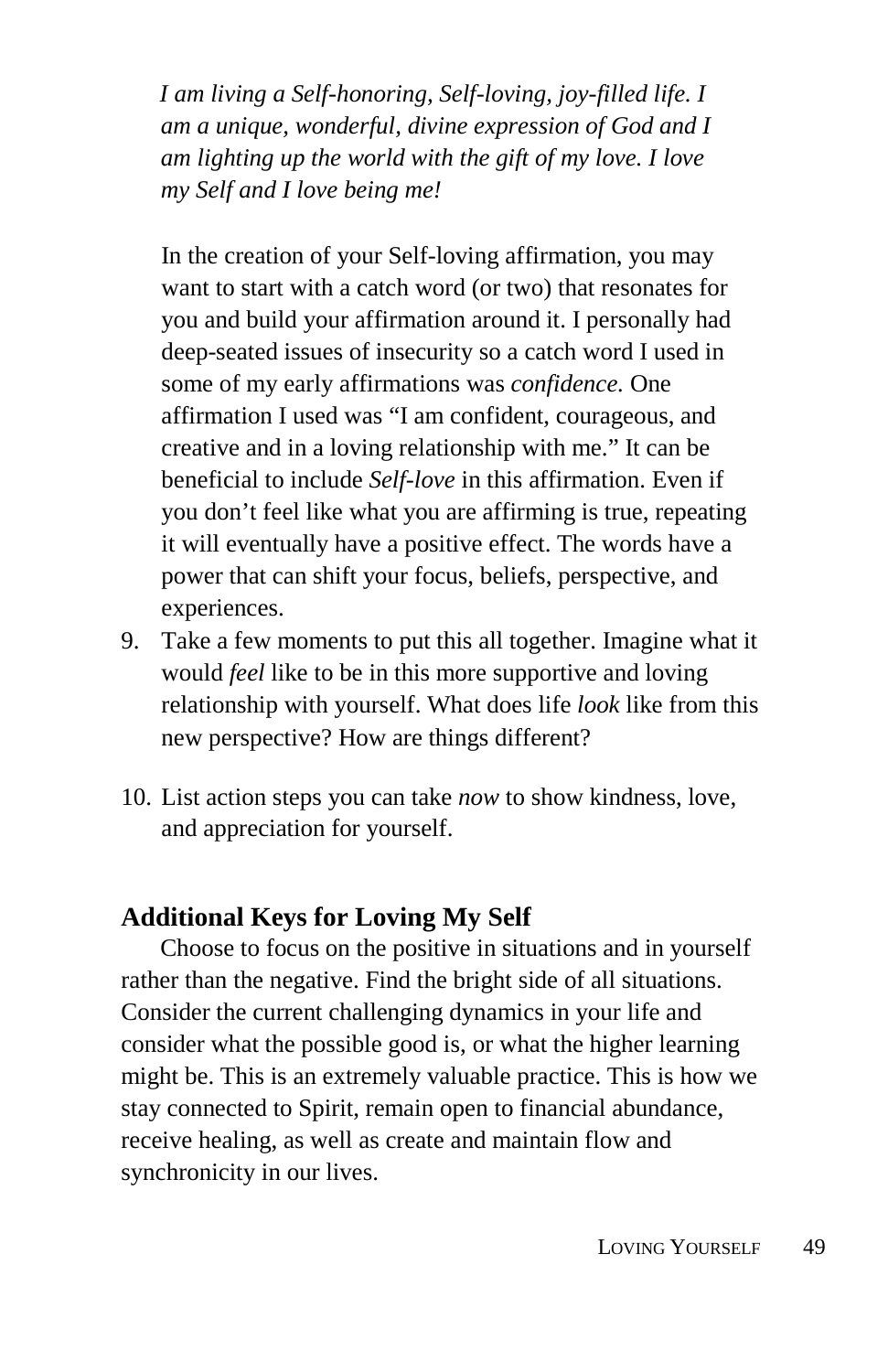*I am living a Self-honoring, Self-loving, joy-filled life. I am a unique, wonderful, divine expression of God and I am lighting up the world with the gift of my love. I love my Self and I love being me!*

In the creation of your Self-loving affirmation, you may want to start with a catch word (or two) that resonates for you and build your affirmation around it. I personally had deep-seated issues of insecurity so a catch word I used in some of my early affirmations was *confidence.* One affirmation I used was "I am confident, courageous, and creative and in a loving relationship with me." It can be beneficial to include *Self-love* in this affirmation. Even if you don't feel like what you are affirming is true, repeating it will eventually have a positive effect. The words have a power that can shift your focus, beliefs, perspective, and experiences.

9. Take a few moments to put this all together. Imagine what it would *feel* like to be in this more supportive and loving relationship with yourself. What does life *look* like from this new perspective? How are things different?

10. List action steps you can take *now* to show kindness, love, and appreciation for yourself.

### Additional Keys for Loving My Self

Choose to focus on the positive in situations and in yourself rather than the negative. Find the bright side of all situations. Consider the current challenging dynamics in your life and consider what the possible good is, or what the higher learning might be. This is an extremely valuable practice. This is how we stay connected to Spirit, remain open to financial abundance, receive healing, as well as create and maintain flow and synchronicity in our lives.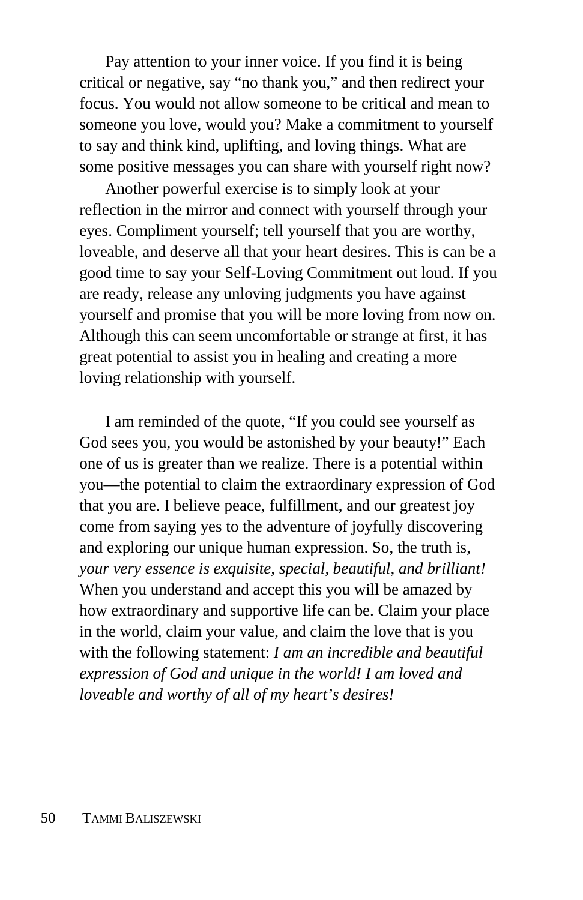Pay attention to your inner voice. If you find it is being critical or negative, say "no thank you," and then redirect your focus. You would not allow someone to be critical and mean to someone you love, would you? Make a commitment to yourself to say and think kind, uplifting, and loving things. What are some positive messages you can share with yourself right now?

Another powerful exercise is to simply look at your reflection in the mirror and connect with yourself through your eyes. Compliment yourself; tell yourself that you are worthy, loveable, and deserve all that your heart desires. This is can be a good time to say your Self-Loving Commitment out loud. If you are ready, release any unloving judgments you have against yourself and promise that you will be more loving from now on. Although this can seem uncomfortable or strange at first, it has great potential to assist you in healing and creating a more loving relationship with yourself.

I am reminded of the quote, "If you could see yourself as God sees you, you would be astonished by your beauty!" Each one of us is greater than we realize. There is a potential within you—the potential to claim the extraordinary expression of God that you are. I believe peace, fulfillment, and our greatest joy come from saying yes to the adventure of joyfully discovering and exploring our unique human expression. So, the truth is, *your very essence is exquisite, special, beautiful, and brilliant!* When you understand and accept this you will be amazed by how extraordinary and supportive life can be. Claim your place in the world, claim your value, and claim the love that is you with the following statement: *I am an incredible and beautiful expression of God and unique in the world! I am loved and loveable and worthy of all of my heart's desires!*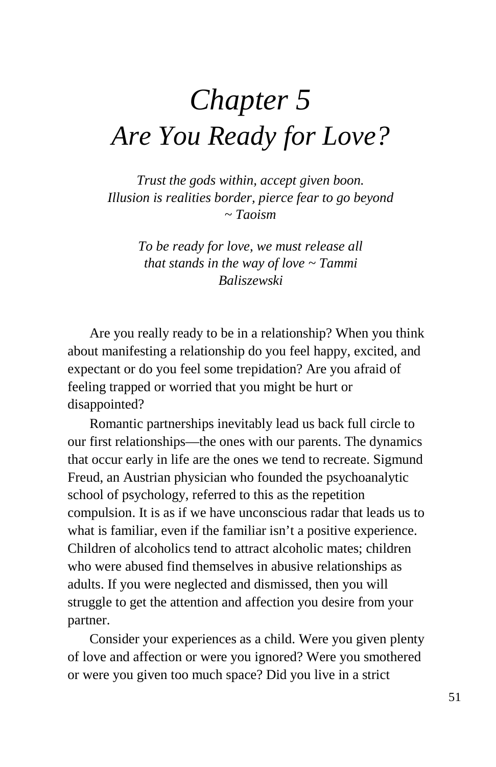# *Chapter 5*
# *Are You Ready for Love?*

*Trust the gods within, accept given boon.*
*Illusion is realities border, pierce fear to go beyond*
*~ Taoism*

*To be ready for love, we must release all that stands in the way of love ~ Tammi Baliszewski*

Are you really ready to be in a relationship? When you think about manifesting a relationship do you feel happy, excited, and expectant or do you feel some trepidation? Are you afraid of feeling trapped or worried that you might be hurt or disappointed?

Romantic partnerships inevitably lead us back full circle to our first relationships—the ones with our parents. The dynamics that occur early in life are the ones we tend to recreate. Sigmund Freud, an Austrian physician who founded the psychoanalytic school of psychology, referred to this as the repetition compulsion. It is as if we have unconscious radar that leads us to what is familiar, even if the familiar isn't a positive experience. Children of alcoholics tend to attract alcoholic mates; children who were abused find themselves in abusive relationships as adults. If you were neglected and dismissed, then you will struggle to get the attention and affection you desire from your partner.

Consider your experiences as a child. Were you given plenty of love and affection or were you ignored? Were you smothered or were you given too much space? Did you live in a strict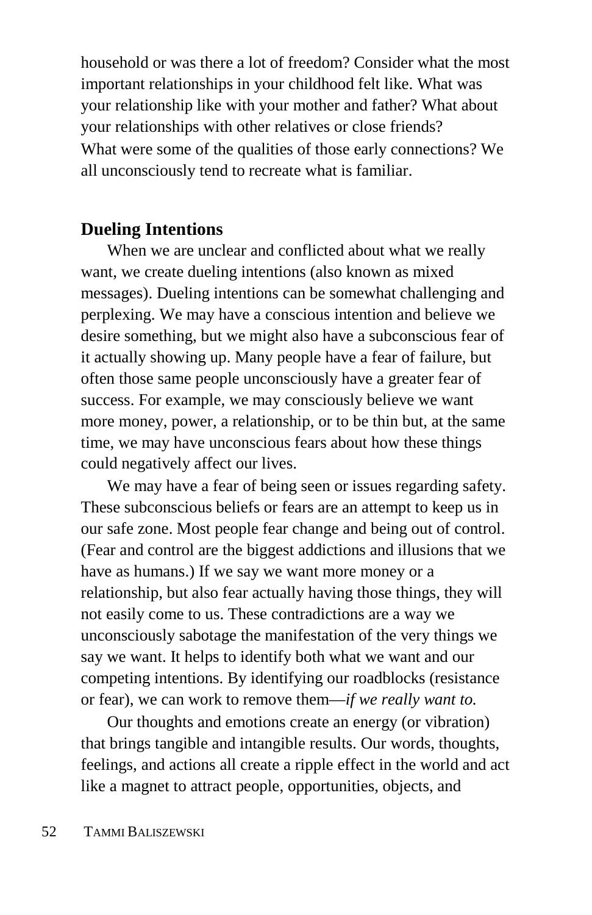household or was there a lot of freedom? Consider what the most important relationships in your childhood felt like. What was your relationship like with your mother and father? What about your relationships with other relatives or close friends? What were some of the qualities of those early connections? We all unconsciously tend to recreate what is familiar.

## Dueling Intentions

When we are unclear and conflicted about what we really want, we create dueling intentions (also known as mixed messages). Dueling intentions can be somewhat challenging and perplexing. We may have a conscious intention and believe we desire something, but we might also have a subconscious fear of it actually showing up. Many people have a fear of failure, but often those same people unconsciously have a greater fear of success. For example, we may consciously believe we want more money, power, a relationship, or to be thin but, at the same time, we may have unconscious fears about how these things could negatively affect our lives.

We may have a fear of being seen or issues regarding safety. These subconscious beliefs or fears are an attempt to keep us in our safe zone. Most people fear change and being out of control. (Fear and control are the biggest addictions and illusions that we have as humans.) If we say we want more money or a relationship, but also fear actually having those things, they will not easily come to us. These contradictions are a way we unconsciously sabotage the manifestation of the very things we say we want. It helps to identify both what we want and our competing intentions. By identifying our roadblocks (resistance or fear), we can work to remove them—*if we really want to.*

Our thoughts and emotions create an energy (or vibration) that brings tangible and intangible results. Our words, thoughts, feelings, and actions all create a ripple effect in the world and act like a magnet to attract people, opportunities, objects, and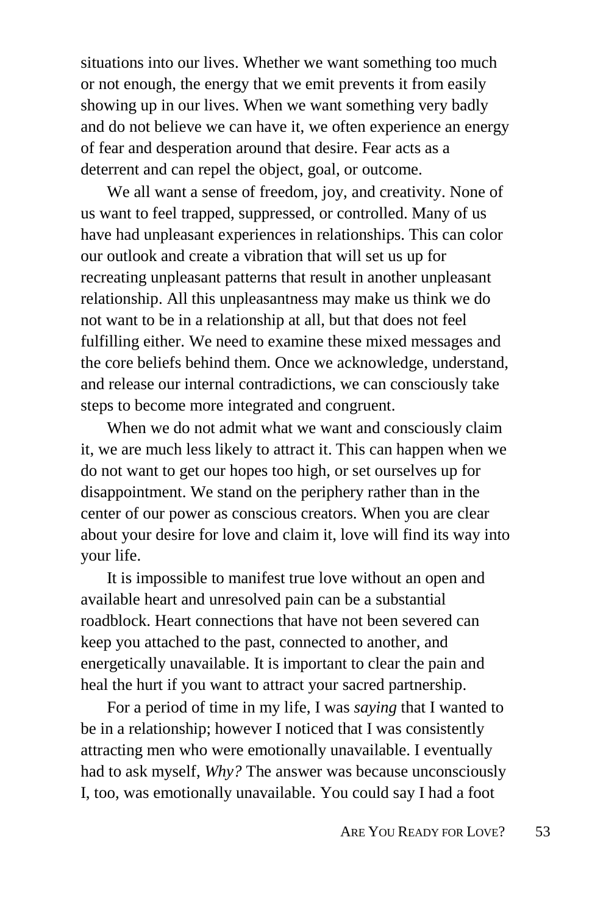situations into our lives. Whether we want something too much or not enough, the energy that we emit prevents it from easily showing up in our lives. When we want something very badly and do not believe we can have it, we often experience an energy of fear and desperation around that desire. Fear acts as a deterrent and can repel the object, goal, or outcome.

We all want a sense of freedom, joy, and creativity. None of us want to feel trapped, suppressed, or controlled. Many of us have had unpleasant experiences in relationships. This can color our outlook and create a vibration that will set us up for recreating unpleasant patterns that result in another unpleasant relationship. All this unpleasantness may make us think we do not want to be in a relationship at all, but that does not feel fulfilling either. We need to examine these mixed messages and the core beliefs behind them. Once we acknowledge, understand, and release our internal contradictions, we can consciously take steps to become more integrated and congruent.

When we do not admit what we want and consciously claim it, we are much less likely to attract it. This can happen when we do not want to get our hopes too high, or set ourselves up for disappointment. We stand on the periphery rather than in the center of our power as conscious creators. When you are clear about your desire for love and claim it, love will find its way into your life.

It is impossible to manifest true love without an open and available heart and unresolved pain can be a substantial roadblock. Heart connections that have not been severed can keep you attached to the past, connected to another, and energetically unavailable. It is important to clear the pain and heal the hurt if you want to attract your sacred partnership.

For a period of time in my life, I was *saying* that I wanted to be in a relationship; however I noticed that I was consistently attracting men who were emotionally unavailable. I eventually had to ask myself, *Why?* The answer was because unconsciously I, too, was emotionally unavailable. You could say I had a foot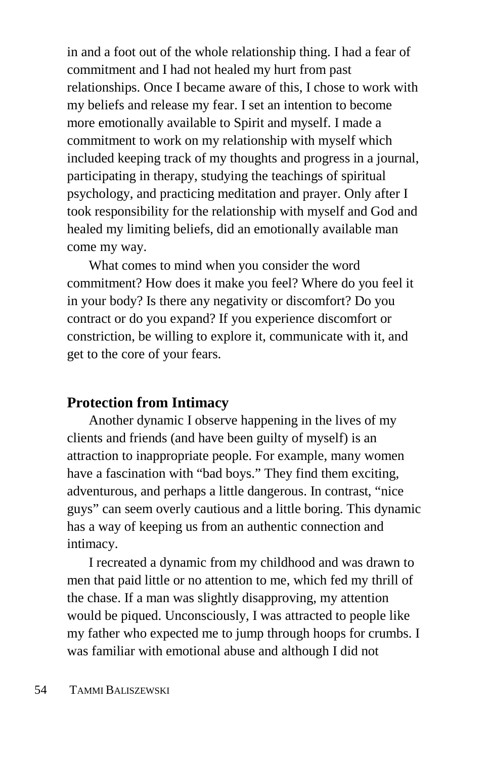in and a foot out of the whole relationship thing. I had a fear of commitment and I had not healed my hurt from past relationships. Once I became aware of this, I chose to work with my beliefs and release my fear. I set an intention to become more emotionally available to Spirit and myself. I made a commitment to work on my relationship with myself which included keeping track of my thoughts and progress in a journal, participating in therapy, studying the teachings of spiritual psychology, and practicing meditation and prayer. Only after I took responsibility for the relationship with myself and God and healed my limiting beliefs, did an emotionally available man come my way.

What comes to mind when you consider the word commitment? How does it make you feel? Where do you feel it in your body? Is there any negativity or discomfort? Do you contract or do you expand? If you experience discomfort or constriction, be willing to explore it, communicate with it, and get to the core of your fears.

## Protection from Intimacy

Another dynamic I observe happening in the lives of my clients and friends (and have been guilty of myself) is an attraction to inappropriate people. For example, many women have a fascination with "bad boys." They find them exciting, adventurous, and perhaps a little dangerous. In contrast, "nice guys" can seem overly cautious and a little boring. This dynamic has a way of keeping us from an authentic connection and intimacy.

I recreated a dynamic from my childhood and was drawn to men that paid little or no attention to me, which fed my thrill of the chase. If a man was slightly disapproving, my attention would be piqued. Unconsciously, I was attracted to people like my father who expected me to jump through hoops for crumbs. I was familiar with emotional abuse and although I did not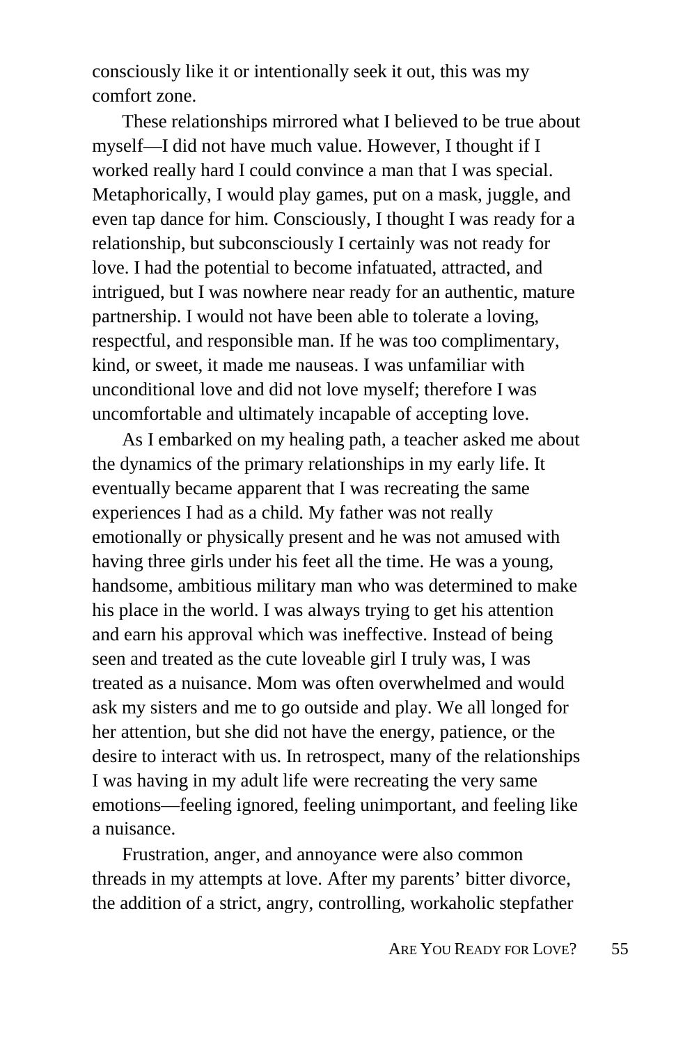consciously like it or intentionally seek it out, this was my comfort zone.

These relationships mirrored what I believed to be true about myself—I did not have much value. However, I thought if I worked really hard I could convince a man that I was special. Metaphorically, I would play games, put on a mask, juggle, and even tap dance for him. Consciously, I thought I was ready for a relationship, but subconsciously I certainly was not ready for love. I had the potential to become infatuated, attracted, and intrigued, but I was nowhere near ready for an authentic, mature partnership. I would not have been able to tolerate a loving, respectful, and responsible man. If he was too complimentary, kind, or sweet, it made me nauseas. I was unfamiliar with unconditional love and did not love myself; therefore I was uncomfortable and ultimately incapable of accepting love.

As I embarked on my healing path, a teacher asked me about the dynamics of the primary relationships in my early life. It eventually became apparent that I was recreating the same experiences I had as a child. My father was not really emotionally or physically present and he was not amused with having three girls under his feet all the time. He was a young, handsome, ambitious military man who was determined to make his place in the world. I was always trying to get his attention and earn his approval which was ineffective. Instead of being seen and treated as the cute loveable girl I truly was, I was treated as a nuisance. Mom was often overwhelmed and would ask my sisters and me to go outside and play. We all longed for her attention, but she did not have the energy, patience, or the desire to interact with us. In retrospect, many of the relationships I was having in my adult life were recreating the very same emotions—feeling ignored, feeling unimportant, and feeling like a nuisance.

Frustration, anger, and annoyance were also common threads in my attempts at love. After my parents' bitter divorce, the addition of a strict, angry, controlling, workaholic stepfather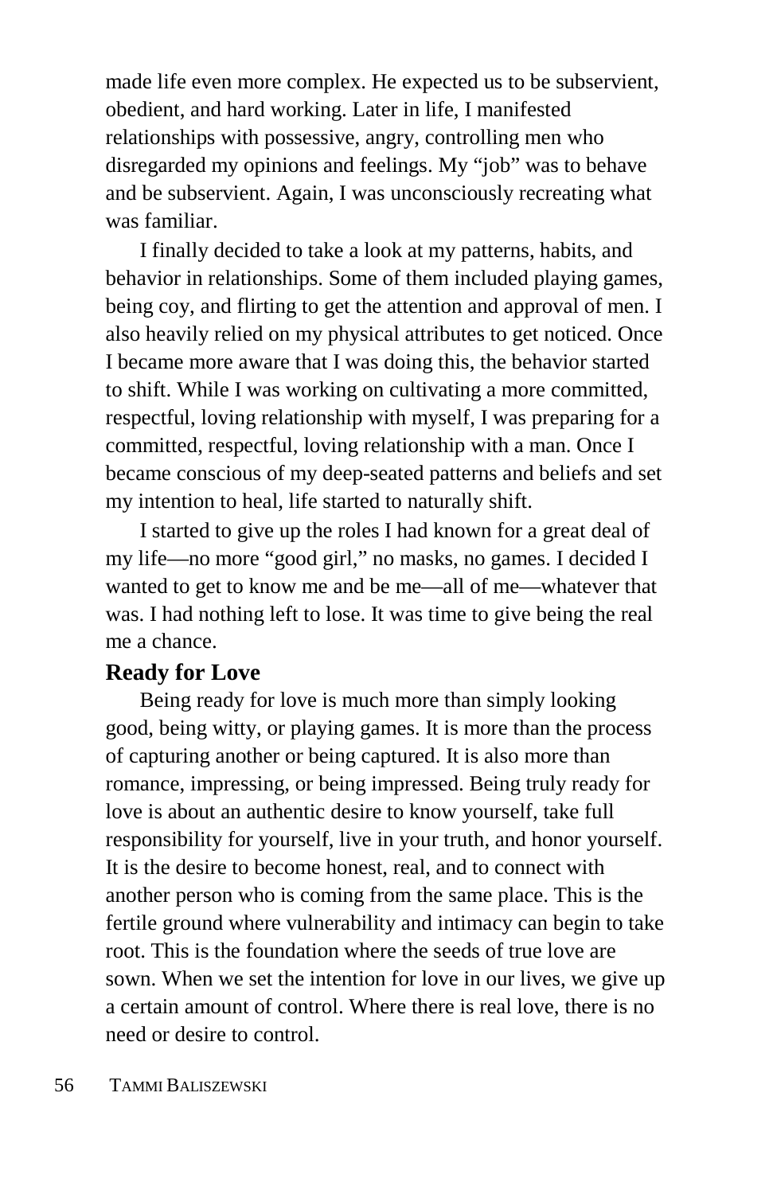made life even more complex. He expected us to be subservient, obedient, and hard working. Later in life, I manifested relationships with possessive, angry, controlling men who disregarded my opinions and feelings. My "job" was to behave and be subservient. Again, I was unconsciously recreating what was familiar.

I finally decided to take a look at my patterns, habits, and behavior in relationships. Some of them included playing games, being coy, and flirting to get the attention and approval of men. I also heavily relied on my physical attributes to get noticed. Once I became more aware that I was doing this, the behavior started to shift. While I was working on cultivating a more committed, respectful, loving relationship with myself, I was preparing for a committed, respectful, loving relationship with a man. Once I became conscious of my deep-seated patterns and beliefs and set my intention to heal, life started to naturally shift.

I started to give up the roles I had known for a great deal of my life—no more "good girl," no masks, no games. I decided I wanted to get to know me and be me—all of me—whatever that was. I had nothing left to lose. It was time to give being the real me a chance.

## Ready for Love

Being ready for love is much more than simply looking good, being witty, or playing games. It is more than the process of capturing another or being captured. It is also more than romance, impressing, or being impressed. Being truly ready for love is about an authentic desire to know yourself, take full responsibility for yourself, live in your truth, and honor yourself. It is the desire to become honest, real, and to connect with another person who is coming from the same place. This is the fertile ground where vulnerability and intimacy can begin to take root. This is the foundation where the seeds of true love are sown. When we set the intention for love in our lives, we give up a certain amount of control. Where there is real love, there is no need or desire to control.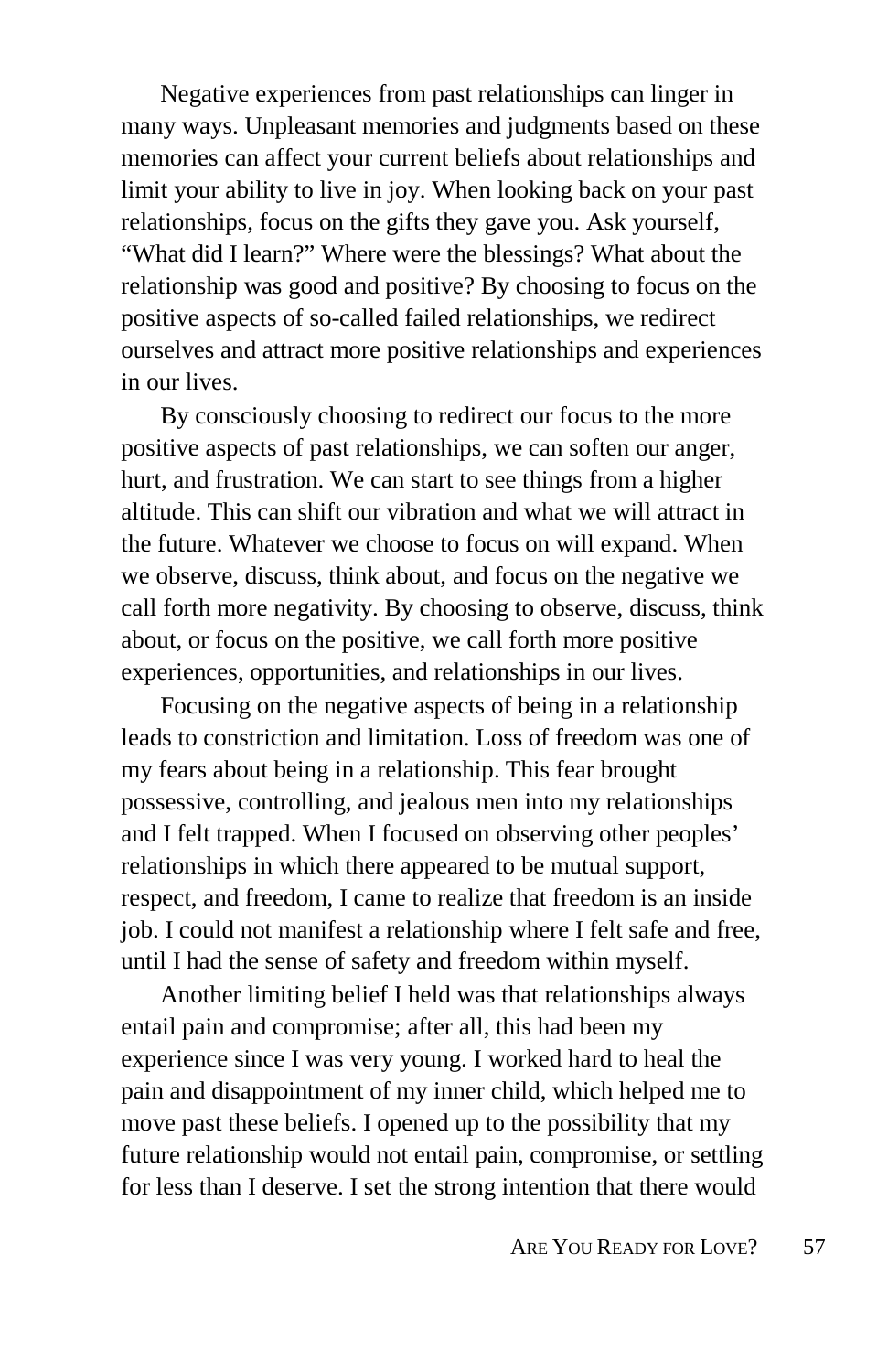Negative experiences from past relationships can linger in many ways. Unpleasant memories and judgments based on these memories can affect your current beliefs about relationships and limit your ability to live in joy. When looking back on your past relationships, focus on the gifts they gave you. Ask yourself, "What did I learn?" Where were the blessings? What about the relationship was good and positive? By choosing to focus on the positive aspects of so-called failed relationships, we redirect ourselves and attract more positive relationships and experiences in our lives.

By consciously choosing to redirect our focus to the more positive aspects of past relationships, we can soften our anger, hurt, and frustration. We can start to see things from a higher altitude. This can shift our vibration and what we will attract in the future. Whatever we choose to focus on will expand. When we observe, discuss, think about, and focus on the negative we call forth more negativity. By choosing to observe, discuss, think about, or focus on the positive, we call forth more positive experiences, opportunities, and relationships in our lives.

Focusing on the negative aspects of being in a relationship leads to constriction and limitation. Loss of freedom was one of my fears about being in a relationship. This fear brought possessive, controlling, and jealous men into my relationships and I felt trapped. When I focused on observing other peoples' relationships in which there appeared to be mutual support, respect, and freedom, I came to realize that freedom is an inside job. I could not manifest a relationship where I felt safe and free, until I had the sense of safety and freedom within myself.

Another limiting belief I held was that relationships always entail pain and compromise; after all, this had been my experience since I was very young. I worked hard to heal the pain and disappointment of my inner child, which helped me to move past these beliefs. I opened up to the possibility that my future relationship would not entail pain, compromise, or settling for less than I deserve. I set the strong intention that there would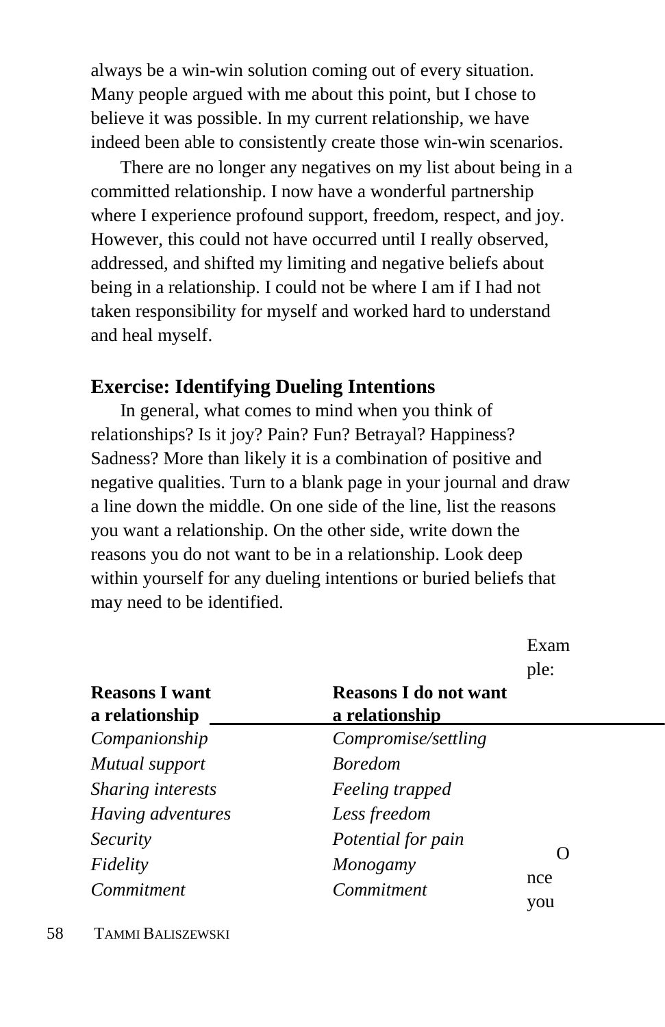always be a win-win solution coming out of every situation. Many people argued with me about this point, but I chose to believe it was possible. In my current relationship, we have indeed been able to consistently create those win-win scenarios.

There are no longer any negatives on my list about being in a committed relationship. I now have a wonderful partnership where I experience profound support, freedom, respect, and joy. However, this could not have occurred until I really observed, addressed, and shifted my limiting and negative beliefs about being in a relationship. I could not be where I am if I had not taken responsibility for myself and worked hard to understand and heal myself.

### Exercise: Identifying Dueling Intentions

In general, what comes to mind when you think of relationships? Is it joy? Pain? Fun? Betrayal? Happiness? Sadness? More than likely it is a combination of positive and negative qualities. Turn to a blank page in your journal and draw a line down the middle. On one side of the line, list the reasons you want a relationship. On the other side, write down the reasons you do not want to be in a relationship. Look deep within yourself for any dueling intentions or buried beliefs that may need to be identified.

Example:

| **Reasons I want a relationship** | **Reasons I do not want a relationship** |
|---|---|
| *Companionship* | *Compromise/settling* |
| *Mutual support* | *Boredom* |
| *Sharing interests* | *Feeling trapped* |
| *Having adventures* | *Less freedom* |
| *Security* | *Potential for pain* |
| *Fidelity* | *Monogamy* |
| *Commitment* | *Commitment* |

Once you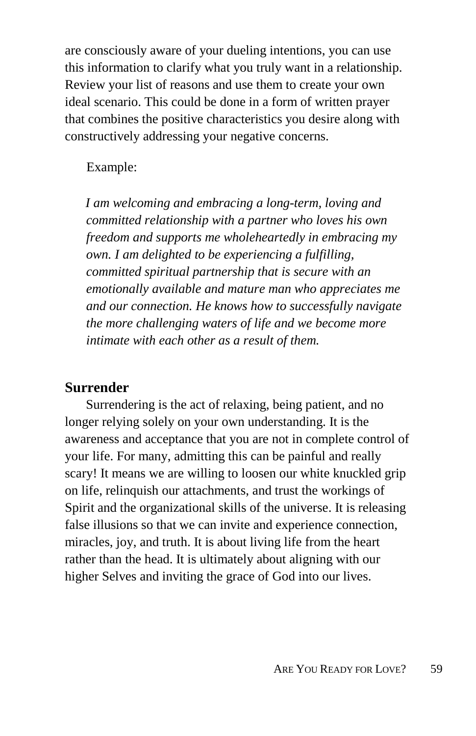are consciously aware of your dueling intentions, you can use this information to clarify what you truly want in a relationship. Review your list of reasons and use them to create your own ideal scenario. This could be done in a form of written prayer that combines the positive characteristics you desire along with constructively addressing your negative concerns.

Example:

*I am welcoming and embracing a long-term, loving and committed relationship with a partner who loves his own freedom and supports me wholeheartedly in embracing my own. I am delighted to be experiencing a fulfilling, committed spiritual partnership that is secure with an emotionally available and mature man who appreciates me and our connection. He knows how to successfully navigate the more challenging waters of life and we become more intimate with each other as a result of them.*

## Surrender

Surrendering is the act of relaxing, being patient, and no longer relying solely on your own understanding. It is the awareness and acceptance that you are not in complete control of your life. For many, admitting this can be painful and really scary! It means we are willing to loosen our white knuckled grip on life, relinquish our attachments, and trust the workings of Spirit and the organizational skills of the universe. It is releasing false illusions so that we can invite and experience connection, miracles, joy, and truth. It is about living life from the heart rather than the head. It is ultimately about aligning with our higher Selves and inviting the grace of God into our lives.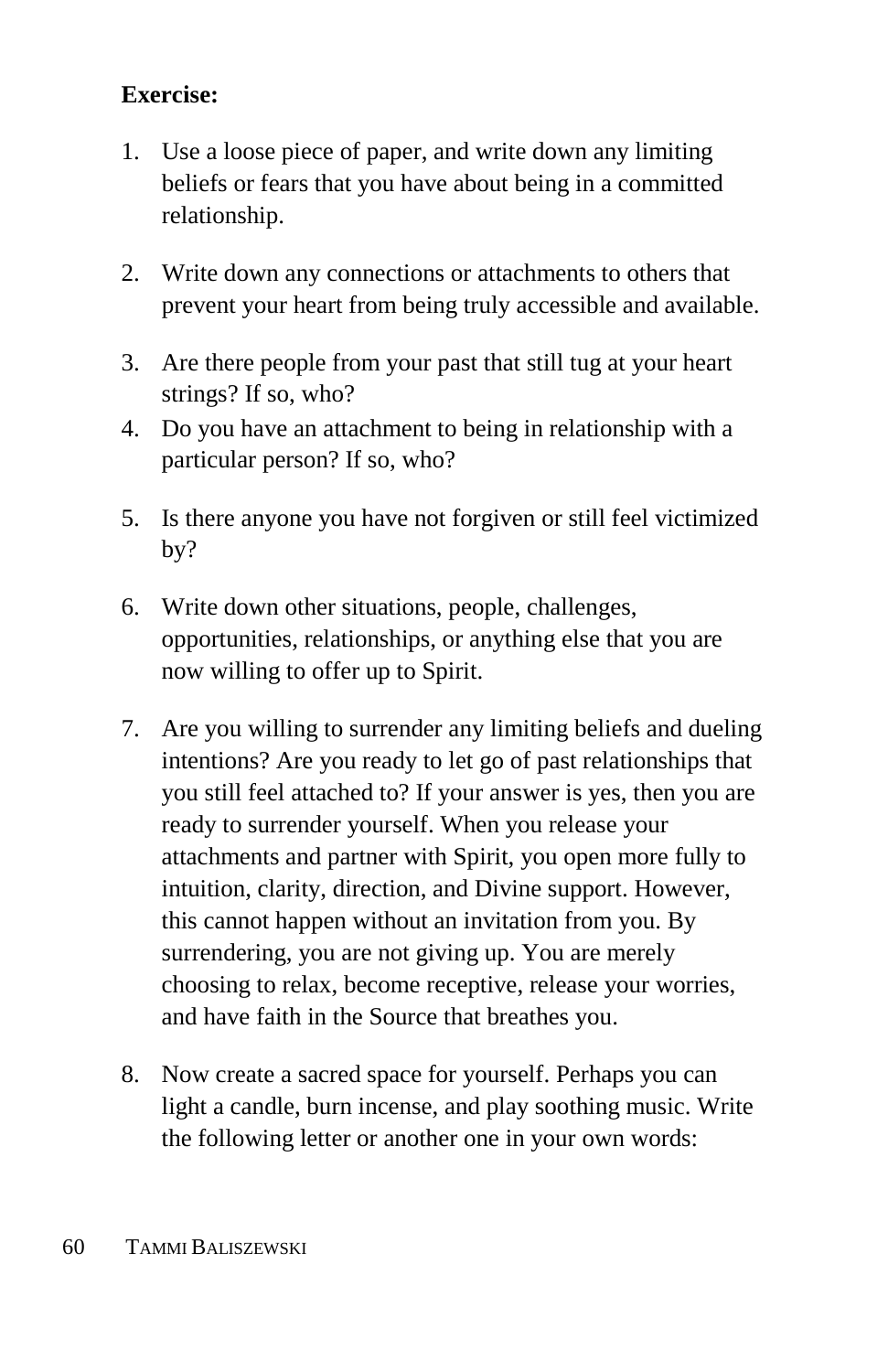**Exercise:**

1. Use a loose piece of paper, and write down any limiting beliefs or fears that you have about being in a committed relationship.

2. Write down any connections or attachments to others that prevent your heart from being truly accessible and available.

3. Are there people from your past that still tug at your heart strings? If so, who?
4. Do you have an attachment to being in relationship with a particular person? If so, who?

5. Is there anyone you have not forgiven or still feel victimized by?

6. Write down other situations, people, challenges, opportunities, relationships, or anything else that you are now willing to offer up to Spirit.

7. Are you willing to surrender any limiting beliefs and dueling intentions? Are you ready to let go of past relationships that you still feel attached to? If your answer is yes, then you are ready to surrender yourself. When you release your attachments and partner with Spirit, you open more fully to intuition, clarity, direction, and Divine support. However, this cannot happen without an invitation from you. By surrendering, you are not giving up. You are merely choosing to relax, become receptive, release your worries, and have faith in the Source that breathes you.

8. Now create a sacred space for yourself. Perhaps you can light a candle, burn incense, and play soothing music. Write the following letter or another one in your own words: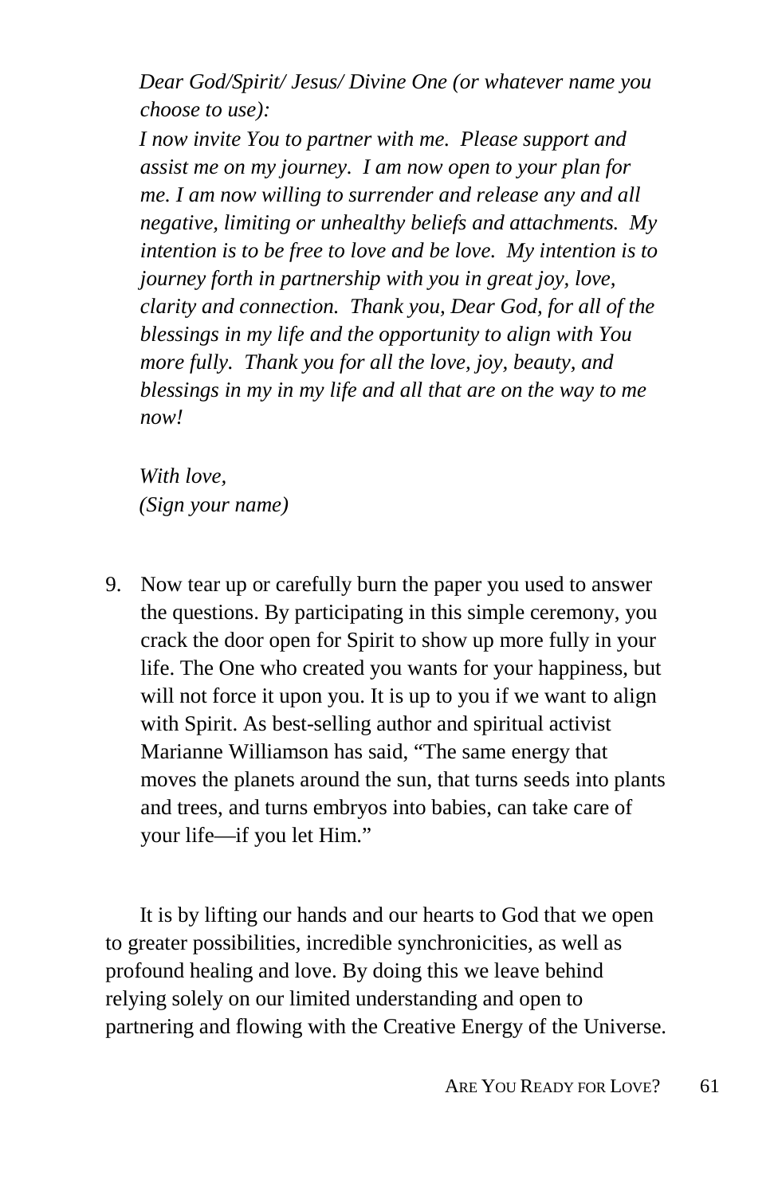*Dear God/Spirit/ Jesus/ Divine One (or whatever name you choose to use):*

*I now invite You to partner with me. Please support and assist me on my journey. I am now open to your plan for me. I am now willing to surrender and release any and all negative, limiting or unhealthy beliefs and attachments. My intention is to be free to love and be love. My intention is to journey forth in partnership with you in great joy, love, clarity and connection. Thank you, Dear God, for all of the blessings in my life and the opportunity to align with You more fully. Thank you for all the love, joy, beauty, and blessings in my in my life and all that are on the way to me now!*

*With love,*
*(Sign your name)*

9. Now tear up or carefully burn the paper you used to answer the questions. By participating in this simple ceremony, you crack the door open for Spirit to show up more fully in your life. The One who created you wants for your happiness, but will not force it upon you. It is up to you if we want to align with Spirit. As best-selling author and spiritual activist Marianne Williamson has said, "The same energy that moves the planets around the sun, that turns seeds into plants and trees, and turns embryos into babies, can take care of your life—if you let Him."

It is by lifting our hands and our hearts to God that we open to greater possibilities, incredible synchronicities, as well as profound healing and love. By doing this we leave behind relying solely on our limited understanding and open to partnering and flowing with the Creative Energy of the Universe.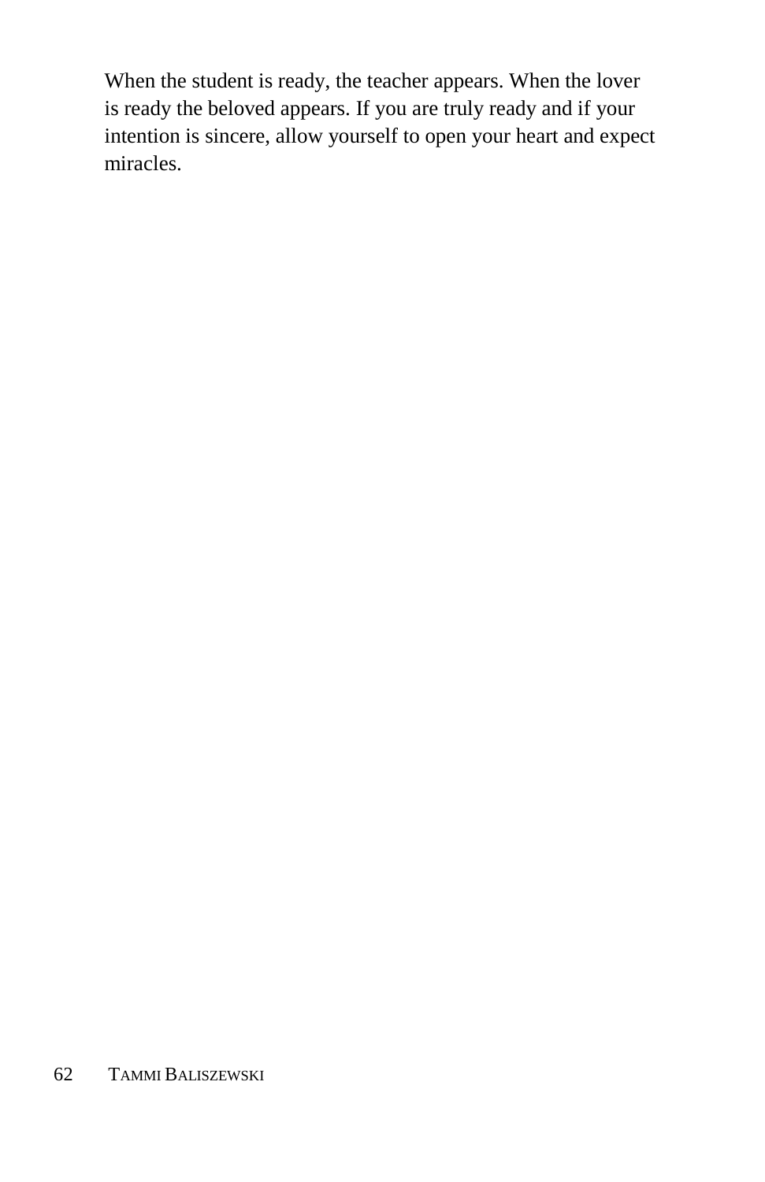When the student is ready, the teacher appears. When the lover is ready the beloved appears. If you are truly ready and if your intention is sincere, allow yourself to open your heart and expect miracles.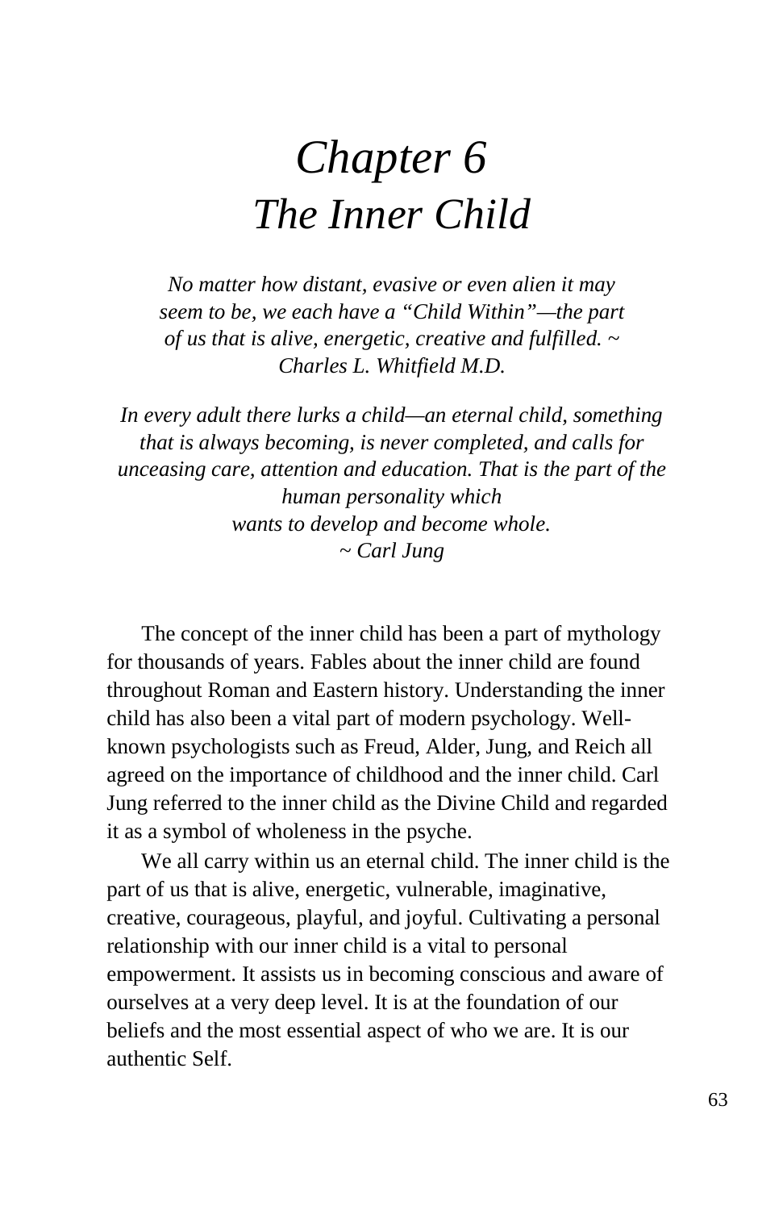# *Chapter 6*
# *The Inner Child*

*No matter how distant, evasive or even alien it may seem to be, we each have a "Child Within"—the part of us that is alive, energetic, creative and fulfilled. ~ Charles L. Whitfield M.D.*

*In every adult there lurks a child—an eternal child, something that is always becoming, is never completed, and calls for unceasing care, attention and education. That is the part of the human personality which wants to develop and become whole.*
*~ Carl Jung*

The concept of the inner child has been a part of mythology for thousands of years. Fables about the inner child are found throughout Roman and Eastern history. Understanding the inner child has also been a vital part of modern psychology. Well-known psychologists such as Freud, Alder, Jung, and Reich all agreed on the importance of childhood and the inner child. Carl Jung referred to the inner child as the Divine Child and regarded it as a symbol of wholeness in the psyche.

We all carry within us an eternal child. The inner child is the part of us that is alive, energetic, vulnerable, imaginative, creative, courageous, playful, and joyful. Cultivating a personal relationship with our inner child is a vital to personal empowerment. It assists us in becoming conscious and aware of ourselves at a very deep level. It is at the foundation of our beliefs and the most essential aspect of who we are. It is our authentic Self.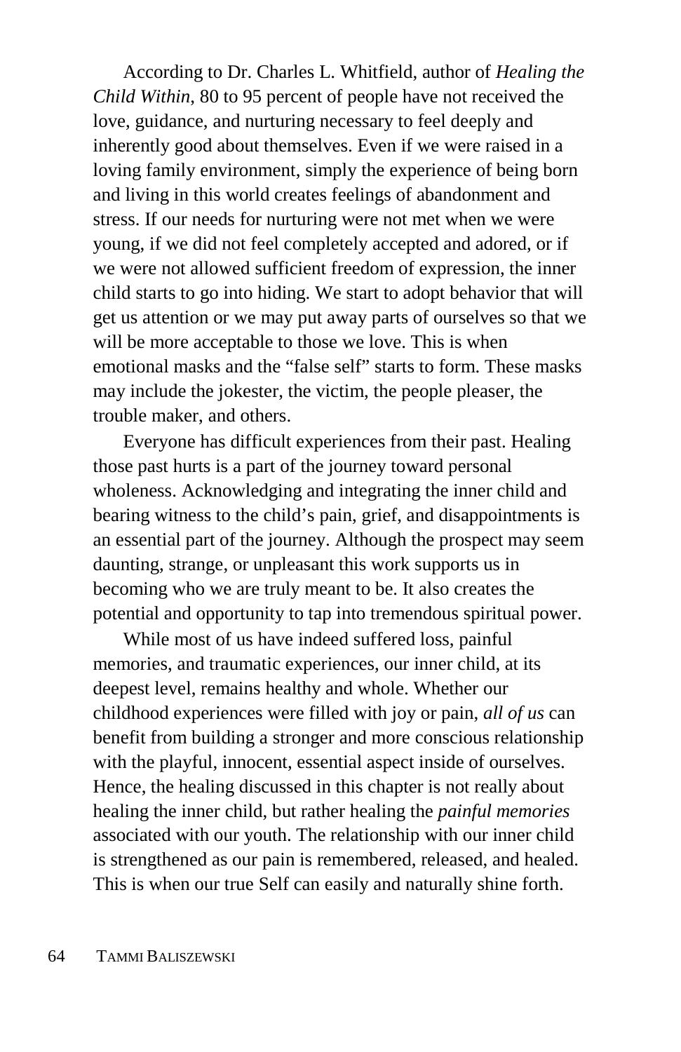According to Dr. Charles L. Whitfield, author of *Healing the Child Within*, 80 to 95 percent of people have not received the love, guidance, and nurturing necessary to feel deeply and inherently good about themselves. Even if we were raised in a loving family environment, simply the experience of being born and living in this world creates feelings of abandonment and stress. If our needs for nurturing were not met when we were young, if we did not feel completely accepted and adored, or if we were not allowed sufficient freedom of expression, the inner child starts to go into hiding. We start to adopt behavior that will get us attention or we may put away parts of ourselves so that we will be more acceptable to those we love. This is when emotional masks and the "false self" starts to form. These masks may include the jokester, the victim, the people pleaser, the trouble maker, and others.

Everyone has difficult experiences from their past. Healing those past hurts is a part of the journey toward personal wholeness. Acknowledging and integrating the inner child and bearing witness to the child's pain, grief, and disappointments is an essential part of the journey. Although the prospect may seem daunting, strange, or unpleasant this work supports us in becoming who we are truly meant to be. It also creates the potential and opportunity to tap into tremendous spiritual power.

While most of us have indeed suffered loss, painful memories, and traumatic experiences, our inner child, at its deepest level, remains healthy and whole. Whether our childhood experiences were filled with joy or pain, *all of us* can benefit from building a stronger and more conscious relationship with the playful, innocent, essential aspect inside of ourselves. Hence, the healing discussed in this chapter is not really about healing the inner child, but rather healing the *painful memories* associated with our youth. The relationship with our inner child is strengthened as our pain is remembered, released, and healed. This is when our true Self can easily and naturally shine forth.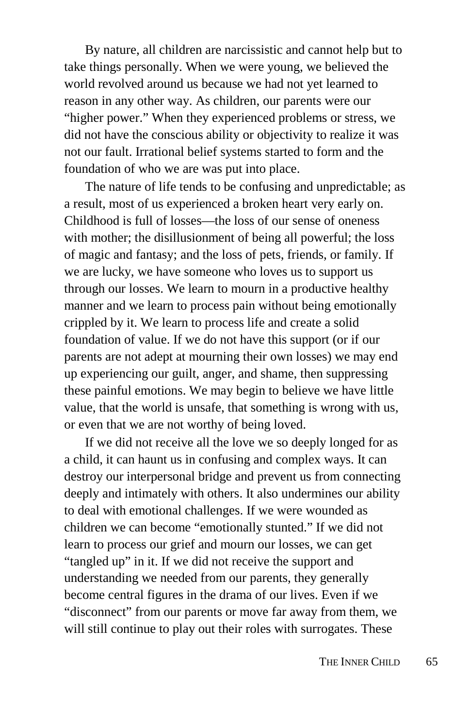By nature, all children are narcissistic and cannot help but to take things personally. When we were young, we believed the world revolved around us because we had not yet learned to reason in any other way. As children, our parents were our "higher power." When they experienced problems or stress, we did not have the conscious ability or objectivity to realize it was not our fault. Irrational belief systems started to form and the foundation of who we are was put into place.

The nature of life tends to be confusing and unpredictable; as a result, most of us experienced a broken heart very early on. Childhood is full of losses—the loss of our sense of oneness with mother; the disillusionment of being all powerful; the loss of magic and fantasy; and the loss of pets, friends, or family. If we are lucky, we have someone who loves us to support us through our losses. We learn to mourn in a productive healthy manner and we learn to process pain without being emotionally crippled by it. We learn to process life and create a solid foundation of value. If we do not have this support (or if our parents are not adept at mourning their own losses) we may end up experiencing our guilt, anger, and shame, then suppressing these painful emotions. We may begin to believe we have little value, that the world is unsafe, that something is wrong with us, or even that we are not worthy of being loved.

If we did not receive all the love we so deeply longed for as a child, it can haunt us in confusing and complex ways. It can destroy our interpersonal bridge and prevent us from connecting deeply and intimately with others. It also undermines our ability to deal with emotional challenges. If we were wounded as children we can become "emotionally stunted." If we did not learn to process our grief and mourn our losses, we can get "tangled up" in it. If we did not receive the support and understanding we needed from our parents, they generally become central figures in the drama of our lives. Even if we "disconnect" from our parents or move far away from them, we will still continue to play out their roles with surrogates. These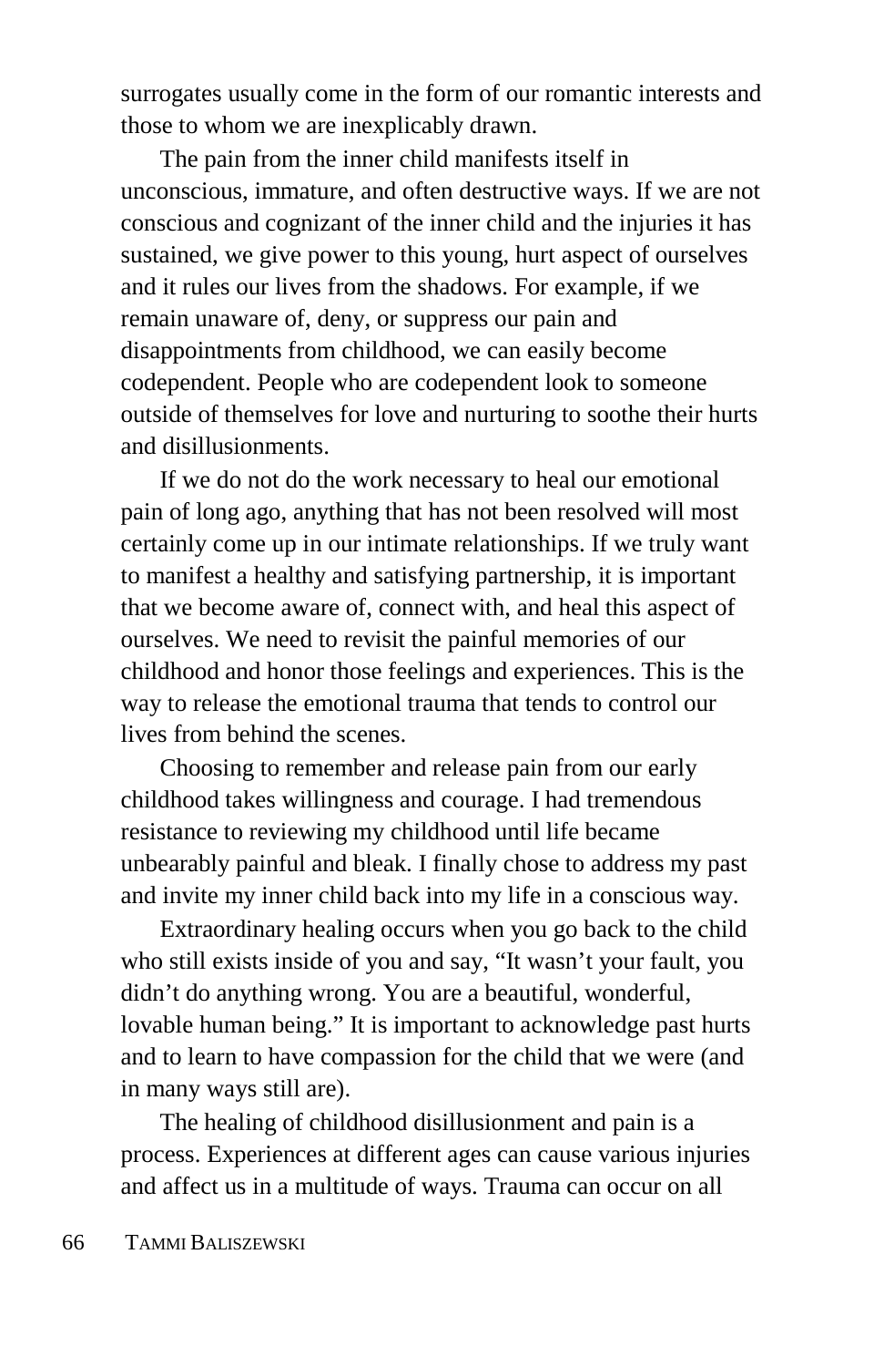surrogates usually come in the form of our romantic interests and those to whom we are inexplicably drawn.

The pain from the inner child manifests itself in unconscious, immature, and often destructive ways. If we are not conscious and cognizant of the inner child and the injuries it has sustained, we give power to this young, hurt aspect of ourselves and it rules our lives from the shadows. For example, if we remain unaware of, deny, or suppress our pain and disappointments from childhood, we can easily become codependent. People who are codependent look to someone outside of themselves for love and nurturing to soothe their hurts and disillusionments.

If we do not do the work necessary to heal our emotional pain of long ago, anything that has not been resolved will most certainly come up in our intimate relationships. If we truly want to manifest a healthy and satisfying partnership, it is important that we become aware of, connect with, and heal this aspect of ourselves. We need to revisit the painful memories of our childhood and honor those feelings and experiences. This is the way to release the emotional trauma that tends to control our lives from behind the scenes.

Choosing to remember and release pain from our early childhood takes willingness and courage. I had tremendous resistance to reviewing my childhood until life became unbearably painful and bleak. I finally chose to address my past and invite my inner child back into my life in a conscious way.

Extraordinary healing occurs when you go back to the child who still exists inside of you and say, "It wasn't your fault, you didn't do anything wrong. You are a beautiful, wonderful, lovable human being." It is important to acknowledge past hurts and to learn to have compassion for the child that we were (and in many ways still are).

The healing of childhood disillusionment and pain is a process. Experiences at different ages can cause various injuries and affect us in a multitude of ways. Trauma can occur on all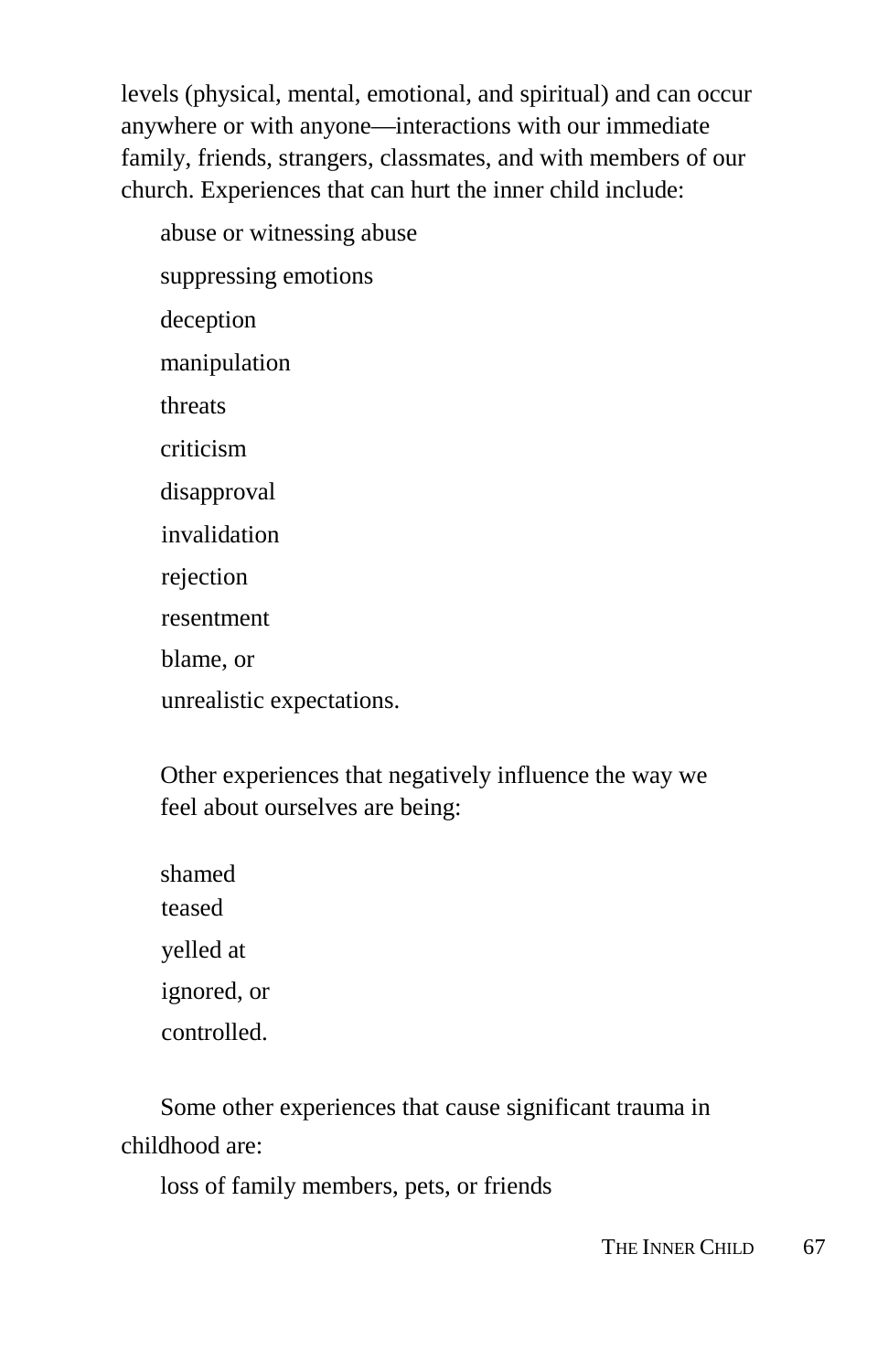levels (physical, mental, emotional, and spiritual) and can occur anywhere or with anyone—interactions with our immediate family, friends, strangers, classmates, and with members of our church. Experiences that can hurt the inner child include:

abuse or witnessing abuse

suppressing emotions

deception

manipulation

threats

criticism

disapproval

invalidation

rejection

resentment

blame, or

unrealistic expectations.

Other experiences that negatively influence the way we feel about ourselves are being:

shamed

teased

yelled at

ignored, or

controlled.

Some other experiences that cause significant trauma in childhood are:

loss of family members, pets, or friends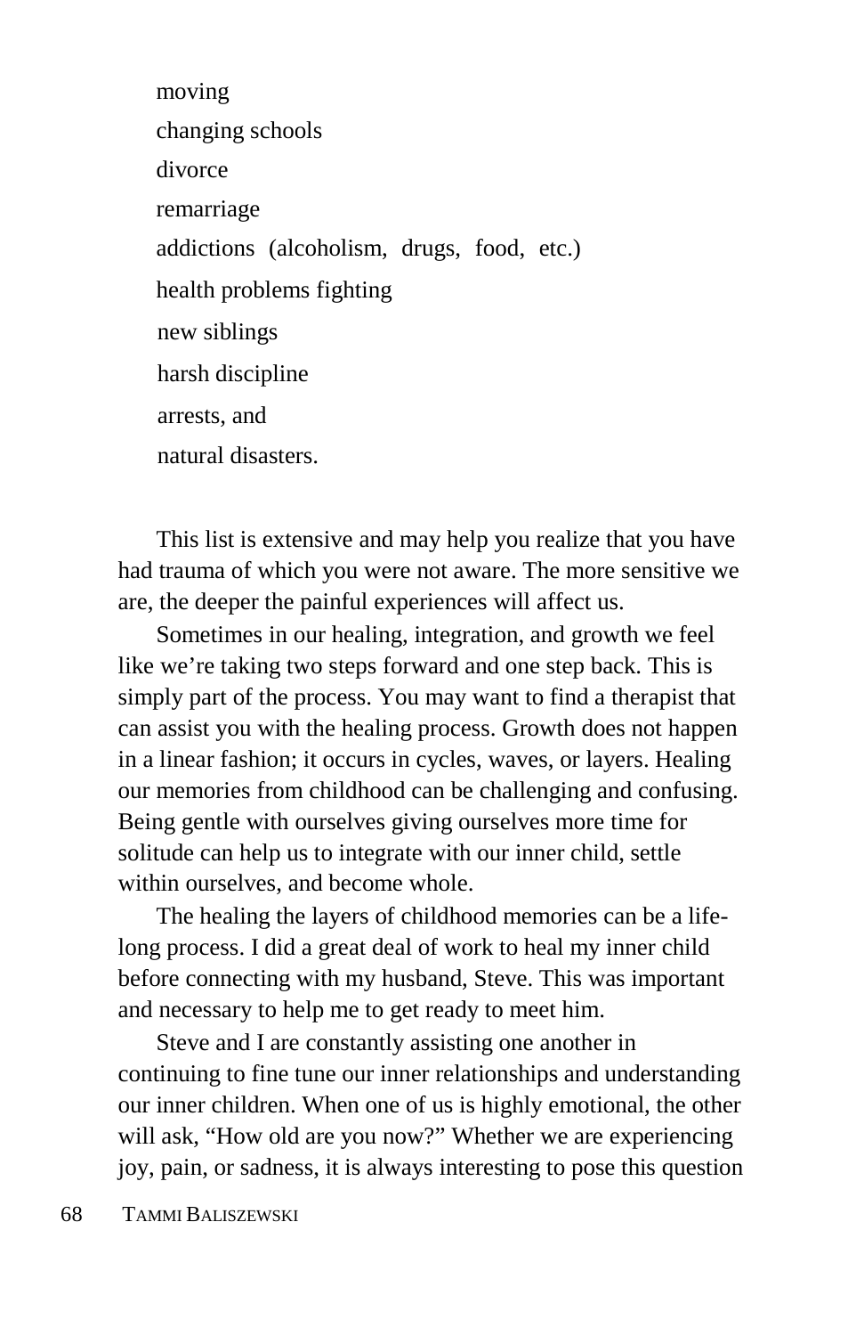- moving
- changing schools
- divorce
- remarriage
- addictions (alcoholism, drugs, food, etc.)
- health problems fighting
- new siblings
- harsh discipline
- arrests, and
- natural disasters.

This list is extensive and may help you realize that you have had trauma of which you were not aware. The more sensitive we are, the deeper the painful experiences will affect us.

Sometimes in our healing, integration, and growth we feel like we're taking two steps forward and one step back. This is simply part of the process. You may want to find a therapist that can assist you with the healing process. Growth does not happen in a linear fashion; it occurs in cycles, waves, or layers. Healing our memories from childhood can be challenging and confusing. Being gentle with ourselves giving ourselves more time for solitude can help us to integrate with our inner child, settle within ourselves, and become whole.

The healing the layers of childhood memories can be a life-long process. I did a great deal of work to heal my inner child before connecting with my husband, Steve. This was important and necessary to help me to get ready to meet him.

Steve and I are constantly assisting one another in continuing to fine tune our inner relationships and understanding our inner children. When one of us is highly emotional, the other will ask, "How old are you now?" Whether we are experiencing joy, pain, or sadness, it is always interesting to pose this question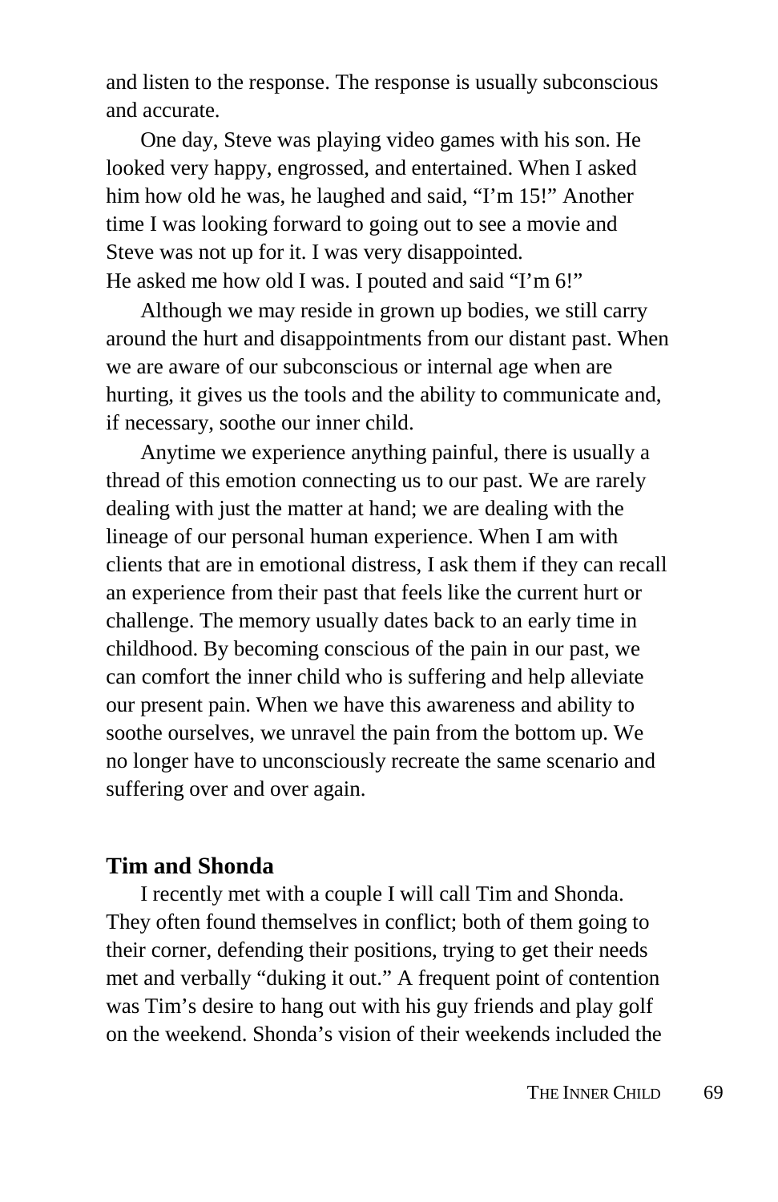and listen to the response. The response is usually subconscious and accurate.

One day, Steve was playing video games with his son. He looked very happy, engrossed, and entertained. When I asked him how old he was, he laughed and said, "I'm 15!" Another time I was looking forward to going out to see a movie and Steve was not up for it. I was very disappointed.
He asked me how old I was. I pouted and said "I'm 6!"

Although we may reside in grown up bodies, we still carry around the hurt and disappointments from our distant past. When we are aware of our subconscious or internal age when are hurting, it gives us the tools and the ability to communicate and, if necessary, soothe our inner child.

Anytime we experience anything painful, there is usually a thread of this emotion connecting us to our past. We are rarely dealing with just the matter at hand; we are dealing with the lineage of our personal human experience. When I am with clients that are in emotional distress, I ask them if they can recall an experience from their past that feels like the current hurt or challenge. The memory usually dates back to an early time in childhood. By becoming conscious of the pain in our past, we can comfort the inner child who is suffering and help alleviate our present pain. When we have this awareness and ability to soothe ourselves, we unravel the pain from the bottom up. We no longer have to unconsciously recreate the same scenario and suffering over and over again.

### Tim and Shonda

I recently met with a couple I will call Tim and Shonda. They often found themselves in conflict; both of them going to their corner, defending their positions, trying to get their needs met and verbally "duking it out." A frequent point of contention was Tim's desire to hang out with his guy friends and play golf on the weekend. Shonda's vision of their weekends included the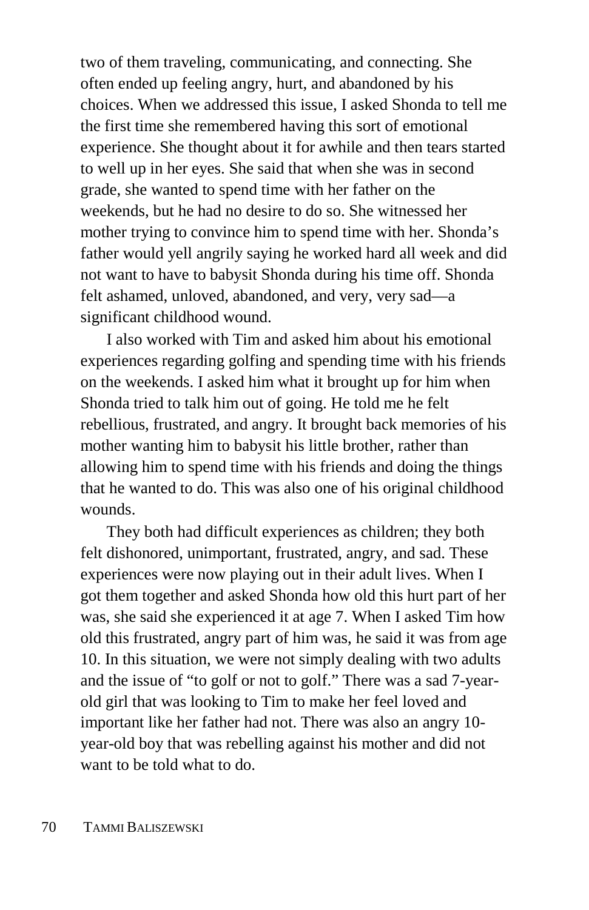two of them traveling, communicating, and connecting. She often ended up feeling angry, hurt, and abandoned by his choices. When we addressed this issue, I asked Shonda to tell me the first time she remembered having this sort of emotional experience. She thought about it for awhile and then tears started to well up in her eyes. She said that when she was in second grade, she wanted to spend time with her father on the weekends, but he had no desire to do so. She witnessed her mother trying to convince him to spend time with her. Shonda's father would yell angrily saying he worked hard all week and did not want to have to babysit Shonda during his time off. Shonda felt ashamed, unloved, abandoned, and very, very sad—a significant childhood wound.

I also worked with Tim and asked him about his emotional experiences regarding golfing and spending time with his friends on the weekends. I asked him what it brought up for him when Shonda tried to talk him out of going. He told me he felt rebellious, frustrated, and angry. It brought back memories of his mother wanting him to babysit his little brother, rather than allowing him to spend time with his friends and doing the things that he wanted to do. This was also one of his original childhood wounds.

They both had difficult experiences as children; they both felt dishonored, unimportant, frustrated, angry, and sad. These experiences were now playing out in their adult lives. When I got them together and asked Shonda how old this hurt part of her was, she said she experienced it at age 7. When I asked Tim how old this frustrated, angry part of him was, he said it was from age 10. In this situation, we were not simply dealing with two adults and the issue of "to golf or not to golf." There was a sad 7-year-old girl that was looking to Tim to make her feel loved and important like her father had not. There was also an angry 10-year-old boy that was rebelling against his mother and did not want to be told what to do.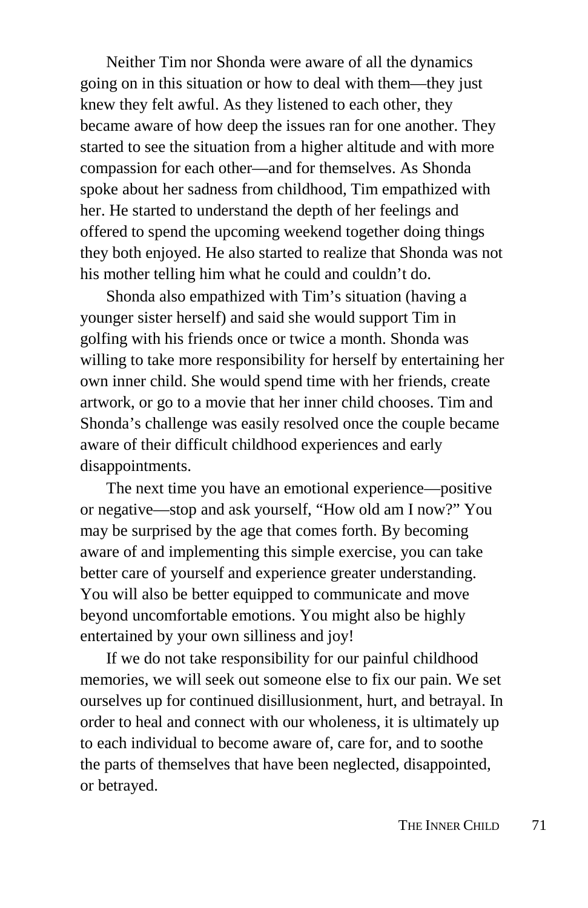Neither Tim nor Shonda were aware of all the dynamics going on in this situation or how to deal with them—they just knew they felt awful. As they listened to each other, they became aware of how deep the issues ran for one another. They started to see the situation from a higher altitude and with more compassion for each other—and for themselves. As Shonda spoke about her sadness from childhood, Tim empathized with her. He started to understand the depth of her feelings and offered to spend the upcoming weekend together doing things they both enjoyed. He also started to realize that Shonda was not his mother telling him what he could and couldn't do.

Shonda also empathized with Tim's situation (having a younger sister herself) and said she would support Tim in golfing with his friends once or twice a month. Shonda was willing to take more responsibility for herself by entertaining her own inner child. She would spend time with her friends, create artwork, or go to a movie that her inner child chooses. Tim and Shonda's challenge was easily resolved once the couple became aware of their difficult childhood experiences and early disappointments.

The next time you have an emotional experience—positive or negative—stop and ask yourself, "How old am I now?" You may be surprised by the age that comes forth. By becoming aware of and implementing this simple exercise, you can take better care of yourself and experience greater understanding. You will also be better equipped to communicate and move beyond uncomfortable emotions. You might also be highly entertained by your own silliness and joy!

If we do not take responsibility for our painful childhood memories, we will seek out someone else to fix our pain. We set ourselves up for continued disillusionment, hurt, and betrayal. In order to heal and connect with our wholeness, it is ultimately up to each individual to become aware of, care for, and to soothe the parts of themselves that have been neglected, disappointed, or betrayed.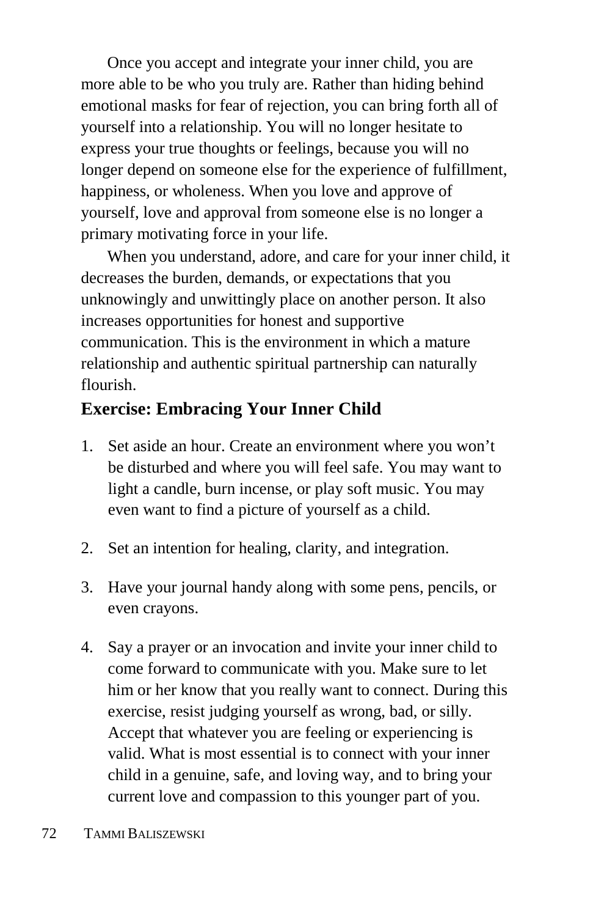Once you accept and integrate your inner child, you are more able to be who you truly are. Rather than hiding behind emotional masks for fear of rejection, you can bring forth all of yourself into a relationship. You will no longer hesitate to express your true thoughts or feelings, because you will no longer depend on someone else for the experience of fulfillment, happiness, or wholeness. When you love and approve of yourself, love and approval from someone else is no longer a primary motivating force in your life.

When you understand, adore, and care for your inner child, it decreases the burden, demands, or expectations that you unknowingly and unwittingly place on another person. It also increases opportunities for honest and supportive communication. This is the environment in which a mature relationship and authentic spiritual partnership can naturally flourish.

### Exercise: Embracing Your Inner Child

1. Set aside an hour. Create an environment where you won't be disturbed and where you will feel safe. You may want to light a candle, burn incense, or play soft music. You may even want to find a picture of yourself as a child.

2. Set an intention for healing, clarity, and integration.

3. Have your journal handy along with some pens, pencils, or even crayons.

4. Say a prayer or an invocation and invite your inner child to come forward to communicate with you. Make sure to let him or her know that you really want to connect. During this exercise, resist judging yourself as wrong, bad, or silly. Accept that whatever you are feeling or experiencing is valid. What is most essential is to connect with your inner child in a genuine, safe, and loving way, and to bring your current love and compassion to this younger part of you.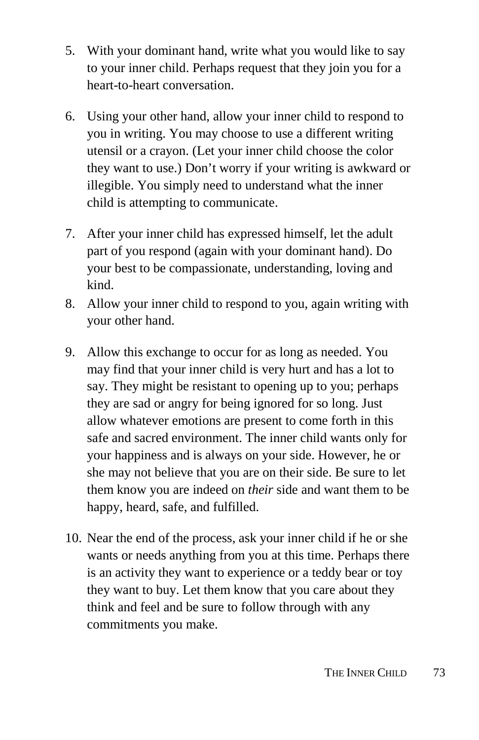5. With your dominant hand, write what you would like to say to your inner child. Perhaps request that they join you for a heart-to-heart conversation.

6. Using your other hand, allow your inner child to respond to you in writing. You may choose to use a different writing utensil or a crayon. (Let your inner child choose the color they want to use.) Don't worry if your writing is awkward or illegible. You simply need to understand what the inner child is attempting to communicate.

7. After your inner child has expressed himself, let the adult part of you respond (again with your dominant hand). Do your best to be compassionate, understanding, loving and kind.
8. Allow your inner child to respond to you, again writing with your other hand.

9. Allow this exchange to occur for as long as needed. You may find that your inner child is very hurt and has a lot to say. They might be resistant to opening up to you; perhaps they are sad or angry for being ignored for so long. Just allow whatever emotions are present to come forth in this safe and sacred environment. The inner child wants only for your happiness and is always on your side. However, he or she may not believe that you are on their side. Be sure to let them know you are indeed on *their* side and want them to be happy, heard, safe, and fulfilled.

10. Near the end of the process, ask your inner child if he or she wants or needs anything from you at this time. Perhaps there is an activity they want to experience or a teddy bear or toy they want to buy. Let them know that you care about they think and feel and be sure to follow through with any commitments you make.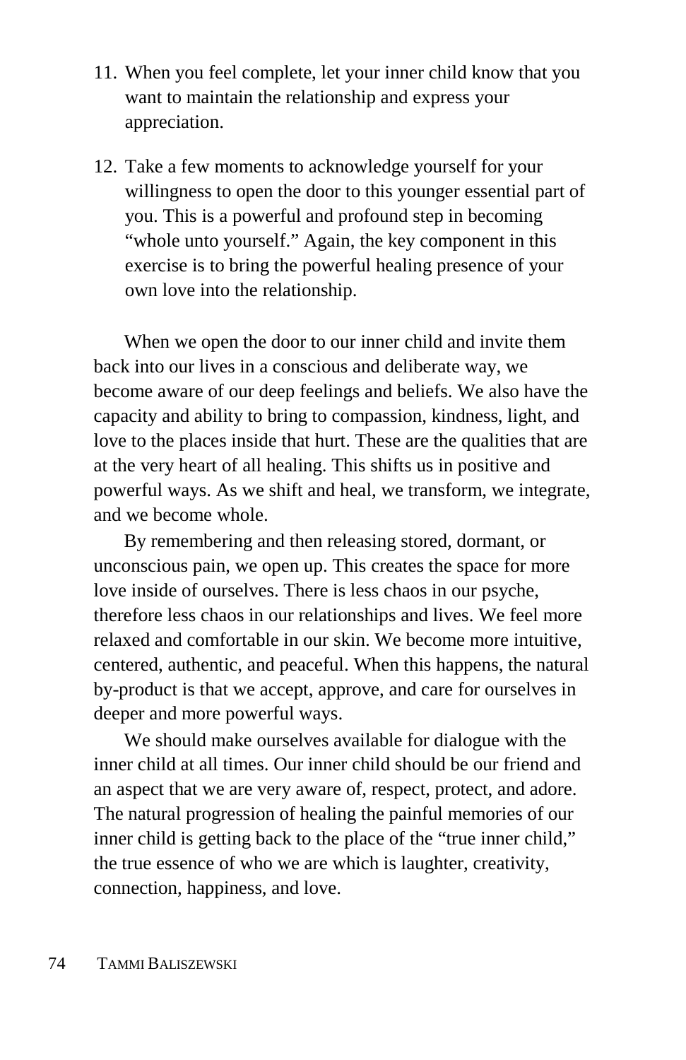11. When you feel complete, let your inner child know that you want to maintain the relationship and express your appreciation.

12. Take a few moments to acknowledge yourself for your willingness to open the door to this younger essential part of you. This is a powerful and profound step in becoming "whole unto yourself." Again, the key component in this exercise is to bring the powerful healing presence of your own love into the relationship.

When we open the door to our inner child and invite them back into our lives in a conscious and deliberate way, we become aware of our deep feelings and beliefs. We also have the capacity and ability to bring to compassion, kindness, light, and love to the places inside that hurt. These are the qualities that are at the very heart of all healing. This shifts us in positive and powerful ways. As we shift and heal, we transform, we integrate, and we become whole.

By remembering and then releasing stored, dormant, or unconscious pain, we open up. This creates the space for more love inside of ourselves. There is less chaos in our psyche, therefore less chaos in our relationships and lives. We feel more relaxed and comfortable in our skin. We become more intuitive, centered, authentic, and peaceful. When this happens, the natural by-product is that we accept, approve, and care for ourselves in deeper and more powerful ways.

We should make ourselves available for dialogue with the inner child at all times. Our inner child should be our friend and an aspect that we are very aware of, respect, protect, and adore. The natural progression of healing the painful memories of our inner child is getting back to the place of the "true inner child," the true essence of who we are which is laughter, creativity, connection, happiness, and love.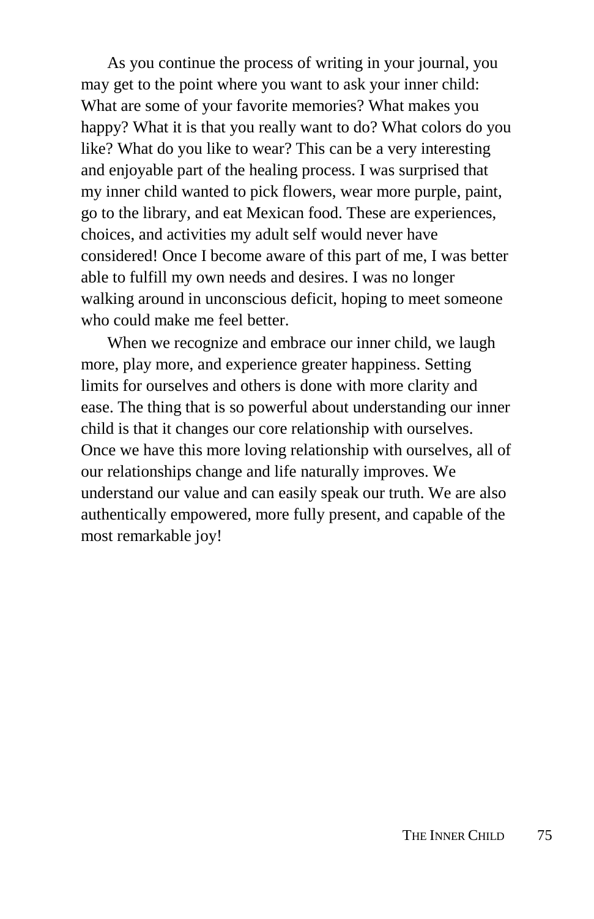As you continue the process of writing in your journal, you may get to the point where you want to ask your inner child: What are some of your favorite memories? What makes you happy? What it is that you really want to do? What colors do you like? What do you like to wear? This can be a very interesting and enjoyable part of the healing process. I was surprised that my inner child wanted to pick flowers, wear more purple, paint, go to the library, and eat Mexican food. These are experiences, choices, and activities my adult self would never have considered! Once I become aware of this part of me, I was better able to fulfill my own needs and desires. I was no longer walking around in unconscious deficit, hoping to meet someone who could make me feel better.

When we recognize and embrace our inner child, we laugh more, play more, and experience greater happiness. Setting limits for ourselves and others is done with more clarity and ease. The thing that is so powerful about understanding our inner child is that it changes our core relationship with ourselves. Once we have this more loving relationship with ourselves, all of our relationships change and life naturally improves. We understand our value and can easily speak our truth. We are also authentically empowered, more fully present, and capable of the most remarkable joy!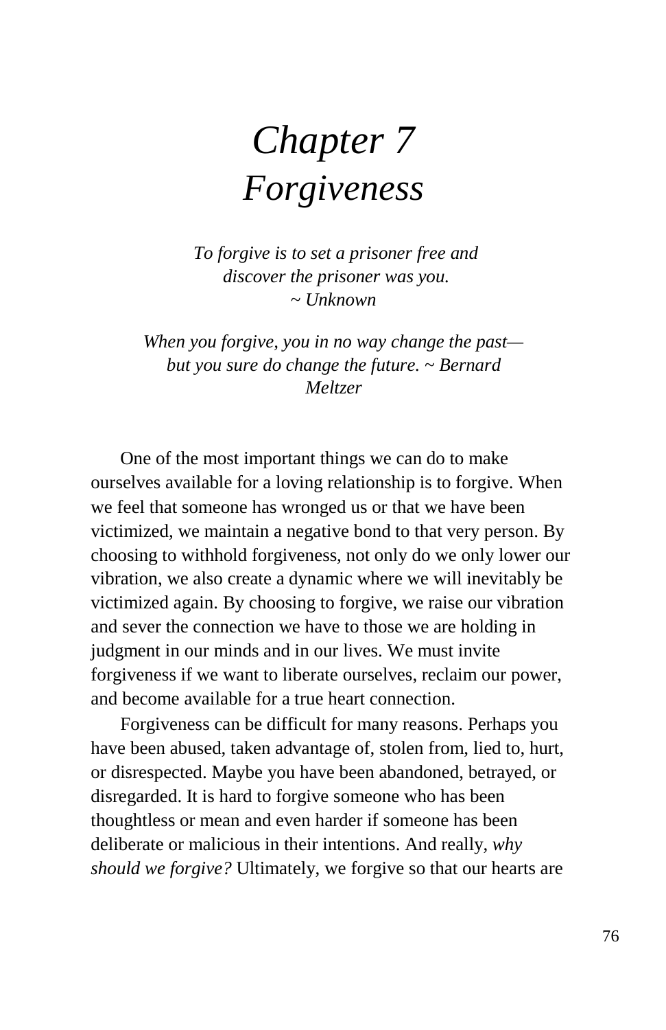# *Chapter 7*
# *Forgiveness*

*To forgive is to set a prisoner free and discover the prisoner was you.*
*~ Unknown*

*When you forgive, you in no way change the past—but you sure do change the future. ~ Bernard Meltzer*

One of the most important things we can do to make ourselves available for a loving relationship is to forgive. When we feel that someone has wronged us or that we have been victimized, we maintain a negative bond to that very person. By choosing to withhold forgiveness, not only do we only lower our vibration, we also create a dynamic where we will inevitably be victimized again. By choosing to forgive, we raise our vibration and sever the connection we have to those we are holding in judgment in our minds and in our lives. We must invite forgiveness if we want to liberate ourselves, reclaim our power, and become available for a true heart connection.

Forgiveness can be difficult for many reasons. Perhaps you have been abused, taken advantage of, stolen from, lied to, hurt, or disrespected. Maybe you have been abandoned, betrayed, or disregarded. It is hard to forgive someone who has been thoughtless or mean and even harder if someone has been deliberate or malicious in their intentions. And really, *why should we forgive?* Ultimately, we forgive so that our hearts are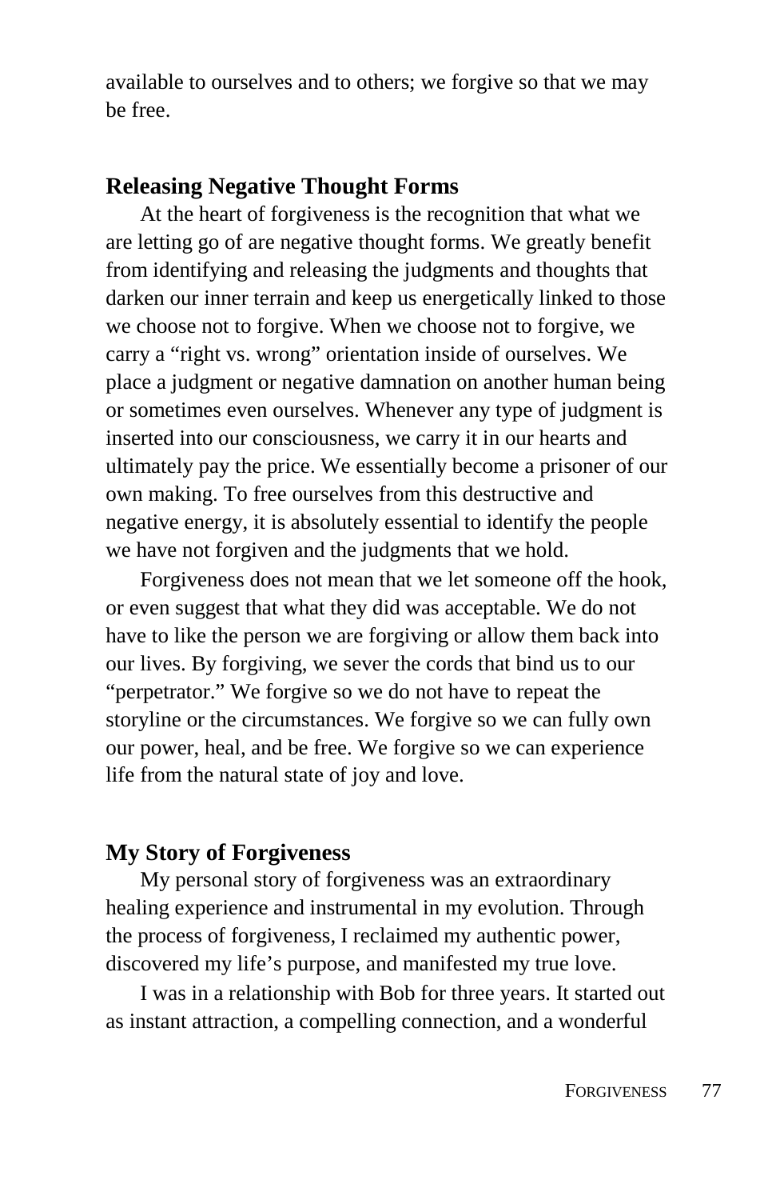available to ourselves and to others; we forgive so that we may be free.

## Releasing Negative Thought Forms

At the heart of forgiveness is the recognition that what we are letting go of are negative thought forms. We greatly benefit from identifying and releasing the judgments and thoughts that darken our inner terrain and keep us energetically linked to those we choose not to forgive. When we choose not to forgive, we carry a "right vs. wrong" orientation inside of ourselves. We place a judgment or negative damnation on another human being or sometimes even ourselves. Whenever any type of judgment is inserted into our consciousness, we carry it in our hearts and ultimately pay the price. We essentially become a prisoner of our own making. To free ourselves from this destructive and negative energy, it is absolutely essential to identify the people we have not forgiven and the judgments that we hold.

Forgiveness does not mean that we let someone off the hook, or even suggest that what they did was acceptable. We do not have to like the person we are forgiving or allow them back into our lives. By forgiving, we sever the cords that bind us to our "perpetrator." We forgive so we do not have to repeat the storyline or the circumstances. We forgive so we can fully own our power, heal, and be free. We forgive so we can experience life from the natural state of joy and love.

## My Story of Forgiveness

My personal story of forgiveness was an extraordinary healing experience and instrumental in my evolution. Through the process of forgiveness, I reclaimed my authentic power, discovered my life's purpose, and manifested my true love.

I was in a relationship with Bob for three years. It started out as instant attraction, a compelling connection, and a wonderful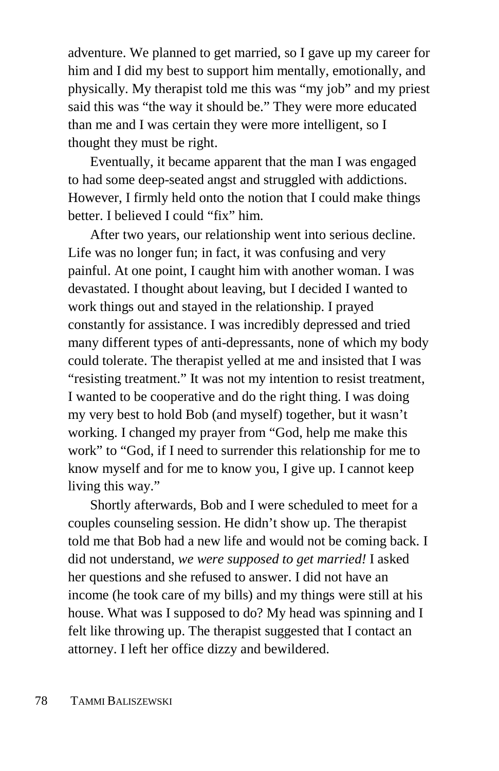adventure. We planned to get married, so I gave up my career for him and I did my best to support him mentally, emotionally, and physically. My therapist told me this was "my job" and my priest said this was "the way it should be." They were more educated than me and I was certain they were more intelligent, so I thought they must be right.

Eventually, it became apparent that the man I was engaged to had some deep-seated angst and struggled with addictions. However, I firmly held onto the notion that I could make things better. I believed I could "fix" him.

After two years, our relationship went into serious decline. Life was no longer fun; in fact, it was confusing and very painful. At one point, I caught him with another woman. I was devastated. I thought about leaving, but I decided I wanted to work things out and stayed in the relationship. I prayed constantly for assistance. I was incredibly depressed and tried many different types of anti-depressants, none of which my body could tolerate. The therapist yelled at me and insisted that I was "resisting treatment." It was not my intention to resist treatment, I wanted to be cooperative and do the right thing. I was doing my very best to hold Bob (and myself) together, but it wasn't working. I changed my prayer from "God, help me make this work" to "God, if I need to surrender this relationship for me to know myself and for me to know you, I give up. I cannot keep living this way."

Shortly afterwards, Bob and I were scheduled to meet for a couples counseling session. He didn't show up. The therapist told me that Bob had a new life and would not be coming back. I did not understand, *we were supposed to get married!* I asked her questions and she refused to answer. I did not have an income (he took care of my bills) and my things were still at his house. What was I supposed to do? My head was spinning and I felt like throwing up. The therapist suggested that I contact an attorney. I left her office dizzy and bewildered.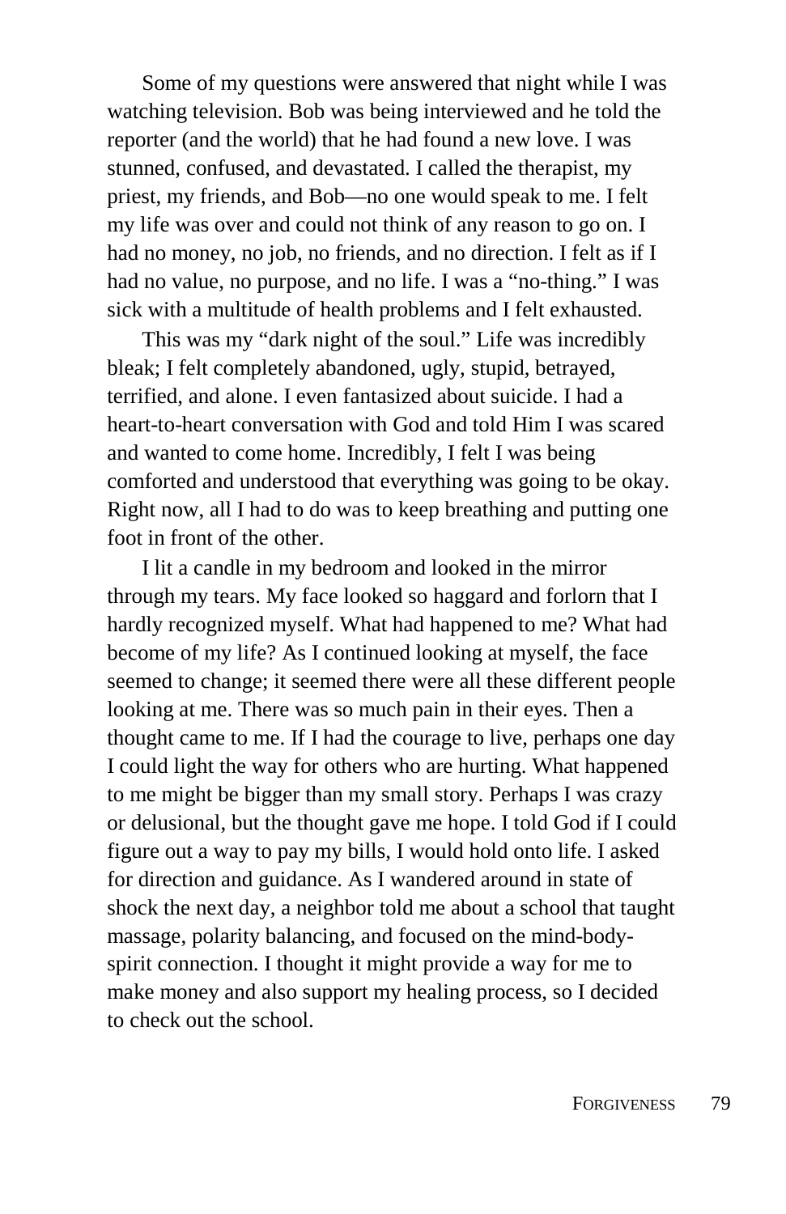Some of my questions were answered that night while I was watching television. Bob was being interviewed and he told the reporter (and the world) that he had found a new love. I was stunned, confused, and devastated. I called the therapist, my priest, my friends, and Bob—no one would speak to me. I felt my life was over and could not think of any reason to go on. I had no money, no job, no friends, and no direction. I felt as if I had no value, no purpose, and no life. I was a "no-thing." I was sick with a multitude of health problems and I felt exhausted.

This was my "dark night of the soul." Life was incredibly bleak; I felt completely abandoned, ugly, stupid, betrayed, terrified, and alone. I even fantasized about suicide. I had a heart-to-heart conversation with God and told Him I was scared and wanted to come home. Incredibly, I felt I was being comforted and understood that everything was going to be okay. Right now, all I had to do was to keep breathing and putting one foot in front of the other.

I lit a candle in my bedroom and looked in the mirror through my tears. My face looked so haggard and forlorn that I hardly recognized myself. What had happened to me? What had become of my life? As I continued looking at myself, the face seemed to change; it seemed there were all these different people looking at me. There was so much pain in their eyes. Then a thought came to me. If I had the courage to live, perhaps one day I could light the way for others who are hurting. What happened to me might be bigger than my small story. Perhaps I was crazy or delusional, but the thought gave me hope. I told God if I could figure out a way to pay my bills, I would hold onto life. I asked for direction and guidance. As I wandered around in state of shock the next day, a neighbor told me about a school that taught massage, polarity balancing, and focused on the mind-body-spirit connection. I thought it might provide a way for me to make money and also support my healing process, so I decided to check out the school.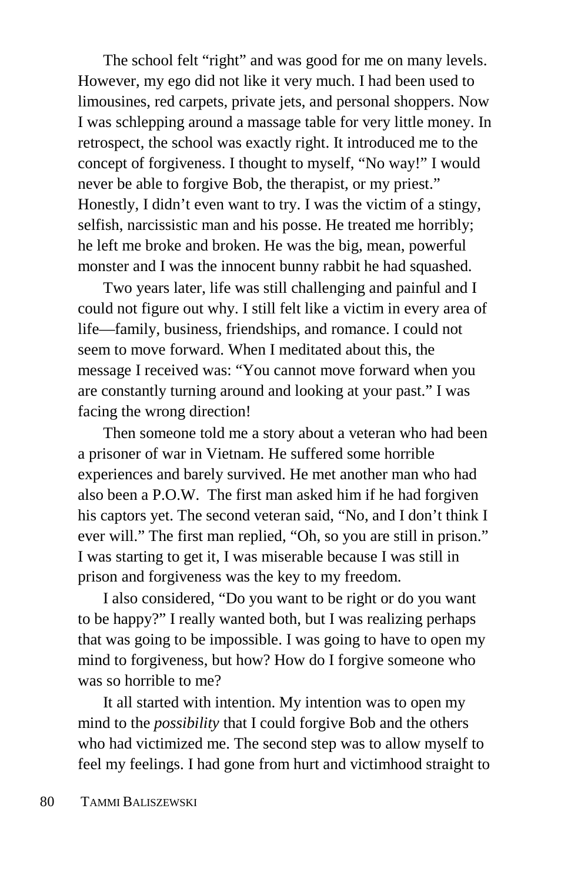The school felt "right" and was good for me on many levels. However, my ego did not like it very much. I had been used to limousines, red carpets, private jets, and personal shoppers. Now I was schlepping around a massage table for very little money. In retrospect, the school was exactly right. It introduced me to the concept of forgiveness. I thought to myself, "No way!" I would never be able to forgive Bob, the therapist, or my priest." Honestly, I didn't even want to try. I was the victim of a stingy, selfish, narcissistic man and his posse. He treated me horribly; he left me broke and broken. He was the big, mean, powerful monster and I was the innocent bunny rabbit he had squashed.

Two years later, life was still challenging and painful and I could not figure out why. I still felt like a victim in every area of life—family, business, friendships, and romance. I could not seem to move forward. When I meditated about this, the message I received was: "You cannot move forward when you are constantly turning around and looking at your past." I was facing the wrong direction!

Then someone told me a story about a veteran who had been a prisoner of war in Vietnam. He suffered some horrible experiences and barely survived. He met another man who had also been a P.O.W. The first man asked him if he had forgiven his captors yet. The second veteran said, "No, and I don't think I ever will." The first man replied, "Oh, so you are still in prison." I was starting to get it, I was miserable because I was still in prison and forgiveness was the key to my freedom.

I also considered, "Do you want to be right or do you want to be happy?" I really wanted both, but I was realizing perhaps that was going to be impossible. I was going to have to open my mind to forgiveness, but how? How do I forgive someone who was so horrible to me?

It all started with intention. My intention was to open my mind to the *possibility* that I could forgive Bob and the others who had victimized me. The second step was to allow myself to feel my feelings. I had gone from hurt and victimhood straight to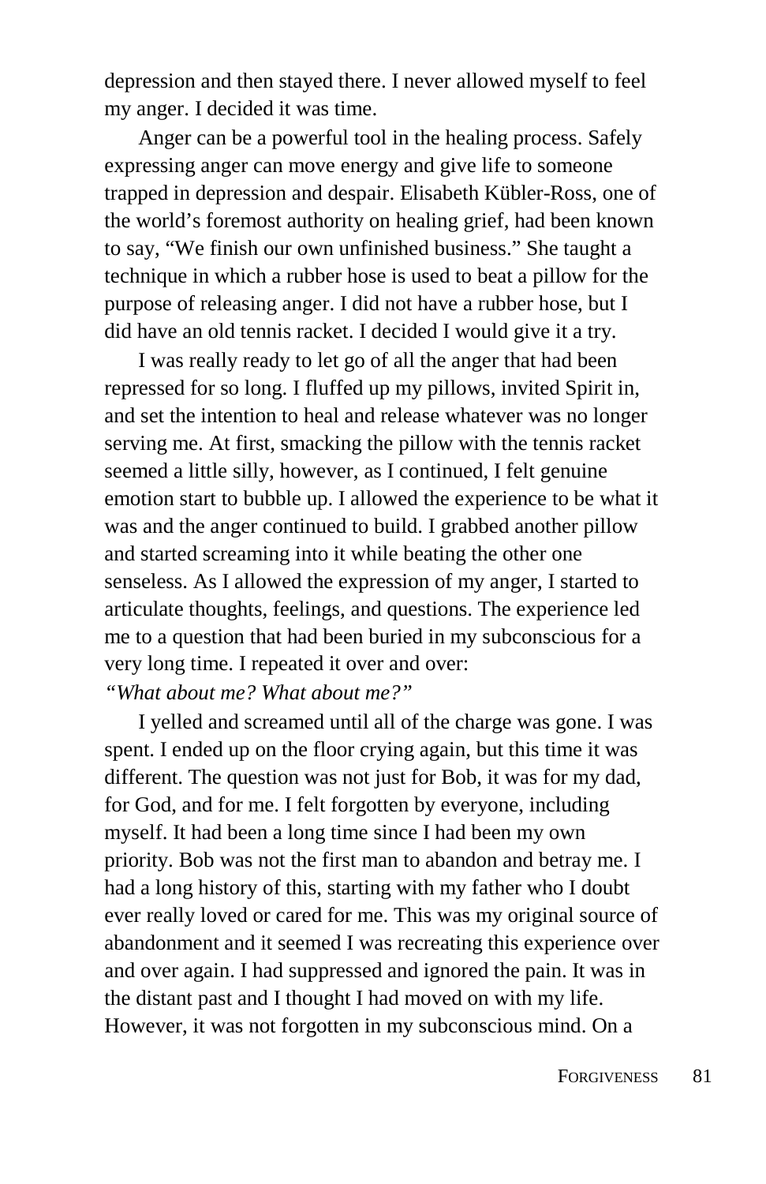depression and then stayed there. I never allowed myself to feel my anger. I decided it was time.

Anger can be a powerful tool in the healing process. Safely expressing anger can move energy and give life to someone trapped in depression and despair. Elisabeth Kübler-Ross, one of the world's foremost authority on healing grief, had been known to say, "We finish our own unfinished business." She taught a technique in which a rubber hose is used to beat a pillow for the purpose of releasing anger. I did not have a rubber hose, but I did have an old tennis racket. I decided I would give it a try.

I was really ready to let go of all the anger that had been repressed for so long. I fluffed up my pillows, invited Spirit in, and set the intention to heal and release whatever was no longer serving me. At first, smacking the pillow with the tennis racket seemed a little silly, however, as I continued, I felt genuine emotion start to bubble up. I allowed the experience to be what it was and the anger continued to build. I grabbed another pillow and started screaming into it while beating the other one senseless. As I allowed the expression of my anger, I started to articulate thoughts, feelings, and questions. The experience led me to a question that had been buried in my subconscious for a very long time. I repeated it over and over:

*"What about me? What about me?"*

I yelled and screamed until all of the charge was gone. I was spent. I ended up on the floor crying again, but this time it was different. The question was not just for Bob, it was for my dad, for God, and for me. I felt forgotten by everyone, including myself. It had been a long time since I had been my own priority. Bob was not the first man to abandon and betray me. I had a long history of this, starting with my father who I doubt ever really loved or cared for me. This was my original source of abandonment and it seemed I was recreating this experience over and over again. I had suppressed and ignored the pain. It was in the distant past and I thought I had moved on with my life. However, it was not forgotten in my subconscious mind. On a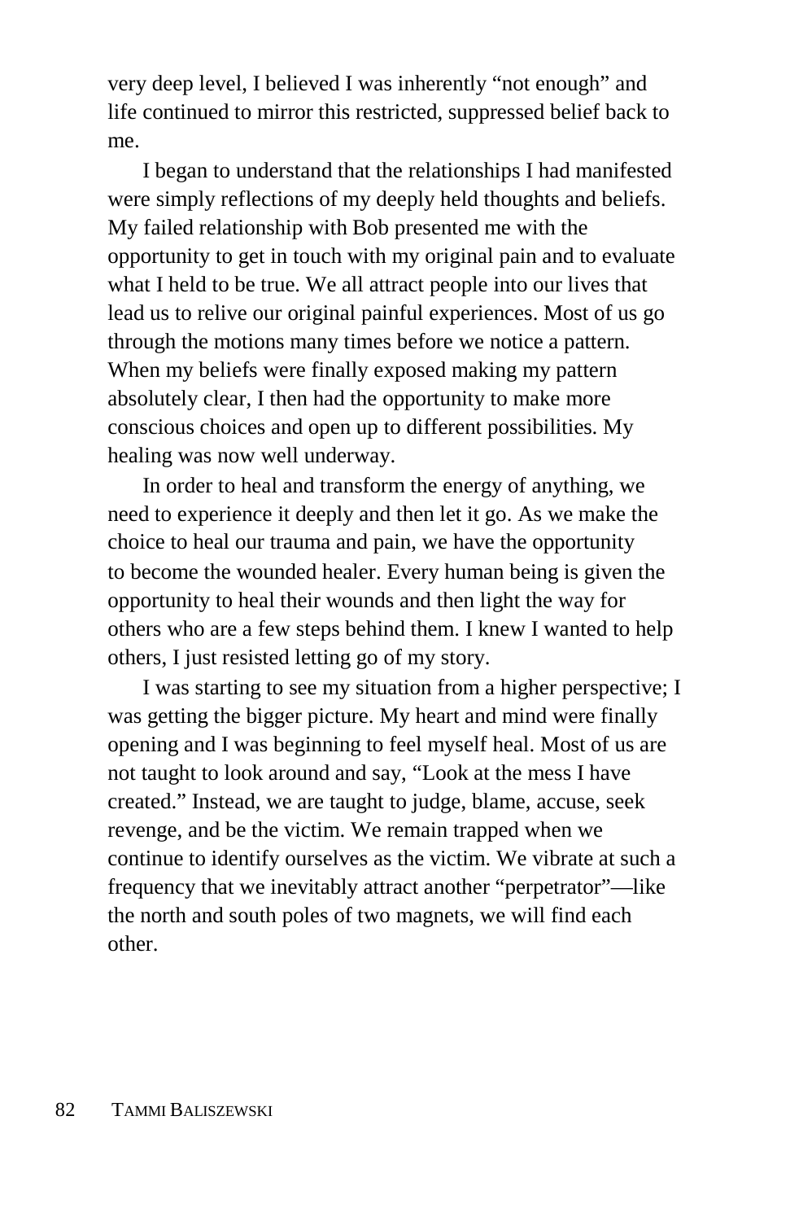very deep level, I believed I was inherently "not enough" and life continued to mirror this restricted, suppressed belief back to me.

I began to understand that the relationships I had manifested were simply reflections of my deeply held thoughts and beliefs. My failed relationship with Bob presented me with the opportunity to get in touch with my original pain and to evaluate what I held to be true. We all attract people into our lives that lead us to relive our original painful experiences. Most of us go through the motions many times before we notice a pattern. When my beliefs were finally exposed making my pattern absolutely clear, I then had the opportunity to make more conscious choices and open up to different possibilities. My healing was now well underway.

In order to heal and transform the energy of anything, we need to experience it deeply and then let it go. As we make the choice to heal our trauma and pain, we have the opportunity to become the wounded healer. Every human being is given the opportunity to heal their wounds and then light the way for others who are a few steps behind them. I knew I wanted to help others, I just resisted letting go of my story.

I was starting to see my situation from a higher perspective; I was getting the bigger picture. My heart and mind were finally opening and I was beginning to feel myself heal. Most of us are not taught to look around and say, "Look at the mess I have created." Instead, we are taught to judge, blame, accuse, seek revenge, and be the victim. We remain trapped when we continue to identify ourselves as the victim. We vibrate at such a frequency that we inevitably attract another "perpetrator"—like the north and south poles of two magnets, we will find each other.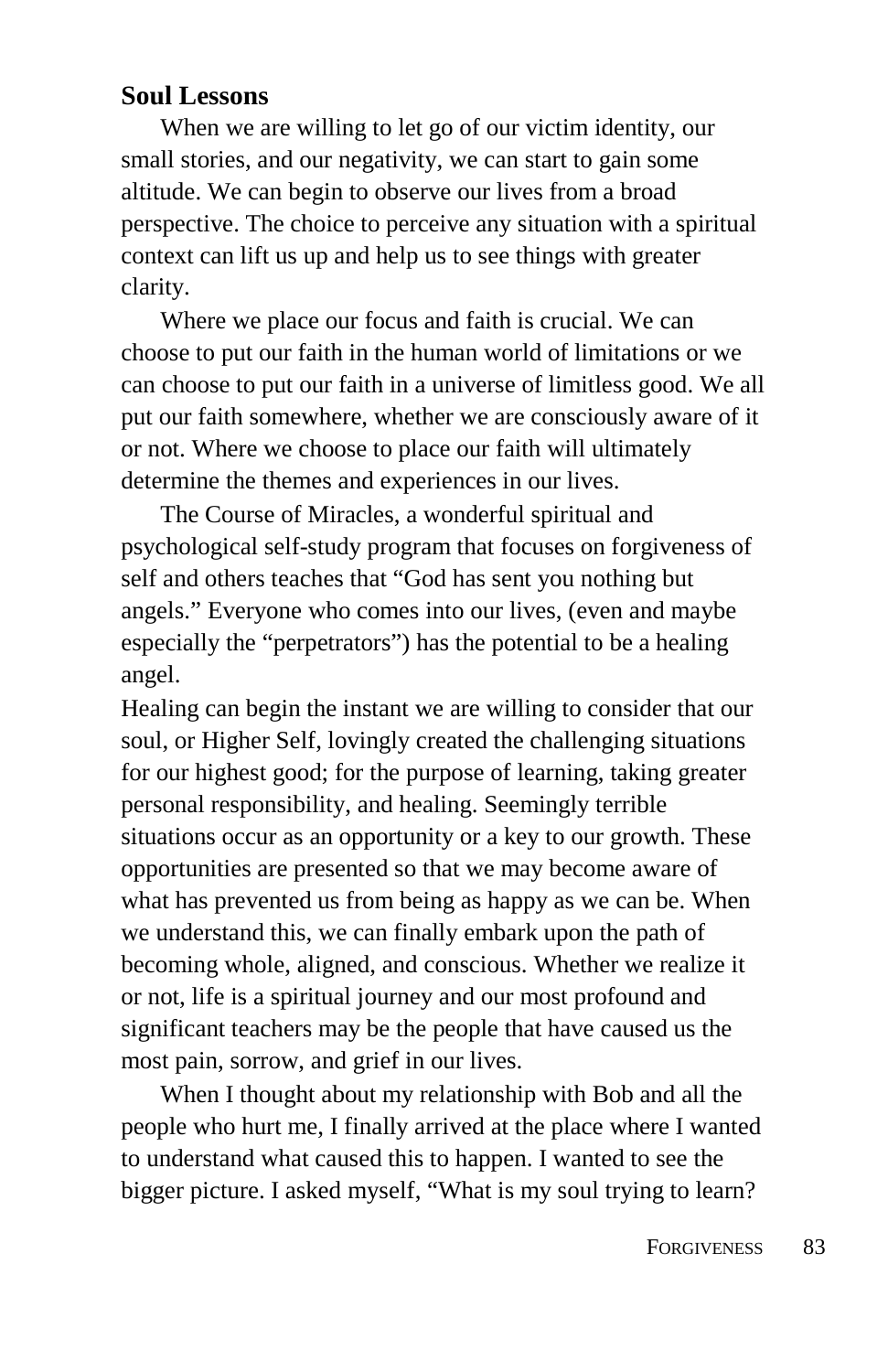## Soul Lessons

When we are willing to let go of our victim identity, our small stories, and our negativity, we can start to gain some altitude. We can begin to observe our lives from a broad perspective. The choice to perceive any situation with a spiritual context can lift us up and help us to see things with greater clarity.

Where we place our focus and faith is crucial. We can choose to put our faith in the human world of limitations or we can choose to put our faith in a universe of limitless good. We all put our faith somewhere, whether we are consciously aware of it or not. Where we choose to place our faith will ultimately determine the themes and experiences in our lives.

The Course of Miracles, a wonderful spiritual and psychological self-study program that focuses on forgiveness of self and others teaches that "God has sent you nothing but angels." Everyone who comes into our lives, (even and maybe especially the "perpetrators") has the potential to be a healing angel.

Healing can begin the instant we are willing to consider that our soul, or Higher Self, lovingly created the challenging situations for our highest good; for the purpose of learning, taking greater personal responsibility, and healing. Seemingly terrible situations occur as an opportunity or a key to our growth. These opportunities are presented so that we may become aware of what has prevented us from being as happy as we can be. When we understand this, we can finally embark upon the path of becoming whole, aligned, and conscious. Whether we realize it or not, life is a spiritual journey and our most profound and significant teachers may be the people that have caused us the most pain, sorrow, and grief in our lives.

When I thought about my relationship with Bob and all the people who hurt me, I finally arrived at the place where I wanted to understand what caused this to happen. I wanted to see the bigger picture. I asked myself, "What is my soul trying to learn?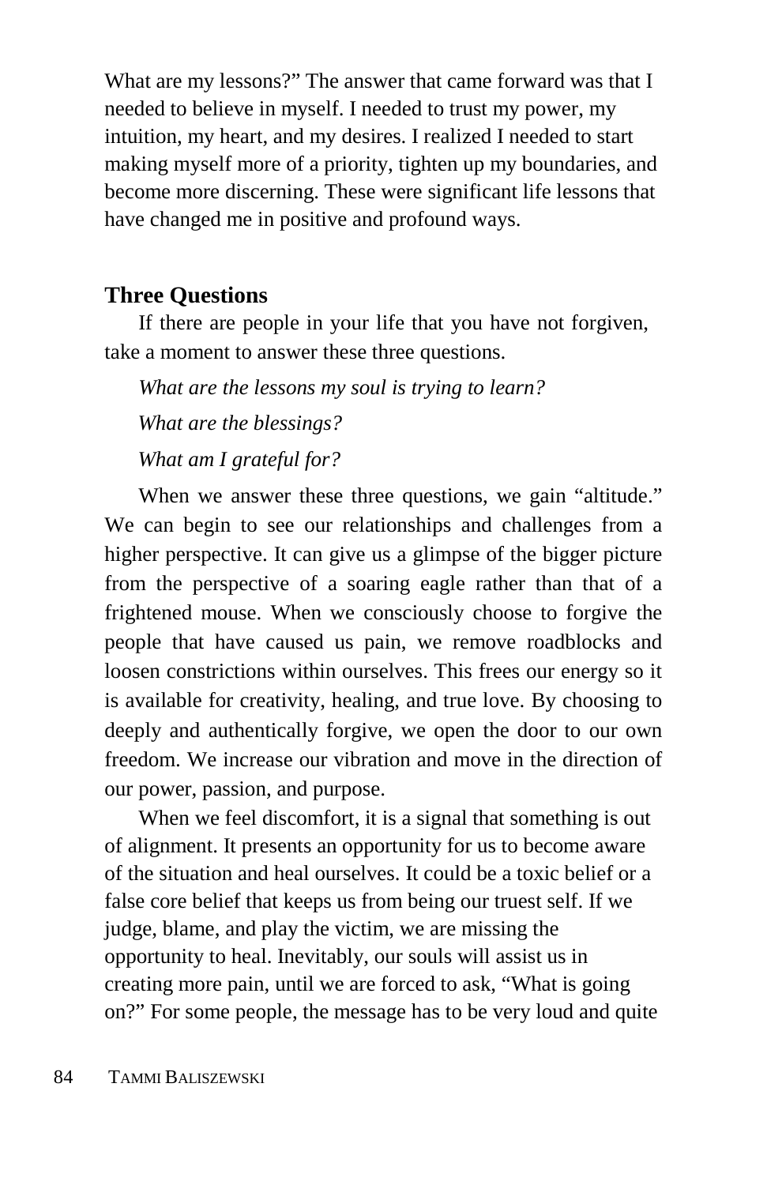What are my lessons?" The answer that came forward was that I needed to believe in myself. I needed to trust my power, my intuition, my heart, and my desires. I realized I needed to start making myself more of a priority, tighten up my boundaries, and become more discerning. These were significant life lessons that have changed me in positive and profound ways.

## Three Questions

If there are people in your life that you have not forgiven, take a moment to answer these three questions.

*What are the lessons my soul is trying to learn?*

*What are the blessings?*

*What am I grateful for?*

When we answer these three questions, we gain "altitude." We can begin to see our relationships and challenges from a higher perspective. It can give us a glimpse of the bigger picture from the perspective of a soaring eagle rather than that of a frightened mouse. When we consciously choose to forgive the people that have caused us pain, we remove roadblocks and loosen constrictions within ourselves. This frees our energy so it is available for creativity, healing, and true love. By choosing to deeply and authentically forgive, we open the door to our own freedom. We increase our vibration and move in the direction of our power, passion, and purpose.

When we feel discomfort, it is a signal that something is out of alignment. It presents an opportunity for us to become aware of the situation and heal ourselves. It could be a toxic belief or a false core belief that keeps us from being our truest self. If we judge, blame, and play the victim, we are missing the opportunity to heal. Inevitably, our souls will assist us in creating more pain, until we are forced to ask, "What is going on?" For some people, the message has to be very loud and quite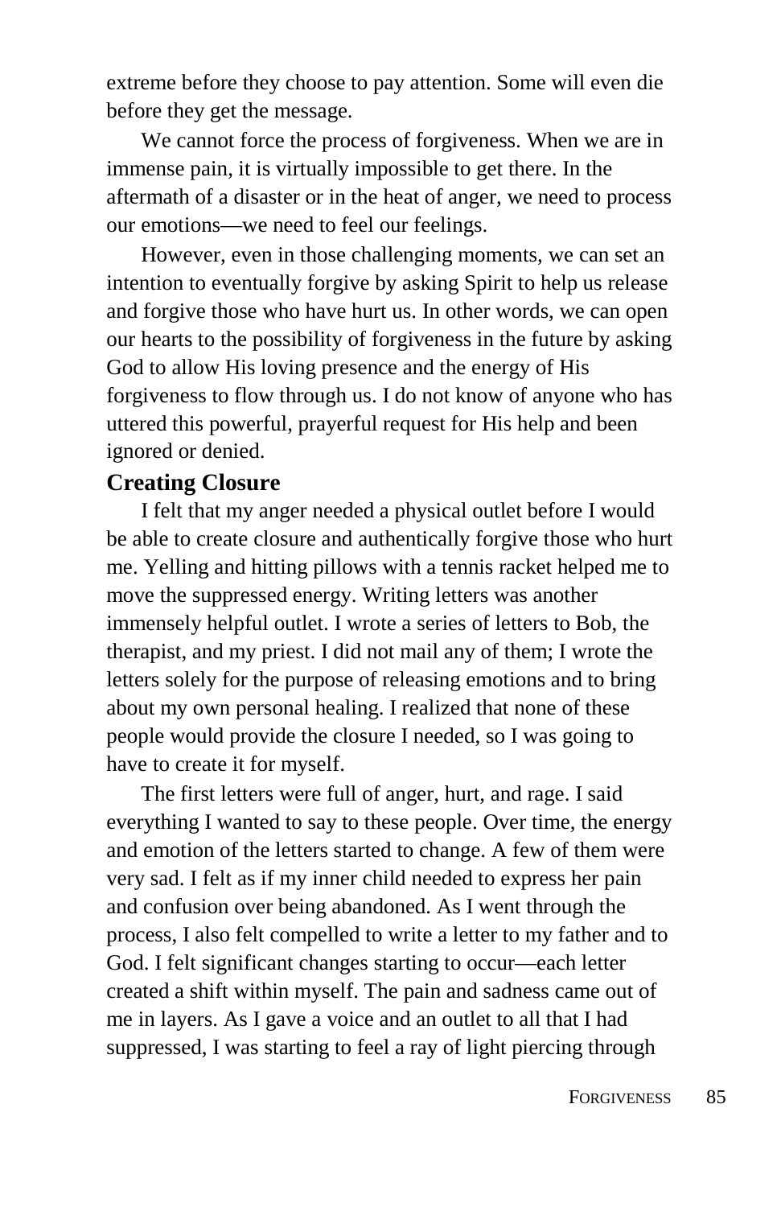extreme before they choose to pay attention. Some will even die before they get the message.

We cannot force the process of forgiveness. When we are in immense pain, it is virtually impossible to get there. In the aftermath of a disaster or in the heat of anger, we need to process our emotions—we need to feel our feelings.

However, even in those challenging moments, we can set an intention to eventually forgive by asking Spirit to help us release and forgive those who have hurt us. In other words, we can open our hearts to the possibility of forgiveness in the future by asking God to allow His loving presence and the energy of His forgiveness to flow through us. I do not know of anyone who has uttered this powerful, prayerful request for His help and been ignored or denied.

### Creating Closure

I felt that my anger needed a physical outlet before I would be able to create closure and authentically forgive those who hurt me. Yelling and hitting pillows with a tennis racket helped me to move the suppressed energy. Writing letters was another immensely helpful outlet. I wrote a series of letters to Bob, the therapist, and my priest. I did not mail any of them; I wrote the letters solely for the purpose of releasing emotions and to bring about my own personal healing. I realized that none of these people would provide the closure I needed, so I was going to have to create it for myself.

The first letters were full of anger, hurt, and rage. I said everything I wanted to say to these people. Over time, the energy and emotion of the letters started to change. A few of them were very sad. I felt as if my inner child needed to express her pain and confusion over being abandoned. As I went through the process, I also felt compelled to write a letter to my father and to God. I felt significant changes starting to occur—each letter created a shift within myself. The pain and sadness came out of me in layers. As I gave a voice and an outlet to all that I had suppressed, I was starting to feel a ray of light piercing through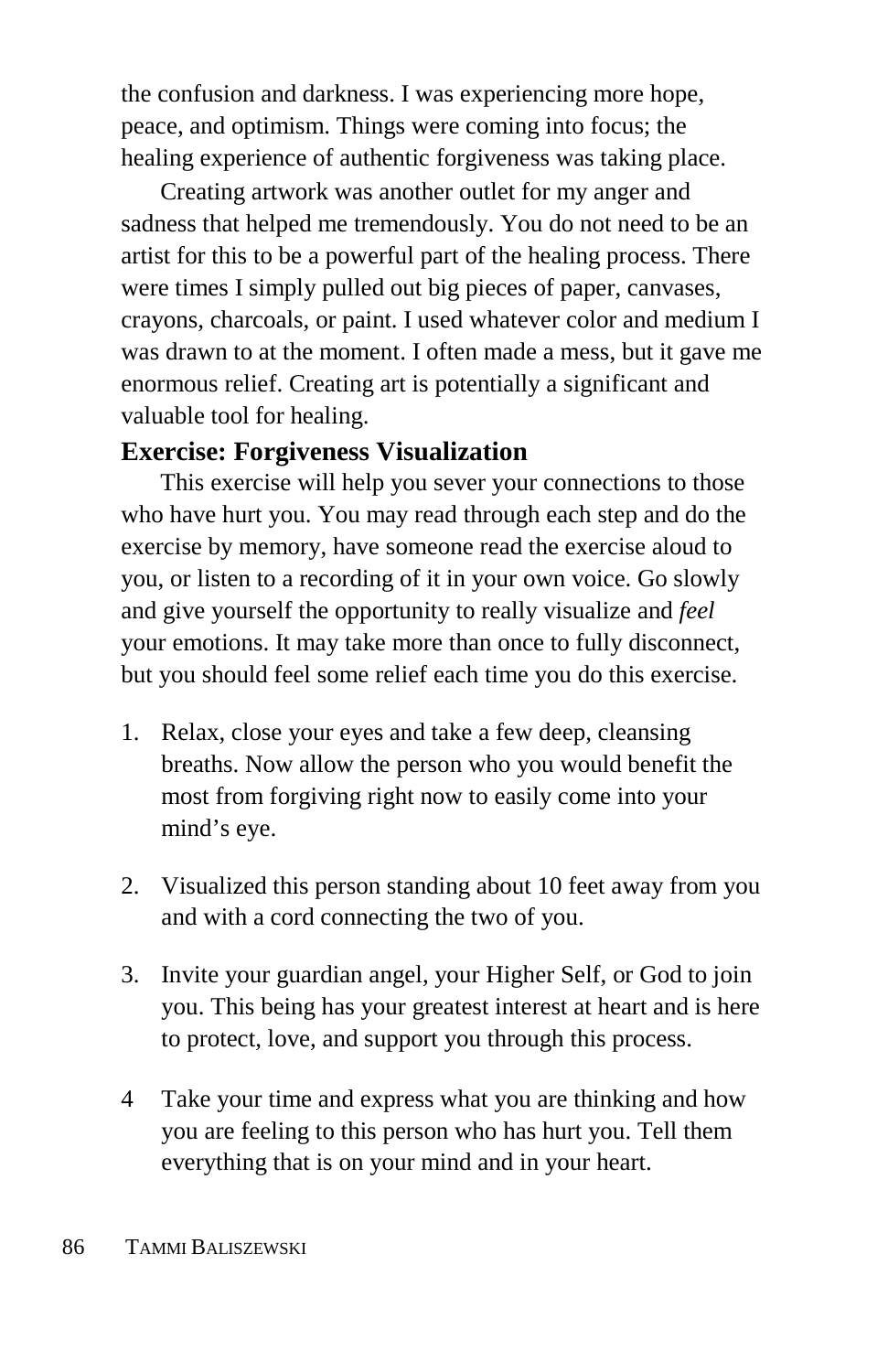the confusion and darkness. I was experiencing more hope, peace, and optimism. Things were coming into focus; the healing experience of authentic forgiveness was taking place.

Creating artwork was another outlet for my anger and sadness that helped me tremendously. You do not need to be an artist for this to be a powerful part of the healing process. There were times I simply pulled out big pieces of paper, canvases, crayons, charcoals, or paint. I used whatever color and medium I was drawn to at the moment. I often made a mess, but it gave me enormous relief. Creating art is potentially a significant and valuable tool for healing.

**Exercise: Forgiveness Visualization**

This exercise will help you sever your connections to those who have hurt you. You may read through each step and do the exercise by memory, have someone read the exercise aloud to you, or listen to a recording of it in your own voice. Go slowly and give yourself the opportunity to really visualize and *feel* your emotions. It may take more than once to fully disconnect, but you should feel some relief each time you do this exercise.

1. Relax, close your eyes and take a few deep, cleansing breaths. Now allow the person who you would benefit the most from forgiving right now to easily come into your mind's eye.

2. Visualized this person standing about 10 feet away from you and with a cord connecting the two of you.

3. Invite your guardian angel, your Higher Self, or God to join you. This being has your greatest interest at heart and is here to protect, love, and support you through this process.

4 Take your time and express what you are thinking and how you are feeling to this person who has hurt you. Tell them everything that is on your mind and in your heart.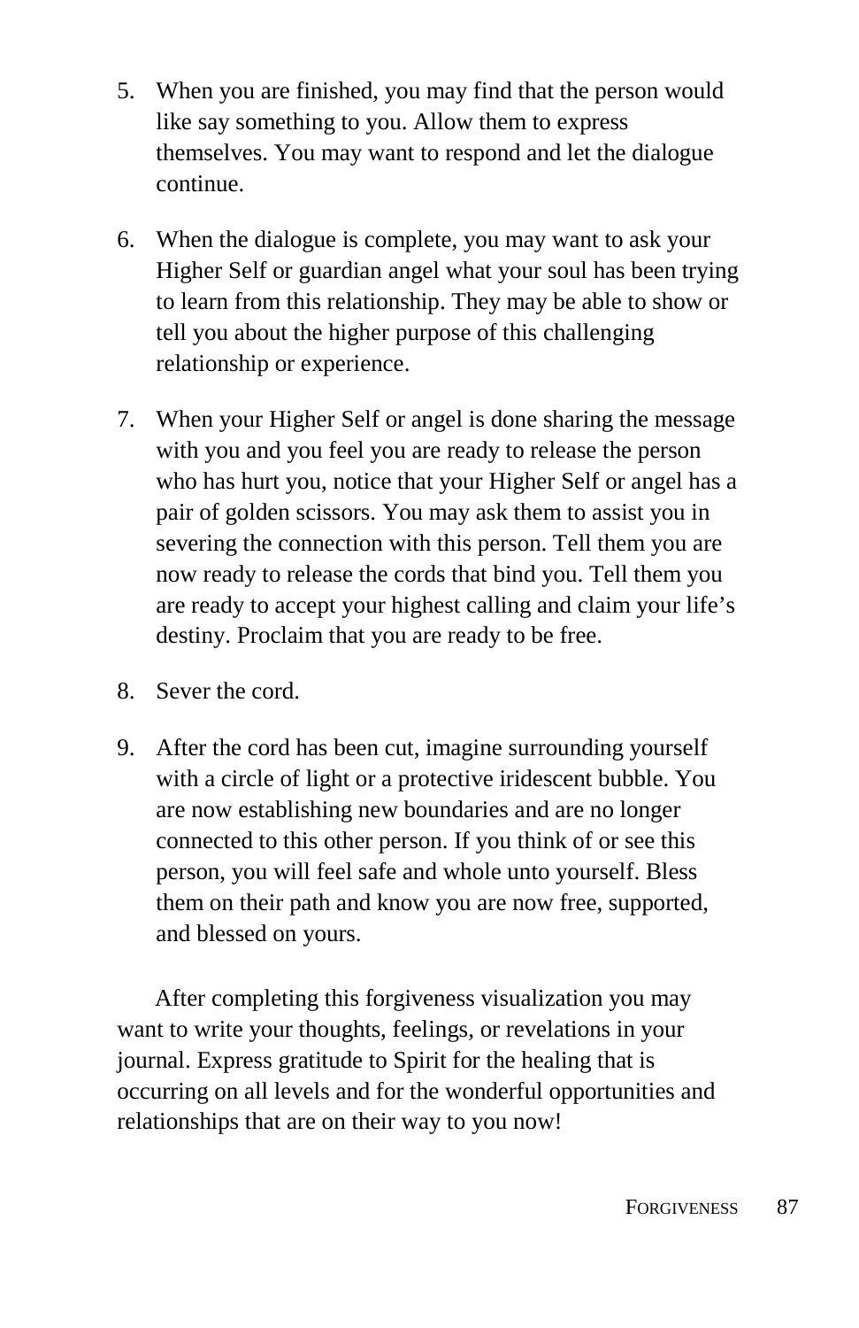5. When you are finished, you may find that the person would like say something to you. Allow them to express themselves. You may want to respond and let the dialogue continue.

6. When the dialogue is complete, you may want to ask your Higher Self or guardian angel what your soul has been trying to learn from this relationship. They may be able to show or tell you about the higher purpose of this challenging relationship or experience.

7. When your Higher Self or angel is done sharing the message with you and you feel you are ready to release the person who has hurt you, notice that your Higher Self or angel has a pair of golden scissors. You may ask them to assist you in severing the connection with this person. Tell them you are now ready to release the cords that bind you. Tell them you are ready to accept your highest calling and claim your life's destiny. Proclaim that you are ready to be free.

8. Sever the cord.

9. After the cord has been cut, imagine surrounding yourself with a circle of light or a protective iridescent bubble. You are now establishing new boundaries and are no longer connected to this other person. If you think of or see this person, you will feel safe and whole unto yourself. Bless them on their path and know you are now free, supported, and blessed on yours.

After completing this forgiveness visualization you may want to write your thoughts, feelings, or revelations in your journal. Express gratitude to Spirit for the healing that is occurring on all levels and for the wonderful opportunities and relationships that are on their way to you now!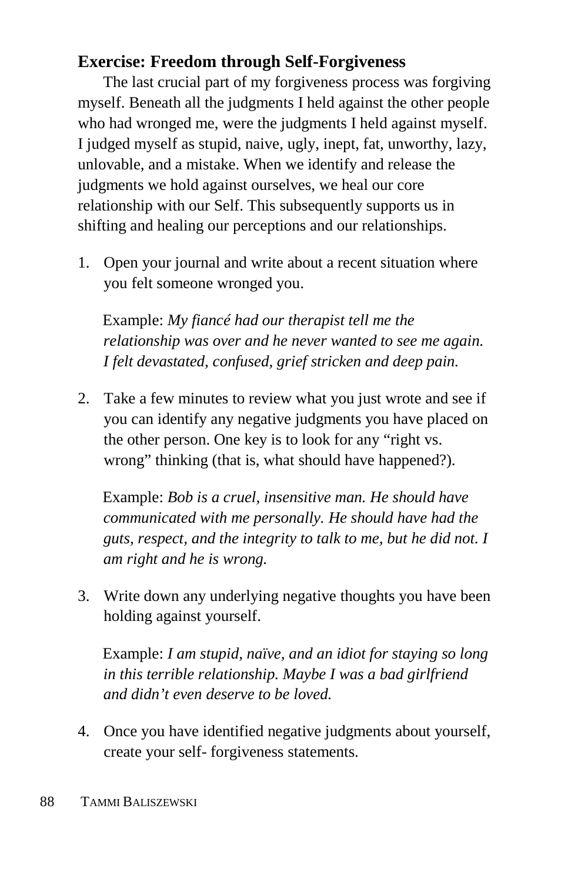### Exercise: Freedom through Self-Forgiveness

The last crucial part of my forgiveness process was forgiving myself. Beneath all the judgments I held against the other people who had wronged me, were the judgments I held against myself. I judged myself as stupid, naive, ugly, inept, fat, unworthy, lazy, unlovable, and a mistake. When we identify and release the judgments we hold against ourselves, we heal our core relationship with our Self. This subsequently supports us in shifting and healing our perceptions and our relationships.

1. Open your journal and write about a recent situation where you felt someone wronged you.

   Example: *My fiancé had our therapist tell me the relationship was over and he never wanted to see me again. I felt devastated, confused, grief stricken and deep pain.*

2. Take a few minutes to review what you just wrote and see if you can identify any negative judgments you have placed on the other person. One key is to look for any "right vs. wrong" thinking (that is, what should have happened?).

   Example: *Bob is a cruel, insensitive man. He should have communicated with me personally. He should have had the guts, respect, and the integrity to talk to me, but he did not. I am right and he is wrong.*

3. Write down any underlying negative thoughts you have been holding against yourself.

   Example: *I am stupid, naïve, and an idiot for staying so long in this terrible relationship. Maybe I was a bad girlfriend and didn't even deserve to be loved.*

4. Once you have identified negative judgments about yourself, create your self- forgiveness statements.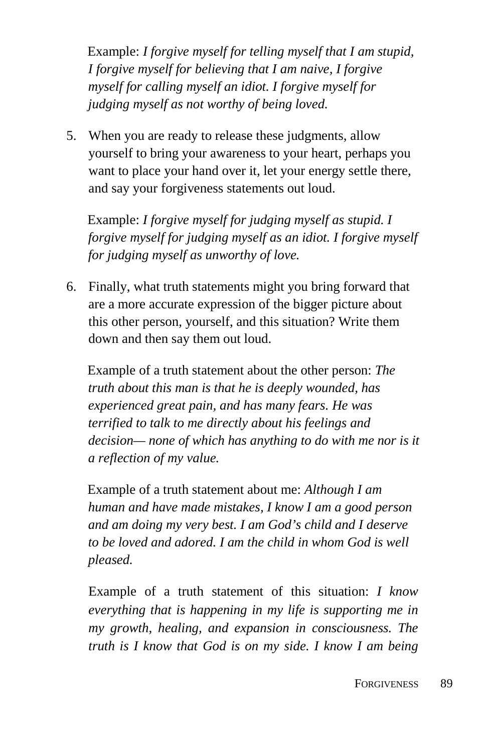Example: *I forgive myself for telling myself that I am stupid, I forgive myself for believing that I am naive, I forgive myself for calling myself an idiot. I forgive myself for judging myself as not worthy of being loved.*

5. When you are ready to release these judgments, allow yourself to bring your awareness to your heart, perhaps you want to place your hand over it, let your energy settle there, and say your forgiveness statements out loud.

   Example: *I forgive myself for judging myself as stupid. I forgive myself for judging myself as an idiot. I forgive myself for judging myself as unworthy of love.*

6. Finally, what truth statements might you bring forward that are a more accurate expression of the bigger picture about this other person, yourself, and this situation? Write them down and then say them out loud.

   Example of a truth statement about the other person: *The truth about this man is that he is deeply wounded, has experienced great pain, and has many fears. He was terrified to talk to me directly about his feelings and decision— none of which has anything to do with me nor is it a reflection of my value.*

   Example of a truth statement about me: *Although I am human and have made mistakes, I know I am a good person and am doing my very best. I am God's child and I deserve to be loved and adored. I am the child in whom God is well pleased.*

   Example of a truth statement of this situation: *I know everything that is happening in my life is supporting me in my growth, healing, and expansion in consciousness. The truth is I know that God is on my side. I know I am being*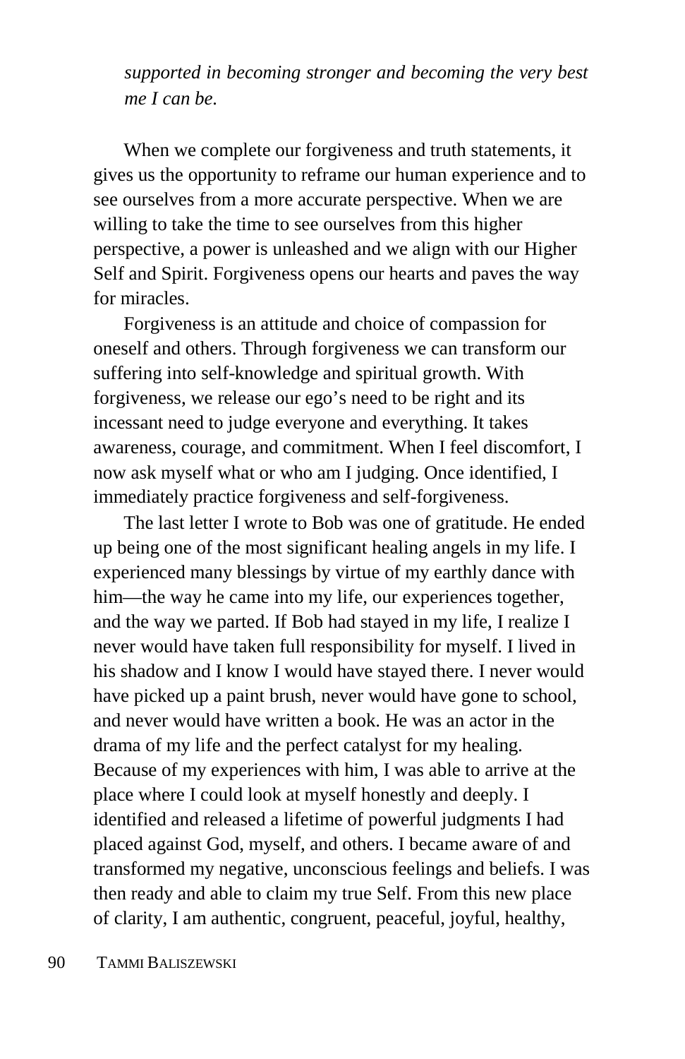*supported in becoming stronger and becoming the very best me I can be.*

When we complete our forgiveness and truth statements, it gives us the opportunity to reframe our human experience and to see ourselves from a more accurate perspective. When we are willing to take the time to see ourselves from this higher perspective, a power is unleashed and we align with our Higher Self and Spirit. Forgiveness opens our hearts and paves the way for miracles.

Forgiveness is an attitude and choice of compassion for oneself and others. Through forgiveness we can transform our suffering into self-knowledge and spiritual growth. With forgiveness, we release our ego's need to be right and its incessant need to judge everyone and everything. It takes awareness, courage, and commitment. When I feel discomfort, I now ask myself what or who am I judging. Once identified, I immediately practice forgiveness and self-forgiveness.

The last letter I wrote to Bob was one of gratitude. He ended up being one of the most significant healing angels in my life. I experienced many blessings by virtue of my earthly dance with him—the way he came into my life, our experiences together, and the way we parted. If Bob had stayed in my life, I realize I never would have taken full responsibility for myself. I lived in his shadow and I know I would have stayed there. I never would have picked up a paint brush, never would have gone to school, and never would have written a book. He was an actor in the drama of my life and the perfect catalyst for my healing. Because of my experiences with him, I was able to arrive at the place where I could look at myself honestly and deeply. I identified and released a lifetime of powerful judgments I had placed against God, myself, and others. I became aware of and transformed my negative, unconscious feelings and beliefs. I was then ready and able to claim my true Self. From this new place of clarity, I am authentic, congruent, peaceful, joyful, healthy,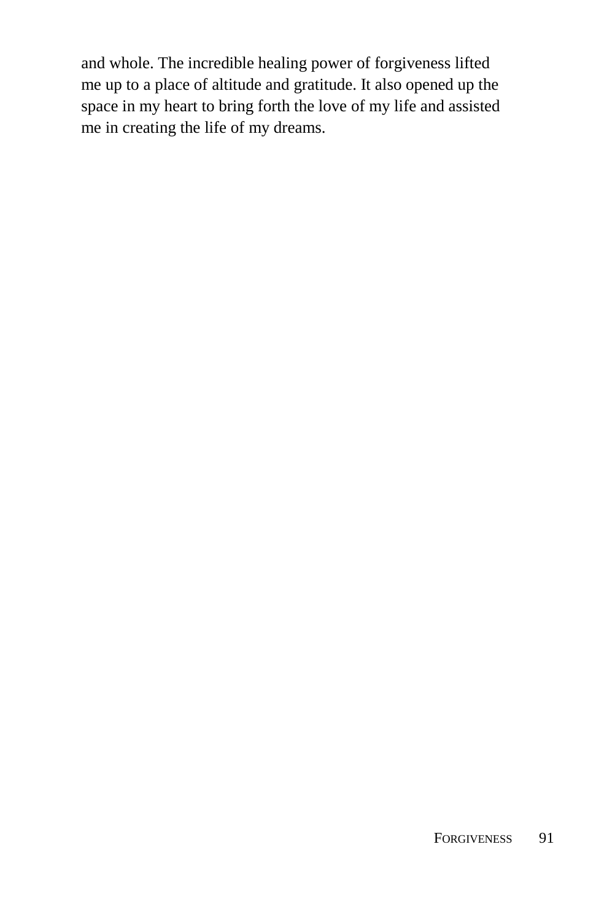and whole. The incredible healing power of forgiveness lifted me up to a place of altitude and gratitude. It also opened up the space in my heart to bring forth the love of my life and assisted me in creating the life of my dreams.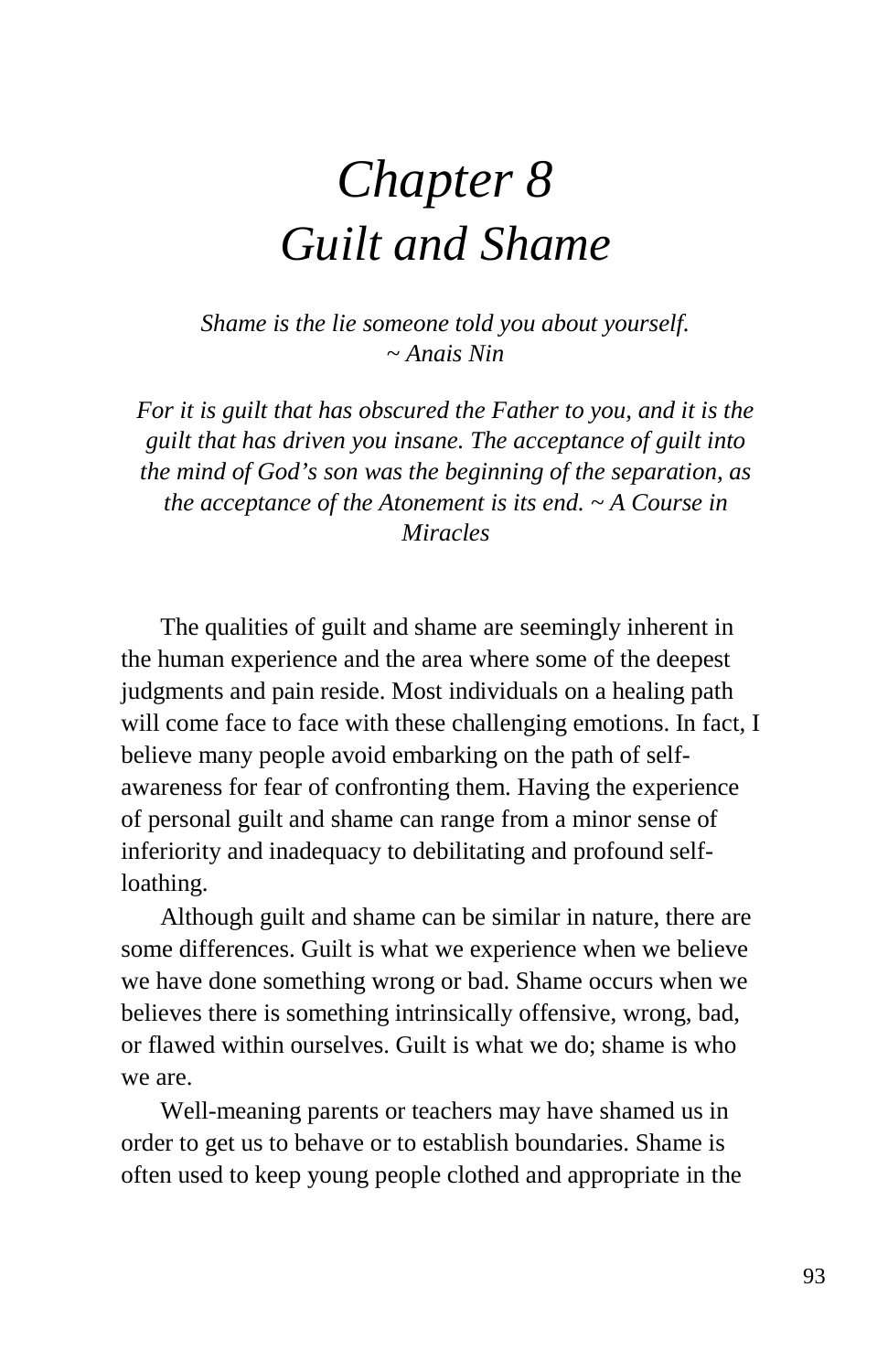# *Chapter 8*
# *Guilt and Shame*

*Shame is the lie someone told you about yourself.*
*~ Anais Nin*

*For it is guilt that has obscured the Father to you, and it is the guilt that has driven you insane. The acceptance of guilt into the mind of God's son was the beginning of the separation, as the acceptance of the Atonement is its end. ~ A Course in Miracles*

The qualities of guilt and shame are seemingly inherent in the human experience and the area where some of the deepest judgments and pain reside. Most individuals on a healing path will come face to face with these challenging emotions. In fact, I believe many people avoid embarking on the path of self-awareness for fear of confronting them. Having the experience of personal guilt and shame can range from a minor sense of inferiority and inadequacy to debilitating and profound self-loathing.

Although guilt and shame can be similar in nature, there are some differences. Guilt is what we experience when we believe we have done something wrong or bad. Shame occurs when we believes there is something intrinsically offensive, wrong, bad, or flawed within ourselves. Guilt is what we do; shame is who we are.

Well-meaning parents or teachers may have shamed us in order to get us to behave or to establish boundaries. Shame is often used to keep young people clothed and appropriate in the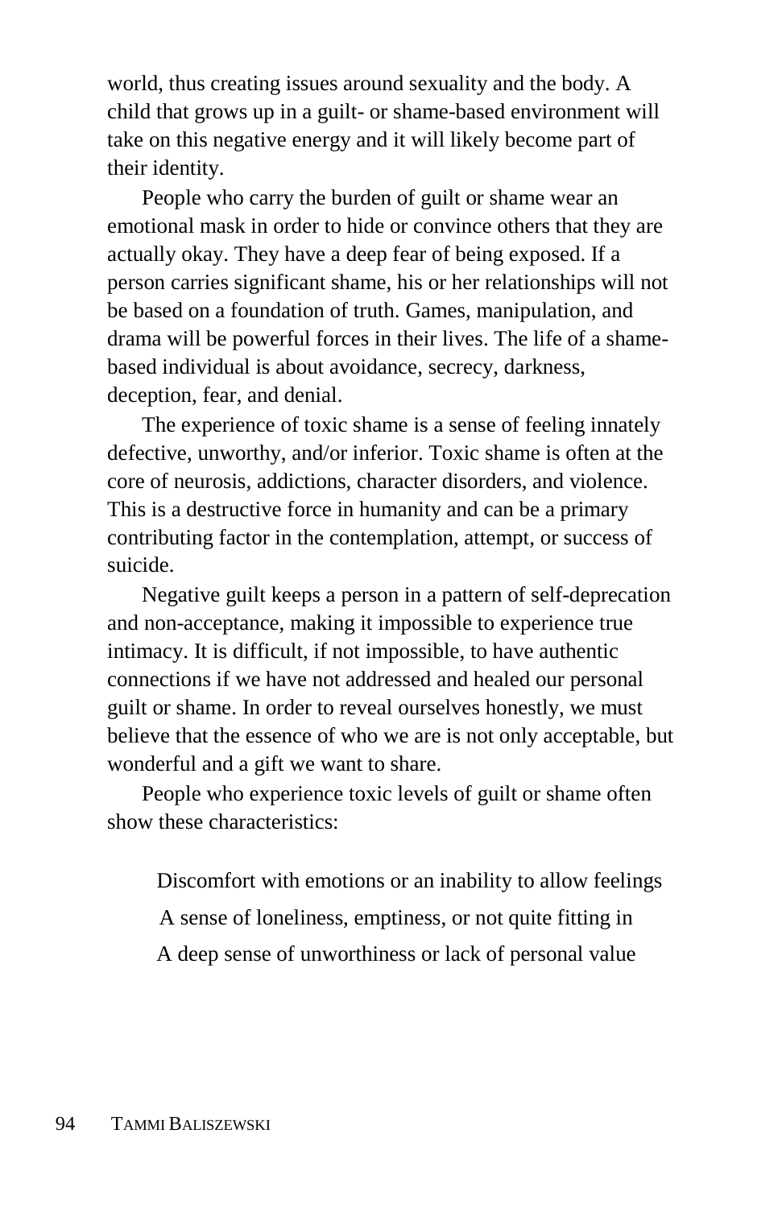world, thus creating issues around sexuality and the body. A child that grows up in a guilt- or shame-based environment will take on this negative energy and it will likely become part of their identity.

People who carry the burden of guilt or shame wear an emotional mask in order to hide or convince others that they are actually okay. They have a deep fear of being exposed. If a person carries significant shame, his or her relationships will not be based on a foundation of truth. Games, manipulation, and drama will be powerful forces in their lives. The life of a shame-based individual is about avoidance, secrecy, darkness, deception, fear, and denial.

The experience of toxic shame is a sense of feeling innately defective, unworthy, and/or inferior. Toxic shame is often at the core of neurosis, addictions, character disorders, and violence. This is a destructive force in humanity and can be a primary contributing factor in the contemplation, attempt, or success of suicide.

Negative guilt keeps a person in a pattern of self-deprecation and non-acceptance, making it impossible to experience true intimacy. It is difficult, if not impossible, to have authentic connections if we have not addressed and healed our personal guilt or shame. In order to reveal ourselves honestly, we must believe that the essence of who we are is not only acceptable, but wonderful and a gift we want to share.

People who experience toxic levels of guilt or shame often show these characteristics:

- Discomfort with emotions or an inability to allow feelings
- A sense of loneliness, emptiness, or not quite fitting in
- A deep sense of unworthiness or lack of personal value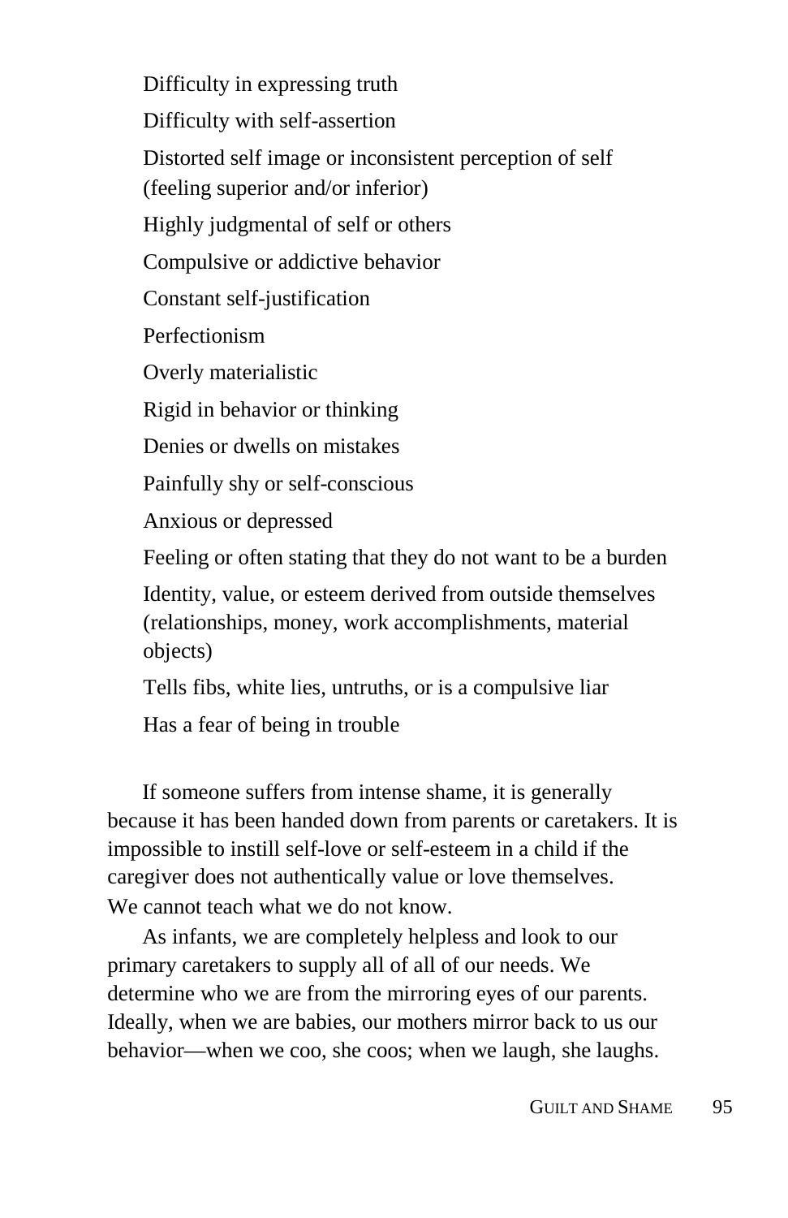- Difficulty in expressing truth
- Difficulty with self-assertion
- Distorted self image or inconsistent perception of self (feeling superior and/or inferior)
- Highly judgmental of self or others
- Compulsive or addictive behavior
- Constant self-justification
- Perfectionism
- Overly materialistic
- Rigid in behavior or thinking
- Denies or dwells on mistakes
- Painfully shy or self-conscious
- Anxious or depressed
- Feeling or often stating that they do not want to be a burden
- Identity, value, or esteem derived from outside themselves (relationships, money, work accomplishments, material objects)
- Tells fibs, white lies, untruths, or is a compulsive liar
- Has a fear of being in trouble

If someone suffers from intense shame, it is generally because it has been handed down from parents or caretakers. It is impossible to instill self-love or self-esteem in a child if the caregiver does not authentically value or love themselves. We cannot teach what we do not know.

As infants, we are completely helpless and look to our primary caretakers to supply all of all of our needs. We determine who we are from the mirroring eyes of our parents. Ideally, when we are babies, our mothers mirror back to us our behavior—when we coo, she coos; when we laugh, she laughs.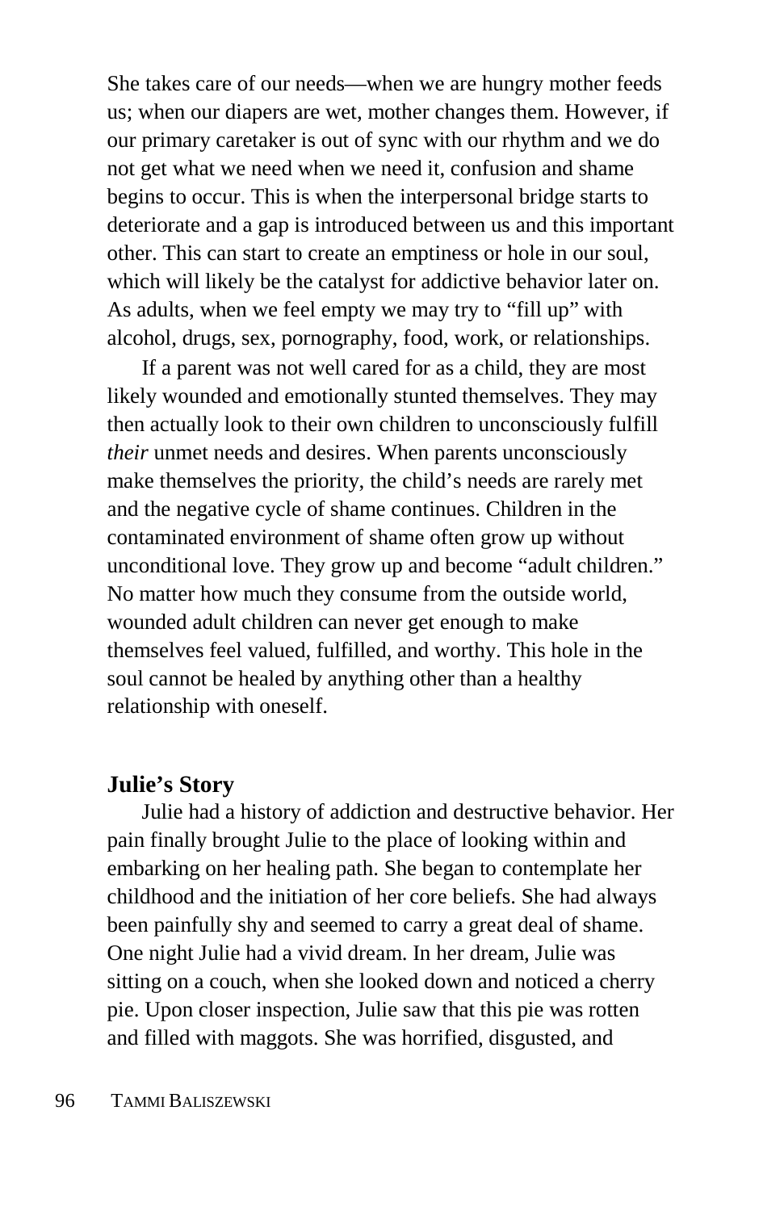She takes care of our needs—when we are hungry mother feeds us; when our diapers are wet, mother changes them. However, if our primary caretaker is out of sync with our rhythm and we do not get what we need when we need it, confusion and shame begins to occur. This is when the interpersonal bridge starts to deteriorate and a gap is introduced between us and this important other. This can start to create an emptiness or hole in our soul, which will likely be the catalyst for addictive behavior later on. As adults, when we feel empty we may try to "fill up" with alcohol, drugs, sex, pornography, food, work, or relationships.

If a parent was not well cared for as a child, they are most likely wounded and emotionally stunted themselves. They may then actually look to their own children to unconsciously fulfill *their* unmet needs and desires. When parents unconsciously make themselves the priority, the child's needs are rarely met and the negative cycle of shame continues. Children in the contaminated environment of shame often grow up without unconditional love. They grow up and become "adult children." No matter how much they consume from the outside world, wounded adult children can never get enough to make themselves feel valued, fulfilled, and worthy. This hole in the soul cannot be healed by anything other than a healthy relationship with oneself.

### Julie's Story

Julie had a history of addiction and destructive behavior. Her pain finally brought Julie to the place of looking within and embarking on her healing path. She began to contemplate her childhood and the initiation of her core beliefs. She had always been painfully shy and seemed to carry a great deal of shame. One night Julie had a vivid dream. In her dream, Julie was sitting on a couch, when she looked down and noticed a cherry pie. Upon closer inspection, Julie saw that this pie was rotten and filled with maggots. She was horrified, disgusted, and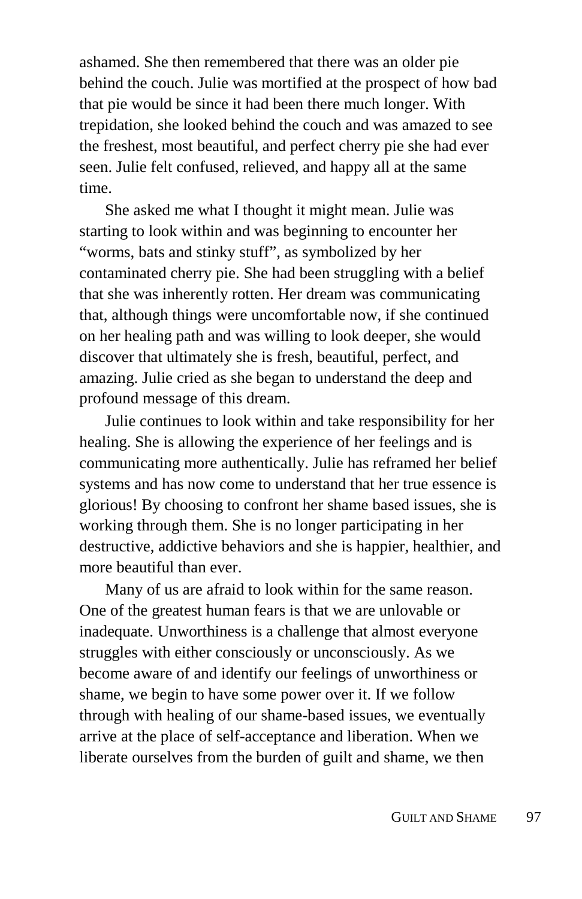ashamed. She then remembered that there was an older pie behind the couch. Julie was mortified at the prospect of how bad that pie would be since it had been there much longer. With trepidation, she looked behind the couch and was amazed to see the freshest, most beautiful, and perfect cherry pie she had ever seen. Julie felt confused, relieved, and happy all at the same time.

She asked me what I thought it might mean. Julie was starting to look within and was beginning to encounter her "worms, bats and stinky stuff", as symbolized by her contaminated cherry pie. She had been struggling with a belief that she was inherently rotten. Her dream was communicating that, although things were uncomfortable now, if she continued on her healing path and was willing to look deeper, she would discover that ultimately she is fresh, beautiful, perfect, and amazing. Julie cried as she began to understand the deep and profound message of this dream.

Julie continues to look within and take responsibility for her healing. She is allowing the experience of her feelings and is communicating more authentically. Julie has reframed her belief systems and has now come to understand that her true essence is glorious! By choosing to confront her shame based issues, she is working through them. She is no longer participating in her destructive, addictive behaviors and she is happier, healthier, and more beautiful than ever.

Many of us are afraid to look within for the same reason. One of the greatest human fears is that we are unlovable or inadequate. Unworthiness is a challenge that almost everyone struggles with either consciously or unconsciously. As we become aware of and identify our feelings of unworthiness or shame, we begin to have some power over it. If we follow through with healing of our shame-based issues, we eventually arrive at the place of self-acceptance and liberation. When we liberate ourselves from the burden of guilt and shame, we then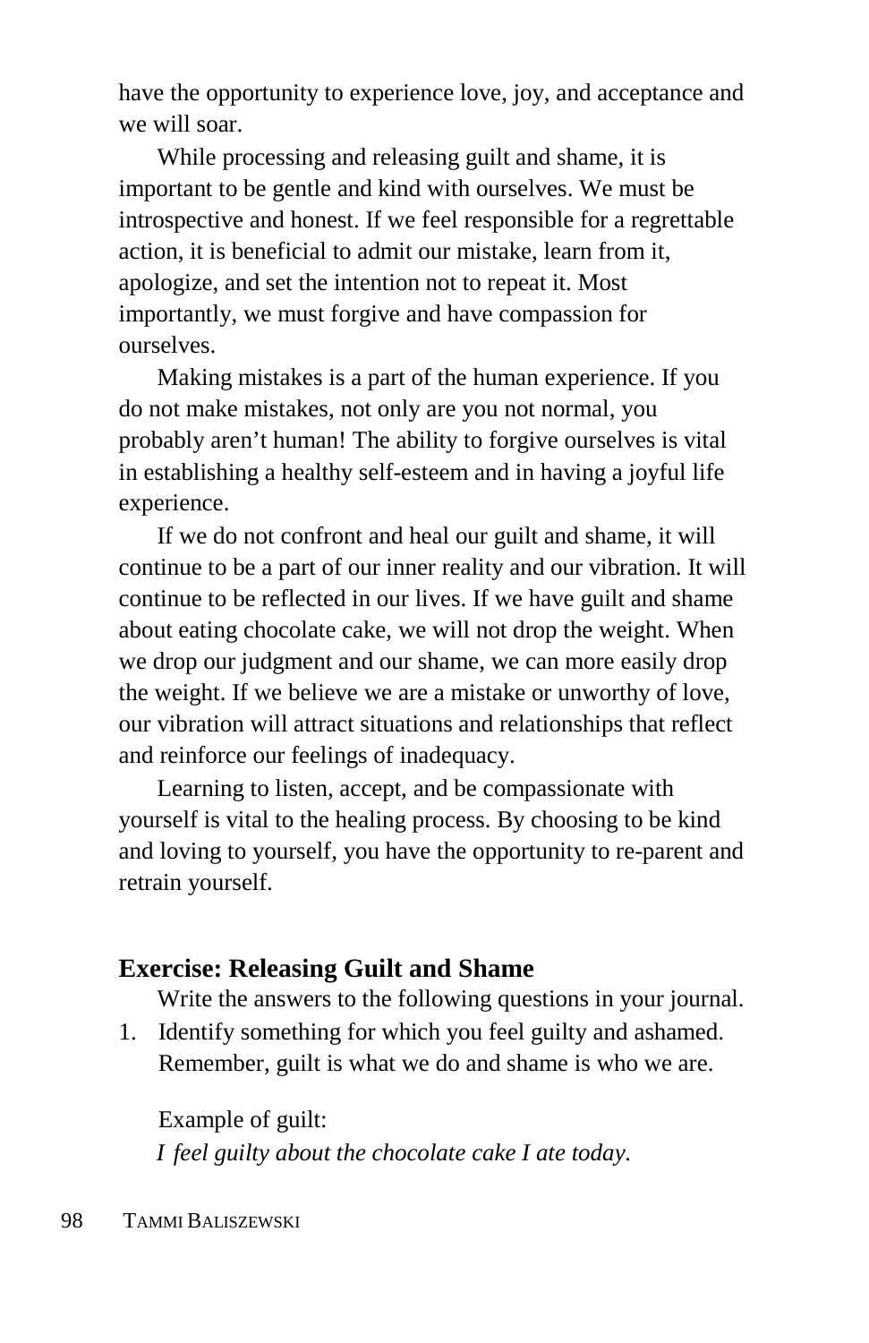have the opportunity to experience love, joy, and acceptance and we will soar.

While processing and releasing guilt and shame, it is important to be gentle and kind with ourselves. We must be introspective and honest. If we feel responsible for a regrettable action, it is beneficial to admit our mistake, learn from it, apologize, and set the intention not to repeat it. Most importantly, we must forgive and have compassion for ourselves.

Making mistakes is a part of the human experience. If you do not make mistakes, not only are you not normal, you probably aren't human! The ability to forgive ourselves is vital in establishing a healthy self-esteem and in having a joyful life experience.

If we do not confront and heal our guilt and shame, it will continue to be a part of our inner reality and our vibration. It will continue to be reflected in our lives. If we have guilt and shame about eating chocolate cake, we will not drop the weight. When we drop our judgment and our shame, we can more easily drop the weight. If we believe we are a mistake or unworthy of love, our vibration will attract situations and relationships that reflect and reinforce our feelings of inadequacy.

Learning to listen, accept, and be compassionate with yourself is vital to the healing process. By choosing to be kind and loving to yourself, you have the opportunity to re-parent and retrain yourself.

### Exercise: Releasing Guilt and Shame

Write the answers to the following questions in your journal.

1. Identify something for which you feel guilty and ashamed. Remember, guilt is what we do and shame is who we are.

   Example of guilt:
   *I feel guilty about the chocolate cake I ate today.*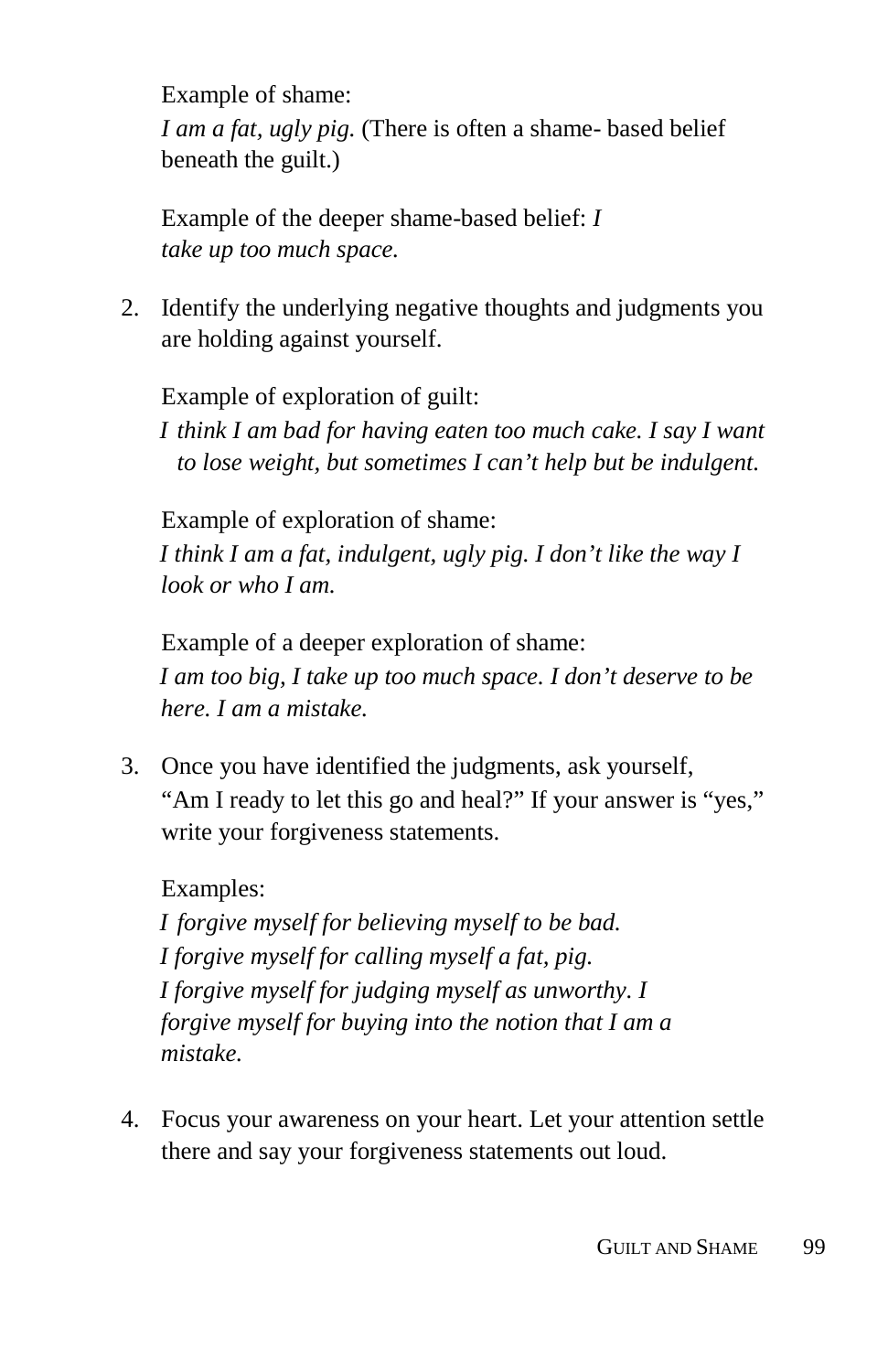Example of shame:
*I am a fat, ugly pig.* (There is often a shame- based belief beneath the guilt.)

Example of the deeper shame-based belief: *I take up too much space.*

2. Identify the underlying negative thoughts and judgments you are holding against yourself.

   Example of exploration of guilt:
   *I think I am bad for having eaten too much cake. I say I want to lose weight, but sometimes I can't help but be indulgent.*

   Example of exploration of shame:
   *I think I am a fat, indulgent, ugly pig. I don't like the way I look or who I am.*

   Example of a deeper exploration of shame:
   *I am too big, I take up too much space. I don't deserve to be here. I am a mistake.*

3. Once you have identified the judgments, ask yourself, "Am I ready to let this go and heal?" If your answer is "yes," write your forgiveness statements.

   Examples:
   *I forgive myself for believing myself to be bad.*
   *I forgive myself for calling myself a fat, pig.*
   *I forgive myself for judging myself as unworthy. I forgive myself for buying into the notion that I am a mistake.*

4. Focus your awareness on your heart. Let your attention settle there and say your forgiveness statements out loud.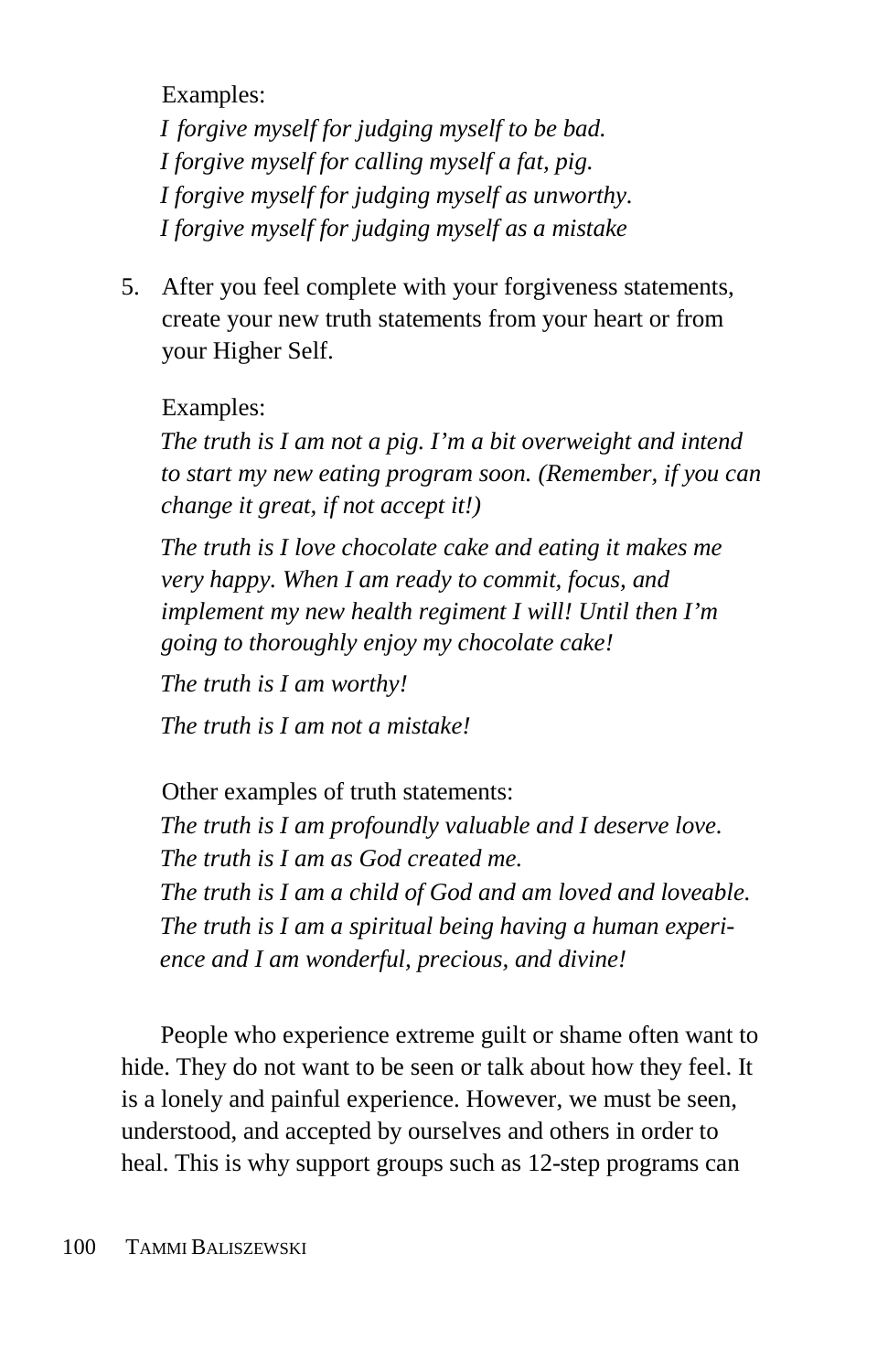Examples:

*I forgive myself for judging myself to be bad.*
*I forgive myself for calling myself a fat, pig.*
*I forgive myself for judging myself as unworthy.*
*I forgive myself for judging myself as a mistake*

5. After you feel complete with your forgiveness statements, create your new truth statements from your heart or from your Higher Self.

   Examples:

   *The truth is I am not a pig. I'm a bit overweight and intend to start my new eating program soon. (Remember, if you can change it great, if not accept it!)*

   *The truth is I love chocolate cake and eating it makes me very happy. When I am ready to commit, focus, and implement my new health regiment I will! Until then I'm going to thoroughly enjoy my chocolate cake!*

   *The truth is I am worthy!*

   *The truth is I am not a mistake!*

   Other examples of truth statements:

   *The truth is I am profoundly valuable and I deserve love.*
   *The truth is I am as God created me.*
   *The truth is I am a child of God and am loved and loveable.*
   *The truth is I am a spiritual being having a human experience and I am wonderful, precious, and divine!*

People who experience extreme guilt or shame often want to hide. They do not want to be seen or talk about how they feel. It is a lonely and painful experience. However, we must be seen, understood, and accepted by ourselves and others in order to heal. This is why support groups such as 12-step programs can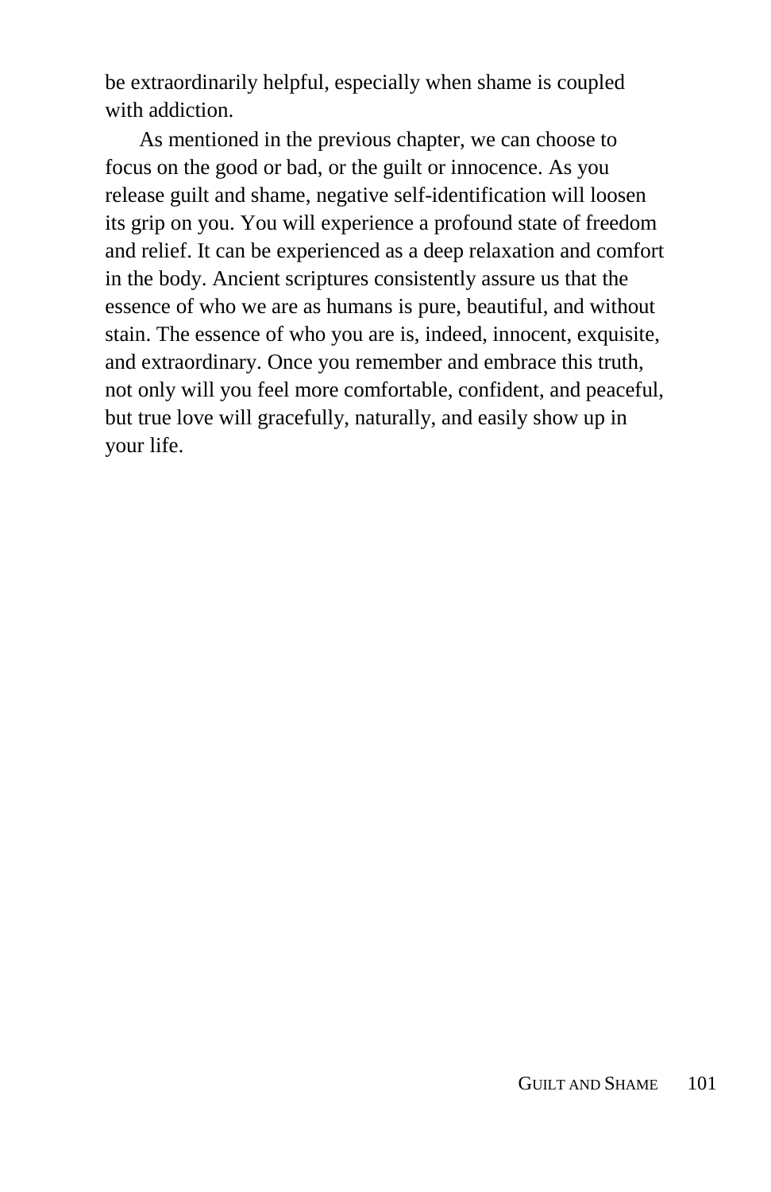be extraordinarily helpful, especially when shame is coupled with addiction.

As mentioned in the previous chapter, we can choose to focus on the good or bad, or the guilt or innocence. As you release guilt and shame, negative self-identification will loosen its grip on you. You will experience a profound state of freedom and relief. It can be experienced as a deep relaxation and comfort in the body. Ancient scriptures consistently assure us that the essence of who we are as humans is pure, beautiful, and without stain. The essence of who you are is, indeed, innocent, exquisite, and extraordinary. Once you remember and embrace this truth, not only will you feel more comfortable, confident, and peaceful, but true love will gracefully, naturally, and easily show up in your life.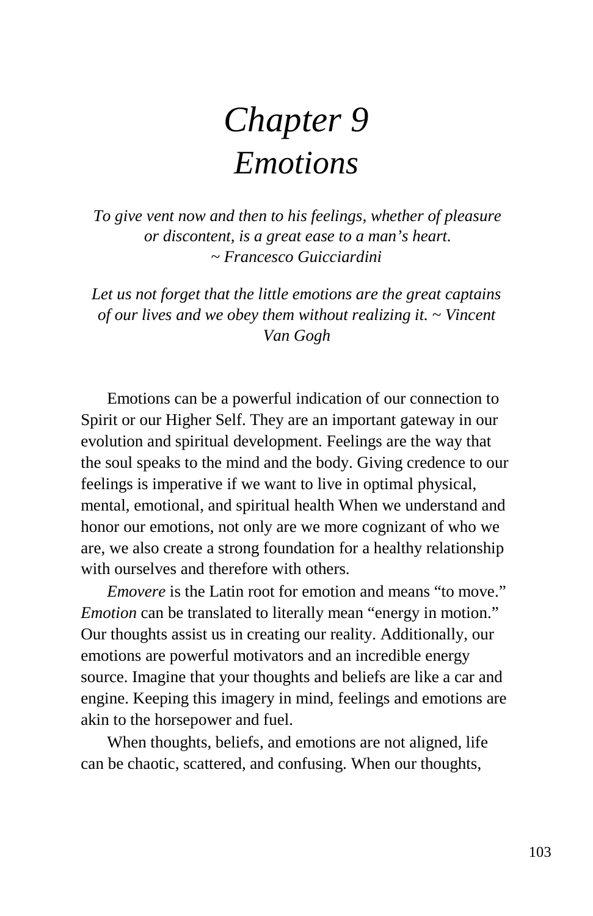# *Chapter 9*
# *Emotions*

*To give vent now and then to his feelings, whether of pleasure or discontent, is a great ease to a man's heart.*
*~ Francesco Guicciardini*

*Let us not forget that the little emotions are the great captains of our lives and we obey them without realizing it. ~ Vincent Van Gogh*

Emotions can be a powerful indication of our connection to Spirit or our Higher Self. They are an important gateway in our evolution and spiritual development. Feelings are the way that the soul speaks to the mind and the body. Giving credence to our feelings is imperative if we want to live in optimal physical, mental, emotional, and spiritual health When we understand and honor our emotions, not only are we more cognizant of who we are, we also create a strong foundation for a healthy relationship with ourselves and therefore with others.

*Emovere* is the Latin root for emotion and means "to move." *Emotion* can be translated to literally mean "energy in motion." Our thoughts assist us in creating our reality. Additionally, our emotions are powerful motivators and an incredible energy source. Imagine that your thoughts and beliefs are like a car and engine. Keeping this imagery in mind, feelings and emotions are akin to the horsepower and fuel.

When thoughts, beliefs, and emotions are not aligned, life can be chaotic, scattered, and confusing. When our thoughts,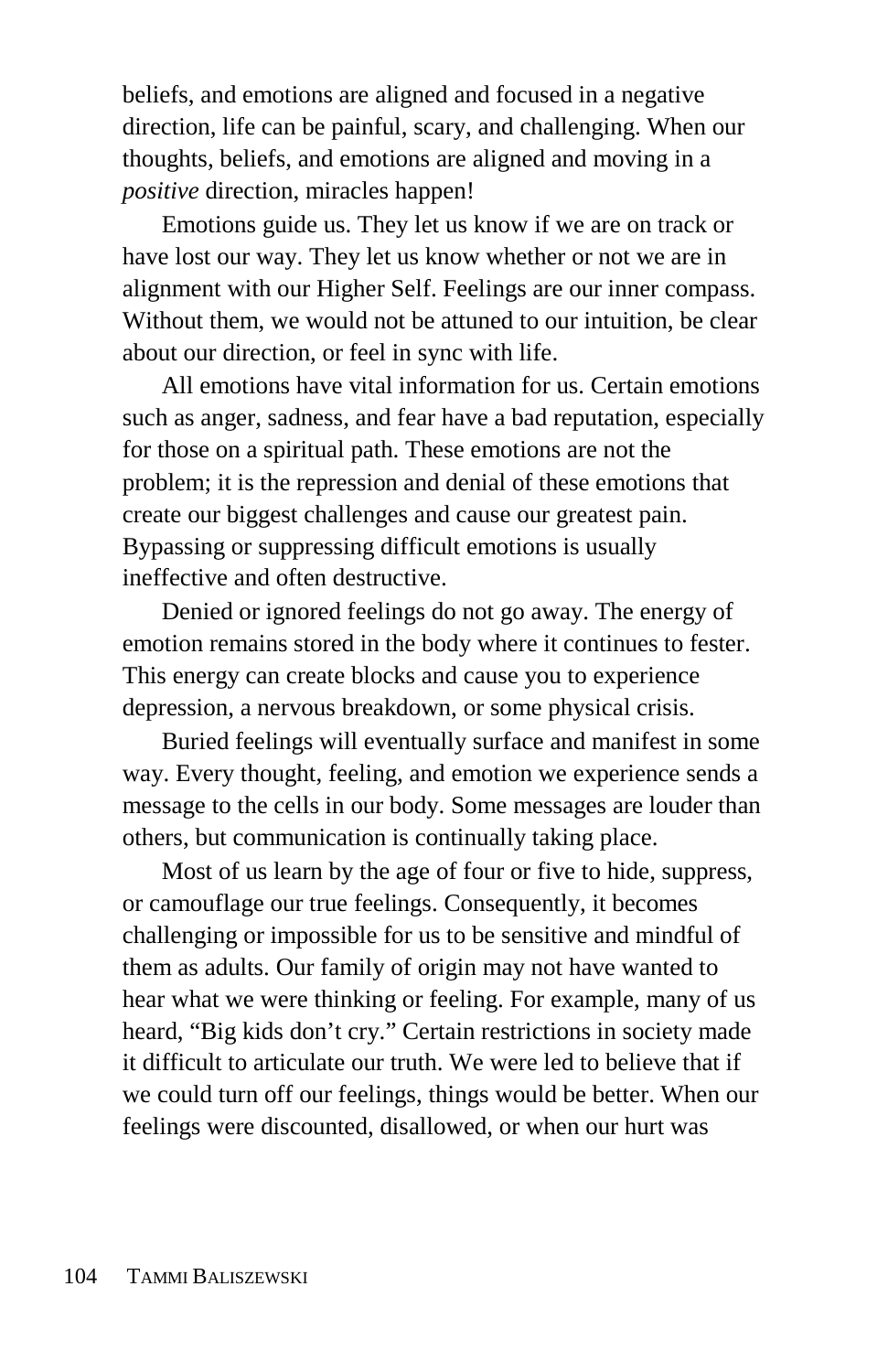beliefs, and emotions are aligned and focused in a negative direction, life can be painful, scary, and challenging. When our thoughts, beliefs, and emotions are aligned and moving in a *positive* direction, miracles happen!

Emotions guide us. They let us know if we are on track or have lost our way. They let us know whether or not we are in alignment with our Higher Self. Feelings are our inner compass. Without them, we would not be attuned to our intuition, be clear about our direction, or feel in sync with life.

All emotions have vital information for us. Certain emotions such as anger, sadness, and fear have a bad reputation, especially for those on a spiritual path. These emotions are not the problem; it is the repression and denial of these emotions that create our biggest challenges and cause our greatest pain. Bypassing or suppressing difficult emotions is usually ineffective and often destructive.

Denied or ignored feelings do not go away. The energy of emotion remains stored in the body where it continues to fester. This energy can create blocks and cause you to experience depression, a nervous breakdown, or some physical crisis.

Buried feelings will eventually surface and manifest in some way. Every thought, feeling, and emotion we experience sends a message to the cells in our body. Some messages are louder than others, but communication is continually taking place.

Most of us learn by the age of four or five to hide, suppress, or camouflage our true feelings. Consequently, it becomes challenging or impossible for us to be sensitive and mindful of them as adults. Our family of origin may not have wanted to hear what we were thinking or feeling. For example, many of us heard, "Big kids don't cry." Certain restrictions in society made it difficult to articulate our truth. We were led to believe that if we could turn off our feelings, things would be better. When our feelings were discounted, disallowed, or when our hurt was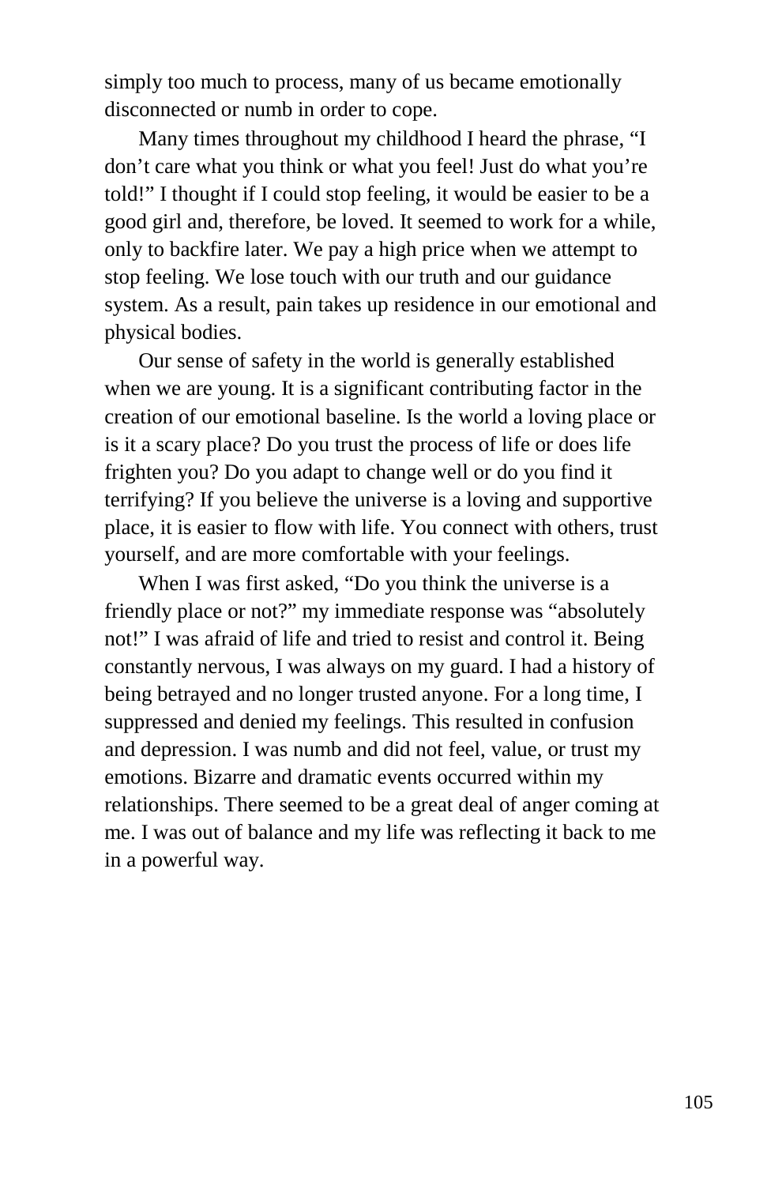simply too much to process, many of us became emotionally disconnected or numb in order to cope.

Many times throughout my childhood I heard the phrase, "I don't care what you think or what you feel! Just do what you're told!" I thought if I could stop feeling, it would be easier to be a good girl and, therefore, be loved. It seemed to work for a while, only to backfire later. We pay a high price when we attempt to stop feeling. We lose touch with our truth and our guidance system. As a result, pain takes up residence in our emotional and physical bodies.

Our sense of safety in the world is generally established when we are young. It is a significant contributing factor in the creation of our emotional baseline. Is the world a loving place or is it a scary place? Do you trust the process of life or does life frighten you? Do you adapt to change well or do you find it terrifying? If you believe the universe is a loving and supportive place, it is easier to flow with life. You connect with others, trust yourself, and are more comfortable with your feelings.

When I was first asked, "Do you think the universe is a friendly place or not?" my immediate response was "absolutely not!" I was afraid of life and tried to resist and control it. Being constantly nervous, I was always on my guard. I had a history of being betrayed and no longer trusted anyone. For a long time, I suppressed and denied my feelings. This resulted in confusion and depression. I was numb and did not feel, value, or trust my emotions. Bizarre and dramatic events occurred within my relationships. There seemed to be a great deal of anger coming at me. I was out of balance and my life was reflecting it back to me in a powerful way.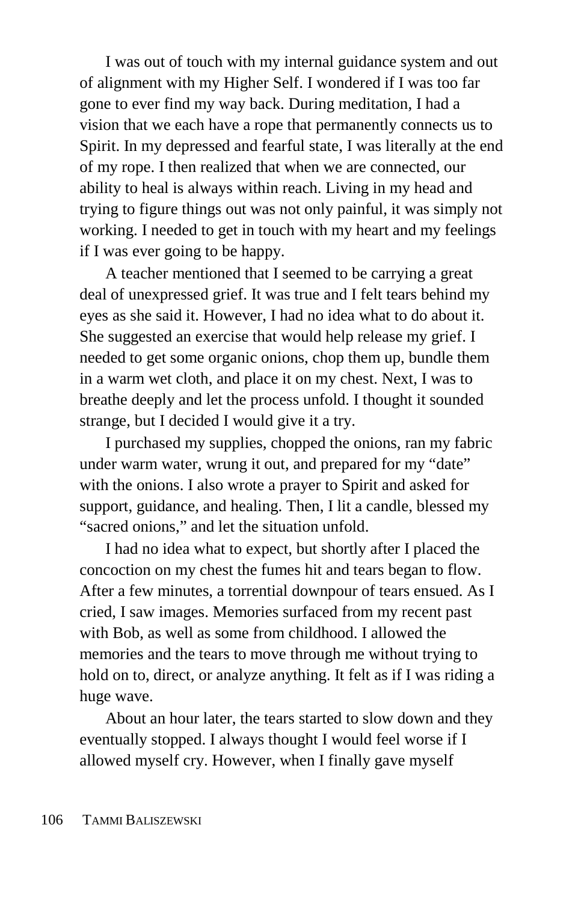I was out of touch with my internal guidance system and out of alignment with my Higher Self. I wondered if I was too far gone to ever find my way back. During meditation, I had a vision that we each have a rope that permanently connects us to Spirit. In my depressed and fearful state, I was literally at the end of my rope. I then realized that when we are connected, our ability to heal is always within reach. Living in my head and trying to figure things out was not only painful, it was simply not working. I needed to get in touch with my heart and my feelings if I was ever going to be happy.

A teacher mentioned that I seemed to be carrying a great deal of unexpressed grief. It was true and I felt tears behind my eyes as she said it. However, I had no idea what to do about it. She suggested an exercise that would help release my grief. I needed to get some organic onions, chop them up, bundle them in a warm wet cloth, and place it on my chest. Next, I was to breathe deeply and let the process unfold. I thought it sounded strange, but I decided I would give it a try.

I purchased my supplies, chopped the onions, ran my fabric under warm water, wrung it out, and prepared for my "date" with the onions. I also wrote a prayer to Spirit and asked for support, guidance, and healing. Then, I lit a candle, blessed my "sacred onions," and let the situation unfold.

I had no idea what to expect, but shortly after I placed the concoction on my chest the fumes hit and tears began to flow. After a few minutes, a torrential downpour of tears ensued. As I cried, I saw images. Memories surfaced from my recent past with Bob, as well as some from childhood. I allowed the memories and the tears to move through me without trying to hold on to, direct, or analyze anything. It felt as if I was riding a huge wave.

About an hour later, the tears started to slow down and they eventually stopped. I always thought I would feel worse if I allowed myself cry. However, when I finally gave myself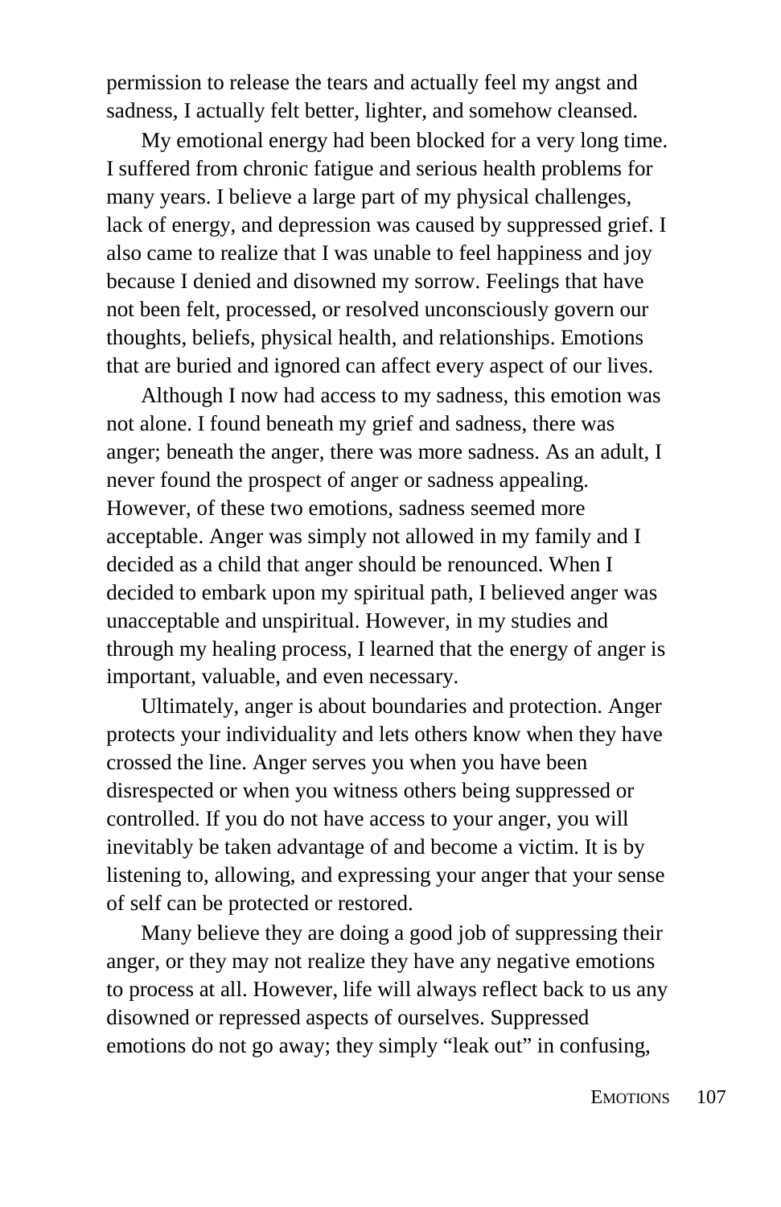permission to release the tears and actually feel my angst and sadness, I actually felt better, lighter, and somehow cleansed.

My emotional energy had been blocked for a very long time. I suffered from chronic fatigue and serious health problems for many years. I believe a large part of my physical challenges, lack of energy, and depression was caused by suppressed grief. I also came to realize that I was unable to feel happiness and joy because I denied and disowned my sorrow. Feelings that have not been felt, processed, or resolved unconsciously govern our thoughts, beliefs, physical health, and relationships. Emotions that are buried and ignored can affect every aspect of our lives.

Although I now had access to my sadness, this emotion was not alone. I found beneath my grief and sadness, there was anger; beneath the anger, there was more sadness. As an adult, I never found the prospect of anger or sadness appealing. However, of these two emotions, sadness seemed more acceptable. Anger was simply not allowed in my family and I decided as a child that anger should be renounced. When I decided to embark upon my spiritual path, I believed anger was unacceptable and unspiritual. However, in my studies and through my healing process, I learned that the energy of anger is important, valuable, and even necessary.

Ultimately, anger is about boundaries and protection. Anger protects your individuality and lets others know when they have crossed the line. Anger serves you when you have been disrespected or when you witness others being suppressed or controlled. If you do not have access to your anger, you will inevitably be taken advantage of and become a victim. It is by listening to, allowing, and expressing your anger that your sense of self can be protected or restored.

Many believe they are doing a good job of suppressing their anger, or they may not realize they have any negative emotions to process at all. However, life will always reflect back to us any disowned or repressed aspects of ourselves. Suppressed emotions do not go away; they simply "leak out" in confusing,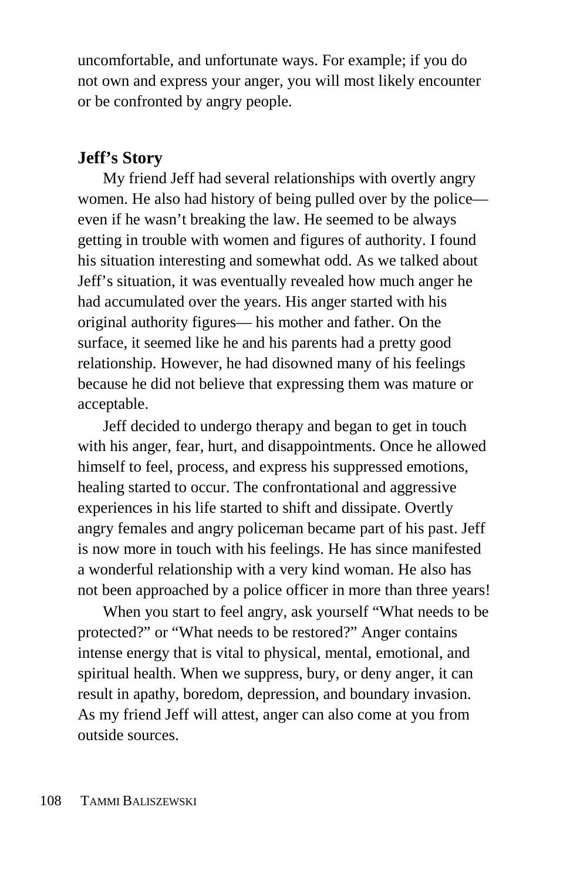uncomfortable, and unfortunate ways. For example; if you do not own and express your anger, you will most likely encounter or be confronted by angry people.

### Jeff's Story

My friend Jeff had several relationships with overtly angry women. He also had history of being pulled over by the police—even if he wasn't breaking the law. He seemed to be always getting in trouble with women and figures of authority. I found his situation interesting and somewhat odd. As we talked about Jeff's situation, it was eventually revealed how much anger he had accumulated over the years. His anger started with his original authority figures— his mother and father. On the surface, it seemed like he and his parents had a pretty good relationship. However, he had disowned many of his feelings because he did not believe that expressing them was mature or acceptable.

Jeff decided to undergo therapy and began to get in touch with his anger, fear, hurt, and disappointments. Once he allowed himself to feel, process, and express his suppressed emotions, healing started to occur. The confrontational and aggressive experiences in his life started to shift and dissipate. Overtly angry females and angry policeman became part of his past. Jeff is now more in touch with his feelings. He has since manifested a wonderful relationship with a very kind woman. He also has not been approached by a police officer in more than three years!

When you start to feel angry, ask yourself "What needs to be protected?" or "What needs to be restored?" Anger contains intense energy that is vital to physical, mental, emotional, and spiritual health. When we suppress, bury, or deny anger, it can result in apathy, boredom, depression, and boundary invasion. As my friend Jeff will attest, anger can also come at you from outside sources.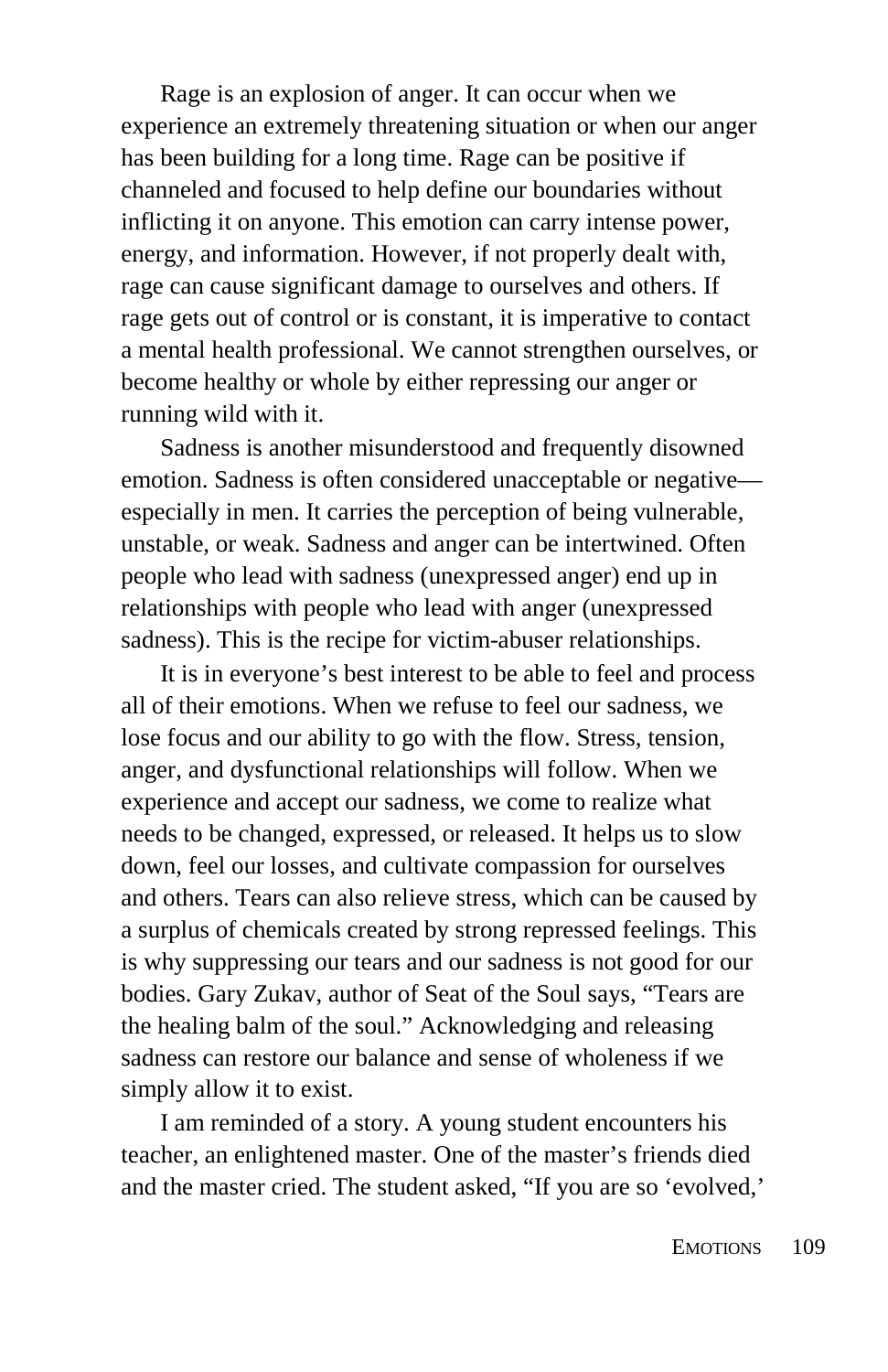Rage is an explosion of anger. It can occur when we experience an extremely threatening situation or when our anger has been building for a long time. Rage can be positive if channeled and focused to help define our boundaries without inflicting it on anyone. This emotion can carry intense power, energy, and information. However, if not properly dealt with, rage can cause significant damage to ourselves and others. If rage gets out of control or is constant, it is imperative to contact a mental health professional. We cannot strengthen ourselves, or become healthy or whole by either repressing our anger or running wild with it.

Sadness is another misunderstood and frequently disowned emotion. Sadness is often considered unacceptable or negative—especially in men. It carries the perception of being vulnerable, unstable, or weak. Sadness and anger can be intertwined. Often people who lead with sadness (unexpressed anger) end up in relationships with people who lead with anger (unexpressed sadness). This is the recipe for victim-abuser relationships.

It is in everyone's best interest to be able to feel and process all of their emotions. When we refuse to feel our sadness, we lose focus and our ability to go with the flow. Stress, tension, anger, and dysfunctional relationships will follow. When we experience and accept our sadness, we come to realize what needs to be changed, expressed, or released. It helps us to slow down, feel our losses, and cultivate compassion for ourselves and others. Tears can also relieve stress, which can be caused by a surplus of chemicals created by strong repressed feelings. This is why suppressing our tears and our sadness is not good for our bodies. Gary Zukav, author of Seat of the Soul says, "Tears are the healing balm of the soul." Acknowledging and releasing sadness can restore our balance and sense of wholeness if we simply allow it to exist.

I am reminded of a story. A young student encounters his teacher, an enlightened master. One of the master's friends died and the master cried. The student asked, "If you are so 'evolved,'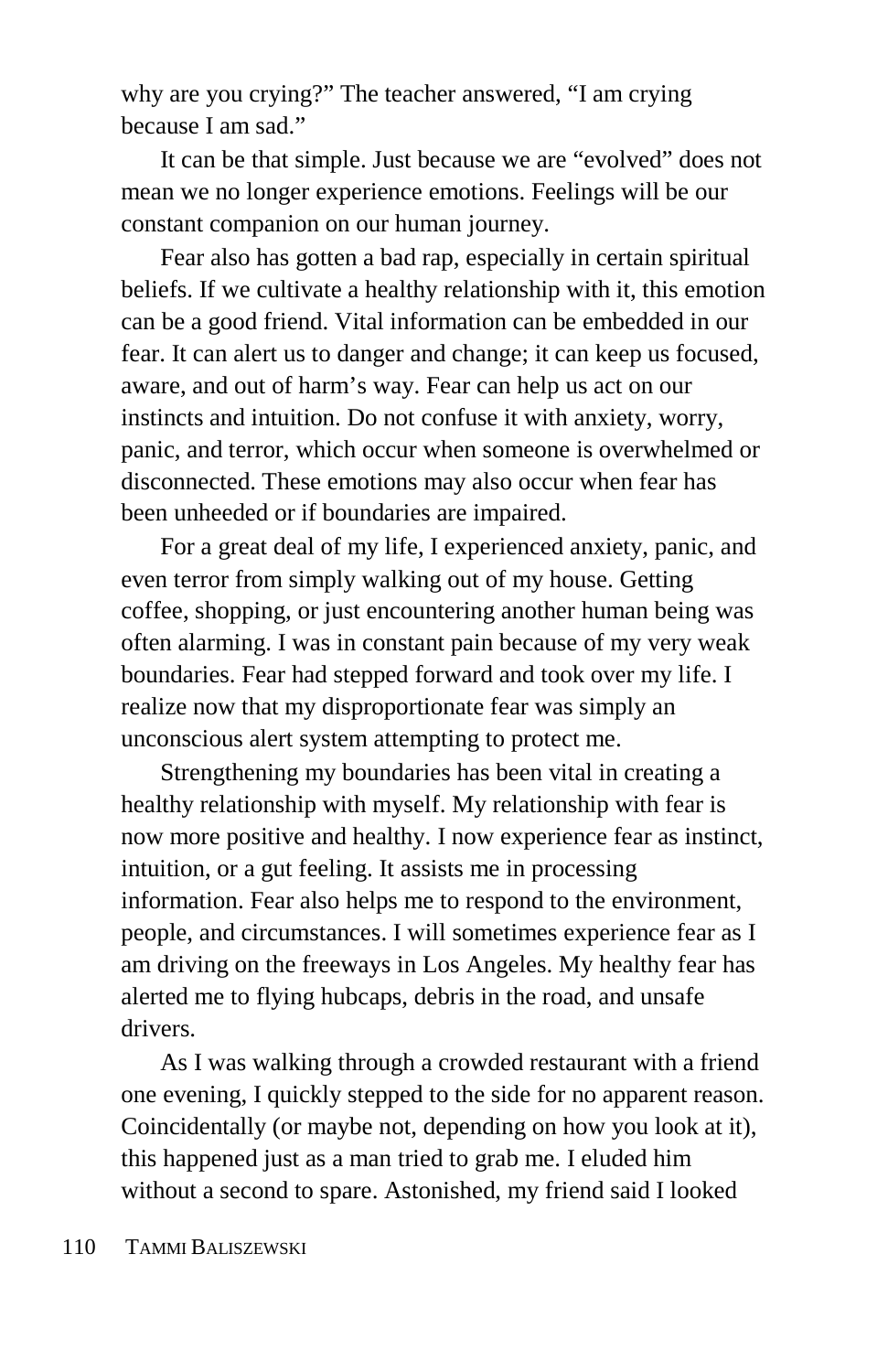why are you crying?" The teacher answered, "I am crying because I am sad."

It can be that simple. Just because we are "evolved" does not mean we no longer experience emotions. Feelings will be our constant companion on our human journey.

Fear also has gotten a bad rap, especially in certain spiritual beliefs. If we cultivate a healthy relationship with it, this emotion can be a good friend. Vital information can be embedded in our fear. It can alert us to danger and change; it can keep us focused, aware, and out of harm's way. Fear can help us act on our instincts and intuition. Do not confuse it with anxiety, worry, panic, and terror, which occur when someone is overwhelmed or disconnected. These emotions may also occur when fear has been unheeded or if boundaries are impaired.

For a great deal of my life, I experienced anxiety, panic, and even terror from simply walking out of my house. Getting coffee, shopping, or just encountering another human being was often alarming. I was in constant pain because of my very weak boundaries. Fear had stepped forward and took over my life. I realize now that my disproportionate fear was simply an unconscious alert system attempting to protect me.

Strengthening my boundaries has been vital in creating a healthy relationship with myself. My relationship with fear is now more positive and healthy. I now experience fear as instinct, intuition, or a gut feeling. It assists me in processing information. Fear also helps me to respond to the environment, people, and circumstances. I will sometimes experience fear as I am driving on the freeways in Los Angeles. My healthy fear has alerted me to flying hubcaps, debris in the road, and unsafe drivers.

As I was walking through a crowded restaurant with a friend one evening, I quickly stepped to the side for no apparent reason. Coincidentally (or maybe not, depending on how you look at it), this happened just as a man tried to grab me. I eluded him without a second to spare. Astonished, my friend said I looked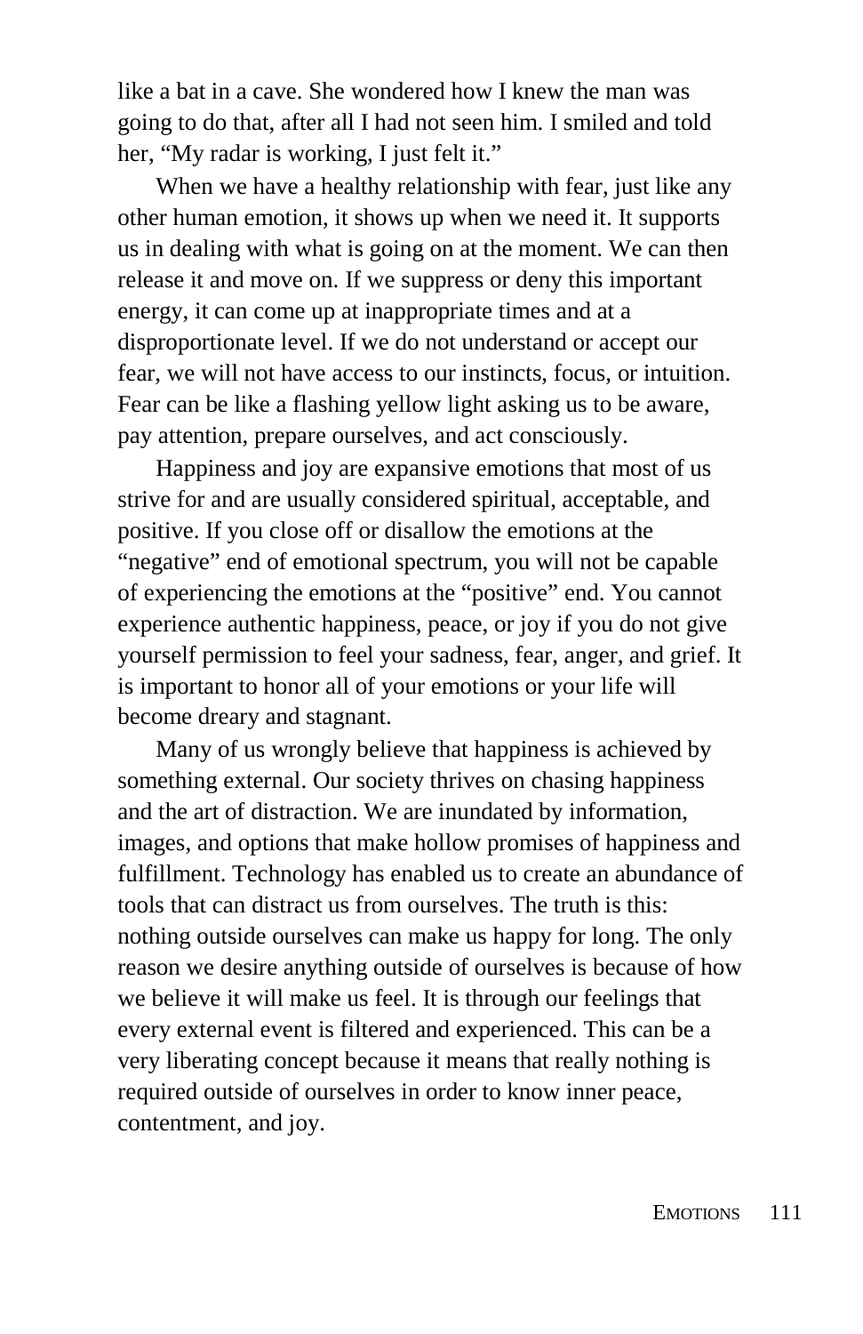like a bat in a cave. She wondered how I knew the man was going to do that, after all I had not seen him. I smiled and told her, "My radar is working, I just felt it."

When we have a healthy relationship with fear, just like any other human emotion, it shows up when we need it. It supports us in dealing with what is going on at the moment. We can then release it and move on. If we suppress or deny this important energy, it can come up at inappropriate times and at a disproportionate level. If we do not understand or accept our fear, we will not have access to our instincts, focus, or intuition. Fear can be like a flashing yellow light asking us to be aware, pay attention, prepare ourselves, and act consciously.

Happiness and joy are expansive emotions that most of us strive for and are usually considered spiritual, acceptable, and positive. If you close off or disallow the emotions at the "negative" end of emotional spectrum, you will not be capable of experiencing the emotions at the "positive" end. You cannot experience authentic happiness, peace, or joy if you do not give yourself permission to feel your sadness, fear, anger, and grief. It is important to honor all of your emotions or your life will become dreary and stagnant.

Many of us wrongly believe that happiness is achieved by something external. Our society thrives on chasing happiness and the art of distraction. We are inundated by information, images, and options that make hollow promises of happiness and fulfillment. Technology has enabled us to create an abundance of tools that can distract us from ourselves. The truth is this: nothing outside ourselves can make us happy for long. The only reason we desire anything outside of ourselves is because of how we believe it will make us feel. It is through our feelings that every external event is filtered and experienced. This can be a very liberating concept because it means that really nothing is required outside of ourselves in order to know inner peace, contentment, and joy.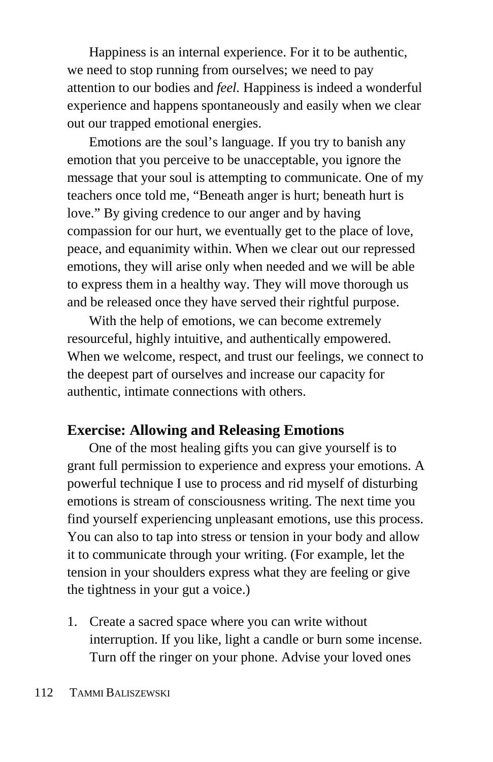Happiness is an internal experience. For it to be authentic, we need to stop running from ourselves; we need to pay attention to our bodies and *feel.* Happiness is indeed a wonderful experience and happens spontaneously and easily when we clear out our trapped emotional energies.

Emotions are the soul's language. If you try to banish any emotion that you perceive to be unacceptable, you ignore the message that your soul is attempting to communicate. One of my teachers once told me, "Beneath anger is hurt; beneath hurt is love." By giving credence to our anger and by having compassion for our hurt, we eventually get to the place of love, peace, and equanimity within. When we clear out our repressed emotions, they will arise only when needed and we will be able to express them in a healthy way. They will move thorough us and be released once they have served their rightful purpose.

With the help of emotions, we can become extremely resourceful, highly intuitive, and authentically empowered. When we welcome, respect, and trust our feelings, we connect to the deepest part of ourselves and increase our capacity for authentic, intimate connections with others.

### Exercise: Allowing and Releasing Emotions

One of the most healing gifts you can give yourself is to grant full permission to experience and express your emotions. A powerful technique I use to process and rid myself of disturbing emotions is stream of consciousness writing. The next time you find yourself experiencing unpleasant emotions, use this process. You can also to tap into stress or tension in your body and allow it to communicate through your writing. (For example, let the tension in your shoulders express what they are feeling or give the tightness in your gut a voice.)

1. Create a sacred space where you can write without interruption. If you like, light a candle or burn some incense. Turn off the ringer on your phone. Advise your loved ones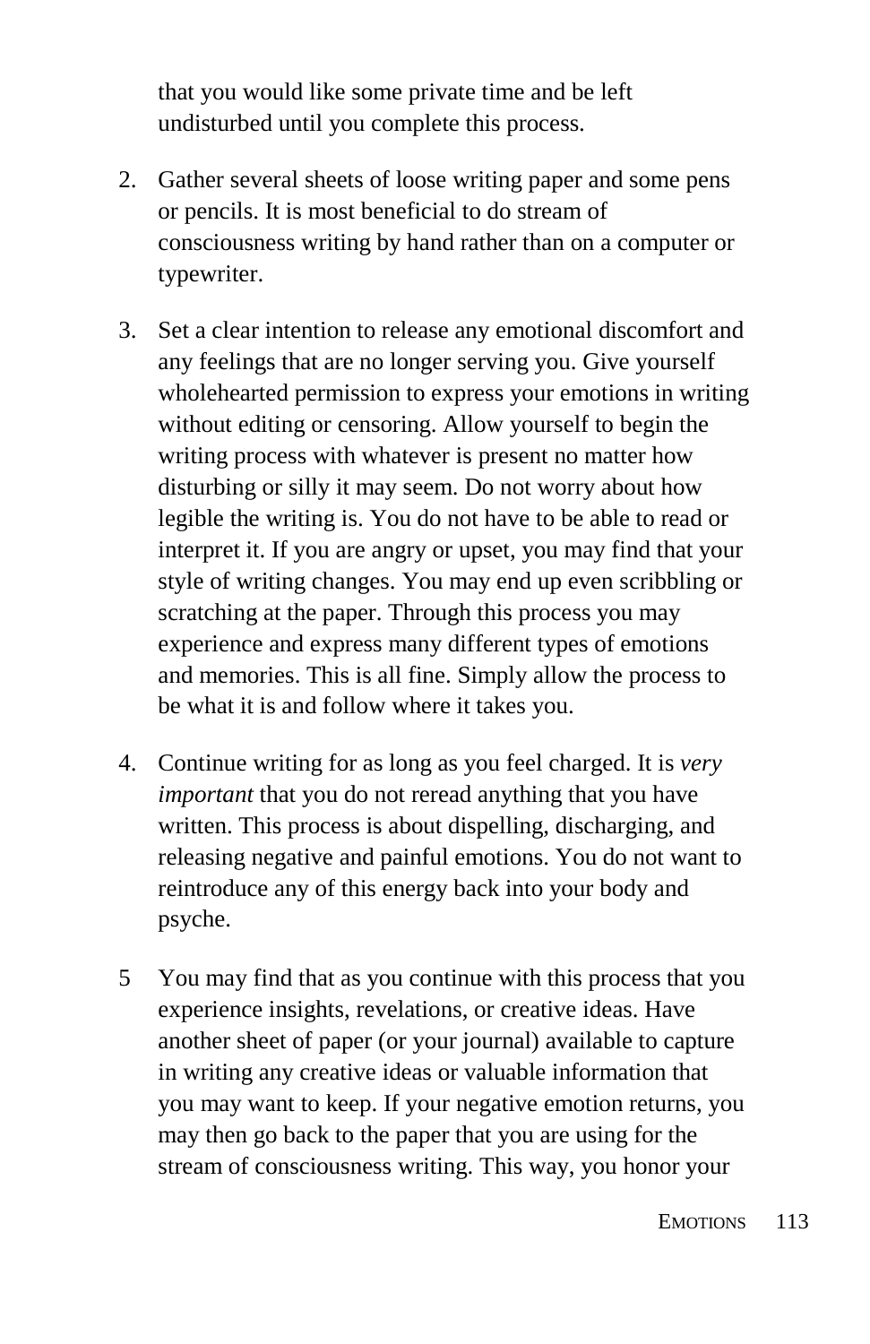that you would like some private time and be left undisturbed until you complete this process.

2. Gather several sheets of loose writing paper and some pens or pencils. It is most beneficial to do stream of consciousness writing by hand rather than on a computer or typewriter.

3. Set a clear intention to release any emotional discomfort and any feelings that are no longer serving you. Give yourself wholehearted permission to express your emotions in writing without editing or censoring. Allow yourself to begin the writing process with whatever is present no matter how disturbing or silly it may seem. Do not worry about how legible the writing is. You do not have to be able to read or interpret it. If you are angry or upset, you may find that your style of writing changes. You may end up even scribbling or scratching at the paper. Through this process you may experience and express many different types of emotions and memories. This is all fine. Simply allow the process to be what it is and follow where it takes you.

4. Continue writing for as long as you feel charged. It is *very important* that you do not reread anything that you have written. This process is about dispelling, discharging, and releasing negative and painful emotions. You do not want to reintroduce any of this energy back into your body and psyche.

5 You may find that as you continue with this process that you experience insights, revelations, or creative ideas. Have another sheet of paper (or your journal) available to capture in writing any creative ideas or valuable information that you may want to keep. If your negative emotion returns, you may then go back to the paper that you are using for the stream of consciousness writing. This way, you honor your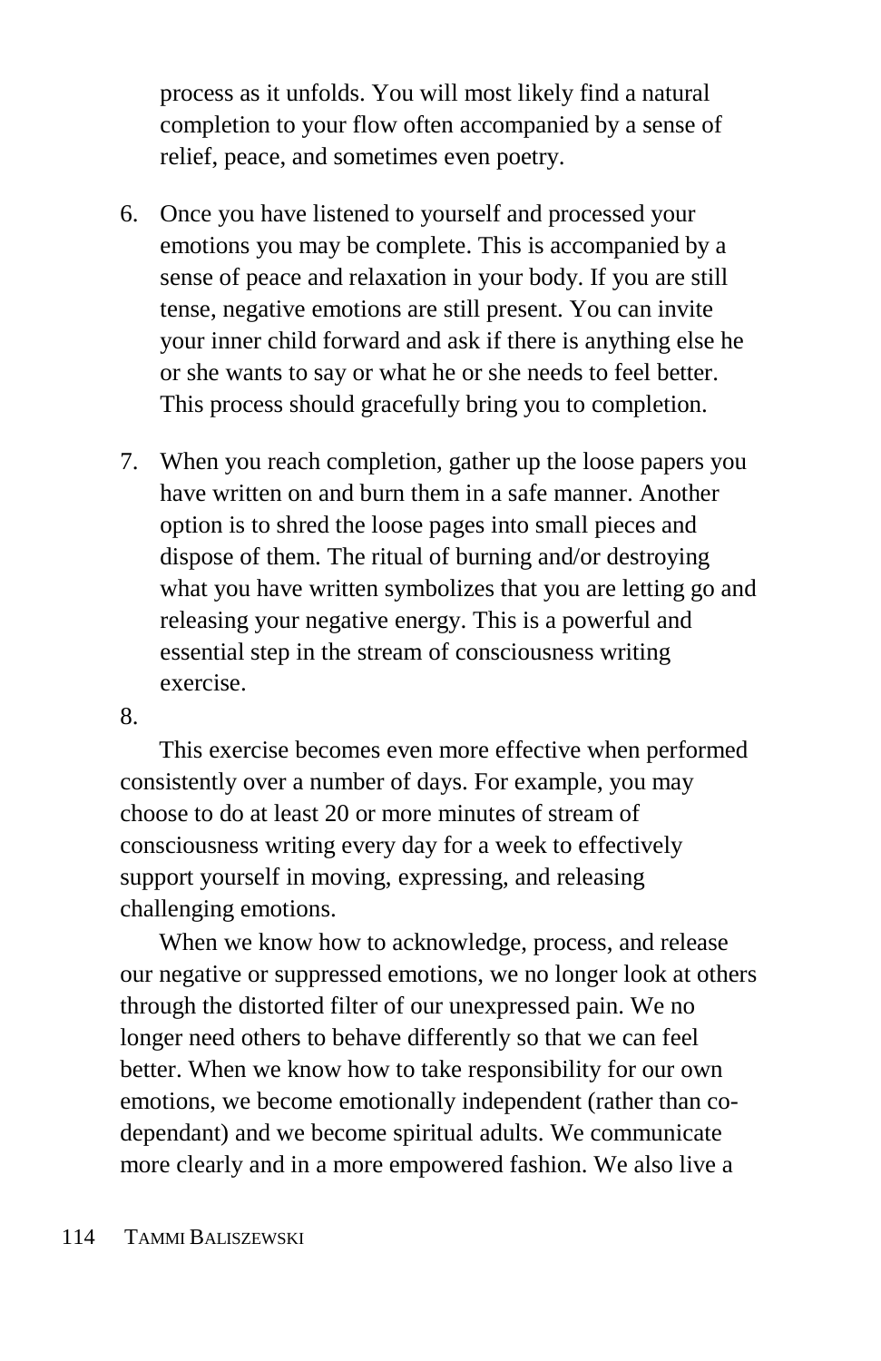process as it unfolds. You will most likely find a natural completion to your flow often accompanied by a sense of relief, peace, and sometimes even poetry.

6. Once you have listened to yourself and processed your emotions you may be complete. This is accompanied by a sense of peace and relaxation in your body. If you are still tense, negative emotions are still present. You can invite your inner child forward and ask if there is anything else he or she wants to say or what he or she needs to feel better. This process should gracefully bring you to completion.

7. When you reach completion, gather up the loose papers you have written on and burn them in a safe manner. Another option is to shred the loose pages into small pieces and dispose of them. The ritual of burning and/or destroying what you have written symbolizes that you are letting go and releasing your negative energy. This is a powerful and essential step in the stream of consciousness writing exercise.

8.

This exercise becomes even more effective when performed consistently over a number of days. For example, you may choose to do at least 20 or more minutes of stream of consciousness writing every day for a week to effectively support yourself in moving, expressing, and releasing challenging emotions.

When we know how to acknowledge, process, and release our negative or suppressed emotions, we no longer look at others through the distorted filter of our unexpressed pain. We no longer need others to behave differently so that we can feel better. When we know how to take responsibility for our own emotions, we become emotionally independent (rather than co-dependant) and we become spiritual adults. We communicate more clearly and in a more empowered fashion. We also live a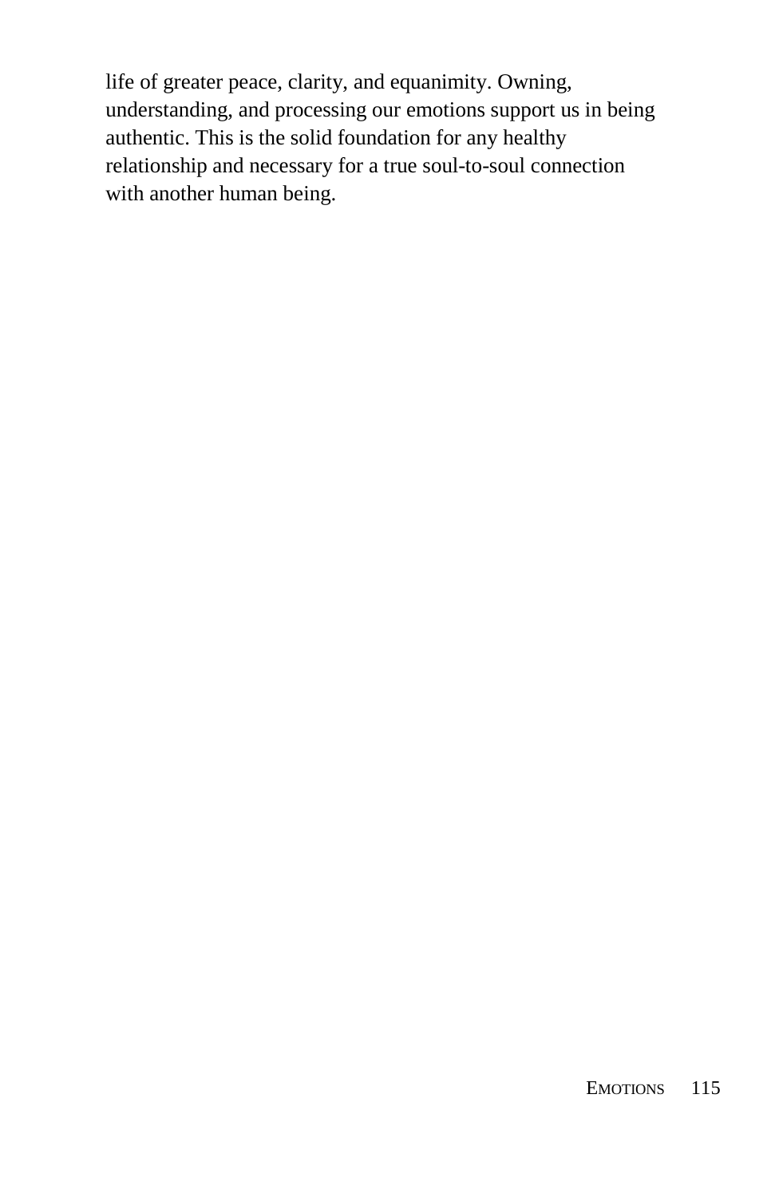life of greater peace, clarity, and equanimity. Owning, understanding, and processing our emotions support us in being authentic. This is the solid foundation for any healthy relationship and necessary for a true soul-to-soul connection with another human being.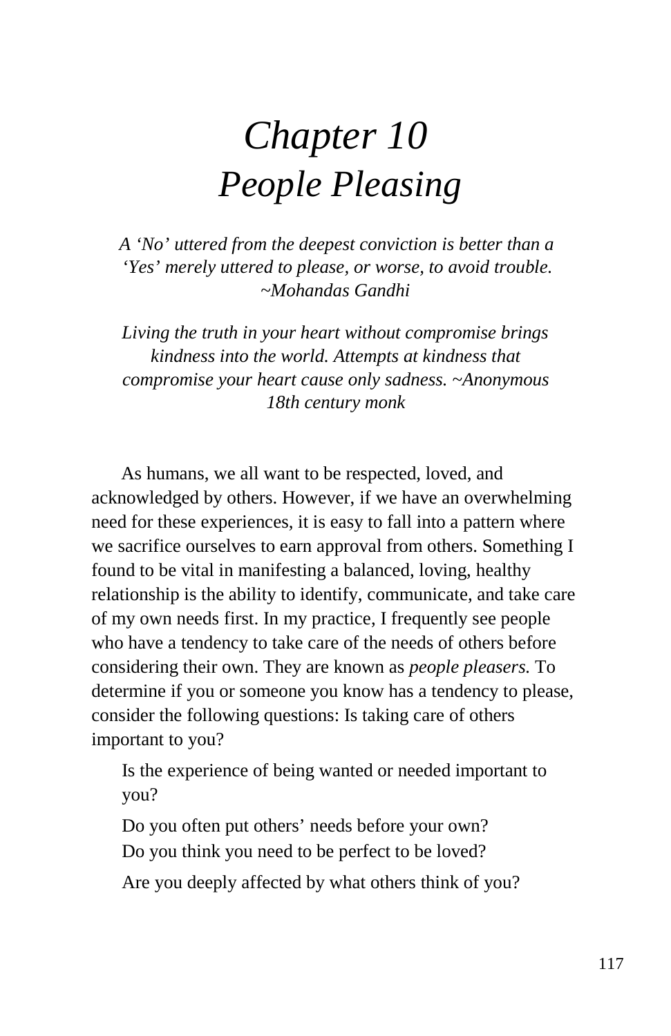# *Chapter 10*
# *People Pleasing*

*A 'No' uttered from the deepest conviction is better than a 'Yes' merely uttered to please, or worse, to avoid trouble. ~Mohandas Gandhi*

*Living the truth in your heart without compromise brings kindness into the world. Attempts at kindness that compromise your heart cause only sadness. ~Anonymous 18th century monk*

As humans, we all want to be respected, loved, and acknowledged by others. However, if we have an overwhelming need for these experiences, it is easy to fall into a pattern where we sacrifice ourselves to earn approval from others. Something I found to be vital in manifesting a balanced, loving, healthy relationship is the ability to identify, communicate, and take care of my own needs first. In my practice, I frequently see people who have a tendency to take care of the needs of others before considering their own. They are known as *people pleasers.* To determine if you or someone you know has a tendency to please, consider the following questions: Is taking care of others important to you?

Is the experience of being wanted or needed important to you?

Do you often put others' needs before your own?

Do you think you need to be perfect to be loved?

Are you deeply affected by what others think of you?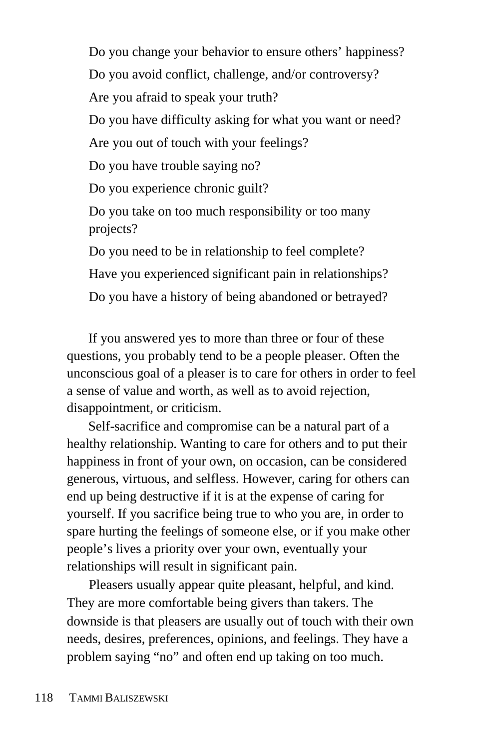Do you change your behavior to ensure others' happiness?

Do you avoid conflict, challenge, and/or controversy?

Are you afraid to speak your truth?

Do you have difficulty asking for what you want or need?

Are you out of touch with your feelings?

Do you have trouble saying no?

Do you experience chronic guilt?

Do you take on too much responsibility or too many projects?

Do you need to be in relationship to feel complete?

Have you experienced significant pain in relationships?

Do you have a history of being abandoned or betrayed?

If you answered yes to more than three or four of these questions, you probably tend to be a people pleaser. Often the unconscious goal of a pleaser is to care for others in order to feel a sense of value and worth, as well as to avoid rejection, disappointment, or criticism.

Self-sacrifice and compromise can be a natural part of a healthy relationship. Wanting to care for others and to put their happiness in front of your own, on occasion, can be considered generous, virtuous, and selfless. However, caring for others can end up being destructive if it is at the expense of caring for yourself. If you sacrifice being true to who you are, in order to spare hurting the feelings of someone else, or if you make other people's lives a priority over your own, eventually your relationships will result in significant pain.

Pleasers usually appear quite pleasant, helpful, and kind. They are more comfortable being givers than takers. The downside is that pleasers are usually out of touch with their own needs, desires, preferences, opinions, and feelings. They have a problem saying "no" and often end up taking on too much.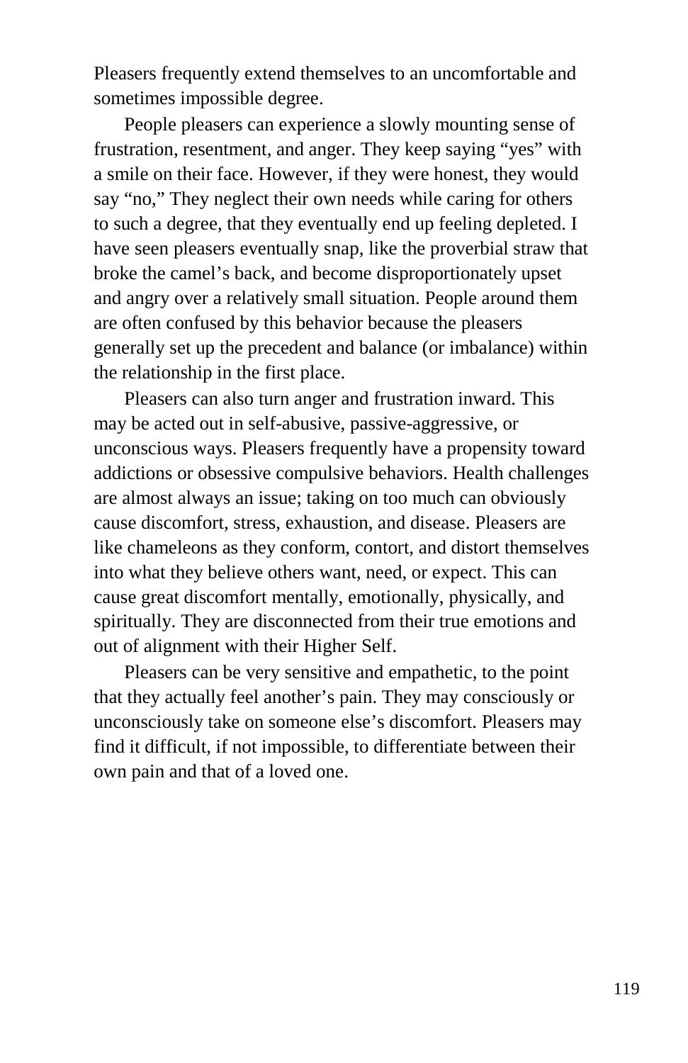Pleasers frequently extend themselves to an uncomfortable and sometimes impossible degree.

People pleasers can experience a slowly mounting sense of frustration, resentment, and anger. They keep saying "yes" with a smile on their face. However, if they were honest, they would say "no," They neglect their own needs while caring for others to such a degree, that they eventually end up feeling depleted. I have seen pleasers eventually snap, like the proverbial straw that broke the camel's back, and become disproportionately upset and angry over a relatively small situation. People around them are often confused by this behavior because the pleasers generally set up the precedent and balance (or imbalance) within the relationship in the first place.

Pleasers can also turn anger and frustration inward. This may be acted out in self-abusive, passive-aggressive, or unconscious ways. Pleasers frequently have a propensity toward addictions or obsessive compulsive behaviors. Health challenges are almost always an issue; taking on too much can obviously cause discomfort, stress, exhaustion, and disease. Pleasers are like chameleons as they conform, contort, and distort themselves into what they believe others want, need, or expect. This can cause great discomfort mentally, emotionally, physically, and spiritually. They are disconnected from their true emotions and out of alignment with their Higher Self.

Pleasers can be very sensitive and empathetic, to the point that they actually feel another's pain. They may consciously or unconsciously take on someone else's discomfort. Pleasers may find it difficult, if not impossible, to differentiate between their own pain and that of a loved one.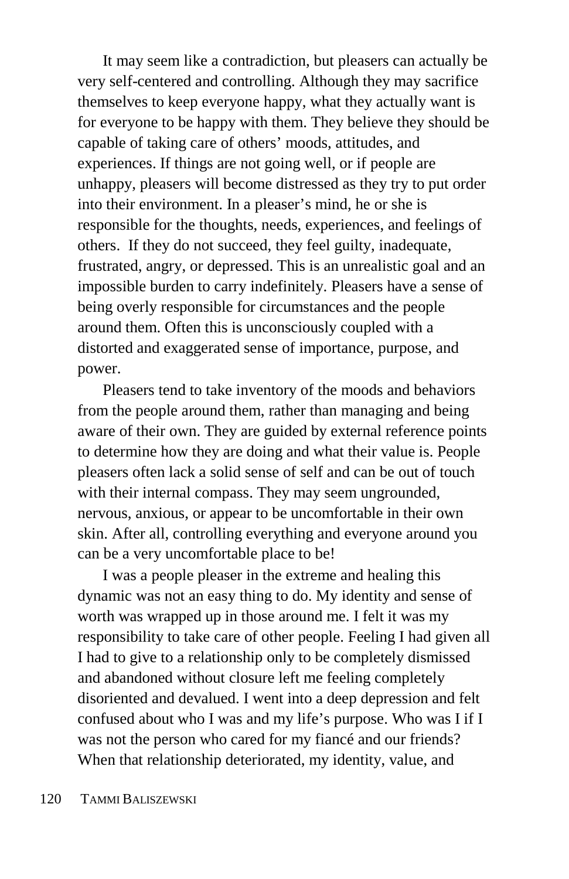It may seem like a contradiction, but pleasers can actually be very self-centered and controlling. Although they may sacrifice themselves to keep everyone happy, what they actually want is for everyone to be happy with them. They believe they should be capable of taking care of others' moods, attitudes, and experiences. If things are not going well, or if people are unhappy, pleasers will become distressed as they try to put order into their environment. In a pleaser's mind, he or she is responsible for the thoughts, needs, experiences, and feelings of others. If they do not succeed, they feel guilty, inadequate, frustrated, angry, or depressed. This is an unrealistic goal and an impossible burden to carry indefinitely. Pleasers have a sense of being overly responsible for circumstances and the people around them. Often this is unconsciously coupled with a distorted and exaggerated sense of importance, purpose, and power.

Pleasers tend to take inventory of the moods and behaviors from the people around them, rather than managing and being aware of their own. They are guided by external reference points to determine how they are doing and what their value is. People pleasers often lack a solid sense of self and can be out of touch with their internal compass. They may seem ungrounded, nervous, anxious, or appear to be uncomfortable in their own skin. After all, controlling everything and everyone around you can be a very uncomfortable place to be!

I was a people pleaser in the extreme and healing this dynamic was not an easy thing to do. My identity and sense of worth was wrapped up in those around me. I felt it was my responsibility to take care of other people. Feeling I had given all I had to give to a relationship only to be completely dismissed and abandoned without closure left me feeling completely disoriented and devalued. I went into a deep depression and felt confused about who I was and my life's purpose. Who was I if I was not the person who cared for my fiancé and our friends? When that relationship deteriorated, my identity, value, and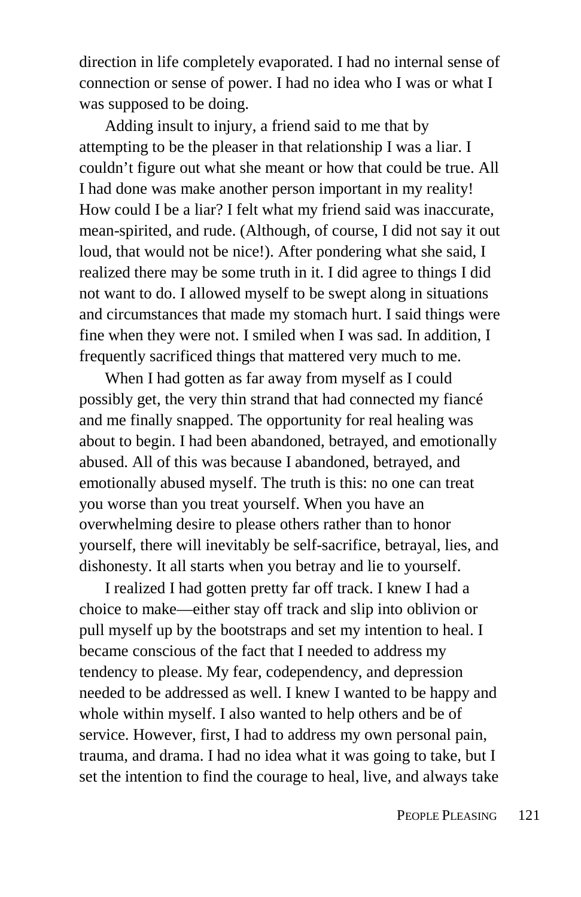direction in life completely evaporated. I had no internal sense of connection or sense of power. I had no idea who I was or what I was supposed to be doing.

Adding insult to injury, a friend said to me that by attempting to be the pleaser in that relationship I was a liar. I couldn't figure out what she meant or how that could be true. All I had done was make another person important in my reality! How could I be a liar? I felt what my friend said was inaccurate, mean-spirited, and rude. (Although, of course, I did not say it out loud, that would not be nice!). After pondering what she said, I realized there may be some truth in it. I did agree to things I did not want to do. I allowed myself to be swept along in situations and circumstances that made my stomach hurt. I said things were fine when they were not. I smiled when I was sad. In addition, I frequently sacrificed things that mattered very much to me.

When I had gotten as far away from myself as I could possibly get, the very thin strand that had connected my fiancé and me finally snapped. The opportunity for real healing was about to begin. I had been abandoned, betrayed, and emotionally abused. All of this was because I abandoned, betrayed, and emotionally abused myself. The truth is this: no one can treat you worse than you treat yourself. When you have an overwhelming desire to please others rather than to honor yourself, there will inevitably be self-sacrifice, betrayal, lies, and dishonesty. It all starts when you betray and lie to yourself.

I realized I had gotten pretty far off track. I knew I had a choice to make—either stay off track and slip into oblivion or pull myself up by the bootstraps and set my intention to heal. I became conscious of the fact that I needed to address my tendency to please. My fear, codependency, and depression needed to be addressed as well. I knew I wanted to be happy and whole within myself. I also wanted to help others and be of service. However, first, I had to address my own personal pain, trauma, and drama. I had no idea what it was going to take, but I set the intention to find the courage to heal, live, and always take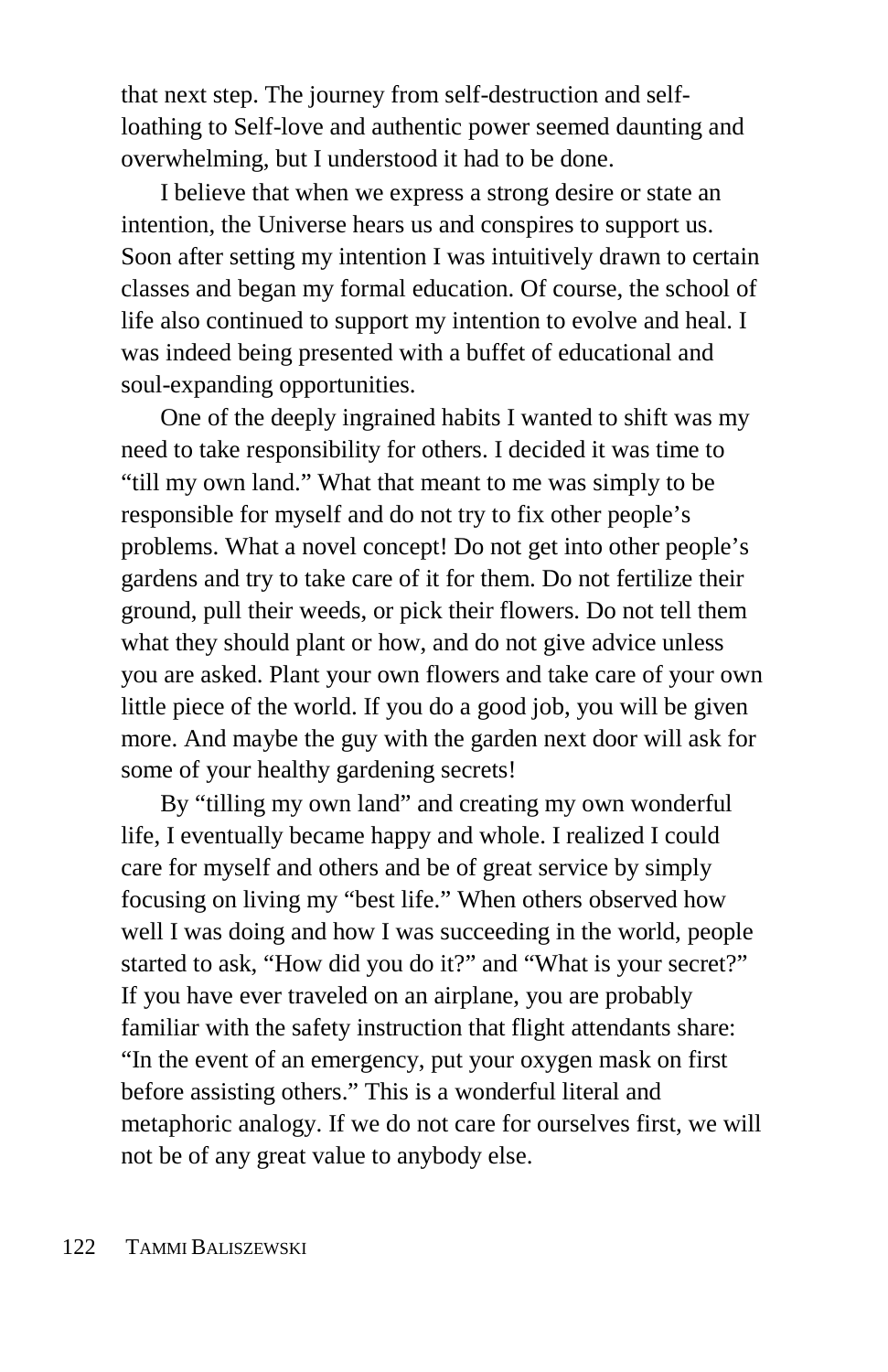that next step. The journey from self-destruction and self-loathing to Self-love and authentic power seemed daunting and overwhelming, but I understood it had to be done.

I believe that when we express a strong desire or state an intention, the Universe hears us and conspires to support us. Soon after setting my intention I was intuitively drawn to certain classes and began my formal education. Of course, the school of life also continued to support my intention to evolve and heal. I was indeed being presented with a buffet of educational and soul-expanding opportunities.

One of the deeply ingrained habits I wanted to shift was my need to take responsibility for others. I decided it was time to "till my own land." What that meant to me was simply to be responsible for myself and do not try to fix other people's problems. What a novel concept! Do not get into other people's gardens and try to take care of it for them. Do not fertilize their ground, pull their weeds, or pick their flowers. Do not tell them what they should plant or how, and do not give advice unless you are asked. Plant your own flowers and take care of your own little piece of the world. If you do a good job, you will be given more. And maybe the guy with the garden next door will ask for some of your healthy gardening secrets!

By "tilling my own land" and creating my own wonderful life, I eventually became happy and whole. I realized I could care for myself and others and be of great service by simply focusing on living my "best life." When others observed how well I was doing and how I was succeeding in the world, people started to ask, "How did you do it?" and "What is your secret?" If you have ever traveled on an airplane, you are probably familiar with the safety instruction that flight attendants share: "In the event of an emergency, put your oxygen mask on first before assisting others." This is a wonderful literal and metaphoric analogy. If we do not care for ourselves first, we will not be of any great value to anybody else.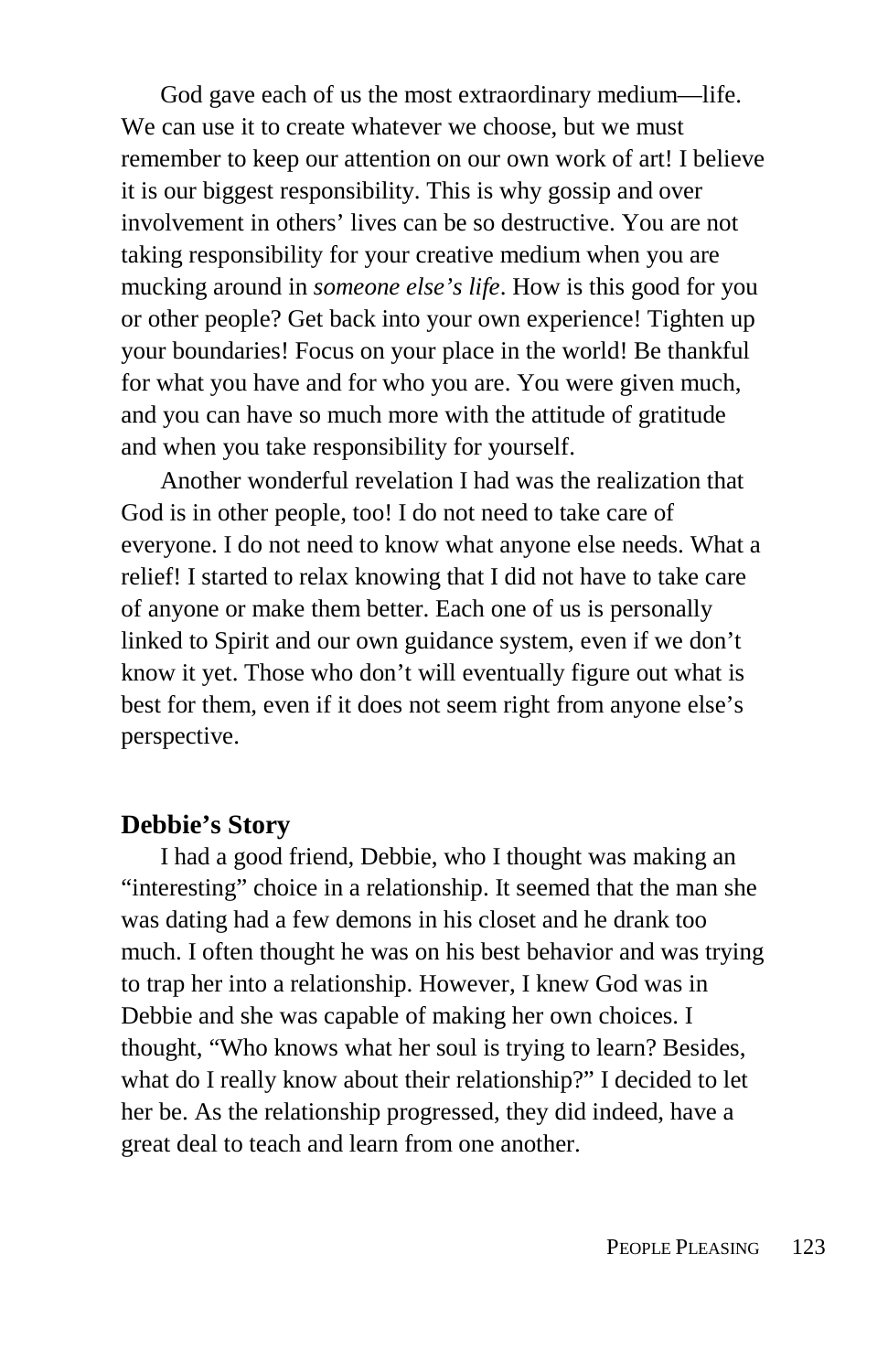God gave each of us the most extraordinary medium—life. We can use it to create whatever we choose, but we must remember to keep our attention on our own work of art! I believe it is our biggest responsibility. This is why gossip and over involvement in others' lives can be so destructive. You are not taking responsibility for your creative medium when you are mucking around in *someone else's life*. How is this good for you or other people? Get back into your own experience! Tighten up your boundaries! Focus on your place in the world! Be thankful for what you have and for who you are. You were given much, and you can have so much more with the attitude of gratitude and when you take responsibility for yourself.

Another wonderful revelation I had was the realization that God is in other people, too! I do not need to take care of everyone. I do not need to know what anyone else needs. What a relief! I started to relax knowing that I did not have to take care of anyone or make them better. Each one of us is personally linked to Spirit and our own guidance system, even if we don't know it yet. Those who don't will eventually figure out what is best for them, even if it does not seem right from anyone else's perspective.

### Debbie's Story

I had a good friend, Debbie, who I thought was making an "interesting" choice in a relationship. It seemed that the man she was dating had a few demons in his closet and he drank too much. I often thought he was on his best behavior and was trying to trap her into a relationship. However, I knew God was in Debbie and she was capable of making her own choices. I thought, "Who knows what her soul is trying to learn? Besides, what do I really know about their relationship?" I decided to let her be. As the relationship progressed, they did indeed, have a great deal to teach and learn from one another.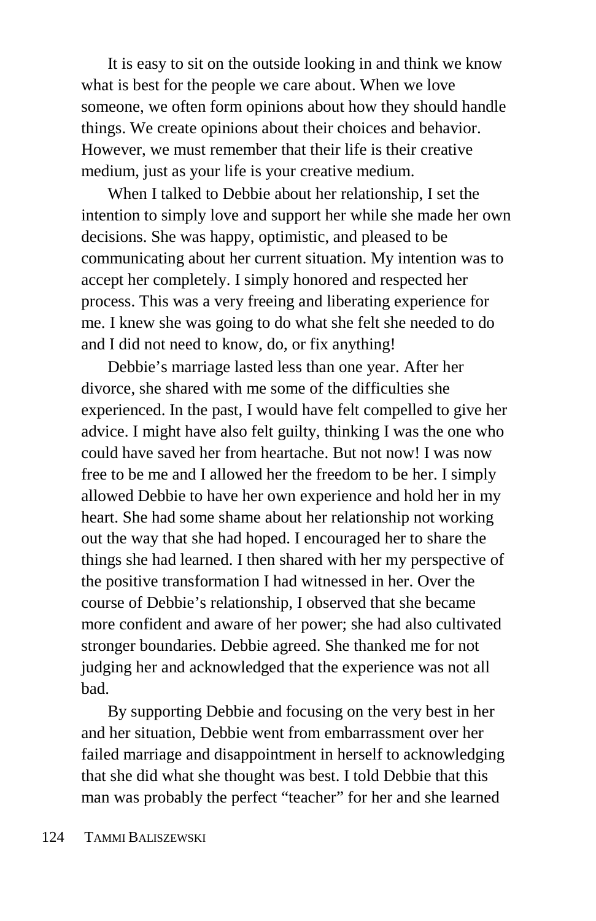It is easy to sit on the outside looking in and think we know what is best for the people we care about. When we love someone, we often form opinions about how they should handle things. We create opinions about their choices and behavior. However, we must remember that their life is their creative medium, just as your life is your creative medium.

When I talked to Debbie about her relationship, I set the intention to simply love and support her while she made her own decisions. She was happy, optimistic, and pleased to be communicating about her current situation. My intention was to accept her completely. I simply honored and respected her process. This was a very freeing and liberating experience for me. I knew she was going to do what she felt she needed to do and I did not need to know, do, or fix anything!

Debbie's marriage lasted less than one year. After her divorce, she shared with me some of the difficulties she experienced. In the past, I would have felt compelled to give her advice. I might have also felt guilty, thinking I was the one who could have saved her from heartache. But not now! I was now free to be me and I allowed her the freedom to be her. I simply allowed Debbie to have her own experience and hold her in my heart. She had some shame about her relationship not working out the way that she had hoped. I encouraged her to share the things she had learned. I then shared with her my perspective of the positive transformation I had witnessed in her. Over the course of Debbie's relationship, I observed that she became more confident and aware of her power; she had also cultivated stronger boundaries. Debbie agreed. She thanked me for not judging her and acknowledged that the experience was not all bad.

By supporting Debbie and focusing on the very best in her and her situation, Debbie went from embarrassment over her failed marriage and disappointment in herself to acknowledging that she did what she thought was best. I told Debbie that this man was probably the perfect "teacher" for her and she learned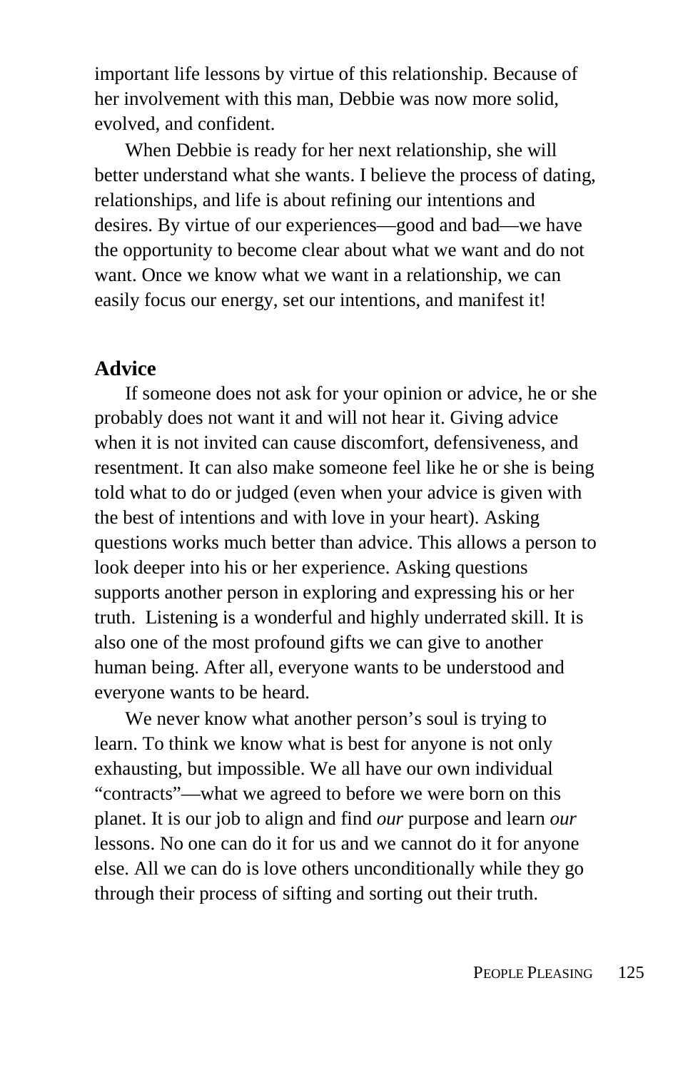important life lessons by virtue of this relationship. Because of her involvement with this man, Debbie was now more solid, evolved, and confident.

When Debbie is ready for her next relationship, she will better understand what she wants. I believe the process of dating, relationships, and life is about refining our intentions and desires. By virtue of our experiences—good and bad—we have the opportunity to become clear about what we want and do not want. Once we know what we want in a relationship, we can easily focus our energy, set our intentions, and manifest it!

## Advice

If someone does not ask for your opinion or advice, he or she probably does not want it and will not hear it. Giving advice when it is not invited can cause discomfort, defensiveness, and resentment. It can also make someone feel like he or she is being told what to do or judged (even when your advice is given with the best of intentions and with love in your heart). Asking questions works much better than advice. This allows a person to look deeper into his or her experience. Asking questions supports another person in exploring and expressing his or her truth.  Listening is a wonderful and highly underrated skill. It is also one of the most profound gifts we can give to another human being. After all, everyone wants to be understood and everyone wants to be heard.

We never know what another person's soul is trying to learn. To think we know what is best for anyone is not only exhausting, but impossible. We all have our own individual "contracts"—what we agreed to before we were born on this planet. It is our job to align and find *our* purpose and learn *our* lessons. No one can do it for us and we cannot do it for anyone else. All we can do is love others unconditionally while they go through their process of sifting and sorting out their truth.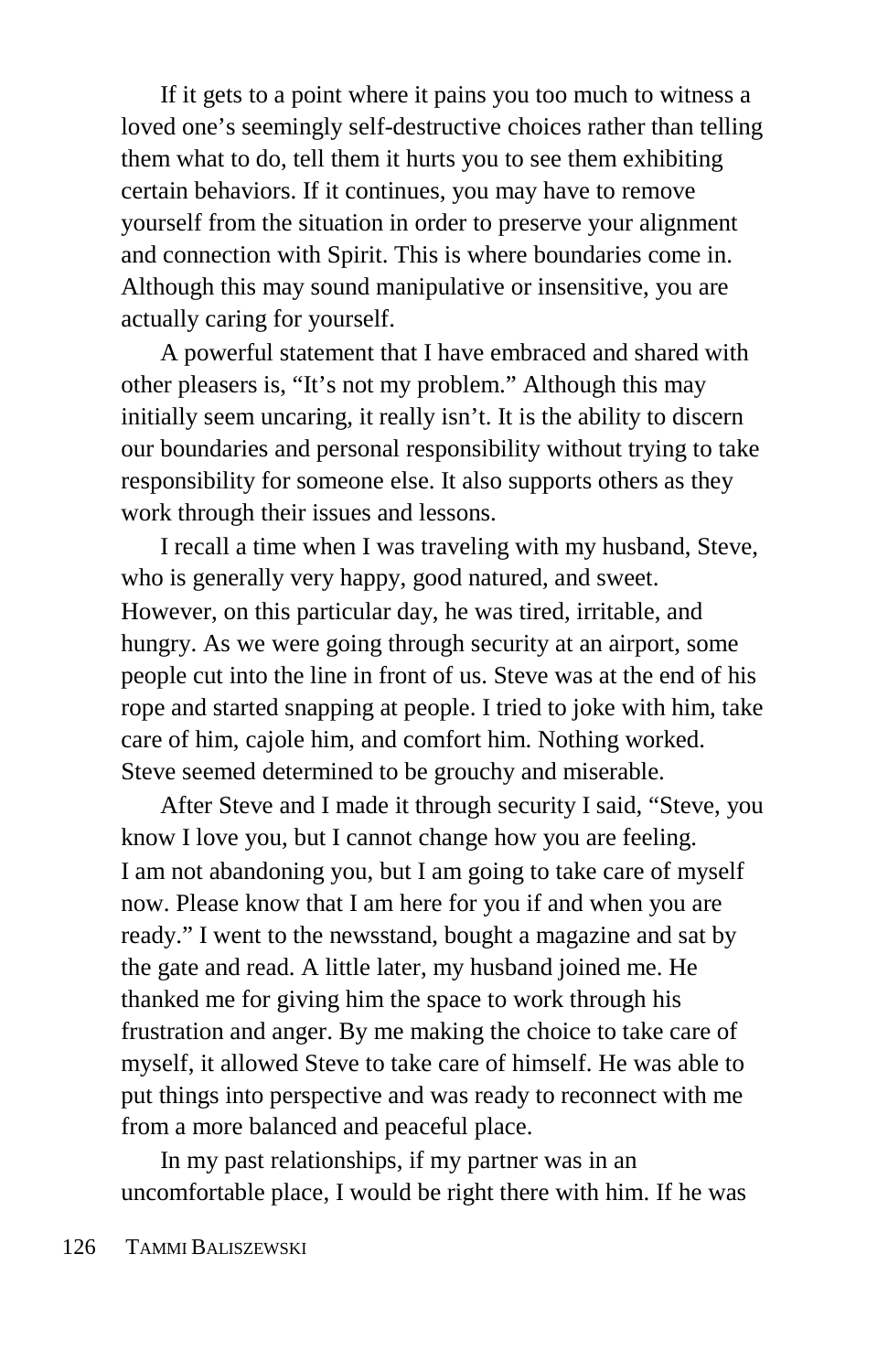If it gets to a point where it pains you too much to witness a loved one's seemingly self-destructive choices rather than telling them what to do, tell them it hurts you to see them exhibiting certain behaviors. If it continues, you may have to remove yourself from the situation in order to preserve your alignment and connection with Spirit. This is where boundaries come in. Although this may sound manipulative or insensitive, you are actually caring for yourself.

A powerful statement that I have embraced and shared with other pleasers is, "It's not my problem." Although this may initially seem uncaring, it really isn't. It is the ability to discern our boundaries and personal responsibility without trying to take responsibility for someone else. It also supports others as they work through their issues and lessons.

I recall a time when I was traveling with my husband, Steve, who is generally very happy, good natured, and sweet. However, on this particular day, he was tired, irritable, and hungry. As we were going through security at an airport, some people cut into the line in front of us. Steve was at the end of his rope and started snapping at people. I tried to joke with him, take care of him, cajole him, and comfort him. Nothing worked. Steve seemed determined to be grouchy and miserable.

After Steve and I made it through security I said, "Steve, you know I love you, but I cannot change how you are feeling. I am not abandoning you, but I am going to take care of myself now. Please know that I am here for you if and when you are ready." I went to the newsstand, bought a magazine and sat by the gate and read. A little later, my husband joined me. He thanked me for giving him the space to work through his frustration and anger. By me making the choice to take care of myself, it allowed Steve to take care of himself. He was able to put things into perspective and was ready to reconnect with me from a more balanced and peaceful place.

In my past relationships, if my partner was in an uncomfortable place, I would be right there with him. If he was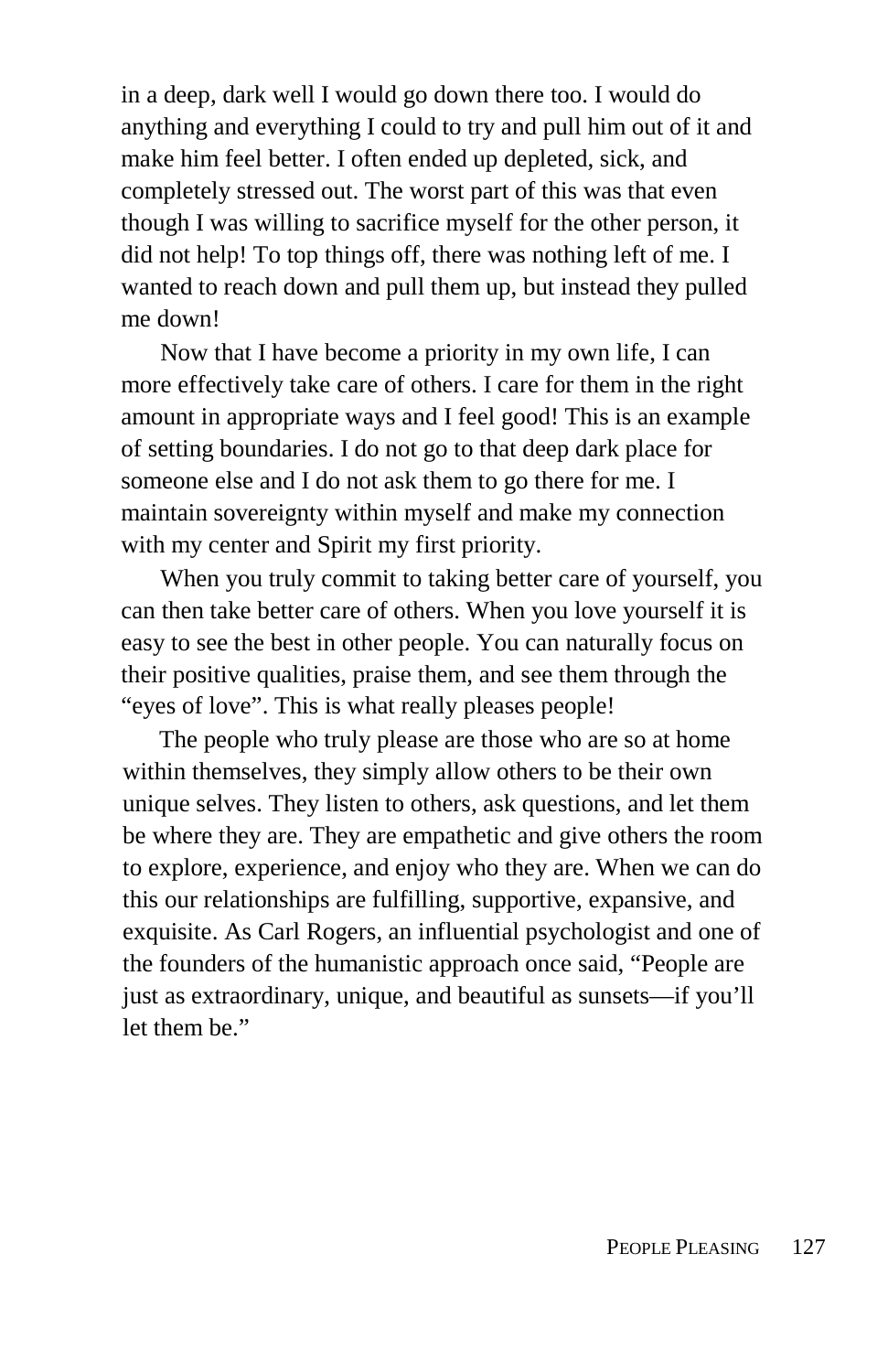in a deep, dark well I would go down there too. I would do anything and everything I could to try and pull him out of it and make him feel better. I often ended up depleted, sick, and completely stressed out. The worst part of this was that even though I was willing to sacrifice myself for the other person, it did not help! To top things off, there was nothing left of me. I wanted to reach down and pull them up, but instead they pulled me down!

Now that I have become a priority in my own life, I can more effectively take care of others. I care for them in the right amount in appropriate ways and I feel good! This is an example of setting boundaries. I do not go to that deep dark place for someone else and I do not ask them to go there for me. I maintain sovereignty within myself and make my connection with my center and Spirit my first priority.

When you truly commit to taking better care of yourself, you can then take better care of others. When you love yourself it is easy to see the best in other people. You can naturally focus on their positive qualities, praise them, and see them through the "eyes of love". This is what really pleases people!

The people who truly please are those who are so at home within themselves, they simply allow others to be their own unique selves. They listen to others, ask questions, and let them be where they are. They are empathetic and give others the room to explore, experience, and enjoy who they are. When we can do this our relationships are fulfilling, supportive, expansive, and exquisite. As Carl Rogers, an influential psychologist and one of the founders of the humanistic approach once said, "People are just as extraordinary, unique, and beautiful as sunsets—if you'll let them be."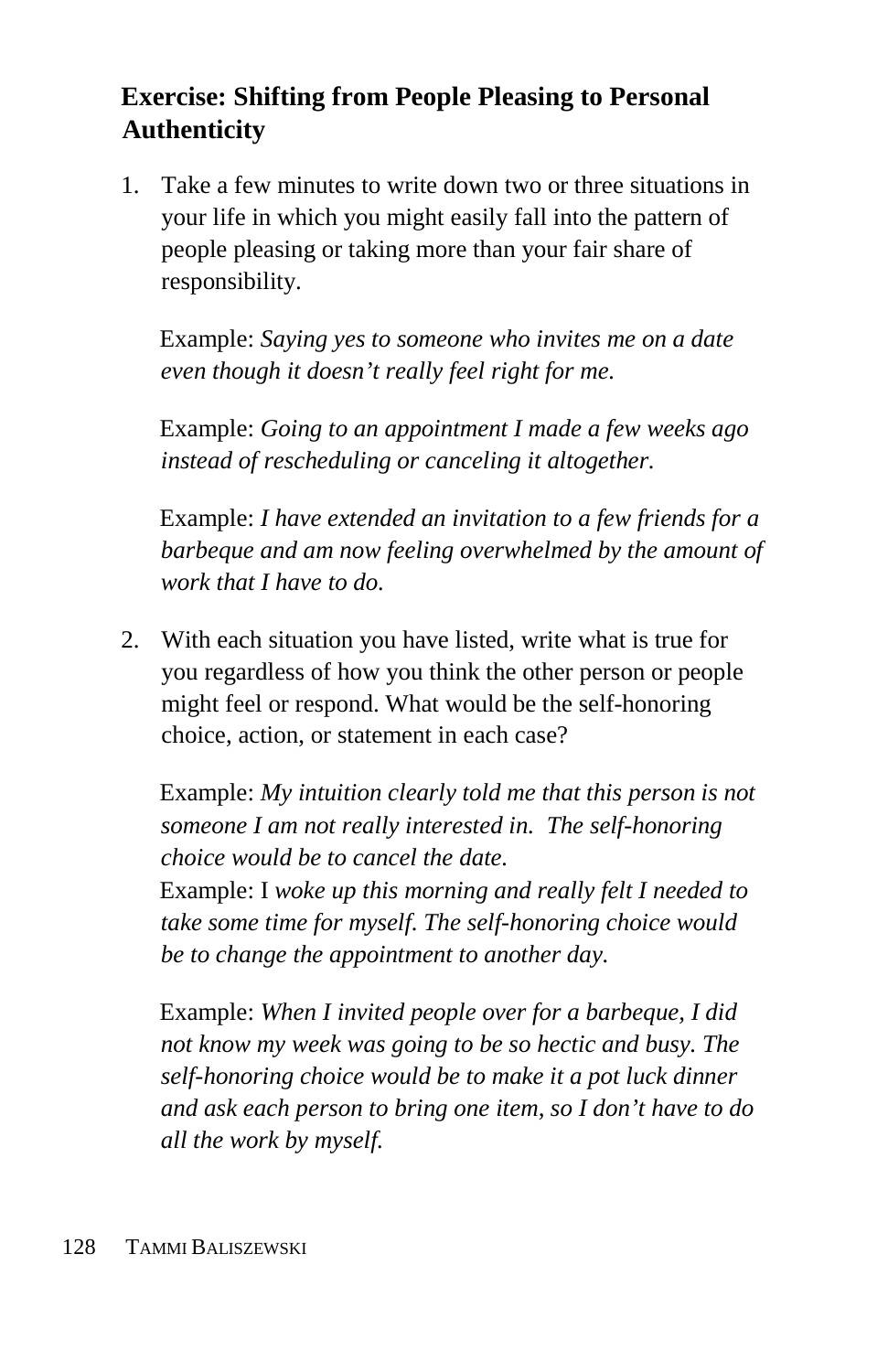### Exercise: Shifting from People Pleasing to Personal Authenticity

1. Take a few minutes to write down two or three situations in your life in which you might easily fall into the pattern of people pleasing or taking more than your fair share of responsibility.

   Example: *Saying yes to someone who invites me on a date even though it doesn't really feel right for me.*

   Example: *Going to an appointment I made a few weeks ago instead of rescheduling or canceling it altogether.*

   Example: *I have extended an invitation to a few friends for a barbeque and am now feeling overwhelmed by the amount of work that I have to do.*

2. With each situation you have listed, write what is true for you regardless of how you think the other person or people might feel or respond. What would be the self-honoring choice, action, or statement in each case?

   Example: *My intuition clearly told me that this person is not someone I am not really interested in. The self-honoring choice would be to cancel the date.*
   Example: I *woke up this morning and really felt I needed to take some time for myself. The self-honoring choice would be to change the appointment to another day.*

   Example: *When I invited people over for a barbeque, I did not know my week was going to be so hectic and busy. The self-honoring choice would be to make it a pot luck dinner and ask each person to bring one item, so I don't have to do all the work by myself.*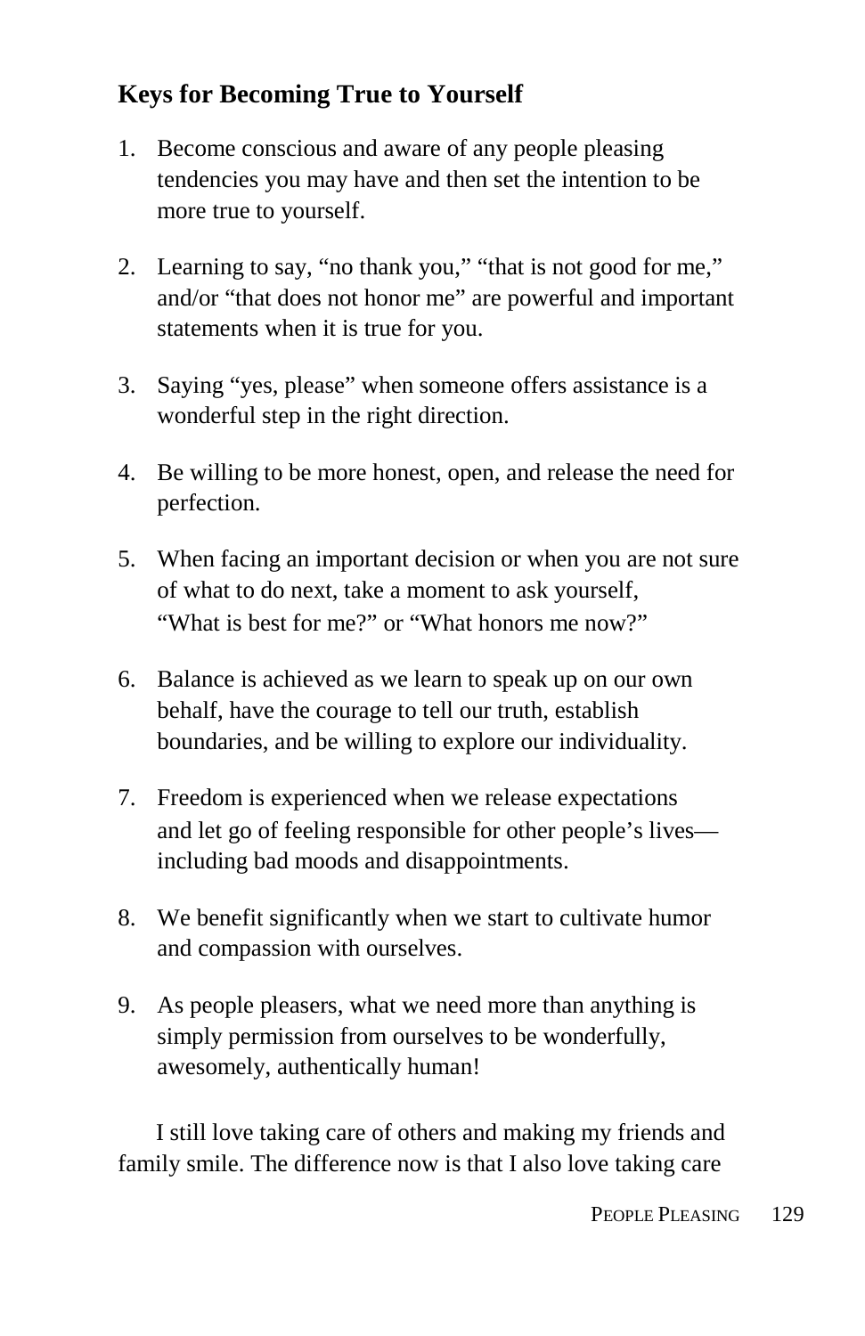### Keys for Becoming True to Yourself

1. Become conscious and aware of any people pleasing tendencies you may have and then set the intention to be more true to yourself.

2. Learning to say, "no thank you," "that is not good for me," and/or "that does not honor me" are powerful and important statements when it is true for you.

3. Saying "yes, please" when someone offers assistance is a wonderful step in the right direction.

4. Be willing to be more honest, open, and release the need for perfection.

5. When facing an important decision or when you are not sure of what to do next, take a moment to ask yourself, "What is best for me?" or "What honors me now?"

6. Balance is achieved as we learn to speak up on our own behalf, have the courage to tell our truth, establish boundaries, and be willing to explore our individuality.

7. Freedom is experienced when we release expectations and let go of feeling responsible for other people's lives—including bad moods and disappointments.

8. We benefit significantly when we start to cultivate humor and compassion with ourselves.

9. As people pleasers, what we need more than anything is simply permission from ourselves to be wonderfully, awesomely, authentically human!

I still love taking care of others and making my friends and family smile. The difference now is that I also love taking care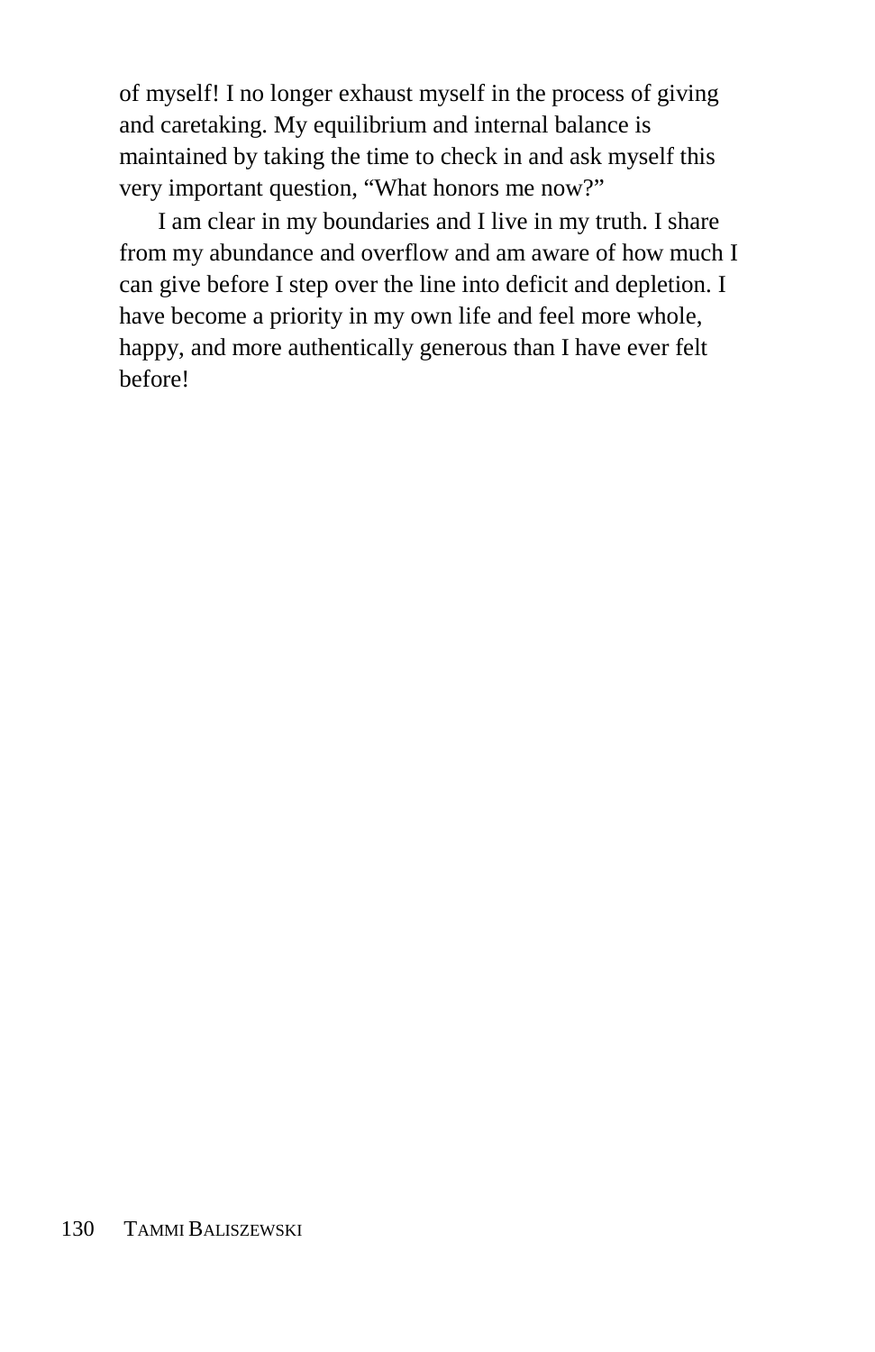of myself! I no longer exhaust myself in the process of giving and caretaking. My equilibrium and internal balance is maintained by taking the time to check in and ask myself this very important question, “What honors me now?”

I am clear in my boundaries and I live in my truth. I share from my abundance and overflow and am aware of how much I can give before I step over the line into deficit and depletion. I have become a priority in my own life and feel more whole, happy, and more authentically generous than I have ever felt before!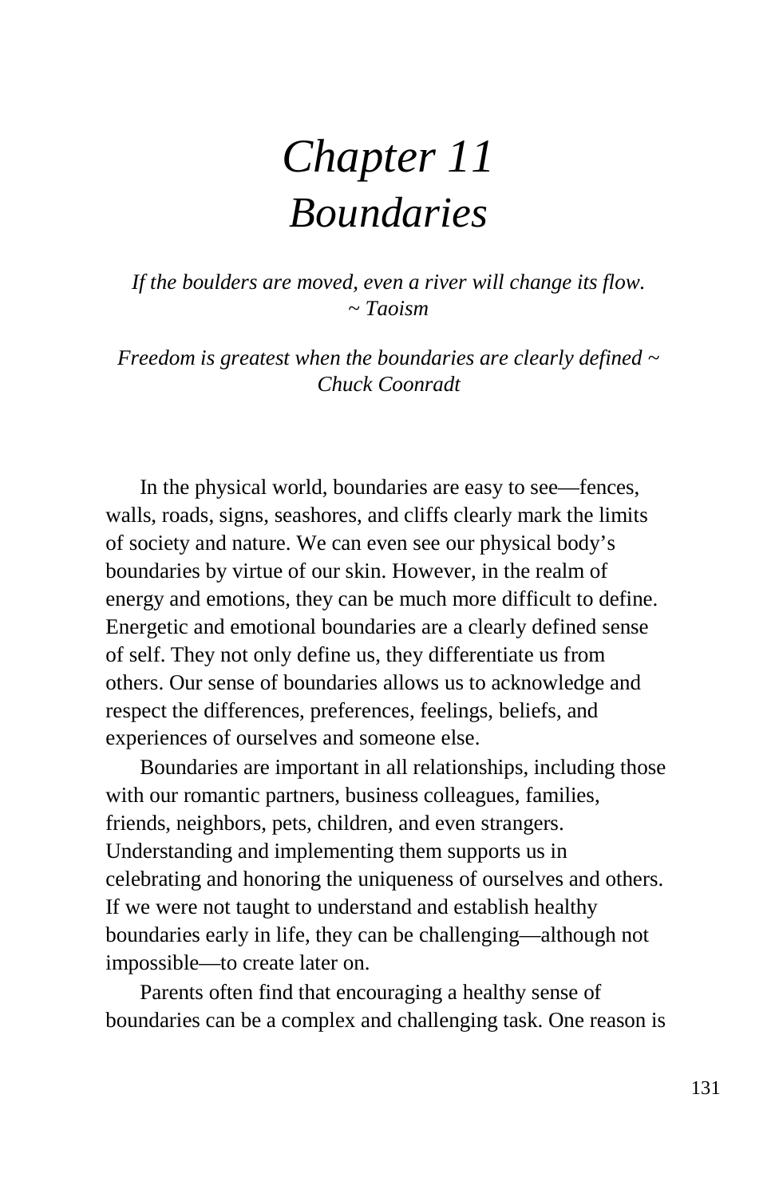# *Chapter 11*
# *Boundaries*

*If the boulders are moved, even a river will change its flow. ~ Taoism*

*Freedom is greatest when the boundaries are clearly defined ~ Chuck Coonradt*

In the physical world, boundaries are easy to see—fences, walls, roads, signs, seashores, and cliffs clearly mark the limits of society and nature. We can even see our physical body's boundaries by virtue of our skin. However, in the realm of energy and emotions, they can be much more difficult to define. Energetic and emotional boundaries are a clearly defined sense of self. They not only define us, they differentiate us from others. Our sense of boundaries allows us to acknowledge and respect the differences, preferences, feelings, beliefs, and experiences of ourselves and someone else.

Boundaries are important in all relationships, including those with our romantic partners, business colleagues, families, friends, neighbors, pets, children, and even strangers. Understanding and implementing them supports us in celebrating and honoring the uniqueness of ourselves and others. If we were not taught to understand and establish healthy boundaries early in life, they can be challenging—although not impossible—to create later on.

Parents often find that encouraging a healthy sense of boundaries can be a complex and challenging task. One reason is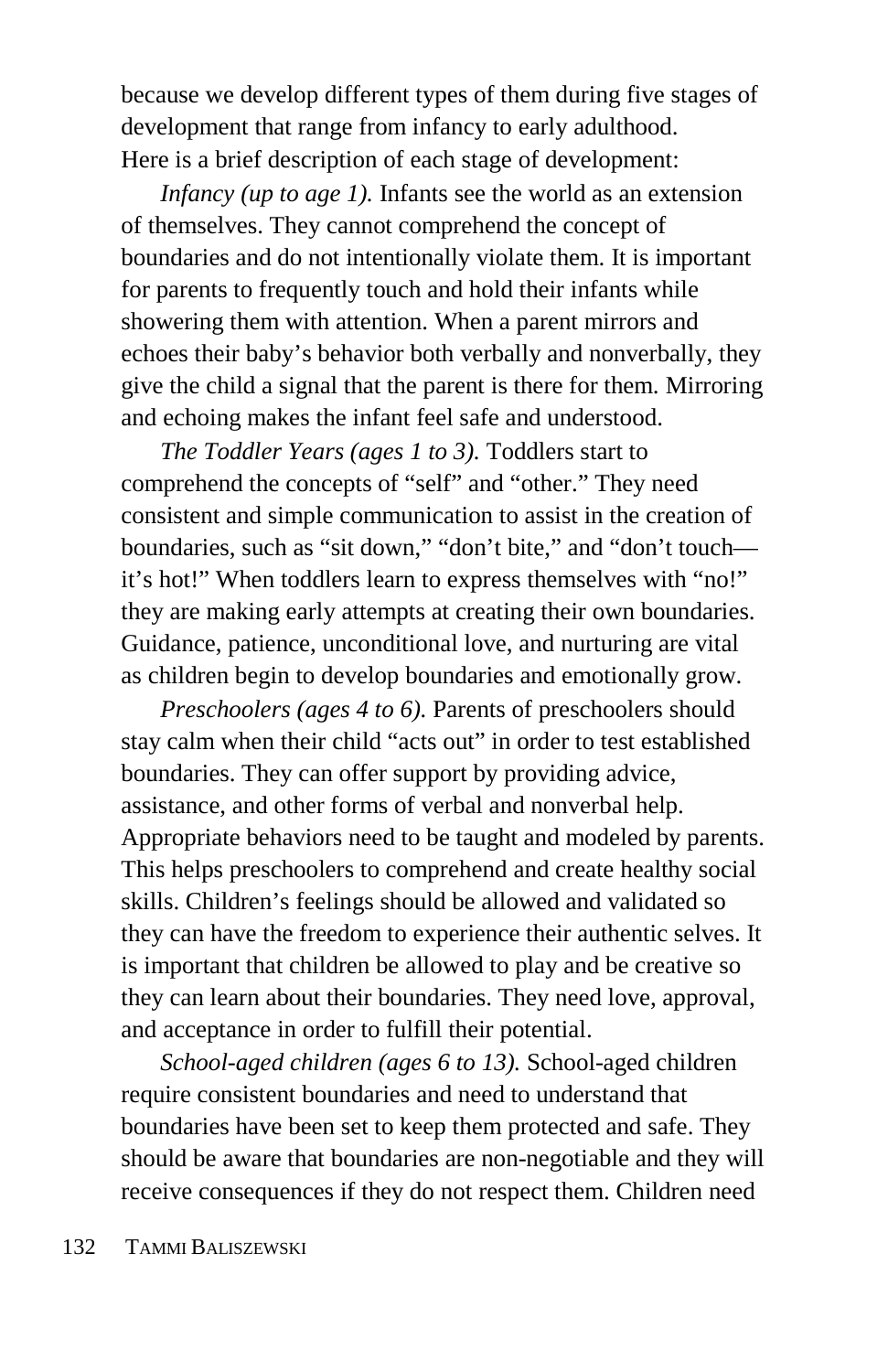because we develop different types of them during five stages of development that range from infancy to early adulthood. Here is a brief description of each stage of development:

*Infancy (up to age 1).* Infants see the world as an extension of themselves. They cannot comprehend the concept of boundaries and do not intentionally violate them. It is important for parents to frequently touch and hold their infants while showering them with attention. When a parent mirrors and echoes their baby's behavior both verbally and nonverbally, they give the child a signal that the parent is there for them. Mirroring and echoing makes the infant feel safe and understood.

*The Toddler Years (ages 1 to 3).* Toddlers start to comprehend the concepts of "self" and "other." They need consistent and simple communication to assist in the creation of boundaries, such as "sit down," "don't bite," and "don't touch—it's hot!" When toddlers learn to express themselves with "no!" they are making early attempts at creating their own boundaries. Guidance, patience, unconditional love, and nurturing are vital as children begin to develop boundaries and emotionally grow.

*Preschoolers (ages 4 to 6).* Parents of preschoolers should stay calm when their child "acts out" in order to test established boundaries. They can offer support by providing advice, assistance, and other forms of verbal and nonverbal help. Appropriate behaviors need to be taught and modeled by parents. This helps preschoolers to comprehend and create healthy social skills. Children's feelings should be allowed and validated so they can have the freedom to experience their authentic selves. It is important that children be allowed to play and be creative so they can learn about their boundaries. They need love, approval, and acceptance in order to fulfill their potential.

*School-aged children (ages 6 to 13).* School-aged children require consistent boundaries and need to understand that boundaries have been set to keep them protected and safe. They should be aware that boundaries are non-negotiable and they will receive consequences if they do not respect them. Children need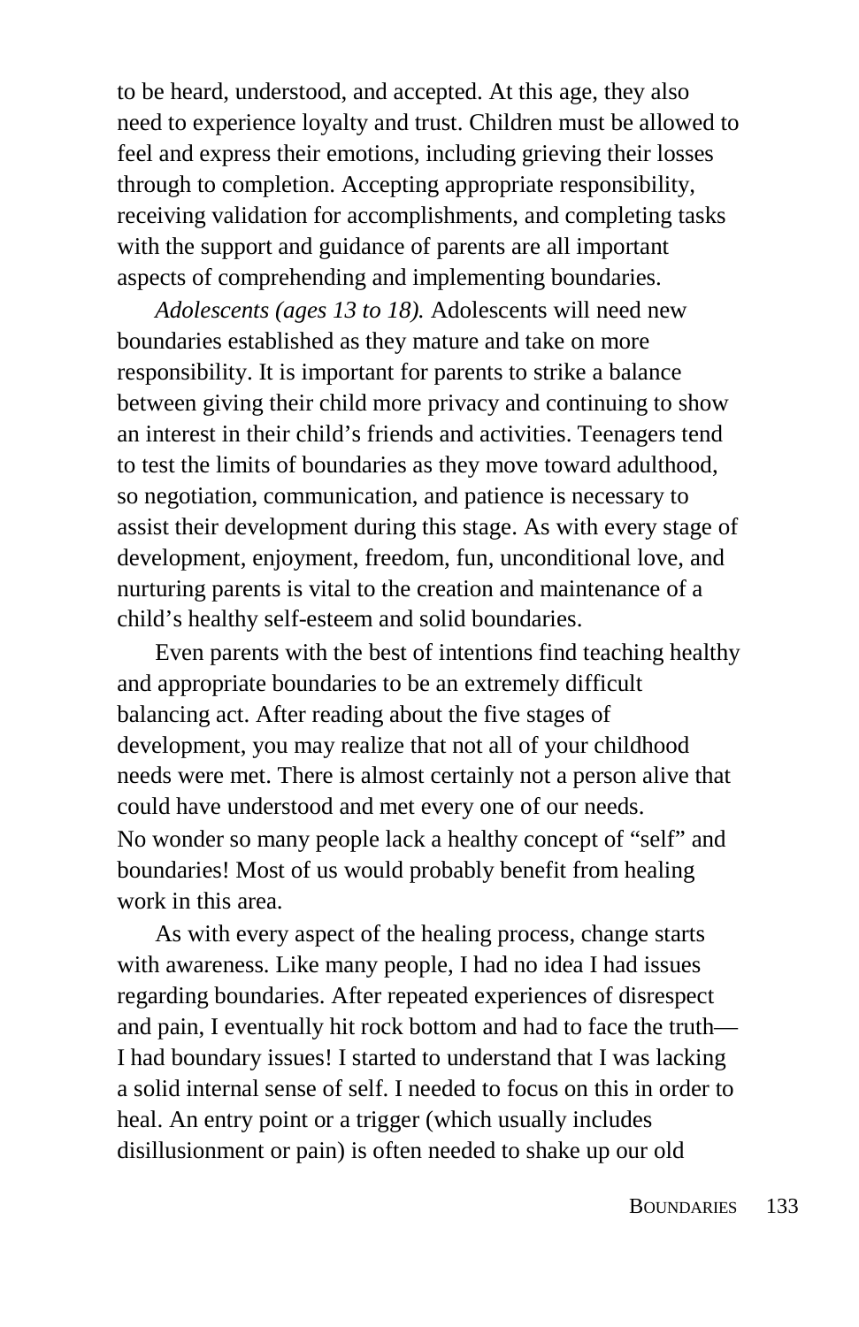to be heard, understood, and accepted. At this age, they also need to experience loyalty and trust. Children must be allowed to feel and express their emotions, including grieving their losses through to completion. Accepting appropriate responsibility, receiving validation for accomplishments, and completing tasks with the support and guidance of parents are all important aspects of comprehending and implementing boundaries.

*Adolescents (ages 13 to 18).* Adolescents will need new boundaries established as they mature and take on more responsibility. It is important for parents to strike a balance between giving their child more privacy and continuing to show an interest in their child's friends and activities. Teenagers tend to test the limits of boundaries as they move toward adulthood, so negotiation, communication, and patience is necessary to assist their development during this stage. As with every stage of development, enjoyment, freedom, fun, unconditional love, and nurturing parents is vital to the creation and maintenance of a child's healthy self-esteem and solid boundaries.

Even parents with the best of intentions find teaching healthy and appropriate boundaries to be an extremely difficult balancing act. After reading about the five stages of development, you may realize that not all of your childhood needs were met. There is almost certainly not a person alive that could have understood and met every one of our needs. No wonder so many people lack a healthy concept of "self" and boundaries! Most of us would probably benefit from healing work in this area.

As with every aspect of the healing process, change starts with awareness. Like many people, I had no idea I had issues regarding boundaries. After repeated experiences of disrespect and pain, I eventually hit rock bottom and had to face the truth—I had boundary issues! I started to understand that I was lacking a solid internal sense of self. I needed to focus on this in order to heal. An entry point or a trigger (which usually includes disillusionment or pain) is often needed to shake up our old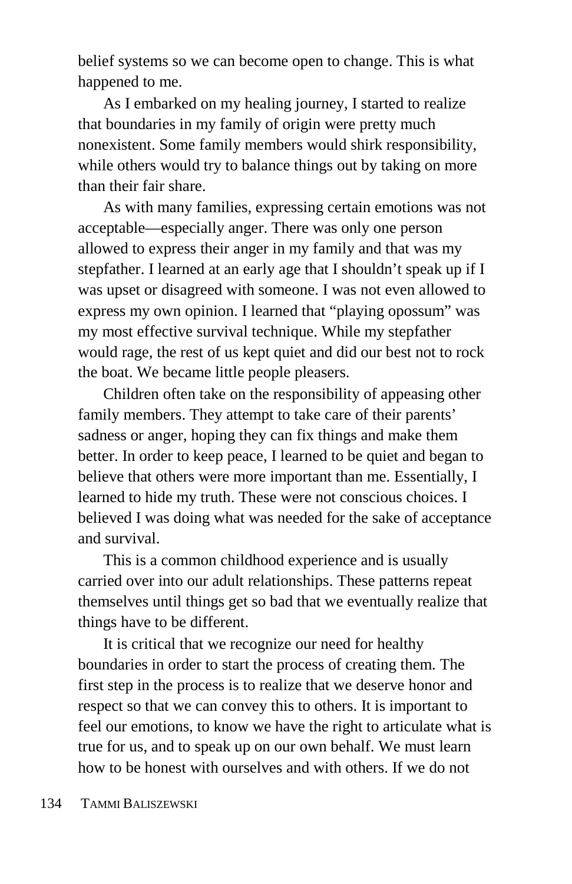belief systems so we can become open to change. This is what happened to me.

As I embarked on my healing journey, I started to realize that boundaries in my family of origin were pretty much nonexistent. Some family members would shirk responsibility, while others would try to balance things out by taking on more than their fair share.

As with many families, expressing certain emotions was not acceptable—especially anger. There was only one person allowed to express their anger in my family and that was my stepfather. I learned at an early age that I shouldn't speak up if I was upset or disagreed with someone. I was not even allowed to express my own opinion. I learned that "playing opossum" was my most effective survival technique. While my stepfather would rage, the rest of us kept quiet and did our best not to rock the boat. We became little people pleasers.

Children often take on the responsibility of appeasing other family members. They attempt to take care of their parents' sadness or anger, hoping they can fix things and make them better. In order to keep peace, I learned to be quiet and began to believe that others were more important than me. Essentially, I learned to hide my truth. These were not conscious choices. I believed I was doing what was needed for the sake of acceptance and survival.

This is a common childhood experience and is usually carried over into our adult relationships. These patterns repeat themselves until things get so bad that we eventually realize that things have to be different.

It is critical that we recognize our need for healthy boundaries in order to start the process of creating them. The first step in the process is to realize that we deserve honor and respect so that we can convey this to others. It is important to feel our emotions, to know we have the right to articulate what is true for us, and to speak up on our own behalf. We must learn how to be honest with ourselves and with others. If we do not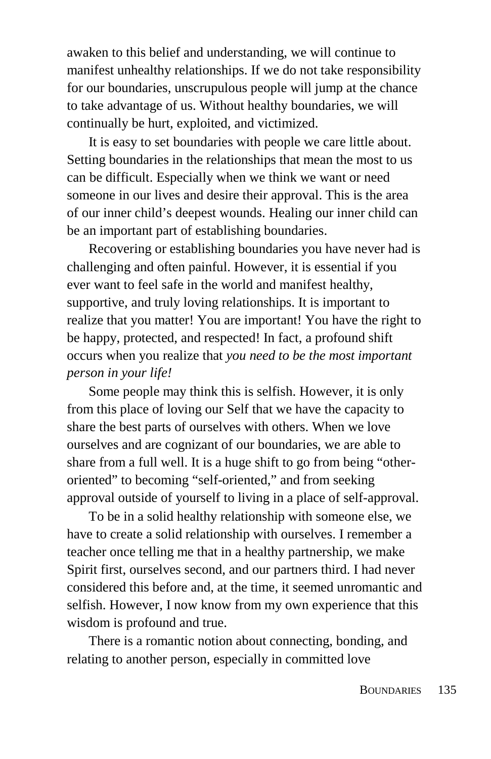awaken to this belief and understanding, we will continue to manifest unhealthy relationships. If we do not take responsibility for our boundaries, unscrupulous people will jump at the chance to take advantage of us. Without healthy boundaries, we will continually be hurt, exploited, and victimized.

It is easy to set boundaries with people we care little about. Setting boundaries in the relationships that mean the most to us can be difficult. Especially when we think we want or need someone in our lives and desire their approval. This is the area of our inner child's deepest wounds. Healing our inner child can be an important part of establishing boundaries.

Recovering or establishing boundaries you have never had is challenging and often painful. However, it is essential if you ever want to feel safe in the world and manifest healthy, supportive, and truly loving relationships. It is important to realize that you matter! You are important! You have the right to be happy, protected, and respected! In fact, a profound shift occurs when you realize that *you need to be the most important person in your life!*

Some people may think this is selfish. However, it is only from this place of loving our Self that we have the capacity to share the best parts of ourselves with others. When we love ourselves and are cognizant of our boundaries, we are able to share from a full well. It is a huge shift to go from being "other-oriented" to becoming "self-oriented," and from seeking approval outside of yourself to living in a place of self-approval.

To be in a solid healthy relationship with someone else, we have to create a solid relationship with ourselves. I remember a teacher once telling me that in a healthy partnership, we make Spirit first, ourselves second, and our partners third. I had never considered this before and, at the time, it seemed unromantic and selfish. However, I now know from my own experience that this wisdom is profound and true.

There is a romantic notion about connecting, bonding, and relating to another person, especially in committed love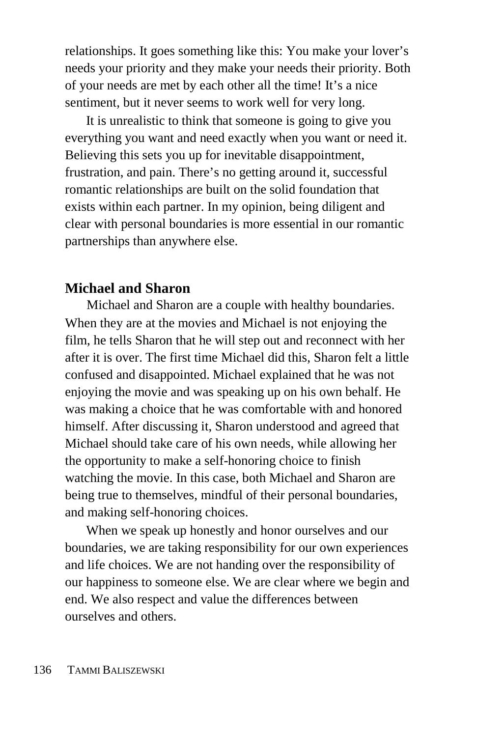relationships. It goes something like this: You make your lover's needs your priority and they make your needs their priority. Both of your needs are met by each other all the time! It's a nice sentiment, but it never seems to work well for very long.

It is unrealistic to think that someone is going to give you everything you want and need exactly when you want or need it. Believing this sets you up for inevitable disappointment, frustration, and pain. There's no getting around it, successful romantic relationships are built on the solid foundation that exists within each partner. In my opinion, being diligent and clear with personal boundaries is more essential in our romantic partnerships than anywhere else.

### Michael and Sharon

Michael and Sharon are a couple with healthy boundaries. When they are at the movies and Michael is not enjoying the film, he tells Sharon that he will step out and reconnect with her after it is over. The first time Michael did this, Sharon felt a little confused and disappointed. Michael explained that he was not enjoying the movie and was speaking up on his own behalf. He was making a choice that he was comfortable with and honored himself. After discussing it, Sharon understood and agreed that Michael should take care of his own needs, while allowing her the opportunity to make a self-honoring choice to finish watching the movie. In this case, both Michael and Sharon are being true to themselves, mindful of their personal boundaries, and making self-honoring choices.

When we speak up honestly and honor ourselves and our boundaries, we are taking responsibility for our own experiences and life choices. We are not handing over the responsibility of our happiness to someone else. We are clear where we begin and end. We also respect and value the differences between ourselves and others.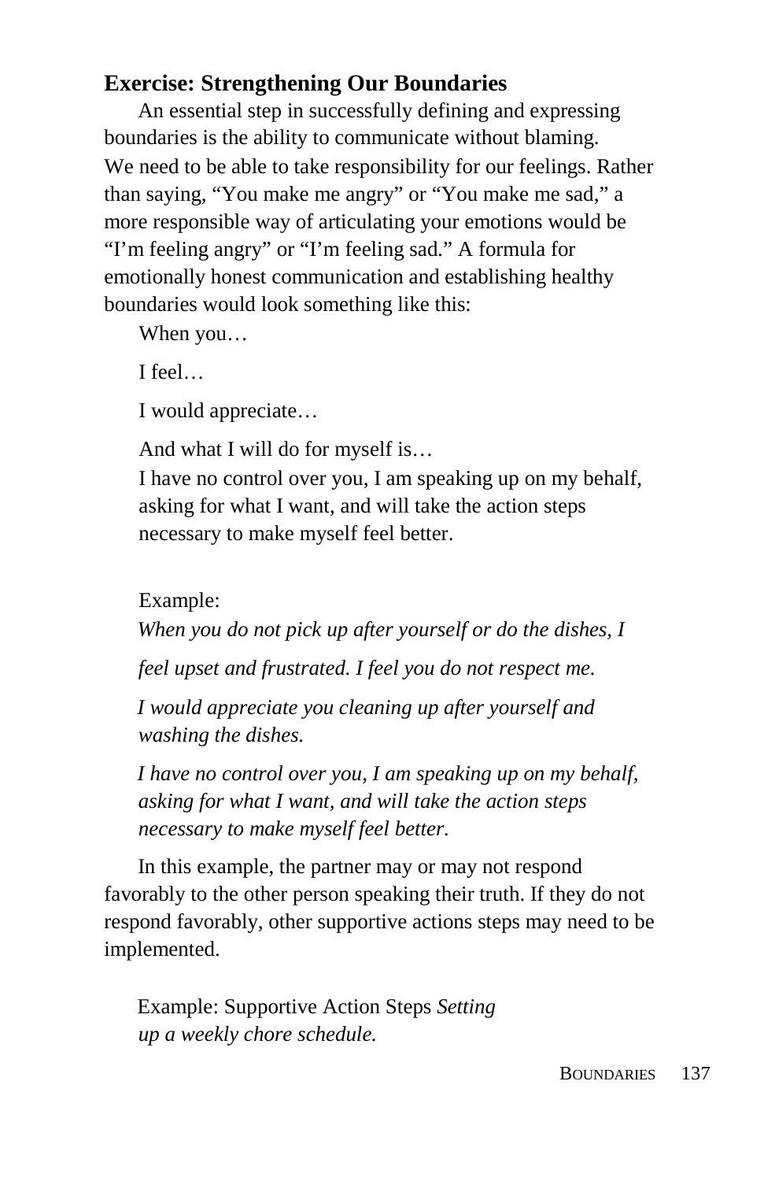### Exercise: Strengthening Our Boundaries

An essential step in successfully defining and expressing boundaries is the ability to communicate without blaming. We need to be able to take responsibility for our feelings. Rather than saying, "You make me angry" or "You make me sad," a more responsible way of articulating your emotions would be "I'm feeling angry" or "I'm feeling sad." A formula for emotionally honest communication and establishing healthy boundaries would look something like this:

When you…

I feel…

I would appreciate…

And what I will do for myself is…

I have no control over you, I am speaking up on my behalf, asking for what I want, and will take the action steps necessary to make myself feel better.

Example:

*When you do not pick up after yourself or do the dishes, I*

*feel upset and frustrated. I feel you do not respect me.*

*I would appreciate you cleaning up after yourself and washing the dishes.*

*I have no control over you, I am speaking up on my behalf, asking for what I want, and will take the action steps necessary to make myself feel better.*

In this example, the partner may or may not respond favorably to the other person speaking their truth. If they do not respond favorably, other supportive actions steps may need to be implemented.

Example: Supportive Action Steps *Setting up a weekly chore schedule.*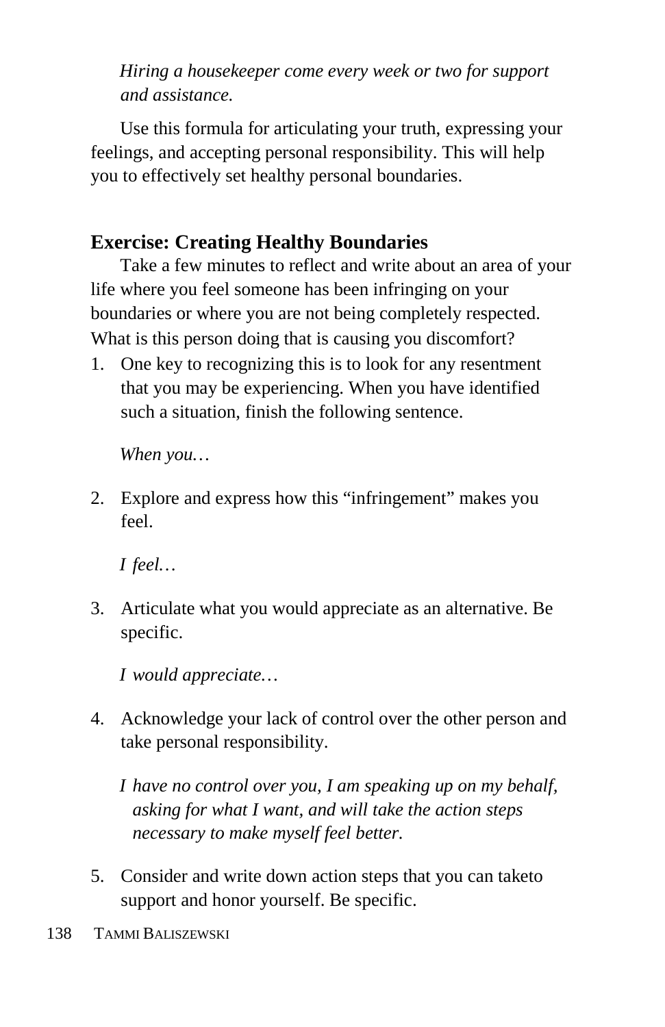*Hiring a housekeeper come every week or two for support and assistance.*

Use this formula for articulating your truth, expressing your feelings, and accepting personal responsibility. This will help you to effectively set healthy personal boundaries.

## Exercise: Creating Healthy Boundaries

Take a few minutes to reflect and write about an area of your life where you feel someone has been infringing on your boundaries or where you are not being completely respected. What is this person doing that is causing you discomfort?

1. One key to recognizing this is to look for any resentment that you may be experiencing. When you have identified such a situation, finish the following sentence.

   *When you…*

2. Explore and express how this "infringement" makes you feel.

   *I feel…*

3. Articulate what you would appreciate as an alternative. Be specific.

   *I would appreciate…*

4. Acknowledge your lack of control over the other person and take personal responsibility.

   *I have no control over you, I am speaking up on my behalf, asking for what I want, and will take the action steps necessary to make myself feel better.*

5. Consider and write down action steps that you can taketo support and honor yourself. Be specific.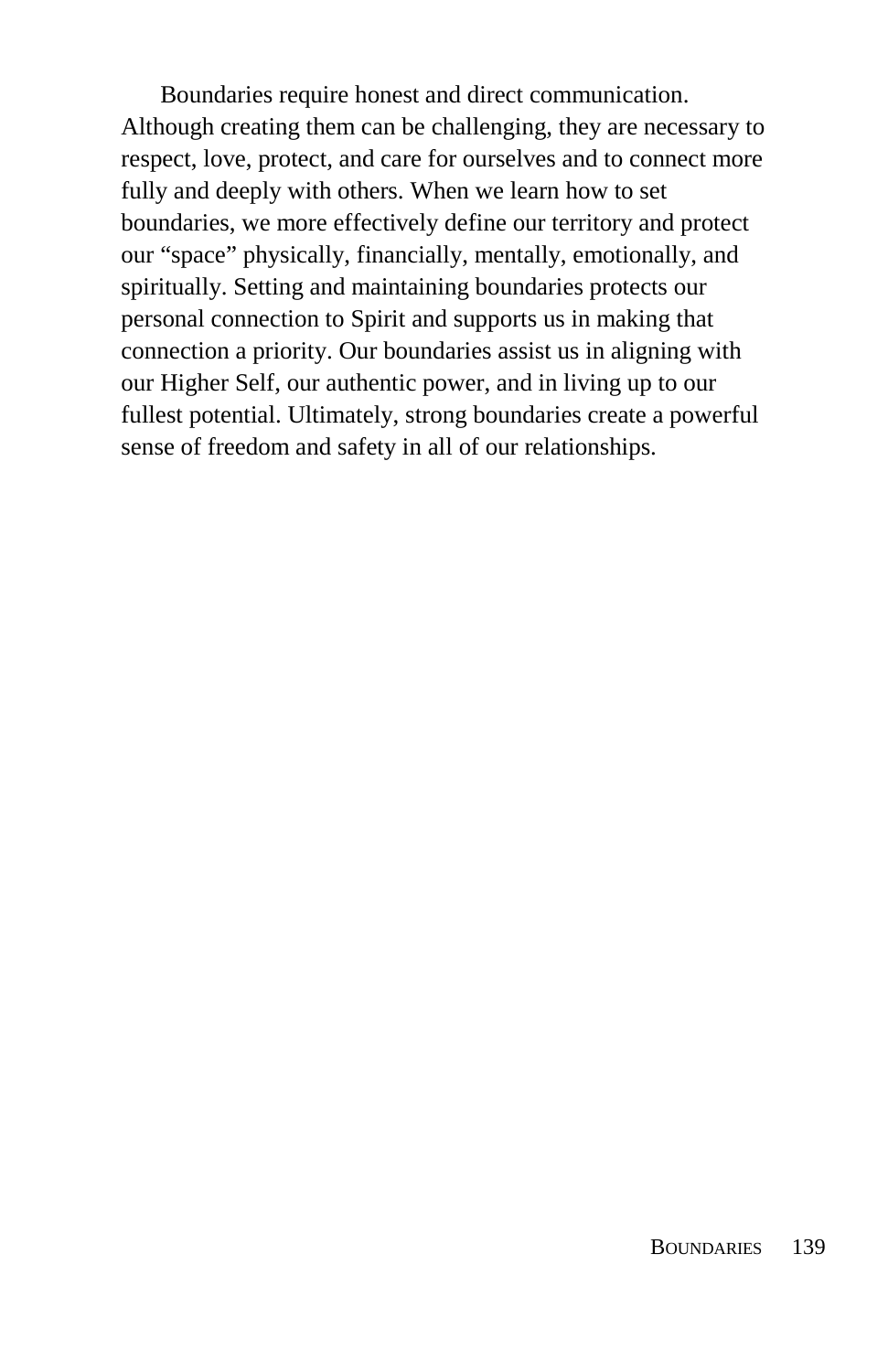Boundaries require honest and direct communication. Although creating them can be challenging, they are necessary to respect, love, protect, and care for ourselves and to connect more fully and deeply with others. When we learn how to set boundaries, we more effectively define our territory and protect our "space" physically, financially, mentally, emotionally, and spiritually. Setting and maintaining boundaries protects our personal connection to Spirit and supports us in making that connection a priority. Our boundaries assist us in aligning with our Higher Self, our authentic power, and in living up to our fullest potential. Ultimately, strong boundaries create a powerful sense of freedom and safety in all of our relationships.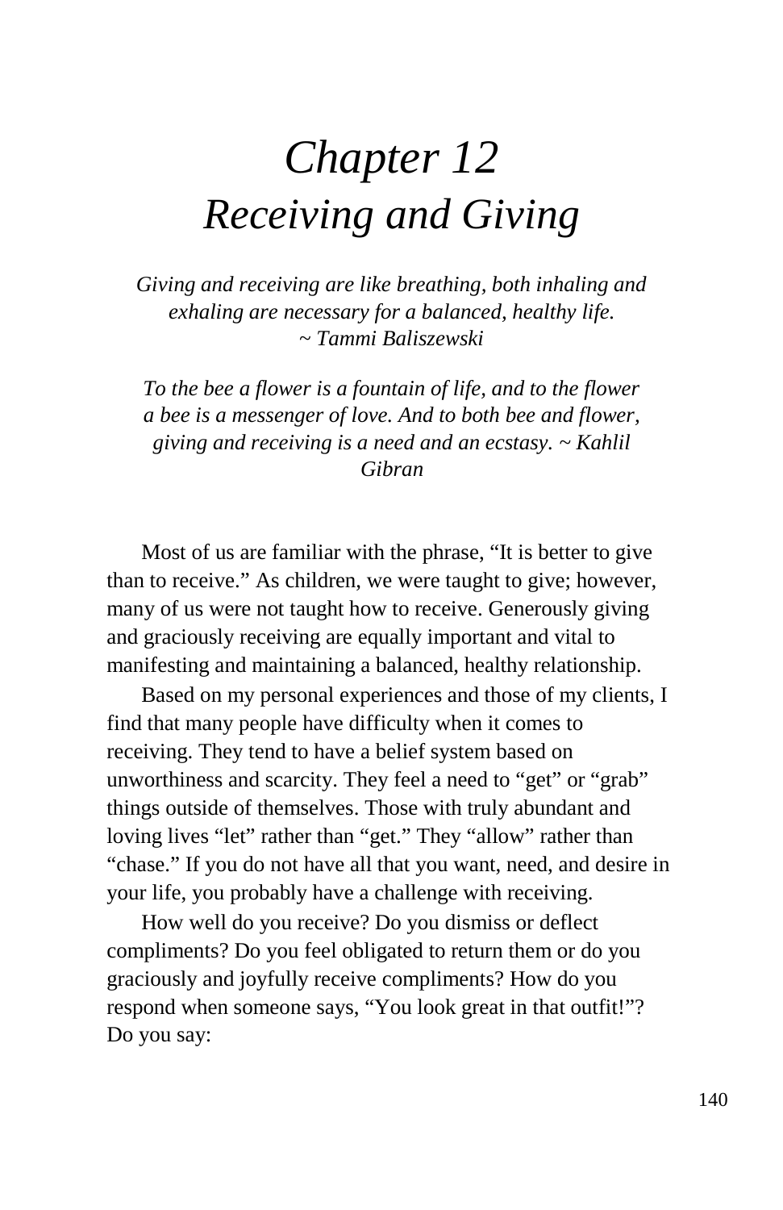# *Chapter 12*
# *Receiving and Giving*

*Giving and receiving are like breathing, both inhaling and exhaling are necessary for a balanced, healthy life. ~ Tammi Baliszewski*

*To the bee a flower is a fountain of life, and to the flower a bee is a messenger of love. And to both bee and flower, giving and receiving is a need and an ecstasy. ~ Kahlil Gibran*

Most of us are familiar with the phrase, "It is better to give than to receive." As children, we were taught to give; however, many of us were not taught how to receive. Generously giving and graciously receiving are equally important and vital to manifesting and maintaining a balanced, healthy relationship.

Based on my personal experiences and those of my clients, I find that many people have difficulty when it comes to receiving. They tend to have a belief system based on unworthiness and scarcity. They feel a need to "get" or "grab" things outside of themselves. Those with truly abundant and loving lives "let" rather than "get." They "allow" rather than "chase." If you do not have all that you want, need, and desire in your life, you probably have a challenge with receiving.

How well do you receive? Do you dismiss or deflect compliments? Do you feel obligated to return them or do you graciously and joyfully receive compliments? How do you respond when someone says, "You look great in that outfit!"? Do you say: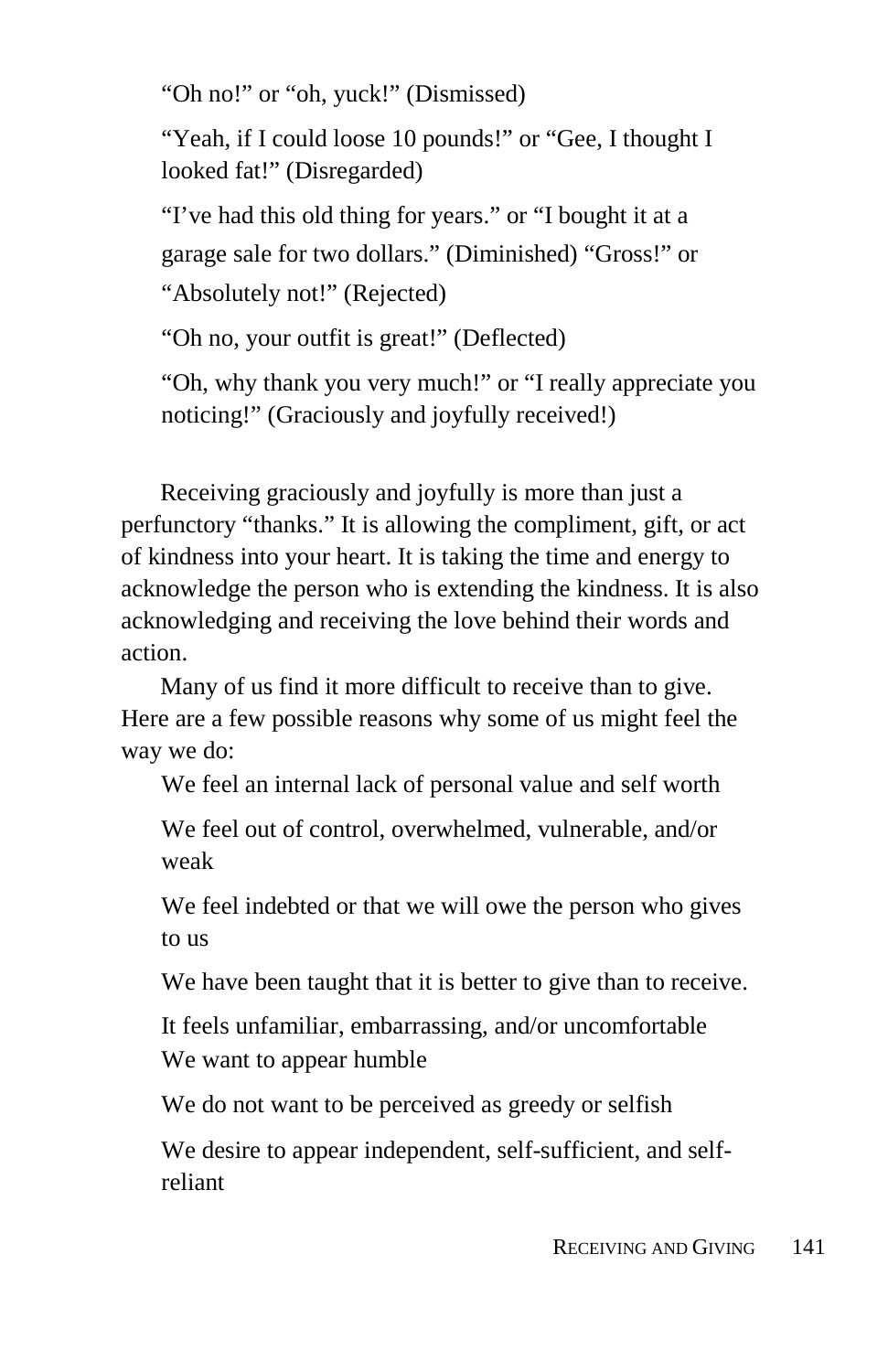"Oh no!" or "oh, yuck!" (Dismissed)

"Yeah, if I could loose 10 pounds!" or "Gee, I thought I looked fat!" (Disregarded)

"I've had this old thing for years." or "I bought it at a garage sale for two dollars." (Diminished) "Gross!" or "Absolutely not!" (Rejected)

"Oh no, your outfit is great!" (Deflected)

"Oh, why thank you very much!" or "I really appreciate you noticing!" (Graciously and joyfully received!)

Receiving graciously and joyfully is more than just a perfunctory "thanks." It is allowing the compliment, gift, or act of kindness into your heart. It is taking the time and energy to acknowledge the person who is extending the kindness. It is also acknowledging and receiving the love behind their words and action.

Many of us find it more difficult to receive than to give. Here are a few possible reasons why some of us might feel the way we do:

We feel an internal lack of personal value and self worth

We feel out of control, overwhelmed, vulnerable, and/or weak

We feel indebted or that we will owe the person who gives to us

We have been taught that it is better to give than to receive.

It feels unfamiliar, embarrassing, and/or uncomfortable

We want to appear humble

We do not want to be perceived as greedy or selfish

We desire to appear independent, self-sufficient, and self-reliant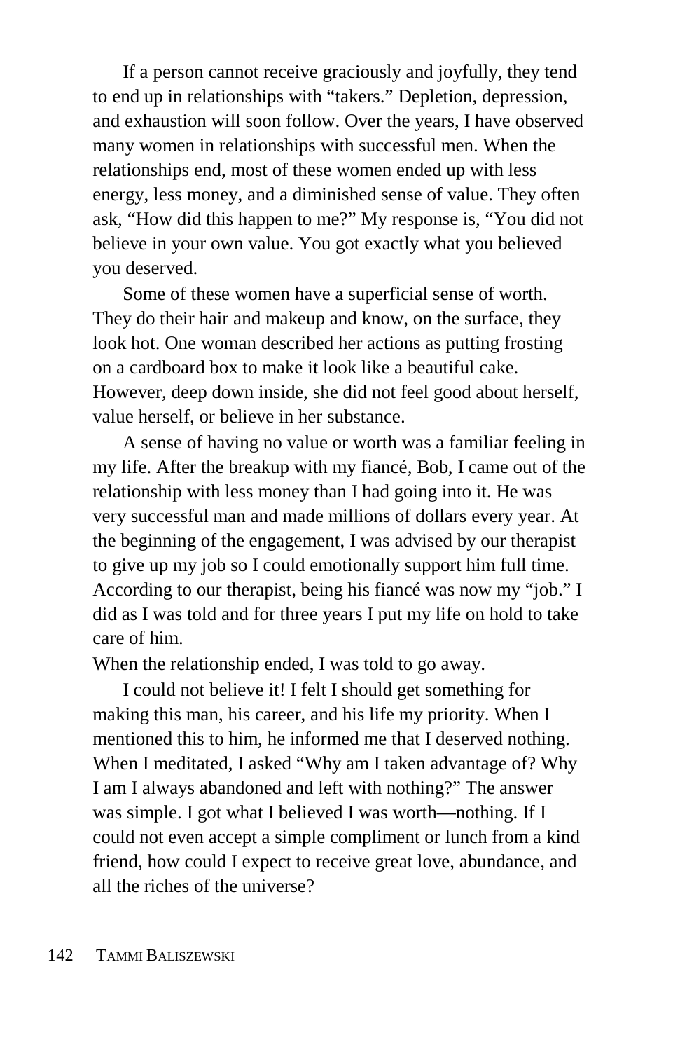If a person cannot receive graciously and joyfully, they tend to end up in relationships with "takers." Depletion, depression, and exhaustion will soon follow. Over the years, I have observed many women in relationships with successful men. When the relationships end, most of these women ended up with less energy, less money, and a diminished sense of value. They often ask, "How did this happen to me?" My response is, "You did not believe in your own value. You got exactly what you believed you deserved.

Some of these women have a superficial sense of worth. They do their hair and makeup and know, on the surface, they look hot. One woman described her actions as putting frosting on a cardboard box to make it look like a beautiful cake. However, deep down inside, she did not feel good about herself, value herself, or believe in her substance.

A sense of having no value or worth was a familiar feeling in my life. After the breakup with my fiancé, Bob, I came out of the relationship with less money than I had going into it. He was very successful man and made millions of dollars every year. At the beginning of the engagement, I was advised by our therapist to give up my job so I could emotionally support him full time. According to our therapist, being his fiancé was now my "job." I did as I was told and for three years I put my life on hold to take care of him.

When the relationship ended, I was told to go away.

I could not believe it! I felt I should get something for making this man, his career, and his life my priority. When I mentioned this to him, he informed me that I deserved nothing. When I meditated, I asked "Why am I taken advantage of? Why I am I always abandoned and left with nothing?" The answer was simple. I got what I believed I was worth—nothing. If I could not even accept a simple compliment or lunch from a kind friend, how could I expect to receive great love, abundance, and all the riches of the universe?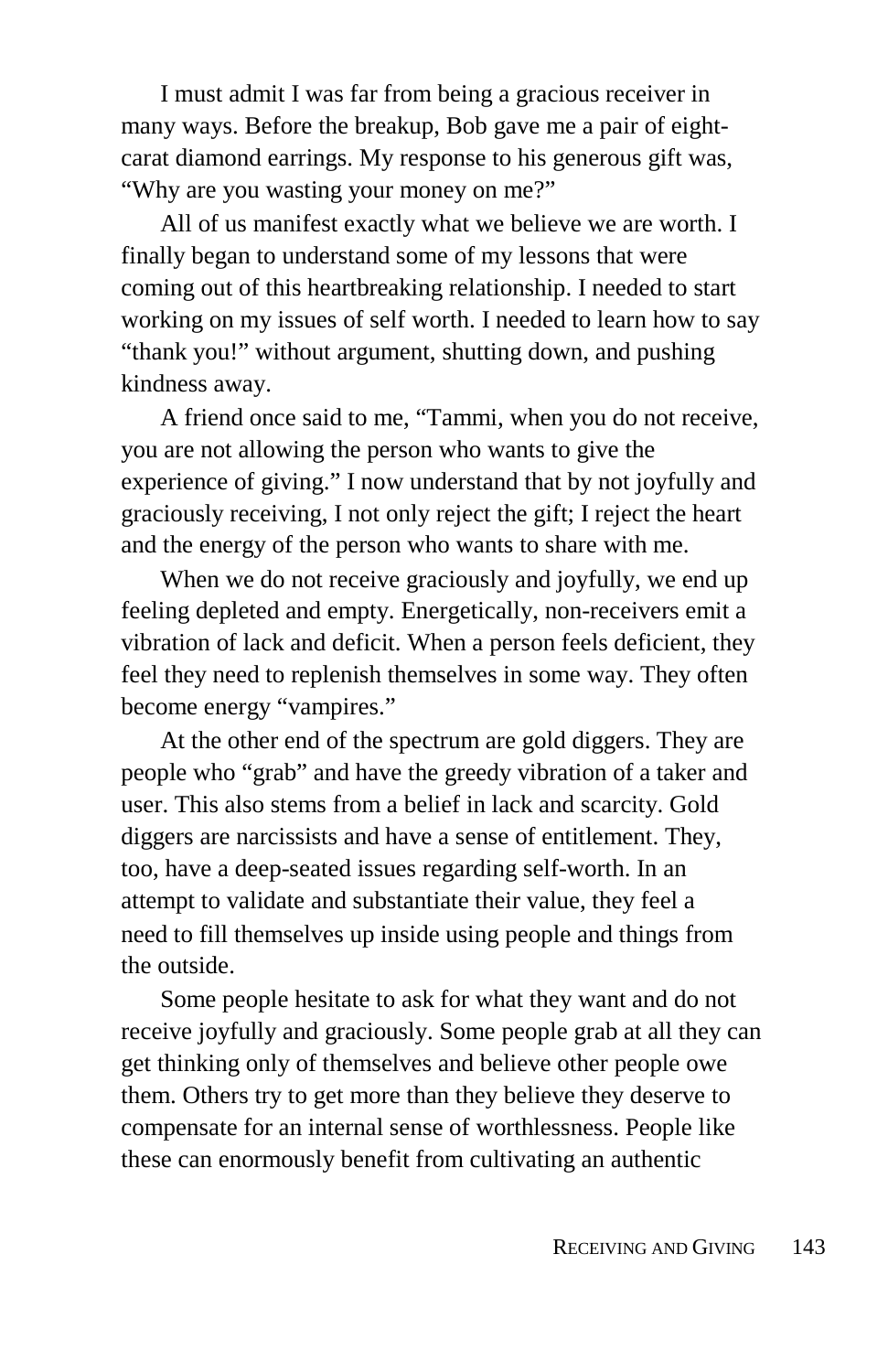I must admit I was far from being a gracious receiver in many ways. Before the breakup, Bob gave me a pair of eight-carat diamond earrings. My response to his generous gift was, "Why are you wasting your money on me?"

All of us manifest exactly what we believe we are worth. I finally began to understand some of my lessons that were coming out of this heartbreaking relationship. I needed to start working on my issues of self worth. I needed to learn how to say "thank you!" without argument, shutting down, and pushing kindness away.

A friend once said to me, "Tammi, when you do not receive, you are not allowing the person who wants to give the experience of giving." I now understand that by not joyfully and graciously receiving, I not only reject the gift; I reject the heart and the energy of the person who wants to share with me.

When we do not receive graciously and joyfully, we end up feeling depleted and empty. Energetically, non-receivers emit a vibration of lack and deficit. When a person feels deficient, they feel they need to replenish themselves in some way. They often become energy "vampires."

At the other end of the spectrum are gold diggers. They are people who "grab" and have the greedy vibration of a taker and user. This also stems from a belief in lack and scarcity. Gold diggers are narcissists and have a sense of entitlement. They, too, have a deep-seated issues regarding self-worth. In an attempt to validate and substantiate their value, they feel a need to fill themselves up inside using people and things from the outside.

Some people hesitate to ask for what they want and do not receive joyfully and graciously. Some people grab at all they can get thinking only of themselves and believe other people owe them. Others try to get more than they believe they deserve to compensate for an internal sense of worthlessness. People like these can enormously benefit from cultivating an authentic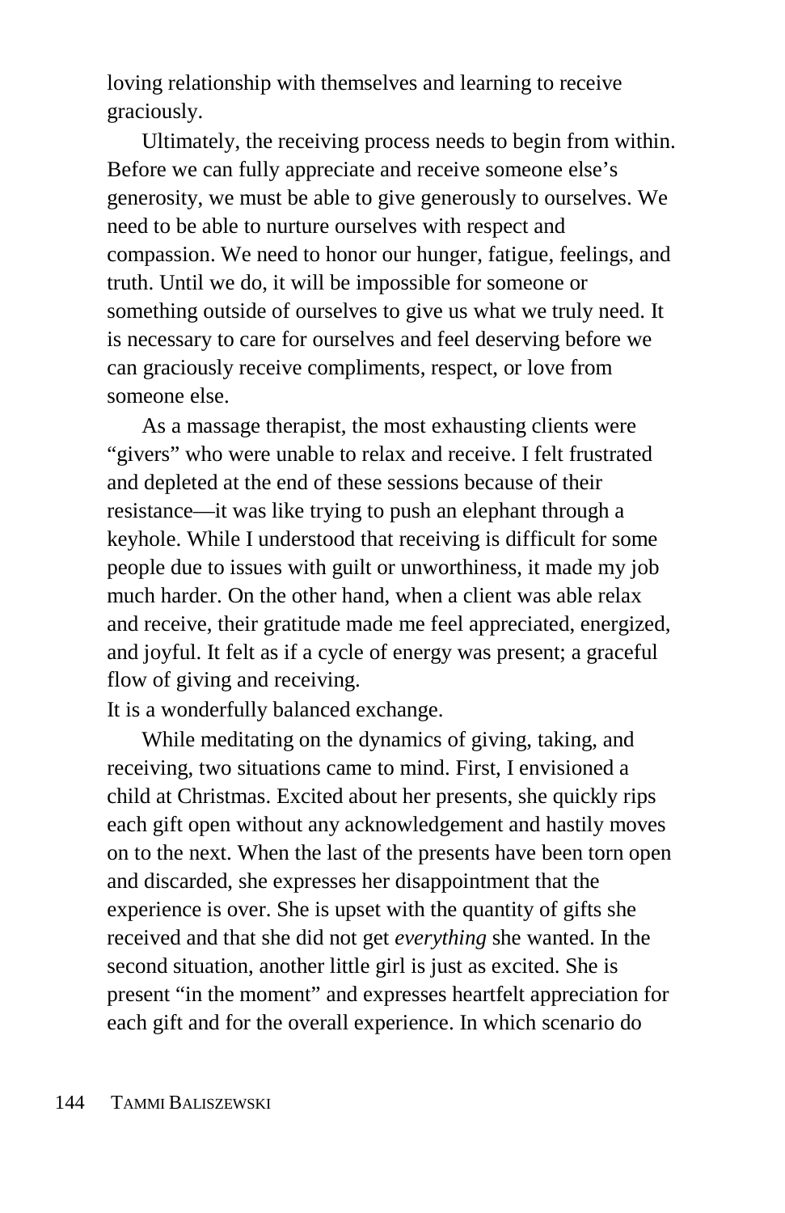loving relationship with themselves and learning to receive graciously.

Ultimately, the receiving process needs to begin from within. Before we can fully appreciate and receive someone else's generosity, we must be able to give generously to ourselves. We need to be able to nurture ourselves with respect and compassion. We need to honor our hunger, fatigue, feelings, and truth. Until we do, it will be impossible for someone or something outside of ourselves to give us what we truly need. It is necessary to care for ourselves and feel deserving before we can graciously receive compliments, respect, or love from someone else.

As a massage therapist, the most exhausting clients were "givers" who were unable to relax and receive. I felt frustrated and depleted at the end of these sessions because of their resistance—it was like trying to push an elephant through a keyhole. While I understood that receiving is difficult for some people due to issues with guilt or unworthiness, it made my job much harder. On the other hand, when a client was able relax and receive, their gratitude made me feel appreciated, energized, and joyful. It felt as if a cycle of energy was present; a graceful flow of giving and receiving.

It is a wonderfully balanced exchange.

While meditating on the dynamics of giving, taking, and receiving, two situations came to mind. First, I envisioned a child at Christmas. Excited about her presents, she quickly rips each gift open without any acknowledgement and hastily moves on to the next. When the last of the presents have been torn open and discarded, she expresses her disappointment that the experience is over. She is upset with the quantity of gifts she received and that she did not get *everything* she wanted. In the second situation, another little girl is just as excited. She is present "in the moment" and expresses heartfelt appreciation for each gift and for the overall experience. In which scenario do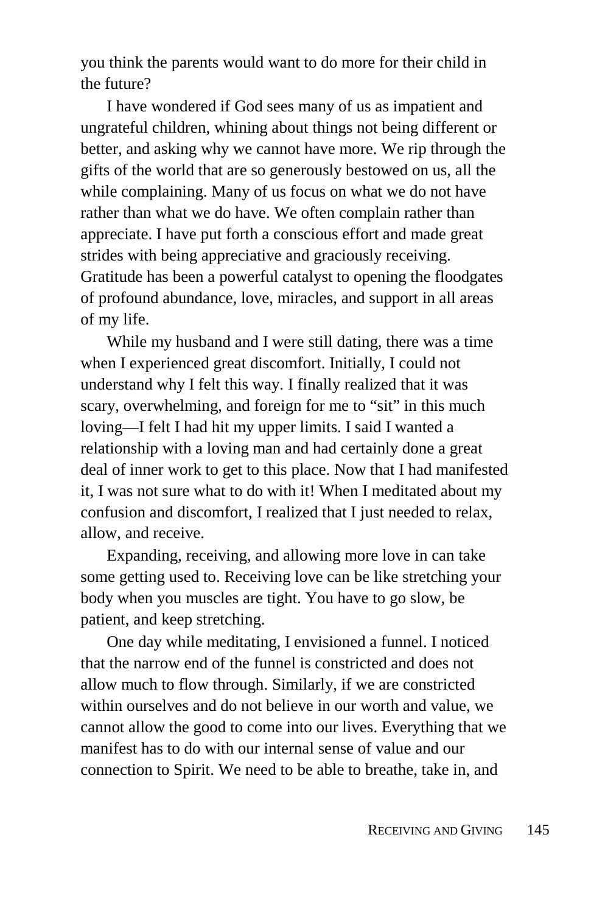you think the parents would want to do more for their child in the future?

I have wondered if God sees many of us as impatient and ungrateful children, whining about things not being different or better, and asking why we cannot have more. We rip through the gifts of the world that are so generously bestowed on us, all the while complaining. Many of us focus on what we do not have rather than what we do have. We often complain rather than appreciate. I have put forth a conscious effort and made great strides with being appreciative and graciously receiving. Gratitude has been a powerful catalyst to opening the floodgates of profound abundance, love, miracles, and support in all areas of my life.

While my husband and I were still dating, there was a time when I experienced great discomfort. Initially, I could not understand why I felt this way. I finally realized that it was scary, overwhelming, and foreign for me to "sit" in this much loving—I felt I had hit my upper limits. I said I wanted a relationship with a loving man and had certainly done a great deal of inner work to get to this place. Now that I had manifested it, I was not sure what to do with it! When I meditated about my confusion and discomfort, I realized that I just needed to relax, allow, and receive.

Expanding, receiving, and allowing more love in can take some getting used to. Receiving love can be like stretching your body when you muscles are tight. You have to go slow, be patient, and keep stretching.

One day while meditating, I envisioned a funnel. I noticed that the narrow end of the funnel is constricted and does not allow much to flow through. Similarly, if we are constricted within ourselves and do not believe in our worth and value, we cannot allow the good to come into our lives. Everything that we manifest has to do with our internal sense of value and our connection to Spirit. We need to be able to breathe, take in, and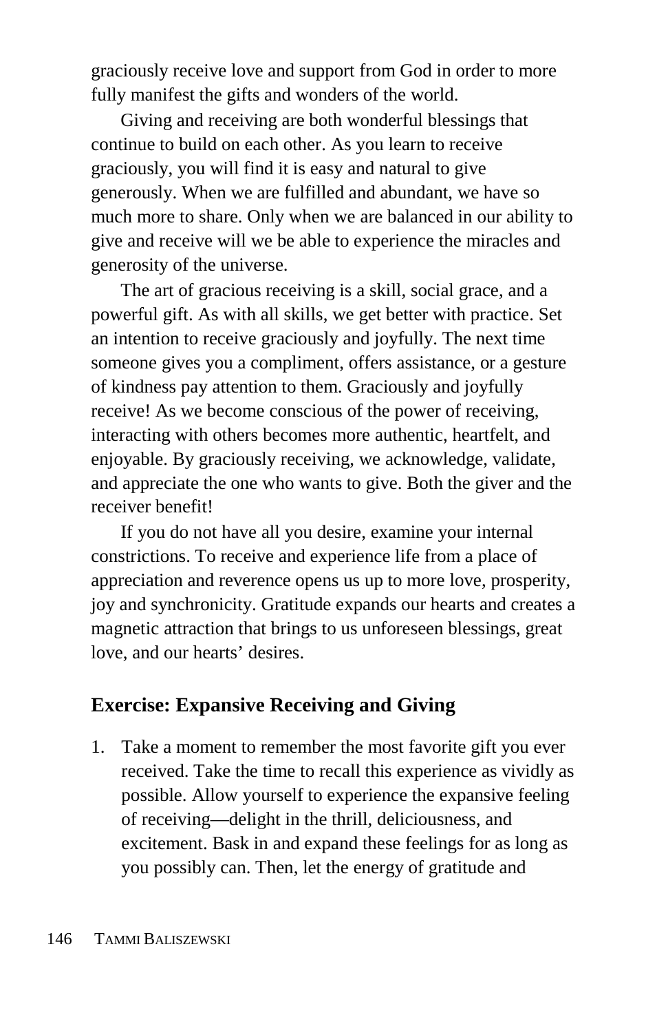graciously receive love and support from God in order to more fully manifest the gifts and wonders of the world.

Giving and receiving are both wonderful blessings that continue to build on each other. As you learn to receive graciously, you will find it is easy and natural to give generously. When we are fulfilled and abundant, we have so much more to share. Only when we are balanced in our ability to give and receive will we be able to experience the miracles and generosity of the universe.

The art of gracious receiving is a skill, social grace, and a powerful gift. As with all skills, we get better with practice. Set an intention to receive graciously and joyfully. The next time someone gives you a compliment, offers assistance, or a gesture of kindness pay attention to them. Graciously and joyfully receive! As we become conscious of the power of receiving, interacting with others becomes more authentic, heartfelt, and enjoyable. By graciously receiving, we acknowledge, validate, and appreciate the one who wants to give. Both the giver and the receiver benefit!

If you do not have all you desire, examine your internal constrictions. To receive and experience life from a place of appreciation and reverence opens us up to more love, prosperity, joy and synchronicity. Gratitude expands our hearts and creates a magnetic attraction that brings to us unforeseen blessings, great love, and our hearts' desires.

### Exercise: Expansive Receiving and Giving

1. Take a moment to remember the most favorite gift you ever received. Take the time to recall this experience as vividly as possible. Allow yourself to experience the expansive feeling of receiving—delight in the thrill, deliciousness, and excitement. Bask in and expand these feelings for as long as you possibly can. Then, let the energy of gratitude and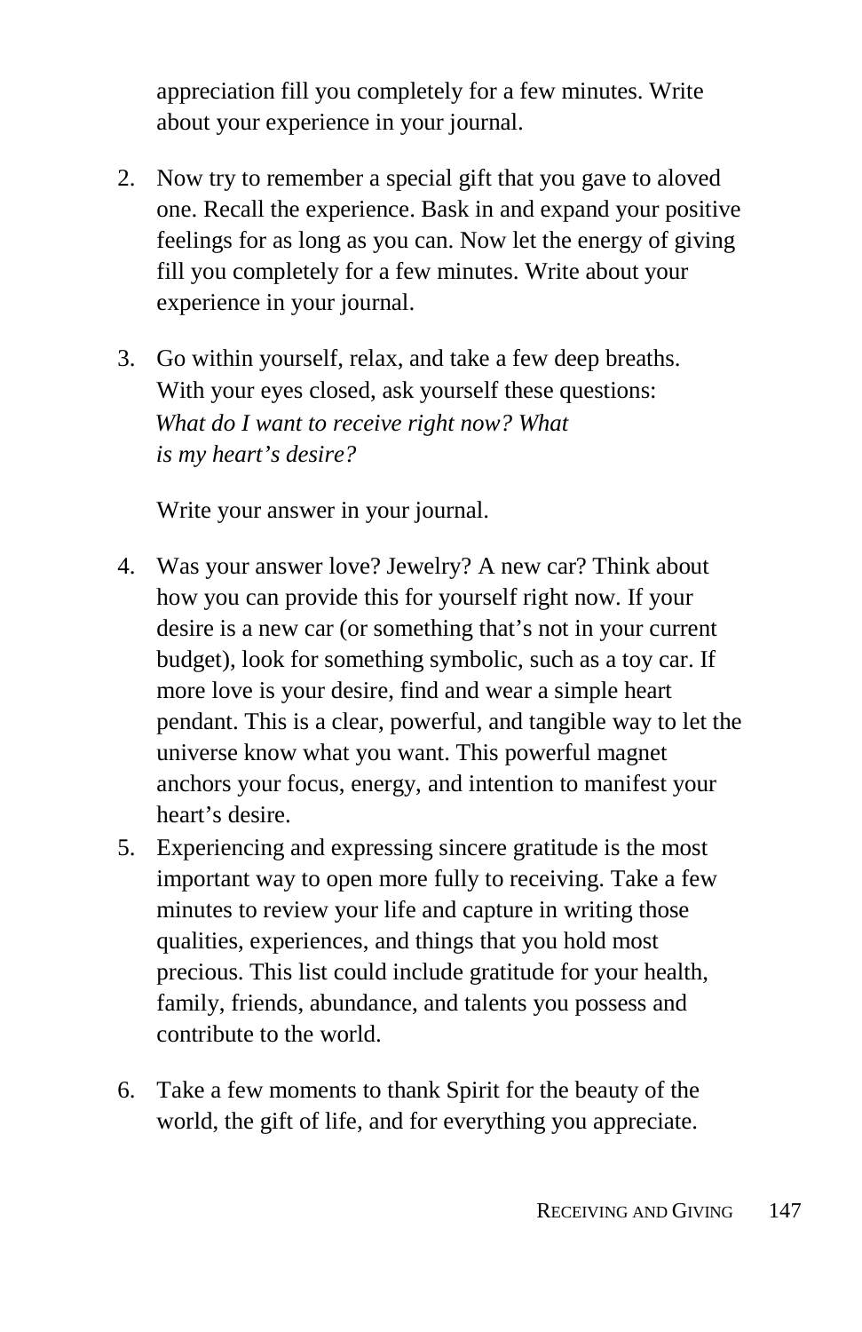appreciation fill you completely for a few minutes. Write about your experience in your journal.

2. Now try to remember a special gift that you gave to aloved one. Recall the experience. Bask in and expand your positive feelings for as long as you can. Now let the energy of giving fill you completely for a few minutes. Write about your experience in your journal.

3. Go within yourself, relax, and take a few deep breaths. With your eyes closed, ask yourself these questions: *What do I want to receive right now? What is my heart's desire?*

   Write your answer in your journal.

4. Was your answer love? Jewelry? A new car? Think about how you can provide this for yourself right now. If your desire is a new car (or something that's not in your current budget), look for something symbolic, such as a toy car. If more love is your desire, find and wear a simple heart pendant. This is a clear, powerful, and tangible way to let the universe know what you want. This powerful magnet anchors your focus, energy, and intention to manifest your heart's desire.
5. Experiencing and expressing sincere gratitude is the most important way to open more fully to receiving. Take a few minutes to review your life and capture in writing those qualities, experiences, and things that you hold most precious. This list could include gratitude for your health, family, friends, abundance, and talents you possess and contribute to the world.

6. Take a few moments to thank Spirit for the beauty of the world, the gift of life, and for everything you appreciate.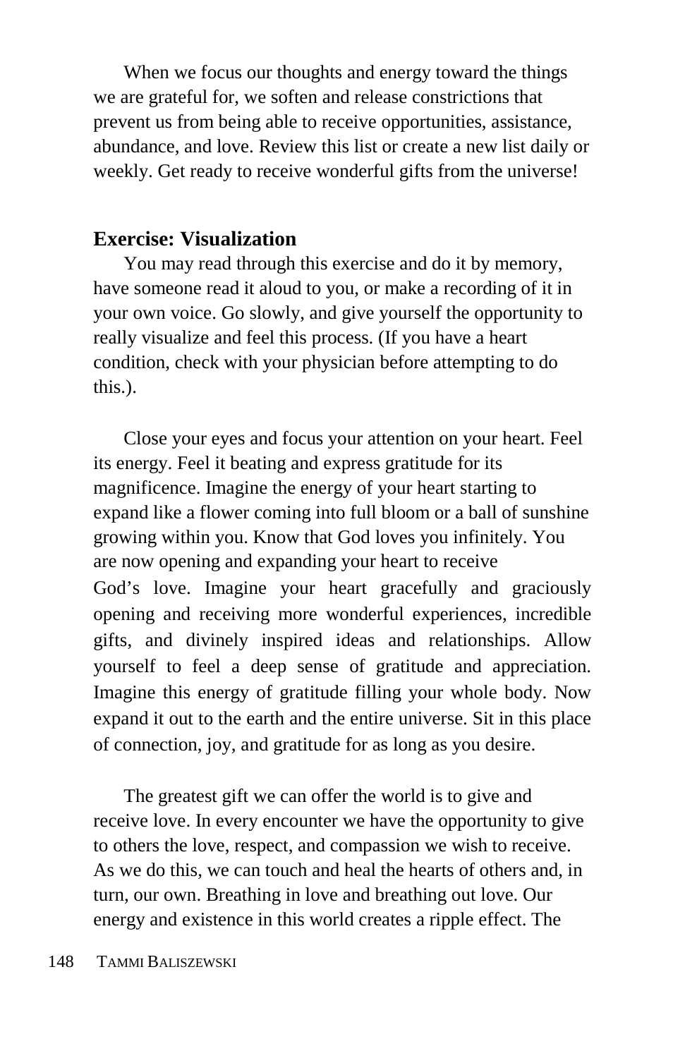When we focus our thoughts and energy toward the things we are grateful for, we soften and release constrictions that prevent us from being able to receive opportunities, assistance, abundance, and love. Review this list or create a new list daily or weekly. Get ready to receive wonderful gifts from the universe!

## Exercise: Visualization

You may read through this exercise and do it by memory, have someone read it aloud to you, or make a recording of it in your own voice. Go slowly, and give yourself the opportunity to really visualize and feel this process. (If you have a heart condition, check with your physician before attempting to do this.).

Close your eyes and focus your attention on your heart. Feel its energy. Feel it beating and express gratitude for its magnificence. Imagine the energy of your heart starting to expand like a flower coming into full bloom or a ball of sunshine growing within you. Know that God loves you infinitely. You are now opening and expanding your heart to receive God's love. Imagine your heart gracefully and graciously opening and receiving more wonderful experiences, incredible gifts, and divinely inspired ideas and relationships. Allow yourself to feel a deep sense of gratitude and appreciation. Imagine this energy of gratitude filling your whole body. Now expand it out to the earth and the entire universe. Sit in this place of connection, joy, and gratitude for as long as you desire.

The greatest gift we can offer the world is to give and receive love. In every encounter we have the opportunity to give to others the love, respect, and compassion we wish to receive. As we do this, we can touch and heal the hearts of others and, in turn, our own. Breathing in love and breathing out love. Our energy and existence in this world creates a ripple effect. The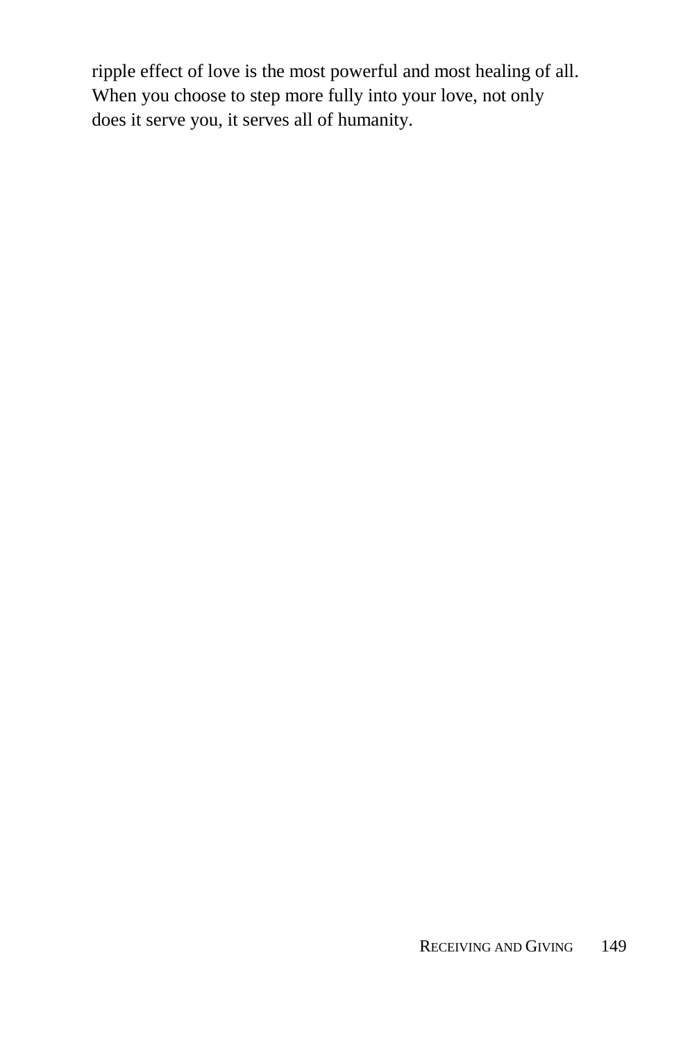ripple effect of love is the most powerful and most healing of all. When you choose to step more fully into your love, not only does it serve you, it serves all of humanity.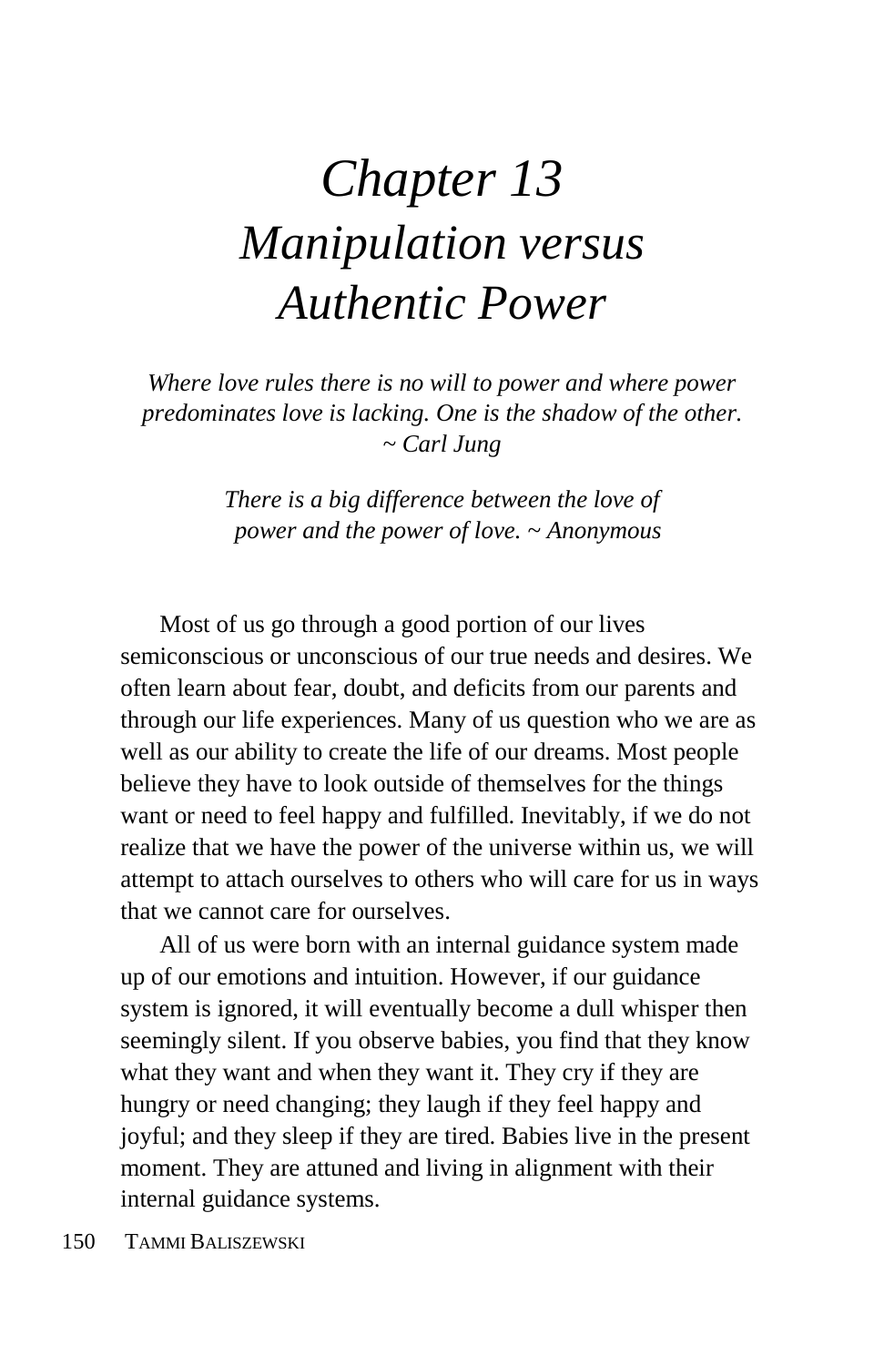# *Chapter 13*
# *Manipulation versus Authentic Power*

*Where love rules there is no will to power and where power predominates love is lacking. One is the shadow of the other. ~ Carl Jung*

*There is a big difference between the love of power and the power of love. ~ Anonymous*

Most of us go through a good portion of our lives semiconscious or unconscious of our true needs and desires. We often learn about fear, doubt, and deficits from our parents and through our life experiences. Many of us question who we are as well as our ability to create the life of our dreams. Most people believe they have to look outside of themselves for the things want or need to feel happy and fulfilled. Inevitably, if we do not realize that we have the power of the universe within us, we will attempt to attach ourselves to others who will care for us in ways that we cannot care for ourselves.

All of us were born with an internal guidance system made up of our emotions and intuition. However, if our guidance system is ignored, it will eventually become a dull whisper then seemingly silent. If you observe babies, you find that they know what they want and when they want it. They cry if they are hungry or need changing; they laugh if they feel happy and joyful; and they sleep if they are tired. Babies live in the present moment. They are attuned and living in alignment with their internal guidance systems.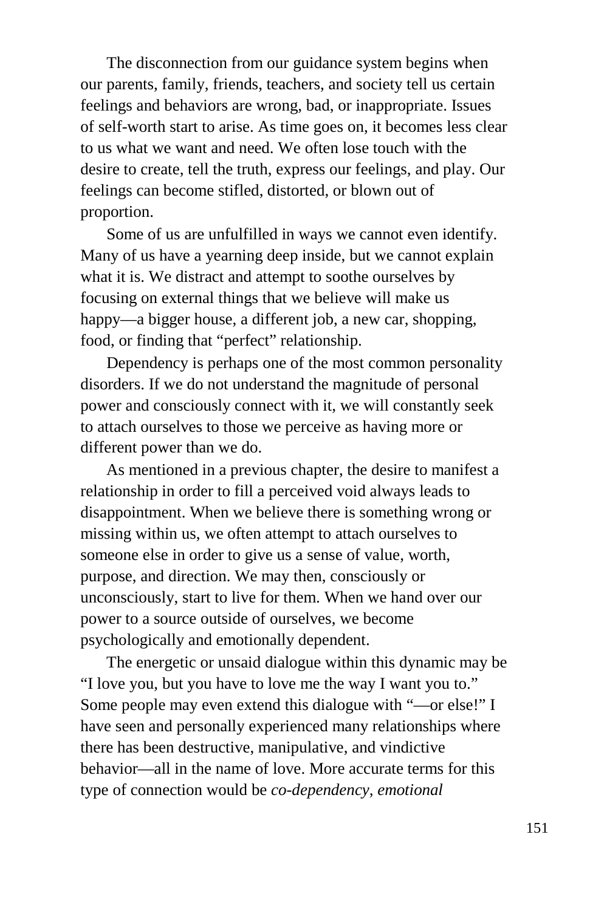The disconnection from our guidance system begins when our parents, family, friends, teachers, and society tell us certain feelings and behaviors are wrong, bad, or inappropriate. Issues of self-worth start to arise. As time goes on, it becomes less clear to us what we want and need. We often lose touch with the desire to create, tell the truth, express our feelings, and play. Our feelings can become stifled, distorted, or blown out of proportion.

Some of us are unfulfilled in ways we cannot even identify. Many of us have a yearning deep inside, but we cannot explain what it is. We distract and attempt to soothe ourselves by focusing on external things that we believe will make us happy—a bigger house, a different job, a new car, shopping, food, or finding that "perfect" relationship.

Dependency is perhaps one of the most common personality disorders. If we do not understand the magnitude of personal power and consciously connect with it, we will constantly seek to attach ourselves to those we perceive as having more or different power than we do.

As mentioned in a previous chapter, the desire to manifest a relationship in order to fill a perceived void always leads to disappointment. When we believe there is something wrong or missing within us, we often attempt to attach ourselves to someone else in order to give us a sense of value, worth, purpose, and direction. We may then, consciously or unconsciously, start to live for them. When we hand over our power to a source outside of ourselves, we become psychologically and emotionally dependent.

The energetic or unsaid dialogue within this dynamic may be "I love you, but you have to love me the way I want you to." Some people may even extend this dialogue with "—or else!" I have seen and personally experienced many relationships where there has been destructive, manipulative, and vindictive behavior—all in the name of love. More accurate terms for this type of connection would be *co-dependency, emotional*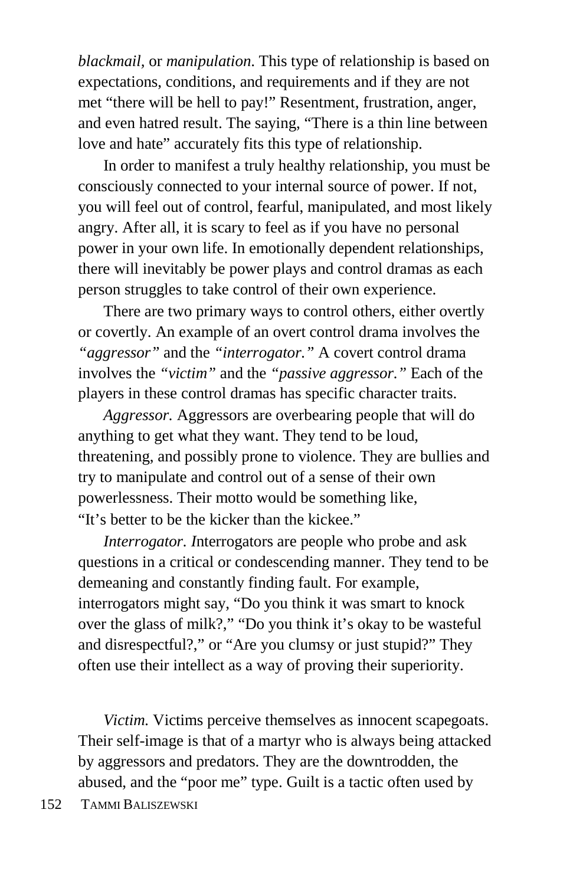*blackmail*, or *manipulation.* This type of relationship is based on expectations, conditions, and requirements and if they are not met "there will be hell to pay!" Resentment, frustration, anger, and even hatred result. The saying, "There is a thin line between love and hate" accurately fits this type of relationship.

In order to manifest a truly healthy relationship, you must be consciously connected to your internal source of power. If not, you will feel out of control, fearful, manipulated, and most likely angry. After all, it is scary to feel as if you have no personal power in your own life. In emotionally dependent relationships, there will inevitably be power plays and control dramas as each person struggles to take control of their own experience.

There are two primary ways to control others, either overtly or covertly. An example of an overt control drama involves the *"aggressor"* and the *"interrogator."* A covert control drama involves the *"victim"* and the *"passive aggressor."* Each of the players in these control dramas has specific character traits.

*Aggressor.* Aggressors are overbearing people that will do anything to get what they want. They tend to be loud, threatening, and possibly prone to violence. They are bullies and try to manipulate and control out of a sense of their own powerlessness. Their motto would be something like, "It's better to be the kicker than the kickee."

*Interrogator. I*nterrogators are people who probe and ask questions in a critical or condescending manner. They tend to be demeaning and constantly finding fault. For example, interrogators might say, "Do you think it was smart to knock over the glass of milk?," "Do you think it's okay to be wasteful and disrespectful?," or "Are you clumsy or just stupid?" They often use their intellect as a way of proving their superiority.

*Victim.* Victims perceive themselves as innocent scapegoats. Their self-image is that of a martyr who is always being attacked by aggressors and predators. They are the downtrodden, the abused, and the "poor me" type. Guilt is a tactic often used by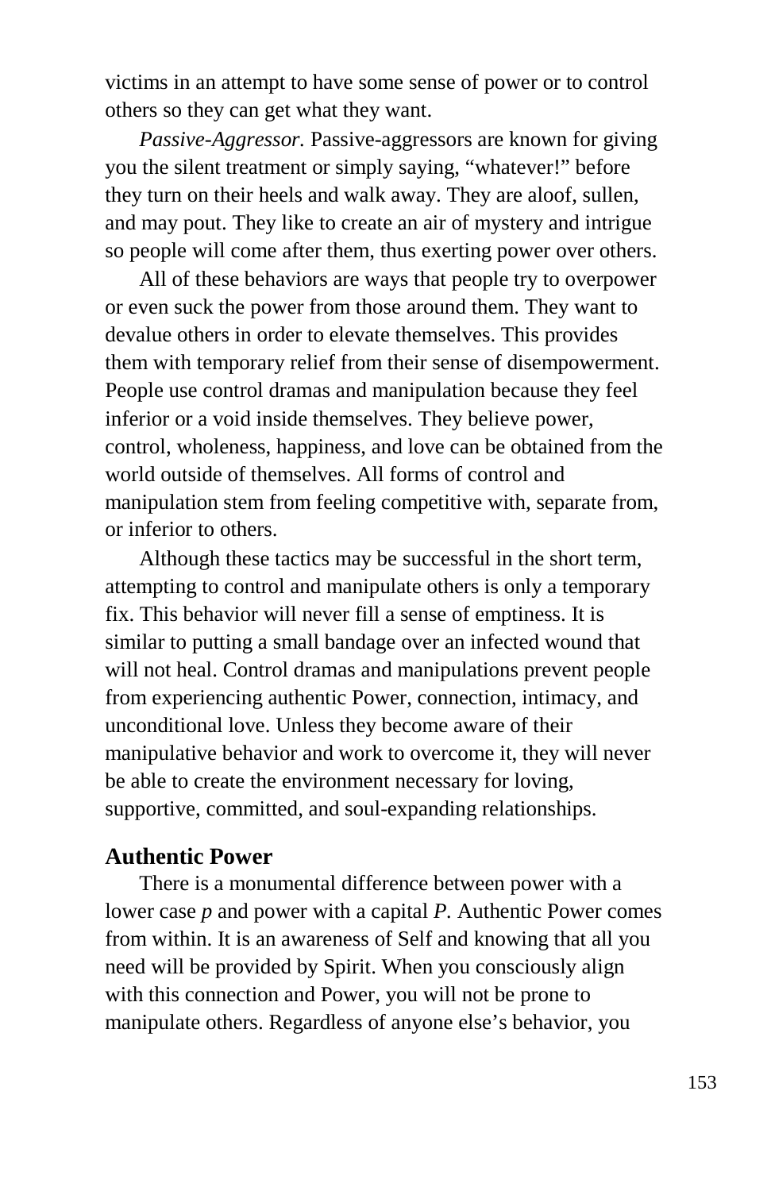victims in an attempt to have some sense of power or to control others so they can get what they want.

*Passive-Aggressor.* Passive-aggressors are known for giving you the silent treatment or simply saying, "whatever!" before they turn on their heels and walk away. They are aloof, sullen, and may pout. They like to create an air of mystery and intrigue so people will come after them, thus exerting power over others.

All of these behaviors are ways that people try to overpower or even suck the power from those around them. They want to devalue others in order to elevate themselves. This provides them with temporary relief from their sense of disempowerment. People use control dramas and manipulation because they feel inferior or a void inside themselves. They believe power, control, wholeness, happiness, and love can be obtained from the world outside of themselves. All forms of control and manipulation stem from feeling competitive with, separate from, or inferior to others.

Although these tactics may be successful in the short term, attempting to control and manipulate others is only a temporary fix. This behavior will never fill a sense of emptiness. It is similar to putting a small bandage over an infected wound that will not heal. Control dramas and manipulations prevent people from experiencing authentic Power, connection, intimacy, and unconditional love. Unless they become aware of their manipulative behavior and work to overcome it, they will never be able to create the environment necessary for loving, supportive, committed, and soul-expanding relationships.

## Authentic Power

There is a monumental difference between power with a lower case *p* and power with a capital *P.* Authentic Power comes from within. It is an awareness of Self and knowing that all you need will be provided by Spirit. When you consciously align with this connection and Power, you will not be prone to manipulate others. Regardless of anyone else's behavior, you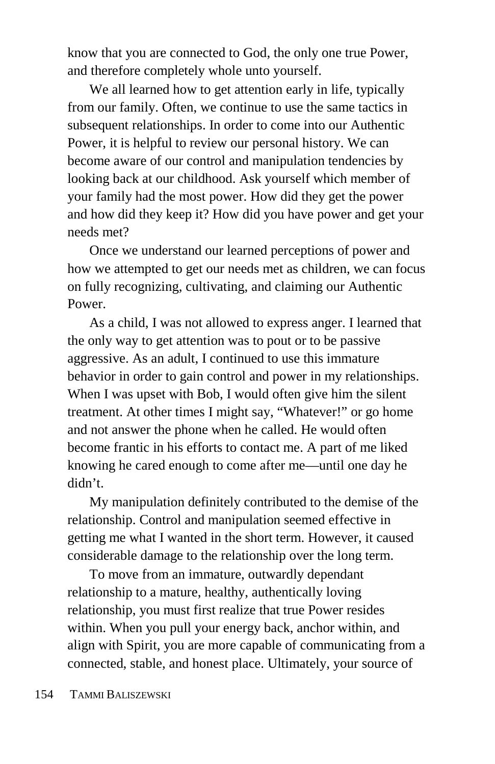know that you are connected to God, the only one true Power, and therefore completely whole unto yourself.

We all learned how to get attention early in life, typically from our family. Often, we continue to use the same tactics in subsequent relationships. In order to come into our Authentic Power, it is helpful to review our personal history. We can become aware of our control and manipulation tendencies by looking back at our childhood. Ask yourself which member of your family had the most power. How did they get the power and how did they keep it? How did you have power and get your needs met?

Once we understand our learned perceptions of power and how we attempted to get our needs met as children, we can focus on fully recognizing, cultivating, and claiming our Authentic Power.

As a child, I was not allowed to express anger. I learned that the only way to get attention was to pout or to be passive aggressive. As an adult, I continued to use this immature behavior in order to gain control and power in my relationships. When I was upset with Bob, I would often give him the silent treatment. At other times I might say, "Whatever!" or go home and not answer the phone when he called. He would often become frantic in his efforts to contact me. A part of me liked knowing he cared enough to come after me—until one day he didn't.

My manipulation definitely contributed to the demise of the relationship. Control and manipulation seemed effective in getting me what I wanted in the short term. However, it caused considerable damage to the relationship over the long term.

To move from an immature, outwardly dependant relationship to a mature, healthy, authentically loving relationship, you must first realize that true Power resides within. When you pull your energy back, anchor within, and align with Spirit, you are more capable of communicating from a connected, stable, and honest place. Ultimately, your source of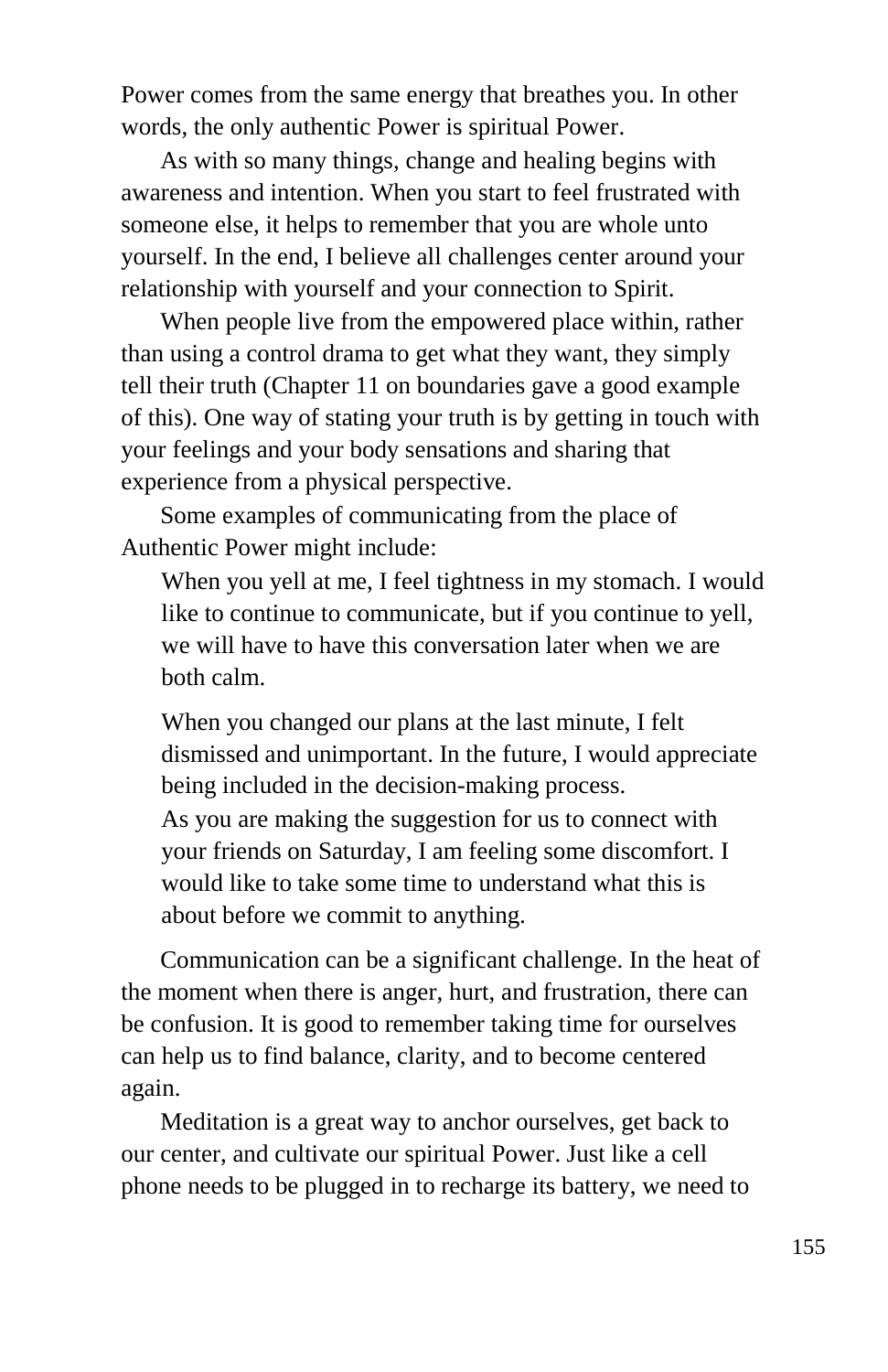Power comes from the same energy that breathes you. In other words, the only authentic Power is spiritual Power.

As with so many things, change and healing begins with awareness and intention. When you start to feel frustrated with someone else, it helps to remember that you are whole unto yourself. In the end, I believe all challenges center around your relationship with yourself and your connection to Spirit.

When people live from the empowered place within, rather than using a control drama to get what they want, they simply tell their truth (Chapter 11 on boundaries gave a good example of this). One way of stating your truth is by getting in touch with your feelings and your body sensations and sharing that experience from a physical perspective.

Some examples of communicating from the place of Authentic Power might include:

> When you yell at me, I feel tightness in my stomach. I would like to continue to communicate, but if you continue to yell, we will have to have this conversation later when we are both calm.
>
> When you changed our plans at the last minute, I felt dismissed and unimportant. In the future, I would appreciate being included in the decision-making process.
>
> As you are making the suggestion for us to connect with your friends on Saturday, I am feeling some discomfort. I would like to take some time to understand what this is about before we commit to anything.

Communication can be a significant challenge. In the heat of the moment when there is anger, hurt, and frustration, there can be confusion. It is good to remember taking time for ourselves can help us to find balance, clarity, and to become centered again.

Meditation is a great way to anchor ourselves, get back to our center, and cultivate our spiritual Power. Just like a cell phone needs to be plugged in to recharge its battery, we need to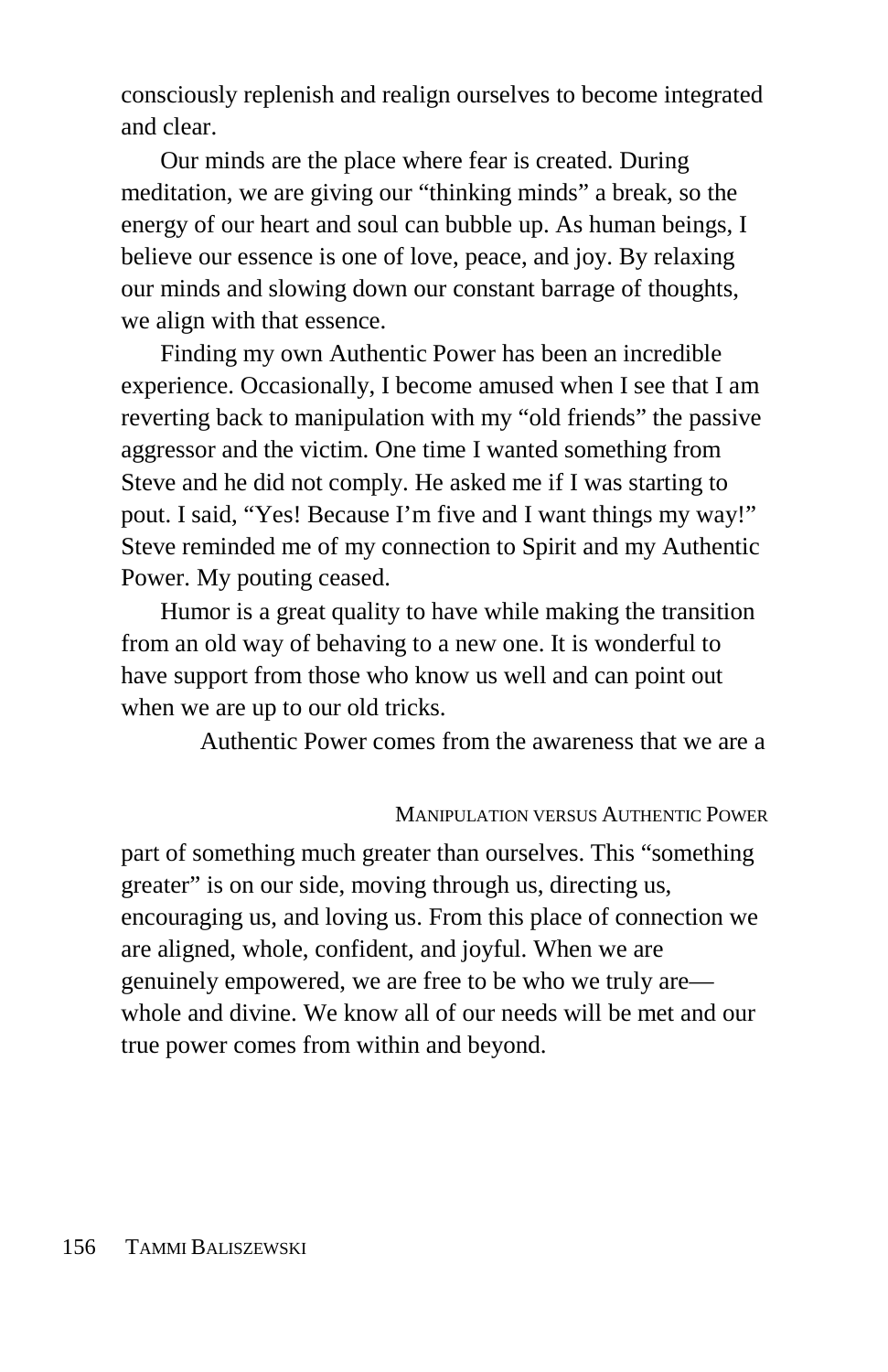consciously replenish and realign ourselves to become integrated and clear.

Our minds are the place where fear is created. During meditation, we are giving our "thinking minds" a break, so the energy of our heart and soul can bubble up. As human beings, I believe our essence is one of love, peace, and joy. By relaxing our minds and slowing down our constant barrage of thoughts, we align with that essence.

Finding my own Authentic Power has been an incredible experience. Occasionally, I become amused when I see that I am reverting back to manipulation with my "old friends" the passive aggressor and the victim. One time I wanted something from Steve and he did not comply. He asked me if I was starting to pout. I said, "Yes! Because I'm five and I want things my way!" Steve reminded me of my connection to Spirit and my Authentic Power. My pouting ceased.

Humor is a great quality to have while making the transition from an old way of behaving to a new one. It is wonderful to have support from those who know us well and can point out when we are up to our old tricks.

Authentic Power comes from the awareness that we are a part of something much greater than ourselves. This "something greater" is on our side, moving through us, directing us, encouraging us, and loving us. From this place of connection we are aligned, whole, confident, and joyful. When we are genuinely empowered, we are free to be who we truly are—whole and divine. We know all of our needs will be met and our true power comes from within and beyond.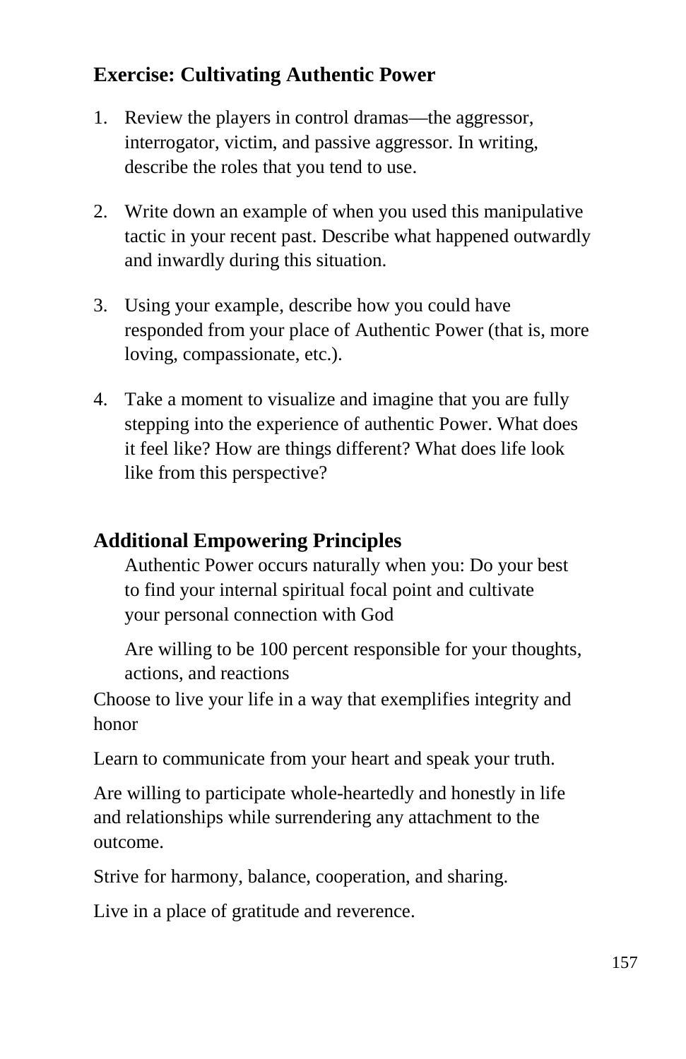### Exercise: Cultivating Authentic Power

1. Review the players in control dramas—the aggressor, interrogator, victim, and passive aggressor. In writing, describe the roles that you tend to use.

2. Write down an example of when you used this manipulative tactic in your recent past. Describe what happened outwardly and inwardly during this situation.

3. Using your example, describe how you could have responded from your place of Authentic Power (that is, more loving, compassionate, etc.).

4. Take a moment to visualize and imagine that you are fully stepping into the experience of authentic Power. What does it feel like? How are things different? What does life look like from this perspective?

### Additional Empowering Principles

Authentic Power occurs naturally when you: Do your best to find your internal spiritual focal point and cultivate your personal connection with God

Are willing to be 100 percent responsible for your thoughts, actions, and reactions

Choose to live your life in a way that exemplifies integrity and honor

Learn to communicate from your heart and speak your truth.

Are willing to participate whole-heartedly and honestly in life and relationships while surrendering any attachment to the outcome.

Strive for harmony, balance, cooperation, and sharing.

Live in a place of gratitude and reverence.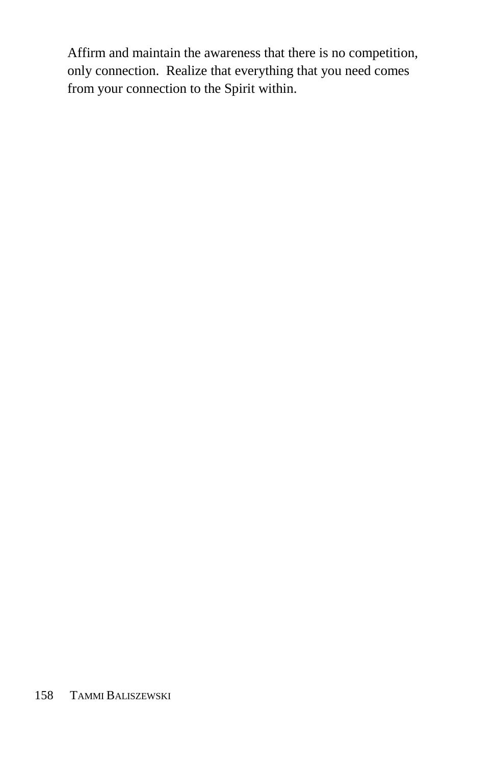Affirm and maintain the awareness that there is no competition, only connection. Realize that everything that you need comes from your connection to the Spirit within.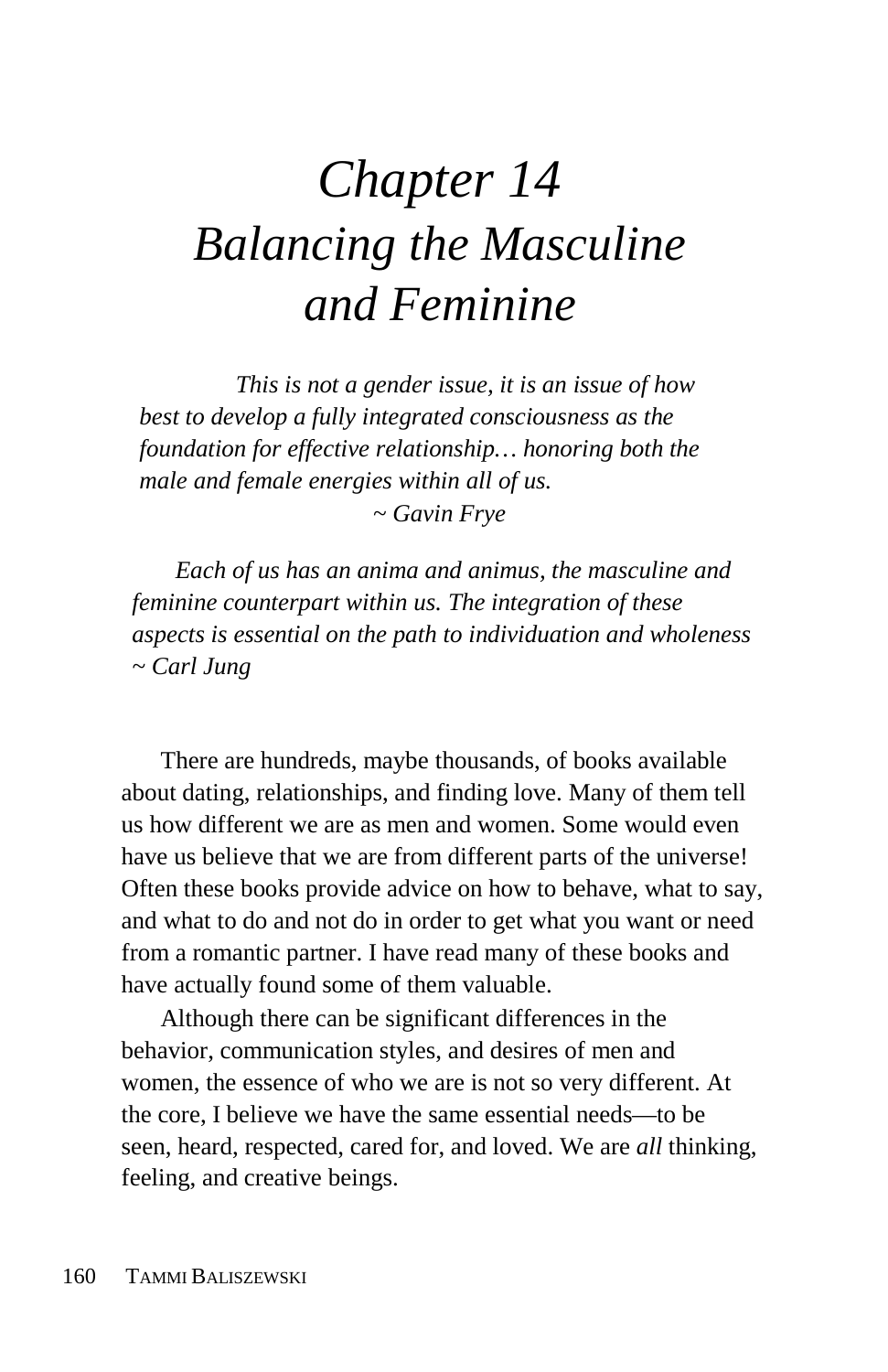# *Chapter 14*
# *Balancing the Masculine and Feminine*

> *This is not a gender issue, it is an issue of how best to develop a fully integrated consciousness as the foundation for effective relationship… honoring both the male and female energies within all of us.*
>
> *~ Gavin Frye*

> *Each of us has an anima and animus, the masculine and feminine counterpart within us. The integration of these aspects is essential on the path to individuation and wholeness ~ Carl Jung*

There are hundreds, maybe thousands, of books available about dating, relationships, and finding love. Many of them tell us how different we are as men and women. Some would even have us believe that we are from different parts of the universe! Often these books provide advice on how to behave, what to say, and what to do and not do in order to get what you want or need from a romantic partner. I have read many of these books and have actually found some of them valuable.

Although there can be significant differences in the behavior, communication styles, and desires of men and women, the essence of who we are is not so very different. At the core, I believe we have the same essential needs—to be seen, heard, respected, cared for, and loved. We are *all* thinking, feeling, and creative beings.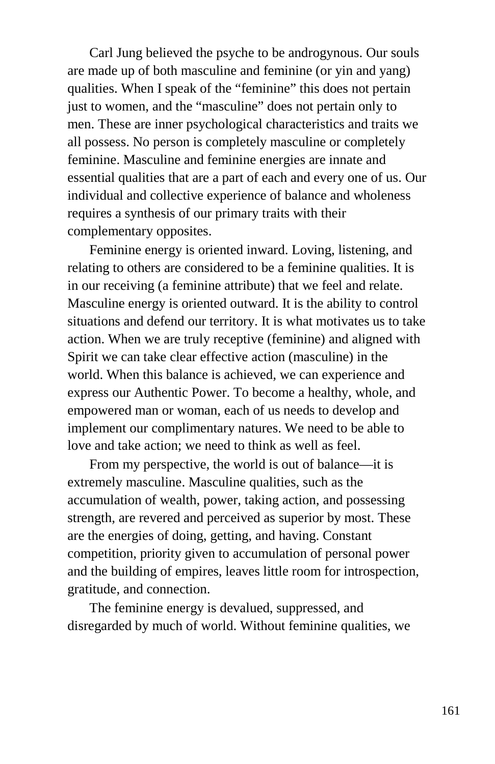Carl Jung believed the psyche to be androgynous. Our souls are made up of both masculine and feminine (or yin and yang) qualities. When I speak of the "feminine" this does not pertain just to women, and the "masculine" does not pertain only to men. These are inner psychological characteristics and traits we all possess. No person is completely masculine or completely feminine. Masculine and feminine energies are innate and essential qualities that are a part of each and every one of us. Our individual and collective experience of balance and wholeness requires a synthesis of our primary traits with their complementary opposites.

Feminine energy is oriented inward. Loving, listening, and relating to others are considered to be a feminine qualities. It is in our receiving (a feminine attribute) that we feel and relate. Masculine energy is oriented outward. It is the ability to control situations and defend our territory. It is what motivates us to take action. When we are truly receptive (feminine) and aligned with Spirit we can take clear effective action (masculine) in the world. When this balance is achieved, we can experience and express our Authentic Power. To become a healthy, whole, and empowered man or woman, each of us needs to develop and implement our complimentary natures. We need to be able to love and take action; we need to think as well as feel.

From my perspective, the world is out of balance—it is extremely masculine. Masculine qualities, such as the accumulation of wealth, power, taking action, and possessing strength, are revered and perceived as superior by most. These are the energies of doing, getting, and having. Constant competition, priority given to accumulation of personal power and the building of empires, leaves little room for introspection, gratitude, and connection.

The feminine energy is devalued, suppressed, and disregarded by much of world. Without feminine qualities, we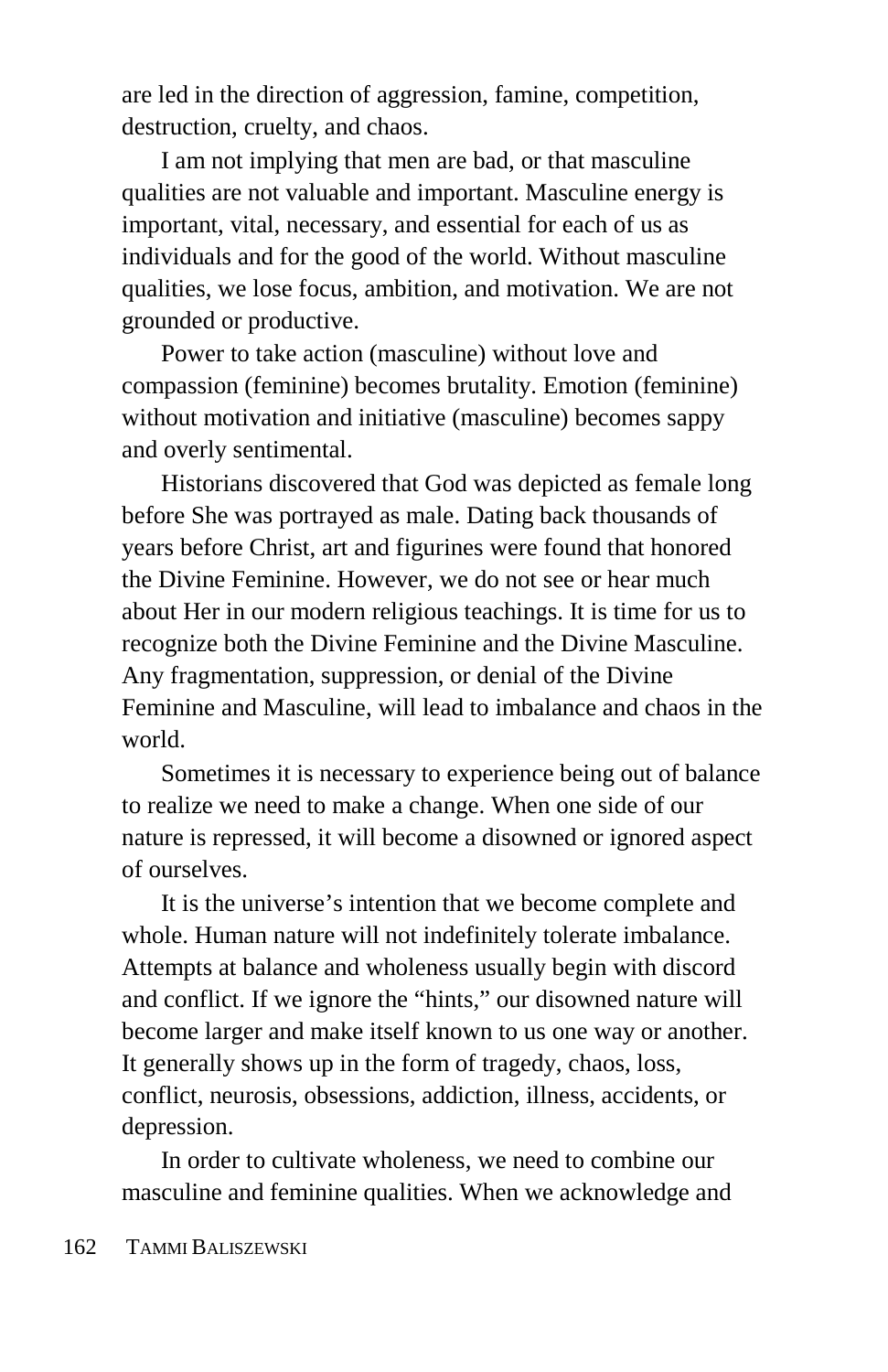are led in the direction of aggression, famine, competition, destruction, cruelty, and chaos.

I am not implying that men are bad, or that masculine qualities are not valuable and important. Masculine energy is important, vital, necessary, and essential for each of us as individuals and for the good of the world. Without masculine qualities, we lose focus, ambition, and motivation. We are not grounded or productive.

Power to take action (masculine) without love and compassion (feminine) becomes brutality. Emotion (feminine) without motivation and initiative (masculine) becomes sappy and overly sentimental.

Historians discovered that God was depicted as female long before She was portrayed as male. Dating back thousands of years before Christ, art and figurines were found that honored the Divine Feminine. However, we do not see or hear much about Her in our modern religious teachings. It is time for us to recognize both the Divine Feminine and the Divine Masculine. Any fragmentation, suppression, or denial of the Divine Feminine and Masculine, will lead to imbalance and chaos in the world.

Sometimes it is necessary to experience being out of balance to realize we need to make a change. When one side of our nature is repressed, it will become a disowned or ignored aspect of ourselves.

It is the universe's intention that we become complete and whole. Human nature will not indefinitely tolerate imbalance. Attempts at balance and wholeness usually begin with discord and conflict. If we ignore the "hints," our disowned nature will become larger and make itself known to us one way or another. It generally shows up in the form of tragedy, chaos, loss, conflict, neurosis, obsessions, addiction, illness, accidents, or depression.

In order to cultivate wholeness, we need to combine our masculine and feminine qualities. When we acknowledge and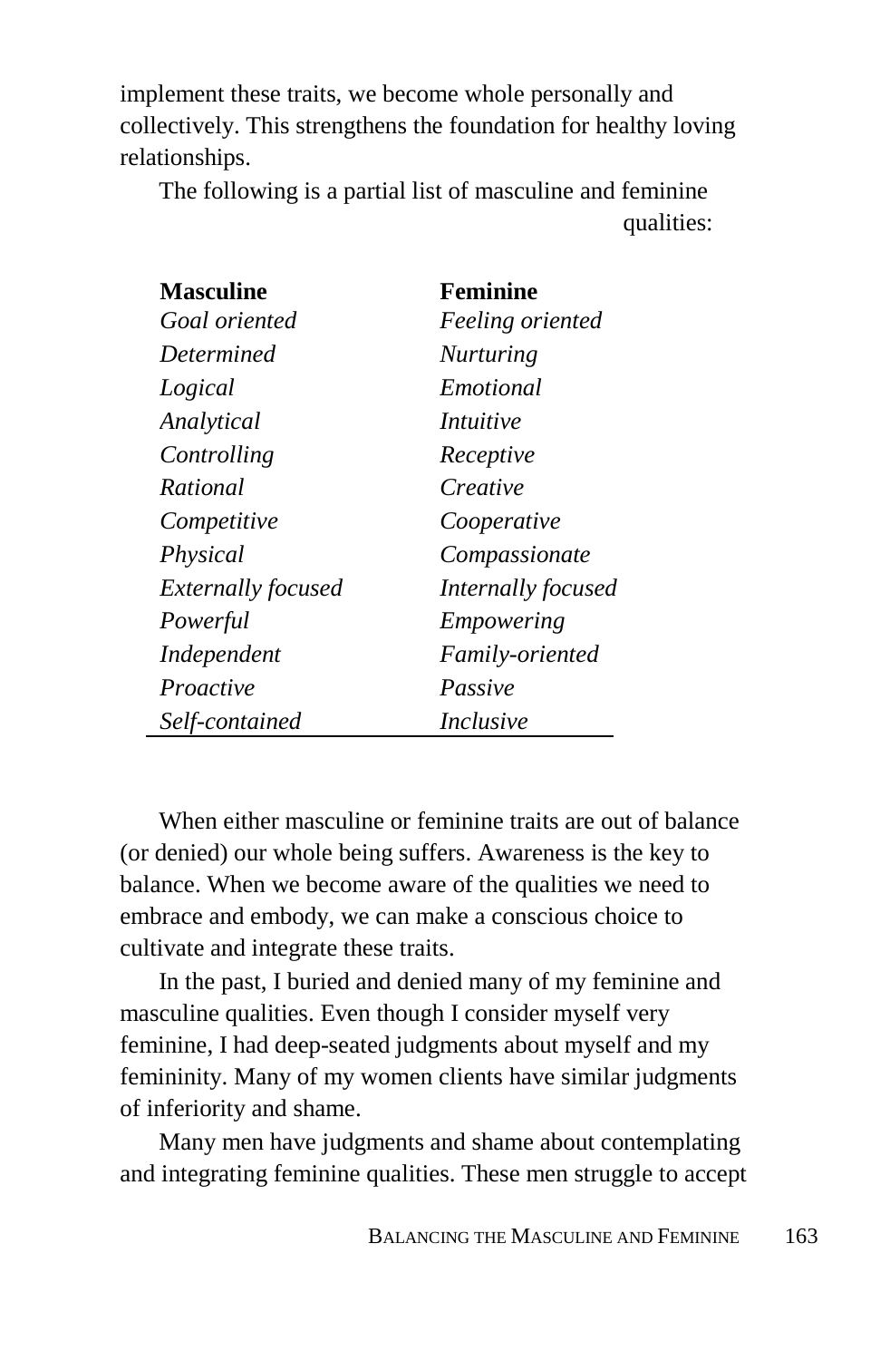implement these traits, we become whole personally and collectively. This strengthens the foundation for healthy loving relationships.

The following is a partial list of masculine and feminine qualities:

| **Masculine** | **Feminine** |
|---|---|
| *Goal oriented* | *Feeling oriented* |
| *Determined* | *Nurturing* |
| *Logical* | *Emotional* |
| *Analytical* | *Intuitive* |
| *Controlling* | *Receptive* |
| *Rational* | *Creative* |
| *Competitive* | *Cooperative* |
| *Physical* | *Compassionate* |
| *Externally focused* | *Internally focused* |
| *Powerful* | *Empowering* |
| *Independent* | *Family-oriented* |
| *Proactive* | *Passive* |
| *Self-contained* | *Inclusive* |

When either masculine or feminine traits are out of balance (or denied) our whole being suffers. Awareness is the key to balance. When we become aware of the qualities we need to embrace and embody, we can make a conscious choice to cultivate and integrate these traits.

In the past, I buried and denied many of my feminine and masculine qualities. Even though I consider myself very feminine, I had deep-seated judgments about myself and my femininity. Many of my women clients have similar judgments of inferiority and shame.

Many men have judgments and shame about contemplating and integrating feminine qualities. These men struggle to accept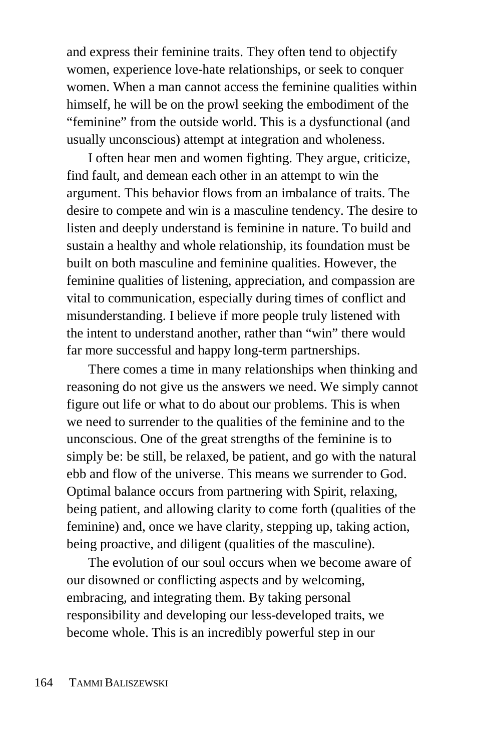and express their feminine traits. They often tend to objectify women, experience love-hate relationships, or seek to conquer women. When a man cannot access the feminine qualities within himself, he will be on the prowl seeking the embodiment of the "feminine" from the outside world. This is a dysfunctional (and usually unconscious) attempt at integration and wholeness.

I often hear men and women fighting. They argue, criticize, find fault, and demean each other in an attempt to win the argument. This behavior flows from an imbalance of traits. The desire to compete and win is a masculine tendency. The desire to listen and deeply understand is feminine in nature. To build and sustain a healthy and whole relationship, its foundation must be built on both masculine and feminine qualities. However, the feminine qualities of listening, appreciation, and compassion are vital to communication, especially during times of conflict and misunderstanding. I believe if more people truly listened with the intent to understand another, rather than "win" there would far more successful and happy long-term partnerships.

There comes a time in many relationships when thinking and reasoning do not give us the answers we need. We simply cannot figure out life or what to do about our problems. This is when we need to surrender to the qualities of the feminine and to the unconscious. One of the great strengths of the feminine is to simply be: be still, be relaxed, be patient, and go with the natural ebb and flow of the universe. This means we surrender to God. Optimal balance occurs from partnering with Spirit, relaxing, being patient, and allowing clarity to come forth (qualities of the feminine) and, once we have clarity, stepping up, taking action, being proactive, and diligent (qualities of the masculine).

The evolution of our soul occurs when we become aware of our disowned or conflicting aspects and by welcoming, embracing, and integrating them. By taking personal responsibility and developing our less-developed traits, we become whole. This is an incredibly powerful step in our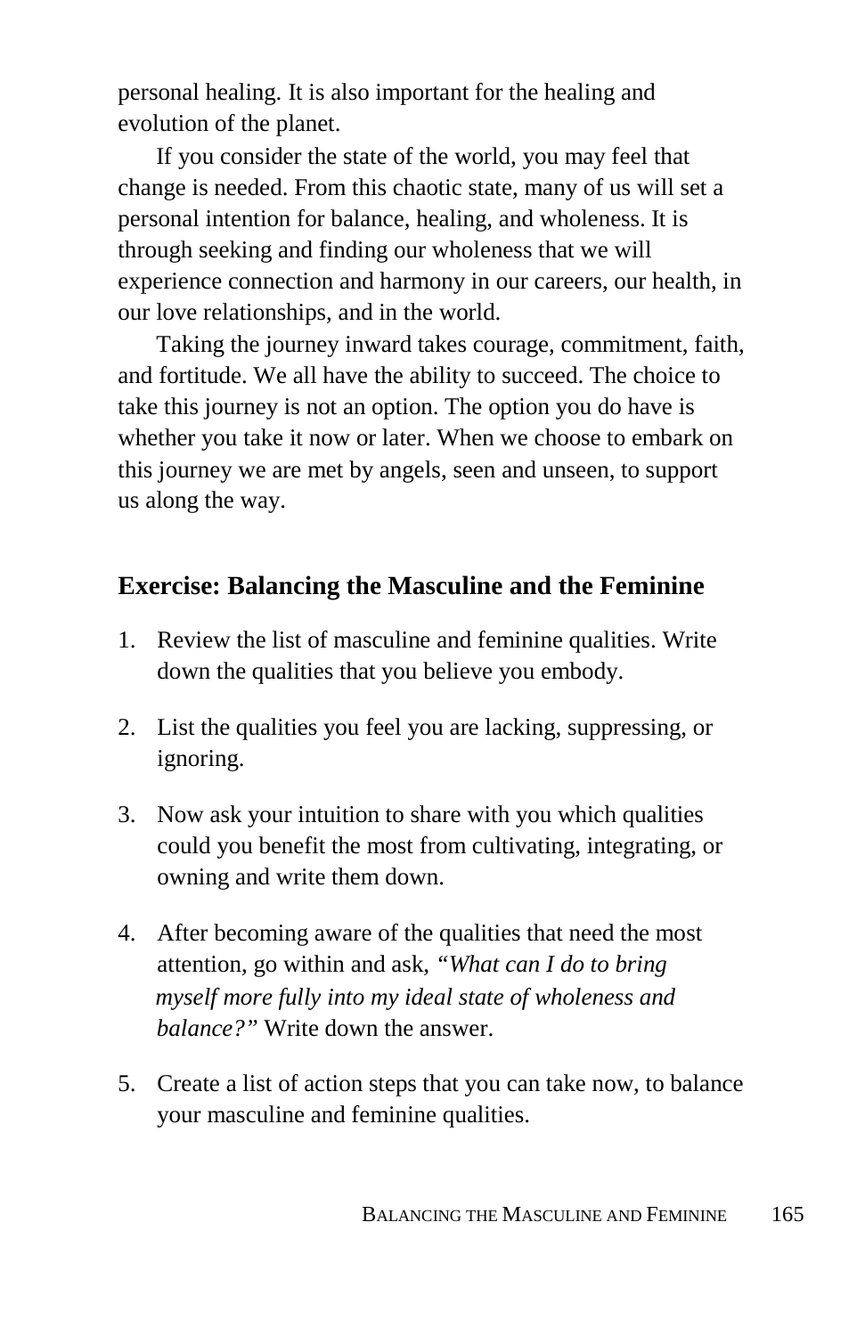personal healing. It is also important for the healing and evolution of the planet.

If you consider the state of the world, you may feel that change is needed. From this chaotic state, many of us will set a personal intention for balance, healing, and wholeness. It is through seeking and finding our wholeness that we will experience connection and harmony in our careers, our health, in our love relationships, and in the world.

Taking the journey inward takes courage, commitment, faith, and fortitude. We all have the ability to succeed. The choice to take this journey is not an option. The option you do have is whether you take it now or later. When we choose to embark on this journey we are met by angels, seen and unseen, to support us along the way.

### Exercise: Balancing the Masculine and the Feminine

1. Review the list of masculine and feminine qualities. Write down the qualities that you believe you embody.

2. List the qualities you feel you are lacking, suppressing, or ignoring.

3. Now ask your intuition to share with you which qualities could you benefit the most from cultivating, integrating, or owning and write them down.

4. After becoming aware of the qualities that need the most attention, go within and ask, *"What can I do to bring myself more fully into my ideal state of wholeness and balance?"* Write down the answer.

5. Create a list of action steps that you can take now, to balance your masculine and feminine qualities.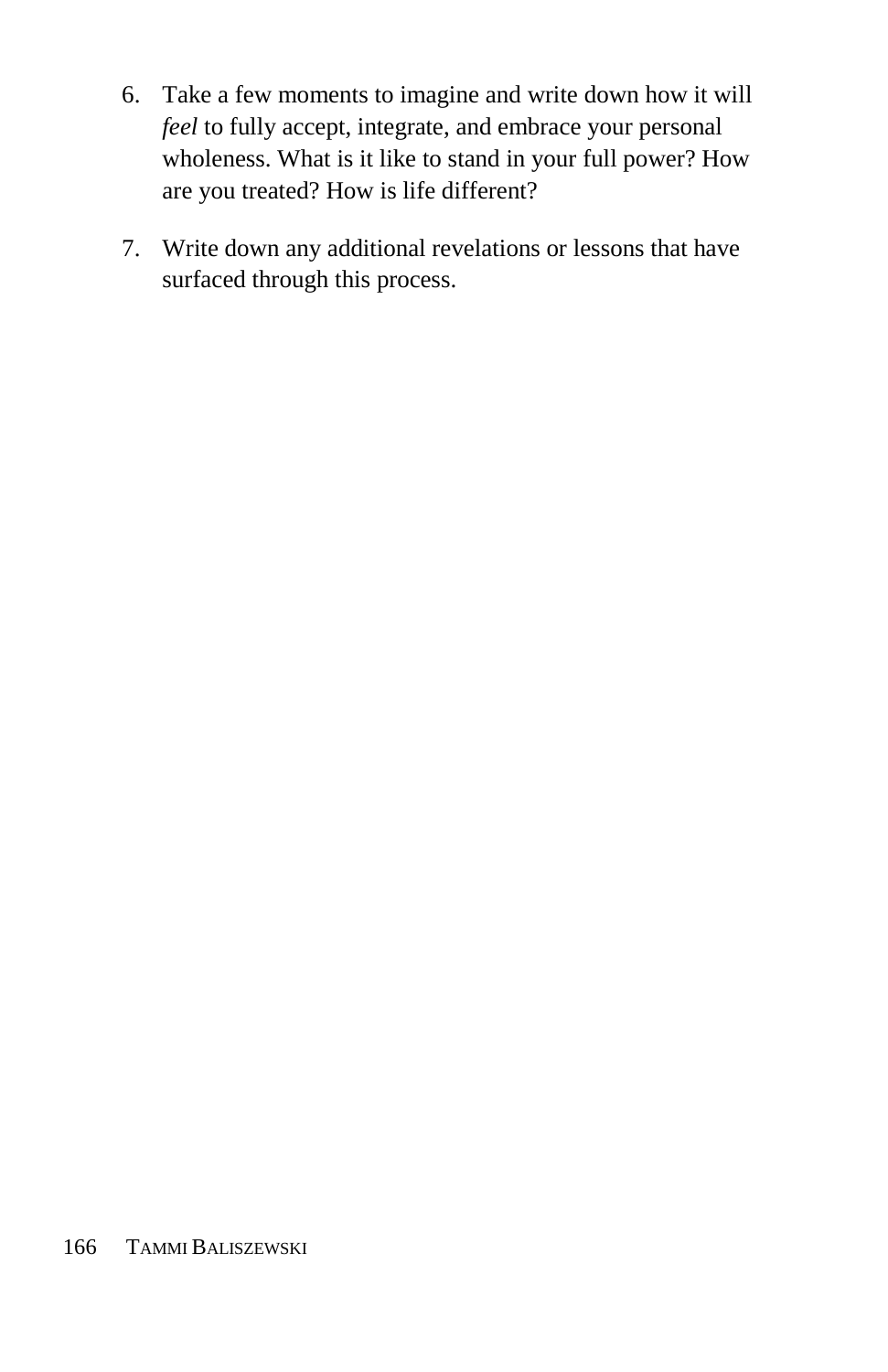6. Take a few moments to imagine and write down how it will *feel* to fully accept, integrate, and embrace your personal wholeness. What is it like to stand in your full power? How are you treated? How is life different?

7. Write down any additional revelations or lessons that have surfaced through this process.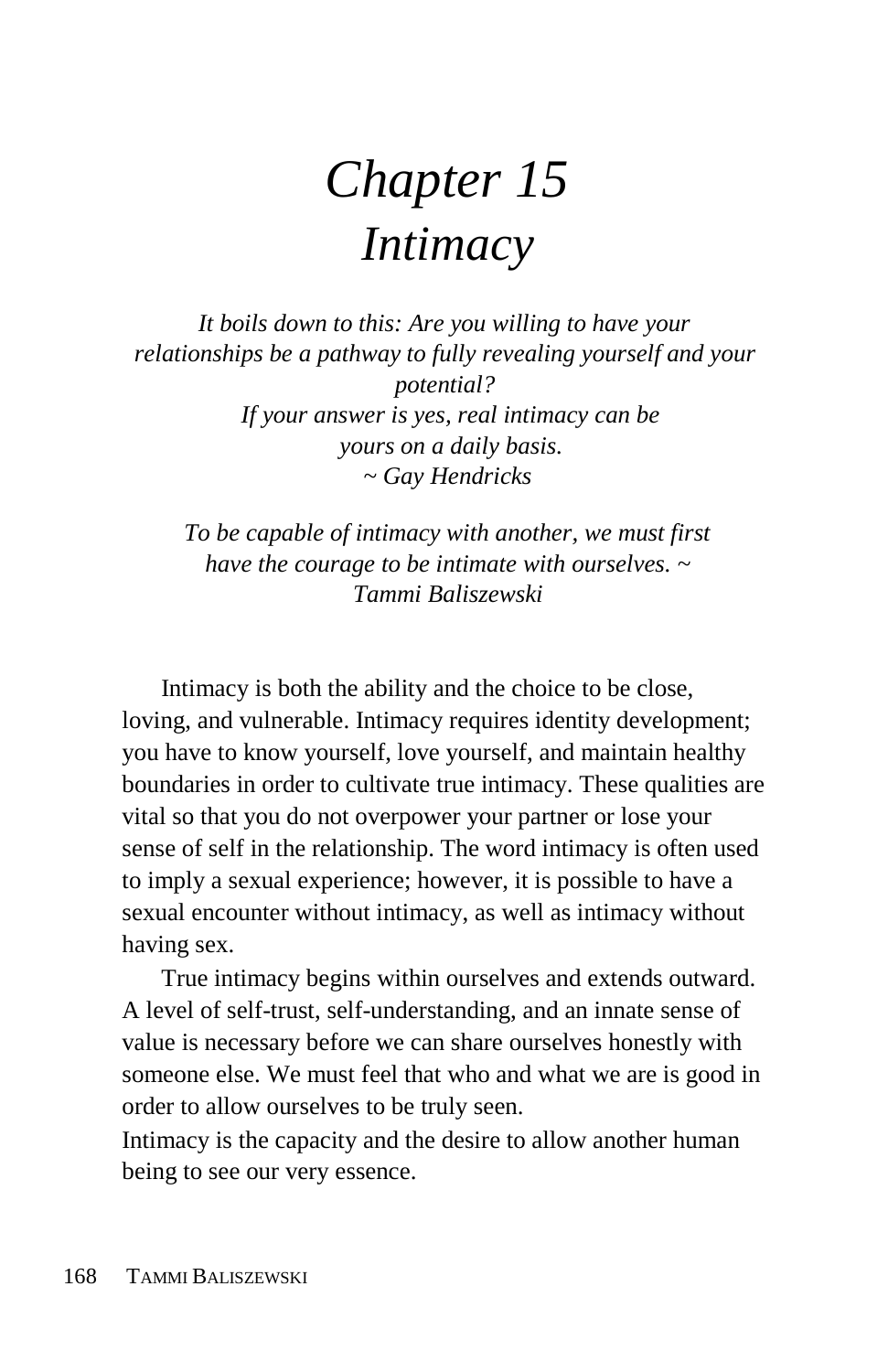# *Chapter 15*
# *Intimacy*

*It boils down to this: Are you willing to have your relationships be a pathway to fully revealing yourself and your potential?*
*If your answer is yes, real intimacy can be yours on a daily basis.*
*~ Gay Hendricks*

*To be capable of intimacy with another, we must first have the courage to be intimate with ourselves. ~ Tammi Baliszewski*

Intimacy is both the ability and the choice to be close, loving, and vulnerable. Intimacy requires identity development; you have to know yourself, love yourself, and maintain healthy boundaries in order to cultivate true intimacy. These qualities are vital so that you do not overpower your partner or lose your sense of self in the relationship. The word intimacy is often used to imply a sexual experience; however, it is possible to have a sexual encounter without intimacy, as well as intimacy without having sex.

True intimacy begins within ourselves and extends outward. A level of self-trust, self-understanding, and an innate sense of value is necessary before we can share ourselves honestly with someone else. We must feel that who and what we are is good in order to allow ourselves to be truly seen.

Intimacy is the capacity and the desire to allow another human being to see our very essence.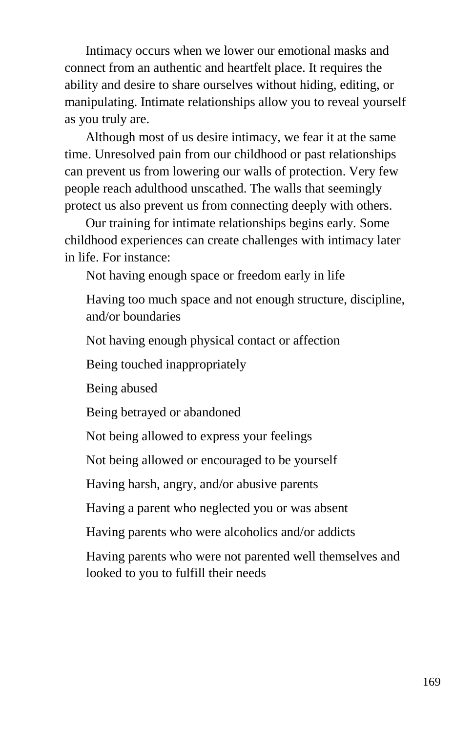Intimacy occurs when we lower our emotional masks and connect from an authentic and heartfelt place. It requires the ability and desire to share ourselves without hiding, editing, or manipulating. Intimate relationships allow you to reveal yourself as you truly are.

Although most of us desire intimacy, we fear it at the same time. Unresolved pain from our childhood or past relationships can prevent us from lowering our walls of protection. Very few people reach adulthood unscathed. The walls that seemingly protect us also prevent us from connecting deeply with others.

Our training for intimate relationships begins early. Some childhood experiences can create challenges with intimacy later in life. For instance:

- Not having enough space or freedom early in life
- Having too much space and not enough structure, discipline, and/or boundaries
- Not having enough physical contact or affection
- Being touched inappropriately
- Being abused
- Being betrayed or abandoned
- Not being allowed to express your feelings
- Not being allowed or encouraged to be yourself
- Having harsh, angry, and/or abusive parents
- Having a parent who neglected you or was absent
- Having parents who were alcoholics and/or addicts
- Having parents who were not parented well themselves and looked to you to fulfill their needs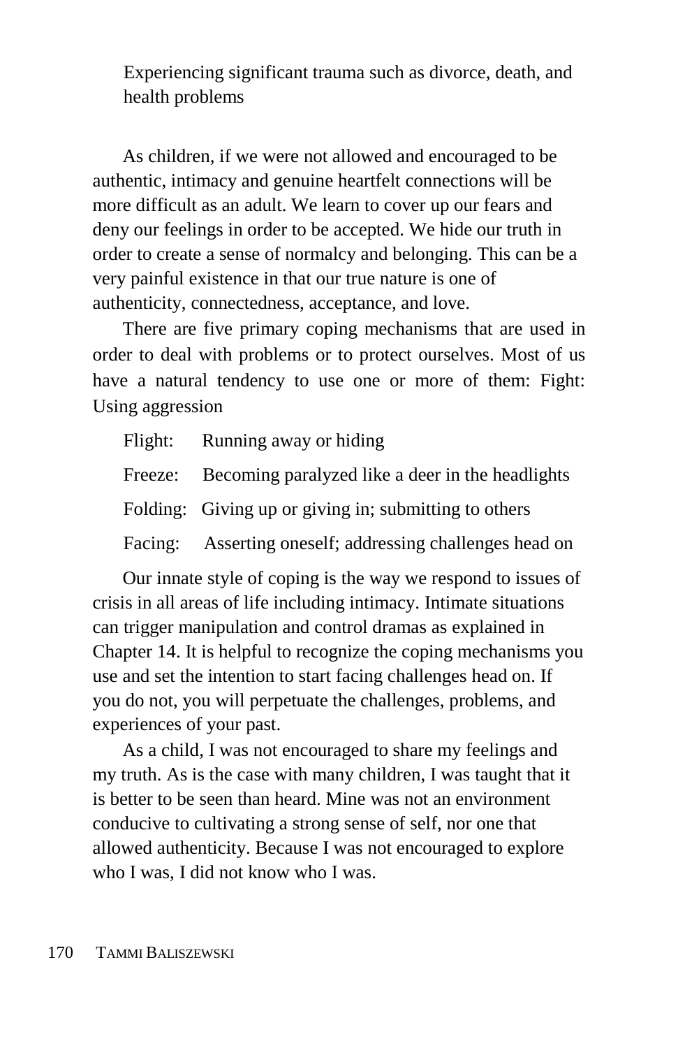Experiencing significant trauma such as divorce, death, and health problems

As children, if we were not allowed and encouraged to be authentic, intimacy and genuine heartfelt connections will be more difficult as an adult. We learn to cover up our fears and deny our feelings in order to be accepted. We hide our truth in order to create a sense of normalcy and belonging. This can be a very painful existence in that our true nature is one of authenticity, connectedness, acceptance, and love.

There are five primary coping mechanisms that are used in order to deal with problems or to protect ourselves. Most of us have a natural tendency to use one or more of them: Fight: Using aggression

Flight: Running away or hiding

Freeze: Becoming paralyzed like a deer in the headlights

Folding: Giving up or giving in; submitting to others

Facing: Asserting oneself; addressing challenges head on

Our innate style of coping is the way we respond to issues of crisis in all areas of life including intimacy. Intimate situations can trigger manipulation and control dramas as explained in Chapter 14. It is helpful to recognize the coping mechanisms you use and set the intention to start facing challenges head on. If you do not, you will perpetuate the challenges, problems, and experiences of your past.

As a child, I was not encouraged to share my feelings and my truth. As is the case with many children, I was taught that it is better to be seen than heard. Mine was not an environment conducive to cultivating a strong sense of self, nor one that allowed authenticity. Because I was not encouraged to explore who I was, I did not know who I was.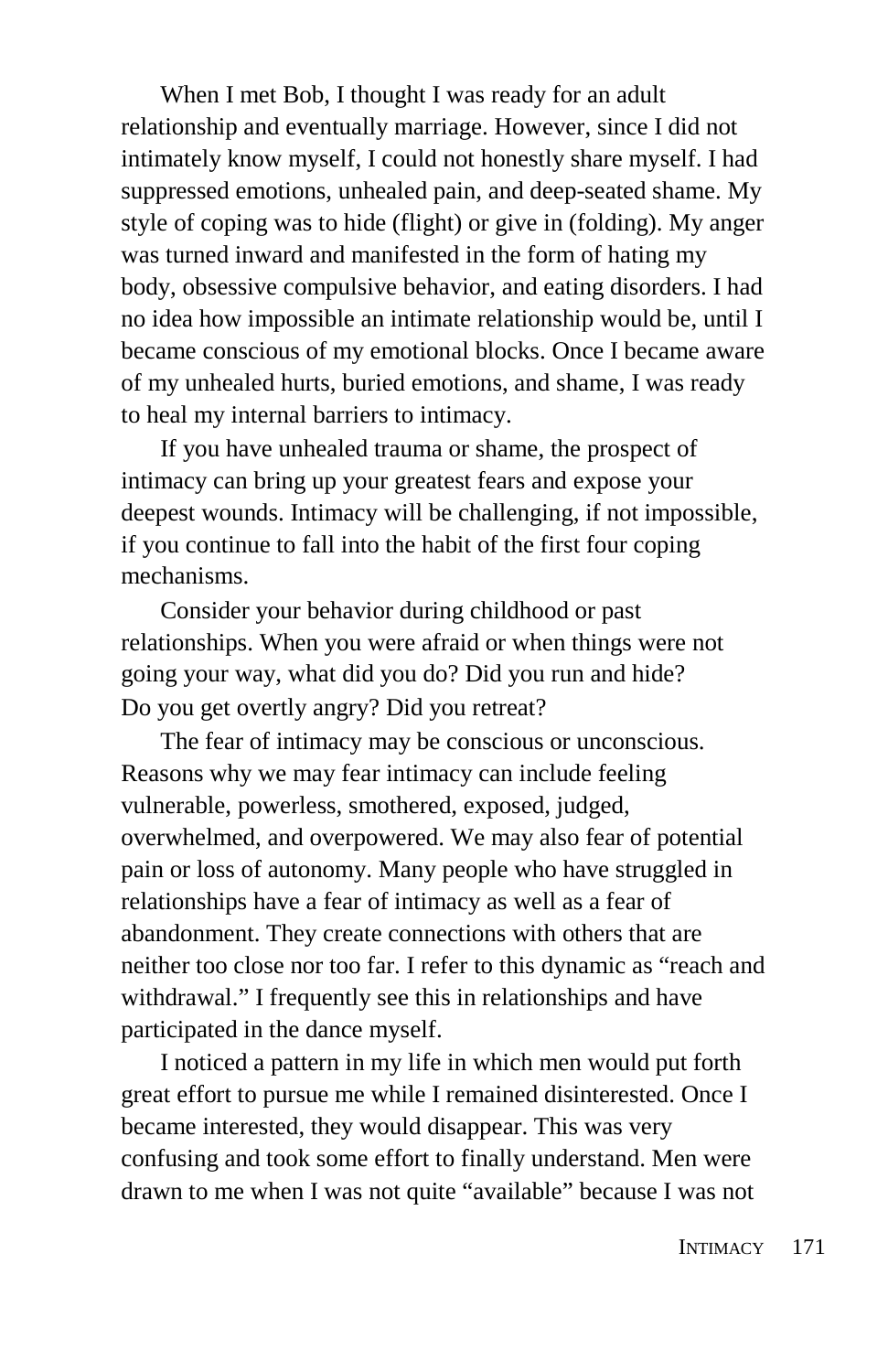When I met Bob, I thought I was ready for an adult relationship and eventually marriage. However, since I did not intimately know myself, I could not honestly share myself. I had suppressed emotions, unhealed pain, and deep-seated shame. My style of coping was to hide (flight) or give in (folding). My anger was turned inward and manifested in the form of hating my body, obsessive compulsive behavior, and eating disorders. I had no idea how impossible an intimate relationship would be, until I became conscious of my emotional blocks. Once I became aware of my unhealed hurts, buried emotions, and shame, I was ready to heal my internal barriers to intimacy.

If you have unhealed trauma or shame, the prospect of intimacy can bring up your greatest fears and expose your deepest wounds. Intimacy will be challenging, if not impossible, if you continue to fall into the habit of the first four coping mechanisms.

Consider your behavior during childhood or past relationships. When you were afraid or when things were not going your way, what did you do? Did you run and hide? Do you get overtly angry? Did you retreat?

The fear of intimacy may be conscious or unconscious. Reasons why we may fear intimacy can include feeling vulnerable, powerless, smothered, exposed, judged, overwhelmed, and overpowered. We may also fear of potential pain or loss of autonomy. Many people who have struggled in relationships have a fear of intimacy as well as a fear of abandonment. They create connections with others that are neither too close nor too far. I refer to this dynamic as "reach and withdrawal." I frequently see this in relationships and have participated in the dance myself.

I noticed a pattern in my life in which men would put forth great effort to pursue me while I remained disinterested. Once I became interested, they would disappear. This was very confusing and took some effort to finally understand. Men were drawn to me when I was not quite "available" because I was not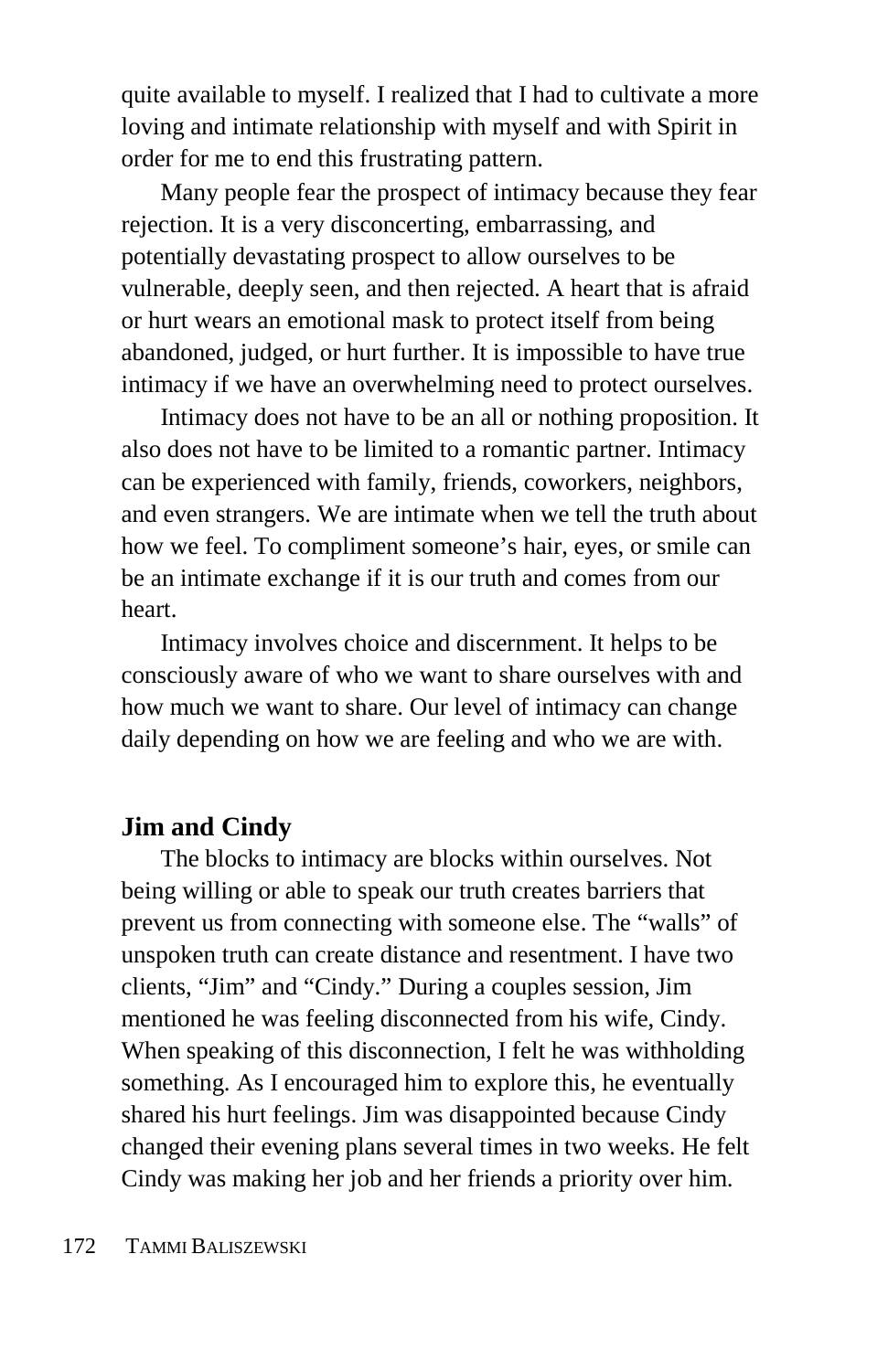quite available to myself. I realized that I had to cultivate a more loving and intimate relationship with myself and with Spirit in order for me to end this frustrating pattern.

Many people fear the prospect of intimacy because they fear rejection. It is a very disconcerting, embarrassing, and potentially devastating prospect to allow ourselves to be vulnerable, deeply seen, and then rejected. A heart that is afraid or hurt wears an emotional mask to protect itself from being abandoned, judged, or hurt further. It is impossible to have true intimacy if we have an overwhelming need to protect ourselves.

Intimacy does not have to be an all or nothing proposition. It also does not have to be limited to a romantic partner. Intimacy can be experienced with family, friends, coworkers, neighbors, and even strangers. We are intimate when we tell the truth about how we feel. To compliment someone's hair, eyes, or smile can be an intimate exchange if it is our truth and comes from our heart.

Intimacy involves choice and discernment. It helps to be consciously aware of who we want to share ourselves with and how much we want to share. Our level of intimacy can change daily depending on how we are feeling and who we are with.

### Jim and Cindy

The blocks to intimacy are blocks within ourselves. Not being willing or able to speak our truth creates barriers that prevent us from connecting with someone else. The "walls" of unspoken truth can create distance and resentment. I have two clients, "Jim" and "Cindy." During a couples session, Jim mentioned he was feeling disconnected from his wife, Cindy. When speaking of this disconnection, I felt he was withholding something. As I encouraged him to explore this, he eventually shared his hurt feelings. Jim was disappointed because Cindy changed their evening plans several times in two weeks. He felt Cindy was making her job and her friends a priority over him.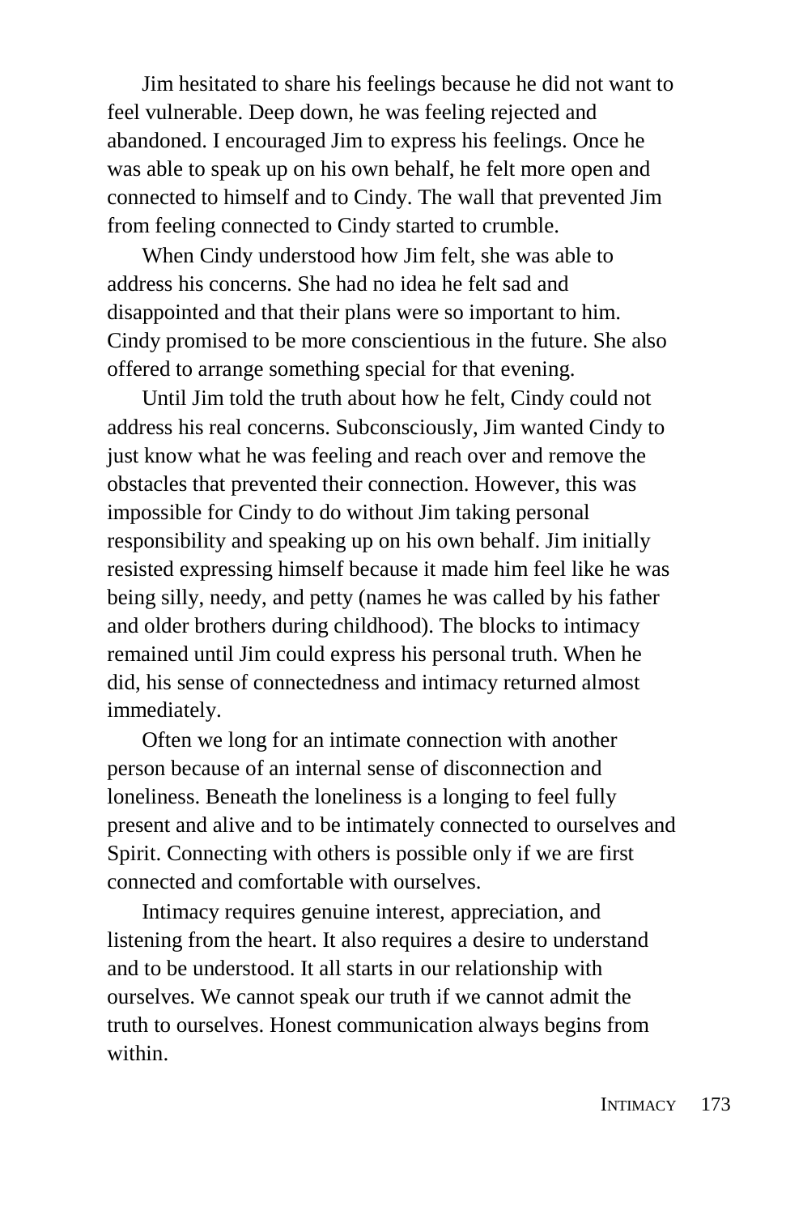Jim hesitated to share his feelings because he did not want to feel vulnerable. Deep down, he was feeling rejected and abandoned. I encouraged Jim to express his feelings. Once he was able to speak up on his own behalf, he felt more open and connected to himself and to Cindy. The wall that prevented Jim from feeling connected to Cindy started to crumble.

When Cindy understood how Jim felt, she was able to address his concerns. She had no idea he felt sad and disappointed and that their plans were so important to him. Cindy promised to be more conscientious in the future. She also offered to arrange something special for that evening.

Until Jim told the truth about how he felt, Cindy could not address his real concerns. Subconsciously, Jim wanted Cindy to just know what he was feeling and reach over and remove the obstacles that prevented their connection. However, this was impossible for Cindy to do without Jim taking personal responsibility and speaking up on his own behalf. Jim initially resisted expressing himself because it made him feel like he was being silly, needy, and petty (names he was called by his father and older brothers during childhood). The blocks to intimacy remained until Jim could express his personal truth. When he did, his sense of connectedness and intimacy returned almost immediately.

Often we long for an intimate connection with another person because of an internal sense of disconnection and loneliness. Beneath the loneliness is a longing to feel fully present and alive and to be intimately connected to ourselves and Spirit. Connecting with others is possible only if we are first connected and comfortable with ourselves.

Intimacy requires genuine interest, appreciation, and listening from the heart. It also requires a desire to understand and to be understood. It all starts in our relationship with ourselves. We cannot speak our truth if we cannot admit the truth to ourselves. Honest communication always begins from within.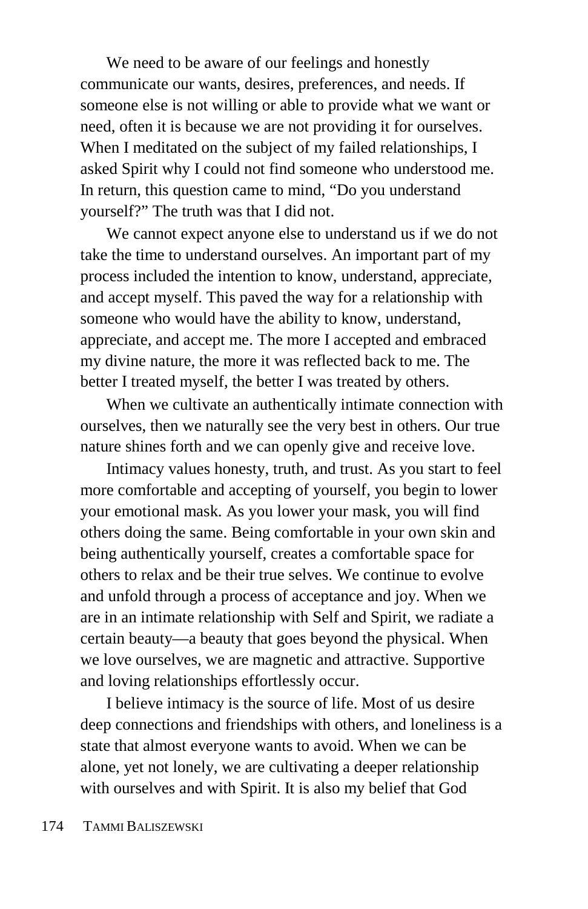We need to be aware of our feelings and honestly communicate our wants, desires, preferences, and needs. If someone else is not willing or able to provide what we want or need, often it is because we are not providing it for ourselves. When I meditated on the subject of my failed relationships, I asked Spirit why I could not find someone who understood me. In return, this question came to mind, "Do you understand yourself?" The truth was that I did not.

We cannot expect anyone else to understand us if we do not take the time to understand ourselves. An important part of my process included the intention to know, understand, appreciate, and accept myself. This paved the way for a relationship with someone who would have the ability to know, understand, appreciate, and accept me. The more I accepted and embraced my divine nature, the more it was reflected back to me. The better I treated myself, the better I was treated by others.

When we cultivate an authentically intimate connection with ourselves, then we naturally see the very best in others. Our true nature shines forth and we can openly give and receive love.

Intimacy values honesty, truth, and trust. As you start to feel more comfortable and accepting of yourself, you begin to lower your emotional mask. As you lower your mask, you will find others doing the same. Being comfortable in your own skin and being authentically yourself, creates a comfortable space for others to relax and be their true selves. We continue to evolve and unfold through a process of acceptance and joy. When we are in an intimate relationship with Self and Spirit, we radiate a certain beauty—a beauty that goes beyond the physical. When we love ourselves, we are magnetic and attractive. Supportive and loving relationships effortlessly occur.

I believe intimacy is the source of life. Most of us desire deep connections and friendships with others, and loneliness is a state that almost everyone wants to avoid. When we can be alone, yet not lonely, we are cultivating a deeper relationship with ourselves and with Spirit. It is also my belief that God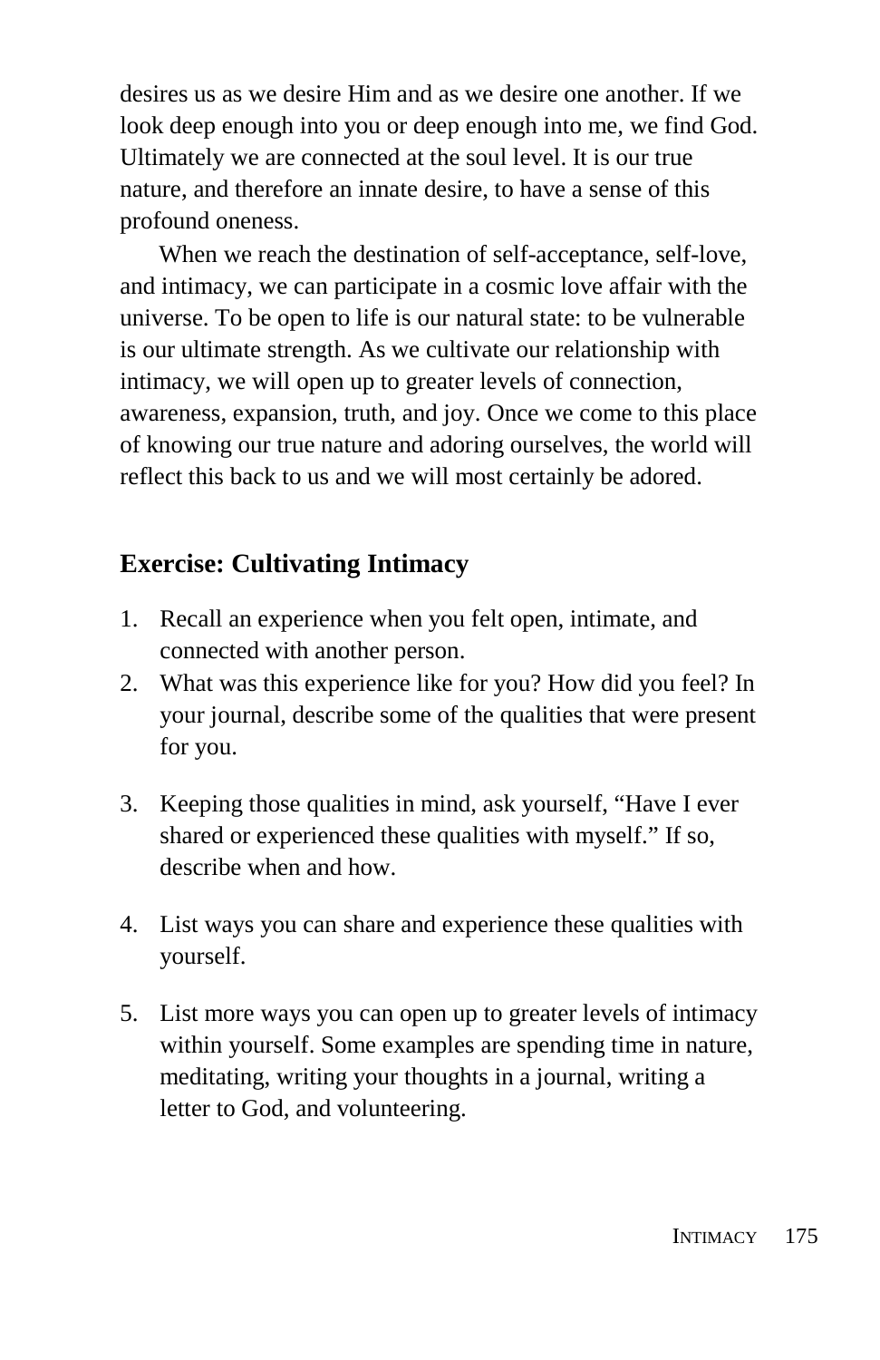desires us as we desire Him and as we desire one another. If we look deep enough into you or deep enough into me, we find God. Ultimately we are connected at the soul level. It is our true nature, and therefore an innate desire, to have a sense of this profound oneness.

When we reach the destination of self-acceptance, self-love, and intimacy, we can participate in a cosmic love affair with the universe. To be open to life is our natural state: to be vulnerable is our ultimate strength. As we cultivate our relationship with intimacy, we will open up to greater levels of connection, awareness, expansion, truth, and joy. Once we come to this place of knowing our true nature and adoring ourselves, the world will reflect this back to us and we will most certainly be adored.

### Exercise: Cultivating Intimacy

1. Recall an experience when you felt open, intimate, and connected with another person.
2. What was this experience like for you? How did you feel? In your journal, describe some of the qualities that were present for you.
3. Keeping those qualities in mind, ask yourself, “Have I ever shared or experienced these qualities with myself.” If so, describe when and how.
4. List ways you can share and experience these qualities with yourself.
5. List more ways you can open up to greater levels of intimacy within yourself. Some examples are spending time in nature, meditating, writing your thoughts in a journal, writing a letter to God, and volunteering.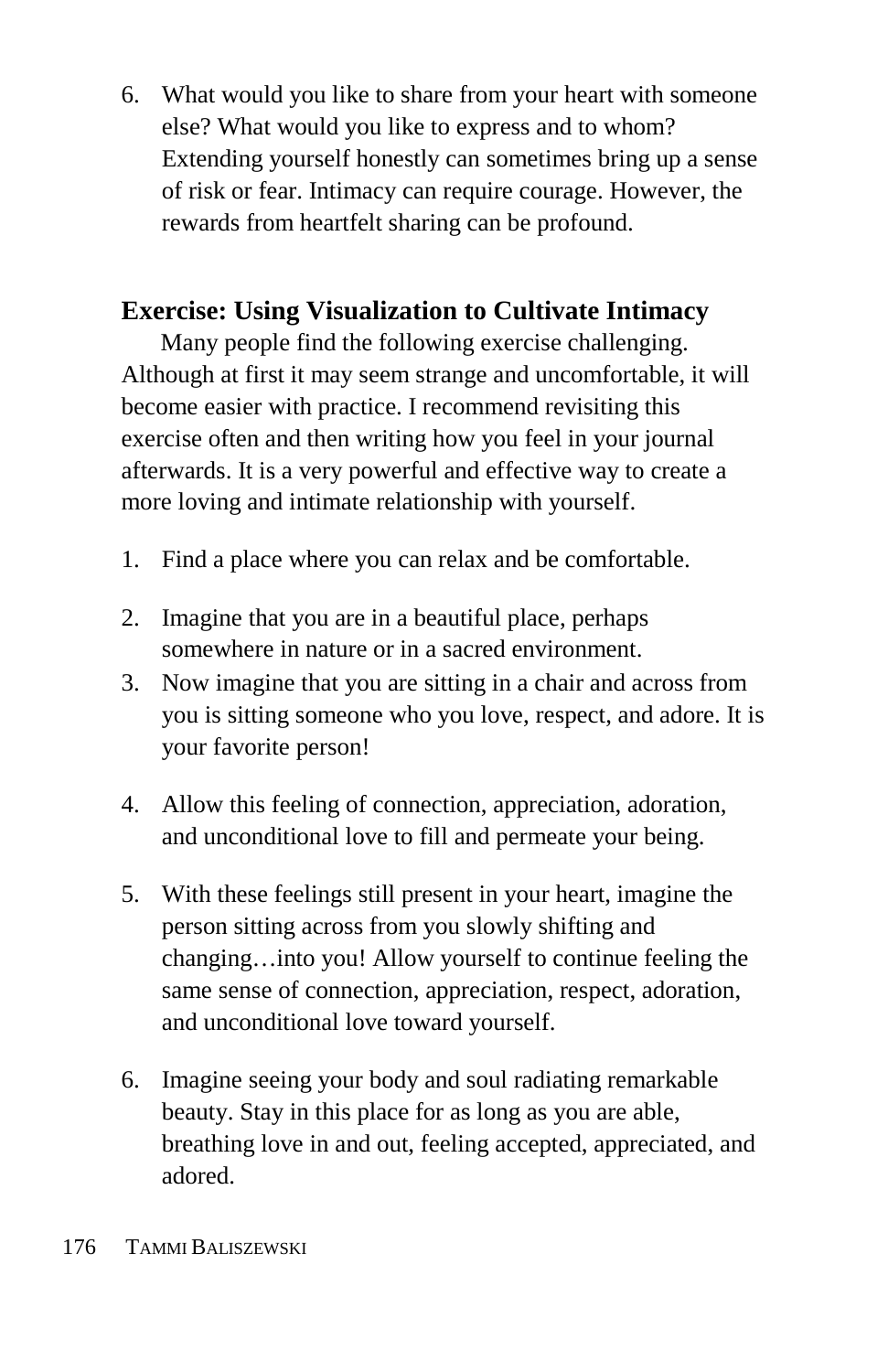6. What would you like to share from your heart with someone else? What would you like to express and to whom? Extending yourself honestly can sometimes bring up a sense of risk or fear. Intimacy can require courage. However, the rewards from heartfelt sharing can be profound.

### Exercise: Using Visualization to Cultivate Intimacy

Many people find the following exercise challenging. Although at first it may seem strange and uncomfortable, it will become easier with practice. I recommend revisiting this exercise often and then writing how you feel in your journal afterwards. It is a very powerful and effective way to create a more loving and intimate relationship with yourself.

1. Find a place where you can relax and be comfortable.
2. Imagine that you are in a beautiful place, perhaps somewhere in nature or in a sacred environment.
3. Now imagine that you are sitting in a chair and across from you is sitting someone who you love, respect, and adore. It is your favorite person!
4. Allow this feeling of connection, appreciation, adoration, and unconditional love to fill and permeate your being.
5. With these feelings still present in your heart, imagine the person sitting across from you slowly shifting and changing…into you! Allow yourself to continue feeling the same sense of connection, appreciation, respect, adoration, and unconditional love toward yourself.
6. Imagine seeing your body and soul radiating remarkable beauty. Stay in this place for as long as you are able, breathing love in and out, feeling accepted, appreciated, and adored.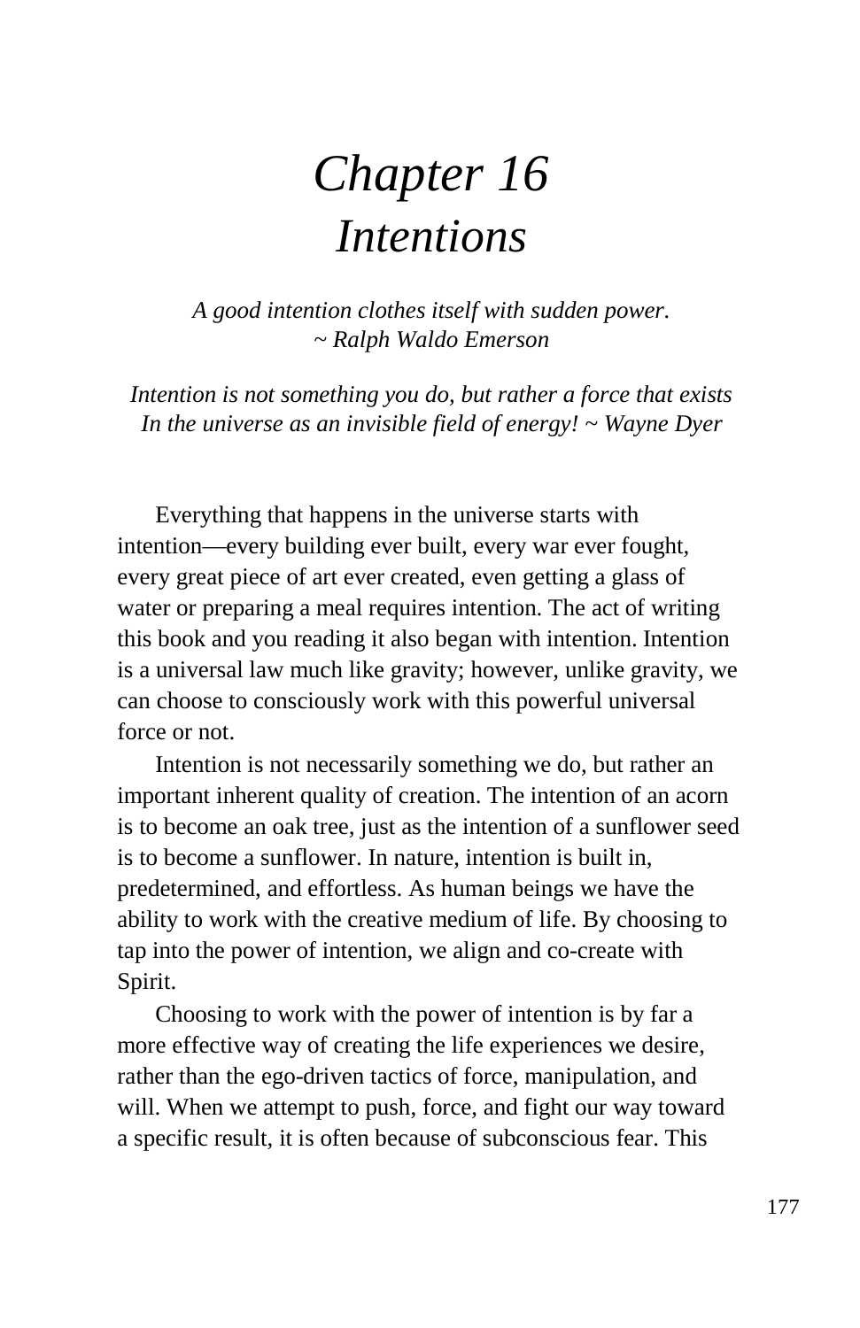# *Chapter 16*
# *Intentions*

*A good intention clothes itself with sudden power.*
*~ Ralph Waldo Emerson*

*Intention is not something you do, but rather a force that exists*
*In the universe as an invisible field of energy! ~ Wayne Dyer*

Everything that happens in the universe starts with intention—every building ever built, every war ever fought, every great piece of art ever created, even getting a glass of water or preparing a meal requires intention. The act of writing this book and you reading it also began with intention. Intention is a universal law much like gravity; however, unlike gravity, we can choose to consciously work with this powerful universal force or not.

Intention is not necessarily something we do, but rather an important inherent quality of creation. The intention of an acorn is to become an oak tree, just as the intention of a sunflower seed is to become a sunflower. In nature, intention is built in, predetermined, and effortless. As human beings we have the ability to work with the creative medium of life. By choosing to tap into the power of intention, we align and co-create with Spirit.

Choosing to work with the power of intention is by far a more effective way of creating the life experiences we desire, rather than the ego-driven tactics of force, manipulation, and will. When we attempt to push, force, and fight our way toward a specific result, it is often because of subconscious fear. This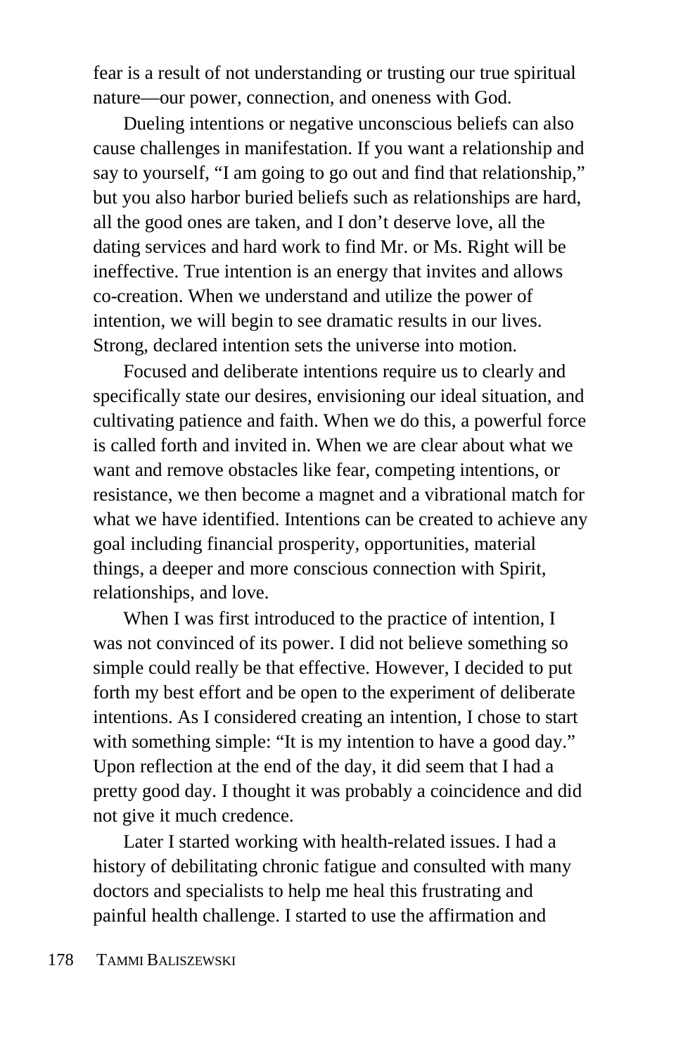fear is a result of not understanding or trusting our true spiritual nature—our power, connection, and oneness with God.

Dueling intentions or negative unconscious beliefs can also cause challenges in manifestation. If you want a relationship and say to yourself, "I am going to go out and find that relationship," but you also harbor buried beliefs such as relationships are hard, all the good ones are taken, and I don't deserve love, all the dating services and hard work to find Mr. or Ms. Right will be ineffective. True intention is an energy that invites and allows co-creation. When we understand and utilize the power of intention, we will begin to see dramatic results in our lives. Strong, declared intention sets the universe into motion.

Focused and deliberate intentions require us to clearly and specifically state our desires, envisioning our ideal situation, and cultivating patience and faith. When we do this, a powerful force is called forth and invited in. When we are clear about what we want and remove obstacles like fear, competing intentions, or resistance, we then become a magnet and a vibrational match for what we have identified. Intentions can be created to achieve any goal including financial prosperity, opportunities, material things, a deeper and more conscious connection with Spirit, relationships, and love.

When I was first introduced to the practice of intention, I was not convinced of its power. I did not believe something so simple could really be that effective. However, I decided to put forth my best effort and be open to the experiment of deliberate intentions. As I considered creating an intention, I chose to start with something simple: "It is my intention to have a good day." Upon reflection at the end of the day, it did seem that I had a pretty good day. I thought it was probably a coincidence and did not give it much credence.

Later I started working with health-related issues. I had a history of debilitating chronic fatigue and consulted with many doctors and specialists to help me heal this frustrating and painful health challenge. I started to use the affirmation and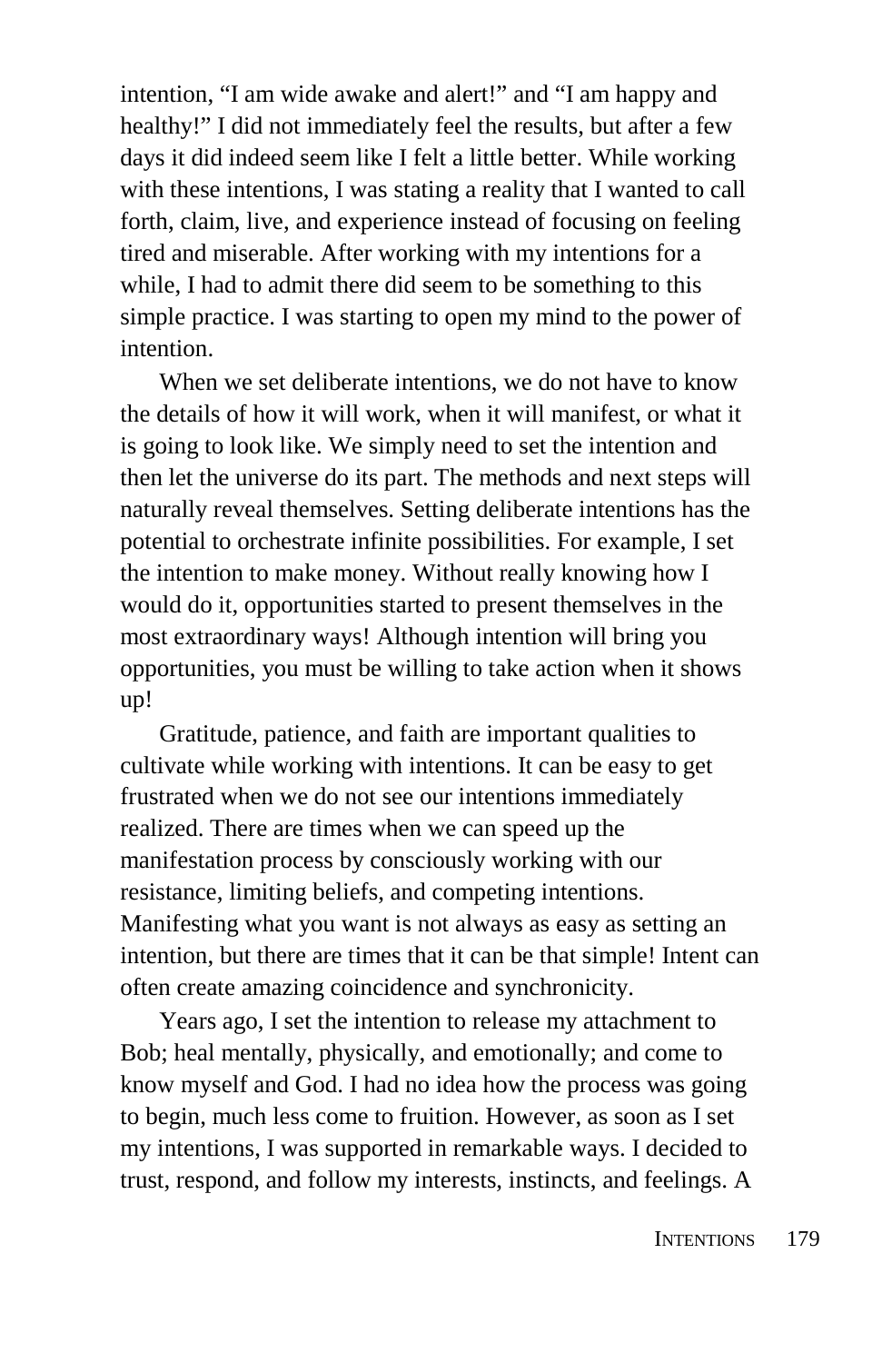intention, "I am wide awake and alert!" and "I am happy and healthy!" I did not immediately feel the results, but after a few days it did indeed seem like I felt a little better. While working with these intentions, I was stating a reality that I wanted to call forth, claim, live, and experience instead of focusing on feeling tired and miserable. After working with my intentions for a while, I had to admit there did seem to be something to this simple practice. I was starting to open my mind to the power of intention.

When we set deliberate intentions, we do not have to know the details of how it will work, when it will manifest, or what it is going to look like. We simply need to set the intention and then let the universe do its part. The methods and next steps will naturally reveal themselves. Setting deliberate intentions has the potential to orchestrate infinite possibilities. For example, I set the intention to make money. Without really knowing how I would do it, opportunities started to present themselves in the most extraordinary ways! Although intention will bring you opportunities, you must be willing to take action when it shows up!

Gratitude, patience, and faith are important qualities to cultivate while working with intentions. It can be easy to get frustrated when we do not see our intentions immediately realized. There are times when we can speed up the manifestation process by consciously working with our resistance, limiting beliefs, and competing intentions. Manifesting what you want is not always as easy as setting an intention, but there are times that it can be that simple! Intent can often create amazing coincidence and synchronicity.

Years ago, I set the intention to release my attachment to Bob; heal mentally, physically, and emotionally; and come to know myself and God. I had no idea how the process was going to begin, much less come to fruition. However, as soon as I set my intentions, I was supported in remarkable ways. I decided to trust, respond, and follow my interests, instincts, and feelings. A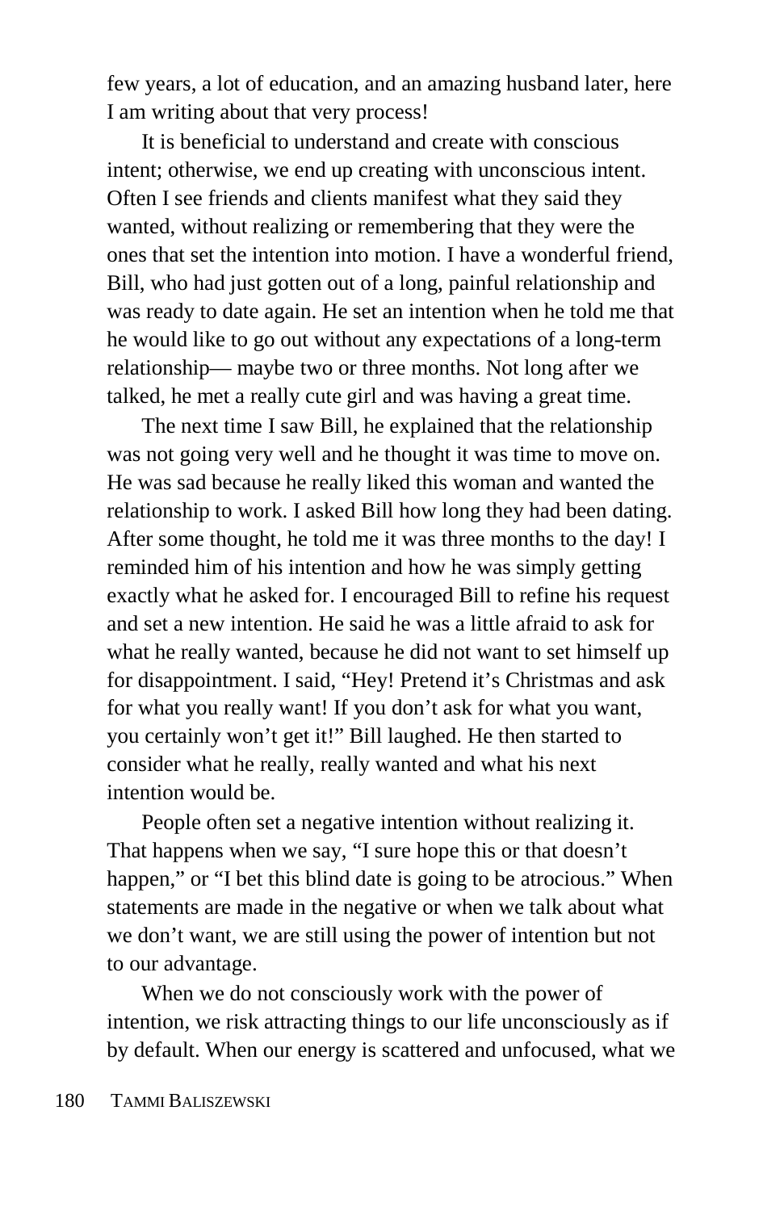few years, a lot of education, and an amazing husband later, here I am writing about that very process!

It is beneficial to understand and create with conscious intent; otherwise, we end up creating with unconscious intent. Often I see friends and clients manifest what they said they wanted, without realizing or remembering that they were the ones that set the intention into motion. I have a wonderful friend, Bill, who had just gotten out of a long, painful relationship and was ready to date again. He set an intention when he told me that he would like to go out without any expectations of a long-term relationship— maybe two or three months. Not long after we talked, he met a really cute girl and was having a great time.

The next time I saw Bill, he explained that the relationship was not going very well and he thought it was time to move on. He was sad because he really liked this woman and wanted the relationship to work. I asked Bill how long they had been dating. After some thought, he told me it was three months to the day! I reminded him of his intention and how he was simply getting exactly what he asked for. I encouraged Bill to refine his request and set a new intention. He said he was a little afraid to ask for what he really wanted, because he did not want to set himself up for disappointment. I said, "Hey! Pretend it's Christmas and ask for what you really want! If you don't ask for what you want, you certainly won't get it!" Bill laughed. He then started to consider what he really, really wanted and what his next intention would be.

People often set a negative intention without realizing it. That happens when we say, "I sure hope this or that doesn't happen," or "I bet this blind date is going to be atrocious." When statements are made in the negative or when we talk about what we don't want, we are still using the power of intention but not to our advantage.

When we do not consciously work with the power of intention, we risk attracting things to our life unconsciously as if by default. When our energy is scattered and unfocused, what we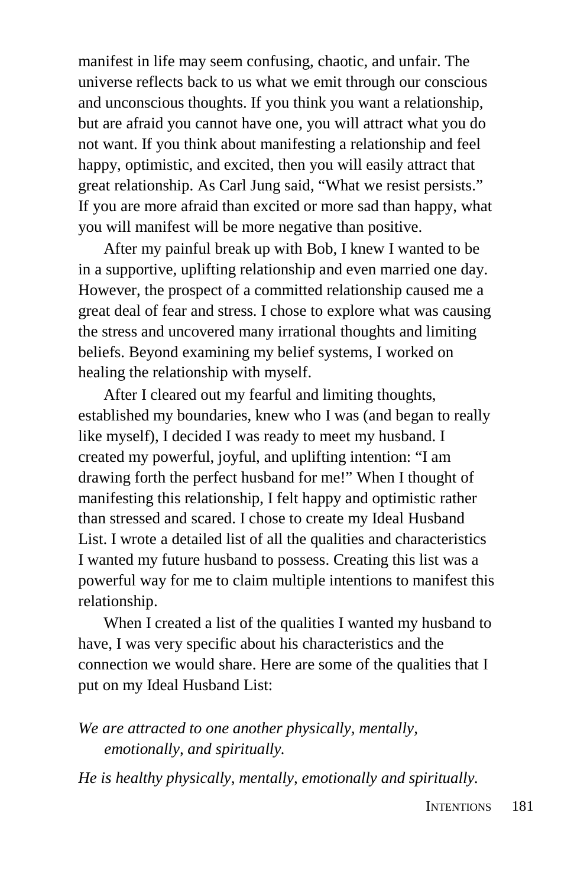manifest in life may seem confusing, chaotic, and unfair. The universe reflects back to us what we emit through our conscious and unconscious thoughts. If you think you want a relationship, but are afraid you cannot have one, you will attract what you do not want. If you think about manifesting a relationship and feel happy, optimistic, and excited, then you will easily attract that great relationship. As Carl Jung said, “What we resist persists.” If you are more afraid than excited or more sad than happy, what you will manifest will be more negative than positive.

After my painful break up with Bob, I knew I wanted to be in a supportive, uplifting relationship and even married one day. However, the prospect of a committed relationship caused me a great deal of fear and stress. I chose to explore what was causing the stress and uncovered many irrational thoughts and limiting beliefs. Beyond examining my belief systems, I worked on healing the relationship with myself.

After I cleared out my fearful and limiting thoughts, established my boundaries, knew who I was (and began to really like myself), I decided I was ready to meet my husband. I created my powerful, joyful, and uplifting intention: “I am drawing forth the perfect husband for me!” When I thought of manifesting this relationship, I felt happy and optimistic rather than stressed and scared. I chose to create my Ideal Husband List. I wrote a detailed list of all the qualities and characteristics I wanted my future husband to possess. Creating this list was a powerful way for me to claim multiple intentions to manifest this relationship.

When I created a list of the qualities I wanted my husband to have, I was very specific about his characteristics and the connection we would share. Here are some of the qualities that I put on my Ideal Husband List:

*We are attracted to one another physically, mentally, emotionally, and spiritually.*

*He is healthy physically, mentally, emotionally and spiritually.*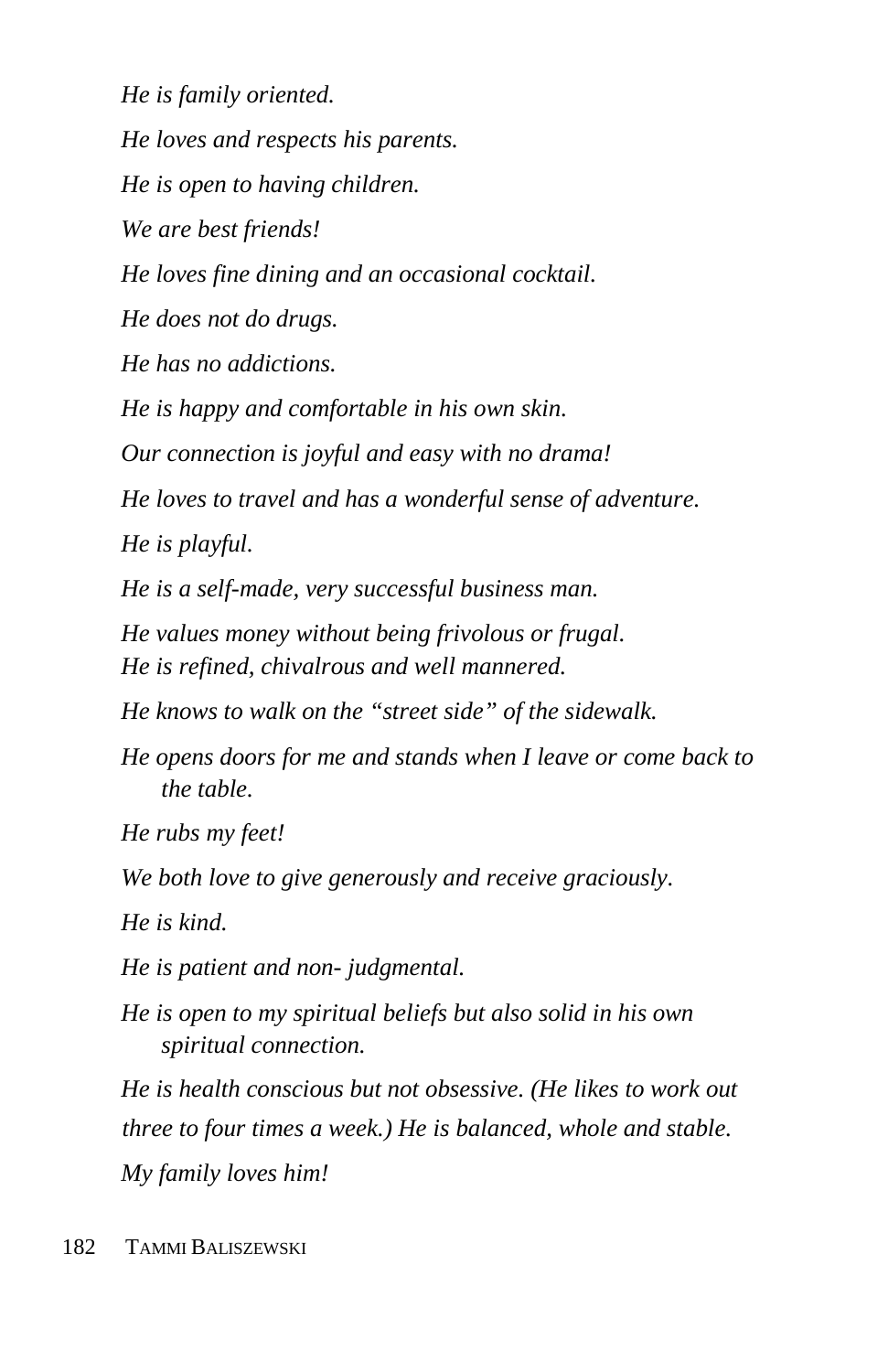*He is family oriented.*

*He loves and respects his parents.*

*He is open to having children.*

*We are best friends!*

*He loves fine dining and an occasional cocktail.*

*He does not do drugs.*

*He has no addictions.*

*He is happy and comfortable in his own skin.*

*Our connection is joyful and easy with no drama!*

*He loves to travel and has a wonderful sense of adventure.*

*He is playful.*

*He is a self-made, very successful business man.*

*He values money without being frivolous or frugal.*
*He is refined, chivalrous and well mannered.*

*He knows to walk on the "street side" of the sidewalk.*

*He opens doors for me and stands when I leave or come back to the table.*

*He rubs my feet!*

*We both love to give generously and receive graciously.*

*He is kind.*

*He is patient and non- judgmental.*

*He is open to my spiritual beliefs but also solid in his own spiritual connection.*

*He is health conscious but not obsessive. (He likes to work out three to four times a week.) He is balanced, whole and stable.*

*My family loves him!*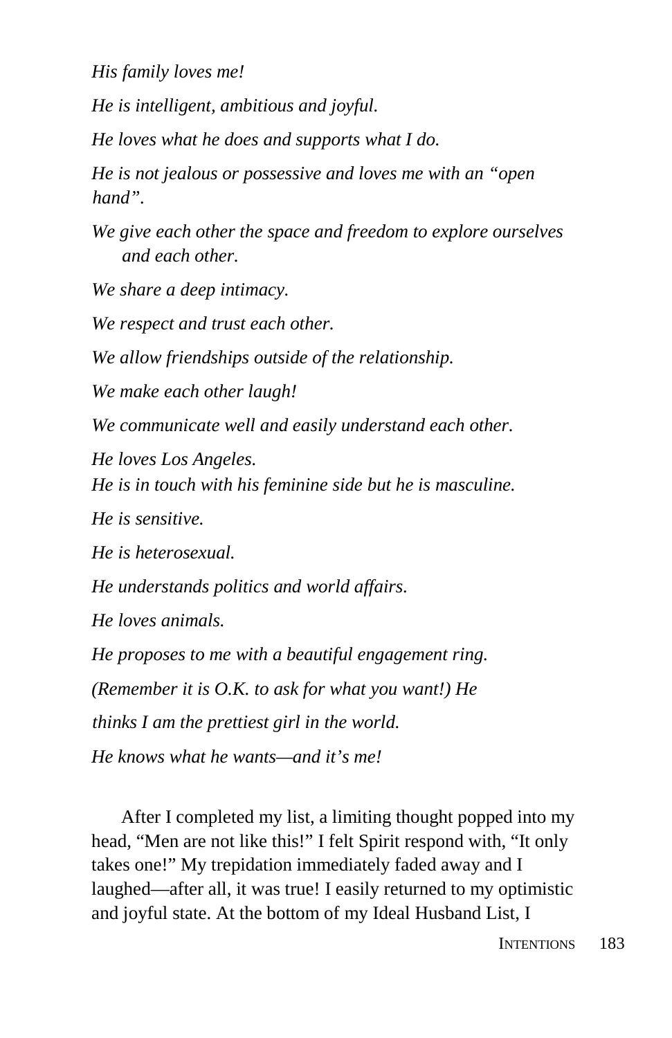*His family loves me!*

*He is intelligent, ambitious and joyful.*

*He loves what he does and supports what I do.*

*He is not jealous or possessive and loves me with an "open hand".*

*We give each other the space and freedom to explore ourselves and each other.*

*We share a deep intimacy.*

*We respect and trust each other.*

*We allow friendships outside of the relationship.*

*We make each other laugh!*

*We communicate well and easily understand each other.*

*He loves Los Angeles.*
*He is in touch with his feminine side but he is masculine.*

*He is sensitive.*

*He is heterosexual.*

*He understands politics and world affairs.*

*He loves animals.*

*He proposes to me with a beautiful engagement ring.*

*(Remember it is O.K. to ask for what you want!) He*

*thinks I am the prettiest girl in the world.*

*He knows what he wants—and it's me!*

After I completed my list, a limiting thought popped into my head, "Men are not like this!" I felt Spirit respond with, "It only takes one!" My trepidation immediately faded away and I laughed—after all, it was true! I easily returned to my optimistic and joyful state. At the bottom of my Ideal Husband List, I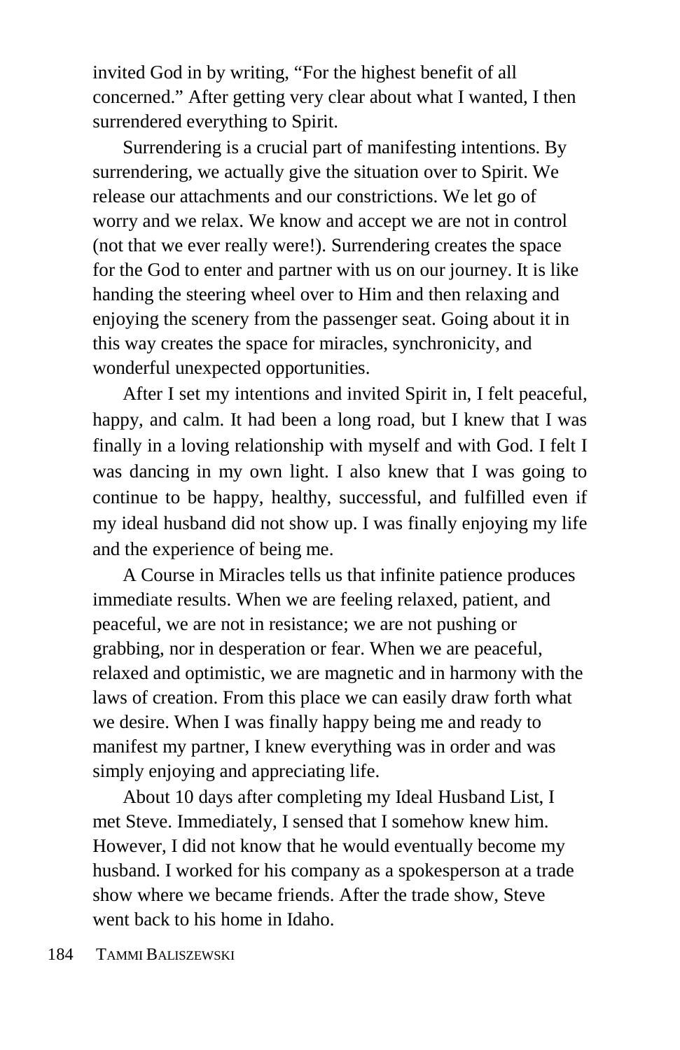invited God in by writing, “For the highest benefit of all concerned.” After getting very clear about what I wanted, I then surrendered everything to Spirit.

Surrendering is a crucial part of manifesting intentions. By surrendering, we actually give the situation over to Spirit. We release our attachments and our constrictions. We let go of worry and we relax. We know and accept we are not in control (not that we ever really were!). Surrendering creates the space for the God to enter and partner with us on our journey. It is like handing the steering wheel over to Him and then relaxing and enjoying the scenery from the passenger seat. Going about it in this way creates the space for miracles, synchronicity, and wonderful unexpected opportunities.

After I set my intentions and invited Spirit in, I felt peaceful, happy, and calm. It had been a long road, but I knew that I was finally in a loving relationship with myself and with God. I felt I was dancing in my own light. I also knew that I was going to continue to be happy, healthy, successful, and fulfilled even if my ideal husband did not show up. I was finally enjoying my life and the experience of being me.

A Course in Miracles tells us that infinite patience produces immediate results. When we are feeling relaxed, patient, and peaceful, we are not in resistance; we are not pushing or grabbing, nor in desperation or fear. When we are peaceful, relaxed and optimistic, we are magnetic and in harmony with the laws of creation. From this place we can easily draw forth what we desire. When I was finally happy being me and ready to manifest my partner, I knew everything was in order and was simply enjoying and appreciating life.

About 10 days after completing my Ideal Husband List, I met Steve. Immediately, I sensed that I somehow knew him. However, I did not know that he would eventually become my husband. I worked for his company as a spokesperson at a trade show where we became friends. After the trade show, Steve went back to his home in Idaho.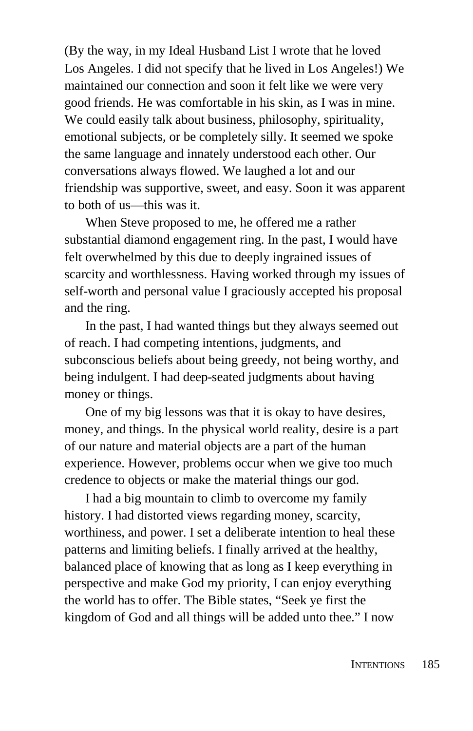(By the way, in my Ideal Husband List I wrote that he loved Los Angeles. I did not specify that he lived in Los Angeles!) We maintained our connection and soon it felt like we were very good friends. He was comfortable in his skin, as I was in mine. We could easily talk about business, philosophy, spirituality, emotional subjects, or be completely silly. It seemed we spoke the same language and innately understood each other. Our conversations always flowed. We laughed a lot and our friendship was supportive, sweet, and easy. Soon it was apparent to both of us—this was it.

When Steve proposed to me, he offered me a rather substantial diamond engagement ring. In the past, I would have felt overwhelmed by this due to deeply ingrained issues of scarcity and worthlessness. Having worked through my issues of self-worth and personal value I graciously accepted his proposal and the ring.

In the past, I had wanted things but they always seemed out of reach. I had competing intentions, judgments, and subconscious beliefs about being greedy, not being worthy, and being indulgent. I had deep-seated judgments about having money or things.

One of my big lessons was that it is okay to have desires, money, and things. In the physical world reality, desire is a part of our nature and material objects are a part of the human experience. However, problems occur when we give too much credence to objects or make the material things our god.

I had a big mountain to climb to overcome my family history. I had distorted views regarding money, scarcity, worthiness, and power. I set a deliberate intention to heal these patterns and limiting beliefs. I finally arrived at the healthy, balanced place of knowing that as long as I keep everything in perspective and make God my priority, I can enjoy everything the world has to offer. The Bible states, "Seek ye first the kingdom of God and all things will be added unto thee." I now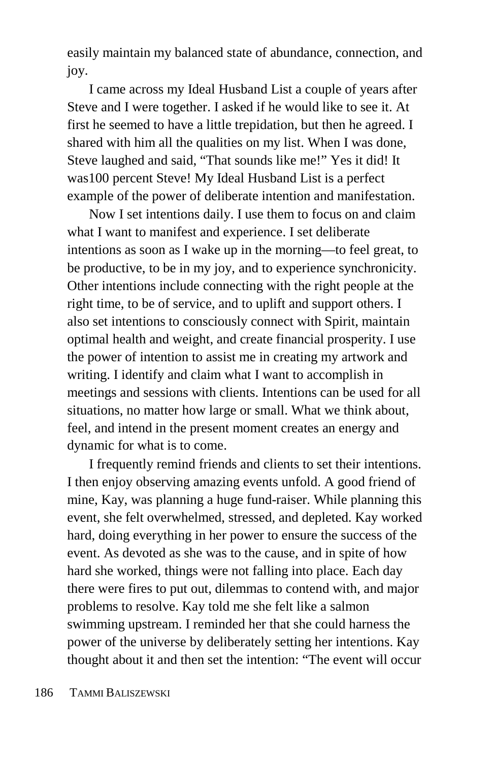easily maintain my balanced state of abundance, connection, and joy.

I came across my Ideal Husband List a couple of years after Steve and I were together. I asked if he would like to see it. At first he seemed to have a little trepidation, but then he agreed. I shared with him all the qualities on my list. When I was done, Steve laughed and said, "That sounds like me!" Yes it did! It was100 percent Steve! My Ideal Husband List is a perfect example of the power of deliberate intention and manifestation.

Now I set intentions daily. I use them to focus on and claim what I want to manifest and experience. I set deliberate intentions as soon as I wake up in the morning—to feel great, to be productive, to be in my joy, and to experience synchronicity. Other intentions include connecting with the right people at the right time, to be of service, and to uplift and support others. I also set intentions to consciously connect with Spirit, maintain optimal health and weight, and create financial prosperity. I use the power of intention to assist me in creating my artwork and writing. I identify and claim what I want to accomplish in meetings and sessions with clients. Intentions can be used for all situations, no matter how large or small. What we think about, feel, and intend in the present moment creates an energy and dynamic for what is to come.

I frequently remind friends and clients to set their intentions. I then enjoy observing amazing events unfold. A good friend of mine, Kay, was planning a huge fund-raiser. While planning this event, she felt overwhelmed, stressed, and depleted. Kay worked hard, doing everything in her power to ensure the success of the event. As devoted as she was to the cause, and in spite of how hard she worked, things were not falling into place. Each day there were fires to put out, dilemmas to contend with, and major problems to resolve. Kay told me she felt like a salmon swimming upstream. I reminded her that she could harness the power of the universe by deliberately setting her intentions. Kay thought about it and then set the intention: "The event will occur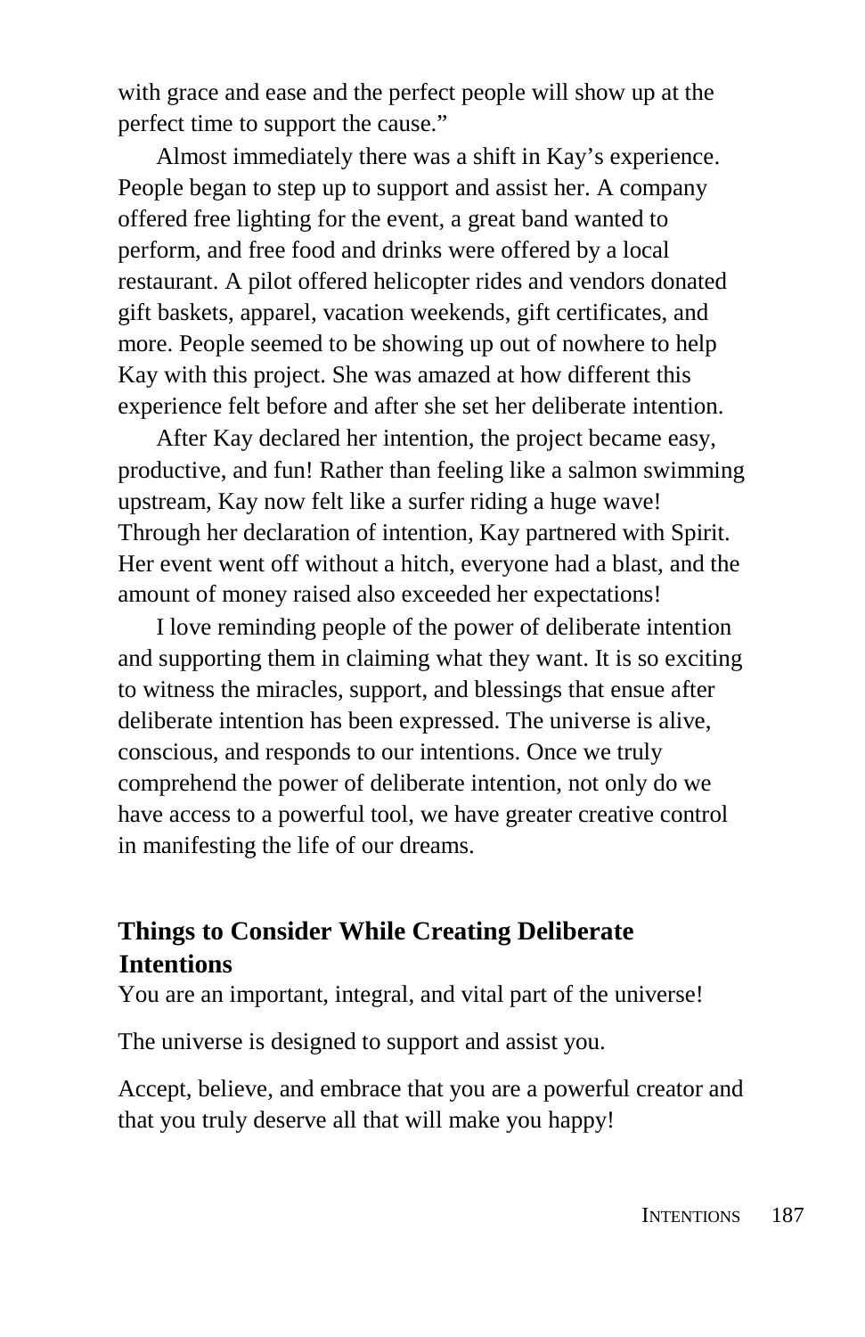with grace and ease and the perfect people will show up at the perfect time to support the cause."

Almost immediately there was a shift in Kay's experience. People began to step up to support and assist her. A company offered free lighting for the event, a great band wanted to perform, and free food and drinks were offered by a local restaurant. A pilot offered helicopter rides and vendors donated gift baskets, apparel, vacation weekends, gift certificates, and more. People seemed to be showing up out of nowhere to help Kay with this project. She was amazed at how different this experience felt before and after she set her deliberate intention.

After Kay declared her intention, the project became easy, productive, and fun! Rather than feeling like a salmon swimming upstream, Kay now felt like a surfer riding a huge wave! Through her declaration of intention, Kay partnered with Spirit. Her event went off without a hitch, everyone had a blast, and the amount of money raised also exceeded her expectations!

I love reminding people of the power of deliberate intention and supporting them in claiming what they want. It is so exciting to witness the miracles, support, and blessings that ensue after deliberate intention has been expressed. The universe is alive, conscious, and responds to our intentions. Once we truly comprehend the power of deliberate intention, not only do we have access to a powerful tool, we have greater creative control in manifesting the life of our dreams.

## Things to Consider While Creating Deliberate Intentions

You are an important, integral, and vital part of the universe!

The universe is designed to support and assist you.

Accept, believe, and embrace that you are a powerful creator and that you truly deserve all that will make you happy!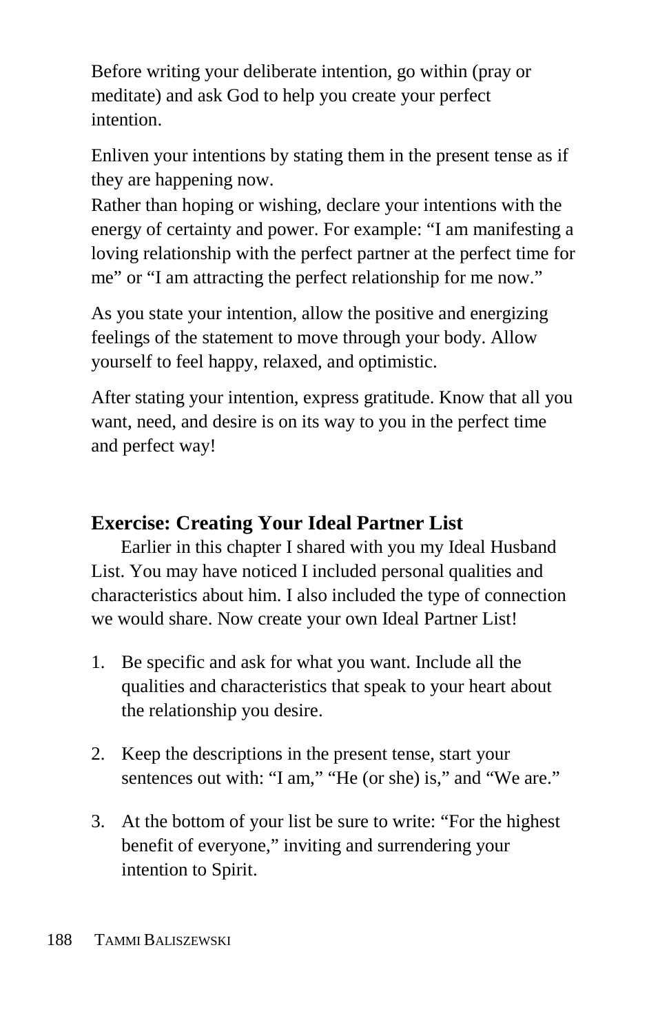Before writing your deliberate intention, go within (pray or meditate) and ask God to help you create your perfect intention.

Enliven your intentions by stating them in the present tense as if they are happening now.
Rather than hoping or wishing, declare your intentions with the energy of certainty and power. For example: "I am manifesting a loving relationship with the perfect partner at the perfect time for me" or "I am attracting the perfect relationship for me now."

As you state your intention, allow the positive and energizing feelings of the statement to move through your body. Allow yourself to feel happy, relaxed, and optimistic.

After stating your intention, express gratitude. Know that all you want, need, and desire is on its way to you in the perfect time and perfect way!

### Exercise: Creating Your Ideal Partner List

Earlier in this chapter I shared with you my Ideal Husband List. You may have noticed I included personal qualities and characteristics about him. I also included the type of connection we would share. Now create your own Ideal Partner List!

1. Be specific and ask for what you want. Include all the qualities and characteristics that speak to your heart about the relationship you desire.

2. Keep the descriptions in the present tense, start your sentences out with: "I am," "He (or she) is," and "We are."

3. At the bottom of your list be sure to write: "For the highest benefit of everyone," inviting and surrendering your intention to Spirit.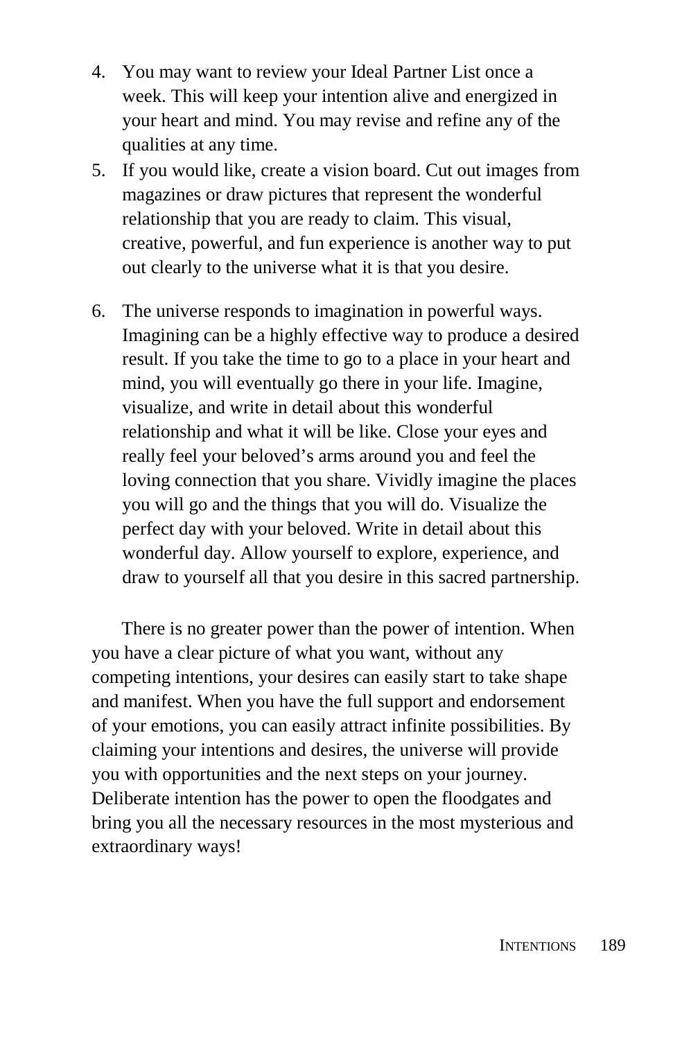4. You may want to review your Ideal Partner List once a week. This will keep your intention alive and energized in your heart and mind. You may revise and refine any of the qualities at any time.
5. If you would like, create a vision board. Cut out images from magazines or draw pictures that represent the wonderful relationship that you are ready to claim. This visual, creative, powerful, and fun experience is another way to put out clearly to the universe what it is that you desire.
6. The universe responds to imagination in powerful ways. Imagining can be a highly effective way to produce a desired result. If you take the time to go to a place in your heart and mind, you will eventually go there in your life. Imagine, visualize, and write in detail about this wonderful relationship and what it will be like. Close your eyes and really feel your beloved's arms around you and feel the loving connection that you share. Vividly imagine the places you will go and the things that you will do. Visualize the perfect day with your beloved. Write in detail about this wonderful day. Allow yourself to explore, experience, and draw to yourself all that you desire in this sacred partnership.

There is no greater power than the power of intention. When you have a clear picture of what you want, without any competing intentions, your desires can easily start to take shape and manifest. When you have the full support and endorsement of your emotions, you can easily attract infinite possibilities. By claiming your intentions and desires, the universe will provide you with opportunities and the next steps on your journey. Deliberate intention has the power to open the floodgates and bring you all the necessary resources in the most mysterious and extraordinary ways!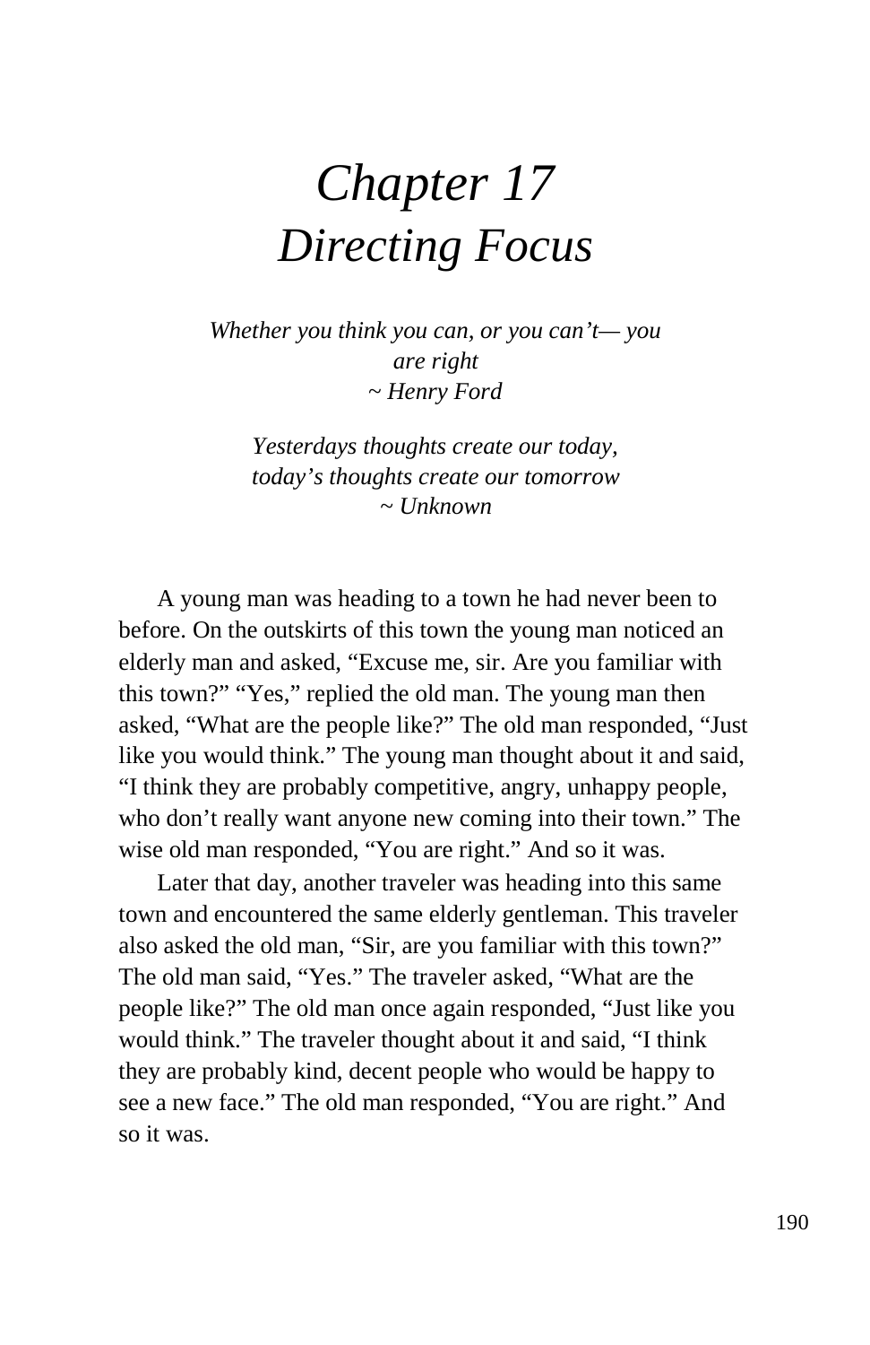# *Chapter 17*
# *Directing Focus*

*Whether you think you can, or you can't— you are right*
*~ Henry Ford*

*Yesterdays thoughts create our today, today's thoughts create our tomorrow*
*~ Unknown*

A young man was heading to a town he had never been to before. On the outskirts of this town the young man noticed an elderly man and asked, "Excuse me, sir. Are you familiar with this town?" "Yes," replied the old man. The young man then asked, "What are the people like?" The old man responded, "Just like you would think." The young man thought about it and said, "I think they are probably competitive, angry, unhappy people, who don't really want anyone new coming into their town." The wise old man responded, "You are right." And so it was.

Later that day, another traveler was heading into this same town and encountered the same elderly gentleman. This traveler also asked the old man, "Sir, are you familiar with this town?" The old man said, "Yes." The traveler asked, "What are the people like?" The old man once again responded, "Just like you would think." The traveler thought about it and said, "I think they are probably kind, decent people who would be happy to see a new face." The old man responded, "You are right." And so it was.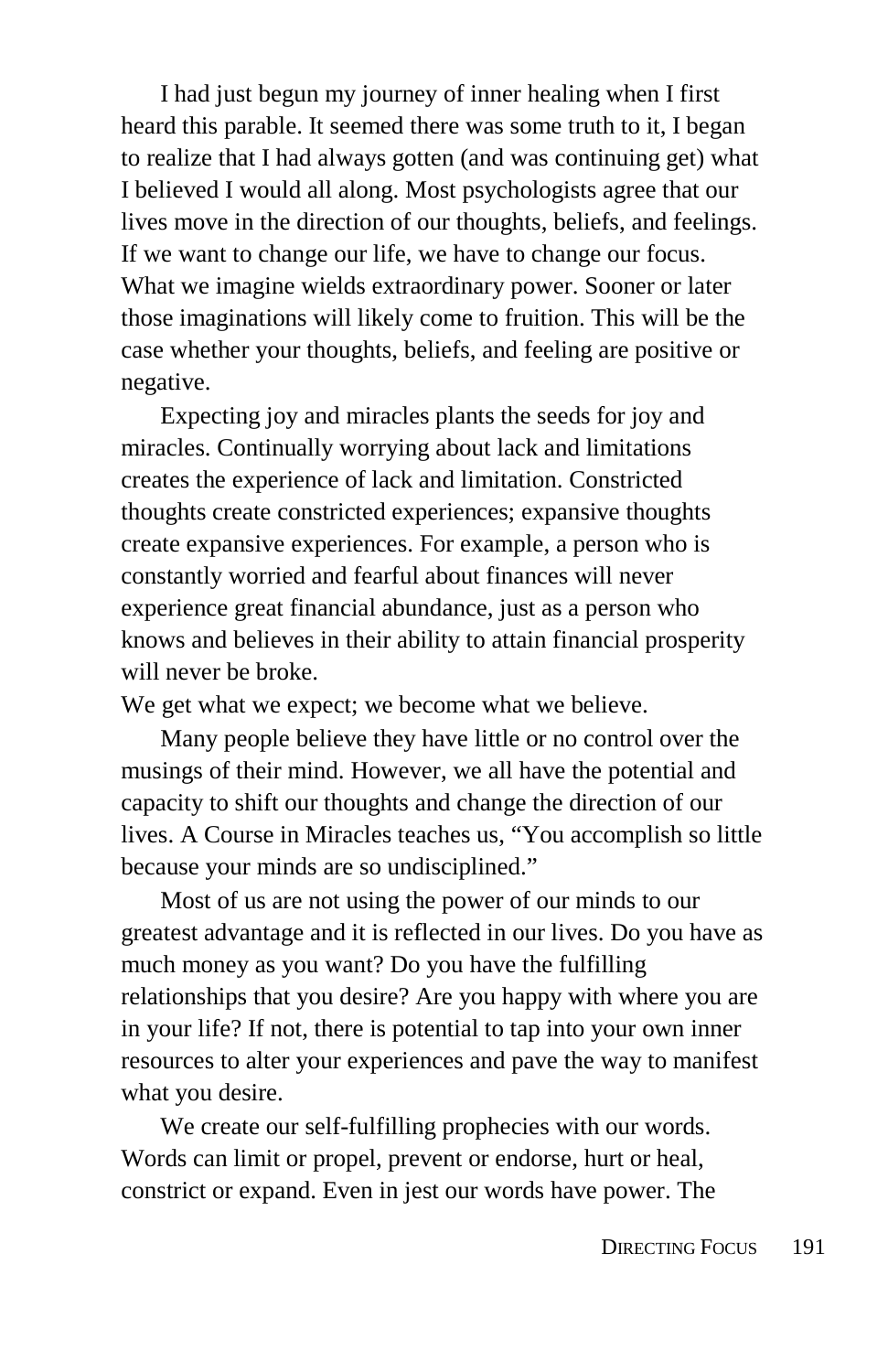I had just begun my journey of inner healing when I first heard this parable. It seemed there was some truth to it, I began to realize that I had always gotten (and was continuing get) what I believed I would all along. Most psychologists agree that our lives move in the direction of our thoughts, beliefs, and feelings. If we want to change our life, we have to change our focus. What we imagine wields extraordinary power. Sooner or later those imaginations will likely come to fruition. This will be the case whether your thoughts, beliefs, and feeling are positive or negative.

Expecting joy and miracles plants the seeds for joy and miracles. Continually worrying about lack and limitations creates the experience of lack and limitation. Constricted thoughts create constricted experiences; expansive thoughts create expansive experiences. For example, a person who is constantly worried and fearful about finances will never experience great financial abundance, just as a person who knows and believes in their ability to attain financial prosperity will never be broke.

We get what we expect; we become what we believe.

Many people believe they have little or no control over the musings of their mind. However, we all have the potential and capacity to shift our thoughts and change the direction of our lives. A Course in Miracles teaches us, "You accomplish so little because your minds are so undisciplined."

Most of us are not using the power of our minds to our greatest advantage and it is reflected in our lives. Do you have as much money as you want? Do you have the fulfilling relationships that you desire? Are you happy with where you are in your life? If not, there is potential to tap into your own inner resources to alter your experiences and pave the way to manifest what you desire.

We create our self-fulfilling prophecies with our words. Words can limit or propel, prevent or endorse, hurt or heal, constrict or expand. Even in jest our words have power. The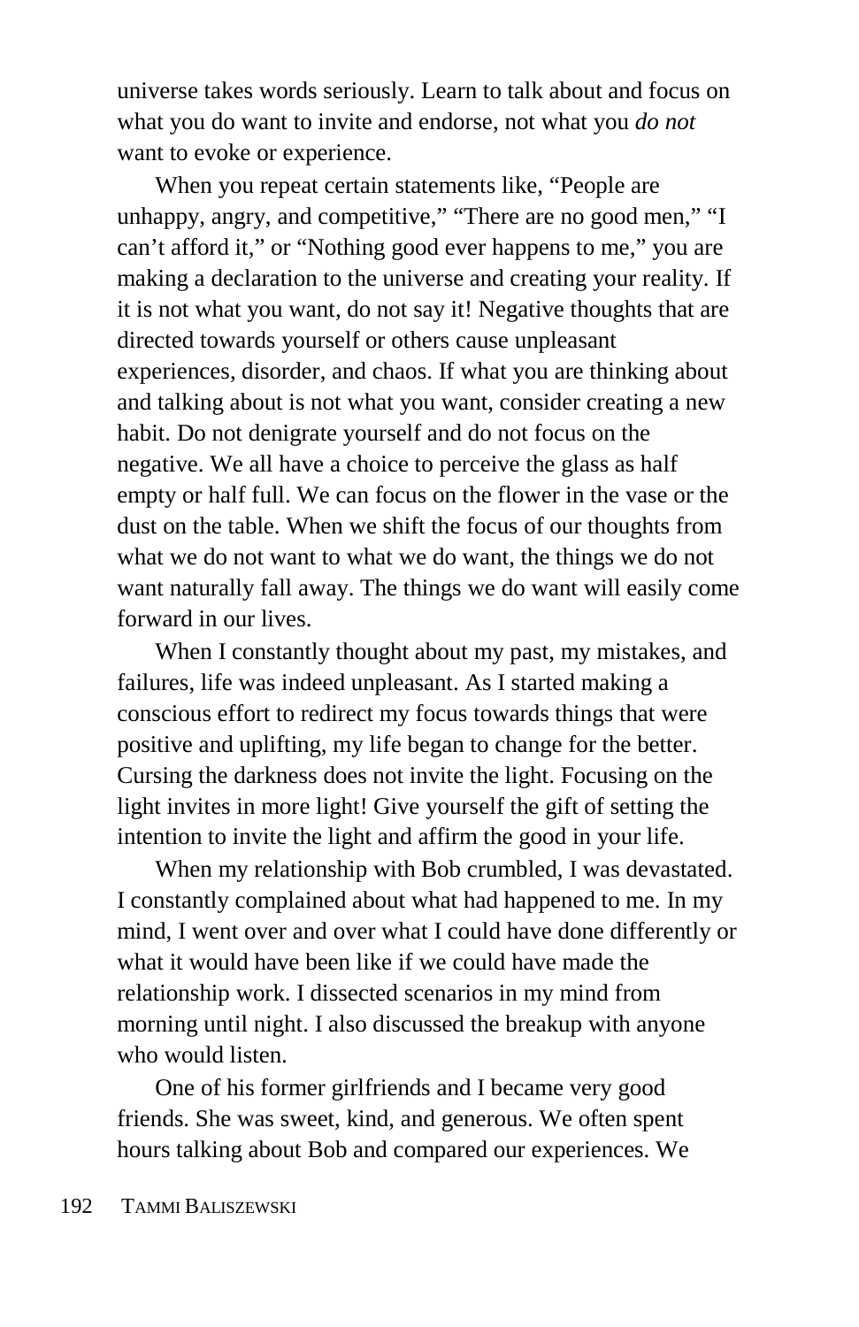universe takes words seriously. Learn to talk about and focus on what you do want to invite and endorse, not what you *do not* want to evoke or experience.

When you repeat certain statements like, "People are unhappy, angry, and competitive," "There are no good men," "I can't afford it," or "Nothing good ever happens to me," you are making a declaration to the universe and creating your reality. If it is not what you want, do not say it! Negative thoughts that are directed towards yourself or others cause unpleasant experiences, disorder, and chaos. If what you are thinking about and talking about is not what you want, consider creating a new habit. Do not denigrate yourself and do not focus on the negative. We all have a choice to perceive the glass as half empty or half full. We can focus on the flower in the vase or the dust on the table. When we shift the focus of our thoughts from what we do not want to what we do want, the things we do not want naturally fall away. The things we do want will easily come forward in our lives.

When I constantly thought about my past, my mistakes, and failures, life was indeed unpleasant. As I started making a conscious effort to redirect my focus towards things that were positive and uplifting, my life began to change for the better. Cursing the darkness does not invite the light. Focusing on the light invites in more light! Give yourself the gift of setting the intention to invite the light and affirm the good in your life.

When my relationship with Bob crumbled, I was devastated. I constantly complained about what had happened to me. In my mind, I went over and over what I could have done differently or what it would have been like if we could have made the relationship work. I dissected scenarios in my mind from morning until night. I also discussed the breakup with anyone who would listen.

One of his former girlfriends and I became very good friends. She was sweet, kind, and generous. We often spent hours talking about Bob and compared our experiences. We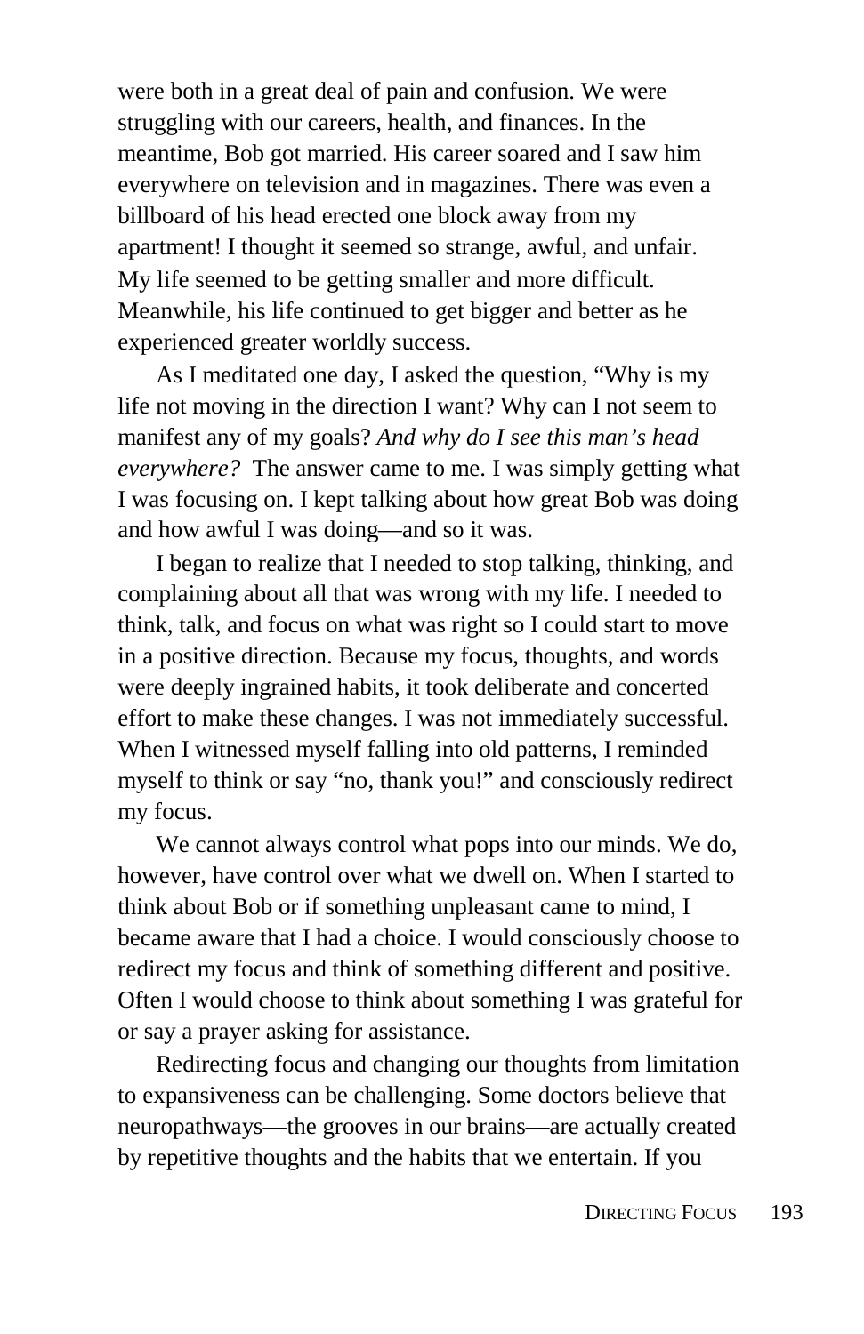were both in a great deal of pain and confusion. We were struggling with our careers, health, and finances. In the meantime, Bob got married. His career soared and I saw him everywhere on television and in magazines. There was even a billboard of his head erected one block away from my apartment! I thought it seemed so strange, awful, and unfair. My life seemed to be getting smaller and more difficult. Meanwhile, his life continued to get bigger and better as he experienced greater worldly success.

As I meditated one day, I asked the question, "Why is my life not moving in the direction I want? Why can I not seem to manifest any of my goals? *And why do I see this man's head everywhere?* The answer came to me. I was simply getting what I was focusing on. I kept talking about how great Bob was doing and how awful I was doing—and so it was.

I began to realize that I needed to stop talking, thinking, and complaining about all that was wrong with my life. I needed to think, talk, and focus on what was right so I could start to move in a positive direction. Because my focus, thoughts, and words were deeply ingrained habits, it took deliberate and concerted effort to make these changes. I was not immediately successful. When I witnessed myself falling into old patterns, I reminded myself to think or say "no, thank you!" and consciously redirect my focus.

We cannot always control what pops into our minds. We do, however, have control over what we dwell on. When I started to think about Bob or if something unpleasant came to mind, I became aware that I had a choice. I would consciously choose to redirect my focus and think of something different and positive. Often I would choose to think about something I was grateful for or say a prayer asking for assistance.

Redirecting focus and changing our thoughts from limitation to expansiveness can be challenging. Some doctors believe that neuropathways—the grooves in our brains—are actually created by repetitive thoughts and the habits that we entertain. If you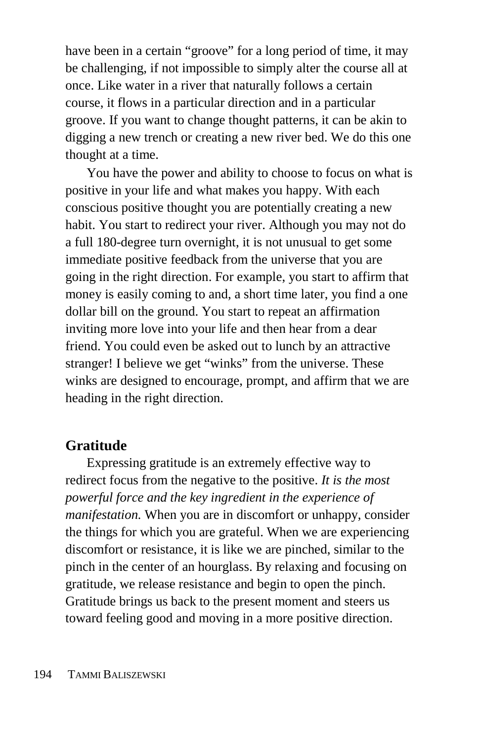have been in a certain "groove" for a long period of time, it may be challenging, if not impossible to simply alter the course all at once. Like water in a river that naturally follows a certain course, it flows in a particular direction and in a particular groove. If you want to change thought patterns, it can be akin to digging a new trench or creating a new river bed. We do this one thought at a time.

You have the power and ability to choose to focus on what is positive in your life and what makes you happy. With each conscious positive thought you are potentially creating a new habit. You start to redirect your river. Although you may not do a full 180-degree turn overnight, it is not unusual to get some immediate positive feedback from the universe that you are going in the right direction. For example, you start to affirm that money is easily coming to and, a short time later, you find a one dollar bill on the ground. You start to repeat an affirmation inviting more love into your life and then hear from a dear friend. You could even be asked out to lunch by an attractive stranger! I believe we get "winks" from the universe. These winks are designed to encourage, prompt, and affirm that we are heading in the right direction.

## Gratitude

Expressing gratitude is an extremely effective way to redirect focus from the negative to the positive. *It is the most powerful force and the key ingredient in the experience of manifestation.* When you are in discomfort or unhappy, consider the things for which you are grateful. When we are experiencing discomfort or resistance, it is like we are pinched, similar to the pinch in the center of an hourglass. By relaxing and focusing on gratitude, we release resistance and begin to open the pinch. Gratitude brings us back to the present moment and steers us toward feeling good and moving in a more positive direction.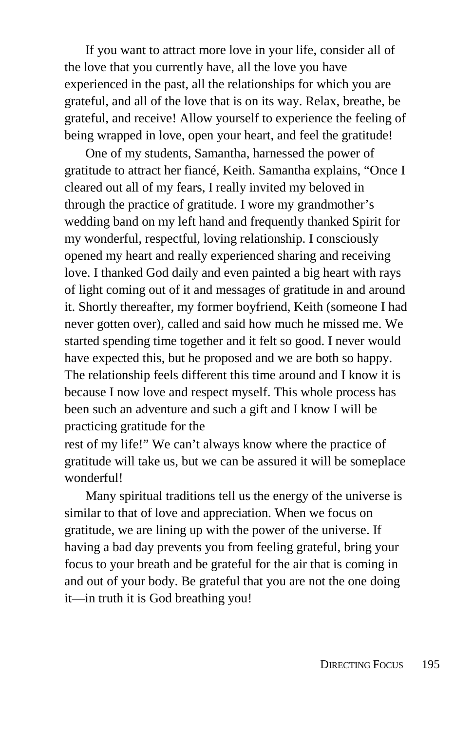If you want to attract more love in your life, consider all of the love that you currently have, all the love you have experienced in the past, all the relationships for which you are grateful, and all of the love that is on its way. Relax, breathe, be grateful, and receive! Allow yourself to experience the feeling of being wrapped in love, open your heart, and feel the gratitude!

One of my students, Samantha, harnessed the power of gratitude to attract her fiancé, Keith. Samantha explains, "Once I cleared out all of my fears, I really invited my beloved in through the practice of gratitude. I wore my grandmother's wedding band on my left hand and frequently thanked Spirit for my wonderful, respectful, loving relationship. I consciously opened my heart and really experienced sharing and receiving love. I thanked God daily and even painted a big heart with rays of light coming out of it and messages of gratitude in and around it. Shortly thereafter, my former boyfriend, Keith (someone I had never gotten over), called and said how much he missed me. We started spending time together and it felt so good. I never would have expected this, but he proposed and we are both so happy. The relationship feels different this time around and I know it is because I now love and respect myself. This whole process has been such an adventure and such a gift and I know I will be practicing gratitude for the rest of my life!" We can't always know where the practice of gratitude will take us, but we can be assured it will be someplace wonderful!

Many spiritual traditions tell us the energy of the universe is similar to that of love and appreciation. When we focus on gratitude, we are lining up with the power of the universe. If having a bad day prevents you from feeling grateful, bring your focus to your breath and be grateful for the air that is coming in and out of your body. Be grateful that you are not the one doing it—in truth it is God breathing you!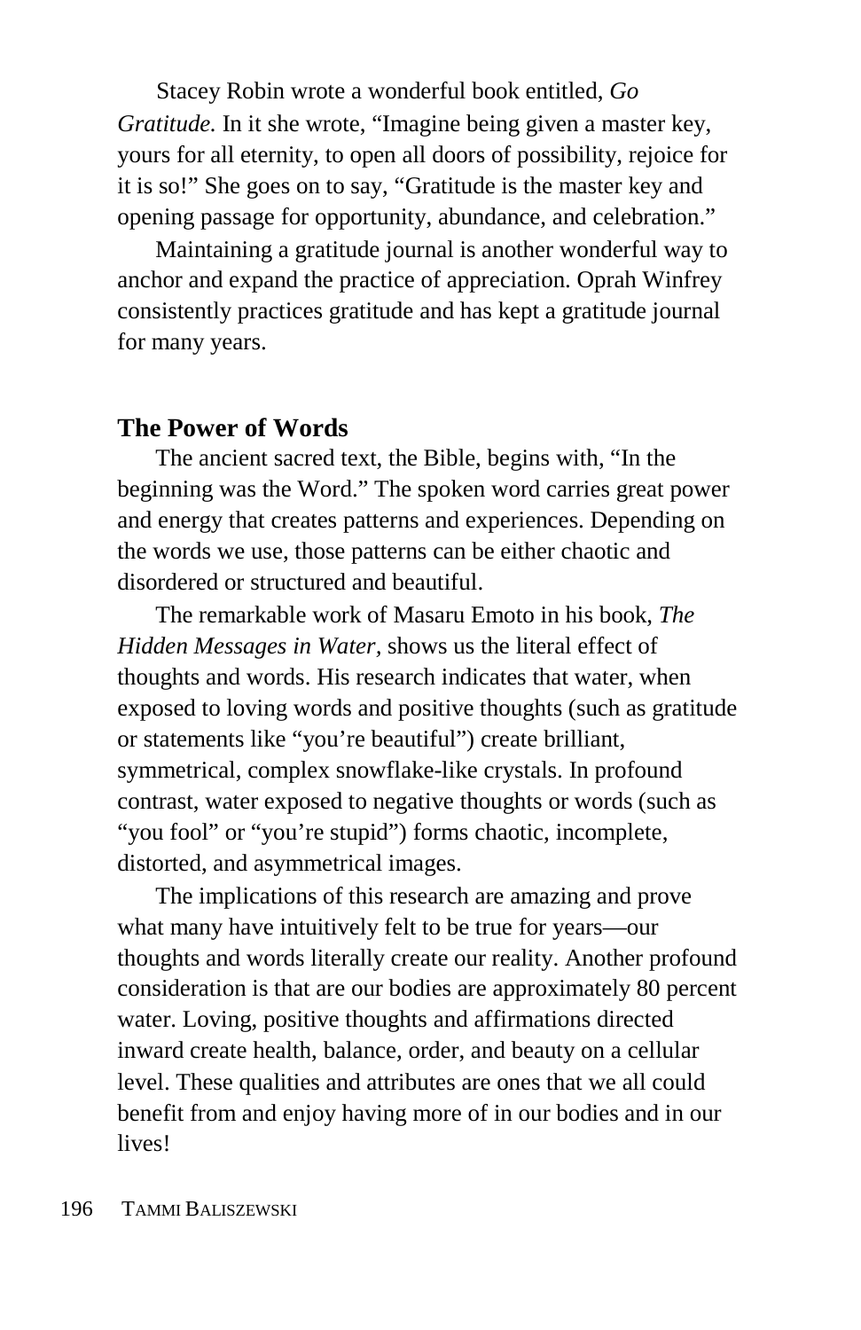Stacey Robin wrote a wonderful book entitled, *Go Gratitude.* In it she wrote, “Imagine being given a master key, yours for all eternity, to open all doors of possibility, rejoice for it is so!” She goes on to say, “Gratitude is the master key and opening passage for opportunity, abundance, and celebration.”

Maintaining a gratitude journal is another wonderful way to anchor and expand the practice of appreciation. Oprah Winfrey consistently practices gratitude and has kept a gratitude journal for many years.

## The Power of Words

The ancient sacred text, the Bible, begins with, “In the beginning was the Word.” The spoken word carries great power and energy that creates patterns and experiences. Depending on the words we use, those patterns can be either chaotic and disordered or structured and beautiful.

The remarkable work of Masaru Emoto in his book, *The Hidden Messages in Water*, shows us the literal effect of thoughts and words. His research indicates that water, when exposed to loving words and positive thoughts (such as gratitude or statements like “you’re beautiful”) create brilliant, symmetrical, complex snowflake-like crystals. In profound contrast, water exposed to negative thoughts or words (such as “you fool” or “you’re stupid”) forms chaotic, incomplete, distorted, and asymmetrical images.

The implications of this research are amazing and prove what many have intuitively felt to be true for years—our thoughts and words literally create our reality. Another profound consideration is that are our bodies are approximately 80 percent water. Loving, positive thoughts and affirmations directed inward create health, balance, order, and beauty on a cellular level. These qualities and attributes are ones that we all could benefit from and enjoy having more of in our bodies and in our lives!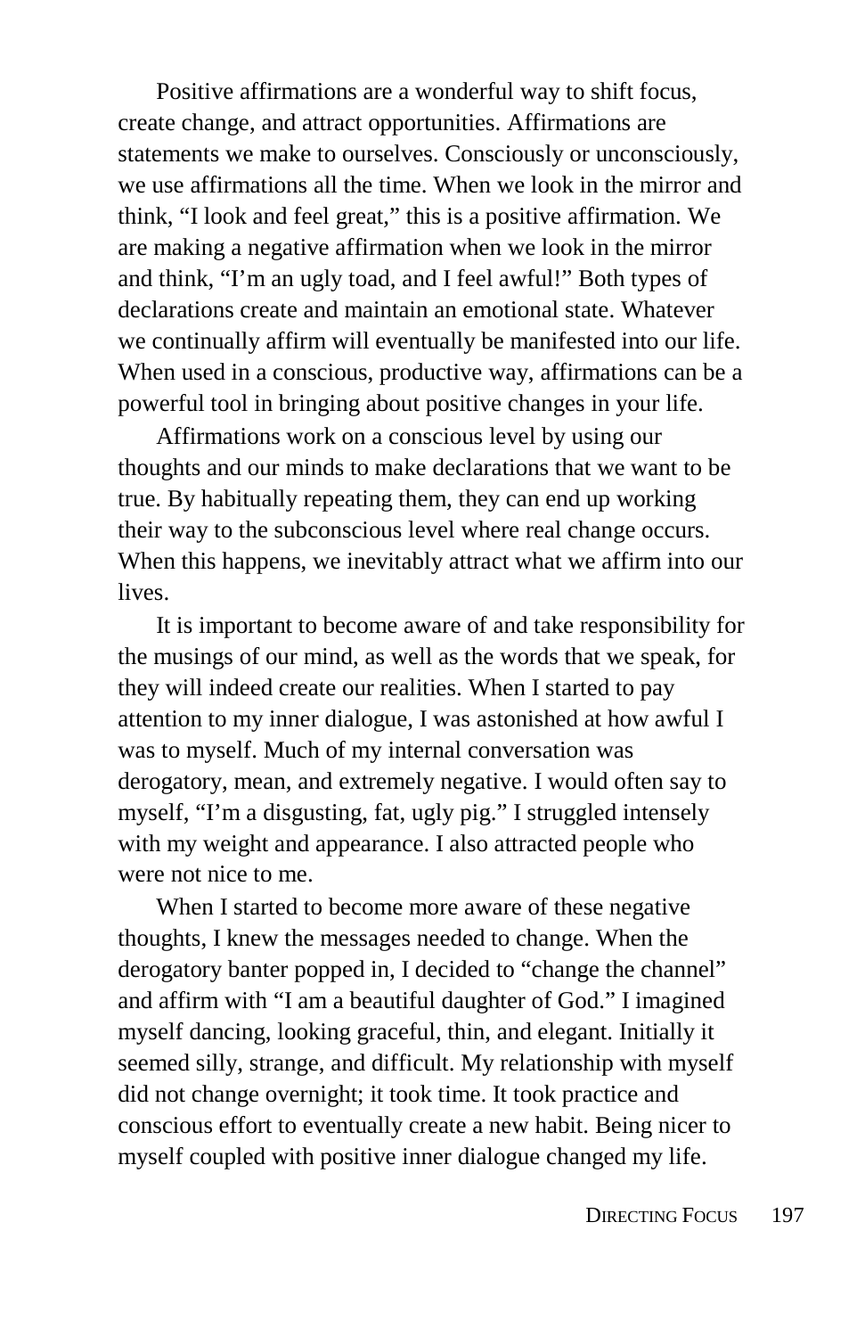Positive affirmations are a wonderful way to shift focus, create change, and attract opportunities. Affirmations are statements we make to ourselves. Consciously or unconsciously, we use affirmations all the time. When we look in the mirror and think, "I look and feel great," this is a positive affirmation. We are making a negative affirmation when we look in the mirror and think, "I'm an ugly toad, and I feel awful!" Both types of declarations create and maintain an emotional state. Whatever we continually affirm will eventually be manifested into our life. When used in a conscious, productive way, affirmations can be a powerful tool in bringing about positive changes in your life.

Affirmations work on a conscious level by using our thoughts and our minds to make declarations that we want to be true. By habitually repeating them, they can end up working their way to the subconscious level where real change occurs. When this happens, we inevitably attract what we affirm into our lives.

It is important to become aware of and take responsibility for the musings of our mind, as well as the words that we speak, for they will indeed create our realities. When I started to pay attention to my inner dialogue, I was astonished at how awful I was to myself. Much of my internal conversation was derogatory, mean, and extremely negative. I would often say to myself, "I'm a disgusting, fat, ugly pig." I struggled intensely with my weight and appearance. I also attracted people who were not nice to me.

When I started to become more aware of these negative thoughts, I knew the messages needed to change. When the derogatory banter popped in, I decided to "change the channel" and affirm with "I am a beautiful daughter of God." I imagined myself dancing, looking graceful, thin, and elegant. Initially it seemed silly, strange, and difficult. My relationship with myself did not change overnight; it took time. It took practice and conscious effort to eventually create a new habit. Being nicer to myself coupled with positive inner dialogue changed my life.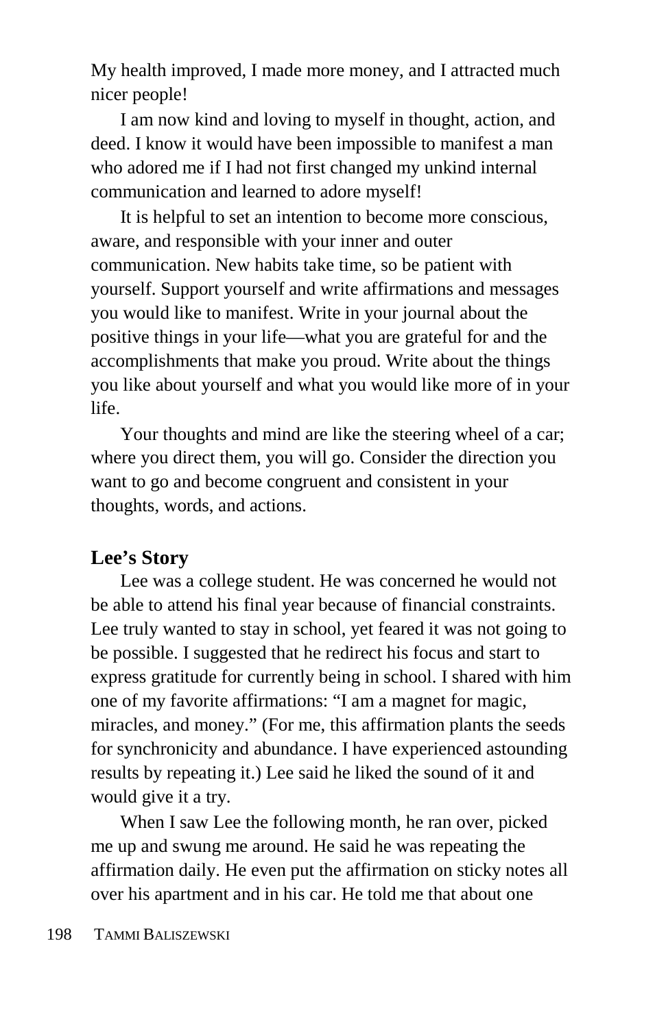My health improved, I made more money, and I attracted much nicer people!

I am now kind and loving to myself in thought, action, and deed. I know it would have been impossible to manifest a man who adored me if I had not first changed my unkind internal communication and learned to adore myself!

It is helpful to set an intention to become more conscious, aware, and responsible with your inner and outer communication. New habits take time, so be patient with yourself. Support yourself and write affirmations and messages you would like to manifest. Write in your journal about the positive things in your life—what you are grateful for and the accomplishments that make you proud. Write about the things you like about yourself and what you would like more of in your life.

Your thoughts and mind are like the steering wheel of a car; where you direct them, you will go. Consider the direction you want to go and become congruent and consistent in your thoughts, words, and actions.

### Lee's Story

Lee was a college student. He was concerned he would not be able to attend his final year because of financial constraints. Lee truly wanted to stay in school, yet feared it was not going to be possible. I suggested that he redirect his focus and start to express gratitude for currently being in school. I shared with him one of my favorite affirmations: "I am a magnet for magic, miracles, and money." (For me, this affirmation plants the seeds for synchronicity and abundance. I have experienced astounding results by repeating it.) Lee said he liked the sound of it and would give it a try.

When I saw Lee the following month, he ran over, picked me up and swung me around. He said he was repeating the affirmation daily. He even put the affirmation on sticky notes all over his apartment and in his car. He told me that about one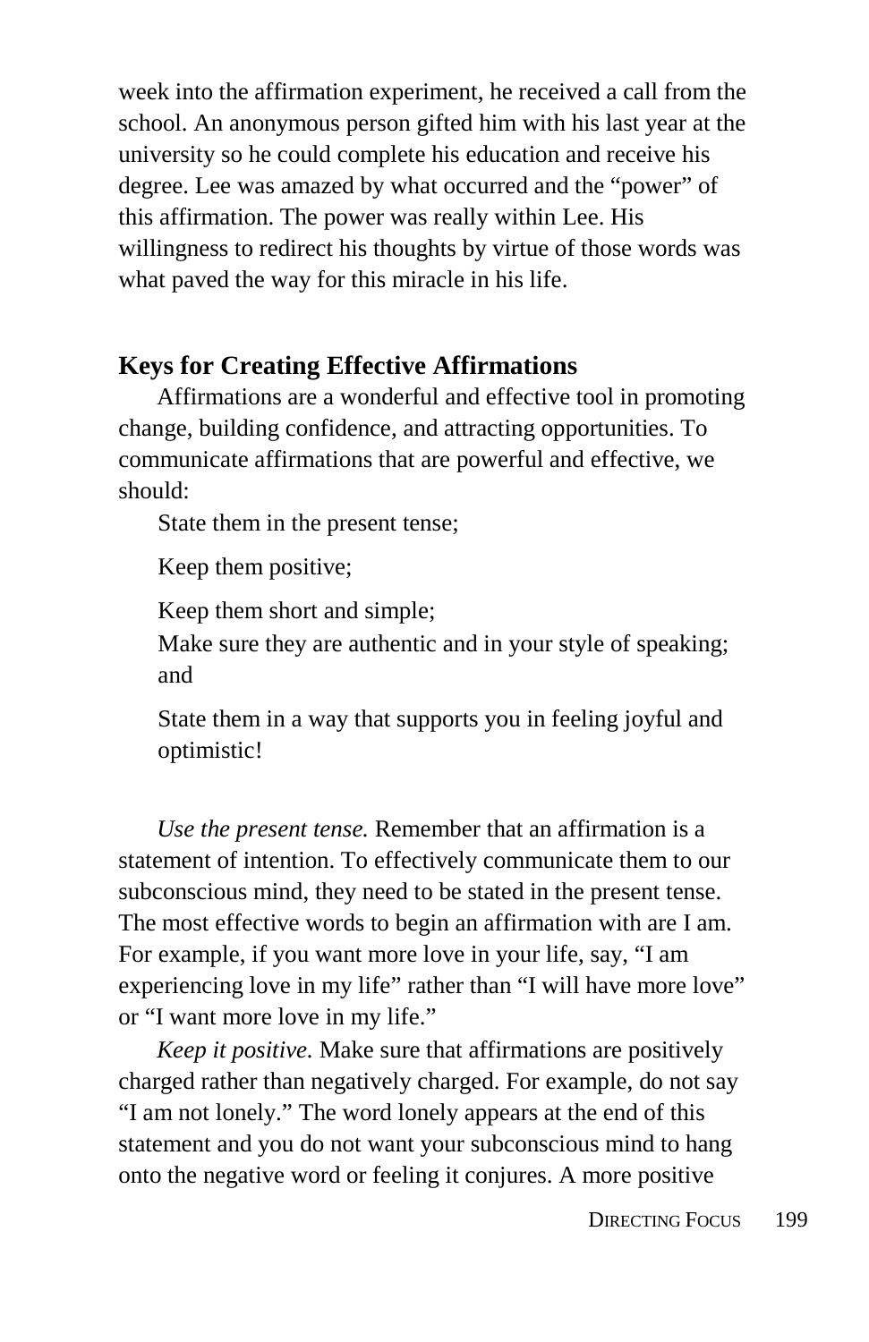week into the affirmation experiment, he received a call from the school. An anonymous person gifted him with his last year at the university so he could complete his education and receive his degree. Lee was amazed by what occurred and the "power" of this affirmation. The power was really within Lee. His willingness to redirect his thoughts by virtue of those words was what paved the way for this miracle in his life.

## Keys for Creating Effective Affirmations

Affirmations are a wonderful and effective tool in promoting change, building confidence, and attracting opportunities. To communicate affirmations that are powerful and effective, we should:

- State them in the present tense;
- Keep them positive;
- Keep them short and simple;
- Make sure they are authentic and in your style of speaking; and
- State them in a way that supports you in feeling joyful and optimistic!

*Use the present tense.* Remember that an affirmation is a statement of intention. To effectively communicate them to our subconscious mind, they need to be stated in the present tense. The most effective words to begin an affirmation with are I am. For example, if you want more love in your life, say, "I am experiencing love in my life" rather than "I will have more love" or "I want more love in my life."

*Keep it positive.* Make sure that affirmations are positively charged rather than negatively charged. For example, do not say "I am not lonely." The word lonely appears at the end of this statement and you do not want your subconscious mind to hang onto the negative word or feeling it conjures. A more positive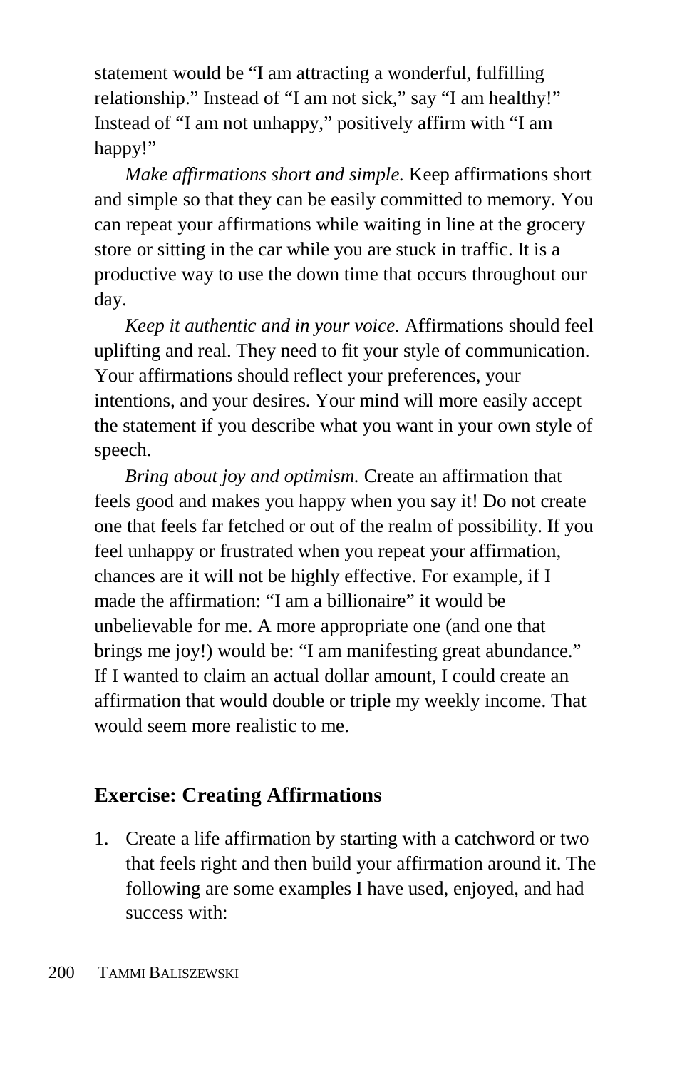statement would be "I am attracting a wonderful, fulfilling relationship." Instead of "I am not sick," say "I am healthy!" Instead of "I am not unhappy," positively affirm with "I am happy!"

*Make affirmations short and simple.* Keep affirmations short and simple so that they can be easily committed to memory. You can repeat your affirmations while waiting in line at the grocery store or sitting in the car while you are stuck in traffic. It is a productive way to use the down time that occurs throughout our day.

*Keep it authentic and in your voice.* Affirmations should feel uplifting and real. They need to fit your style of communication. Your affirmations should reflect your preferences, your intentions, and your desires. Your mind will more easily accept the statement if you describe what you want in your own style of speech.

*Bring about joy and optimism.* Create an affirmation that feels good and makes you happy when you say it! Do not create one that feels far fetched or out of the realm of possibility. If you feel unhappy or frustrated when you repeat your affirmation, chances are it will not be highly effective. For example, if I made the affirmation: "I am a billionaire" it would be unbelievable for me. A more appropriate one (and one that brings me joy!) would be: "I am manifesting great abundance." If I wanted to claim an actual dollar amount, I could create an affirmation that would double or triple my weekly income. That would seem more realistic to me.

## Exercise: Creating Affirmations

1. Create a life affirmation by starting with a catchword or two that feels right and then build your affirmation around it. The following are some examples I have used, enjoyed, and had success with: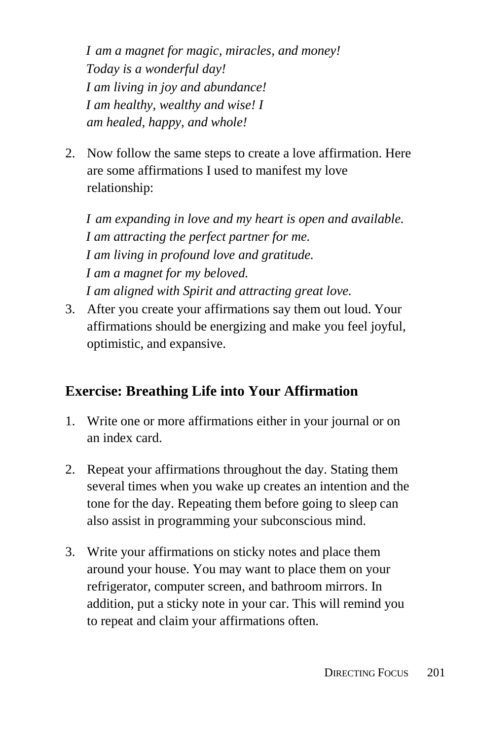*I am a magnet for magic, miracles, and money!*
*Today is a wonderful day!*
*I am living in joy and abundance!*
*I am healthy, wealthy and wise! I am healed, happy, and whole!*

2. Now follow the same steps to create a love affirmation. Here are some affirmations I used to manifest my love relationship:

   *I am expanding in love and my heart is open and available.*
   *I am attracting the perfect partner for me.*
   *I am living in profound love and gratitude.*
   *I am a magnet for my beloved.*
   *I am aligned with Spirit and attracting great love.*

3. After you create your affirmations say them out loud. Your affirmations should be energizing and make you feel joyful, optimistic, and expansive.

## Exercise: Breathing Life into Your Affirmation

1. Write one or more affirmations either in your journal or on an index card.

2. Repeat your affirmations throughout the day. Stating them several times when you wake up creates an intention and the tone for the day. Repeating them before going to sleep can also assist in programming your subconscious mind.

3. Write your affirmations on sticky notes and place them around your house. You may want to place them on your refrigerator, computer screen, and bathroom mirrors. In addition, put a sticky note in your car. This will remind you to repeat and claim your affirmations often.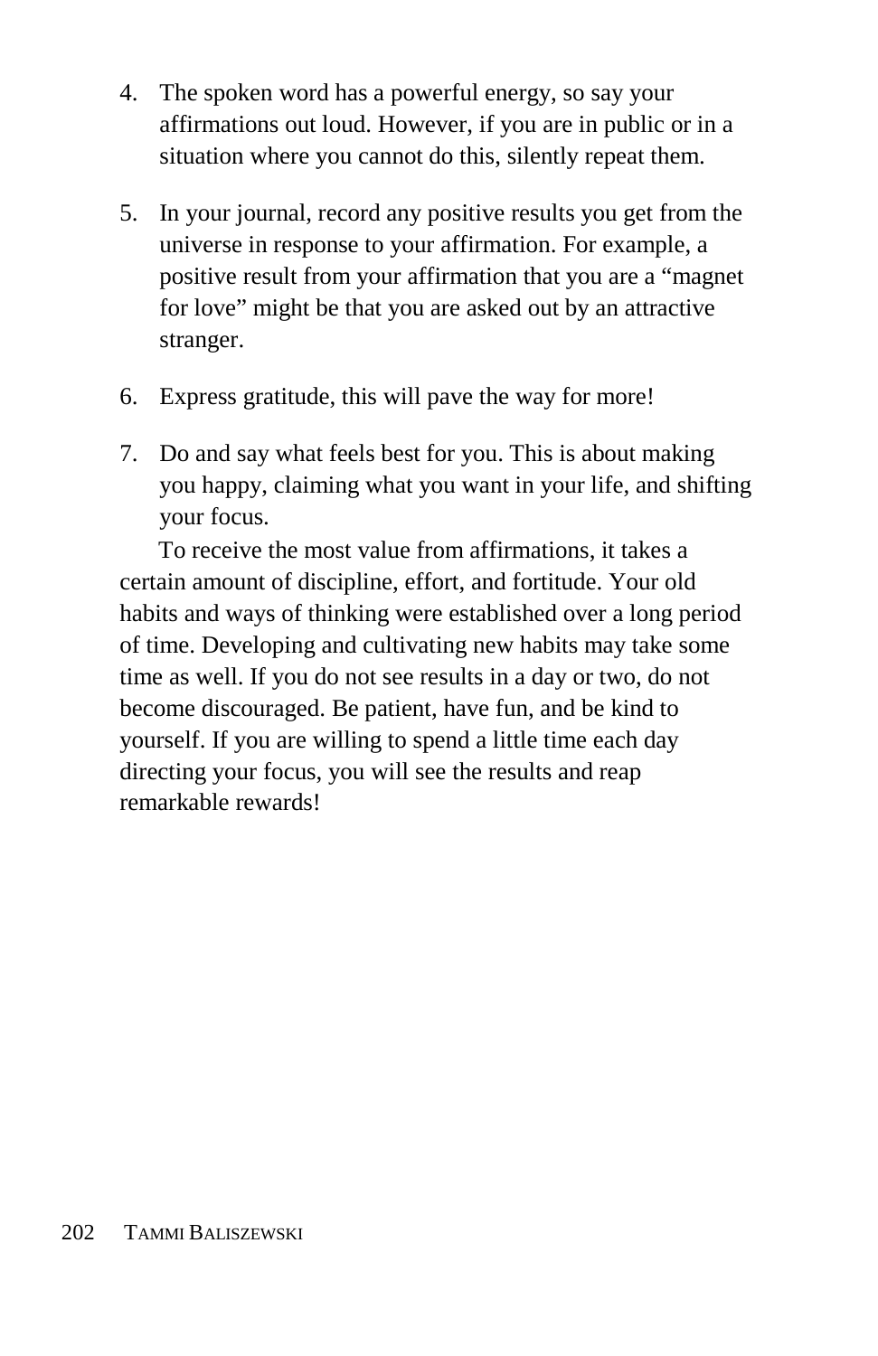4. The spoken word has a powerful energy, so say your affirmations out loud. However, if you are in public or in a situation where you cannot do this, silently repeat them.

5. In your journal, record any positive results you get from the universe in response to your affirmation. For example, a positive result from your affirmation that you are a "magnet for love" might be that you are asked out by an attractive stranger.

6. Express gratitude, this will pave the way for more!

7. Do and say what feels best for you. This is about making you happy, claiming what you want in your life, and shifting your focus.

To receive the most value from affirmations, it takes a certain amount of discipline, effort, and fortitude. Your old habits and ways of thinking were established over a long period of time. Developing and cultivating new habits may take some time as well. If you do not see results in a day or two, do not become discouraged. Be patient, have fun, and be kind to yourself. If you are willing to spend a little time each day directing your focus, you will see the results and reap remarkable rewards!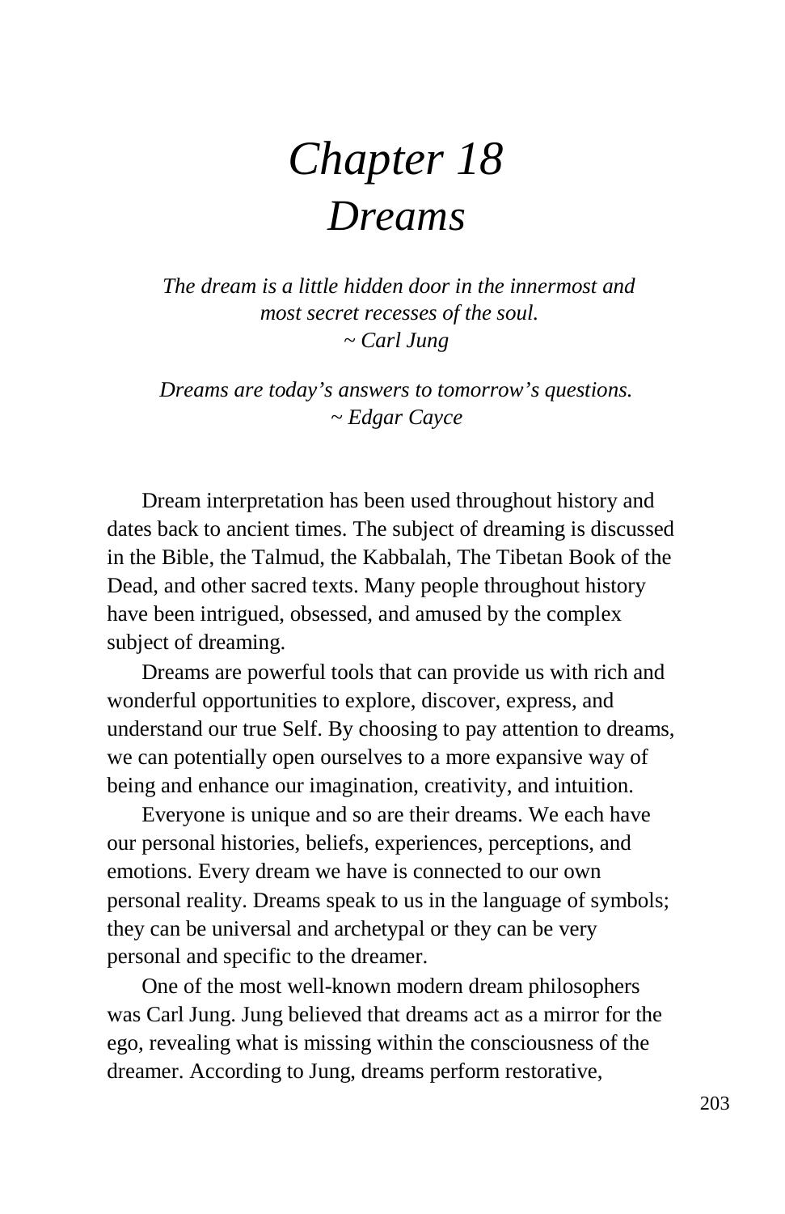# *Chapter 18*
# *Dreams*

*The dream is a little hidden door in the innermost and most secret recesses of the soul.*
*~ Carl Jung*

*Dreams are today's answers to tomorrow's questions.*
*~ Edgar Cayce*

Dream interpretation has been used throughout history and dates back to ancient times. The subject of dreaming is discussed in the Bible, the Talmud, the Kabbalah, The Tibetan Book of the Dead, and other sacred texts. Many people throughout history have been intrigued, obsessed, and amused by the complex subject of dreaming.

Dreams are powerful tools that can provide us with rich and wonderful opportunities to explore, discover, express, and understand our true Self. By choosing to pay attention to dreams, we can potentially open ourselves to a more expansive way of being and enhance our imagination, creativity, and intuition.

Everyone is unique and so are their dreams. We each have our personal histories, beliefs, experiences, perceptions, and emotions. Every dream we have is connected to our own personal reality. Dreams speak to us in the language of symbols; they can be universal and archetypal or they can be very personal and specific to the dreamer.

One of the most well-known modern dream philosophers was Carl Jung. Jung believed that dreams act as a mirror for the ego, revealing what is missing within the consciousness of the dreamer. According to Jung, dreams perform restorative,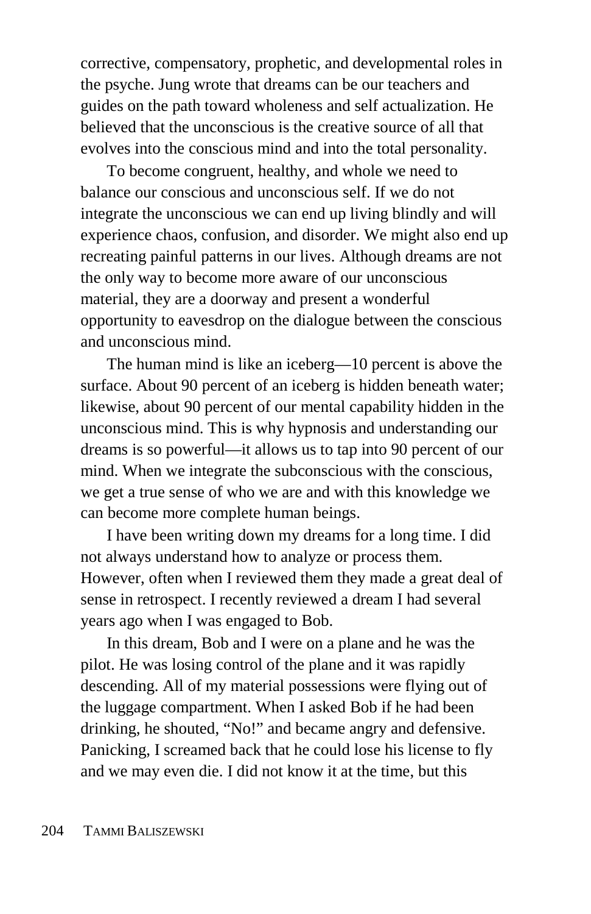corrective, compensatory, prophetic, and developmental roles in the psyche. Jung wrote that dreams can be our teachers and guides on the path toward wholeness and self actualization. He believed that the unconscious is the creative source of all that evolves into the conscious mind and into the total personality.

To become congruent, healthy, and whole we need to balance our conscious and unconscious self. If we do not integrate the unconscious we can end up living blindly and will experience chaos, confusion, and disorder. We might also end up recreating painful patterns in our lives. Although dreams are not the only way to become more aware of our unconscious material, they are a doorway and present a wonderful opportunity to eavesdrop on the dialogue between the conscious and unconscious mind.

The human mind is like an iceberg—10 percent is above the surface. About 90 percent of an iceberg is hidden beneath water; likewise, about 90 percent of our mental capability hidden in the unconscious mind. This is why hypnosis and understanding our dreams is so powerful—it allows us to tap into 90 percent of our mind. When we integrate the subconscious with the conscious, we get a true sense of who we are and with this knowledge we can become more complete human beings.

I have been writing down my dreams for a long time. I did not always understand how to analyze or process them. However, often when I reviewed them they made a great deal of sense in retrospect. I recently reviewed a dream I had several years ago when I was engaged to Bob.

In this dream, Bob and I were on a plane and he was the pilot. He was losing control of the plane and it was rapidly descending. All of my material possessions were flying out of the luggage compartment. When I asked Bob if he had been drinking, he shouted, "No!" and became angry and defensive. Panicking, I screamed back that he could lose his license to fly and we may even die. I did not know it at the time, but this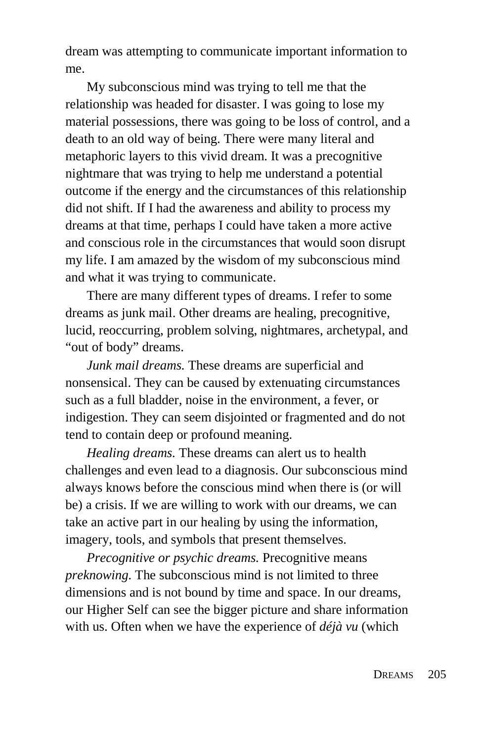dream was attempting to communicate important information to me.

My subconscious mind was trying to tell me that the relationship was headed for disaster. I was going to lose my material possessions, there was going to be loss of control, and a death to an old way of being. There were many literal and metaphoric layers to this vivid dream. It was a precognitive nightmare that was trying to help me understand a potential outcome if the energy and the circumstances of this relationship did not shift. If I had the awareness and ability to process my dreams at that time, perhaps I could have taken a more active and conscious role in the circumstances that would soon disrupt my life. I am amazed by the wisdom of my subconscious mind and what it was trying to communicate.

There are many different types of dreams. I refer to some dreams as junk mail. Other dreams are healing, precognitive, lucid, reoccurring, problem solving, nightmares, archetypal, and "out of body" dreams.

*Junk mail dreams.* These dreams are superficial and nonsensical. They can be caused by extenuating circumstances such as a full bladder, noise in the environment, a fever, or indigestion. They can seem disjointed or fragmented and do not tend to contain deep or profound meaning.

*Healing dreams.* These dreams can alert us to health challenges and even lead to a diagnosis. Our subconscious mind always knows before the conscious mind when there is (or will be) a crisis. If we are willing to work with our dreams, we can take an active part in our healing by using the information, imagery, tools, and symbols that present themselves.

*Precognitive or psychic dreams.* Precognitive means *preknowing.* The subconscious mind is not limited to three dimensions and is not bound by time and space. In our dreams, our Higher Self can see the bigger picture and share information with us. Often when we have the experience of *déjà vu* (which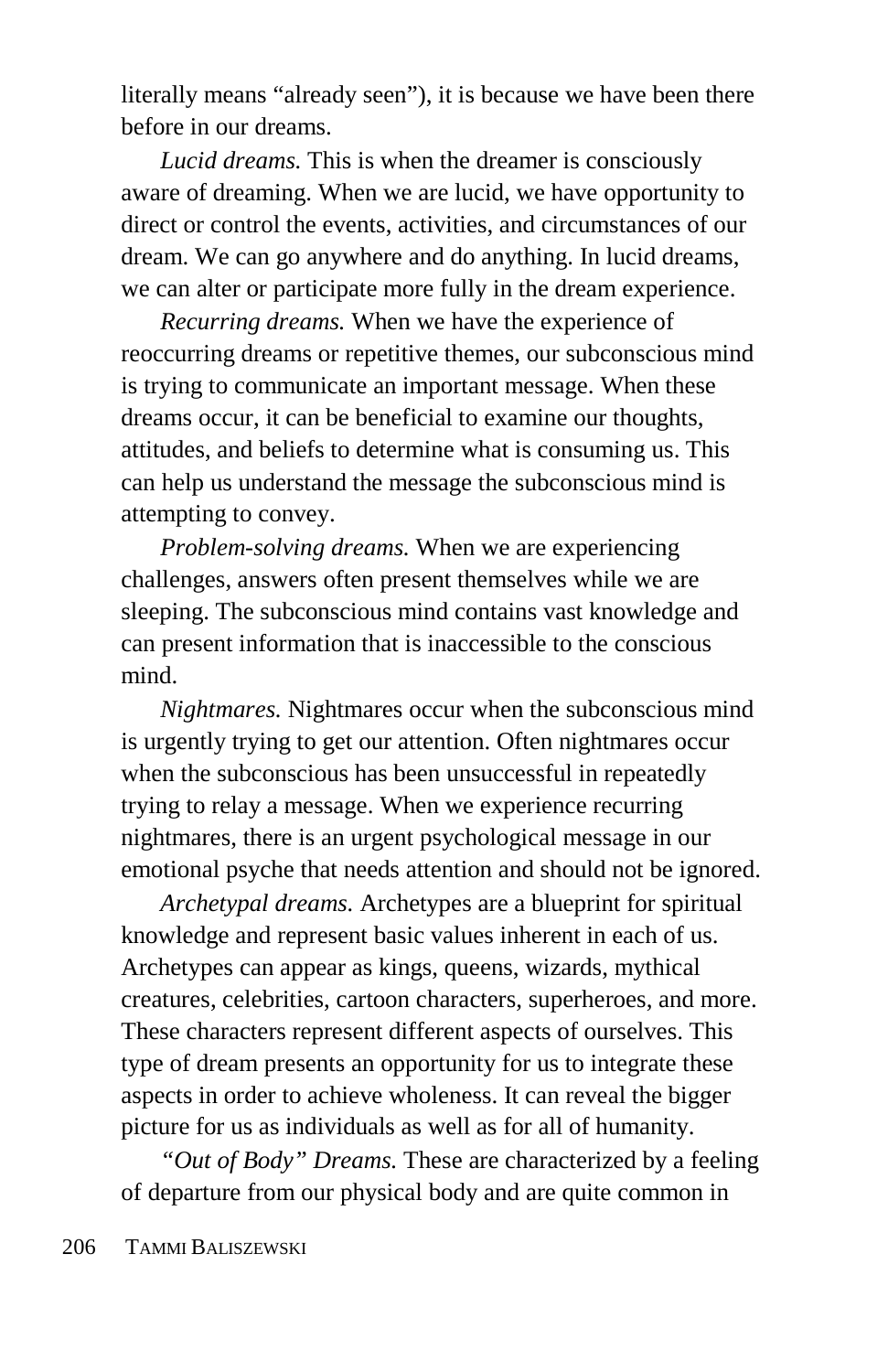literally means "already seen"), it is because we have been there before in our dreams.

*Lucid dreams.* This is when the dreamer is consciously aware of dreaming. When we are lucid, we have opportunity to direct or control the events, activities, and circumstances of our dream. We can go anywhere and do anything. In lucid dreams, we can alter or participate more fully in the dream experience.

*Recurring dreams.* When we have the experience of reoccurring dreams or repetitive themes, our subconscious mind is trying to communicate an important message. When these dreams occur, it can be beneficial to examine our thoughts, attitudes, and beliefs to determine what is consuming us. This can help us understand the message the subconscious mind is attempting to convey.

*Problem-solving dreams.* When we are experiencing challenges, answers often present themselves while we are sleeping. The subconscious mind contains vast knowledge and can present information that is inaccessible to the conscious mind.

*Nightmares.* Nightmares occur when the subconscious mind is urgently trying to get our attention. Often nightmares occur when the subconscious has been unsuccessful in repeatedly trying to relay a message. When we experience recurring nightmares, there is an urgent psychological message in our emotional psyche that needs attention and should not be ignored.

*Archetypal dreams.* Archetypes are a blueprint for spiritual knowledge and represent basic values inherent in each of us. Archetypes can appear as kings, queens, wizards, mythical creatures, celebrities, cartoon characters, superheroes, and more. These characters represent different aspects of ourselves. This type of dream presents an opportunity for us to integrate these aspects in order to achieve wholeness. It can reveal the bigger picture for us as individuals as well as for all of humanity.

*"Out of Body" Dreams.* These are characterized by a feeling of departure from our physical body and are quite common in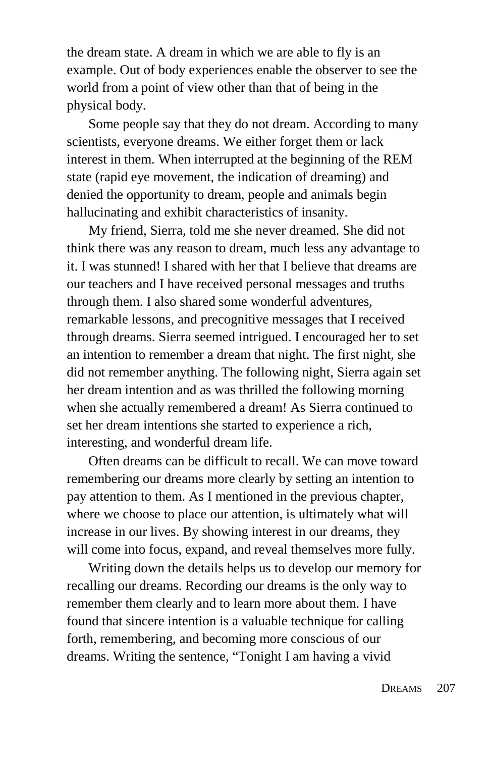the dream state. A dream in which we are able to fly is an example. Out of body experiences enable the observer to see the world from a point of view other than that of being in the physical body.

Some people say that they do not dream. According to many scientists, everyone dreams. We either forget them or lack interest in them. When interrupted at the beginning of the REM state (rapid eye movement, the indication of dreaming) and denied the opportunity to dream, people and animals begin hallucinating and exhibit characteristics of insanity.

My friend, Sierra, told me she never dreamed. She did not think there was any reason to dream, much less any advantage to it. I was stunned! I shared with her that I believe that dreams are our teachers and I have received personal messages and truths through them. I also shared some wonderful adventures, remarkable lessons, and precognitive messages that I received through dreams. Sierra seemed intrigued. I encouraged her to set an intention to remember a dream that night. The first night, she did not remember anything. The following night, Sierra again set her dream intention and as was thrilled the following morning when she actually remembered a dream! As Sierra continued to set her dream intentions she started to experience a rich, interesting, and wonderful dream life.

Often dreams can be difficult to recall. We can move toward remembering our dreams more clearly by setting an intention to pay attention to them. As I mentioned in the previous chapter, where we choose to place our attention, is ultimately what will increase in our lives. By showing interest in our dreams, they will come into focus, expand, and reveal themselves more fully.

Writing down the details helps us to develop our memory for recalling our dreams. Recording our dreams is the only way to remember them clearly and to learn more about them. I have found that sincere intention is a valuable technique for calling forth, remembering, and becoming more conscious of our dreams. Writing the sentence, "Tonight I am having a vivid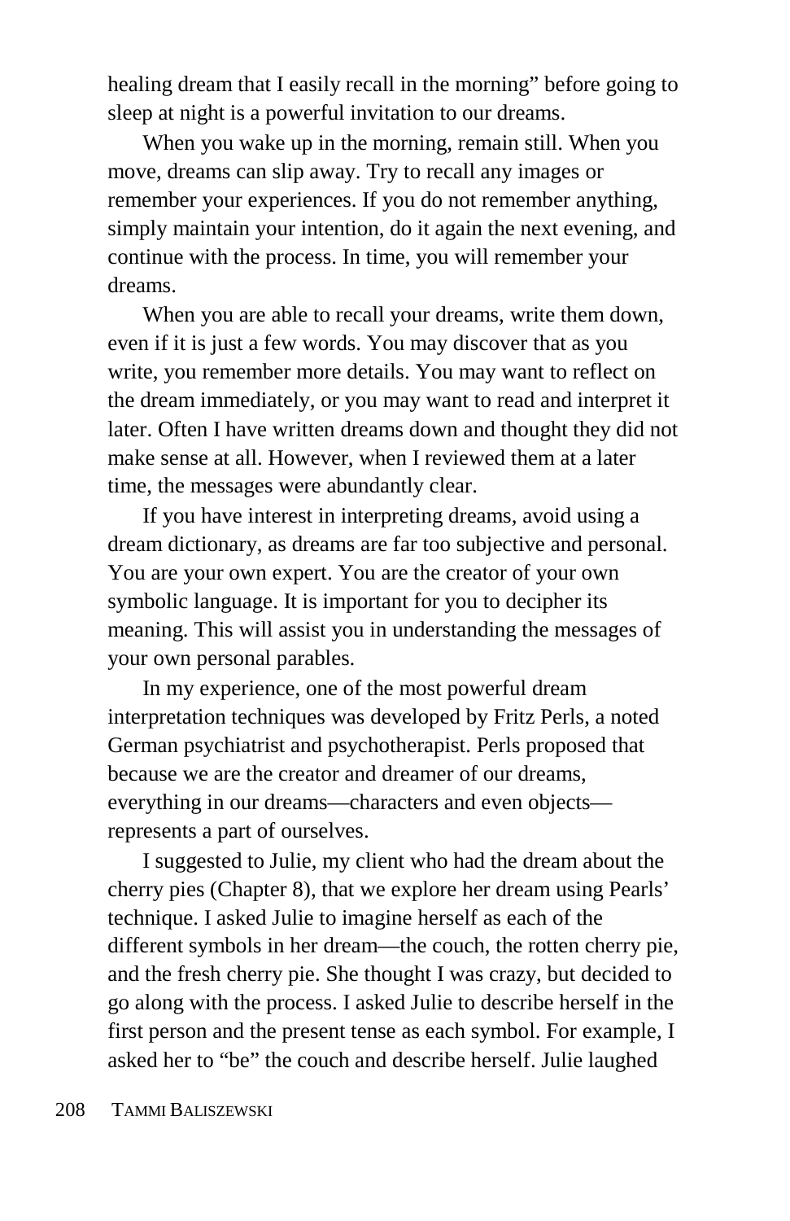healing dream that I easily recall in the morning" before going to sleep at night is a powerful invitation to our dreams.

When you wake up in the morning, remain still. When you move, dreams can slip away. Try to recall any images or remember your experiences. If you do not remember anything, simply maintain your intention, do it again the next evening, and continue with the process. In time, you will remember your dreams.

When you are able to recall your dreams, write them down, even if it is just a few words. You may discover that as you write, you remember more details. You may want to reflect on the dream immediately, or you may want to read and interpret it later. Often I have written dreams down and thought they did not make sense at all. However, when I reviewed them at a later time, the messages were abundantly clear.

If you have interest in interpreting dreams, avoid using a dream dictionary, as dreams are far too subjective and personal. You are your own expert. You are the creator of your own symbolic language. It is important for you to decipher its meaning. This will assist you in understanding the messages of your own personal parables.

In my experience, one of the most powerful dream interpretation techniques was developed by Fritz Perls, a noted German psychiatrist and psychotherapist. Perls proposed that because we are the creator and dreamer of our dreams, everything in our dreams—characters and even objects—represents a part of ourselves.

I suggested to Julie, my client who had the dream about the cherry pies (Chapter 8), that we explore her dream using Pearls' technique. I asked Julie to imagine herself as each of the different symbols in her dream—the couch, the rotten cherry pie, and the fresh cherry pie. She thought I was crazy, but decided to go along with the process. I asked Julie to describe herself in the first person and the present tense as each symbol. For example, I asked her to "be" the couch and describe herself. Julie laughed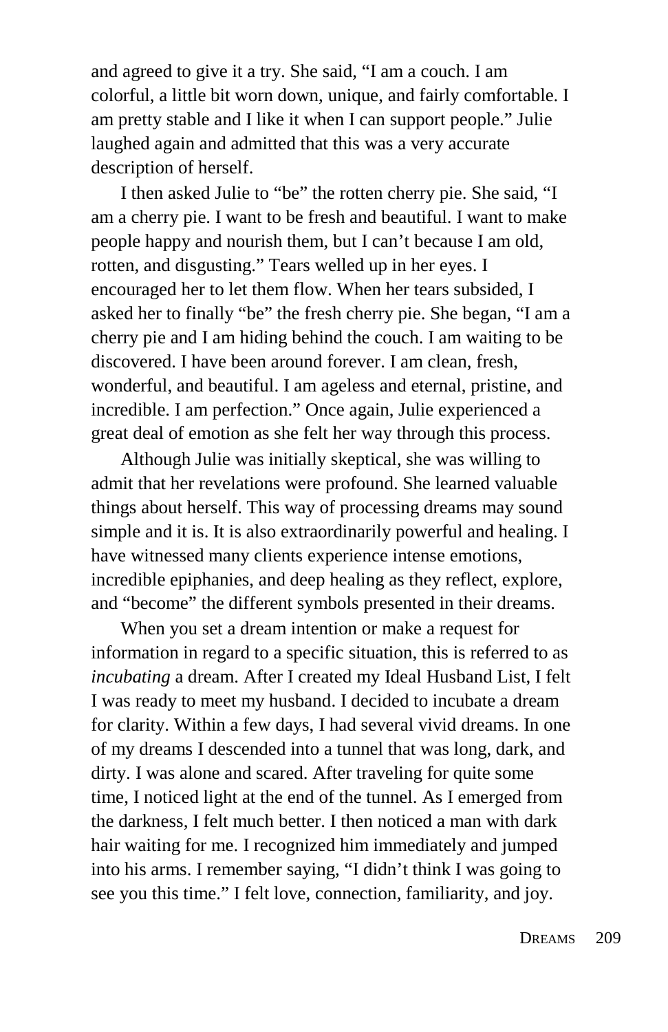and agreed to give it a try. She said, "I am a couch. I am colorful, a little bit worn down, unique, and fairly comfortable. I am pretty stable and I like it when I can support people." Julie laughed again and admitted that this was a very accurate description of herself.

I then asked Julie to "be" the rotten cherry pie. She said, "I am a cherry pie. I want to be fresh and beautiful. I want to make people happy and nourish them, but I can't because I am old, rotten, and disgusting." Tears welled up in her eyes. I encouraged her to let them flow. When her tears subsided, I asked her to finally "be" the fresh cherry pie. She began, "I am a cherry pie and I am hiding behind the couch. I am waiting to be discovered. I have been around forever. I am clean, fresh, wonderful, and beautiful. I am ageless and eternal, pristine, and incredible. I am perfection." Once again, Julie experienced a great deal of emotion as she felt her way through this process.

Although Julie was initially skeptical, she was willing to admit that her revelations were profound. She learned valuable things about herself. This way of processing dreams may sound simple and it is. It is also extraordinarily powerful and healing. I have witnessed many clients experience intense emotions, incredible epiphanies, and deep healing as they reflect, explore, and "become" the different symbols presented in their dreams.

When you set a dream intention or make a request for information in regard to a specific situation, this is referred to as *incubating* a dream. After I created my Ideal Husband List, I felt I was ready to meet my husband. I decided to incubate a dream for clarity. Within a few days, I had several vivid dreams. In one of my dreams I descended into a tunnel that was long, dark, and dirty. I was alone and scared. After traveling for quite some time, I noticed light at the end of the tunnel. As I emerged from the darkness, I felt much better. I then noticed a man with dark hair waiting for me. I recognized him immediately and jumped into his arms. I remember saying, "I didn't think I was going to see you this time." I felt love, connection, familiarity, and joy.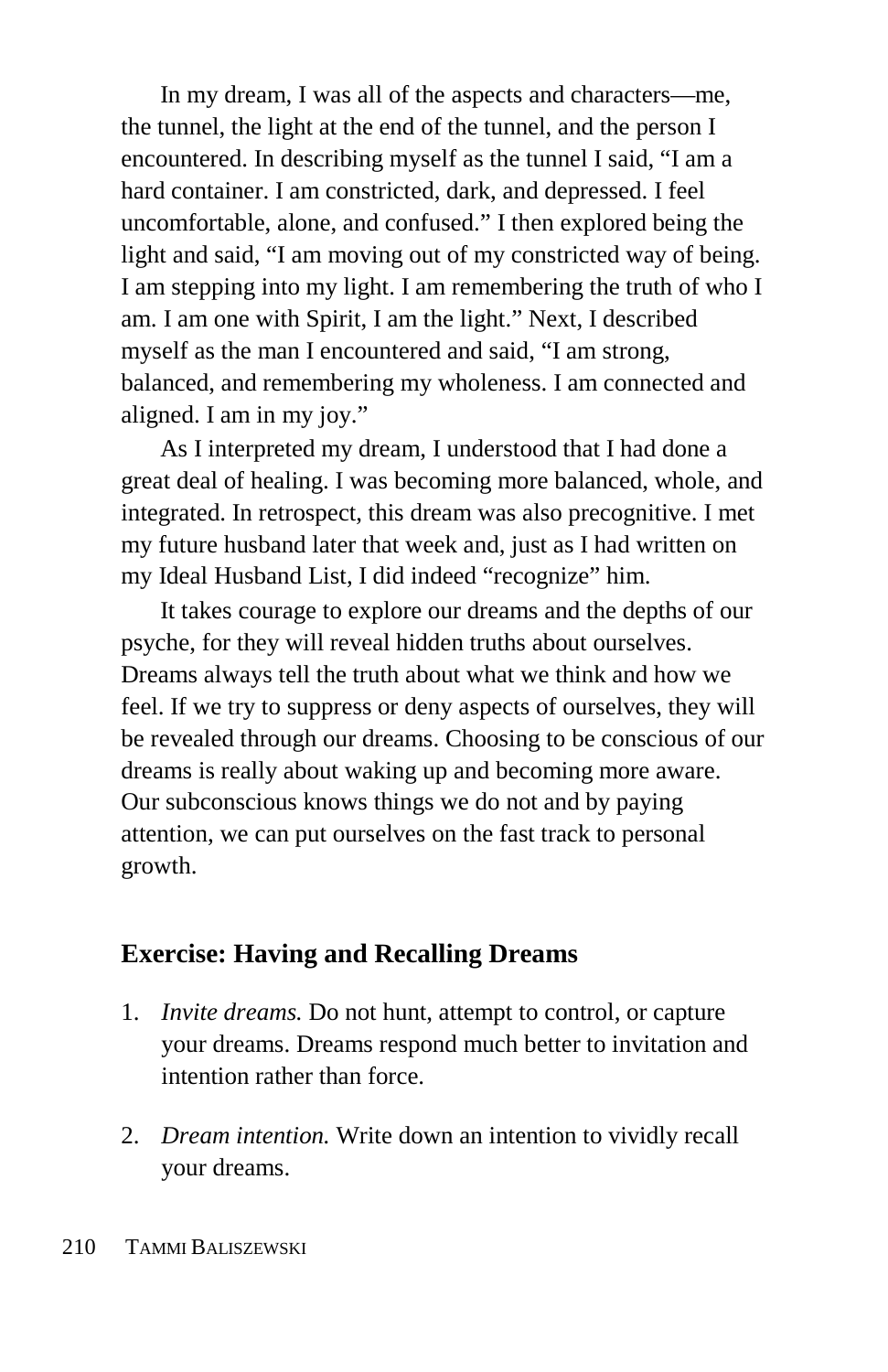In my dream, I was all of the aspects and characters—me, the tunnel, the light at the end of the tunnel, and the person I encountered. In describing myself as the tunnel I said, "I am a hard container. I am constricted, dark, and depressed. I feel uncomfortable, alone, and confused." I then explored being the light and said, "I am moving out of my constricted way of being. I am stepping into my light. I am remembering the truth of who I am. I am one with Spirit, I am the light." Next, I described myself as the man I encountered and said, "I am strong, balanced, and remembering my wholeness. I am connected and aligned. I am in my joy."

As I interpreted my dream, I understood that I had done a great deal of healing. I was becoming more balanced, whole, and integrated. In retrospect, this dream was also precognitive. I met my future husband later that week and, just as I had written on my Ideal Husband List, I did indeed "recognize" him.

It takes courage to explore our dreams and the depths of our psyche, for they will reveal hidden truths about ourselves. Dreams always tell the truth about what we think and how we feel. If we try to suppress or deny aspects of ourselves, they will be revealed through our dreams. Choosing to be conscious of our dreams is really about waking up and becoming more aware. Our subconscious knows things we do not and by paying attention, we can put ourselves on the fast track to personal growth.

## Exercise: Having and Recalling Dreams

1. *Invite dreams.* Do not hunt, attempt to control, or capture your dreams. Dreams respond much better to invitation and intention rather than force.

2. *Dream intention.* Write down an intention to vividly recall your dreams.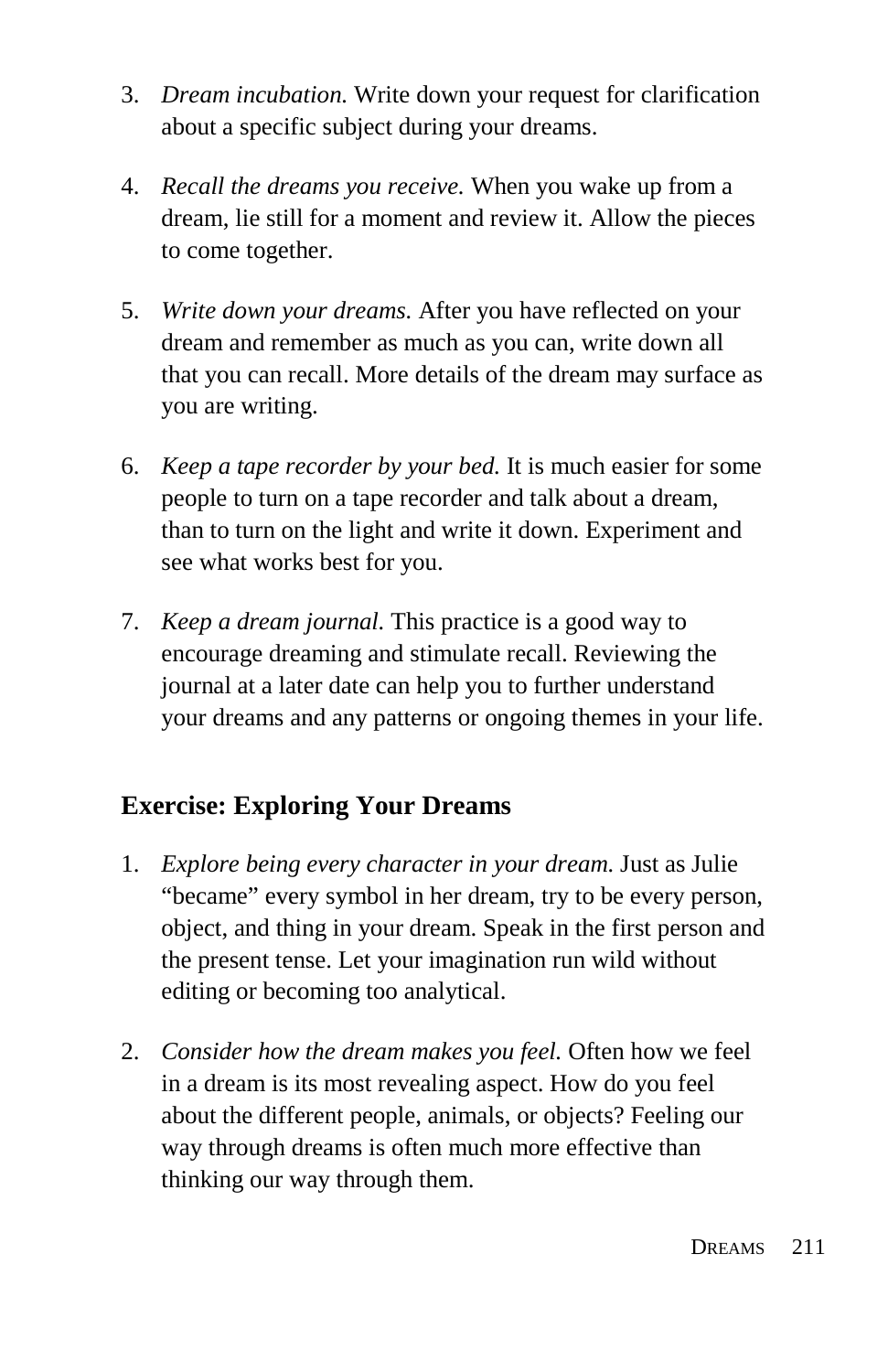3. *Dream incubation.* Write down your request for clarification about a specific subject during your dreams.

4. *Recall the dreams you receive.* When you wake up from a dream, lie still for a moment and review it. Allow the pieces to come together.

5. *Write down your dreams.* After you have reflected on your dream and remember as much as you can, write down all that you can recall. More details of the dream may surface as you are writing.

6. *Keep a tape recorder by your bed.* It is much easier for some people to turn on a tape recorder and talk about a dream, than to turn on the light and write it down. Experiment and see what works best for you.

7. *Keep a dream journal.* This practice is a good way to encourage dreaming and stimulate recall. Reviewing the journal at a later date can help you to further understand your dreams and any patterns or ongoing themes in your life.

### Exercise: Exploring Your Dreams

1. *Explore being every character in your dream.* Just as Julie "became" every symbol in her dream, try to be every person, object, and thing in your dream. Speak in the first person and the present tense. Let your imagination run wild without editing or becoming too analytical.

2. *Consider how the dream makes you feel.* Often how we feel in a dream is its most revealing aspect. How do you feel about the different people, animals, or objects? Feeling our way through dreams is often much more effective than thinking our way through them.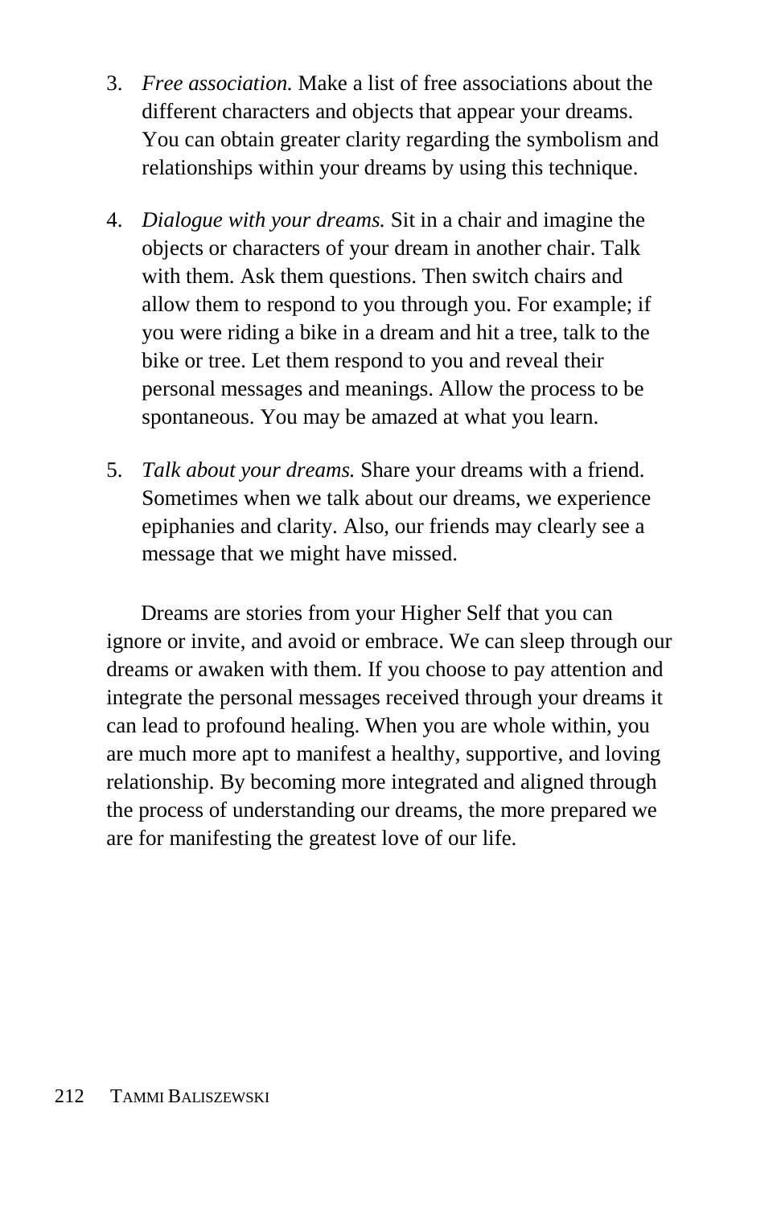3. *Free association.* Make a list of free associations about the different characters and objects that appear your dreams. You can obtain greater clarity regarding the symbolism and relationships within your dreams by using this technique.

4. *Dialogue with your dreams.* Sit in a chair and imagine the objects or characters of your dream in another chair. Talk with them. Ask them questions. Then switch chairs and allow them to respond to you through you. For example; if you were riding a bike in a dream and hit a tree, talk to the bike or tree. Let them respond to you and reveal their personal messages and meanings. Allow the process to be spontaneous. You may be amazed at what you learn.

5. *Talk about your dreams.* Share your dreams with a friend. Sometimes when we talk about our dreams, we experience epiphanies and clarity. Also, our friends may clearly see a message that we might have missed.

Dreams are stories from your Higher Self that you can ignore or invite, and avoid or embrace. We can sleep through our dreams or awaken with them. If you choose to pay attention and integrate the personal messages received through your dreams it can lead to profound healing. When you are whole within, you are much more apt to manifest a healthy, supportive, and loving relationship. By becoming more integrated and aligned through the process of understanding our dreams, the more prepared we are for manifesting the greatest love of our life.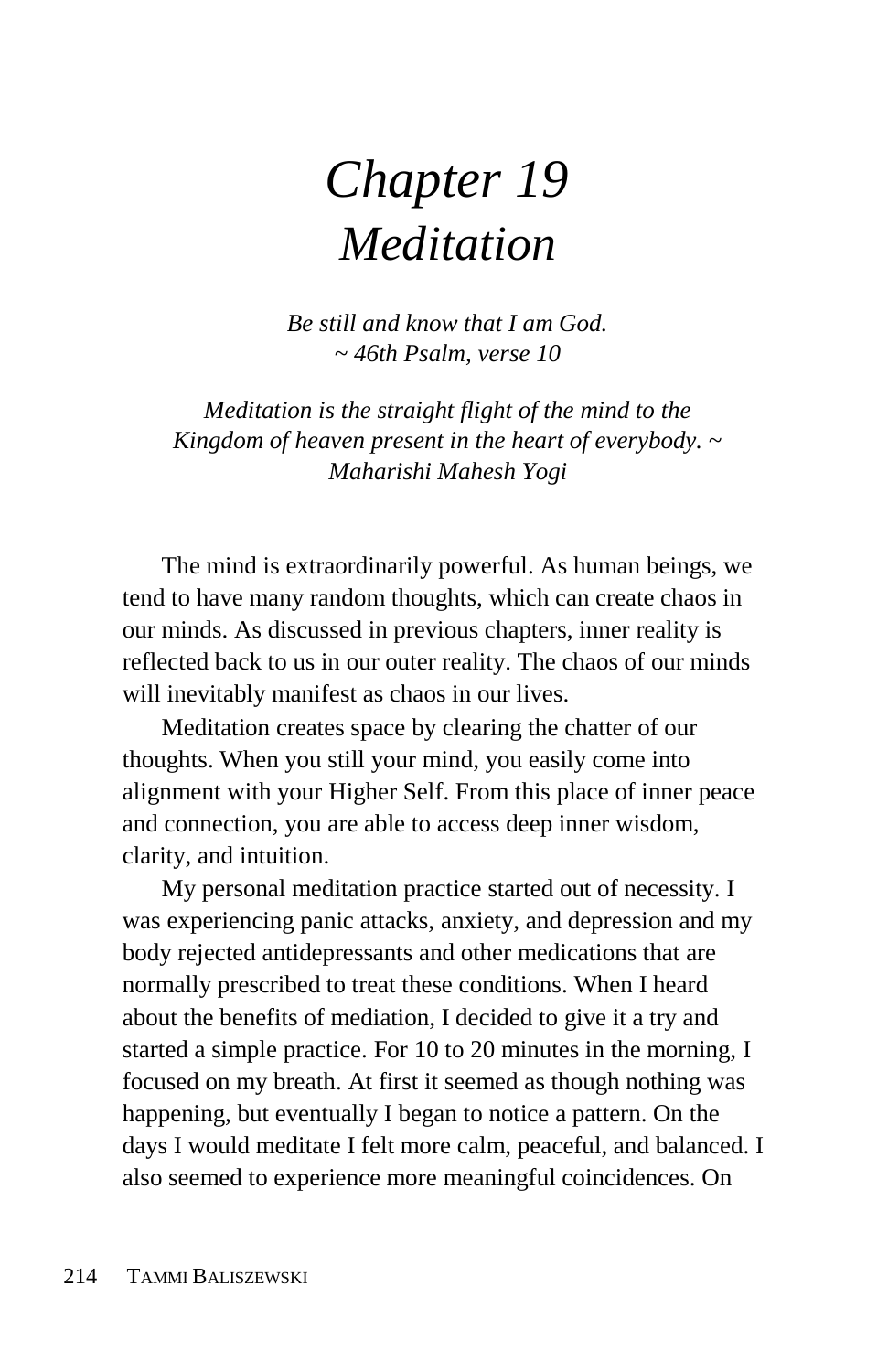# *Chapter 19*
# *Meditation*

*Be still and know that I am God.*
*~ 46th Psalm, verse 10*

*Meditation is the straight flight of the mind to the Kingdom of heaven present in the heart of everybody. ~ Maharishi Mahesh Yogi*

The mind is extraordinarily powerful. As human beings, we tend to have many random thoughts, which can create chaos in our minds. As discussed in previous chapters, inner reality is reflected back to us in our outer reality. The chaos of our minds will inevitably manifest as chaos in our lives.

Meditation creates space by clearing the chatter of our thoughts. When you still your mind, you easily come into alignment with your Higher Self. From this place of inner peace and connection, you are able to access deep inner wisdom, clarity, and intuition.

My personal meditation practice started out of necessity. I was experiencing panic attacks, anxiety, and depression and my body rejected antidepressants and other medications that are normally prescribed to treat these conditions. When I heard about the benefits of mediation, I decided to give it a try and started a simple practice. For 10 to 20 minutes in the morning, I focused on my breath. At first it seemed as though nothing was happening, but eventually I began to notice a pattern. On the days I would meditate I felt more calm, peaceful, and balanced. I also seemed to experience more meaningful coincidences. On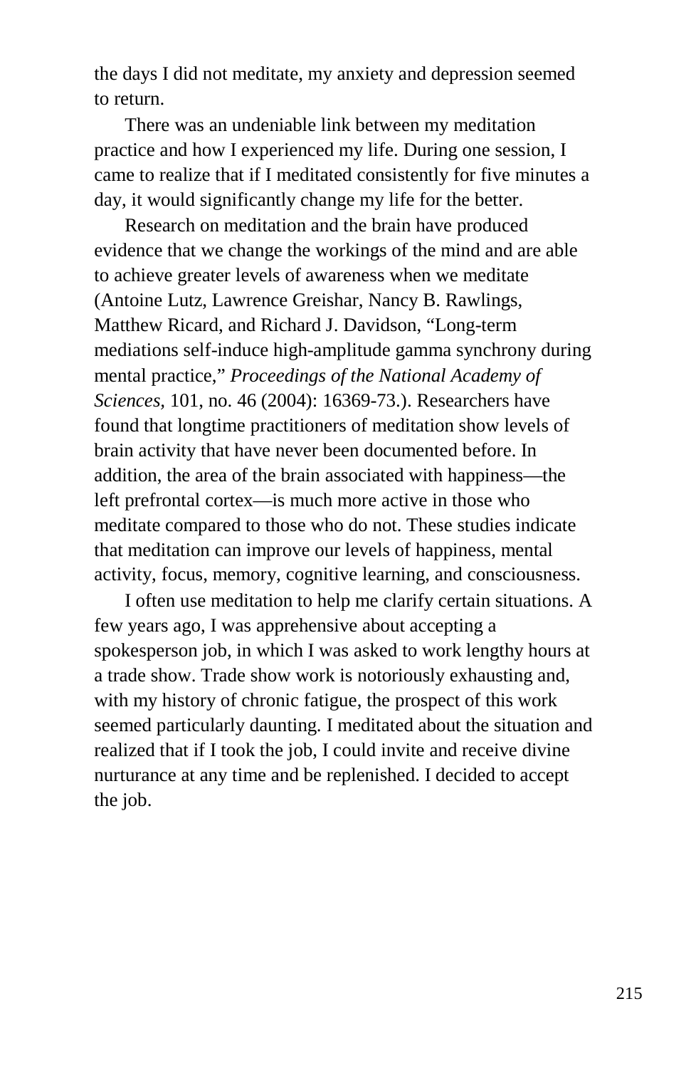the days I did not meditate, my anxiety and depression seemed to return.

There was an undeniable link between my meditation practice and how I experienced my life. During one session, I came to realize that if I meditated consistently for five minutes a day, it would significantly change my life for the better.

Research on meditation and the brain have produced evidence that we change the workings of the mind and are able to achieve greater levels of awareness when we meditate (Antoine Lutz, Lawrence Greishar, Nancy B. Rawlings, Matthew Ricard, and Richard J. Davidson, "Long-term mediations self-induce high-amplitude gamma synchrony during mental practice," *Proceedings of the National Academy of Sciences*, 101, no. 46 (2004): 16369-73.). Researchers have found that longtime practitioners of meditation show levels of brain activity that have never been documented before. In addition, the area of the brain associated with happiness—the left prefrontal cortex—is much more active in those who meditate compared to those who do not. These studies indicate that meditation can improve our levels of happiness, mental activity, focus, memory, cognitive learning, and consciousness.

I often use meditation to help me clarify certain situations. A few years ago, I was apprehensive about accepting a spokesperson job, in which I was asked to work lengthy hours at a trade show. Trade show work is notoriously exhausting and, with my history of chronic fatigue, the prospect of this work seemed particularly daunting. I meditated about the situation and realized that if I took the job, I could invite and receive divine nurturance at any time and be replenished. I decided to accept the job.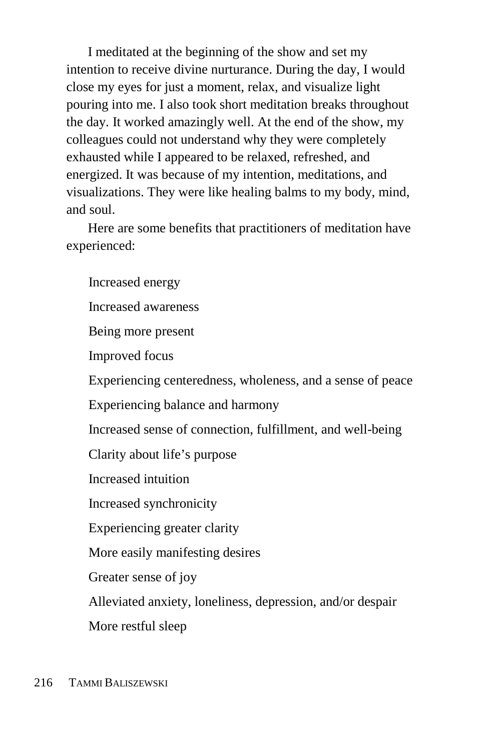I meditated at the beginning of the show and set my intention to receive divine nurturance. During the day, I would close my eyes for just a moment, relax, and visualize light pouring into me. I also took short meditation breaks throughout the day. It worked amazingly well. At the end of the show, my colleagues could not understand why they were completely exhausted while I appeared to be relaxed, refreshed, and energized. It was because of my intention, meditations, and visualizations. They were like healing balms to my body, mind, and soul.

Here are some benefits that practitioners of meditation have experienced:

- Increased energy
- Increased awareness
- Being more present
- Improved focus
- Experiencing centeredness, wholeness, and a sense of peace
- Experiencing balance and harmony
- Increased sense of connection, fulfillment, and well-being
- Clarity about life's purpose
- Increased intuition
- Increased synchronicity
- Experiencing greater clarity
- More easily manifesting desires
- Greater sense of joy
- Alleviated anxiety, loneliness, depression, and/or despair
- More restful sleep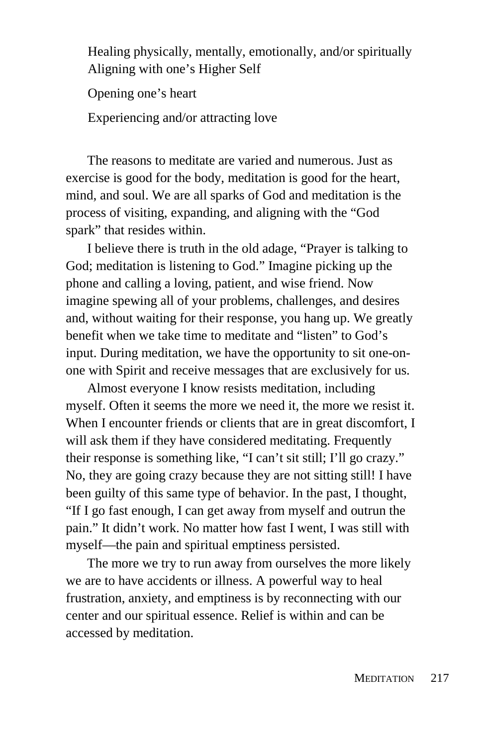Healing physically, mentally, emotionally, and/or spiritually
Aligning with one's Higher Self

Opening one's heart

Experiencing and/or attracting love

The reasons to meditate are varied and numerous. Just as exercise is good for the body, meditation is good for the heart, mind, and soul. We are all sparks of God and meditation is the process of visiting, expanding, and aligning with the "God spark" that resides within.

I believe there is truth in the old adage, "Prayer is talking to God; meditation is listening to God." Imagine picking up the phone and calling a loving, patient, and wise friend. Now imagine spewing all of your problems, challenges, and desires and, without waiting for their response, you hang up. We greatly benefit when we take time to meditate and "listen" to God's input. During meditation, we have the opportunity to sit one-on-one with Spirit and receive messages that are exclusively for us.

Almost everyone I know resists meditation, including myself. Often it seems the more we need it, the more we resist it. When I encounter friends or clients that are in great discomfort, I will ask them if they have considered meditating. Frequently their response is something like, "I can't sit still; I'll go crazy." No, they are going crazy because they are not sitting still! I have been guilty of this same type of behavior. In the past, I thought, "If I go fast enough, I can get away from myself and outrun the pain." It didn't work. No matter how fast I went, I was still with myself—the pain and spiritual emptiness persisted.

The more we try to run away from ourselves the more likely we are to have accidents or illness. A powerful way to heal frustration, anxiety, and emptiness is by reconnecting with our center and our spiritual essence. Relief is within and can be accessed by meditation.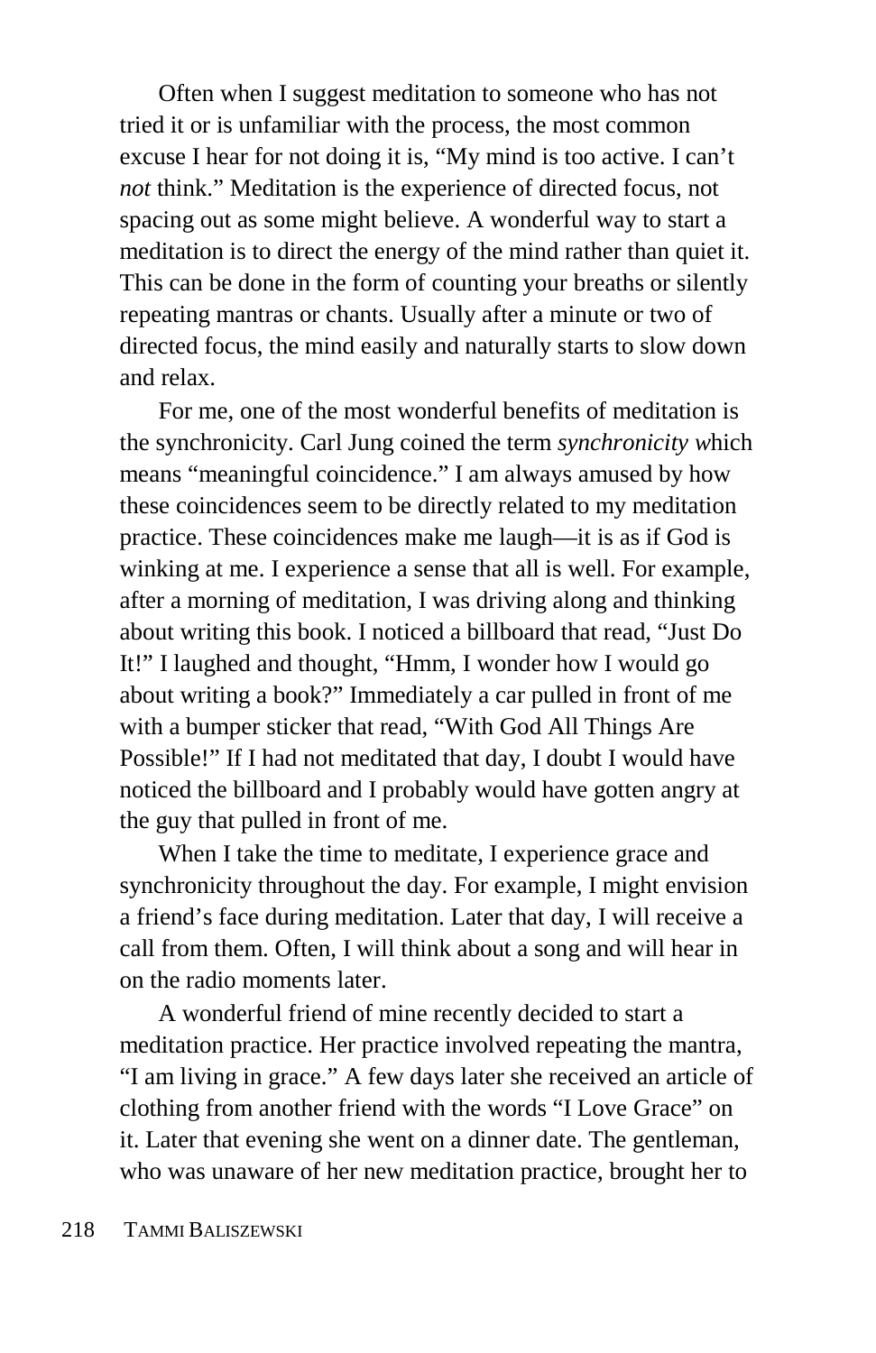Often when I suggest meditation to someone who has not tried it or is unfamiliar with the process, the most common excuse I hear for not doing it is, "My mind is too active. I can't *not* think." Meditation is the experience of directed focus, not spacing out as some might believe. A wonderful way to start a meditation is to direct the energy of the mind rather than quiet it. This can be done in the form of counting your breaths or silently repeating mantras or chants. Usually after a minute or two of directed focus, the mind easily and naturally starts to slow down and relax.

For me, one of the most wonderful benefits of meditation is the synchronicity. Carl Jung coined the term *synchronicity* which means "meaningful coincidence." I am always amused by how these coincidences seem to be directly related to my meditation practice. These coincidences make me laugh—it is as if God is winking at me. I experience a sense that all is well. For example, after a morning of meditation, I was driving along and thinking about writing this book. I noticed a billboard that read, "Just Do It!" I laughed and thought, "Hmm, I wonder how I would go about writing a book?" Immediately a car pulled in front of me with a bumper sticker that read, "With God All Things Are Possible!" If I had not meditated that day, I doubt I would have noticed the billboard and I probably would have gotten angry at the guy that pulled in front of me.

When I take the time to meditate, I experience grace and synchronicity throughout the day. For example, I might envision a friend's face during meditation. Later that day, I will receive a call from them. Often, I will think about a song and will hear in on the radio moments later.

A wonderful friend of mine recently decided to start a meditation practice. Her practice involved repeating the mantra, "I am living in grace." A few days later she received an article of clothing from another friend with the words "I Love Grace" on it. Later that evening she went on a dinner date. The gentleman, who was unaware of her new meditation practice, brought her to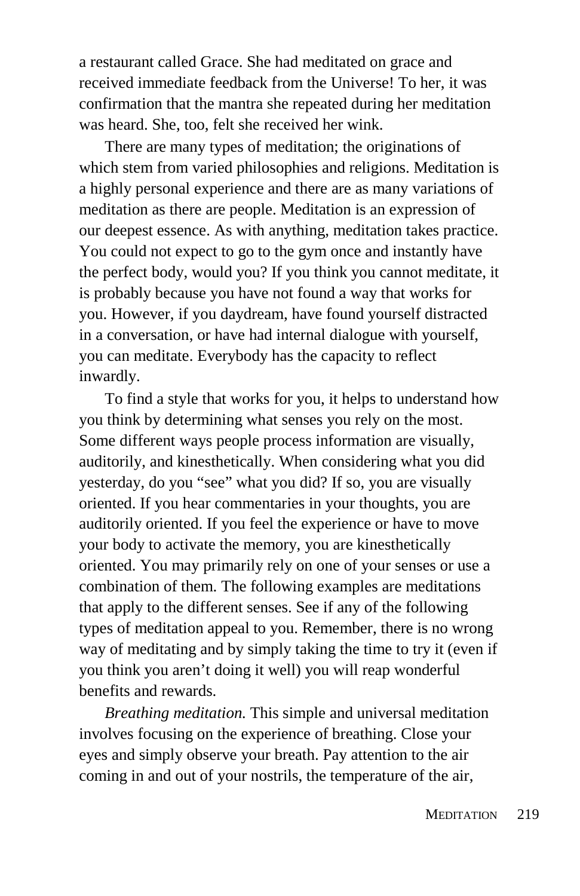a restaurant called Grace. She had meditated on grace and received immediate feedback from the Universe! To her, it was confirmation that the mantra she repeated during her meditation was heard. She, too, felt she received her wink.

There are many types of meditation; the originations of which stem from varied philosophies and religions. Meditation is a highly personal experience and there are as many variations of meditation as there are people. Meditation is an expression of our deepest essence. As with anything, meditation takes practice. You could not expect to go to the gym once and instantly have the perfect body, would you? If you think you cannot meditate, it is probably because you have not found a way that works for you. However, if you daydream, have found yourself distracted in a conversation, or have had internal dialogue with yourself, you can meditate. Everybody has the capacity to reflect inwardly.

To find a style that works for you, it helps to understand how you think by determining what senses you rely on the most. Some different ways people process information are visually, auditorily, and kinesthetically. When considering what you did yesterday, do you "see" what you did? If so, you are visually oriented. If you hear commentaries in your thoughts, you are auditorily oriented. If you feel the experience or have to move your body to activate the memory, you are kinesthetically oriented. You may primarily rely on one of your senses or use a combination of them. The following examples are meditations that apply to the different senses. See if any of the following types of meditation appeal to you. Remember, there is no wrong way of meditating and by simply taking the time to try it (even if you think you aren't doing it well) you will reap wonderful benefits and rewards.

*Breathing meditation.* This simple and universal meditation involves focusing on the experience of breathing. Close your eyes and simply observe your breath. Pay attention to the air coming in and out of your nostrils, the temperature of the air,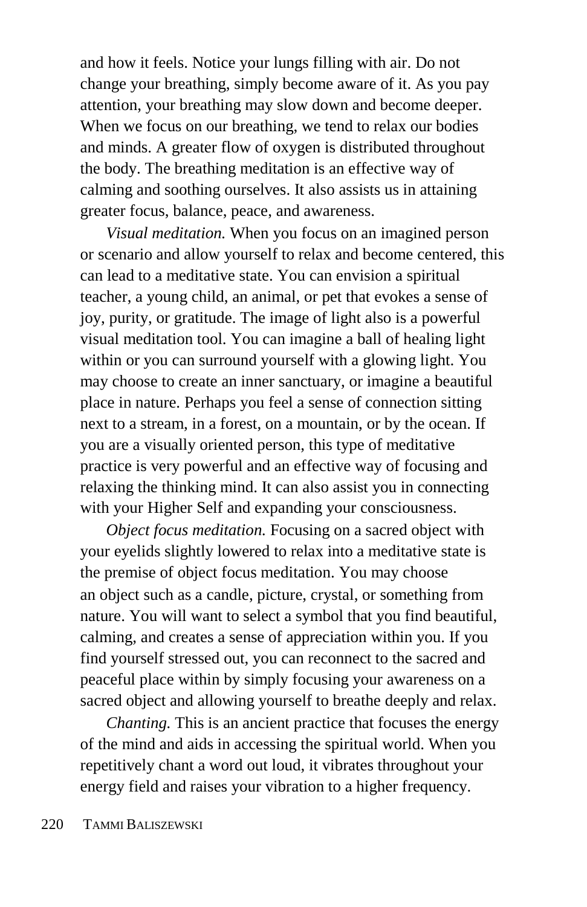and how it feels. Notice your lungs filling with air. Do not change your breathing, simply become aware of it. As you pay attention, your breathing may slow down and become deeper. When we focus on our breathing, we tend to relax our bodies and minds. A greater flow of oxygen is distributed throughout the body. The breathing meditation is an effective way of calming and soothing ourselves. It also assists us in attaining greater focus, balance, peace, and awareness.

*Visual meditation.* When you focus on an imagined person or scenario and allow yourself to relax and become centered, this can lead to a meditative state. You can envision a spiritual teacher, a young child, an animal, or pet that evokes a sense of joy, purity, or gratitude. The image of light also is a powerful visual meditation tool. You can imagine a ball of healing light within or you can surround yourself with a glowing light. You may choose to create an inner sanctuary, or imagine a beautiful place in nature. Perhaps you feel a sense of connection sitting next to a stream, in a forest, on a mountain, or by the ocean. If you are a visually oriented person, this type of meditative practice is very powerful and an effective way of focusing and relaxing the thinking mind. It can also assist you in connecting with your Higher Self and expanding your consciousness.

*Object focus meditation.* Focusing on a sacred object with your eyelids slightly lowered to relax into a meditative state is the premise of object focus meditation. You may choose an object such as a candle, picture, crystal, or something from nature. You will want to select a symbol that you find beautiful, calming, and creates a sense of appreciation within you. If you find yourself stressed out, you can reconnect to the sacred and peaceful place within by simply focusing your awareness on a sacred object and allowing yourself to breathe deeply and relax.

*Chanting.* This is an ancient practice that focuses the energy of the mind and aids in accessing the spiritual world. When you repetitively chant a word out loud, it vibrates throughout your energy field and raises your vibration to a higher frequency.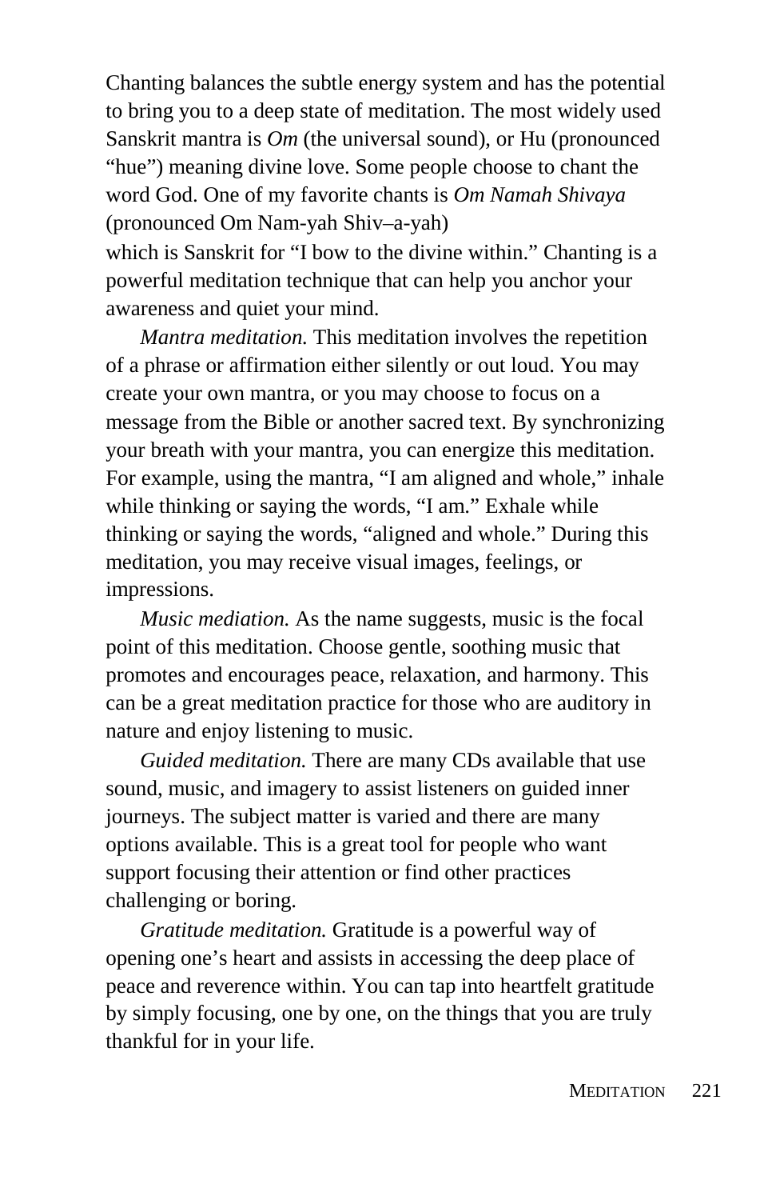Chanting balances the subtle energy system and has the potential to bring you to a deep state of meditation. The most widely used Sanskrit mantra is *Om* (the universal sound), or Hu (pronounced "hue") meaning divine love. Some people choose to chant the word God. One of my favorite chants is *Om Namah Shivaya* (pronounced Om Nam-yah Shiv–a-yah)
which is Sanskrit for "I bow to the divine within." Chanting is a powerful meditation technique that can help you anchor your awareness and quiet your mind.

*Mantra meditation.* This meditation involves the repetition of a phrase or affirmation either silently or out loud. You may create your own mantra, or you may choose to focus on a message from the Bible or another sacred text. By synchronizing your breath with your mantra, you can energize this meditation. For example, using the mantra, "I am aligned and whole," inhale while thinking or saying the words, "I am." Exhale while thinking or saying the words, "aligned and whole." During this meditation, you may receive visual images, feelings, or impressions.

*Music mediation.* As the name suggests, music is the focal point of this meditation. Choose gentle, soothing music that promotes and encourages peace, relaxation, and harmony. This can be a great meditation practice for those who are auditory in nature and enjoy listening to music.

*Guided meditation.* There are many CDs available that use sound, music, and imagery to assist listeners on guided inner journeys. The subject matter is varied and there are many options available. This is a great tool for people who want support focusing their attention or find other practices challenging or boring.

*Gratitude meditation.* Gratitude is a powerful way of opening one's heart and assists in accessing the deep place of peace and reverence within. You can tap into heartfelt gratitude by simply focusing, one by one, on the things that you are truly thankful for in your life.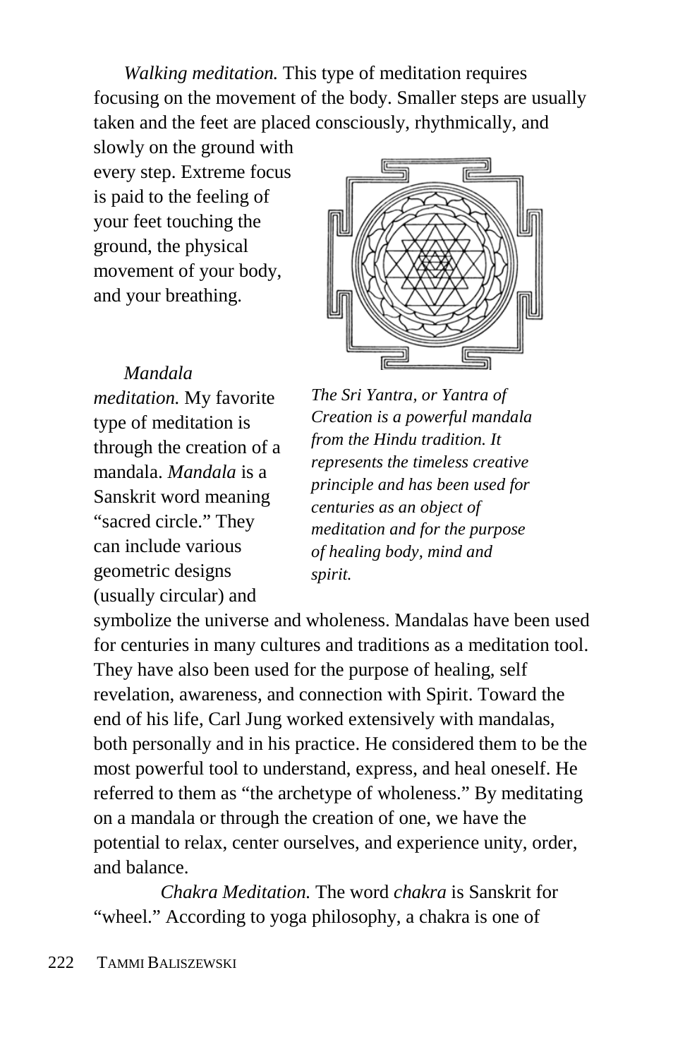*Walking meditation.* This type of meditation requires focusing on the movement of the body. Smaller steps are usually taken and the feet are placed consciously, rhythmically, and slowly on the ground with every step. Extreme focus is paid to the feeling of your feet touching the ground, the physical movement of your body, and your breathing.

*Mandala meditation.* My favorite type of meditation is through the creation of a mandala. *Mandala* is a Sanskrit word meaning "sacred circle." They can include various geometric designs (usually circular) and symbolize the universe and wholeness. Mandalas have been used for centuries in many cultures and traditions as a meditation tool. They have also been used for the purpose of healing, self revelation, awareness, and connection with Spirit. Toward the end of his life, Carl Jung worked extensively with mandalas, both personally and in his practice. He considered them to be the most powerful tool to understand, express, and heal oneself. He referred to them as "the archetype of wholeness." By meditating on a mandala or through the creation of one, we have the potential to relax, center ourselves, and experience unity, order, and balance.

*The Sri Yantra, or Yantra of Creation is a powerful mandala from the Hindu tradition. It represents the timeless creative principle and has been used for centuries as an object of meditation and for the purpose of healing body, mind and spirit.*

*Chakra Meditation.* The word *chakra* is Sanskrit for "wheel." According to yoga philosophy, a chakra is one of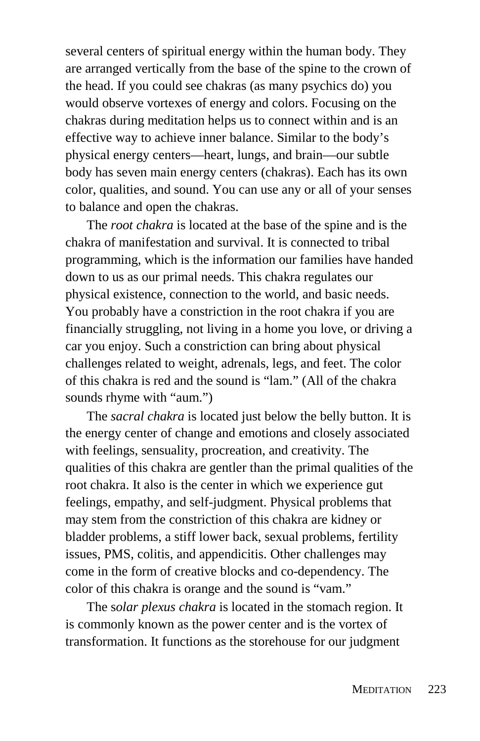several centers of spiritual energy within the human body. They are arranged vertically from the base of the spine to the crown of the head. If you could see chakras (as many psychics do) you would observe vortexes of energy and colors. Focusing on the chakras during meditation helps us to connect within and is an effective way to achieve inner balance. Similar to the body's physical energy centers—heart, lungs, and brain—our subtle body has seven main energy centers (chakras). Each has its own color, qualities, and sound. You can use any or all of your senses to balance and open the chakras.

The *root chakra* is located at the base of the spine and is the chakra of manifestation and survival. It is connected to tribal programming, which is the information our families have handed down to us as our primal needs. This chakra regulates our physical existence, connection to the world, and basic needs. You probably have a constriction in the root chakra if you are financially struggling, not living in a home you love, or driving a car you enjoy. Such a constriction can bring about physical challenges related to weight, adrenals, legs, and feet. The color of this chakra is red and the sound is "lam." (All of the chakra sounds rhyme with "aum.")

The *sacral chakra* is located just below the belly button. It is the energy center of change and emotions and closely associated with feelings, sensuality, procreation, and creativity. The qualities of this chakra are gentler than the primal qualities of the root chakra. It also is the center in which we experience gut feelings, empathy, and self-judgment. Physical problems that may stem from the constriction of this chakra are kidney or bladder problems, a stiff lower back, sexual problems, fertility issues, PMS, colitis, and appendicitis. Other challenges may come in the form of creative blocks and co-dependency. The color of this chakra is orange and the sound is "vam."

The s*olar plexus chakra* is located in the stomach region. It is commonly known as the power center and is the vortex of transformation. It functions as the storehouse for our judgment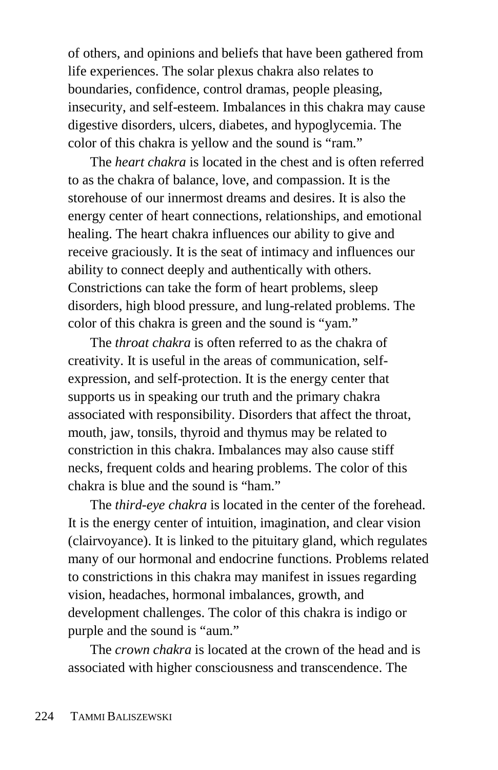of others, and opinions and beliefs that have been gathered from life experiences. The solar plexus chakra also relates to boundaries, confidence, control dramas, people pleasing, insecurity, and self-esteem. Imbalances in this chakra may cause digestive disorders, ulcers, diabetes, and hypoglycemia. The color of this chakra is yellow and the sound is "ram."

The *heart chakra* is located in the chest and is often referred to as the chakra of balance, love, and compassion. It is the storehouse of our innermost dreams and desires. It is also the energy center of heart connections, relationships, and emotional healing. The heart chakra influences our ability to give and receive graciously. It is the seat of intimacy and influences our ability to connect deeply and authentically with others. Constrictions can take the form of heart problems, sleep disorders, high blood pressure, and lung-related problems. The color of this chakra is green and the sound is "yam."

The *throat chakra* is often referred to as the chakra of creativity. It is useful in the areas of communication, self-expression, and self-protection. It is the energy center that supports us in speaking our truth and the primary chakra associated with responsibility. Disorders that affect the throat, mouth, jaw, tonsils, thyroid and thymus may be related to constriction in this chakra. Imbalances may also cause stiff necks, frequent colds and hearing problems. The color of this chakra is blue and the sound is "ham."

The *third-eye chakra* is located in the center of the forehead. It is the energy center of intuition, imagination, and clear vision (clairvoyance). It is linked to the pituitary gland, which regulates many of our hormonal and endocrine functions. Problems related to constrictions in this chakra may manifest in issues regarding vision, headaches, hormonal imbalances, growth, and development challenges. The color of this chakra is indigo or purple and the sound is "aum."

The *crown chakra* is located at the crown of the head and is associated with higher consciousness and transcendence. The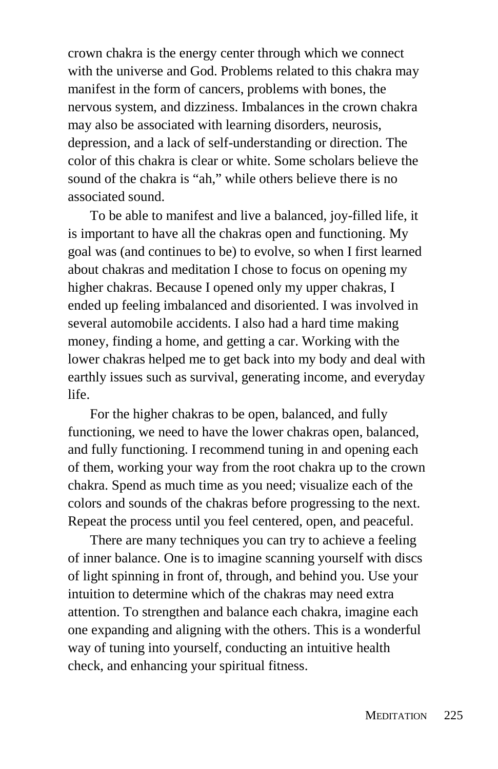crown chakra is the energy center through which we connect with the universe and God. Problems related to this chakra may manifest in the form of cancers, problems with bones, the nervous system, and dizziness. Imbalances in the crown chakra may also be associated with learning disorders, neurosis, depression, and a lack of self-understanding or direction. The color of this chakra is clear or white. Some scholars believe the sound of the chakra is “ah,” while others believe there is no associated sound.

To be able to manifest and live a balanced, joy-filled life, it is important to have all the chakras open and functioning. My goal was (and continues to be) to evolve, so when I first learned about chakras and meditation I chose to focus on opening my higher chakras. Because I opened only my upper chakras, I ended up feeling imbalanced and disoriented. I was involved in several automobile accidents. I also had a hard time making money, finding a home, and getting a car. Working with the lower chakras helped me to get back into my body and deal with earthly issues such as survival, generating income, and everyday life.

For the higher chakras to be open, balanced, and fully functioning, we need to have the lower chakras open, balanced, and fully functioning. I recommend tuning in and opening each of them, working your way from the root chakra up to the crown chakra. Spend as much time as you need; visualize each of the colors and sounds of the chakras before progressing to the next. Repeat the process until you feel centered, open, and peaceful.

There are many techniques you can try to achieve a feeling of inner balance. One is to imagine scanning yourself with discs of light spinning in front of, through, and behind you. Use your intuition to determine which of the chakras may need extra attention. To strengthen and balance each chakra, imagine each one expanding and aligning with the others. This is a wonderful way of tuning into yourself, conducting an intuitive health check, and enhancing your spiritual fitness.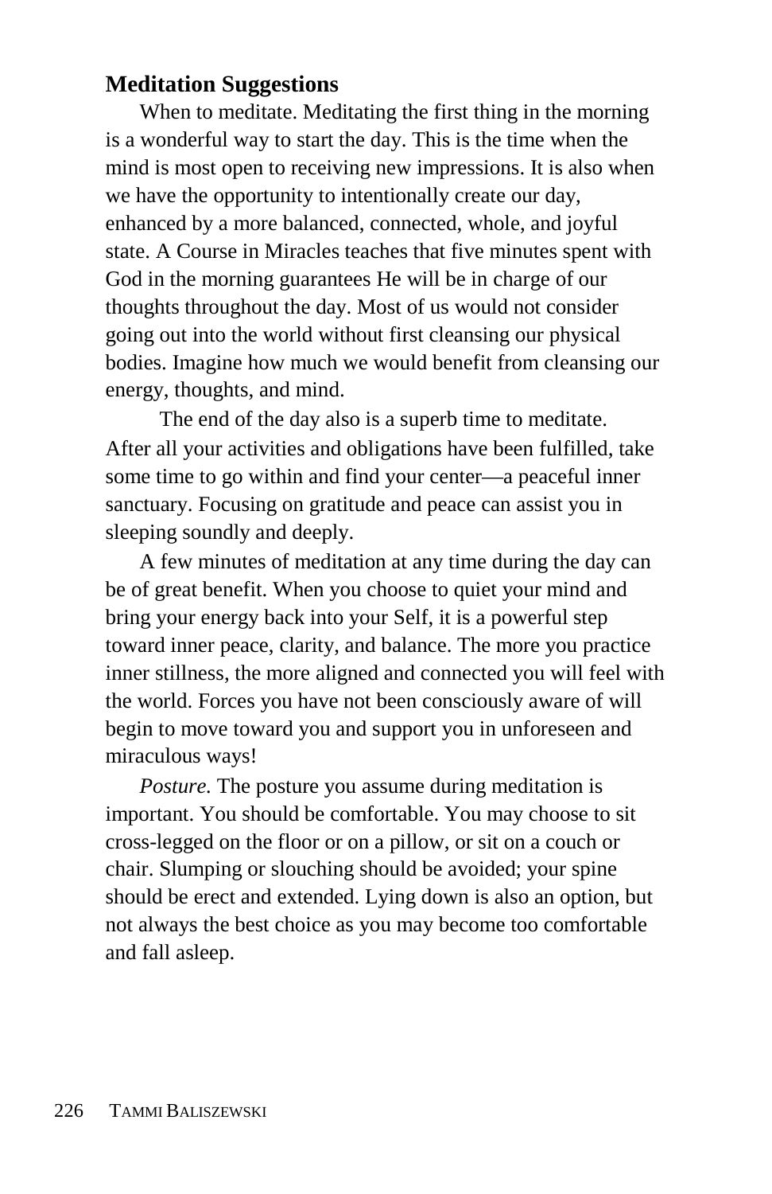### Meditation Suggestions

When to meditate. Meditating the first thing in the morning is a wonderful way to start the day. This is the time when the mind is most open to receiving new impressions. It is also when we have the opportunity to intentionally create our day, enhanced by a more balanced, connected, whole, and joyful state. A Course in Miracles teaches that five minutes spent with God in the morning guarantees He will be in charge of our thoughts throughout the day. Most of us would not consider going out into the world without first cleansing our physical bodies. Imagine how much we would benefit from cleansing our energy, thoughts, and mind.

The end of the day also is a superb time to meditate. After all your activities and obligations have been fulfilled, take some time to go within and find your center—a peaceful inner sanctuary. Focusing on gratitude and peace can assist you in sleeping soundly and deeply.

A few minutes of meditation at any time during the day can be of great benefit. When you choose to quiet your mind and bring your energy back into your Self, it is a powerful step toward inner peace, clarity, and balance. The more you practice inner stillness, the more aligned and connected you will feel with the world. Forces you have not been consciously aware of will begin to move toward you and support you in unforeseen and miraculous ways!

*Posture.* The posture you assume during meditation is important. You should be comfortable. You may choose to sit cross-legged on the floor or on a pillow, or sit on a couch or chair. Slumping or slouching should be avoided; your spine should be erect and extended. Lying down is also an option, but not always the best choice as you may become too comfortable and fall asleep.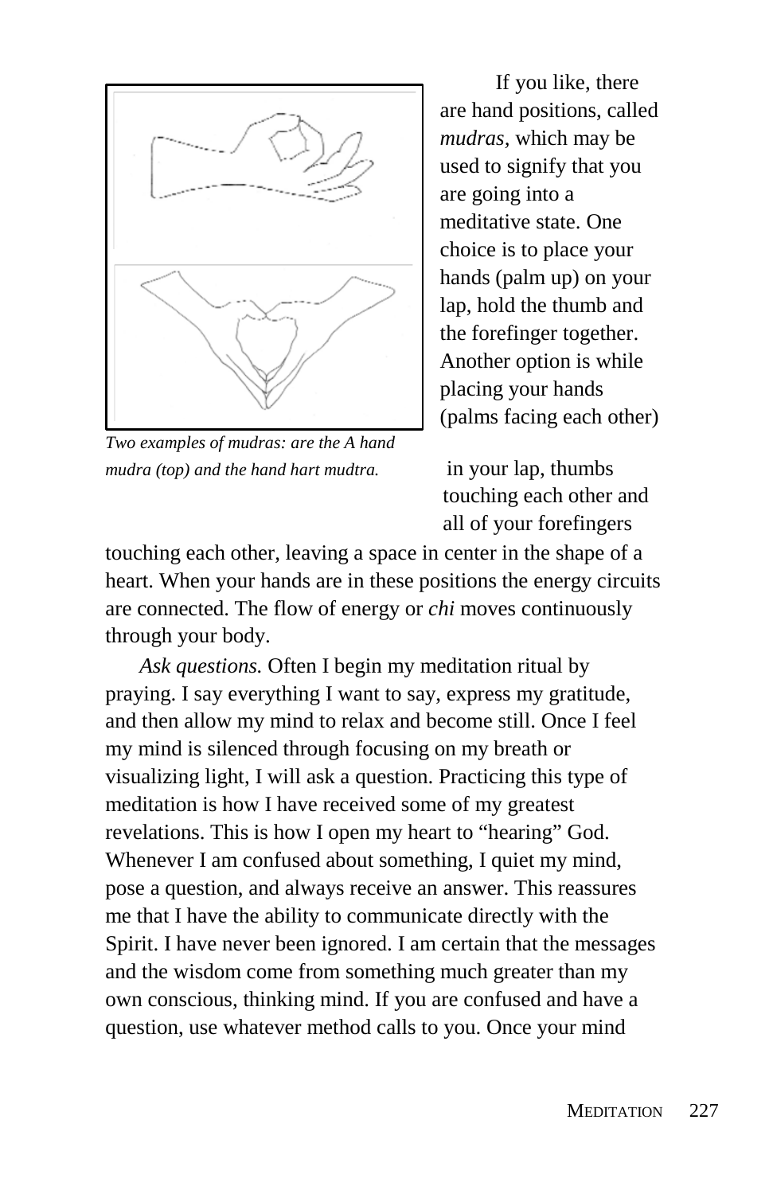If you like, there are hand positions, called *mudras,* which may be used to signify that you are going into a meditative state. One choice is to place your hands (palm up) on your lap, hold the thumb and the forefinger together. Another option is while placing your hands (palms facing each other) in your lap, thumbs touching each other and all of your forefingers touching each other, leaving a space in center in the shape of a heart. When your hands are in these positions the energy circuits are connected. The flow of energy or *chi* moves continuously through your body.

*Two examples of mudras: are the A hand mudra (top) and the hand hart mudtra.*

*Ask questions.* Often I begin my meditation ritual by praying. I say everything I want to say, express my gratitude, and then allow my mind to relax and become still. Once I feel my mind is silenced through focusing on my breath or visualizing light, I will ask a question. Practicing this type of meditation is how I have received some of my greatest revelations. This is how I open my heart to “hearing” God. Whenever I am confused about something, I quiet my mind, pose a question, and always receive an answer. This reassures me that I have the ability to communicate directly with the Spirit. I have never been ignored. I am certain that the messages and the wisdom come from something much greater than my own conscious, thinking mind. If you are confused and have a question, use whatever method calls to you. Once your mind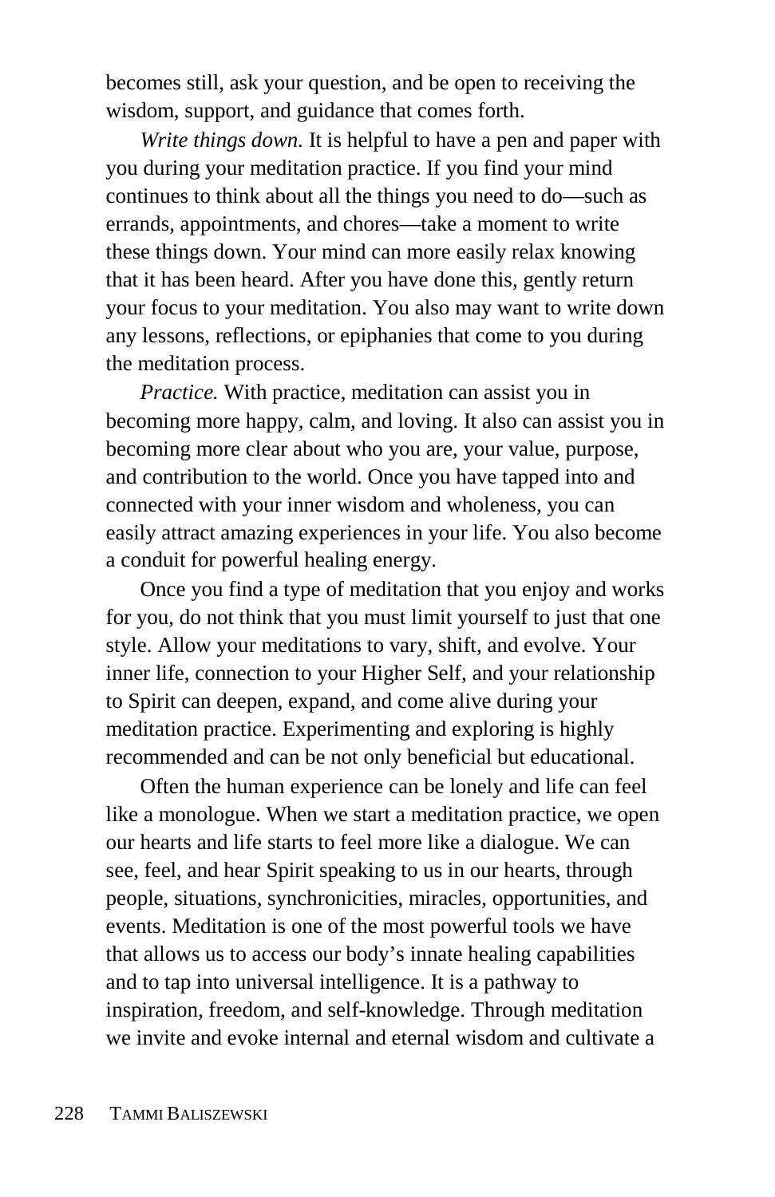becomes still, ask your question, and be open to receiving the wisdom, support, and guidance that comes forth.

*Write things down.* It is helpful to have a pen and paper with you during your meditation practice. If you find your mind continues to think about all the things you need to do—such as errands, appointments, and chores—take a moment to write these things down. Your mind can more easily relax knowing that it has been heard. After you have done this, gently return your focus to your meditation. You also may want to write down any lessons, reflections, or epiphanies that come to you during the meditation process.

*Practice.* With practice, meditation can assist you in becoming more happy, calm, and loving. It also can assist you in becoming more clear about who you are, your value, purpose, and contribution to the world. Once you have tapped into and connected with your inner wisdom and wholeness, you can easily attract amazing experiences in your life. You also become a conduit for powerful healing energy.

Once you find a type of meditation that you enjoy and works for you, do not think that you must limit yourself to just that one style. Allow your meditations to vary, shift, and evolve. Your inner life, connection to your Higher Self, and your relationship to Spirit can deepen, expand, and come alive during your meditation practice. Experimenting and exploring is highly recommended and can be not only beneficial but educational.

Often the human experience can be lonely and life can feel like a monologue. When we start a meditation practice, we open our hearts and life starts to feel more like a dialogue. We can see, feel, and hear Spirit speaking to us in our hearts, through people, situations, synchronicities, miracles, opportunities, and events. Meditation is one of the most powerful tools we have that allows us to access our body's innate healing capabilities and to tap into universal intelligence. It is a pathway to inspiration, freedom, and self-knowledge. Through meditation we invite and evoke internal and eternal wisdom and cultivate a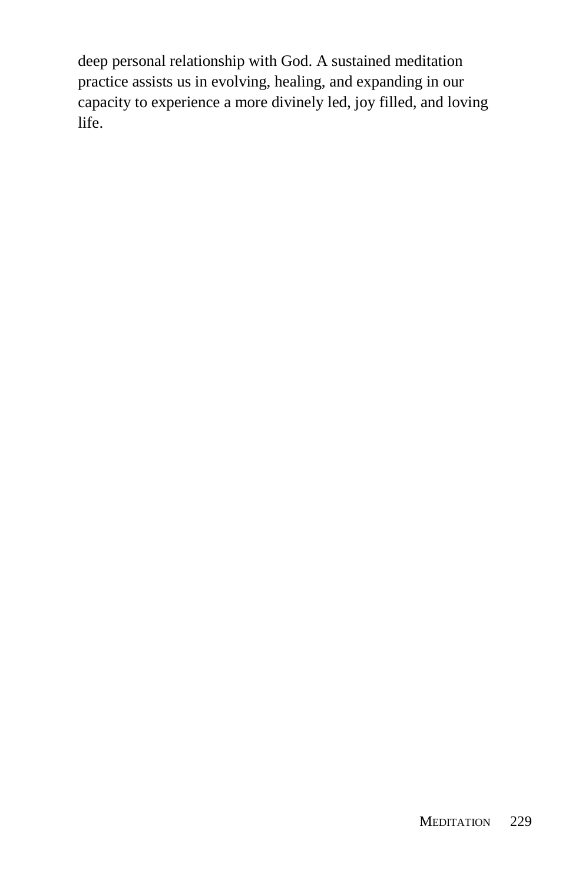deep personal relationship with God. A sustained meditation practice assists us in evolving, healing, and expanding in our capacity to experience a more divinely led, joy filled, and loving life.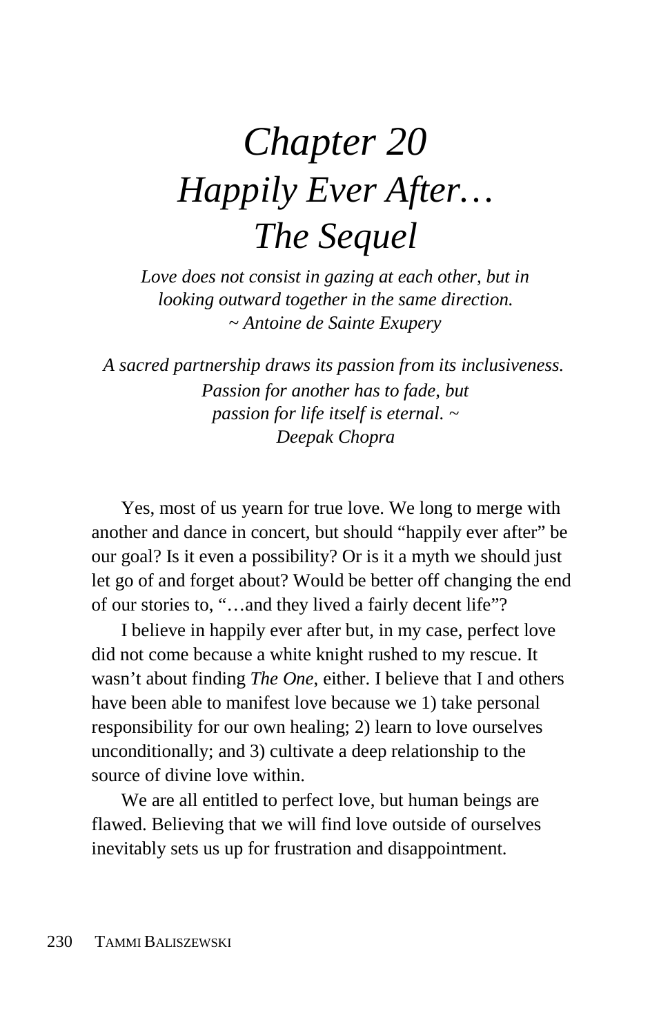# *Chapter 20*
# *Happily Ever After…*
# *The Sequel*

*Love does not consist in gazing at each other, but in looking outward together in the same direction.*
*~ Antoine de Sainte Exupery*

*A sacred partnership draws its passion from its inclusiveness. Passion for another has to fade, but passion for life itself is eternal. ~*
*Deepak Chopra*

Yes, most of us yearn for true love. We long to merge with another and dance in concert, but should "happily ever after" be our goal? Is it even a possibility? Or is it a myth we should just let go of and forget about? Would be better off changing the end of our stories to, "…and they lived a fairly decent life"?

I believe in happily ever after but, in my case, perfect love did not come because a white knight rushed to my rescue. It wasn't about finding *The One*, either. I believe that I and others have been able to manifest love because we 1) take personal responsibility for our own healing; 2) learn to love ourselves unconditionally; and 3) cultivate a deep relationship to the source of divine love within.

We are all entitled to perfect love, but human beings are flawed. Believing that we will find love outside of ourselves inevitably sets us up for frustration and disappointment.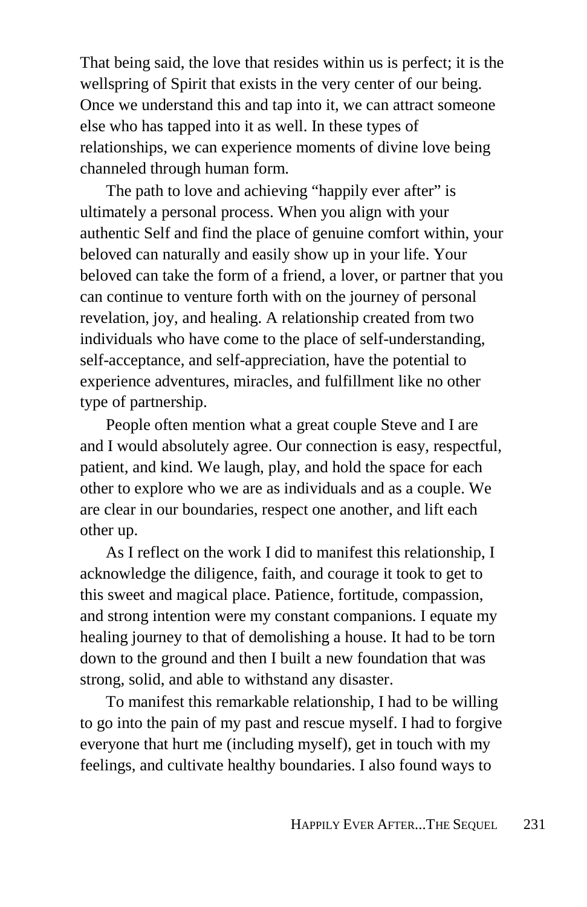That being said, the love that resides within us is perfect; it is the wellspring of Spirit that exists in the very center of our being. Once we understand this and tap into it, we can attract someone else who has tapped into it as well. In these types of relationships, we can experience moments of divine love being channeled through human form.

The path to love and achieving "happily ever after" is ultimately a personal process. When you align with your authentic Self and find the place of genuine comfort within, your beloved can naturally and easily show up in your life. Your beloved can take the form of a friend, a lover, or partner that you can continue to venture forth with on the journey of personal revelation, joy, and healing. A relationship created from two individuals who have come to the place of self-understanding, self-acceptance, and self-appreciation, have the potential to experience adventures, miracles, and fulfillment like no other type of partnership.

People often mention what a great couple Steve and I are and I would absolutely agree. Our connection is easy, respectful, patient, and kind. We laugh, play, and hold the space for each other to explore who we are as individuals and as a couple. We are clear in our boundaries, respect one another, and lift each other up.

As I reflect on the work I did to manifest this relationship, I acknowledge the diligence, faith, and courage it took to get to this sweet and magical place. Patience, fortitude, compassion, and strong intention were my constant companions. I equate my healing journey to that of demolishing a house. It had to be torn down to the ground and then I built a new foundation that was strong, solid, and able to withstand any disaster.

To manifest this remarkable relationship, I had to be willing to go into the pain of my past and rescue myself. I had to forgive everyone that hurt me (including myself), get in touch with my feelings, and cultivate healthy boundaries. I also found ways to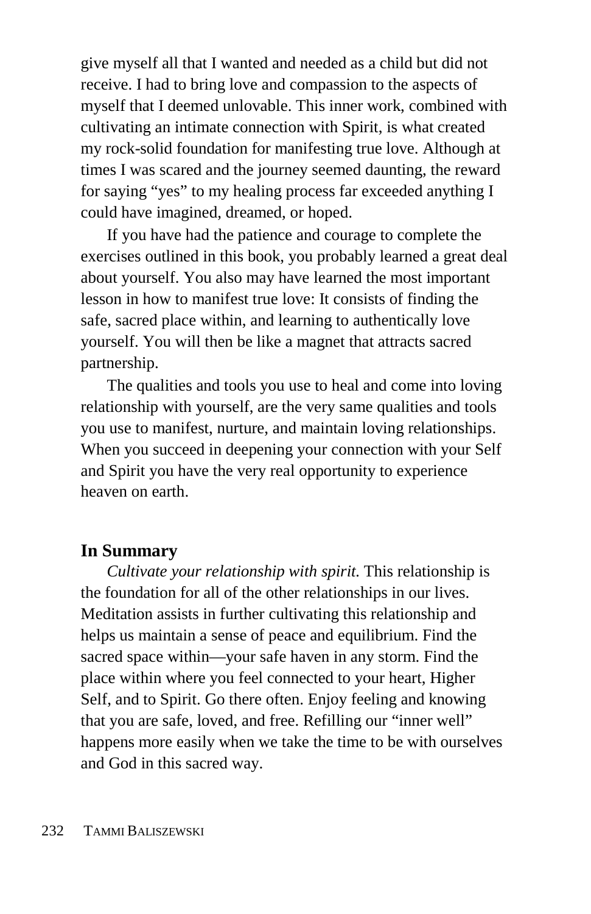give myself all that I wanted and needed as a child but did not receive. I had to bring love and compassion to the aspects of myself that I deemed unlovable. This inner work, combined with cultivating an intimate connection with Spirit, is what created my rock-solid foundation for manifesting true love. Although at times I was scared and the journey seemed daunting, the reward for saying "yes" to my healing process far exceeded anything I could have imagined, dreamed, or hoped.

If you have had the patience and courage to complete the exercises outlined in this book, you probably learned a great deal about yourself. You also may have learned the most important lesson in how to manifest true love: It consists of finding the safe, sacred place within, and learning to authentically love yourself. You will then be like a magnet that attracts sacred partnership.

The qualities and tools you use to heal and come into loving relationship with yourself, are the very same qualities and tools you use to manifest, nurture, and maintain loving relationships. When you succeed in deepening your connection with your Self and Spirit you have the very real opportunity to experience heaven on earth.

**In Summary**

*Cultivate your relationship with spirit.* This relationship is the foundation for all of the other relationships in our lives. Meditation assists in further cultivating this relationship and helps us maintain a sense of peace and equilibrium. Find the sacred space within—your safe haven in any storm. Find the place within where you feel connected to your heart, Higher Self, and to Spirit. Go there often. Enjoy feeling and knowing that you are safe, loved, and free. Refilling our "inner well" happens more easily when we take the time to be with ourselves and God in this sacred way.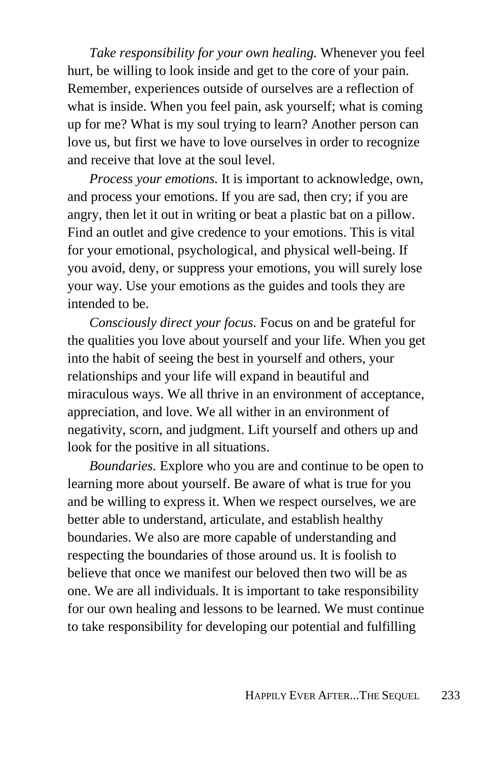*Take responsibility for your own healing.* Whenever you feel hurt, be willing to look inside and get to the core of your pain. Remember, experiences outside of ourselves are a reflection of what is inside. When you feel pain, ask yourself; what is coming up for me? What is my soul trying to learn? Another person can love us, but first we have to love ourselves in order to recognize and receive that love at the soul level.

*Process your emotions.* It is important to acknowledge, own, and process your emotions. If you are sad, then cry; if you are angry, then let it out in writing or beat a plastic bat on a pillow. Find an outlet and give credence to your emotions. This is vital for your emotional, psychological, and physical well-being. If you avoid, deny, or suppress your emotions, you will surely lose your way. Use your emotions as the guides and tools they are intended to be.

*Consciously direct your focus.* Focus on and be grateful for the qualities you love about yourself and your life. When you get into the habit of seeing the best in yourself and others, your relationships and your life will expand in beautiful and miraculous ways. We all thrive in an environment of acceptance, appreciation, and love. We all wither in an environment of negativity, scorn, and judgment. Lift yourself and others up and look for the positive in all situations.

*Boundaries.* Explore who you are and continue to be open to learning more about yourself. Be aware of what is true for you and be willing to express it. When we respect ourselves, we are better able to understand, articulate, and establish healthy boundaries. We also are more capable of understanding and respecting the boundaries of those around us. It is foolish to believe that once we manifest our beloved then two will be as one. We are all individuals. It is important to take responsibility for our own healing and lessons to be learned. We must continue to take responsibility for developing our potential and fulfilling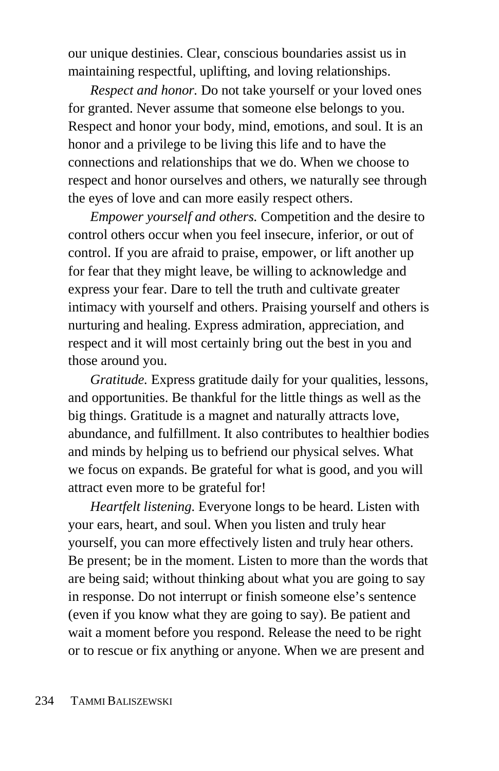our unique destinies. Clear, conscious boundaries assist us in maintaining respectful, uplifting, and loving relationships.

*Respect and honor.* Do not take yourself or your loved ones for granted. Never assume that someone else belongs to you. Respect and honor your body, mind, emotions, and soul. It is an honor and a privilege to be living this life and to have the connections and relationships that we do. When we choose to respect and honor ourselves and others, we naturally see through the eyes of love and can more easily respect others.

*Empower yourself and others.* Competition and the desire to control others occur when you feel insecure, inferior, or out of control. If you are afraid to praise, empower, or lift another up for fear that they might leave, be willing to acknowledge and express your fear. Dare to tell the truth and cultivate greater intimacy with yourself and others. Praising yourself and others is nurturing and healing. Express admiration, appreciation, and respect and it will most certainly bring out the best in you and those around you.

*Gratitude.* Express gratitude daily for your qualities, lessons, and opportunities. Be thankful for the little things as well as the big things. Gratitude is a magnet and naturally attracts love, abundance, and fulfillment. It also contributes to healthier bodies and minds by helping us to befriend our physical selves. What we focus on expands. Be grateful for what is good, and you will attract even more to be grateful for!

*Heartfelt listening.* Everyone longs to be heard. Listen with your ears, heart, and soul. When you listen and truly hear yourself, you can more effectively listen and truly hear others. Be present; be in the moment. Listen to more than the words that are being said; without thinking about what you are going to say in response. Do not interrupt or finish someone else's sentence (even if you know what they are going to say). Be patient and wait a moment before you respond. Release the need to be right or to rescue or fix anything or anyone. When we are present and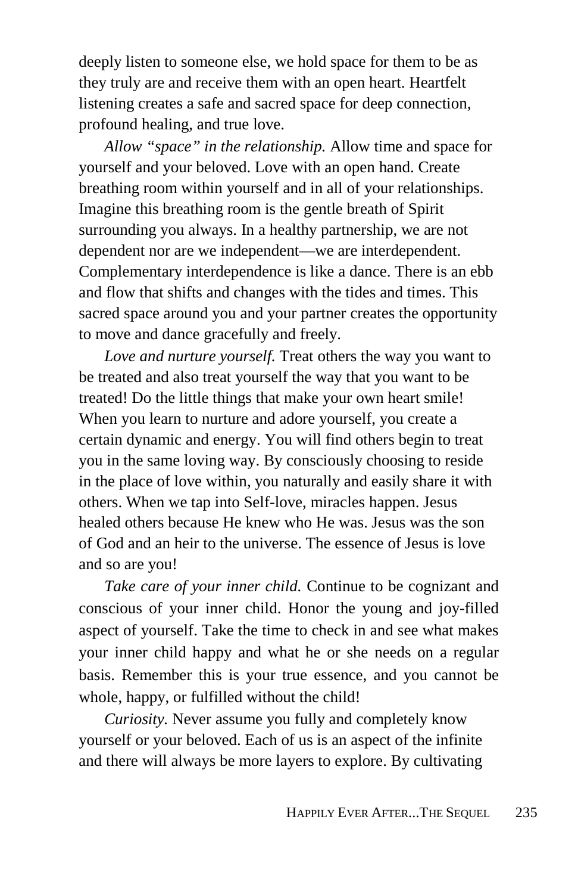deeply listen to someone else, we hold space for them to be as they truly are and receive them with an open heart. Heartfelt listening creates a safe and sacred space for deep connection, profound healing, and true love.

*Allow "space" in the relationship.* Allow time and space for yourself and your beloved. Love with an open hand. Create breathing room within yourself and in all of your relationships. Imagine this breathing room is the gentle breath of Spirit surrounding you always. In a healthy partnership, we are not dependent nor are we independent—we are interdependent. Complementary interdependence is like a dance. There is an ebb and flow that shifts and changes with the tides and times. This sacred space around you and your partner creates the opportunity to move and dance gracefully and freely.

*Love and nurture yourself.* Treat others the way you want to be treated and also treat yourself the way that you want to be treated! Do the little things that make your own heart smile! When you learn to nurture and adore yourself, you create a certain dynamic and energy. You will find others begin to treat you in the same loving way. By consciously choosing to reside in the place of love within, you naturally and easily share it with others. When we tap into Self-love, miracles happen. Jesus healed others because He knew who He was. Jesus was the son of God and an heir to the universe. The essence of Jesus is love and so are you!

*Take care of your inner child.* Continue to be cognizant and conscious of your inner child. Honor the young and joy-filled aspect of yourself. Take the time to check in and see what makes your inner child happy and what he or she needs on a regular basis. Remember this is your true essence, and you cannot be whole, happy, or fulfilled without the child!

*Curiosity.* Never assume you fully and completely know yourself or your beloved. Each of us is an aspect of the infinite and there will always be more layers to explore. By cultivating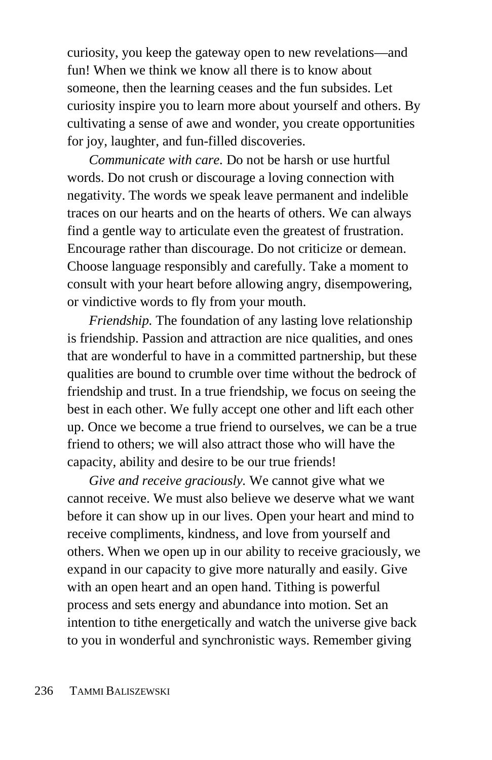curiosity, you keep the gateway open to new revelations—and fun! When we think we know all there is to know about someone, then the learning ceases and the fun subsides. Let curiosity inspire you to learn more about yourself and others. By cultivating a sense of awe and wonder, you create opportunities for joy, laughter, and fun-filled discoveries.

*Communicate with care.* Do not be harsh or use hurtful words. Do not crush or discourage a loving connection with negativity. The words we speak leave permanent and indelible traces on our hearts and on the hearts of others. We can always find a gentle way to articulate even the greatest of frustration. Encourage rather than discourage. Do not criticize or demean. Choose language responsibly and carefully. Take a moment to consult with your heart before allowing angry, disempowering, or vindictive words to fly from your mouth.

*Friendship.* The foundation of any lasting love relationship is friendship. Passion and attraction are nice qualities, and ones that are wonderful to have in a committed partnership, but these qualities are bound to crumble over time without the bedrock of friendship and trust. In a true friendship, we focus on seeing the best in each other. We fully accept one other and lift each other up. Once we become a true friend to ourselves, we can be a true friend to others; we will also attract those who will have the capacity, ability and desire to be our true friends!

*Give and receive graciously.* We cannot give what we cannot receive. We must also believe we deserve what we want before it can show up in our lives. Open your heart and mind to receive compliments, kindness, and love from yourself and others. When we open up in our ability to receive graciously, we expand in our capacity to give more naturally and easily. Give with an open heart and an open hand. Tithing is powerful process and sets energy and abundance into motion. Set an intention to tithe energetically and watch the universe give back to you in wonderful and synchronistic ways. Remember giving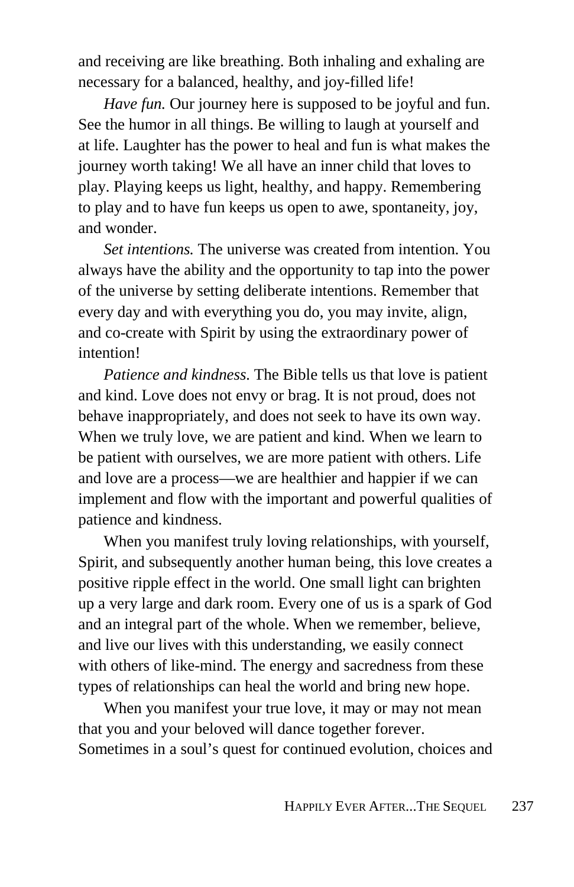and receiving are like breathing. Both inhaling and exhaling are necessary for a balanced, healthy, and joy-filled life!

*Have fun.* Our journey here is supposed to be joyful and fun. See the humor in all things. Be willing to laugh at yourself and at life. Laughter has the power to heal and fun is what makes the journey worth taking! We all have an inner child that loves to play. Playing keeps us light, healthy, and happy. Remembering to play and to have fun keeps us open to awe, spontaneity, joy, and wonder.

*Set intentions.* The universe was created from intention. You always have the ability and the opportunity to tap into the power of the universe by setting deliberate intentions. Remember that every day and with everything you do, you may invite, align, and co-create with Spirit by using the extraordinary power of intention!

*Patience and kindness.* The Bible tells us that love is patient and kind. Love does not envy or brag. It is not proud, does not behave inappropriately, and does not seek to have its own way. When we truly love, we are patient and kind. When we learn to be patient with ourselves, we are more patient with others. Life and love are a process—we are healthier and happier if we can implement and flow with the important and powerful qualities of patience and kindness.

When you manifest truly loving relationships, with yourself, Spirit, and subsequently another human being, this love creates a positive ripple effect in the world. One small light can brighten up a very large and dark room. Every one of us is a spark of God and an integral part of the whole. When we remember, believe, and live our lives with this understanding, we easily connect with others of like-mind. The energy and sacredness from these types of relationships can heal the world and bring new hope.

When you manifest your true love, it may or may not mean that you and your beloved will dance together forever. Sometimes in a soul's quest for continued evolution, choices and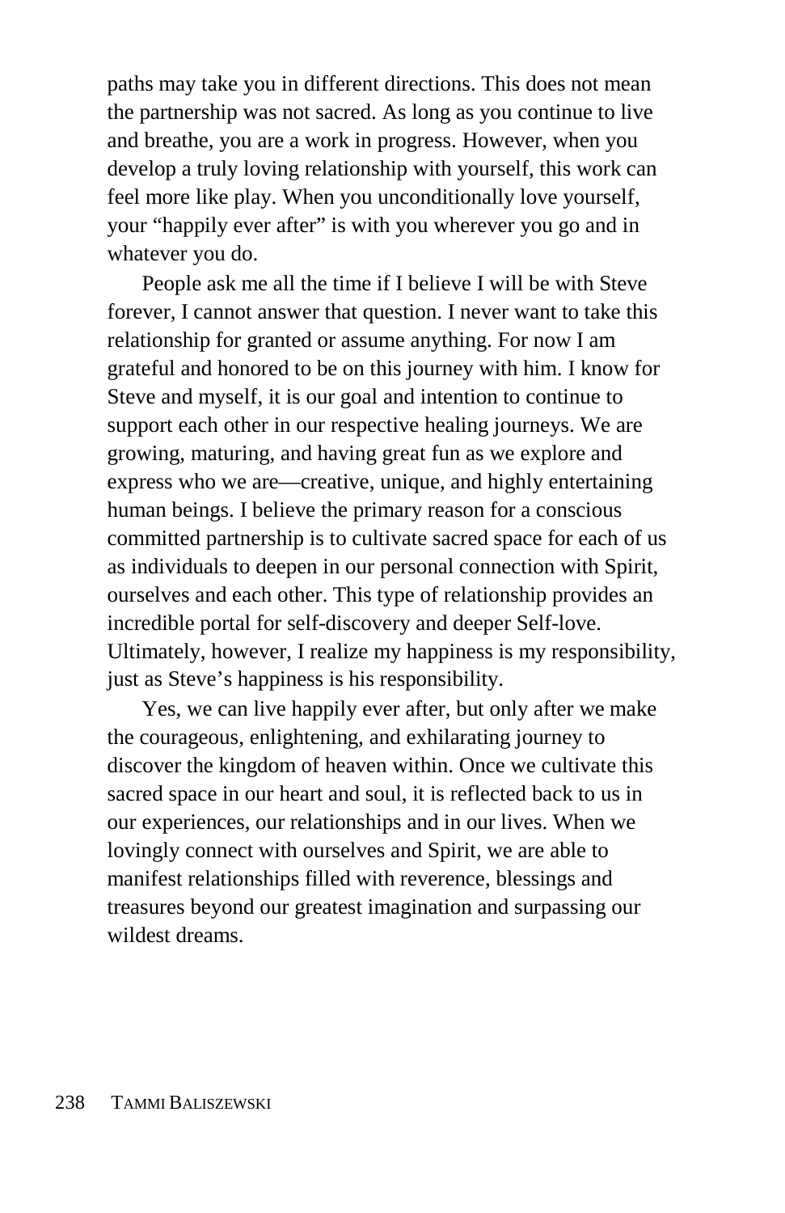paths may take you in different directions. This does not mean the partnership was not sacred. As long as you continue to live and breathe, you are a work in progress. However, when you develop a truly loving relationship with yourself, this work can feel more like play. When you unconditionally love yourself, your "happily ever after" is with you wherever you go and in whatever you do.

People ask me all the time if I believe I will be with Steve forever, I cannot answer that question. I never want to take this relationship for granted or assume anything. For now I am grateful and honored to be on this journey with him. I know for Steve and myself, it is our goal and intention to continue to support each other in our respective healing journeys. We are growing, maturing, and having great fun as we explore and express who we are—creative, unique, and highly entertaining human beings. I believe the primary reason for a conscious committed partnership is to cultivate sacred space for each of us as individuals to deepen in our personal connection with Spirit, ourselves and each other. This type of relationship provides an incredible portal for self-discovery and deeper Self-love. Ultimately, however, I realize my happiness is my responsibility, just as Steve's happiness is his responsibility.

Yes, we can live happily ever after, but only after we make the courageous, enlightening, and exhilarating journey to discover the kingdom of heaven within. Once we cultivate this sacred space in our heart and soul, it is reflected back to us in our experiences, our relationships and in our lives. When we lovingly connect with ourselves and Spirit, we are able to manifest relationships filled with reverence, blessings and treasures beyond our greatest imagination and surpassing our wildest dreams.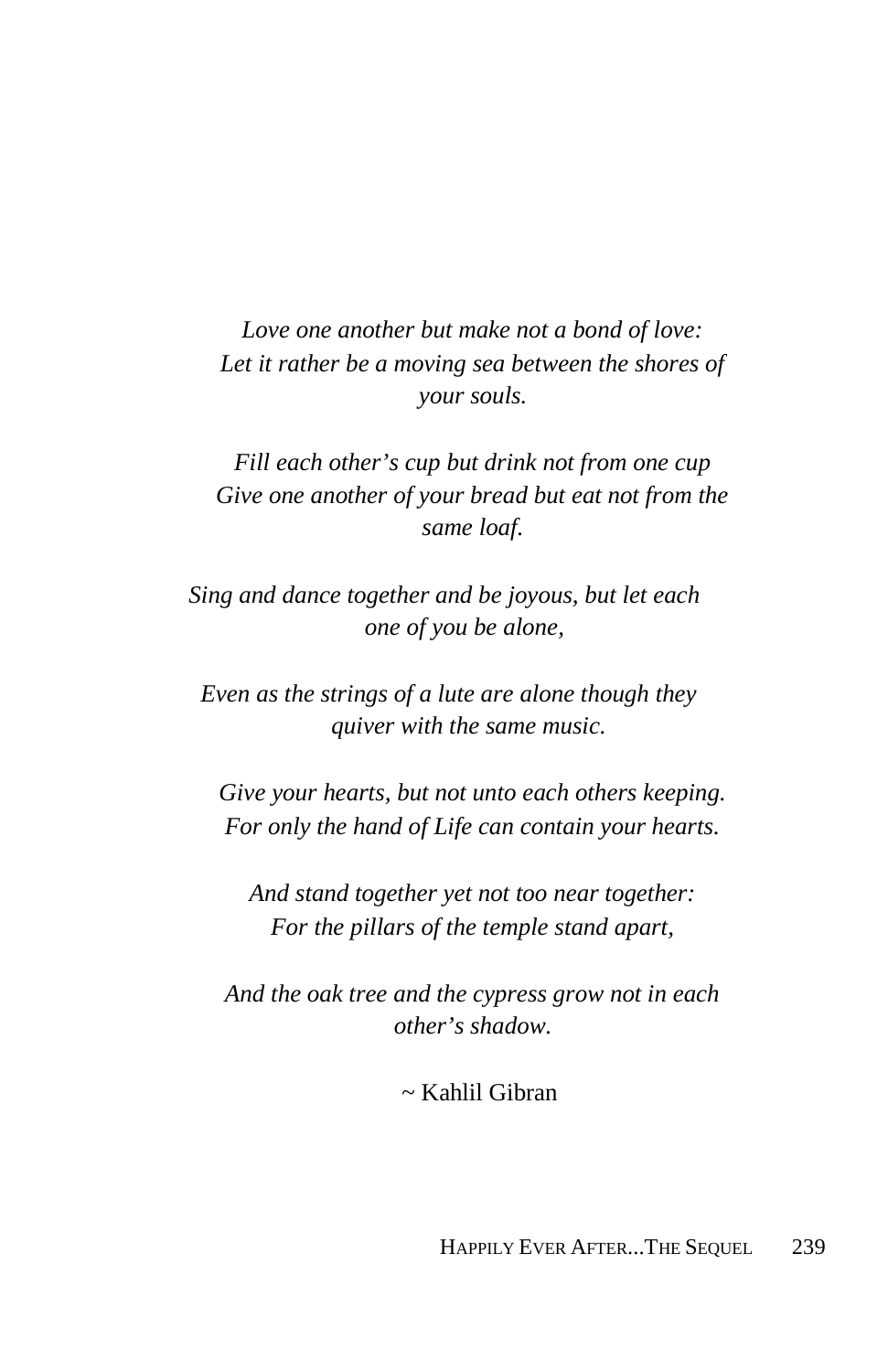*Love one another but make not a bond of love:*
*Let it rather be a moving sea between the shores of your souls.*

*Fill each other's cup but drink not from one cup*
*Give one another of your bread but eat not from the same loaf.*

*Sing and dance together and be joyous, but let each one of you be alone,*

*Even as the strings of a lute are alone though they quiver with the same music.*

*Give your hearts, but not unto each others keeping.*
*For only the hand of Life can contain your hearts.*

*And stand together yet not too near together:*
*For the pillars of the temple stand apart,*

*And the oak tree and the cypress grow not in each other's shadow.*

~ Kahlil Gibran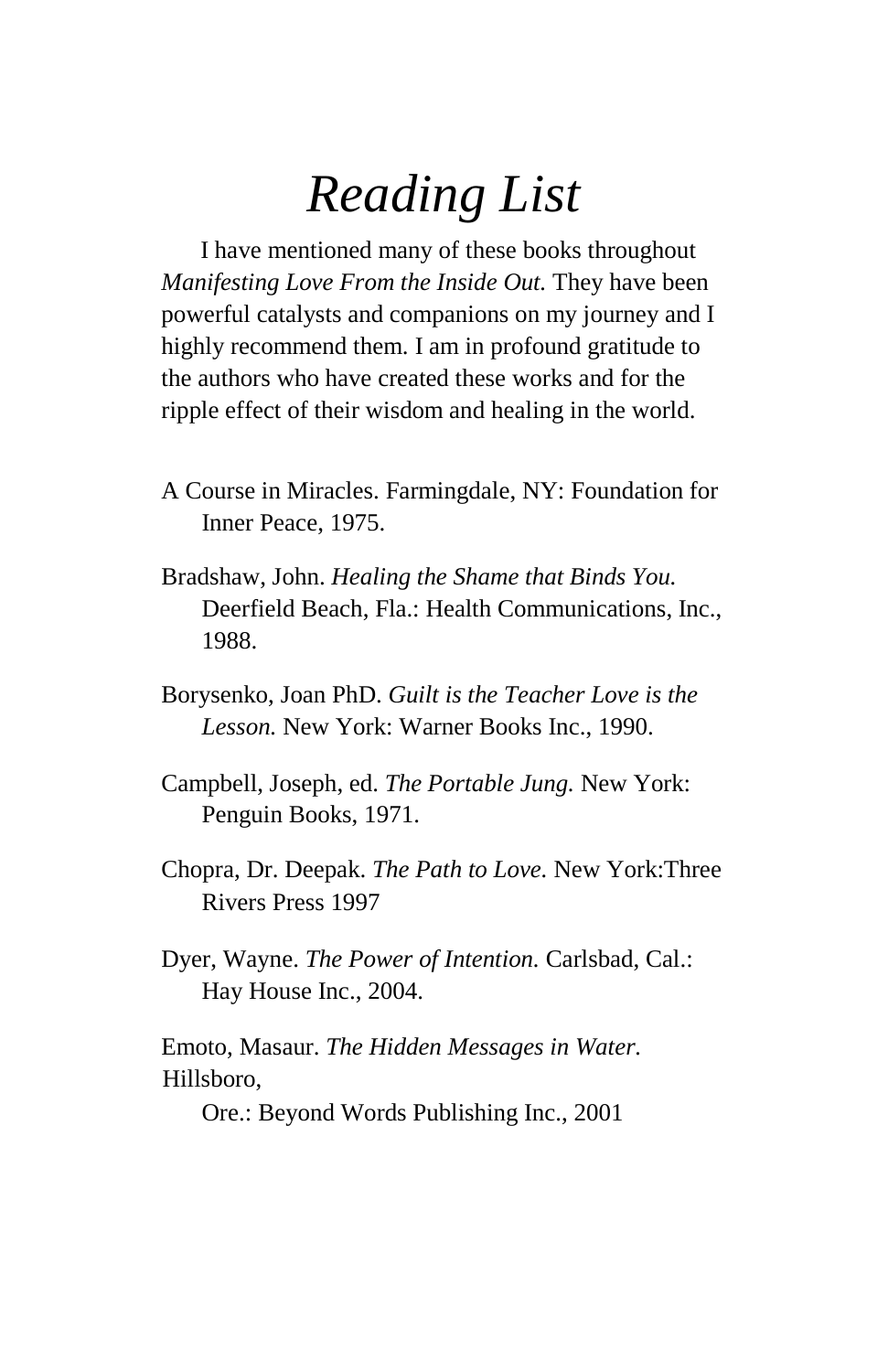# *Reading List*

I have mentioned many of these books throughout *Manifesting Love From the Inside Out.* They have been powerful catalysts and companions on my journey and I highly recommend them. I am in profound gratitude to the authors who have created these works and for the ripple effect of their wisdom and healing in the world.

A Course in Miracles. Farmingdale, NY: Foundation for Inner Peace, 1975.

Bradshaw, John. *Healing the Shame that Binds You.* Deerfield Beach, Fla.: Health Communications, Inc., 1988.

Borysenko, Joan PhD. *Guilt is the Teacher Love is the Lesson.* New York: Warner Books Inc., 1990.

Campbell, Joseph, ed. *The Portable Jung.* New York: Penguin Books, 1971.

Chopra, Dr. Deepak. *The Path to Love.* New York:Three Rivers Press 1997

Dyer, Wayne. *The Power of Intention.* Carlsbad, Cal.: Hay House Inc., 2004.

Emoto, Masaur. *The Hidden Messages in Water.* Hillsboro, Ore.: Beyond Words Publishing Inc., 2001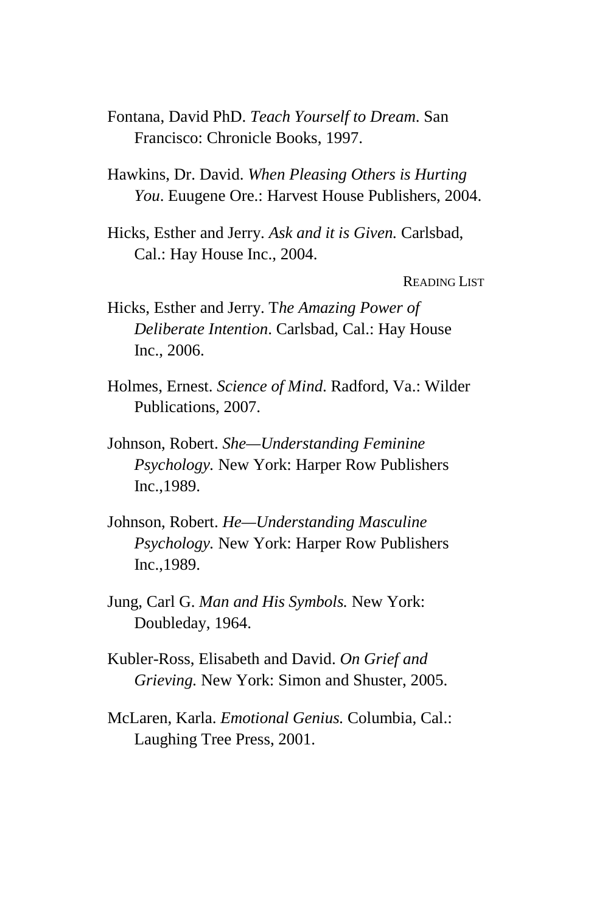Fontana, David PhD. *Teach Yourself to Dream.* San Francisco: Chronicle Books, 1997.

Hawkins, Dr. David. *When Pleasing Others is Hurting You*. Euugene Ore.: Harvest House Publishers, 2004.

Hicks, Esther and Jerry. *Ask and it is Given.* Carlsbad, Cal.: Hay House Inc., 2004.

Hicks, Esther and Jerry. T*he Amazing Power of Deliberate Intention*. Carlsbad, Cal.: Hay House Inc., 2006.

Holmes, Ernest. *Science of Mind.* Radford, Va.: Wilder Publications, 2007.

Johnson, Robert. *She—Understanding Feminine Psychology.* New York: Harper Row Publishers Inc.,1989.

Johnson, Robert. *He—Understanding Masculine Psychology.* New York: Harper Row Publishers Inc.,1989.

Jung, Carl G. *Man and His Symbols.* New York: Doubleday, 1964.

Kubler-Ross, Elisabeth and David. *On Grief and Grieving.* New York: Simon and Shuster, 2005.

McLaren, Karla. *Emotional Genius.* Columbia, Cal.: Laughing Tree Press, 2001.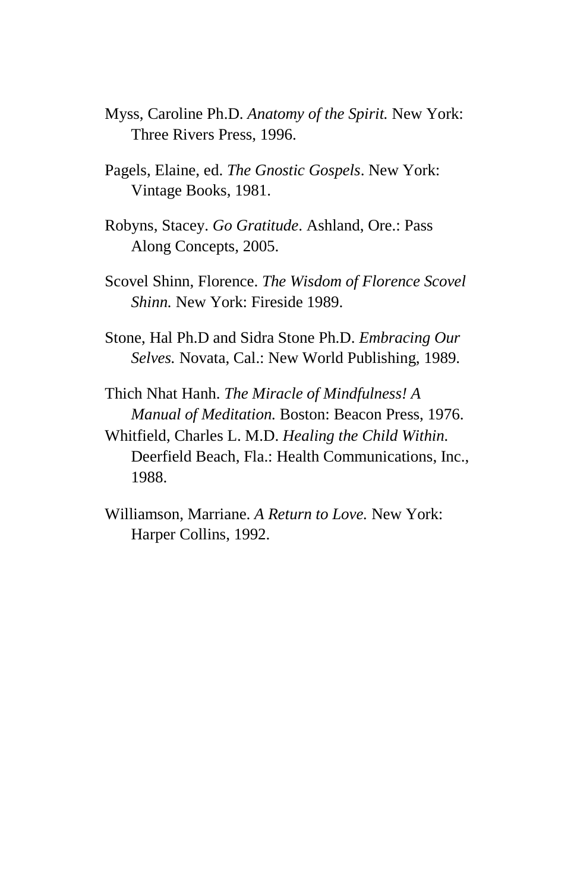Myss, Caroline Ph.D. *Anatomy of the Spirit.* New York: Three Rivers Press, 1996.

Pagels, Elaine, ed. *The Gnostic Gospels*. New York: Vintage Books, 1981.

Robyns, Stacey. *Go Gratitude*. Ashland, Ore.: Pass Along Concepts, 2005.

Scovel Shinn, Florence. *The Wisdom of Florence Scovel Shinn.* New York: Fireside 1989.

Stone, Hal Ph.D and Sidra Stone Ph.D. *Embracing Our Selves.* Novata, Cal.: New World Publishing, 1989.

Thich Nhat Hanh. *The Miracle of Mindfulness! A Manual of Meditation.* Boston: Beacon Press, 1976.

Whitfield, Charles L. M.D. *Healing the Child Within.* Deerfield Beach, Fla.: Health Communications, Inc., 1988.

Williamson, Marriane. *A Return to Love.* New York: Harper Collins, 1992.